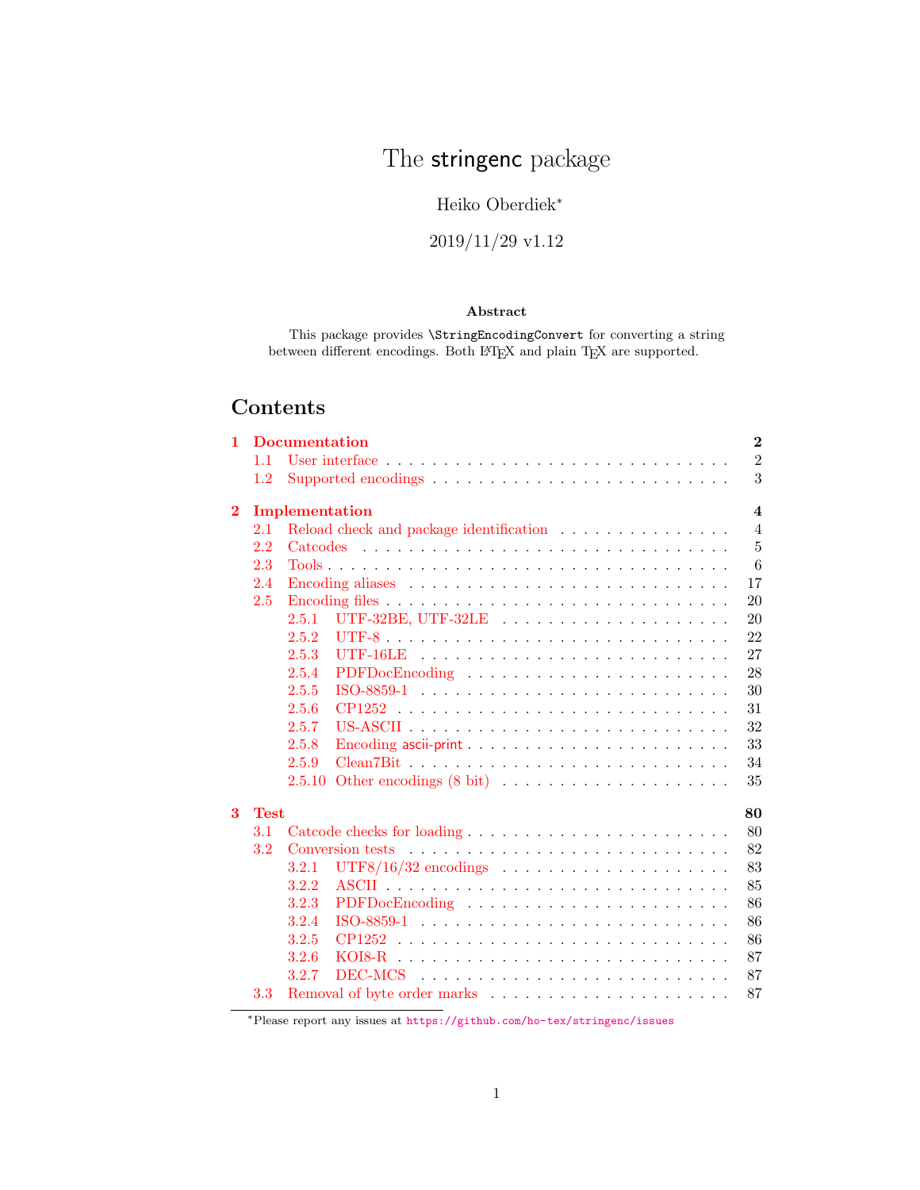# The stringenc package

Heiko Oberdiek[*]

2019/11/29 v1.12

**Abstract**

This package provides `\StringEncodingConvert` for converting a string between different encodings. Both LaTeX and plain TeX are supported.

## Contents

- **1 Documentation** — 2
  - 1.1 User interface — 2
  - 1.2 Supported encodings — 3
- **2 Implementation** — 4
  - 2.1 Reload check and package identification — 4
  - 2.2 Catcodes — 5
  - 2.3 Tools — 6
  - 2.4 Encoding aliases — 17
  - 2.5 Encoding files — 20
    - 2.5.1 UTF-32BE, UTF-32LE — 20
    - 2.5.2 UTF-8 — 22
    - 2.5.3 UTF-16LE — 27
    - 2.5.4 PDFDocEncoding — 28
    - 2.5.5 ISO-8859-1 — 30
    - 2.5.6 CP1252 — 31
    - 2.5.7 US-ASCII — 32
    - 2.5.8 Encoding ascii-print — 33
    - 2.5.9 Clean7Bit — 34
    - 2.5.10 Other encodings (8 bit) — 35
- **3 Test** — 80
  - 3.1 Catcode checks for loading — 80
  - 3.2 Conversion tests — 82
    - 3.2.1 UTF8/16/32 encodings — 83
    - 3.2.2 ASCII — 85
    - 3.2.3 PDFDocEncoding — 86
    - 3.2.4 ISO-8859-1 — 86
    - 3.2.5 CP1252 — 86
    - 3.2.6 KOI8-R — 87
    - 3.2.7 DEC-MCS — 87
  - 3.3 Removal of byte order marks — 87

[*]Please report any issues at https://github.com/ho-tex/stringenc/issues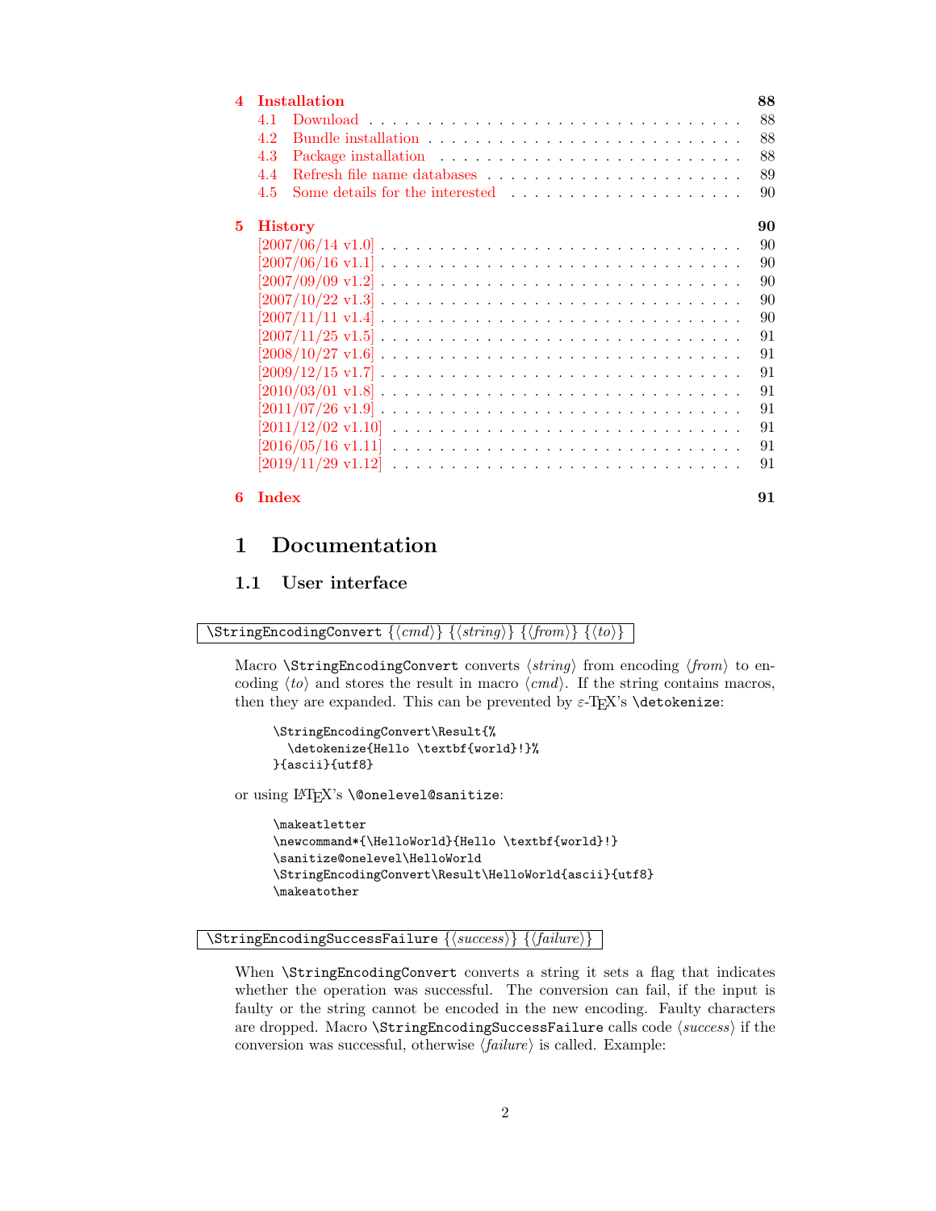| | | |
|---|---|---|
| **4** | **Installation** | **88** |
| 4.1 | Download | 88 |
| 4.2 | Bundle installation | 88 |
| 4.3 | Package installation | 88 |
| 4.4 | Refresh file name databases | 89 |
| 4.5 | Some details for the interested | 90 |
| **5** | **History** | **90** |
| | [2007/06/14 v1.0] | 90 |
| | [2007/06/16 v1.1] | 90 |
| | [2007/09/09 v1.2] | 90 |
| | [2007/10/22 v1.3] | 90 |
| | [2007/11/11 v1.4] | 90 |
| | [2007/11/25 v1.5] | 91 |
| | [2008/10/27 v1.6] | 91 |
| | [2009/12/15 v1.7] | 91 |
| | [2010/03/01 v1.8] | 91 |
| | [2011/07/26 v1.9] | 91 |
| | [2011/12/02 v1.10] | 91 |
| | [2016/05/16 v1.11] | 91 |
| | [2019/11/29 v1.12] | 91 |
| **6** | **Index** | **91** |

# 1 Documentation

## 1.1 User interface

`\StringEncodingConvert` {⟨*cmd*⟩} {⟨*string*⟩} {⟨*from*⟩} {⟨*to*⟩}

Macro `\StringEncodingConvert` converts ⟨*string*⟩ from encoding ⟨*from*⟩ to encoding ⟨*to*⟩ and stores the result in macro ⟨*cmd*⟩. If the string contains macros, then they are expanded. This can be prevented by ε-TEX's `\detokenize`:

```
\StringEncodingConvert\Result{%
  \detokenize{Hello \textbf{world}!}%
}{ascii}{utf8}
```

or using LATEX's `\@onelevel@sanitize`:

```
\makeatletter
\newcommand*{\HelloWorld}{Hello \textbf{world}!}
\sanitize@onelevel\HelloWorld
\StringEncodingConvert\Result\HelloWorld{ascii}{utf8}
\makeatother
```

`\StringEncodingSuccessFailure` {⟨*success*⟩} {⟨*failure*⟩}

When `\StringEncodingConvert` converts a string it sets a flag that indicates whether the operation was successful. The conversion can fail, if the input is faulty or the string cannot be encoded in the new encoding. Faulty characters are dropped. Macro `\StringEncodingSuccessFailure` calls code ⟨*success*⟩ if the conversion was successful, otherwise ⟨*failure*⟩ is called. Example: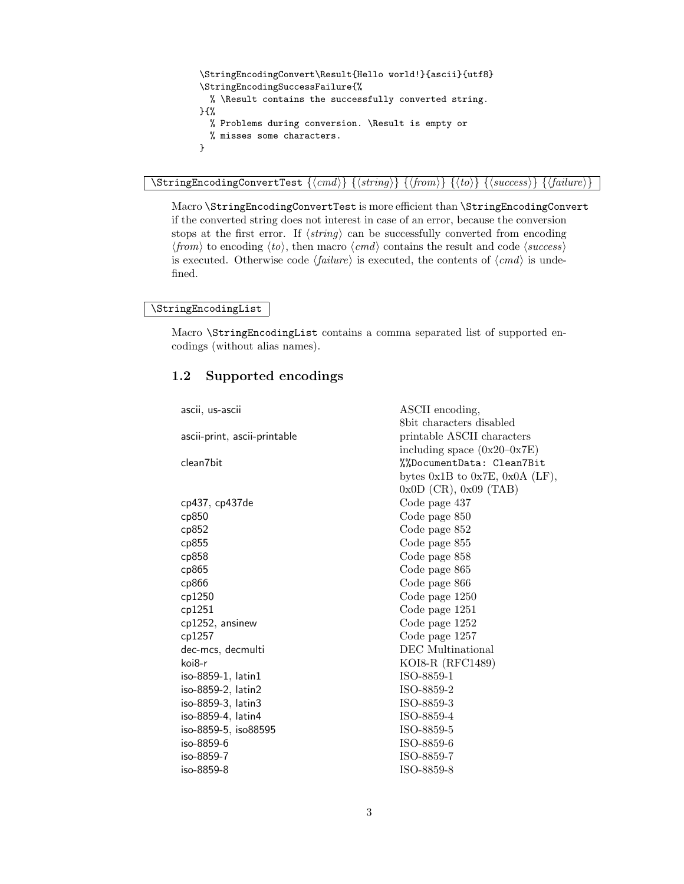```
\StringEncodingConvert\Result{Hello world!}{ascii}{utf8}
\StringEncodingSuccessFailure{%
  % \Result contains the successfully converted string.
}{%
  % Problems during conversion. \Result is empty or
  % misses some characters.
}
```

`\StringEncodingConvertTest` {⟨*cmd*⟩} {⟨*string*⟩} {⟨*from*⟩} {⟨*to*⟩} {⟨*success*⟩} {⟨*failure*⟩}

Macro `\StringEncodingConvertTest` is more efficient than `\StringEncodingConvert` if the converted string does not interest in case of an error, because the conversion stops at the first error. If ⟨*string*⟩ can be successfully converted from encoding ⟨*from*⟩ to encoding ⟨*to*⟩, then macro ⟨*cmd*⟩ contains the result and code ⟨*success*⟩ is executed. Otherwise code ⟨*failure*⟩ is executed, the contents of ⟨*cmd*⟩ is undefined.

`\StringEncodingList`

Macro `\StringEncodingList` contains a comma separated list of supported encodings (without alias names).

## 1.2 Supported encodings

| | |
|---|---|
| ascii, us-ascii | ASCII encoding, 8bit characters disabled |
| ascii-print, ascii-printable | printable ASCII characters including space (0x20–0x7E) |
| clean7bit | `%%DocumentData: Clean7Bit` bytes 0x1B to 0x7E, 0x0A (LF), 0x0D (CR), 0x09 (TAB) |
| cp437, cp437de | Code page 437 |
| cp850 | Code page 850 |
| cp852 | Code page 852 |
| cp855 | Code page 855 |
| cp858 | Code page 858 |
| cp865 | Code page 865 |
| cp866 | Code page 866 |
| cp1250 | Code page 1250 |
| cp1251 | Code page 1251 |
| cp1252, ansinew | Code page 1252 |
| cp1257 | Code page 1257 |
| dec-mcs, decmulti | DEC Multinational |
| koi8-r | KOI8-R (RFC1489) |
| iso-8859-1, latin1 | ISO-8859-1 |
| iso-8859-2, latin2 | ISO-8859-2 |
| iso-8859-3, latin3 | ISO-8859-3 |
| iso-8859-4, latin4 | ISO-8859-4 |
| iso-8859-5, iso88595 | ISO-8859-5 |
| iso-8859-6 | ISO-8859-6 |
| iso-8859-7 | ISO-8859-7 |
| iso-8859-8 | ISO-8859-8 |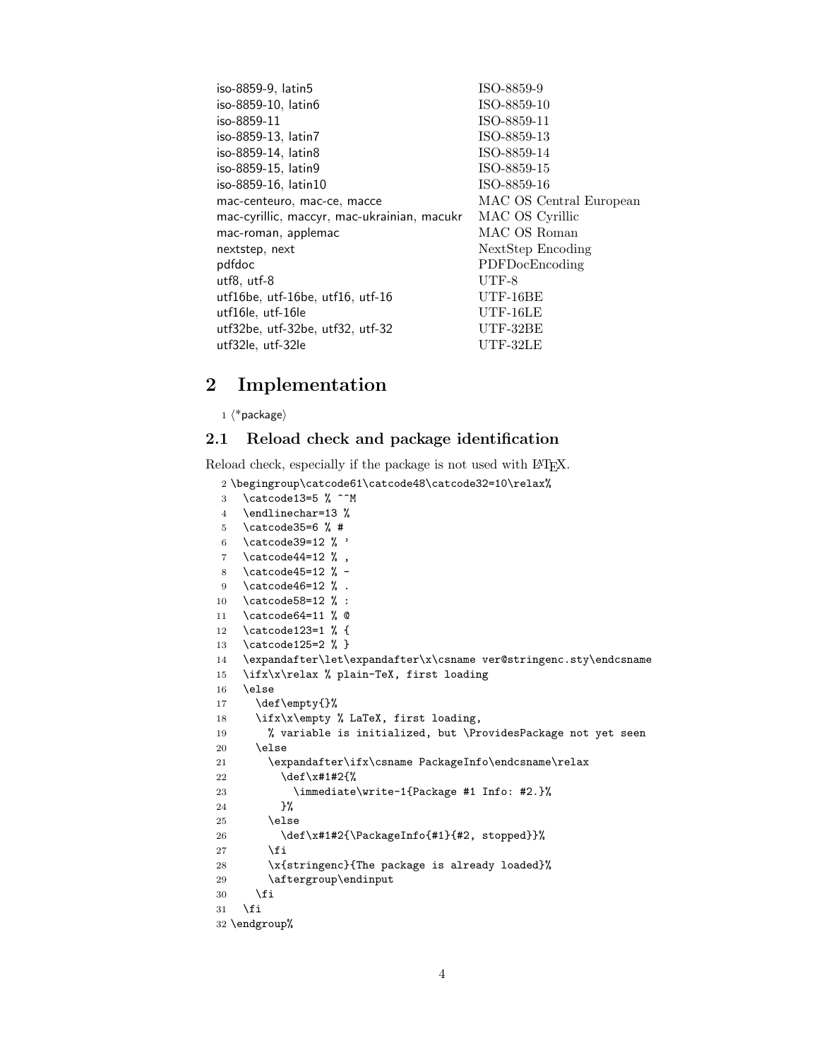| | |
|---|---|
| iso-8859-9, latin5 | ISO-8859-9 |
| iso-8859-10, latin6 | ISO-8859-10 |
| iso-8859-11 | ISO-8859-11 |
| iso-8859-13, latin7 | ISO-8859-13 |
| iso-8859-14, latin8 | ISO-8859-14 |
| iso-8859-15, latin9 | ISO-8859-15 |
| iso-8859-16, latin10 | ISO-8859-16 |
| mac-centeuro, mac-ce, macce | MAC OS Central European |
| mac-cyrillic, maccyr, mac-ukrainian, macukr | MAC OS Cyrillic |
| mac-roman, applemac | MAC OS Roman |
| nextstep, next | NextStep Encoding |
| pdfdoc | PDFDocEncoding |
| utf8, utf-8 | UTF-8 |
| utf16be, utf-16be, utf16, utf-16 | UTF-16BE |
| utf16le, utf-16le | UTF-16LE |
| utf32be, utf-32be, utf32, utf-32 | UTF-32BE |
| utf32le, utf-32le | UTF-32LE |

# 2 Implementation

```
1 ⟨*package⟩
```

## 2.1 Reload check and package identification

Reload check, especially if the package is not used with LaTeX.

```
2 \begingroup\catcode61\catcode48\catcode32=10\relax%
3   \catcode13=5 % ^^M
4   \endlinechar=13 %
5   \catcode35=6 % #
6   \catcode39=12 % '
7   \catcode44=12 % ,
8   \catcode45=12 % -
9   \catcode46=12 % .
10  \catcode58=12 % :
11  \catcode64=11 % @
12  \catcode123=1 % {
13  \catcode125=2 % }
14  \expandafter\let\expandafter\x\csname ver@stringenc.sty\endcsname
15  \ifx\x\relax % plain-TeX, first loading
16  \else
17    \def\empty{}%
18    \ifx\x\empty % LaTeX, first loading,
19      % variable is initialized, but \ProvidesPackage not yet seen
20    \else
21      \expandafter\ifx\csname PackageInfo\endcsname\relax
22        \def\x#1#2{%
23          \immediate\write-1{Package #1 Info: #2.}%
24        }%
25      \else
26        \def\x#1#2{\PackageInfo{#1}{#2, stopped}}%
27      \fi
28      \x{stringenc}{The package is already loaded}%
29      \aftergroup\endinput
30    \fi
31  \fi
32 \endgroup%
```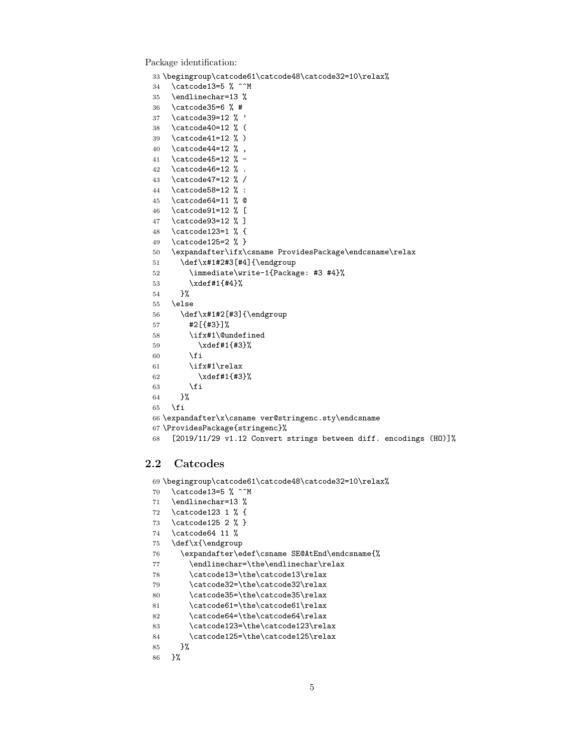Package identification:

```
33 \begingroup\catcode61\catcode48\catcode32=10\relax%
34   \catcode13=5 % ^^M
35   \endlinechar=13 %
36   \catcode35=6 % #
37   \catcode39=12 % '
38   \catcode40=12 % (
39   \catcode41=12 % )
40   \catcode44=12 % ,
41   \catcode45=12 % -
42   \catcode46=12 % .
43   \catcode47=12 % /
44   \catcode58=12 % :
45   \catcode64=11 % @
46   \catcode91=12 % [
47   \catcode93=12 % ]
48   \catcode123=1 % {
49   \catcode125=2 % }
50   \expandafter\ifx\csname ProvidesPackage\endcsname\relax
51     \def\x#1#2#3[#4]{\endgroup
52       \immediate\write-1{Package: #3 #4}%
53       \xdef#1{#4}%
54     }%
55   \else
56     \def\x#1#2[#3]{\endgroup
57       #2[{#3}]%
58       \ifx#1\@undefined
59         \xdef#1{#3}%
60       \fi
61       \ifx#1\relax
62         \xdef#1{#3}%
63       \fi
64     }%
65   \fi
66 \expandafter\x\csname ver@stringenc.sty\endcsname
67 \ProvidesPackage{stringenc}%
68   [2019/11/29 v1.12 Convert strings between diff. encodings (HO)]%
```

## 2.2 Catcodes

```
69 \begingroup\catcode61\catcode48\catcode32=10\relax%
70   \catcode13=5 % ^^M
71   \endlinechar=13 %
72   \catcode123 1 % {
73   \catcode125 2 % }
74   \catcode64 11 %
75   \def\x{\endgroup
76     \expandafter\edef\csname SE@AtEnd\endcsname{%
77       \endlinechar=\the\endlinechar\relax
78       \catcode13=\the\catcode13\relax
79       \catcode32=\the\catcode32\relax
80       \catcode35=\the\catcode35\relax
81       \catcode61=\the\catcode61\relax
82       \catcode64=\the\catcode64\relax
83       \catcode123=\the\catcode123\relax
84       \catcode125=\the\catcode125\relax
85     }%
86   }%
```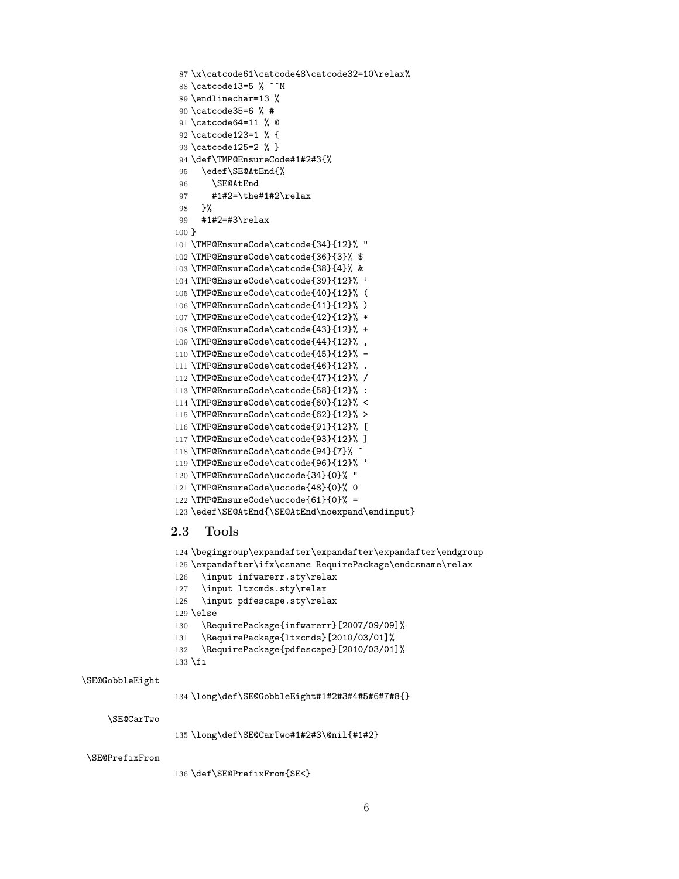```
87 \x\catcode61\catcode48\catcode32=10\relax%
88 \catcode13=5 % ^^M
89 \endlinechar=13 %
90 \catcode35=6 % #
91 \catcode64=11 % @
92 \catcode123=1 % {
93 \catcode125=2 % }
94 \def\TMP@EnsureCode#1#2#3{%
95   \edef\SE@AtEnd{%
96     \SE@AtEnd
97     #1#2=\the#1#2\relax
98   }%
99   #1#2=#3\relax
100 }
101 \TMP@EnsureCode\catcode{34}{12}% "
102 \TMP@EnsureCode\catcode{36}{3}% $
103 \TMP@EnsureCode\catcode{38}{4}% &
104 \TMP@EnsureCode\catcode{39}{12}% '
105 \TMP@EnsureCode\catcode{40}{12}% (
106 \TMP@EnsureCode\catcode{41}{12}% )
107 \TMP@EnsureCode\catcode{42}{12}% *
108 \TMP@EnsureCode\catcode{43}{12}% +
109 \TMP@EnsureCode\catcode{44}{12}% ,
110 \TMP@EnsureCode\catcode{45}{12}% -
111 \TMP@EnsureCode\catcode{46}{12}% .
112 \TMP@EnsureCode\catcode{47}{12}% /
113 \TMP@EnsureCode\catcode{58}{12}% :
114 \TMP@EnsureCode\catcode{60}{12}% <
115 \TMP@EnsureCode\catcode{62}{12}% >
116 \TMP@EnsureCode\catcode{91}{12}% [
117 \TMP@EnsureCode\catcode{93}{12}% ]
118 \TMP@EnsureCode\catcode{94}{7}% ^
119 \TMP@EnsureCode\catcode{96}{12}% `
120 \TMP@EnsureCode\uccode{34}{0}% "
121 \TMP@EnsureCode\uccode{48}{0}% 0
122 \TMP@EnsureCode\uccode{61}{0}% =
123 \edef\SE@AtEnd{\SE@AtEnd\noexpand\endinput}
```

## 2.3 Tools

```
124 \begingroup\expandafter\expandafter\expandafter\endgroup
125 \expandafter\ifx\csname RequirePackage\endcsname\relax
126   \input infwarerr.sty\relax
127   \input ltxcmds.sty\relax
128   \input pdfescape.sty\relax
129 \else
130   \RequirePackage{infwarerr}[2007/09/09]%
131   \RequirePackage{ltxcmds}[2010/03/01]%
132   \RequirePackage{pdfescape}[2010/03/01]%
133 \fi
```

\SE@GobbleEight

```
134 \long\def\SE@GobbleEight#1#2#3#4#5#6#7#8{}
```

\SE@CarTwo

```
135 \long\def\SE@CarTwo#1#2#3\@nil{#1#2}
```

\SE@PrefixFrom

```
136 \def\SE@PrefixFrom{SE<}
```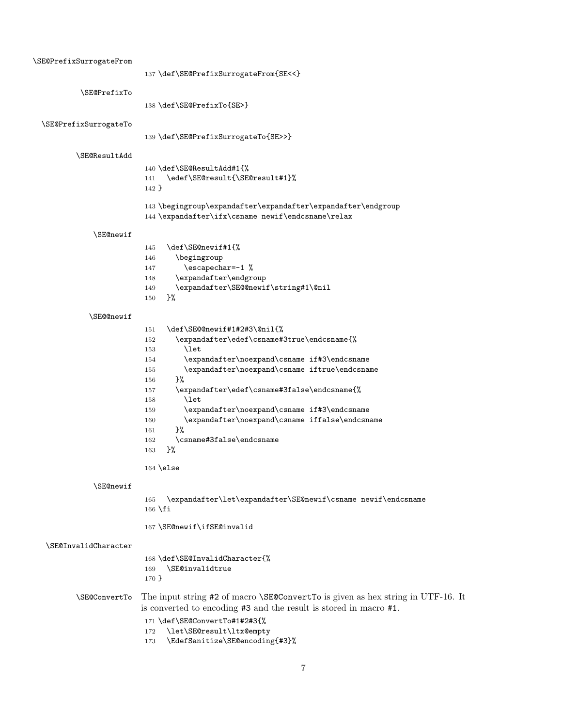\SE@PrefixSurrogateFrom

```
137 \def\SE@PrefixSurrogateFrom{SE<<}
```

\SE@PrefixTo

```
138 \def\SE@PrefixTo{SE>}
```

\SE@PrefixSurrogateTo

```
139 \def\SE@PrefixSurrogateTo{SE>>}
```

\SE@ResultAdd

```
140 \def\SE@ResultAdd#1{%
141   \edef\SE@result{\SE@result#1}%
142 }
```

```
143 \begingroup\expandafter\expandafter\expandafter\endgroup
144 \expandafter\ifx\csname newif\endcsname\relax
```

\SE@newif

```
145   \def\SE@newif#1{%
146     \begingroup
147       \escapechar=-1 %
148     \expandafter\endgroup
149     \expandafter\SE@@newif\string#1\@nil
150   }%
```

\SE@@newif

```
151   \def\SE@@newif#1#2#3\@nil{%
152     \expandafter\edef\csname#3true\endcsname{%
153       \let
154       \expandafter\noexpand\csname if#3\endcsname
155       \expandafter\noexpand\csname iftrue\endcsname
156     }%
157     \expandafter\edef\csname#3false\endcsname{%
158       \let
159       \expandafter\noexpand\csname if#3\endcsname
160       \expandafter\noexpand\csname iffalse\endcsname
161     }%
162     \csname#3false\endcsname
163   }%
```

```
164 \else
```

\SE@newif

```
165   \expandafter\let\expandafter\SE@newif\csname newif\endcsname
166 \fi
```

```
167 \SE@newif\ifSE@invalid
```

\SE@InvalidCharacter

```
168 \def\SE@InvalidCharacter{%
169   \SE@invalidtrue
170 }
```

\SE@ConvertTo The input string #2 of macro \SE@ConvertTo is given as hex string in UTF-16. It is converted to encoding #3 and the result is stored in macro #1.

```
171 \def\SE@ConvertTo#1#2#3{%
172   \let\SE@result\ltx@empty
173   \EdefSanitize\SE@encoding{#3}%
```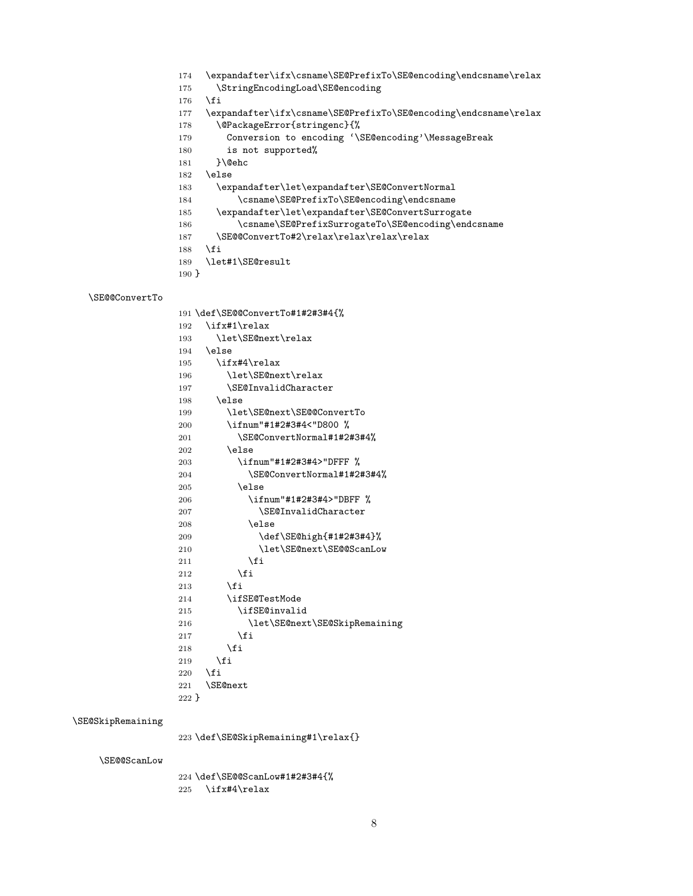```
174   \expandafter\ifx\csname\SE@PrefixTo\SE@encoding\endcsname\relax
175     \StringEncodingLoad\SE@encoding
176   \fi
177   \expandafter\ifx\csname\SE@PrefixTo\SE@encoding\endcsname\relax
178     \@PackageError{stringenc}{%
179       Conversion to encoding `\SE@encoding'\MessageBreak
180       is not supported%
181     }\@ehc
182   \else
183     \expandafter\let\expandafter\SE@ConvertNormal
184         \csname\SE@PrefixTo\SE@encoding\endcsname
185     \expandafter\let\expandafter\SE@ConvertSurrogate
186         \csname\SE@PrefixSurrogateTo\SE@encoding\endcsname
187     \SE@@ConvertTo#2\relax\relax\relax\relax
188   \fi
189   \let#1\SE@result
190 }
```

\SE@@ConvertTo

```
191 \def\SE@@ConvertTo#1#2#3#4{%
192   \ifx#1\relax
193     \let\SE@next\relax
194   \else
195     \ifx#4\relax
196       \let\SE@next\relax
197       \SE@InvalidCharacter
198     \else
199       \let\SE@next\SE@@ConvertTo
200       \ifnum"#1#2#3#4<"D800 %
201         \SE@ConvertNormal#1#2#3#4%
202       \else
203         \ifnum"#1#2#3#4>"DFFF %
204           \SE@ConvertNormal#1#2#3#4%
205         \else
206           \ifnum"#1#2#3#4>"DBFF %
207             \SE@InvalidCharacter
208           \else
209             \def\SE@high{#1#2#3#4}%
210             \let\SE@next\SE@@ScanLow
211           \fi
212         \fi
213       \fi
214       \ifSE@TestMode
215         \ifSE@invalid
216           \let\SE@next\SE@SkipRemaining
217         \fi
218       \fi
219     \fi
220   \fi
221   \SE@next
222 }
```

\SE@SkipRemaining

```
223 \def\SE@SkipRemaining#1\relax{}
```

\SE@@ScanLow

```
224 \def\SE@@ScanLow#1#2#3#4{%
225   \ifx#4\relax
```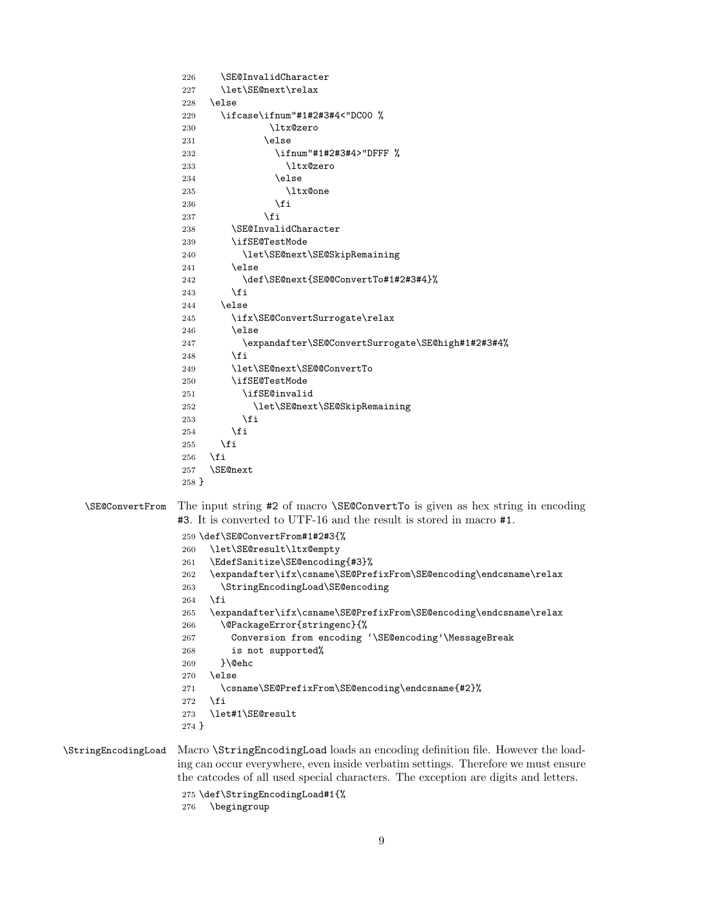```
226     \SE@InvalidCharacter
227     \let\SE@next\relax
228   \else
229     \ifcase\ifnum"#1#2#3#4<"DC00 %
230              \ltx@zero
231            \else
232              \ifnum"#1#2#3#4>"DFFF %
233                \ltx@zero
234              \else
235                \ltx@one
236              \fi
237            \fi
238       \SE@InvalidCharacter
239       \ifSE@TestMode
240         \let\SE@next\SE@SkipRemaining
241       \else
242         \def\SE@next{SE@@ConvertTo#1#2#3#4}%
243       \fi
244     \else
245       \ifx\SE@ConvertSurrogate\relax
246       \else
247         \expandafter\SE@ConvertSurrogate\SE@high#1#2#3#4%
248       \fi
249       \let\SE@next\SE@@ConvertTo
250       \ifSE@TestMode
251         \ifSE@invalid
252           \let\SE@next\SE@SkipRemaining
253         \fi
254       \fi
255     \fi
256   \fi
257   \SE@next
258 }
```

\SE@ConvertFrom The input string #2 of macro \SE@ConvertTo is given as hex string in encoding #3. It is converted to UTF-16 and the result is stored in macro #1.

```
259 \def\SE@ConvertFrom#1#2#3{%
260   \let\SE@result\ltx@empty
261   \EdefSanitize\SE@encoding{#3}%
262   \expandafter\ifx\csname\SE@PrefixFrom\SE@encoding\endcsname\relax
263     \StringEncodingLoad\SE@encoding
264   \fi
265   \expandafter\ifx\csname\SE@PrefixFrom\SE@encoding\endcsname\relax
266     \@PackageError{stringenc}{%
267       Conversion from encoding `\SE@encoding'\MessageBreak
268       is not supported%
269     }\@ehc
270   \else
271     \csname\SE@PrefixFrom\SE@encoding\endcsname{#2}%
272   \fi
273   \let#1\SE@result
274 }
```

\StringEncodingLoad Macro \StringEncodingLoad loads an encoding definition file. However the loading can occur everywhere, even inside verbatim settings. Therefore we must ensure the catcodes of all used special characters. The exception are digits and letters.

```
275 \def\StringEncodingLoad#1{%
276   \begingroup
```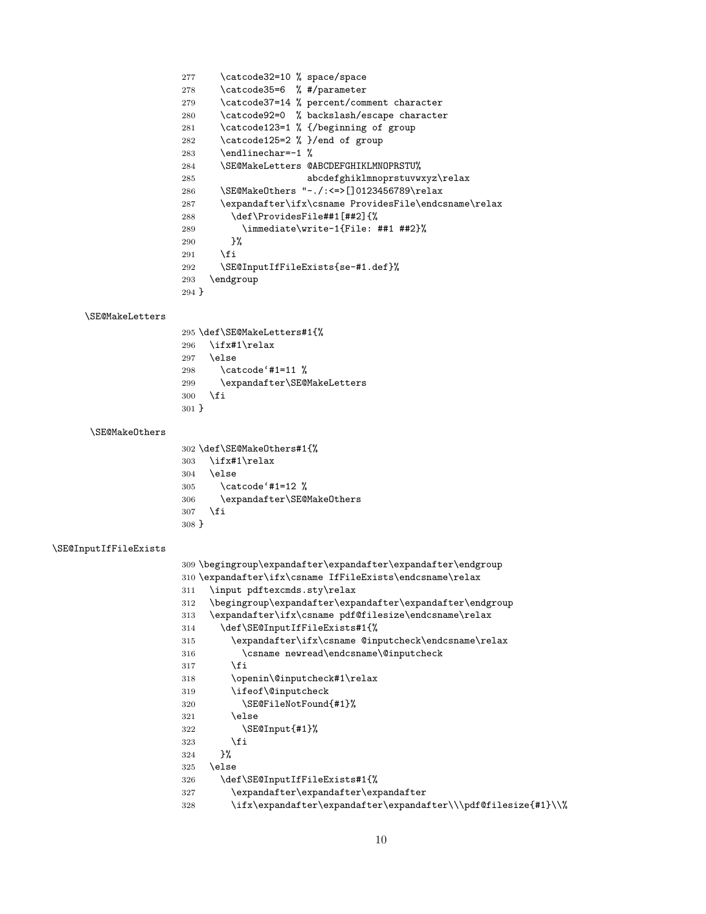```
277     \catcode32=10 % space/space
278     \catcode35=6  % #/parameter
279     \catcode37=14 % percent/comment character
280     \catcode92=0  % backslash/escape character
281     \catcode123=1 % {/beginning of group
282     \catcode125=2 % }/end of group
283     \endlinechar=-1 %
284     \SE@MakeLetters @ABCDEFGHIKLMNOPRSTU%
285                     abcdefghiklmnoprstuvwxyz\relax
286     \SE@MakeOthers "-./:<=>[]0123456789\relax
287     \expandafter\ifx\csname ProvidesFile\endcsname\relax
288       \def\ProvidesFile##1[##2]{%
289         \immediate\write-1{File: ##1 ##2}%
290       }%
291     \fi
292     \SE@InputIfFileExists{se-#1.def}%
293   \endgroup
294 }
```

\SE@MakeLetters

```
295 \def\SE@MakeLetters#1{%
296   \ifx#1\relax
297   \else
298     \catcode`#1=11 %
299     \expandafter\SE@MakeLetters
300   \fi
301 }
```

\SE@MakeOthers

```
302 \def\SE@MakeOthers#1{%
303   \ifx#1\relax
304   \else
305     \catcode`#1=12 %
306     \expandafter\SE@MakeOthers
307   \fi
308 }
```

\SE@InputIfFileExists

```
309 \begingroup\expandafter\expandafter\expandafter\endgroup
310 \expandafter\ifx\csname IfFileExists\endcsname\relax
311   \input pdftexcmds.sty\relax
312   \begingroup\expandafter\expandafter\expandafter\endgroup
313   \expandafter\ifx\csname pdf@filesize\endcsname\relax
314     \def\SE@InputIfFileExists#1{%
315       \expandafter\ifx\csname @inputcheck\endcsname\relax
316         \csname newread\endcsname\@inputcheck
317       \fi
318       \openin\@inputcheck#1\relax
319       \ifeof\@inputcheck
320         \SE@FileNotFound{#1}%
321       \else
322         \SE@Input{#1}%
323       \fi
324     }%
325   \else
326     \def\SE@InputIfFileExists#1{%
327       \expandafter\expandafter\expandafter
328       \ifx\expandafter\expandafter\expandafter\\\pdf@filesize{#1}\\%
```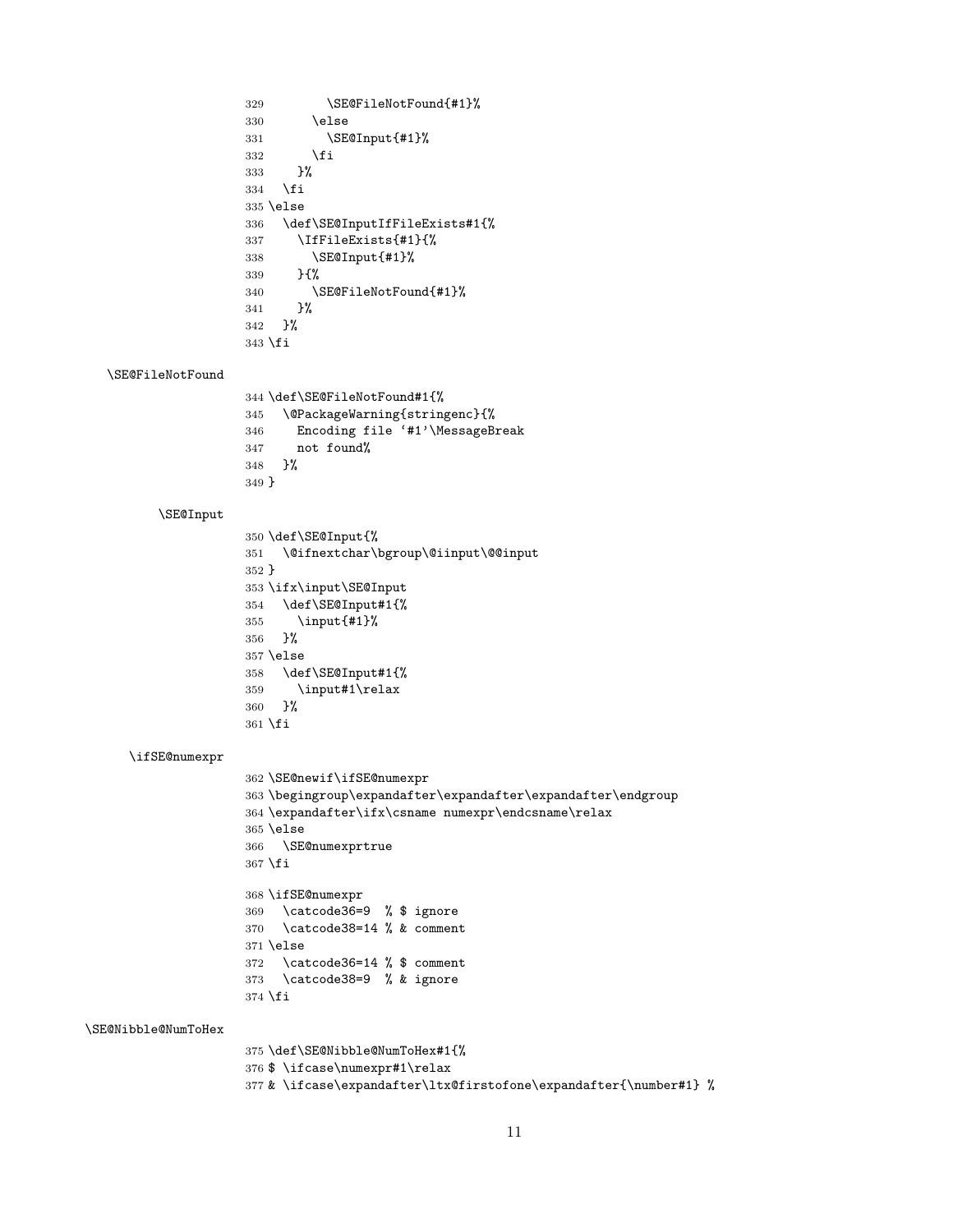```
329         \SE@FileNotFound{#1}%
330       \else
331         \SE@Input{#1}%
332       \fi
333     }%
334   \fi
335 \else
336   \def\SE@InputIfFileExists#1{%
337     \IfFileExists{#1}{%
338       \SE@Input{#1}%
339     }{%
340       \SE@FileNotFound{#1}%
341     }%
342   }%
343 \fi
```

\SE@FileNotFound

```
344 \def\SE@FileNotFound#1{%
345   \@PackageWarning{stringenc}{%
346     Encoding file `#1'\MessageBreak
347     not found%
348   }%
349 }
```

\SE@Input

```
350 \def\SE@Input{%
351   \@ifnextchar\bgroup\@iinput\@@input
352 }
353 \ifx\input\SE@Input
354   \def\SE@Input#1{%
355     \input{#1}%
356   }%
357 \else
358   \def\SE@Input#1{%
359     \input#1\relax
360   }%
361 \fi
```

\ifSE@numexpr

```
362 \SE@newif\ifSE@numexpr
363 \begingroup\expandafter\expandafter\expandafter\endgroup
364 \expandafter\ifx\csname numexpr\endcsname\relax
365 \else
366   \SE@numexprtrue
367 \fi
368 \ifSE@numexpr
369   \catcode36=9  % $ ignore
370   \catcode38=14 % & comment
371 \else
372   \catcode36=14 % $ comment
373   \catcode38=9  % & ignore
374 \fi
```

\SE@Nibble@NumToHex

```
375 \def\SE@Nibble@NumToHex#1{%
376 $ \ifcase\numexpr#1\relax
377 & \ifcase\expandafter\ltx@firstofone\expandafter{\number#1} %
```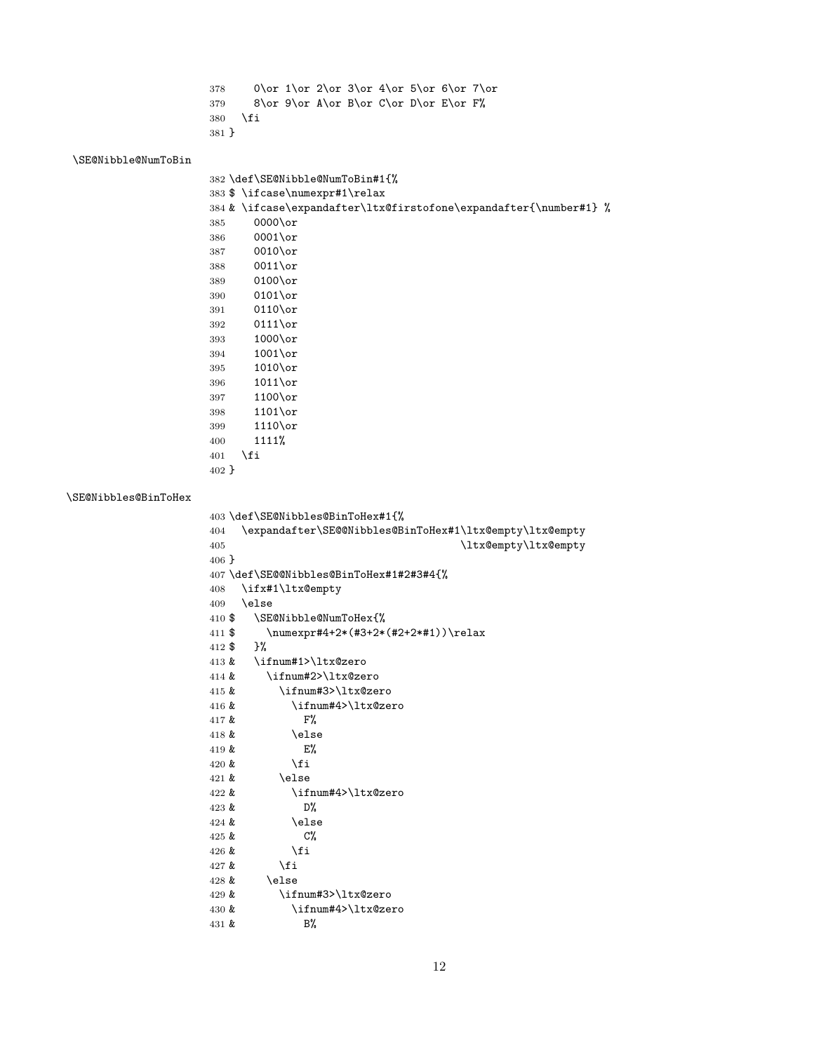```
378     0\or 1\or 2\or 3\or 4\or 5\or 6\or 7\or
379     8\or 9\or A\or B\or C\or D\or E\or F%
380   \fi
381 }
```

\SE@Nibble@NumToBin

```
382 \def\SE@Nibble@NumToBin#1{%
383 $ \ifcase\numexpr#1\relax
384 & \ifcase\expandafter\ltx@firstofone\expandafter{\number#1} %
385     0000\or
386     0001\or
387     0010\or
388     0011\or
389     0100\or
390     0101\or
391     0110\or
392     0111\or
393     1000\or
394     1001\or
395     1010\or
396     1011\or
397     1100\or
398     1101\or
399     1110\or
400     1111%
401   \fi
402 }
```

\SE@Nibbles@BinToHex

```
403 \def\SE@Nibbles@BinToHex#1{%
404   \expandafter\SE@@Nibbles@BinToHex#1\ltx@empty\ltx@empty
405                                       \ltx@empty\ltx@empty
406 }
407 \def\SE@@Nibbles@BinToHex#1#2#3#4{%
408   \ifx#1\ltx@empty
409   \else
410 $    \SE@Nibble@NumToHex{%
411 $      \numexpr#4+2*(#3+2*(#2+2*#1))\relax
412 $    }%
413 &    \ifnum#1>\ltx@zero
414 &      \ifnum#2>\ltx@zero
415 &        \ifnum#3>\ltx@zero
416 &          \ifnum#4>\ltx@zero
417 &            F%
418 &          \else
419 &            E%
420 &          \fi
421 &        \else
422 &          \ifnum#4>\ltx@zero
423 &            D%
424 &          \else
425 &            C%
426 &          \fi
427 &        \fi
428 &      \else
429 &        \ifnum#3>\ltx@zero
430 &          \ifnum#4>\ltx@zero
431 &            B%
```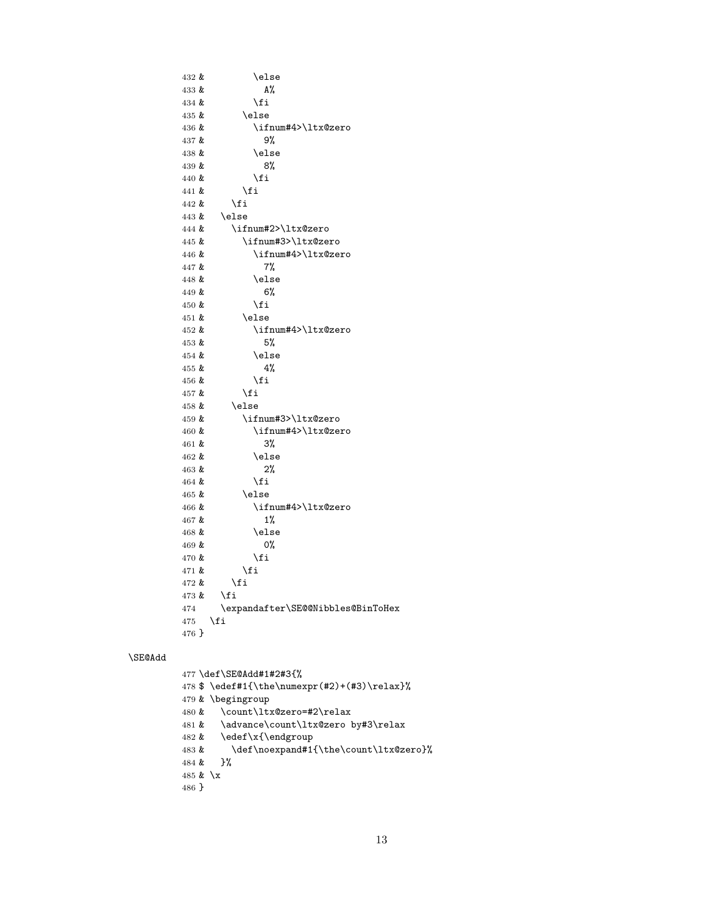```
432 &           \else
433 &             A%
434 &           \fi
435 &         \else
436 &           \ifnum#4>\ltx@zero
437 &             9%
438 &           \else
439 &             8%
440 &           \fi
441 &         \fi
442 &       \fi
443 &     \else
444 &       \ifnum#2>\ltx@zero
445 &         \ifnum#3>\ltx@zero
446 &           \ifnum#4>\ltx@zero
447 &             7%
448 &           \else
449 &             6%
450 &           \fi
451 &         \else
452 &           \ifnum#4>\ltx@zero
453 &             5%
454 &           \else
455 &             4%
456 &           \fi
457 &         \fi
458 &       \else
459 &         \ifnum#3>\ltx@zero
460 &           \ifnum#4>\ltx@zero
461 &             3%
462 &           \else
463 &             2%
464 &           \fi
465 &         \else
466 &           \ifnum#4>\ltx@zero
467 &             1%
468 &           \else
469 &             0%
470 &           \fi
471 &         \fi
472 &       \fi
473 &     \fi
474       \expandafter\SE@@Nibbles@BinToHex
475     \fi
476 }
```

\SE@Add

```
477 \def\SE@Add#1#2#3{%
478 $ \edef#1{\the\numexpr(#2)+(#3)\relax}%
479 & \begingroup
480 &   \count\ltx@zero=#2\relax
481 &   \advance\count\ltx@zero by#3\relax
482 &   \edef\x{\endgroup
483 &     \def\noexpand#1{\the\count\ltx@zero}%
484 &   }%
485 & \x
486 }
```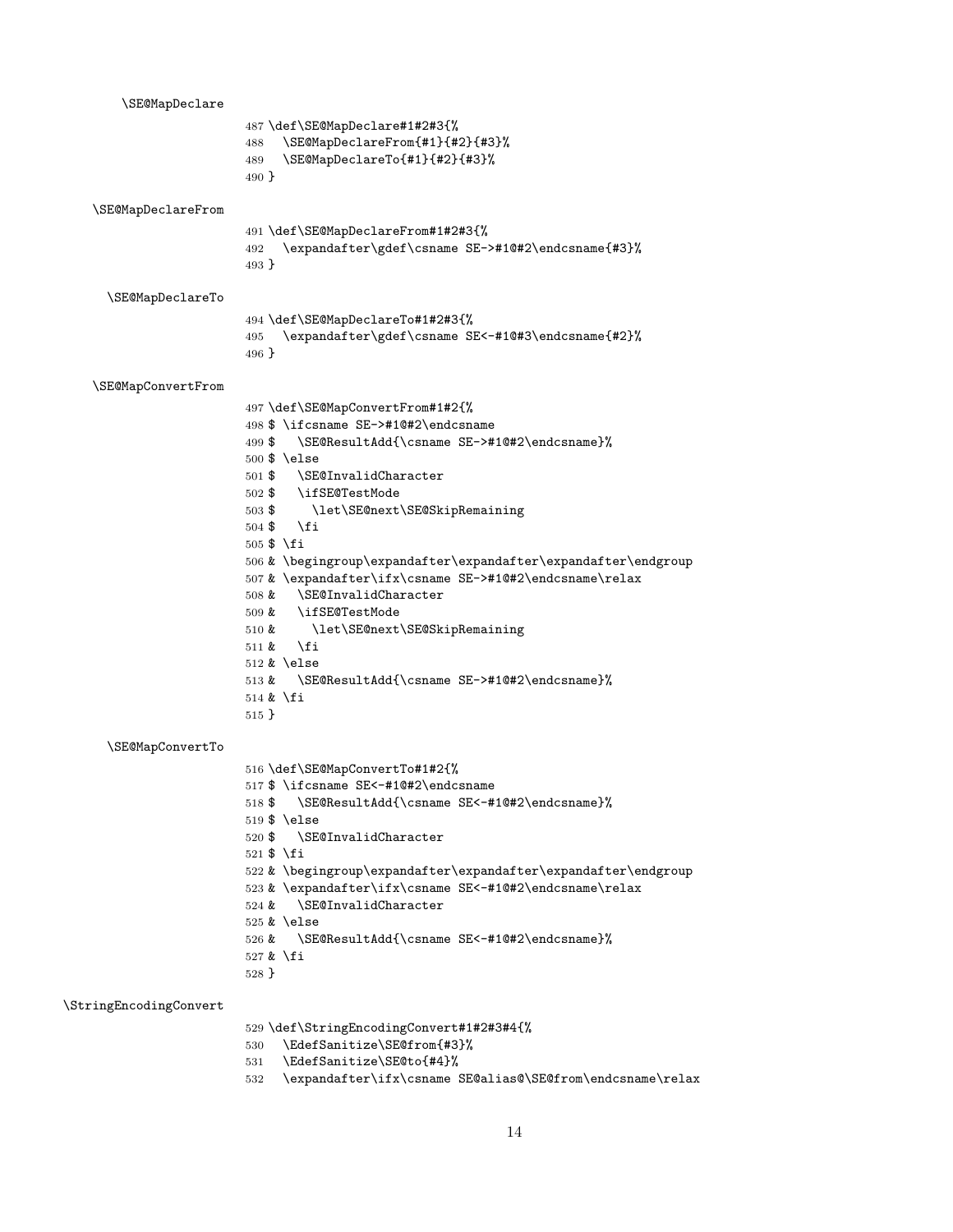\SE@MapDeclare

```
487 \def\SE@MapDeclare#1#2#3{%
488   \SE@MapDeclareFrom{#1}{#2}{#3}%
489   \SE@MapDeclareTo{#1}{#2}{#3}%
490 }
```

\SE@MapDeclareFrom

```
491 \def\SE@MapDeclareFrom#1#2#3{%
492   \expandafter\gdef\csname SE->#1@#2\endcsname{#3}%
493 }
```

\SE@MapDeclareTo

```
494 \def\SE@MapDeclareTo#1#2#3{%
495   \expandafter\gdef\csname SE<-#1@#3\endcsname{#2}%
496 }
```

\SE@MapConvertFrom

```
497 \def\SE@MapConvertFrom#1#2{%
498 $ \ifcsname SE->#1@#2\endcsname
499 $   \SE@ResultAdd{\csname SE->#1@#2\endcsname}%
500 $ \else
501 $   \SE@InvalidCharacter
502 $   \ifSE@TestMode
503 $     \let\SE@next\SE@SkipRemaining
504 $   \fi
505 $ \fi
506 & \begingroup\expandafter\expandafter\expandafter\endgroup
507 & \expandafter\ifx\csname SE->#1@#2\endcsname\relax
508 &   \SE@InvalidCharacter
509 &   \ifSE@TestMode
510 &     \let\SE@next\SE@SkipRemaining
511 &   \fi
512 & \else
513 &   \SE@ResultAdd{\csname SE->#1@#2\endcsname}%
514 & \fi
515 }
```

\SE@MapConvertTo

```
516 \def\SE@MapConvertTo#1#2{%
517 $ \ifcsname SE<-#1@#2\endcsname
518 $   \SE@ResultAdd{\csname SE<-#1@#2\endcsname}%
519 $ \else
520 $   \SE@InvalidCharacter
521 $ \fi
522 & \begingroup\expandafter\expandafter\expandafter\endgroup
523 & \expandafter\ifx\csname SE<-#1@#2\endcsname\relax
524 &   \SE@InvalidCharacter
525 & \else
526 &   \SE@ResultAdd{\csname SE<-#1@#2\endcsname}%
527 & \fi
528 }
```

\StringEncodingConvert

```
529 \def\StringEncodingConvert#1#2#3#4{%
530   \EdefSanitize\SE@from{#3}%
531   \EdefSanitize\SE@to{#4}%
532   \expandafter\ifx\csname SE@alias@\SE@from\endcsname\relax
```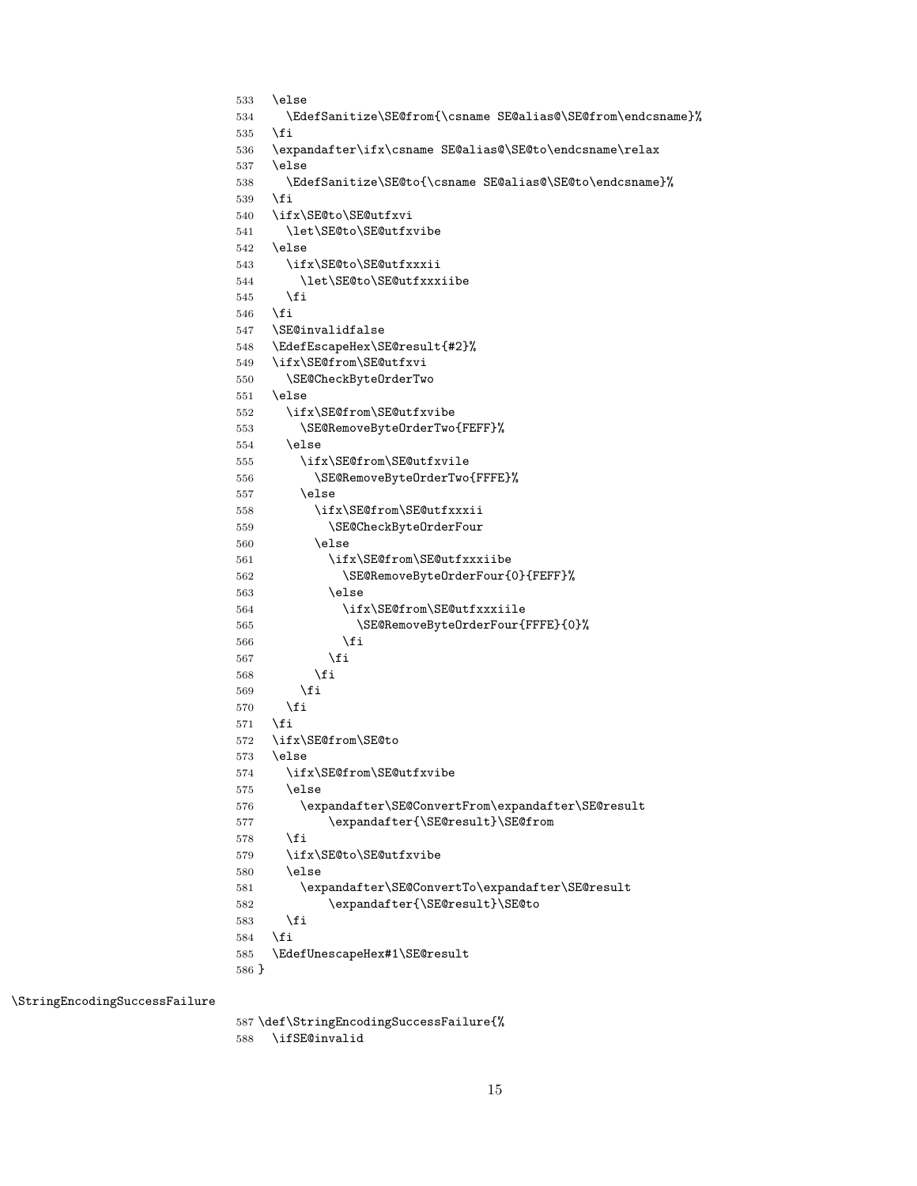```
533   \else
534     \EdefSanitize\SE@from{\csname SE@alias@\SE@from\endcsname}%
535   \fi
536   \expandafter\ifx\csname SE@alias@\SE@to\endcsname\relax
537   \else
538     \EdefSanitize\SE@to{\csname SE@alias@\SE@to\endcsname}%
539   \fi
540   \ifx\SE@to\SE@utfxvi
541     \let\SE@to\SE@utfxvibe
542   \else
543     \ifx\SE@to\SE@utfxxxii
544       \let\SE@to\SE@utfxxxiibe
545     \fi
546   \fi
547   \SE@invalidfalse
548   \EdefEscapeHex\SE@result{#2}%
549   \ifx\SE@from\SE@utfxvi
550     \SE@CheckByteOrderTwo
551   \else
552     \ifx\SE@from\SE@utfxvibe
553       \SE@RemoveByteOrderTwo{FEFF}%
554     \else
555       \ifx\SE@from\SE@utfxvile
556         \SE@RemoveByteOrderTwo{FFFE}%
557       \else
558         \ifx\SE@from\SE@utfxxxii
559           \SE@CheckByteOrderFour
560         \else
561           \ifx\SE@from\SE@utfxxxiibe
562             \SE@RemoveByteOrderFour{0}{FEFF}%
563           \else
564             \ifx\SE@from\SE@utfxxxiile
565               \SE@RemoveByteOrderFour{FFFE}{0}%
566             \fi
567           \fi
568         \fi
569       \fi
570     \fi
571   \fi
572   \ifx\SE@from\SE@to
573   \else
574     \ifx\SE@from\SE@utfxvibe
575     \else
576       \expandafter\SE@ConvertFrom\expandafter\SE@result
577           \expandafter{\SE@result}\SE@from
578     \fi
579     \ifx\SE@to\SE@utfxvibe
580     \else
581       \expandafter\SE@ConvertTo\expandafter\SE@result
582           \expandafter{\SE@result}\SE@to
583     \fi
584   \fi
585   \EdefUnescapeHex#1\SE@result
586 }
```

\StringEncodingSuccessFailure

```
587 \def\StringEncodingSuccessFailure{%
588   \ifSE@invalid
```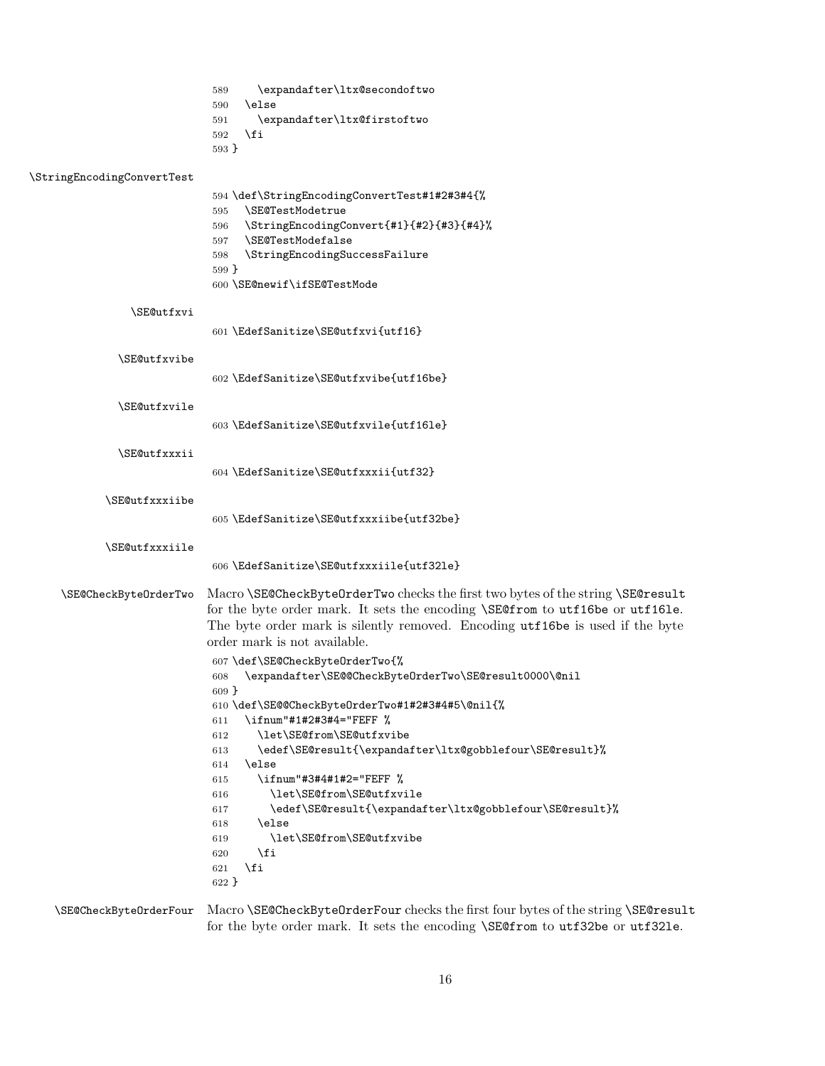```
589     \expandafter\ltx@secondoftwo
590   \else
591     \expandafter\ltx@firstoftwo
592   \fi
593 }
```

\StringEncodingConvertTest

```
594 \def\StringEncodingConvertTest#1#2#3#4{%
595   \SE@TestModetrue
596   \StringEncodingConvert{#1}{#2}{#3}{#4}%
597   \SE@TestModefalse
598   \StringEncodingSuccessFailure
599 }
600 \SE@newif\ifSE@TestMode
```

\SE@utfxvi

```
601 \EdefSanitize\SE@utfxvi{utf16}
```

\SE@utfxvibe

```
602 \EdefSanitize\SE@utfxvibe{utf16be}
```

\SE@utfxvile

```
603 \EdefSanitize\SE@utfxvile{utf16le}
```

\SE@utfxxxii

```
604 \EdefSanitize\SE@utfxxxii{utf32}
```

\SE@utfxxxiibe

```
605 \EdefSanitize\SE@utfxxxiibe{utf32be}
```

\SE@utfxxxiile

```
606 \EdefSanitize\SE@utfxxxiile{utf32le}
```

\SE@CheckByteOrderTwo

Macro `\SE@CheckByteOrderTwo` checks the first two bytes of the string `\SE@result` for the byte order mark. It sets the encoding `\SE@from` to `utf16be` or `utf16le`. The byte order mark is silently removed. Encoding `utf16be` is used if the byte order mark is not available.

```
607 \def\SE@CheckByteOrderTwo{%
608   \expandafter\SE@@CheckByteOrderTwo\SE@result0000\@nil
609 }
610 \def\SE@@CheckByteOrderTwo#1#2#3#4#5\@nil{%
611   \ifnum"#1#2#3#4="FEFF %
612     \let\SE@from\SE@utfxvibe
613     \edef\SE@result{\expandafter\ltx@gobblefour\SE@result}%
614   \else
615     \ifnum"#3#4#1#2="FEFF %
616       \let\SE@from\SE@utfxvile
617       \edef\SE@result{\expandafter\ltx@gobblefour\SE@result}%
618     \else
619       \let\SE@from\SE@utfxvibe
620     \fi
621   \fi
622 }
```

\SE@CheckByteOrderFour

Macro `\SE@CheckByteOrderFour` checks the first four bytes of the string `\SE@result` for the byte order mark. It sets the encoding `\SE@from` to `utf32be` or `utf32le`.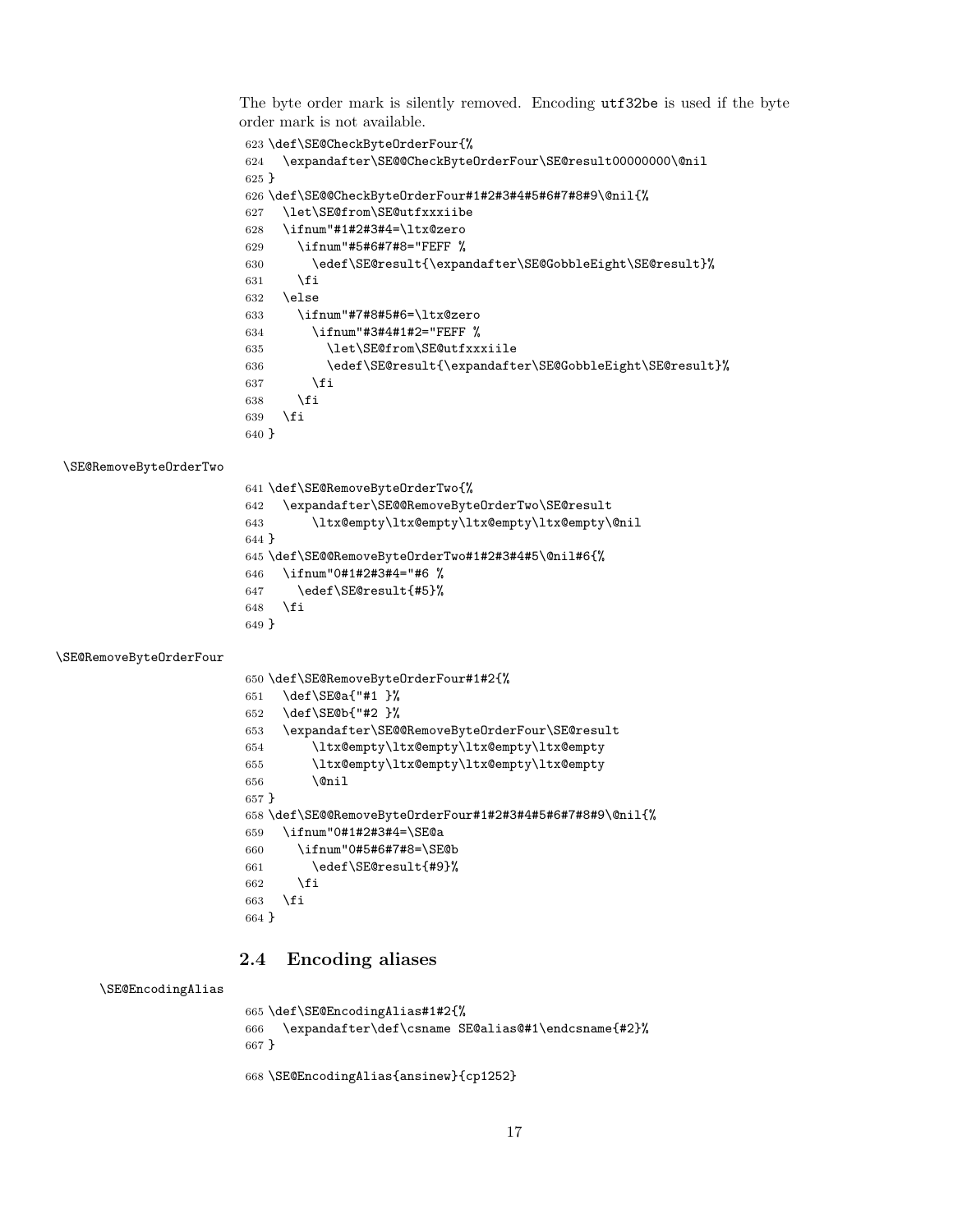The byte order mark is silently removed. Encoding `utf32be` is used if the byte order mark is not available.

```
623 \def\SE@CheckByteOrderFour{%
624   \expandafter\SE@@CheckByteOrderFour\SE@result00000000\@nil
625 }
626 \def\SE@@CheckByteOrderFour#1#2#3#4#5#6#7#8#9\@nil{%
627   \let\SE@from\SE@utfxxxiibe
628   \ifnum"#1#2#3#4=\ltx@zero
629     \ifnum"#5#6#7#8="FEFF %
630       \edef\SE@result{\expandafter\SE@GobbleEight\SE@result}%
631     \fi
632   \else
633     \ifnum"#7#8#5#6=\ltx@zero
634       \ifnum"#3#4#1#2="FEFF %
635         \let\SE@from\SE@utfxxxiile
636         \edef\SE@result{\expandafter\SE@GobbleEight\SE@result}%
637       \fi
638     \fi
639   \fi
640 }
```

`\SE@RemoveByteOrderTwo`

```
641 \def\SE@RemoveByteOrderTwo{%
642   \expandafter\SE@@RemoveByteOrderTwo\SE@result
643       \ltx@empty\ltx@empty\ltx@empty\ltx@empty\@nil
644 }
645 \def\SE@@RemoveByteOrderTwo#1#2#3#4#5\@nil#6{%
646   \ifnum"0#1#2#3#4="#6 %
647     \edef\SE@result{#5}%
648   \fi
649 }
```

`\SE@RemoveByteOrderFour`

```
650 \def\SE@RemoveByteOrderFour#1#2{%
651   \def\SE@a{"#1 }%
652   \def\SE@b{"#2 }%
653   \expandafter\SE@@RemoveByteOrderFour\SE@result
654       \ltx@empty\ltx@empty\ltx@empty\ltx@empty
655       \ltx@empty\ltx@empty\ltx@empty\ltx@empty
656       \@nil
657 }
658 \def\SE@@RemoveByteOrderFour#1#2#3#4#5#6#7#8#9\@nil{%
659   \ifnum"0#1#2#3#4=\SE@a
660     \ifnum"0#5#6#7#8=\SE@b
661       \edef\SE@result{#9}%
662     \fi
663   \fi
664 }
```

## 2.4 Encoding aliases

`\SE@EncodingAlias`

```
665 \def\SE@EncodingAlias#1#2{%
666   \expandafter\def\csname SE@alias@#1\endcsname{#2}%
667 }

668 \SE@EncodingAlias{ansinew}{cp1252}
```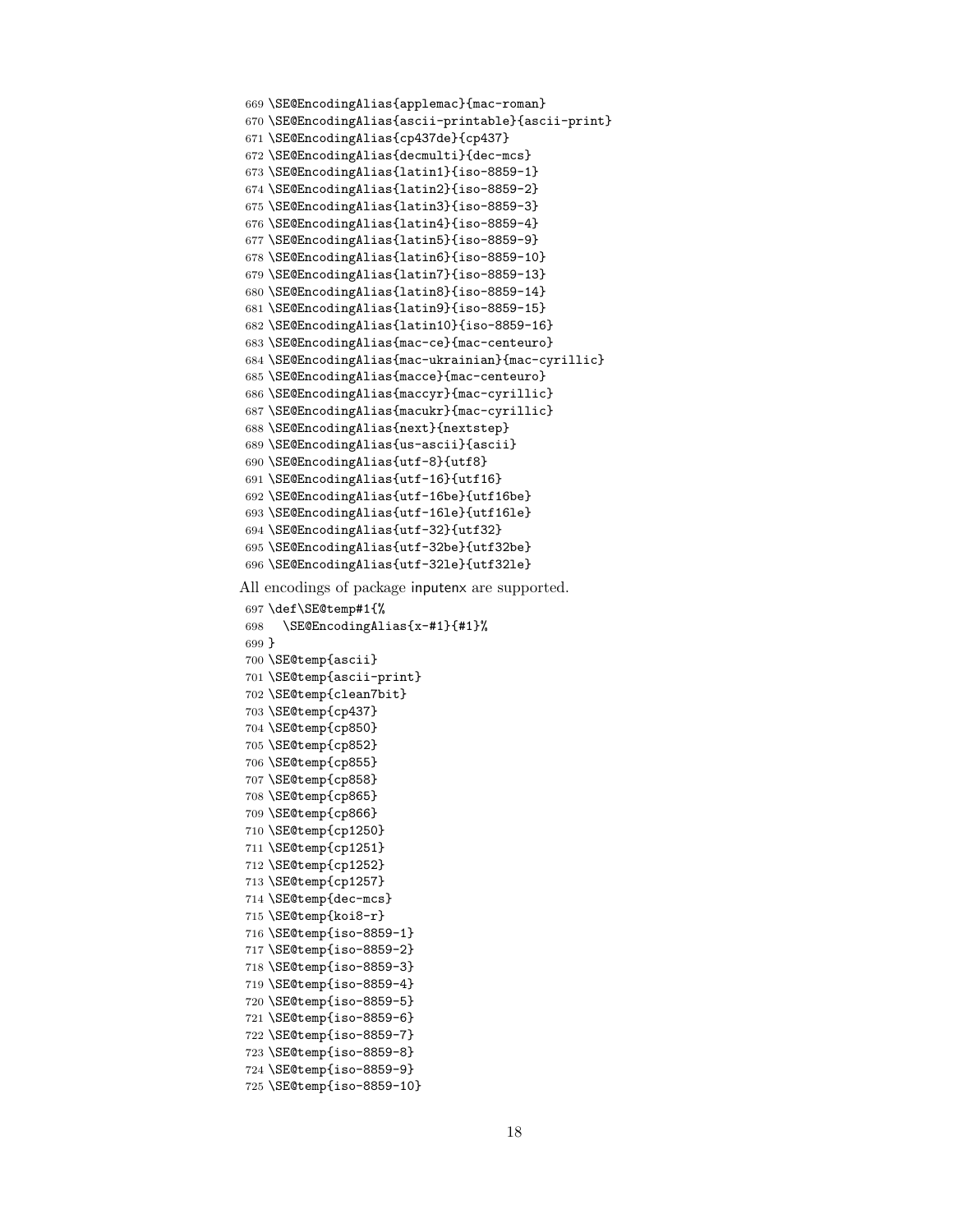```
669 \SE@EncodingAlias{applemac}{mac-roman}
670 \SE@EncodingAlias{ascii-printable}{ascii-print}
671 \SE@EncodingAlias{cp437de}{cp437}
672 \SE@EncodingAlias{decmulti}{dec-mcs}
673 \SE@EncodingAlias{latin1}{iso-8859-1}
674 \SE@EncodingAlias{latin2}{iso-8859-2}
675 \SE@EncodingAlias{latin3}{iso-8859-3}
676 \SE@EncodingAlias{latin4}{iso-8859-4}
677 \SE@EncodingAlias{latin5}{iso-8859-9}
678 \SE@EncodingAlias{latin6}{iso-8859-10}
679 \SE@EncodingAlias{latin7}{iso-8859-13}
680 \SE@EncodingAlias{latin8}{iso-8859-14}
681 \SE@EncodingAlias{latin9}{iso-8859-15}
682 \SE@EncodingAlias{latin10}{iso-8859-16}
683 \SE@EncodingAlias{mac-ce}{mac-centeuro}
684 \SE@EncodingAlias{mac-ukrainian}{mac-cyrillic}
685 \SE@EncodingAlias{macce}{mac-centeuro}
686 \SE@EncodingAlias{maccyr}{mac-cyrillic}
687 \SE@EncodingAlias{macukr}{mac-cyrillic}
688 \SE@EncodingAlias{next}{nextstep}
689 \SE@EncodingAlias{us-ascii}{ascii}
690 \SE@EncodingAlias{utf-8}{utf8}
691 \SE@EncodingAlias{utf-16}{utf16}
692 \SE@EncodingAlias{utf-16be}{utf16be}
693 \SE@EncodingAlias{utf-16le}{utf16le}
694 \SE@EncodingAlias{utf-32}{utf32}
695 \SE@EncodingAlias{utf-32be}{utf32be}
696 \SE@EncodingAlias{utf-32le}{utf32le}
```

All encodings of package inputenx are supported.

```
697 \def\SE@temp#1{%
698   \SE@EncodingAlias{x-#1}{#1}%
699 }
700 \SE@temp{ascii}
701 \SE@temp{ascii-print}
702 \SE@temp{clean7bit}
703 \SE@temp{cp437}
704 \SE@temp{cp850}
705 \SE@temp{cp852}
706 \SE@temp{cp855}
707 \SE@temp{cp858}
708 \SE@temp{cp865}
709 \SE@temp{cp866}
710 \SE@temp{cp1250}
711 \SE@temp{cp1251}
712 \SE@temp{cp1252}
713 \SE@temp{cp1257}
714 \SE@temp{dec-mcs}
715 \SE@temp{koi8-r}
716 \SE@temp{iso-8859-1}
717 \SE@temp{iso-8859-2}
718 \SE@temp{iso-8859-3}
719 \SE@temp{iso-8859-4}
720 \SE@temp{iso-8859-5}
721 \SE@temp{iso-8859-6}
722 \SE@temp{iso-8859-7}
723 \SE@temp{iso-8859-8}
724 \SE@temp{iso-8859-9}
725 \SE@temp{iso-8859-10}
```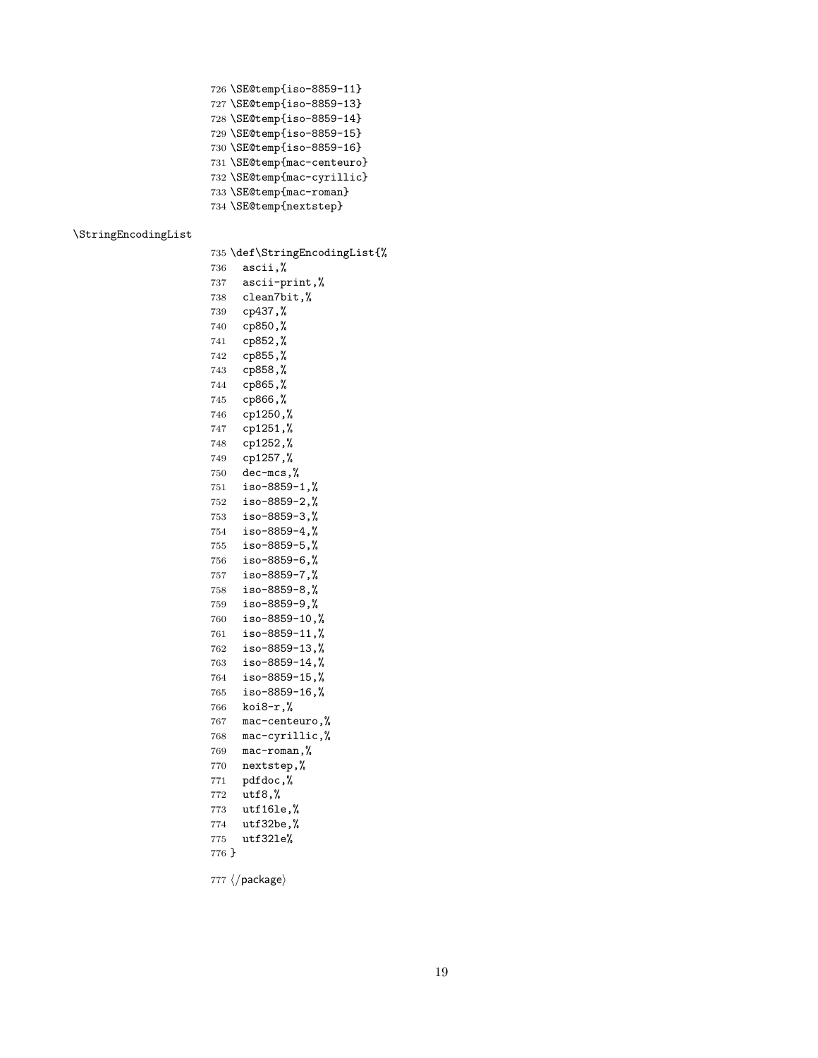```
726 \SE@temp{iso-8859-11}
727 \SE@temp{iso-8859-13}
728 \SE@temp{iso-8859-14}
729 \SE@temp{iso-8859-15}
730 \SE@temp{iso-8859-16}
731 \SE@temp{mac-centeuro}
732 \SE@temp{mac-cyrillic}
733 \SE@temp{mac-roman}
734 \SE@temp{nextstep}
```

\StringEncodingList

```
735 \def\StringEncodingList{%
736   ascii,%
737   ascii-print,%
738   clean7bit,%
739   cp437,%
740   cp850,%
741   cp852,%
742   cp855,%
743   cp858,%
744   cp865,%
745   cp866,%
746   cp1250,%
747   cp1251,%
748   cp1252,%
749   cp1257,%
750   dec-mcs,%
751   iso-8859-1,%
752   iso-8859-2,%
753   iso-8859-3,%
754   iso-8859-4,%
755   iso-8859-5,%
756   iso-8859-6,%
757   iso-8859-7,%
758   iso-8859-8,%
759   iso-8859-9,%
760   iso-8859-10,%
761   iso-8859-11,%
762   iso-8859-13,%
763   iso-8859-14,%
764   iso-8859-15,%
765   iso-8859-16,%
766   koi8-r,%
767   mac-centeuro,%
768   mac-cyrillic,%
769   mac-roman,%
770   nextstep,%
771   pdfdoc,%
772   utf8,%
773   utf16le,%
774   utf32be,%
775   utf32le%
776 }
```

777 ⟨/package⟩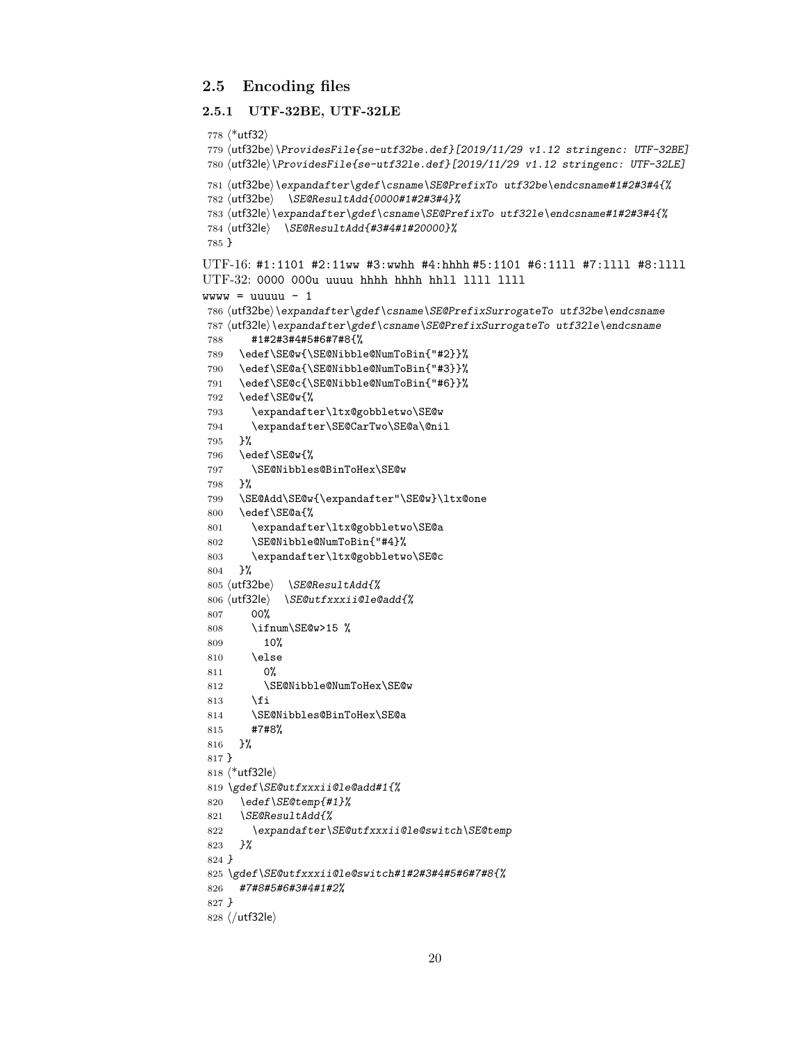## 2.5 Encoding files

### 2.5.1 UTF-32BE, UTF-32LE

```
778 ⟨*utf32⟩
779 ⟨utf32be⟩\ProvidesFile{se-utf32be.def}[2019/11/29 v1.12 stringenc: UTF-32BE]
780 ⟨utf32le⟩\ProvidesFile{se-utf32le.def}[2019/11/29 v1.12 stringenc: UTF-32LE]
781 ⟨utf32be⟩\expandafter\gdef\csname\SE@PrefixTo utf32be\endcsname#1#2#3#4{%
782 ⟨utf32be⟩  \SE@ResultAdd{0000#1#2#3#4}%
783 ⟨utf32le⟩\expandafter\gdef\csname\SE@PrefixTo utf32le\endcsname#1#2#3#4{%
784 ⟨utf32le⟩  \SE@ResultAdd{#3#4#1#20000}%
785 }
```

UTF-16: `#1:1101 #2:11ww #3:wwhh #4:hhhh #5:1101 #6:11ll #7:llll #8:llll`
UTF-32: `0000 000u uuuu hhhh hhhh hhll llll llll`
`wwww = uuuuu - 1`

```
786 ⟨utf32be⟩\expandafter\gdef\csname\SE@PrefixSurrogateTo utf32be\endcsname
787 ⟨utf32le⟩\expandafter\gdef\csname\SE@PrefixSurrogateTo utf32le\endcsname
788     #1#2#3#4#5#6#7#8{%
789   \edef\SE@w{\SE@Nibble@NumToBin{"#2}}%
790   \edef\SE@a{\SE@Nibble@NumToBin{"#3}}%
791   \edef\SE@c{\SE@Nibble@NumToBin{"#6}}%
792   \edef\SE@w{%
793     \expandafter\ltx@gobbletwo\SE@w
794     \expandafter\SE@CarTwo\SE@a\@nil
795   }%
796   \edef\SE@w{%
797     \SE@Nibbles@BinToHex\SE@w
798   }%
799   \SE@Add\SE@w{\expandafter"\SE@w}\ltx@one
800   \edef\SE@a{%
801     \expandafter\ltx@gobbletwo\SE@a
802     \SE@Nibble@NumToBin{"#4}%
803     \expandafter\ltx@gobbletwo\SE@c
804   }%
805 ⟨utf32be⟩  \SE@ResultAdd{%
806 ⟨utf32le⟩  \SE@utfxxxii@le@add{%
807     00%
808     \ifnum\SE@w>15 %
809       10%
810     \else
811       0%
812       \SE@Nibble@NumToHex\SE@w
813     \fi
814     \SE@Nibbles@BinToHex\SE@a
815     #7#8%
816   }%
817 }
818 ⟨*utf32le⟩
819 \gdef\SE@utfxxxii@le@add#1{%
820   \edef\SE@temp{#1}%
821   \SE@ResultAdd{%
822     \expandafter\SE@utfxxxii@le@switch\SE@temp
823   }%
824 }
825 \gdef\SE@utfxxxii@le@switch#1#2#3#4#5#6#7#8{%
826   #7#8#5#6#3#4#1#2%
827 }
828 ⟨/utf32le⟩
```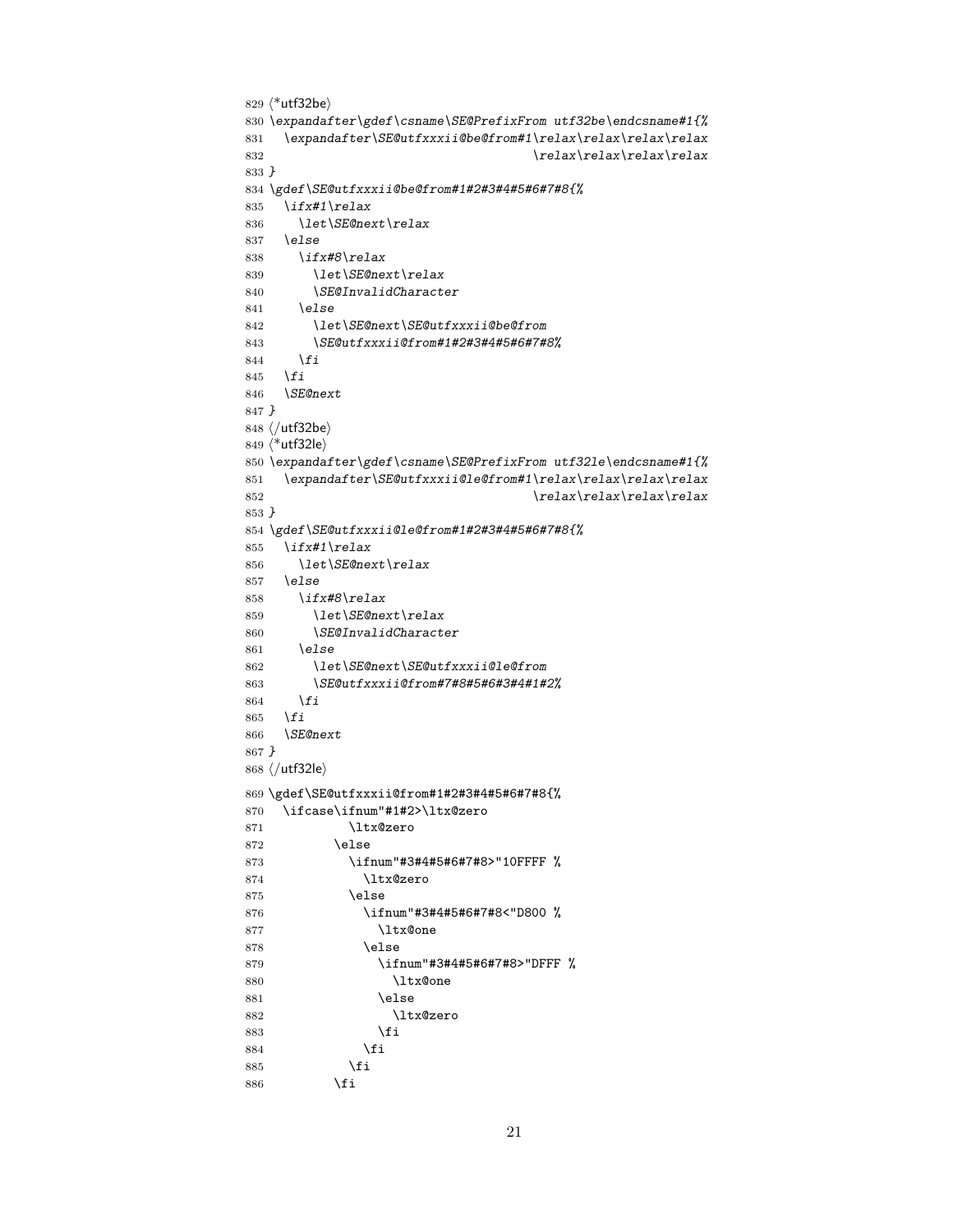```
829 ⟨*utf32be⟩
830 \expandafter\gdef\csname\SE@PrefixFrom utf32be\endcsname#1{%
831   \expandafter\SE@utfxxxii@be@from#1\relax\relax\relax\relax
832                                     \relax\relax\relax\relax
833 }
834 \gdef\SE@utfxxxii@be@from#1#2#3#4#5#6#7#8{%
835   \ifx#1\relax
836     \let\SE@next\relax
837   \else
838     \ifx#8\relax
839       \let\SE@next\relax
840       \SE@InvalidCharacter
841     \else
842       \let\SE@next\SE@utfxxxii@be@from
843       \SE@utfxxxii@from#1#2#3#4#5#6#7#8%
844     \fi
845   \fi
846   \SE@next
847 }
848 ⟨/utf32be⟩
849 ⟨*utf32le⟩
850 \expandafter\gdef\csname\SE@PrefixFrom utf32le\endcsname#1{%
851   \expandafter\SE@utfxxxii@le@from#1\relax\relax\relax\relax
852                                     \relax\relax\relax\relax
853 }
854 \gdef\SE@utfxxxii@le@from#1#2#3#4#5#6#7#8{%
855   \ifx#1\relax
856     \let\SE@next\relax
857   \else
858     \ifx#8\relax
859       \let\SE@next\relax
860       \SE@InvalidCharacter
861     \else
862       \let\SE@next\SE@utfxxxii@le@from
863       \SE@utfxxxii@from#7#8#5#6#3#4#1#2%
864     \fi
865   \fi
866   \SE@next
867 }
868 ⟨/utf32le⟩
869 \gdef\SE@utfxxxii@from#1#2#3#4#5#6#7#8{%
870   \ifcase\ifnum"#1#2>\ltx@zero
871           \ltx@zero
872         \else
873           \ifnum"#3#4#5#6#7#8>"10FFFF %
874             \ltx@zero
875           \else
876             \ifnum"#3#4#5#6#7#8<"D800 %
877               \ltx@one
878             \else
879               \ifnum"#3#4#5#6#7#8>"DFFF %
880                 \ltx@one
881               \else
882                 \ltx@zero
883               \fi
884             \fi
885           \fi
886         \fi
```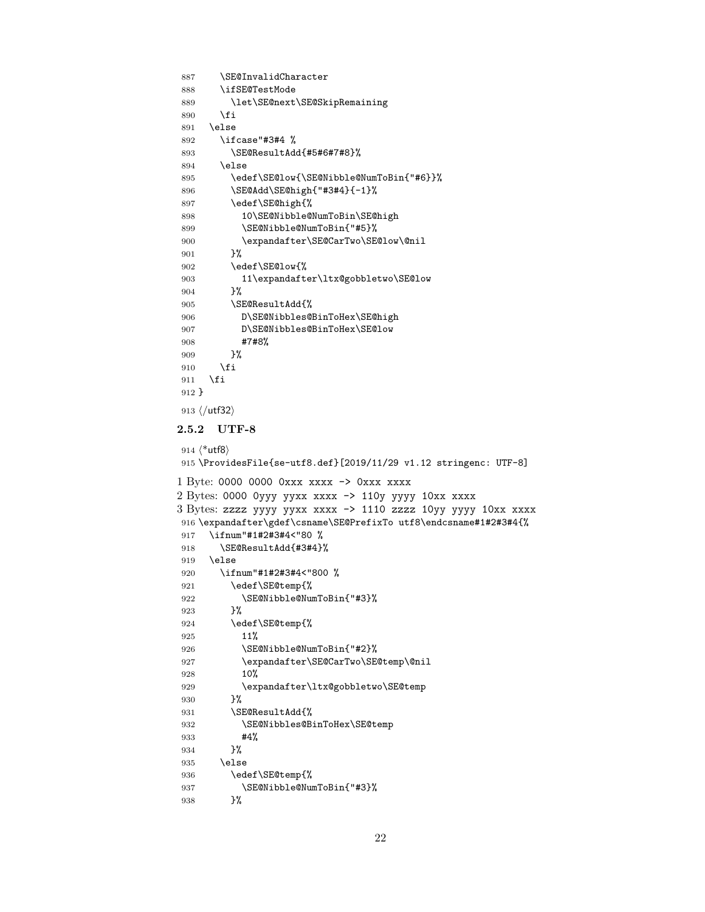```
887     \SE@InvalidCharacter
888     \ifSE@TestMode
889       \let\SE@next\SE@SkipRemaining
890     \fi
891   \else
892     \ifcase"#3#4 %
893       \SE@ResultAdd{#5#6#7#8}%
894     \else
895       \edef\SE@low{\SE@Nibble@NumToBin{"#6}}%
896       \SE@Add\SE@high{"#3#4}{-1}%
897       \edef\SE@high{%
898         10\SE@Nibble@NumToBin\SE@high
899         \SE@Nibble@NumToBin{"#5}%
900         \expandafter\SE@CarTwo\SE@low\@nil
901       }%
902       \edef\SE@low{%
903         11\expandafter\ltx@gobbletwo\SE@low
904       }%
905       \SE@ResultAdd{%
906         D\SE@Nibbles@BinToHex\SE@high
907         D\SE@Nibbles@BinToHex\SE@low
908         #7#8%
909       }%
910     \fi
911   \fi
912 }
913 ⟨/utf32⟩
```

### 2.5.2 UTF-8

```
914 ⟨*utf8⟩
915 \ProvidesFile{se-utf8.def}[2019/11/29 v1.12 stringenc: UTF-8]
```

1 Byte: `0000 0000 0xxx xxxx -> 0xxx xxxx`
2 Bytes: `0000 0yyy yyxx xxxx -> 110y yyyy 10xx xxxx`
3 Bytes: `zzzz yyyy yyxx xxxx -> 1110 zzzz 10yy yyyy 10xx xxxx`

```
916 \expandafter\gdef\csname\SE@PrefixTo utf8\endcsname#1#2#3#4{%
917   \ifnum"#1#2#3#4<"80 %
918     \SE@ResultAdd{#3#4}%
919   \else
920     \ifnum"#1#2#3#4<"800 %
921       \edef\SE@temp{%
922         \SE@Nibble@NumToBin{"#3}%
923       }%
924       \edef\SE@temp{%
925         11%
926         \SE@Nibble@NumToBin{"#2}%
927         \expandafter\SE@CarTwo\SE@temp\@nil
928         10%
929         \expandafter\ltx@gobbletwo\SE@temp
930       }%
931       \SE@ResultAdd{%
932         \SE@Nibbles@BinToHex\SE@temp
933         #4%
934       }%
935     \else
936       \edef\SE@temp{%
937         \SE@Nibble@NumToBin{"#3}%
938       }%
```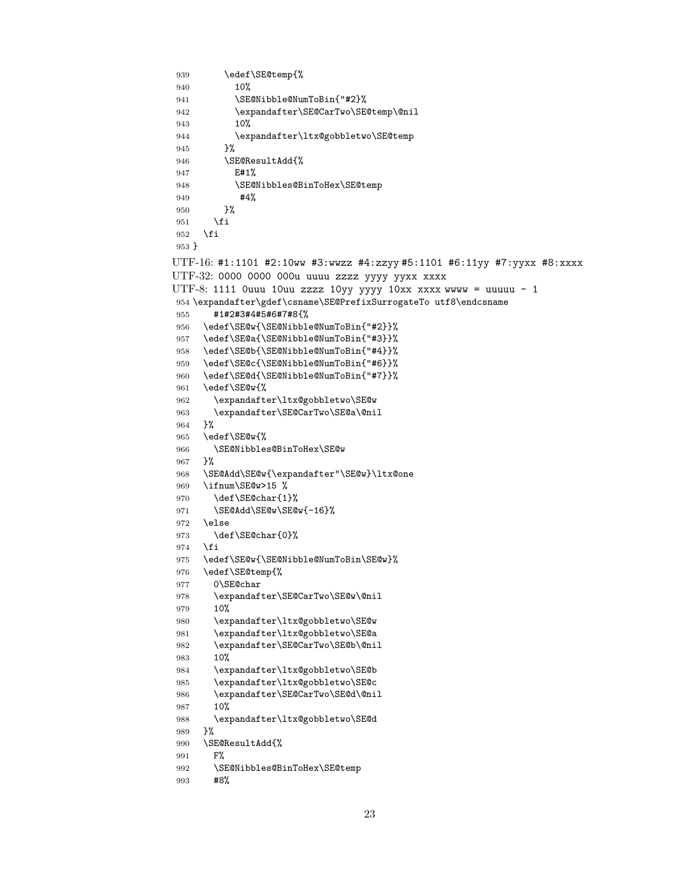```
939       \edef\SE@temp{%
940         10%
941         \SE@Nibble@NumToBin{"#2}%
942         \expandafter\SE@CarTwo\SE@temp\@nil
943         10%
944         \expandafter\ltx@gobbletwo\SE@temp
945       }%
946       \SE@ResultAdd{%
947         E#1%
948         \SE@Nibbles@BinToHex\SE@temp
949          #4%
950       }%
951     \fi
952   \fi
953 }
```

UTF-16: #1:1101 #2:10ww #3:wwzz #4:zzyy #5:1101 #6:11yy #7:yyxx #8:xxxx
UTF-32: 0000 0000 000u uuuu zzzz yyyy yyxx xxxx
UTF-8: 1111 0uuu 10uu zzzz 10yy yyyy 10xx xxxx wwww = uuuuu - 1

```
954 \expandafter\gdef\csname\SE@PrefixSurrogateTo utf8\endcsname
955     #1#2#3#4#5#6#7#8{%
956   \edef\SE@w{\SE@Nibble@NumToBin{"#2}}%
957   \edef\SE@a{\SE@Nibble@NumToBin{"#3}}%
958   \edef\SE@b{\SE@Nibble@NumToBin{"#4}}%
959   \edef\SE@c{\SE@Nibble@NumToBin{"#6}}%
960   \edef\SE@d{\SE@Nibble@NumToBin{"#7}}%
961   \edef\SE@w{%
962     \expandafter\ltx@gobbletwo\SE@w
963     \expandafter\SE@CarTwo\SE@a\@nil
964   }%
965   \edef\SE@w{%
966     \SE@Nibbles@BinToHex\SE@w
967   }%
968   \SE@Add\SE@w{\expandafter"\SE@w}\ltx@one
969   \ifnum\SE@w>15 %
970     \def\SE@char{1}%
971     \SE@Add\SE@w\SE@w{-16}%
972   \else
973     \def\SE@char{0}%
974   \fi
975   \edef\SE@w{\SE@Nibble@NumToBin\SE@w}%
976   \edef\SE@temp{%
977     0\SE@char
978     \expandafter\SE@CarTwo\SE@w\@nil
979     10%
980     \expandafter\ltx@gobbletwo\SE@w
981     \expandafter\ltx@gobbletwo\SE@a
982     \expandafter\SE@CarTwo\SE@b\@nil
983     10%
984     \expandafter\ltx@gobbletwo\SE@b
985     \expandafter\ltx@gobbletwo\SE@c
986     \expandafter\SE@CarTwo\SE@d\@nil
987     10%
988     \expandafter\ltx@gobbletwo\SE@d
989   }%
990   \SE@ResultAdd{%
991     F%
992     \SE@Nibbles@BinToHex\SE@temp
993     #8%
```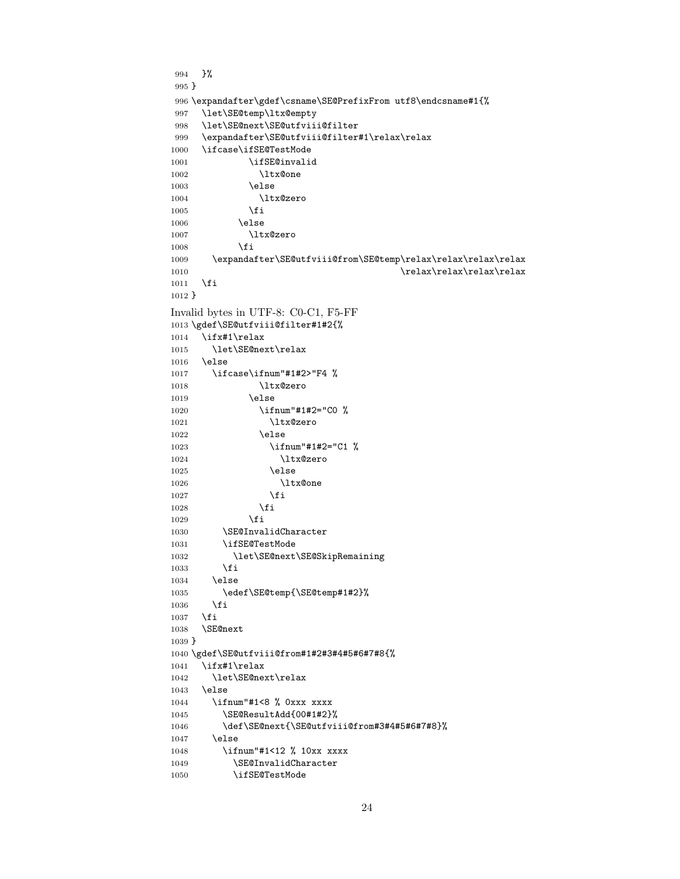```
994   }%
995 }
996 \expandafter\gdef\csname\SE@PrefixFrom utf8\endcsname#1{%
997   \let\SE@temp\ltx@empty
998   \let\SE@next\SE@utfviii@filter
999   \expandafter\SE@utfviii@filter#1\relax\relax
1000  \ifcase\ifSE@TestMode
1001          \ifSE@invalid
1002            \ltx@one
1003          \else
1004            \ltx@zero
1005          \fi
1006        \else
1007          \ltx@zero
1008        \fi
1009    \expandafter\SE@utfviii@from\SE@temp\relax\relax\relax\relax
1010                                        \relax\relax\relax\relax
1011  \fi
1012 }
```

Invalid bytes in UTF-8: C0-C1, F5-FF

```
1013 \gdef\SE@utfviii@filter#1#2{%
1014  \ifx#1\relax
1015    \let\SE@next\relax
1016  \else
1017    \ifcase\ifnum"#1#2>"F4 %
1018            \ltx@zero
1019          \else
1020            \ifnum"#1#2="C0 %
1021              \ltx@zero
1022            \else
1023              \ifnum"#1#2="C1 %
1024                \ltx@zero
1025              \else
1026                \ltx@one
1027              \fi
1028            \fi
1029          \fi
1030      \SE@InvalidCharacter
1031      \ifSE@TestMode
1032        \let\SE@next\SE@SkipRemaining
1033      \fi
1034    \else
1035      \edef\SE@temp{\SE@temp#1#2}%
1036    \fi
1037  \fi
1038  \SE@next
1039 }
1040 \gdef\SE@utfviii@from#1#2#3#4#5#6#7#8{%
1041  \ifx#1\relax
1042    \let\SE@next\relax
1043  \else
1044    \ifnum"#1<8 % 0xxx xxxx
1045      \SE@ResultAdd{00#1#2}%
1046      \def\SE@next{\SE@utfviii@from#3#4#5#6#7#8}%
1047    \else
1048      \ifnum"#1<12 % 10xx xxxx
1049        \SE@InvalidCharacter
1050        \ifSE@TestMode
```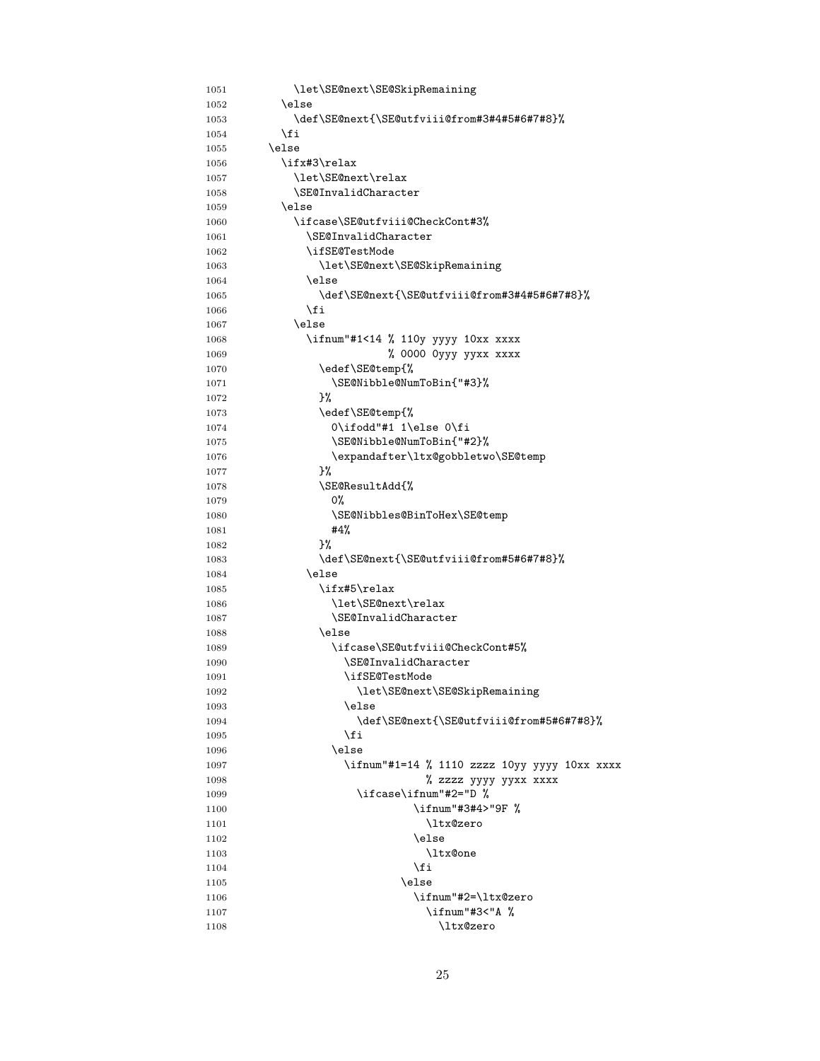```
1051          \let\SE@next\SE@SkipRemaining
1052        \else
1053          \def\SE@next{\SE@utfviii@from#3#4#5#6#7#8}%
1054        \fi
1055      \else
1056        \ifx#3\relax
1057          \let\SE@next\relax
1058          \SE@InvalidCharacter
1059        \else
1060          \ifcase\SE@utfviii@CheckCont#3%
1061            \SE@InvalidCharacter
1062            \ifSE@TestMode
1063              \let\SE@next\SE@SkipRemaining
1064            \else
1065              \def\SE@next{\SE@utfviii@from#3#4#5#6#7#8}%
1066            \fi
1067          \else
1068            \ifnum"#1<14 % 110y yyyy 10xx xxxx
1069                         % 0000 0yyy yyxx xxxx
1070              \edef\SE@temp{%
1071                \SE@Nibble@NumToBin{"#3}%
1072              }%
1073              \edef\SE@temp{%
1074                0\ifodd"#1 1\else 0\fi
1075                \SE@Nibble@NumToBin{"#2}%
1076                \expandafter\ltx@gobbletwo\SE@temp
1077              }%
1078              \SE@ResultAdd{%
1079                0%
1080                \SE@Nibbles@BinToHex\SE@temp
1081                #4%
1082              }%
1083              \def\SE@next{\SE@utfviii@from#5#6#7#8}%
1084            \else
1085              \ifx#5\relax
1086                \let\SE@next\relax
1087                \SE@InvalidCharacter
1088              \else
1089                \ifcase\SE@utfviii@CheckCont#5%
1090                  \SE@InvalidCharacter
1091                  \ifSE@TestMode
1092                    \let\SE@next\SE@SkipRemaining
1093                  \else
1094                    \def\SE@next{\SE@utfviii@from#5#6#7#8}%
1095                  \fi
1096                \else
1097                  \ifnum"#1=14 % 1110 zzzz 10yy yyyy 10xx xxxx
1098                               % zzzz yyyy yyxx xxxx
1099                    \ifcase\ifnum"#2="D %
1100                             \ifnum"#3#4>"9F %
1101                               \ltx@zero
1102                             \else
1103                               \ltx@one
1104                             \fi
1105                           \else
1106                             \ifnum"#2=\ltx@zero
1107                               \ifnum"#3<"A %
1108                                 \ltx@zero
```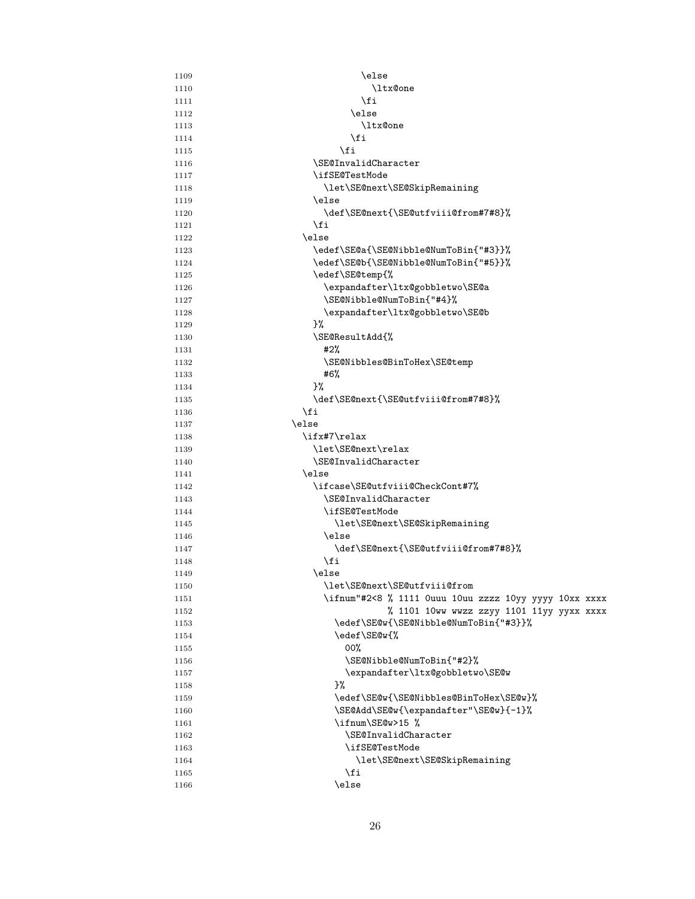```
1109                         \else
1110                           \ltx@one
1111                         \fi
1112                       \else
1113                         \ltx@one
1114                       \fi
1115                     \fi
1116                 \SE@InvalidCharacter
1117                 \ifSE@TestMode
1118                   \let\SE@next\SE@SkipRemaining
1119                 \else
1120                   \def\SE@next{\SE@utfviii@from#7#8}%
1121                 \fi
1122               \else
1123                 \edef\SE@a{\SE@Nibble@NumToBin{"#3}}%
1124                 \edef\SE@b{\SE@Nibble@NumToBin{"#5}}%
1125                 \edef\SE@temp{%
1126                   \expandafter\ltx@gobbletwo\SE@a
1127                   \SE@Nibble@NumToBin{"#4}%
1128                   \expandafter\ltx@gobbletwo\SE@b
1129                 }%
1130                 \SE@ResultAdd{%
1131                   #2%
1132                   \SE@Nibbles@BinToHex\SE@temp
1133                   #6%
1134                 }%
1135                 \def\SE@next{\SE@utfviii@from#7#8}%
1136               \fi
1137             \else
1138               \ifx#7\relax
1139                 \let\SE@next\relax
1140                 \SE@InvalidCharacter
1141               \else
1142                 \ifcase\SE@utfviii@CheckCont#7%
1143                   \SE@InvalidCharacter
1144                   \ifSE@TestMode
1145                     \let\SE@next\SE@SkipRemaining
1146                   \else
1147                     \def\SE@next{\SE@utfviii@from#7#8}%
1148                   \fi
1149                 \else
1150                   \let\SE@next\SE@utfviii@from
1151                   \ifnum"#2<8 % 1111 0uuu 10uu zzzz 10yy yyyy 10xx xxxx
1152                              % 1101 10ww wwzz zzyy 1101 11yy yyxx xxxx
1153                     \edef\SE@w{\SE@Nibble@NumToBin{"#3}}%
1154                     \edef\SE@w{%
1155                       00%
1156                       \SE@Nibble@NumToBin{"#2}%
1157                       \expandafter\ltx@gobbletwo\SE@w
1158                     }%
1159                     \edef\SE@w{\SE@Nibbles@BinToHex\SE@w}%
1160                     \SE@Add\SE@w{\expandafter"\SE@w}{-1}%
1161                     \ifnum\SE@w>15 %
1162                       \SE@InvalidCharacter
1163                       \ifSE@TestMode
1164                         \let\SE@next\SE@SkipRemaining
1165                       \fi
1166                     \else
```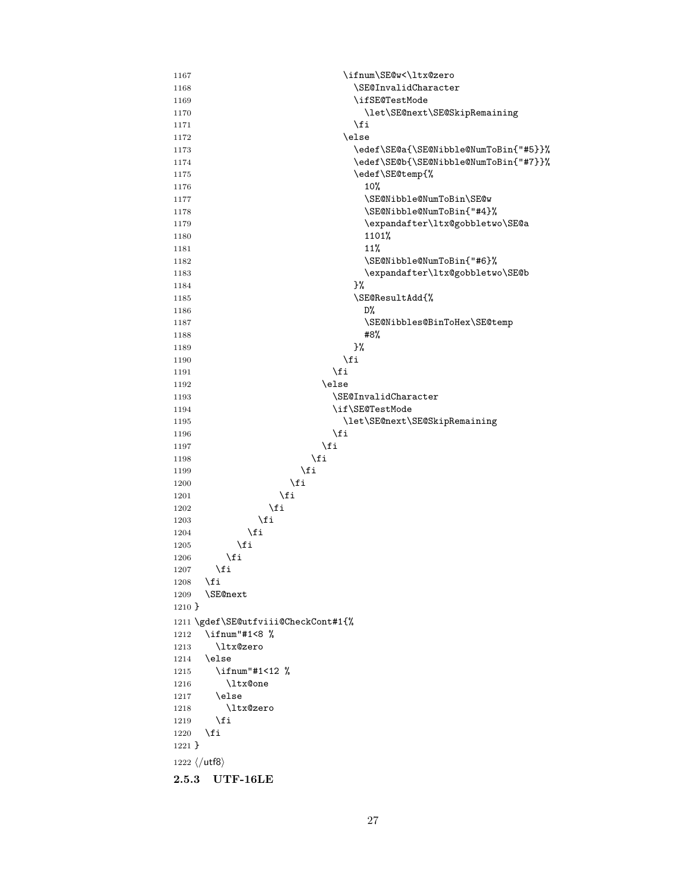```
1167                         \ifnum\SE@w<\ltx@zero
1168                           \SE@InvalidCharacter
1169                           \ifSE@TestMode
1170                             \let\SE@next\SE@SkipRemaining
1171                           \fi
1172                         \else
1173                           \edef\SE@a{\SE@Nibble@NumToBin{"#5}}%
1174                           \edef\SE@b{\SE@Nibble@NumToBin{"#7}}%
1175                           \edef\SE@temp{%
1176                             10%
1177                             \SE@Nibble@NumToBin\SE@w
1178                             \SE@Nibble@NumToBin{"#4}%
1179                             \expandafter\ltx@gobbletwo\SE@a
1180                             1101%
1181                             11%
1182                             \SE@Nibble@NumToBin{"#6}%
1183                             \expandafter\ltx@gobbletwo\SE@b
1184                           }%
1185                           \SE@ResultAdd{%
1186                             D%
1187                             \SE@Nibbles@BinToHex\SE@temp
1188                             #8%
1189                           }%
1190                         \fi
1191                       \fi
1192                     \else
1193                       \SE@InvalidCharacter
1194                       \if\SE@TestMode
1195                         \let\SE@next\SE@SkipRemaining
1196                       \fi
1197                     \fi
1198                   \fi
1199                 \fi
1200               \fi
1201             \fi
1202           \fi
1203         \fi
1204       \fi
1205     \fi
1206   \fi
1207   \fi
1208   \fi
1209   \SE@next
1210 }
1211 \gdef\SE@utfviii@CheckCont#1{%
1212   \ifnum"#1<8 %
1213     \ltx@zero
1214   \else
1215     \ifnum"#1<12 %
1216       \ltx@one
1217     \else
1218       \ltx@zero
1219     \fi
1220   \fi
1221 }
1222 ⟨/utf8⟩
```

#### 2.5.3 UTF-16LE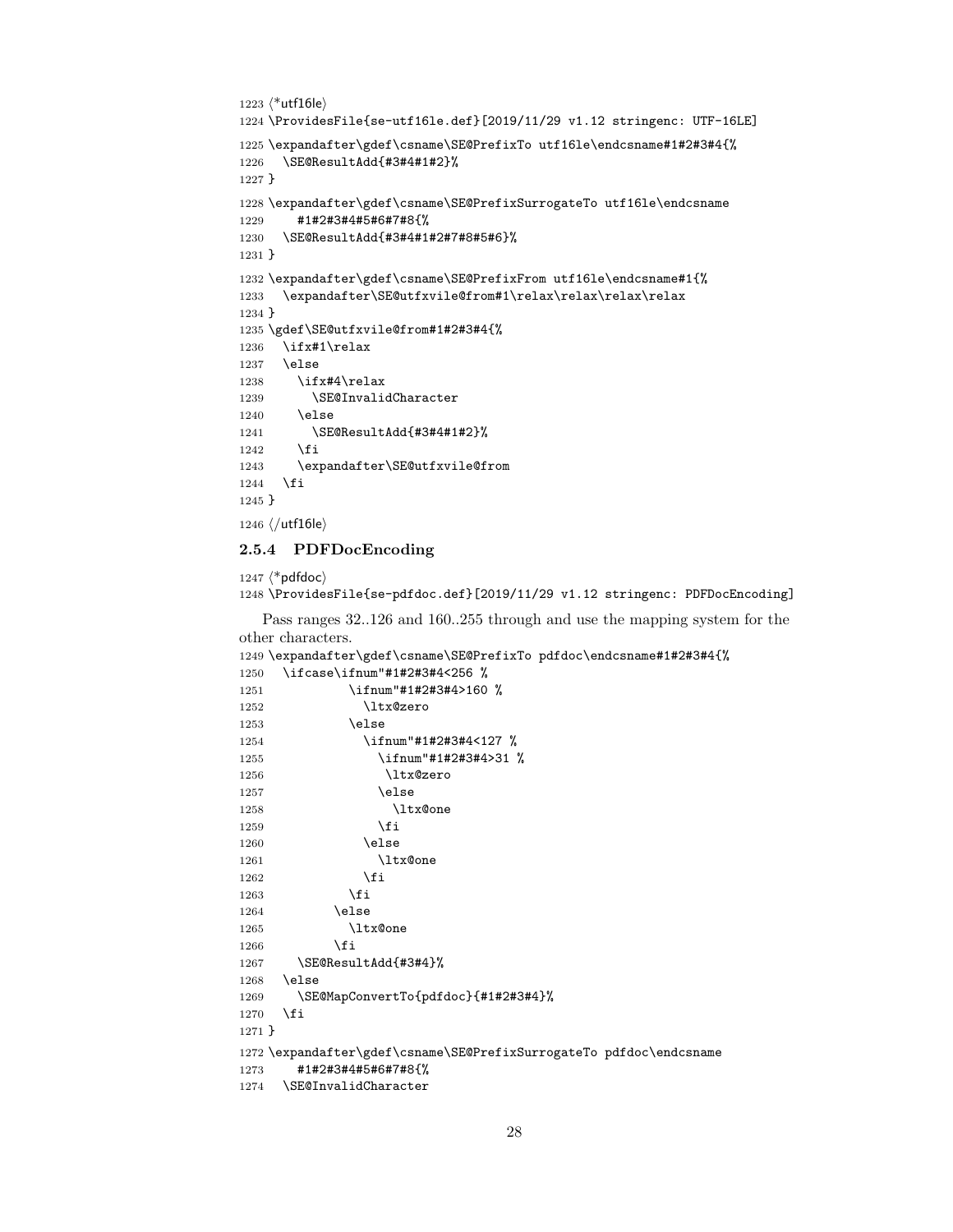```
1223 ⟨*utf16le⟩
1224 \ProvidesFile{se-utf16le.def}[2019/11/29 v1.12 stringenc: UTF-16LE]
1225 \expandafter\gdef\csname\SE@PrefixTo utf16le\endcsname#1#2#3#4{%
1226   \SE@ResultAdd{#3#4#1#2}%
1227 }
1228 \expandafter\gdef\csname\SE@PrefixSurrogateTo utf16le\endcsname
1229     #1#2#3#4#5#6#7#8{%
1230   \SE@ResultAdd{#3#4#1#2#7#8#5#6}%
1231 }
1232 \expandafter\gdef\csname\SE@PrefixFrom utf16le\endcsname#1{%
1233   \expandafter\SE@utfxvile@from#1\relax\relax\relax\relax
1234 }
1235 \gdef\SE@utfxvile@from#1#2#3#4{%
1236   \ifx#1\relax
1237   \else
1238     \ifx#4\relax
1239       \SE@InvalidCharacter
1240     \else
1241       \SE@ResultAdd{#3#4#1#2}%
1242     \fi
1243     \expandafter\SE@utfxvile@from
1244   \fi
1245 }
1246 ⟨/utf16le⟩
```

### 2.5.4 PDFDocEncoding

```
1247 ⟨*pdfdoc⟩
1248 \ProvidesFile{se-pdfdoc.def}[2019/11/29 v1.12 stringenc: PDFDocEncoding]
```

Pass ranges 32..126 and 160..255 through and use the mapping system for the other characters.

```
1249 \expandafter\gdef\csname\SE@PrefixTo pdfdoc\endcsname#1#2#3#4{%
1250   \ifcase\ifnum"#1#2#3#4<256 %
1251           \ifnum"#1#2#3#4>160 %
1252             \ltx@zero
1253           \else
1254             \ifnum"#1#2#3#4<127 %
1255               \ifnum"#1#2#3#4>31 %
1256                \ltx@zero
1257               \else
1258                 \ltx@one
1259               \fi
1260             \else
1261               \ltx@one
1262             \fi
1263           \fi
1264         \else
1265           \ltx@one
1266         \fi
1267     \SE@ResultAdd{#3#4}%
1268   \else
1269     \SE@MapConvertTo{pdfdoc}{#1#2#3#4}%
1270   \fi
1271 }
1272 \expandafter\gdef\csname\SE@PrefixSurrogateTo pdfdoc\endcsname
1273     #1#2#3#4#5#6#7#8{%
1274   \SE@InvalidCharacter
```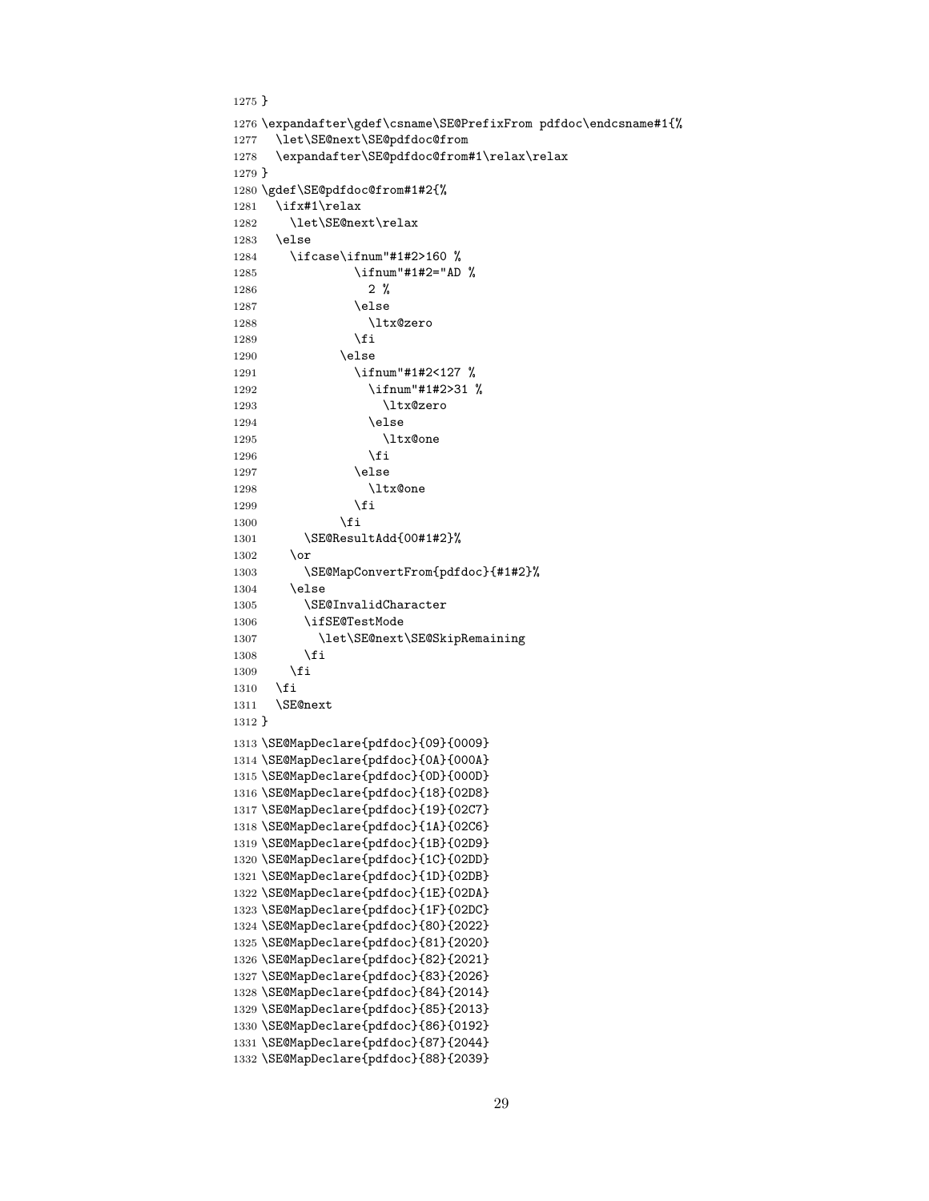```
1275 }
1276 \expandafter\gdef\csname\SE@PrefixFrom pdfdoc\endcsname#1{%
1277   \let\SE@next\SE@pdfdoc@from
1278   \expandafter\SE@pdfdoc@from#1\relax\relax
1279 }
1280 \gdef\SE@pdfdoc@from#1#2{%
1281   \ifx#1\relax
1282     \let\SE@next\relax
1283   \else
1284     \ifcase\ifnum"#1#2>160 %
1285              \ifnum"#1#2="AD %
1286                2 %
1287              \else
1288                \ltx@zero
1289              \fi
1290            \else
1291              \ifnum"#1#2<127 %
1292                \ifnum"#1#2>31 %
1293                  \ltx@zero
1294                \else
1295                  \ltx@one
1296                \fi
1297              \else
1298                \ltx@one
1299              \fi
1300            \fi
1301       \SE@ResultAdd{00#1#2}%
1302     \or
1303       \SE@MapConvertFrom{pdfdoc}{#1#2}%
1304     \else
1305       \SE@InvalidCharacter
1306       \ifSE@TestMode
1307         \let\SE@next\SE@SkipRemaining
1308       \fi
1309     \fi
1310   \fi
1311   \SE@next
1312 }
1313 \SE@MapDeclare{pdfdoc}{09}{0009}
1314 \SE@MapDeclare{pdfdoc}{0A}{000A}
1315 \SE@MapDeclare{pdfdoc}{0D}{000D}
1316 \SE@MapDeclare{pdfdoc}{18}{02D8}
1317 \SE@MapDeclare{pdfdoc}{19}{02C7}
1318 \SE@MapDeclare{pdfdoc}{1A}{02C6}
1319 \SE@MapDeclare{pdfdoc}{1B}{02D9}
1320 \SE@MapDeclare{pdfdoc}{1C}{02DD}
1321 \SE@MapDeclare{pdfdoc}{1D}{02DB}
1322 \SE@MapDeclare{pdfdoc}{1E}{02DA}
1323 \SE@MapDeclare{pdfdoc}{1F}{02DC}
1324 \SE@MapDeclare{pdfdoc}{80}{2022}
1325 \SE@MapDeclare{pdfdoc}{81}{2020}
1326 \SE@MapDeclare{pdfdoc}{82}{2021}
1327 \SE@MapDeclare{pdfdoc}{83}{2026}
1328 \SE@MapDeclare{pdfdoc}{84}{2014}
1329 \SE@MapDeclare{pdfdoc}{85}{2013}
1330 \SE@MapDeclare{pdfdoc}{86}{0192}
1331 \SE@MapDeclare{pdfdoc}{87}{2044}
1332 \SE@MapDeclare{pdfdoc}{88}{2039}
```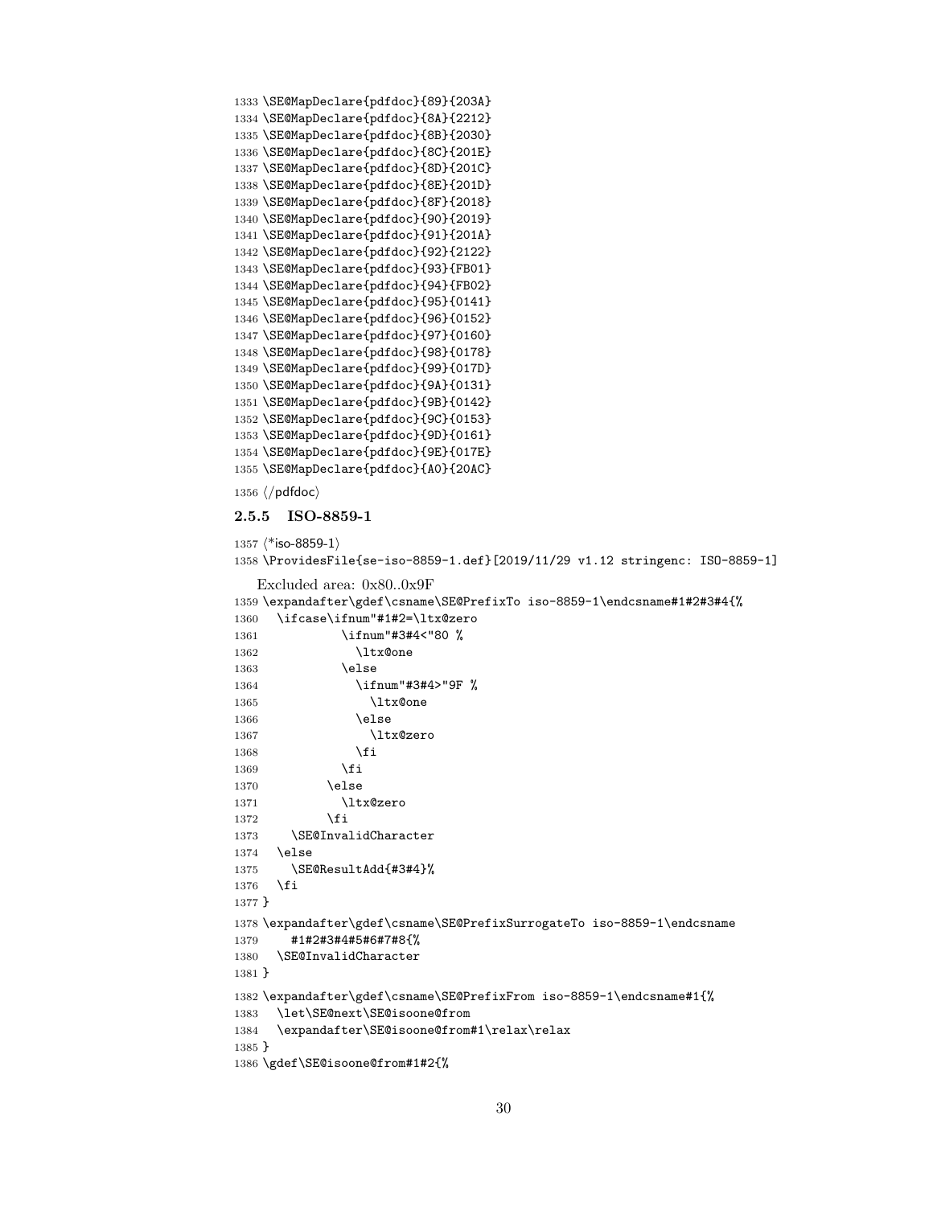```
1333 \SE@MapDeclare{pdfdoc}{89}{203A}
1334 \SE@MapDeclare{pdfdoc}{8A}{2212}
1335 \SE@MapDeclare{pdfdoc}{8B}{2030}
1336 \SE@MapDeclare{pdfdoc}{8C}{201E}
1337 \SE@MapDeclare{pdfdoc}{8D}{201C}
1338 \SE@MapDeclare{pdfdoc}{8E}{201D}
1339 \SE@MapDeclare{pdfdoc}{8F}{2018}
1340 \SE@MapDeclare{pdfdoc}{90}{2019}
1341 \SE@MapDeclare{pdfdoc}{91}{201A}
1342 \SE@MapDeclare{pdfdoc}{92}{2122}
1343 \SE@MapDeclare{pdfdoc}{93}{FB01}
1344 \SE@MapDeclare{pdfdoc}{94}{FB02}
1345 \SE@MapDeclare{pdfdoc}{95}{0141}
1346 \SE@MapDeclare{pdfdoc}{96}{0152}
1347 \SE@MapDeclare{pdfdoc}{97}{0160}
1348 \SE@MapDeclare{pdfdoc}{98}{0178}
1349 \SE@MapDeclare{pdfdoc}{99}{017D}
1350 \SE@MapDeclare{pdfdoc}{9A}{0131}
1351 \SE@MapDeclare{pdfdoc}{9B}{0142}
1352 \SE@MapDeclare{pdfdoc}{9C}{0153}
1353 \SE@MapDeclare{pdfdoc}{9D}{0161}
1354 \SE@MapDeclare{pdfdoc}{9E}{017E}
1355 \SE@MapDeclare{pdfdoc}{A0}{20AC}
1356 ⟨/pdfdoc⟩
```

### 2.5.5 ISO-8859-1

```
1357 ⟨*iso-8859-1⟩
1358 \ProvidesFile{se-iso-8859-1.def}[2019/11/29 v1.12 stringenc: ISO-8859-1]
```

Excluded area: 0x80..0x9F

```
1359 \expandafter\gdef\csname\SE@PrefixTo iso-8859-1\endcsname#1#2#3#4{%
1360   \ifcase\ifnum"#1#2=\ltx@zero
1361             \ifnum"#3#4<"80 %
1362               \ltx@one
1363             \else
1364               \ifnum"#3#4>"9F %
1365                 \ltx@one
1366               \else
1367                 \ltx@zero
1368               \fi
1369             \fi
1370           \else
1371             \ltx@zero
1372           \fi
1373     \SE@InvalidCharacter
1374   \else
1375     \SE@ResultAdd{#3#4}%
1376   \fi
1377 }
1378 \expandafter\gdef\csname\SE@PrefixSurrogateTo iso-8859-1\endcsname
1379     #1#2#3#4#5#6#7#8{%
1380   \SE@InvalidCharacter
1381 }
1382 \expandafter\gdef\csname\SE@PrefixFrom iso-8859-1\endcsname#1{%
1383   \let\SE@next\SE@isoone@from
1384   \expandafter\SE@isoone@from#1\relax\relax
1385 }
1386 \gdef\SE@isoone@from#1#2{%
```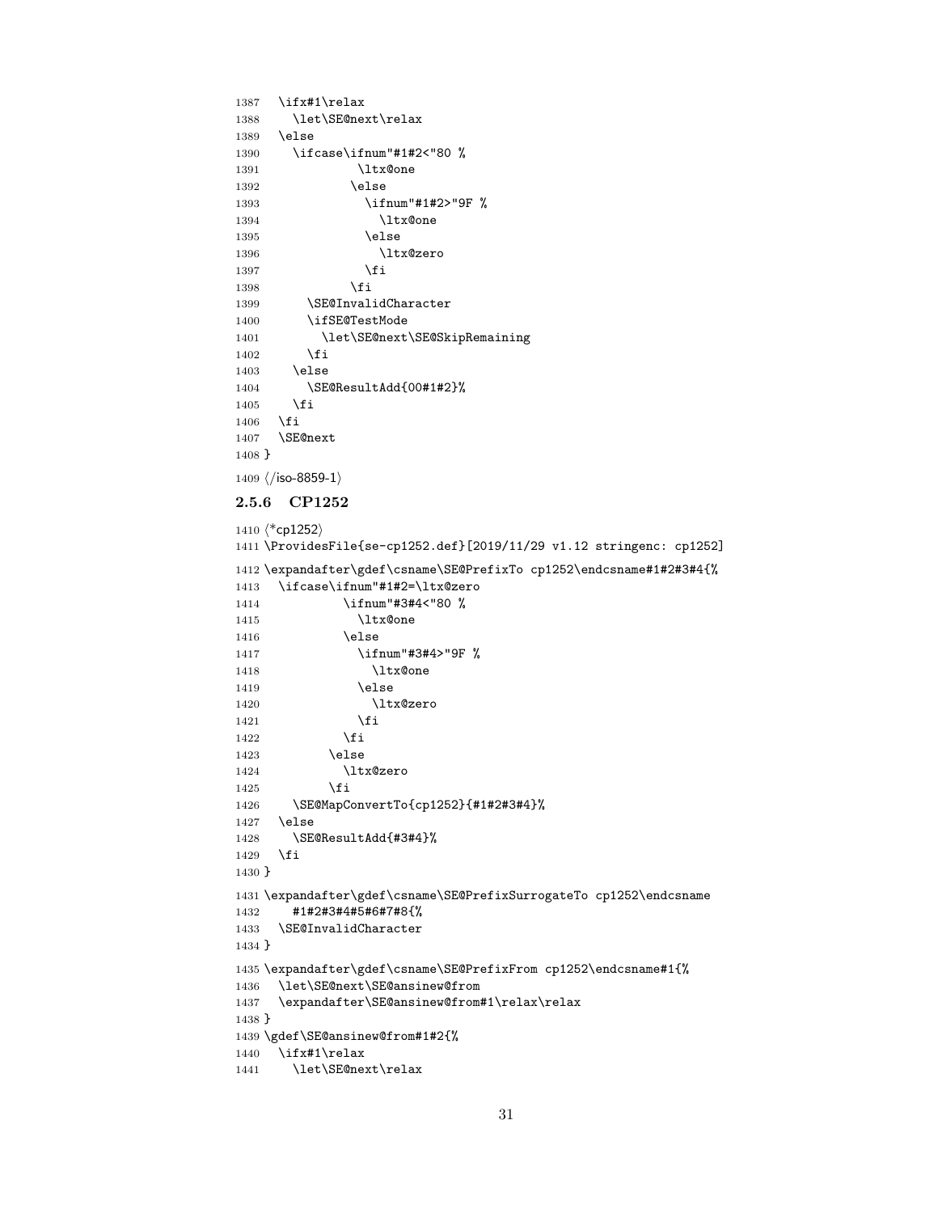```
1387   \ifx#1\relax
1388     \let\SE@next\relax
1389   \else
1390     \ifcase\ifnum"#1#2<"80 %
1391              \ltx@one
1392            \else
1393              \ifnum"#1#2>"9F %
1394                \ltx@one
1395              \else
1396                \ltx@zero
1397              \fi
1398            \fi
1399       \SE@InvalidCharacter
1400       \ifSE@TestMode
1401         \let\SE@next\SE@SkipRemaining
1402       \fi
1403     \else
1404       \SE@ResultAdd{00#1#2}%
1405     \fi
1406   \fi
1407   \SE@next
1408 }
1409 ⟨/iso-8859-1⟩
```

### 2.5.6 CP1252

```
1410 ⟨*cp1252⟩
1411 \ProvidesFile{se-cp1252.def}[2019/11/29 v1.12 stringenc: cp1252]
1412 \expandafter\gdef\csname\SE@PrefixTo cp1252\endcsname#1#2#3#4{%
1413   \ifcase\ifnum"#1#2=\ltx@zero
1414            \ifnum"#3#4<"80 %
1415              \ltx@one
1416            \else
1417              \ifnum"#3#4>"9F %
1418                \ltx@one
1419              \else
1420                \ltx@zero
1421              \fi
1422            \fi
1423          \else
1424            \ltx@zero
1425          \fi
1426     \SE@MapConvertTo{cp1252}{#1#2#3#4}%
1427   \else
1428     \SE@ResultAdd{#3#4}%
1429   \fi
1430 }
1431 \expandafter\gdef\csname\SE@PrefixSurrogateTo cp1252\endcsname
1432     #1#2#3#4#5#6#7#8{%
1433   \SE@InvalidCharacter
1434 }
1435 \expandafter\gdef\csname\SE@PrefixFrom cp1252\endcsname#1{%
1436   \let\SE@next\SE@ansinew@from
1437   \expandafter\SE@ansinew@from#1\relax\relax
1438 }
1439 \gdef\SE@ansinew@from#1#2{%
1440   \ifx#1\relax
1441     \let\SE@next\relax
```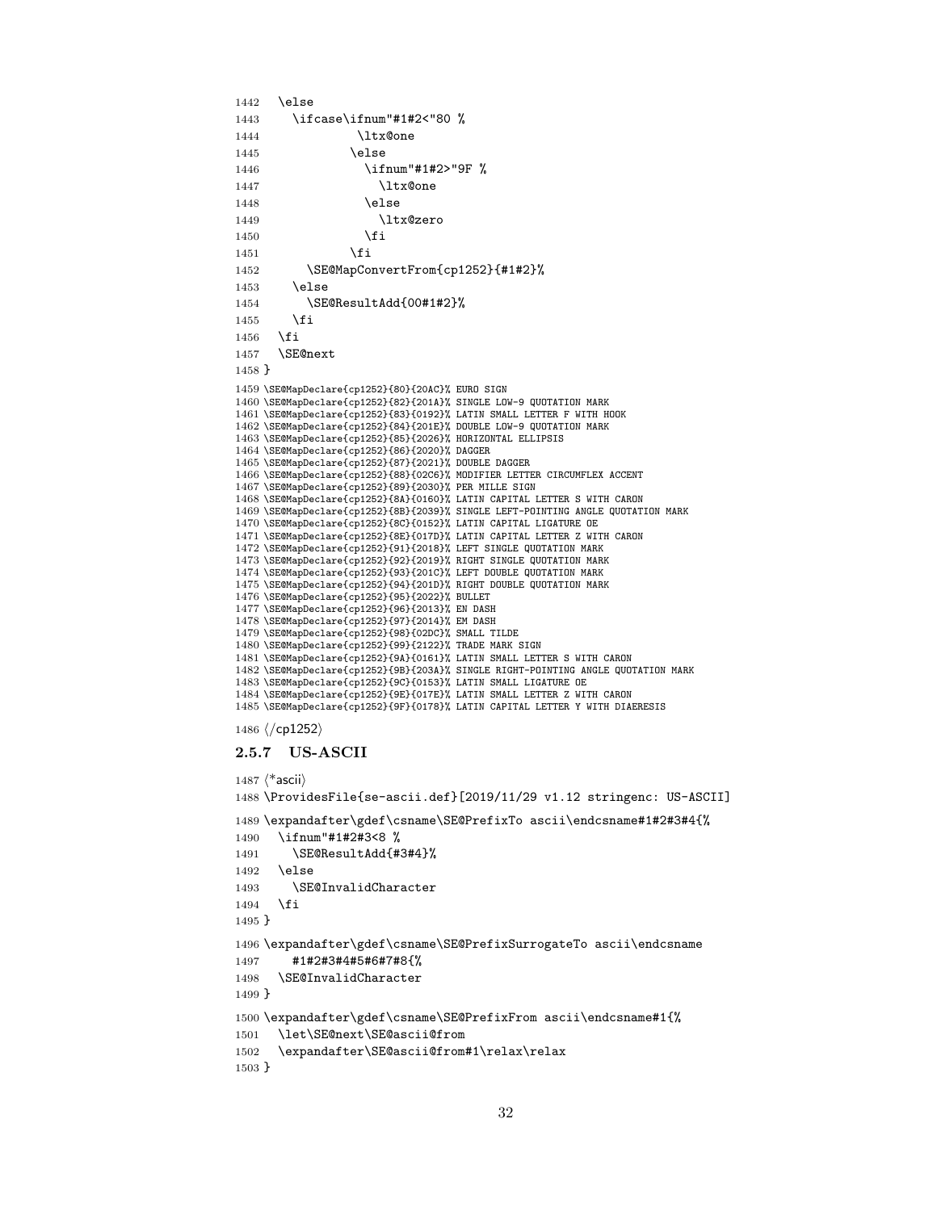```
1442   \else
1443     \ifcase\ifnum"#1#2<"80 %
1444              \ltx@one
1445            \else
1446              \ifnum"#1#2>"9F %
1447                \ltx@one
1448              \else
1449                \ltx@zero
1450              \fi
1451            \fi
1452       \SE@MapConvertFrom{cp1252}{#1#2}%
1453     \else
1454       \SE@ResultAdd{00#1#2}%
1455     \fi
1456   \fi
1457   \SE@next
1458 }
1459 \SE@MapDeclare{cp1252}{80}{20AC}% EURO SIGN
1460 \SE@MapDeclare{cp1252}{82}{201A}% SINGLE LOW-9 QUOTATION MARK
1461 \SE@MapDeclare{cp1252}{83}{0192}% LATIN SMALL LETTER F WITH HOOK
1462 \SE@MapDeclare{cp1252}{84}{201E}% DOUBLE LOW-9 QUOTATION MARK
1463 \SE@MapDeclare{cp1252}{85}{2026}% HORIZONTAL ELLIPSIS
1464 \SE@MapDeclare{cp1252}{86}{2020}% DAGGER
1465 \SE@MapDeclare{cp1252}{87}{2021}% DOUBLE DAGGER
1466 \SE@MapDeclare{cp1252}{88}{02C6}% MODIFIER LETTER CIRCUMFLEX ACCENT
1467 \SE@MapDeclare{cp1252}{89}{2030}% PER MILLE SIGN
1468 \SE@MapDeclare{cp1252}{8A}{0160}% LATIN CAPITAL LETTER S WITH CARON
1469 \SE@MapDeclare{cp1252}{8B}{2039}% SINGLE LEFT-POINTING ANGLE QUOTATION MARK
1470 \SE@MapDeclare{cp1252}{8C}{0152}% LATIN CAPITAL LIGATURE OE
1471 \SE@MapDeclare{cp1252}{8E}{017D}% LATIN CAPITAL LETTER Z WITH CARON
1472 \SE@MapDeclare{cp1252}{91}{2018}% LEFT SINGLE QUOTATION MARK
1473 \SE@MapDeclare{cp1252}{92}{2019}% RIGHT SINGLE QUOTATION MARK
1474 \SE@MapDeclare{cp1252}{93}{201C}% LEFT DOUBLE QUOTATION MARK
1475 \SE@MapDeclare{cp1252}{94}{201D}% RIGHT DOUBLE QUOTATION MARK
1476 \SE@MapDeclare{cp1252}{95}{2022}% BULLET
1477 \SE@MapDeclare{cp1252}{96}{2013}% EN DASH
1478 \SE@MapDeclare{cp1252}{97}{2014}% EM DASH
1479 \SE@MapDeclare{cp1252}{98}{02DC}% SMALL TILDE
1480 \SE@MapDeclare{cp1252}{99}{2122}% TRADE MARK SIGN
1481 \SE@MapDeclare{cp1252}{9A}{0161}% LATIN SMALL LETTER S WITH CARON
1482 \SE@MapDeclare{cp1252}{9B}{203A}% SINGLE RIGHT-POINTING ANGLE QUOTATION MARK
1483 \SE@MapDeclare{cp1252}{9C}{0153}% LATIN SMALL LIGATURE OE
1484 \SE@MapDeclare{cp1252}{9E}{017E}% LATIN SMALL LETTER Z WITH CARON
1485 \SE@MapDeclare{cp1252}{9F}{0178}% LATIN CAPITAL LETTER Y WITH DIAERESIS
1486 ⟨/cp1252⟩
```

### 2.5.7 US-ASCII

```
1487 ⟨*ascii⟩
1488 \ProvidesFile{se-ascii.def}[2019/11/29 v1.12 stringenc: US-ASCII]
1489 \expandafter\gdef\csname\SE@PrefixTo ascii\endcsname#1#2#3#4{%
1490   \ifnum"#1#2#3<8 %
1491     \SE@ResultAdd{#3#4}%
1492   \else
1493     \SE@InvalidCharacter
1494   \fi
1495 }
1496 \expandafter\gdef\csname\SE@PrefixSurrogateTo ascii\endcsname
1497     #1#2#3#4#5#6#7#8{%
1498   \SE@InvalidCharacter
1499 }
1500 \expandafter\gdef\csname\SE@PrefixFrom ascii\endcsname#1{%
1501   \let\SE@next\SE@ascii@from
1502   \expandafter\SE@ascii@from#1\relax\relax
1503 }
```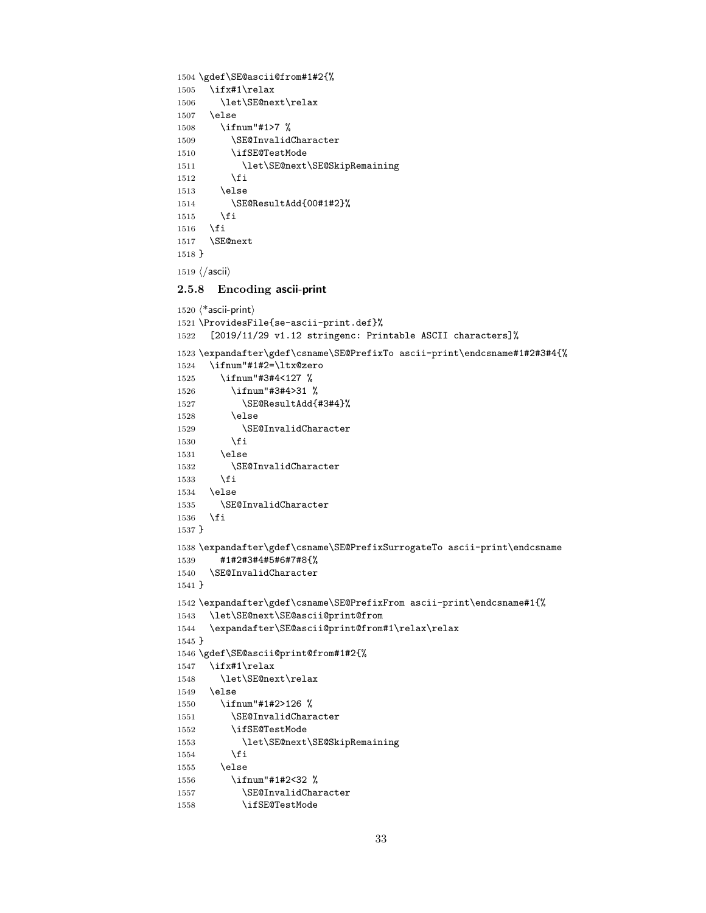```
1504 \gdef\SE@ascii@from#1#2{%
1505   \ifx#1\relax
1506     \let\SE@next\relax
1507   \else
1508     \ifnum"#1>7 %
1509       \SE@InvalidCharacter
1510       \ifSE@TestMode
1511         \let\SE@next\SE@SkipRemaining
1512       \fi
1513     \else
1514       \SE@ResultAdd{00#1#2}%
1515     \fi
1516   \fi
1517   \SE@next
1518 }
1519 </ascii>
```

### 2.5.8 Encoding ascii-print

```
1520 <*ascii-print>
1521 \ProvidesFile{se-ascii-print.def}%
1522   [2019/11/29 v1.12 stringenc: Printable ASCII characters]%
1523 \expandafter\gdef\csname\SE@PrefixTo ascii-print\endcsname#1#2#3#4{%
1524   \ifnum"#1#2=\ltx@zero
1525     \ifnum"#3#4<127 %
1526       \ifnum"#3#4>31 %
1527         \SE@ResultAdd{#3#4}%
1528       \else
1529         \SE@InvalidCharacter
1530       \fi
1531     \else
1532       \SE@InvalidCharacter
1533     \fi
1534   \else
1535     \SE@InvalidCharacter
1536   \fi
1537 }
1538 \expandafter\gdef\csname\SE@PrefixSurrogateTo ascii-print\endcsname
1539     #1#2#3#4#5#6#7#8{%
1540   \SE@InvalidCharacter
1541 }
1542 \expandafter\gdef\csname\SE@PrefixFrom ascii-print\endcsname#1{%
1543   \let\SE@next\SE@ascii@print@from
1544   \expandafter\SE@ascii@print@from#1\relax\relax
1545 }
1546 \gdef\SE@ascii@print@from#1#2{%
1547   \ifx#1\relax
1548     \let\SE@next\relax
1549   \else
1550     \ifnum"#1#2>126 %
1551       \SE@InvalidCharacter
1552       \ifSE@TestMode
1553         \let\SE@next\SE@SkipRemaining
1554       \fi
1555     \else
1556       \ifnum"#1#2<32 %
1557         \SE@InvalidCharacter
1558         \ifSE@TestMode
```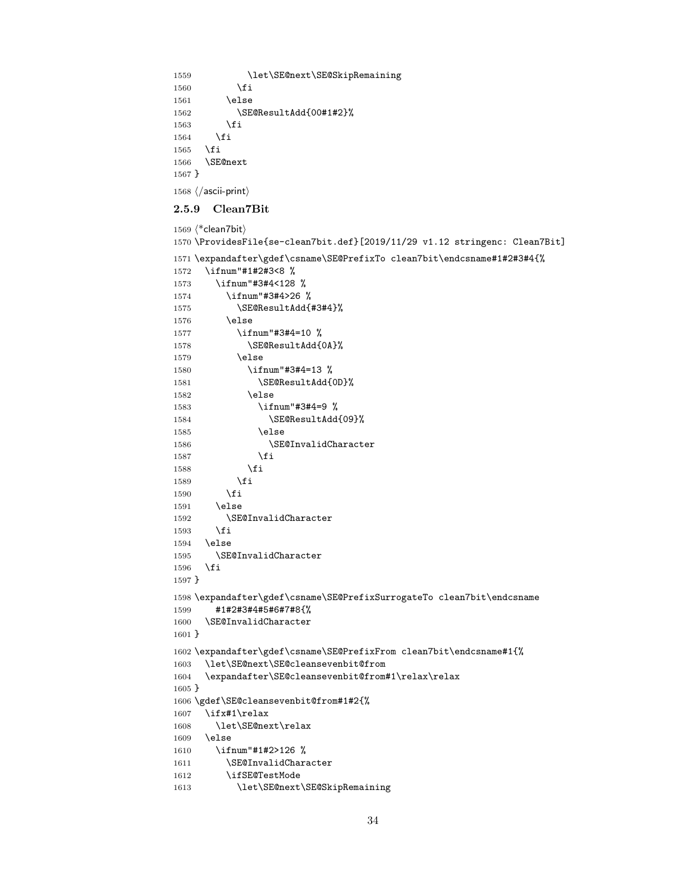```
1559          \let\SE@next\SE@SkipRemaining
1560        \fi
1561      \else
1562        \SE@ResultAdd{00#1#2}%
1563      \fi
1564    \fi
1565  \fi
1566  \SE@next
1567 }
```

1568 ⟨/ascii-print⟩

### 2.5.9 Clean7Bit

1569 ⟨*clean7bit⟩

```
1570 \ProvidesFile{se-clean7bit.def}[2019/11/29 v1.12 stringenc: Clean7Bit]
1571 \expandafter\gdef\csname\SE@PrefixTo clean7bit\endcsname#1#2#3#4{%
1572   \ifnum"#1#2#3<8 %
1573     \ifnum"#3#4<128 %
1574       \ifnum"#3#4>26 %
1575         \SE@ResultAdd{#3#4}%
1576       \else
1577         \ifnum"#3#4=10 %
1578           \SE@ResultAdd{0A}%
1579         \else
1580           \ifnum"#3#4=13 %
1581             \SE@ResultAdd{0D}%
1582           \else
1583             \ifnum"#3#4=9 %
1584               \SE@ResultAdd{09}%
1585             \else
1586               \SE@InvalidCharacter
1587             \fi
1588           \fi
1589         \fi
1590       \fi
1591     \else
1592       \SE@InvalidCharacter
1593     \fi
1594   \else
1595     \SE@InvalidCharacter
1596   \fi
1597 }
1598 \expandafter\gdef\csname\SE@PrefixSurrogateTo clean7bit\endcsname
1599     #1#2#3#4#5#6#7#8{%
1600   \SE@InvalidCharacter
1601 }
1602 \expandafter\gdef\csname\SE@PrefixFrom clean7bit\endcsname#1{%
1603   \let\SE@next\SE@cleansevenbit@from
1604   \expandafter\SE@cleansevenbit@from#1\relax\relax
1605 }
1606 \gdef\SE@cleansevenbit@from#1#2{%
1607   \ifx#1\relax
1608     \let\SE@next\relax
1609   \else
1610     \ifnum"#1#2>126 %
1611       \SE@InvalidCharacter
1612       \ifSE@TestMode
1613         \let\SE@next\SE@SkipRemaining
```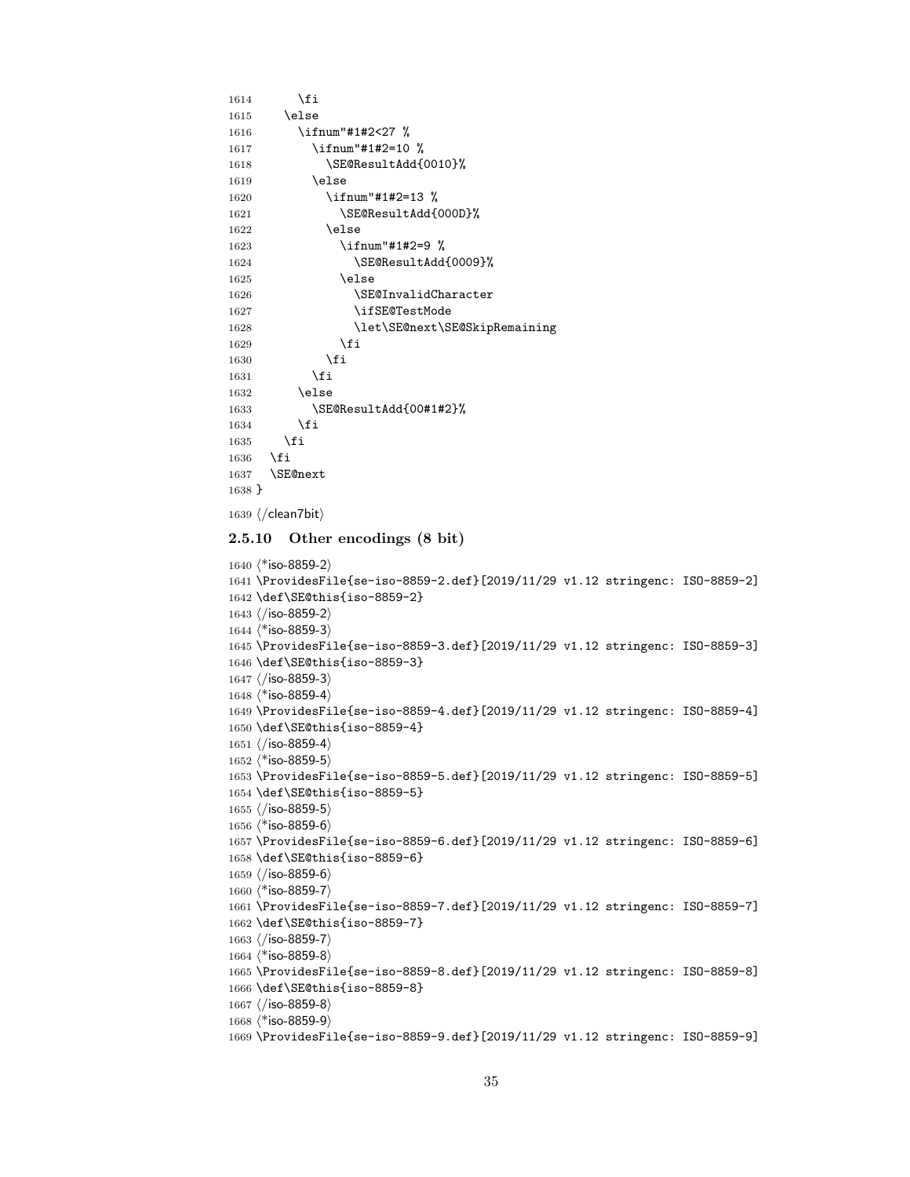```
1614       \fi
1615     \else
1616       \ifnum"#1#2<27 %
1617         \ifnum"#1#2=10 %
1618           \SE@ResultAdd{0010}%
1619         \else
1620           \ifnum"#1#2=13 %
1621             \SE@ResultAdd{000D}%
1622           \else
1623             \ifnum"#1#2=9 %
1624               \SE@ResultAdd{0009}%
1625             \else
1626               \SE@InvalidCharacter
1627               \ifSE@TestMode
1628               \let\SE@next\SE@SkipRemaining
1629             \fi
1630           \fi
1631         \fi
1632       \else
1633         \SE@ResultAdd{00#1#2}%
1634       \fi
1635     \fi
1636   \fi
1637   \SE@next
1638 }
1639 ⟨/clean7bit⟩
```

### 2.5.10 Other encodings (8 bit)

```
1640 ⟨*iso-8859-2⟩
1641 \ProvidesFile{se-iso-8859-2.def}[2019/11/29 v1.12 stringenc: ISO-8859-2]
1642 \def\SE@this{iso-8859-2}
1643 ⟨/iso-8859-2⟩
1644 ⟨*iso-8859-3⟩
1645 \ProvidesFile{se-iso-8859-3.def}[2019/11/29 v1.12 stringenc: ISO-8859-3]
1646 \def\SE@this{iso-8859-3}
1647 ⟨/iso-8859-3⟩
1648 ⟨*iso-8859-4⟩
1649 \ProvidesFile{se-iso-8859-4.def}[2019/11/29 v1.12 stringenc: ISO-8859-4]
1650 \def\SE@this{iso-8859-4}
1651 ⟨/iso-8859-4⟩
1652 ⟨*iso-8859-5⟩
1653 \ProvidesFile{se-iso-8859-5.def}[2019/11/29 v1.12 stringenc: ISO-8859-5]
1654 \def\SE@this{iso-8859-5}
1655 ⟨/iso-8859-5⟩
1656 ⟨*iso-8859-6⟩
1657 \ProvidesFile{se-iso-8859-6.def}[2019/11/29 v1.12 stringenc: ISO-8859-6]
1658 \def\SE@this{iso-8859-6}
1659 ⟨/iso-8859-6⟩
1660 ⟨*iso-8859-7⟩
1661 \ProvidesFile{se-iso-8859-7.def}[2019/11/29 v1.12 stringenc: ISO-8859-7]
1662 \def\SE@this{iso-8859-7}
1663 ⟨/iso-8859-7⟩
1664 ⟨*iso-8859-8⟩
1665 \ProvidesFile{se-iso-8859-8.def}[2019/11/29 v1.12 stringenc: ISO-8859-8]
1666 \def\SE@this{iso-8859-8}
1667 ⟨/iso-8859-8⟩
1668 ⟨*iso-8859-9⟩
1669 \ProvidesFile{se-iso-8859-9.def}[2019/11/29 v1.12 stringenc: ISO-8859-9]
```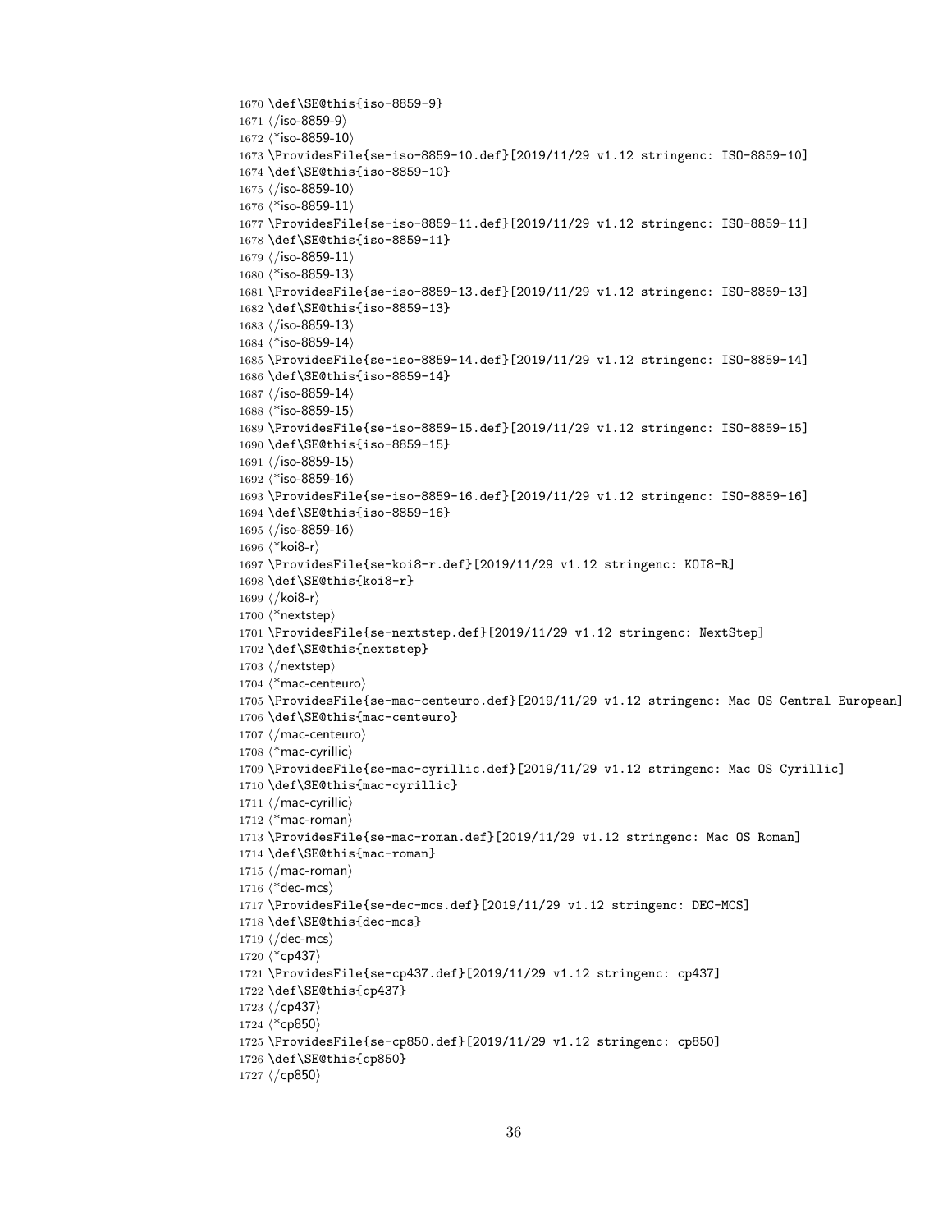```
1670 \def\SE@this{iso-8859-9}
1671 ⟨/iso-8859-9⟩
1672 ⟨*iso-8859-10⟩
1673 \ProvidesFile{se-iso-8859-10.def}[2019/11/29 v1.12 stringenc: ISO-8859-10]
1674 \def\SE@this{iso-8859-10}
1675 ⟨/iso-8859-10⟩
1676 ⟨*iso-8859-11⟩
1677 \ProvidesFile{se-iso-8859-11.def}[2019/11/29 v1.12 stringenc: ISO-8859-11]
1678 \def\SE@this{iso-8859-11}
1679 ⟨/iso-8859-11⟩
1680 ⟨*iso-8859-13⟩
1681 \ProvidesFile{se-iso-8859-13.def}[2019/11/29 v1.12 stringenc: ISO-8859-13]
1682 \def\SE@this{iso-8859-13}
1683 ⟨/iso-8859-13⟩
1684 ⟨*iso-8859-14⟩
1685 \ProvidesFile{se-iso-8859-14.def}[2019/11/29 v1.12 stringenc: ISO-8859-14]
1686 \def\SE@this{iso-8859-14}
1687 ⟨/iso-8859-14⟩
1688 ⟨*iso-8859-15⟩
1689 \ProvidesFile{se-iso-8859-15.def}[2019/11/29 v1.12 stringenc: ISO-8859-15]
1690 \def\SE@this{iso-8859-15}
1691 ⟨/iso-8859-15⟩
1692 ⟨*iso-8859-16⟩
1693 \ProvidesFile{se-iso-8859-16.def}[2019/11/29 v1.12 stringenc: ISO-8859-16]
1694 \def\SE@this{iso-8859-16}
1695 ⟨/iso-8859-16⟩
1696 ⟨*koi8-r⟩
1697 \ProvidesFile{se-koi8-r.def}[2019/11/29 v1.12 stringenc: KOI8-R]
1698 \def\SE@this{koi8-r}
1699 ⟨/koi8-r⟩
1700 ⟨*nextstep⟩
1701 \ProvidesFile{se-nextstep.def}[2019/11/29 v1.12 stringenc: NextStep]
1702 \def\SE@this{nextstep}
1703 ⟨/nextstep⟩
1704 ⟨*mac-centeuro⟩
1705 \ProvidesFile{se-mac-centeuro.def}[2019/11/29 v1.12 stringenc: Mac OS Central European]
1706 \def\SE@this{mac-centeuro}
1707 ⟨/mac-centeuro⟩
1708 ⟨*mac-cyrillic⟩
1709 \ProvidesFile{se-mac-cyrillic.def}[2019/11/29 v1.12 stringenc: Mac OS Cyrillic]
1710 \def\SE@this{mac-cyrillic}
1711 ⟨/mac-cyrillic⟩
1712 ⟨*mac-roman⟩
1713 \ProvidesFile{se-mac-roman.def}[2019/11/29 v1.12 stringenc: Mac OS Roman]
1714 \def\SE@this{mac-roman}
1715 ⟨/mac-roman⟩
1716 ⟨*dec-mcs⟩
1717 \ProvidesFile{se-dec-mcs.def}[2019/11/29 v1.12 stringenc: DEC-MCS]
1718 \def\SE@this{dec-mcs}
1719 ⟨/dec-mcs⟩
1720 ⟨*cp437⟩
1721 \ProvidesFile{se-cp437.def}[2019/11/29 v1.12 stringenc: cp437]
1722 \def\SE@this{cp437}
1723 ⟨/cp437⟩
1724 ⟨*cp850⟩
1725 \ProvidesFile{se-cp850.def}[2019/11/29 v1.12 stringenc: cp850]
1726 \def\SE@this{cp850}
1727 ⟨/cp850⟩
```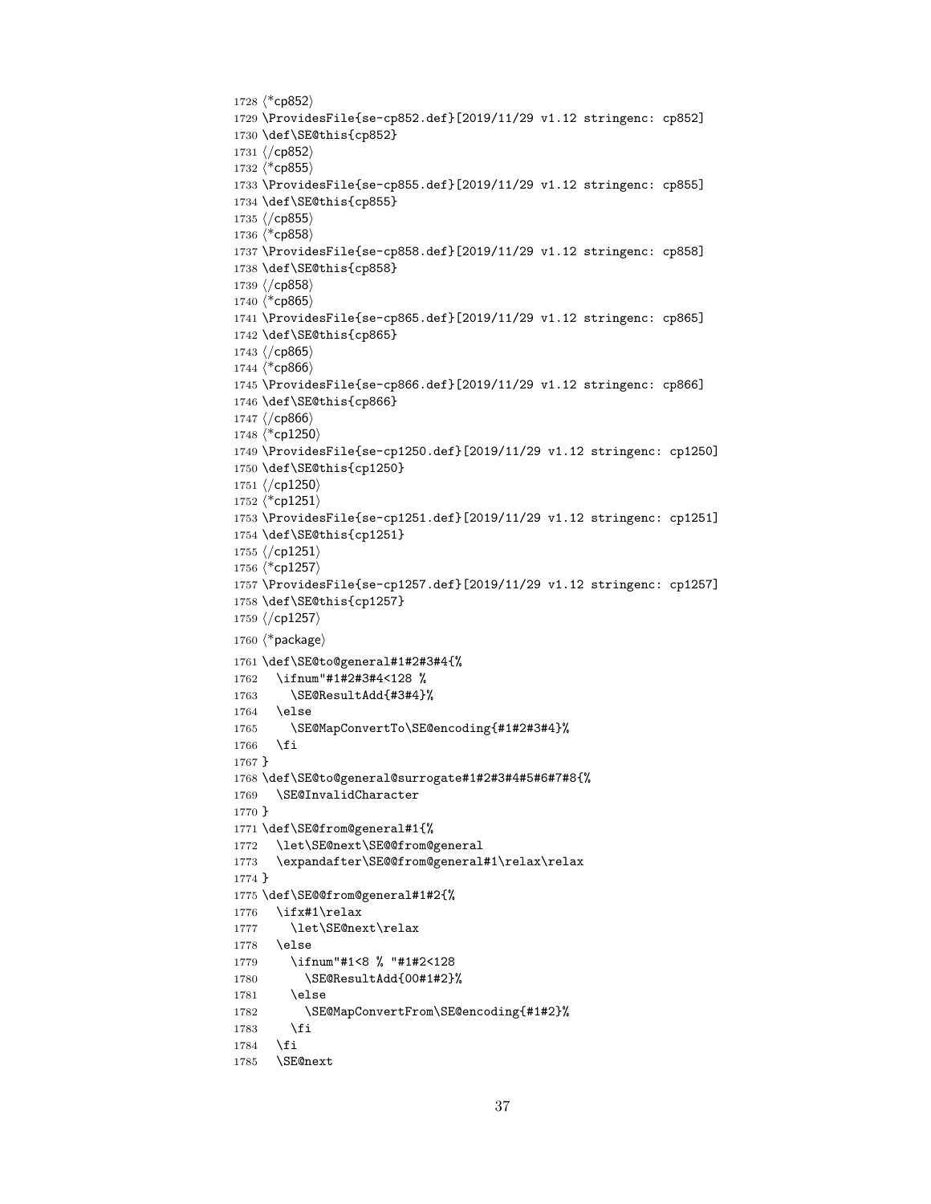```
1728 ⟨*cp852⟩
1729 \ProvidesFile{se-cp852.def}[2019/11/29 v1.12 stringenc: cp852]
1730 \def\SE@this{cp852}
1731 ⟨/cp852⟩
1732 ⟨*cp855⟩
1733 \ProvidesFile{se-cp855.def}[2019/11/29 v1.12 stringenc: cp855]
1734 \def\SE@this{cp855}
1735 ⟨/cp855⟩
1736 ⟨*cp858⟩
1737 \ProvidesFile{se-cp858.def}[2019/11/29 v1.12 stringenc: cp858]
1738 \def\SE@this{cp858}
1739 ⟨/cp858⟩
1740 ⟨*cp865⟩
1741 \ProvidesFile{se-cp865.def}[2019/11/29 v1.12 stringenc: cp865]
1742 \def\SE@this{cp865}
1743 ⟨/cp865⟩
1744 ⟨*cp866⟩
1745 \ProvidesFile{se-cp866.def}[2019/11/29 v1.12 stringenc: cp866]
1746 \def\SE@this{cp866}
1747 ⟨/cp866⟩
1748 ⟨*cp1250⟩
1749 \ProvidesFile{se-cp1250.def}[2019/11/29 v1.12 stringenc: cp1250]
1750 \def\SE@this{cp1250}
1751 ⟨/cp1250⟩
1752 ⟨*cp1251⟩
1753 \ProvidesFile{se-cp1251.def}[2019/11/29 v1.12 stringenc: cp1251]
1754 \def\SE@this{cp1251}
1755 ⟨/cp1251⟩
1756 ⟨*cp1257⟩
1757 \ProvidesFile{se-cp1257.def}[2019/11/29 v1.12 stringenc: cp1257]
1758 \def\SE@this{cp1257}
1759 ⟨/cp1257⟩
1760 ⟨*package⟩
1761 \def\SE@to@general#1#2#3#4{%
1762   \ifnum"#1#2#3#4<128 %
1763     \SE@ResultAdd{#3#4}%
1764   \else
1765     \SE@MapConvertTo\SE@encoding{#1#2#3#4}%
1766   \fi
1767 }
1768 \def\SE@to@general@surrogate#1#2#3#4#5#6#7#8{%
1769   \SE@InvalidCharacter
1770 }
1771 \def\SE@from@general#1{%
1772   \let\SE@next\SE@@from@general
1773   \expandafter\SE@@from@general#1\relax\relax
1774 }
1775 \def\SE@@from@general#1#2{%
1776   \ifx#1\relax
1777     \let\SE@next\relax
1778   \else
1779     \ifnum"#1<8 % "#1#2<128
1780       \SE@ResultAdd{00#1#2}%
1781     \else
1782       \SE@MapConvertFrom\SE@encoding{#1#2}%
1783     \fi
1784   \fi
1785   \SE@next
```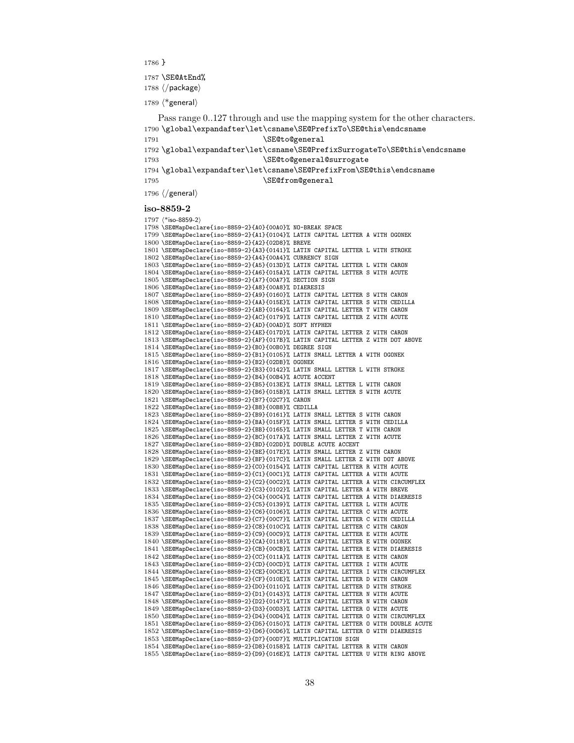```
1786 }
1787 \SE@AtEnd%
1788 ⟨/package⟩
1789 ⟨*general⟩
```

Pass range 0..127 through and use the mapping system for the other characters.

```
1790 \global\expandafter\let\csname\SE@PrefixTo\SE@this\endcsname
1791                        \SE@to@general
1792 \global\expandafter\let\csname\SE@PrefixSurrogateTo\SE@this\endcsname
1793                        \SE@to@general@surrogate
1794 \global\expandafter\let\csname\SE@PrefixFrom\SE@this\endcsname
1795                        \SE@from@general
1796 ⟨/general⟩
```

### iso-8859-2

```
1797 ⟨*iso-8859-2⟩
1798 \SE@MapDeclare{iso-8859-2}{A0}{00A0}% NO-BREAK SPACE
1799 \SE@MapDeclare{iso-8859-2}{A1}{0104}% LATIN CAPITAL LETTER A WITH OGONEK
1800 \SE@MapDeclare{iso-8859-2}{A2}{02D8}% BREVE
1801 \SE@MapDeclare{iso-8859-2}{A3}{0141}% LATIN CAPITAL LETTER L WITH STROKE
1802 \SE@MapDeclare{iso-8859-2}{A4}{00A4}% CURRENCY SIGN
1803 \SE@MapDeclare{iso-8859-2}{A5}{013D}% LATIN CAPITAL LETTER L WITH CARON
1804 \SE@MapDeclare{iso-8859-2}{A6}{015A}% LATIN CAPITAL LETTER S WITH ACUTE
1805 \SE@MapDeclare{iso-8859-2}{A7}{00A7}% SECTION SIGN
1806 \SE@MapDeclare{iso-8859-2}{A8}{00A8}% DIAERESIS
1807 \SE@MapDeclare{iso-8859-2}{A9}{0160}% LATIN CAPITAL LETTER S WITH CARON
1808 \SE@MapDeclare{iso-8859-2}{AA}{015E}% LATIN CAPITAL LETTER S WITH CEDILLA
1809 \SE@MapDeclare{iso-8859-2}{AB}{0164}% LATIN CAPITAL LETTER T WITH CARON
1810 \SE@MapDeclare{iso-8859-2}{AC}{0179}% LATIN CAPITAL LETTER Z WITH ACUTE
1811 \SE@MapDeclare{iso-8859-2}{AD}{00AD}% SOFT HYPHEN
1812 \SE@MapDeclare{iso-8859-2}{AE}{017D}% LATIN CAPITAL LETTER Z WITH CARON
1813 \SE@MapDeclare{iso-8859-2}{AF}{017B}% LATIN CAPITAL LETTER Z WITH DOT ABOVE
1814 \SE@MapDeclare{iso-8859-2}{B0}{00B0}% DEGREE SIGN
1815 \SE@MapDeclare{iso-8859-2}{B1}{0105}% LATIN SMALL LETTER A WITH OGONEK
1816 \SE@MapDeclare{iso-8859-2}{B2}{02DB}% OGONEK
1817 \SE@MapDeclare{iso-8859-2}{B3}{0142}% LATIN SMALL LETTER L WITH STROKE
1818 \SE@MapDeclare{iso-8859-2}{B4}{00B4}% ACUTE ACCENT
1819 \SE@MapDeclare{iso-8859-2}{B5}{013E}% LATIN SMALL LETTER L WITH CARON
1820 \SE@MapDeclare{iso-8859-2}{B6}{015B}% LATIN SMALL LETTER S WITH ACUTE
1821 \SE@MapDeclare{iso-8859-2}{B7}{02C7}% CARON
1822 \SE@MapDeclare{iso-8859-2}{B8}{00B8}% CEDILLA
1823 \SE@MapDeclare{iso-8859-2}{B9}{0161}% LATIN SMALL LETTER S WITH CARON
1824 \SE@MapDeclare{iso-8859-2}{BA}{015F}% LATIN SMALL LETTER S WITH CEDILLA
1825 \SE@MapDeclare{iso-8859-2}{BB}{0165}% LATIN SMALL LETTER T WITH CARON
1826 \SE@MapDeclare{iso-8859-2}{BC}{017A}% LATIN SMALL LETTER Z WITH ACUTE
1827 \SE@MapDeclare{iso-8859-2}{BD}{02DD}% DOUBLE ACUTE ACCENT
1828 \SE@MapDeclare{iso-8859-2}{BE}{017E}% LATIN SMALL LETTER Z WITH CARON
1829 \SE@MapDeclare{iso-8859-2}{BF}{017C}% LATIN SMALL LETTER Z WITH DOT ABOVE
1830 \SE@MapDeclare{iso-8859-2}{C0}{0154}% LATIN CAPITAL LETTER R WITH ACUTE
1831 \SE@MapDeclare{iso-8859-2}{C1}{00C1}% LATIN CAPITAL LETTER A WITH ACUTE
1832 \SE@MapDeclare{iso-8859-2}{C2}{00C2}% LATIN CAPITAL LETTER A WITH CIRCUMFLEX
1833 \SE@MapDeclare{iso-8859-2}{C3}{0102}% LATIN CAPITAL LETTER A WITH BREVE
1834 \SE@MapDeclare{iso-8859-2}{C4}{00C4}% LATIN CAPITAL LETTER A WITH DIAERESIS
1835 \SE@MapDeclare{iso-8859-2}{C5}{0139}% LATIN CAPITAL LETTER L WITH ACUTE
1836 \SE@MapDeclare{iso-8859-2}{C6}{0106}% LATIN CAPITAL LETTER C WITH ACUTE
1837 \SE@MapDeclare{iso-8859-2}{C7}{00C7}% LATIN CAPITAL LETTER C WITH CEDILLA
1838 \SE@MapDeclare{iso-8859-2}{C8}{010C}% LATIN CAPITAL LETTER C WITH CARON
1839 \SE@MapDeclare{iso-8859-2}{C9}{00C9}% LATIN CAPITAL LETTER E WITH ACUTE
1840 \SE@MapDeclare{iso-8859-2}{CA}{0118}% LATIN CAPITAL LETTER E WITH OGONEK
1841 \SE@MapDeclare{iso-8859-2}{CB}{00CB}% LATIN CAPITAL LETTER E WITH DIAERESIS
1842 \SE@MapDeclare{iso-8859-2}{CC}{011A}% LATIN CAPITAL LETTER E WITH CARON
1843 \SE@MapDeclare{iso-8859-2}{CD}{00CD}% LATIN CAPITAL LETTER I WITH ACUTE
1844 \SE@MapDeclare{iso-8859-2}{CE}{00CE}% LATIN CAPITAL LETTER I WITH CIRCUMFLEX
1845 \SE@MapDeclare{iso-8859-2}{CF}{010E}% LATIN CAPITAL LETTER D WITH CARON
1846 \SE@MapDeclare{iso-8859-2}{D0}{0110}% LATIN CAPITAL LETTER D WITH STROKE
1847 \SE@MapDeclare{iso-8859-2}{D1}{0143}% LATIN CAPITAL LETTER N WITH ACUTE
1848 \SE@MapDeclare{iso-8859-2}{D2}{0147}% LATIN CAPITAL LETTER N WITH CARON
1849 \SE@MapDeclare{iso-8859-2}{D3}{00D3}% LATIN CAPITAL LETTER O WITH ACUTE
1850 \SE@MapDeclare{iso-8859-2}{D4}{00D4}% LATIN CAPITAL LETTER O WITH CIRCUMFLEX
1851 \SE@MapDeclare{iso-8859-2}{D5}{0150}% LATIN CAPITAL LETTER O WITH DOUBLE ACUTE
1852 \SE@MapDeclare{iso-8859-2}{D6}{00D6}% LATIN CAPITAL LETTER O WITH DIAERESIS
1853 \SE@MapDeclare{iso-8859-2}{D7}{00D7}% MULTIPLICATION SIGN
1854 \SE@MapDeclare{iso-8859-2}{D8}{0158}% LATIN CAPITAL LETTER R WITH CARON
1855 \SE@MapDeclare{iso-8859-2}{D9}{016E}% LATIN CAPITAL LETTER U WITH RING ABOVE
```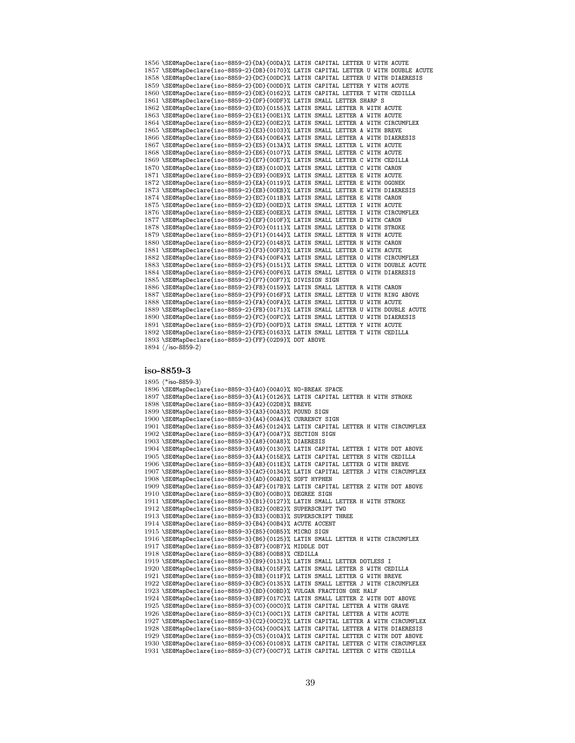```
1856 \SE@MapDeclare{iso-8859-2}{DA}{00DA}% LATIN CAPITAL LETTER U WITH ACUTE
1857 \SE@MapDeclare{iso-8859-2}{DB}{0170}% LATIN CAPITAL LETTER U WITH DOUBLE ACUTE
1858 \SE@MapDeclare{iso-8859-2}{DC}{00DC}% LATIN CAPITAL LETTER U WITH DIAERESIS
1859 \SE@MapDeclare{iso-8859-2}{DD}{00DD}% LATIN CAPITAL LETTER Y WITH ACUTE
1860 \SE@MapDeclare{iso-8859-2}{DE}{0162}% LATIN CAPITAL LETTER T WITH CEDILLA
1861 \SE@MapDeclare{iso-8859-2}{DF}{00DF}% LATIN SMALL LETTER SHARP S
1862 \SE@MapDeclare{iso-8859-2}{E0}{0155}% LATIN SMALL LETTER R WITH ACUTE
1863 \SE@MapDeclare{iso-8859-2}{E1}{00E1}% LATIN SMALL LETTER A WITH ACUTE
1864 \SE@MapDeclare{iso-8859-2}{E2}{00E2}% LATIN SMALL LETTER A WITH CIRCUMFLEX
1865 \SE@MapDeclare{iso-8859-2}{E3}{0103}% LATIN SMALL LETTER A WITH BREVE
1866 \SE@MapDeclare{iso-8859-2}{E4}{00E4}% LATIN SMALL LETTER A WITH DIAERESIS
1867 \SE@MapDeclare{iso-8859-2}{E5}{013A}% LATIN SMALL LETTER L WITH ACUTE
1868 \SE@MapDeclare{iso-8859-2}{E6}{0107}% LATIN SMALL LETTER C WITH ACUTE
1869 \SE@MapDeclare{iso-8859-2}{E7}{00E7}% LATIN SMALL LETTER C WITH CEDILLA
1870 \SE@MapDeclare{iso-8859-2}{E8}{010D}% LATIN SMALL LETTER C WITH CARON
1871 \SE@MapDeclare{iso-8859-2}{E9}{00E9}% LATIN SMALL LETTER E WITH ACUTE
1872 \SE@MapDeclare{iso-8859-2}{EA}{0119}% LATIN SMALL LETTER E WITH OGONEK
1873 \SE@MapDeclare{iso-8859-2}{EB}{00EB}% LATIN SMALL LETTER E WITH DIAERESIS
1874 \SE@MapDeclare{iso-8859-2}{EC}{011B}% LATIN SMALL LETTER E WITH CARON
1875 \SE@MapDeclare{iso-8859-2}{ED}{00ED}% LATIN SMALL LETTER I WITH ACUTE
1876 \SE@MapDeclare{iso-8859-2}{EE}{00EE}% LATIN SMALL LETTER I WITH CIRCUMFLEX
1877 \SE@MapDeclare{iso-8859-2}{EF}{010F}% LATIN SMALL LETTER D WITH CARON
1878 \SE@MapDeclare{iso-8859-2}{F0}{0111}% LATIN SMALL LETTER D WITH STROKE
1879 \SE@MapDeclare{iso-8859-2}{F1}{0144}% LATIN SMALL LETTER N WITH ACUTE
1880 \SE@MapDeclare{iso-8859-2}{F2}{0148}% LATIN SMALL LETTER N WITH CARON
1881 \SE@MapDeclare{iso-8859-2}{F3}{00F3}% LATIN SMALL LETTER O WITH ACUTE
1882 \SE@MapDeclare{iso-8859-2}{F4}{00F4}% LATIN SMALL LETTER O WITH CIRCUMFLEX
1883 \SE@MapDeclare{iso-8859-2}{F5}{0151}% LATIN SMALL LETTER O WITH DOUBLE ACUTE
1884 \SE@MapDeclare{iso-8859-2}{F6}{00F6}% LATIN SMALL LETTER O WITH DIAERESIS
1885 \SE@MapDeclare{iso-8859-2}{F7}{00F7}% DIVISION SIGN
1886 \SE@MapDeclare{iso-8859-2}{F8}{0159}% LATIN SMALL LETTER R WITH CARON
1887 \SE@MapDeclare{iso-8859-2}{F9}{016F}% LATIN SMALL LETTER U WITH RING ABOVE
1888 \SE@MapDeclare{iso-8859-2}{FA}{00FA}% LATIN SMALL LETTER U WITH ACUTE
1889 \SE@MapDeclare{iso-8859-2}{FB}{0171}% LATIN SMALL LETTER U WITH DOUBLE ACUTE
1890 \SE@MapDeclare{iso-8859-2}{FC}{00FC}% LATIN SMALL LETTER U WITH DIAERESIS
1891 \SE@MapDeclare{iso-8859-2}{FD}{00FD}% LATIN SMALL LETTER Y WITH ACUTE
1892 \SE@MapDeclare{iso-8859-2}{FE}{0163}% LATIN SMALL LETTER T WITH CEDILLA
1893 \SE@MapDeclare{iso-8859-2}{FF}{02D9}% DOT ABOVE
1894 ⟨/iso-8859-2⟩
```

## iso-8859-3

```
1895 ⟨*iso-8859-3⟩
1896 \SE@MapDeclare{iso-8859-3}{A0}{00A0}% NO-BREAK SPACE
1897 \SE@MapDeclare{iso-8859-3}{A1}{0126}% LATIN CAPITAL LETTER H WITH STROKE
1898 \SE@MapDeclare{iso-8859-3}{A2}{02D8}% BREVE
1899 \SE@MapDeclare{iso-8859-3}{A3}{00A3}% POUND SIGN
1900 \SE@MapDeclare{iso-8859-3}{A4}{00A4}% CURRENCY SIGN
1901 \SE@MapDeclare{iso-8859-3}{A6}{0124}% LATIN CAPITAL LETTER H WITH CIRCUMFLEX
1902 \SE@MapDeclare{iso-8859-3}{A7}{00A7}% SECTION SIGN
1903 \SE@MapDeclare{iso-8859-3}{A8}{00A8}% DIAERESIS
1904 \SE@MapDeclare{iso-8859-3}{A9}{0130}% LATIN CAPITAL LETTER I WITH DOT ABOVE
1905 \SE@MapDeclare{iso-8859-3}{AA}{015E}% LATIN CAPITAL LETTER S WITH CEDILLA
1906 \SE@MapDeclare{iso-8859-3}{AB}{011E}% LATIN CAPITAL LETTER G WITH BREVE
1907 \SE@MapDeclare{iso-8859-3}{AC}{0134}% LATIN CAPITAL LETTER J WITH CIRCUMFLEX
1908 \SE@MapDeclare{iso-8859-3}{AD}{00AD}% SOFT HYPHEN
1909 \SE@MapDeclare{iso-8859-3}{AF}{017B}% LATIN CAPITAL LETTER Z WITH DOT ABOVE
1910 \SE@MapDeclare{iso-8859-3}{B0}{00B0}% DEGREE SIGN
1911 \SE@MapDeclare{iso-8859-3}{B1}{0127}% LATIN SMALL LETTER H WITH STROKE
1912 \SE@MapDeclare{iso-8859-3}{B2}{00B2}% SUPERSCRIPT TWO
1913 \SE@MapDeclare{iso-8859-3}{B3}{00B3}% SUPERSCRIPT THREE
1914 \SE@MapDeclare{iso-8859-3}{B4}{00B4}% ACUTE ACCENT
1915 \SE@MapDeclare{iso-8859-3}{B5}{00B5}% MICRO SIGN
1916 \SE@MapDeclare{iso-8859-3}{B6}{0125}% LATIN SMALL LETTER H WITH CIRCUMFLEX
1917 \SE@MapDeclare{iso-8859-3}{B7}{00B7}% MIDDLE DOT
1918 \SE@MapDeclare{iso-8859-3}{B8}{00B8}% CEDILLA
1919 \SE@MapDeclare{iso-8859-3}{B9}{0131}% LATIN SMALL LETTER DOTLESS I
1920 \SE@MapDeclare{iso-8859-3}{BA}{015F}% LATIN SMALL LETTER S WITH CEDILLA
1921 \SE@MapDeclare{iso-8859-3}{BB}{011F}% LATIN SMALL LETTER G WITH BREVE
1922 \SE@MapDeclare{iso-8859-3}{BC}{0135}% LATIN SMALL LETTER J WITH CIRCUMFLEX
1923 \SE@MapDeclare{iso-8859-3}{BD}{00BD}% VULGAR FRACTION ONE HALF
1924 \SE@MapDeclare{iso-8859-3}{BF}{017C}% LATIN SMALL LETTER Z WITH DOT ABOVE
1925 \SE@MapDeclare{iso-8859-3}{C0}{00C0}% LATIN CAPITAL LETTER A WITH GRAVE
1926 \SE@MapDeclare{iso-8859-3}{C1}{00C1}% LATIN CAPITAL LETTER A WITH ACUTE
1927 \SE@MapDeclare{iso-8859-3}{C2}{00C2}% LATIN CAPITAL LETTER A WITH CIRCUMFLEX
1928 \SE@MapDeclare{iso-8859-3}{C4}{00C4}% LATIN CAPITAL LETTER A WITH DIAERESIS
1929 \SE@MapDeclare{iso-8859-3}{C5}{010A}% LATIN CAPITAL LETTER C WITH DOT ABOVE
1930 \SE@MapDeclare{iso-8859-3}{C6}{0108}% LATIN CAPITAL LETTER C WITH CIRCUMFLEX
1931 \SE@MapDeclare{iso-8859-3}{C7}{00C7}% LATIN CAPITAL LETTER C WITH CEDILLA
```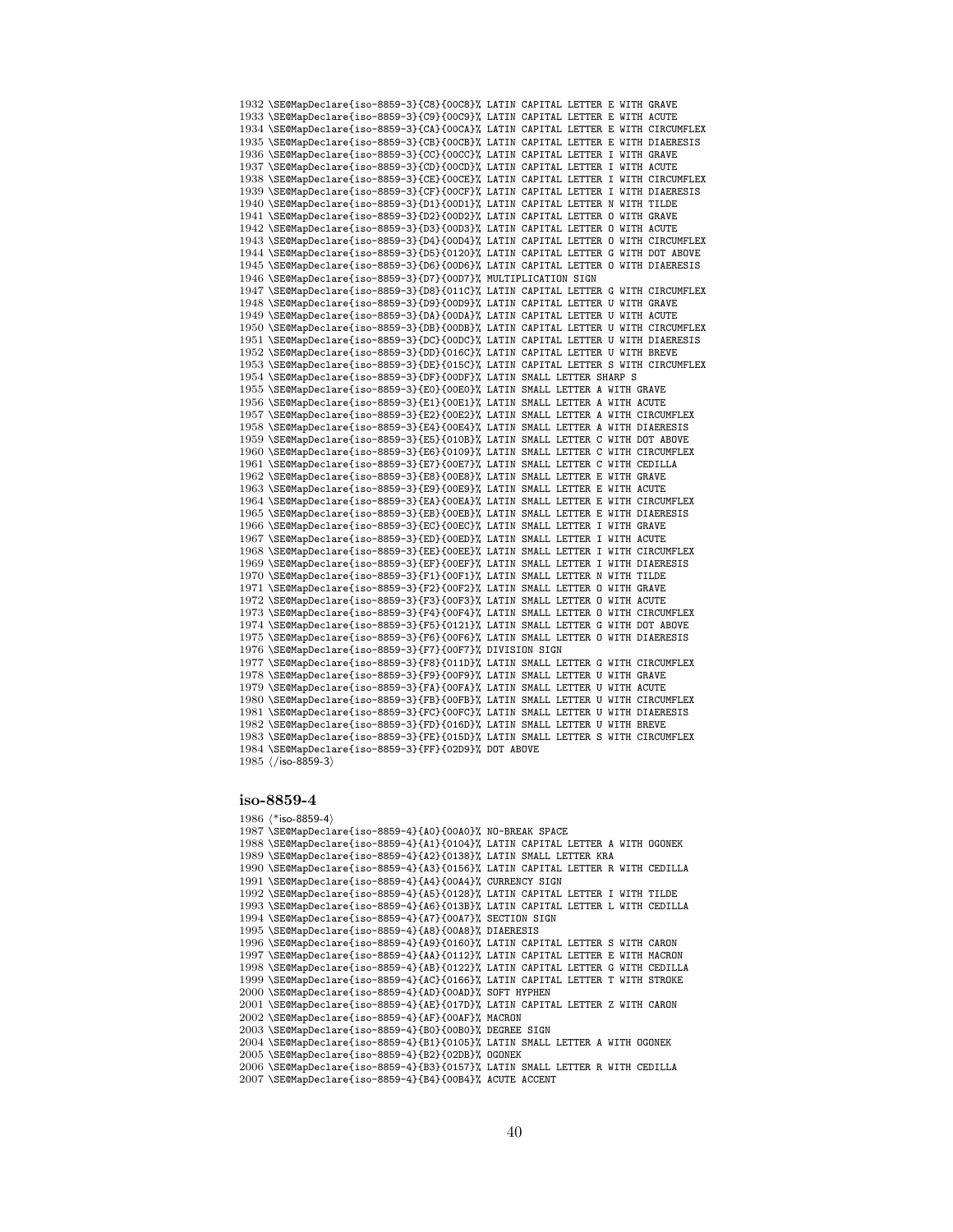```
1932 \SE@MapDeclare{iso-8859-3}{C8}{00C8}% LATIN CAPITAL LETTER E WITH GRAVE
1933 \SE@MapDeclare{iso-8859-3}{C9}{00C9}% LATIN CAPITAL LETTER E WITH ACUTE
1934 \SE@MapDeclare{iso-8859-3}{CA}{00CA}% LATIN CAPITAL LETTER E WITH CIRCUMFLEX
1935 \SE@MapDeclare{iso-8859-3}{CB}{00CB}% LATIN CAPITAL LETTER E WITH DIAERESIS
1936 \SE@MapDeclare{iso-8859-3}{CC}{00CC}% LATIN CAPITAL LETTER I WITH GRAVE
1937 \SE@MapDeclare{iso-8859-3}{CD}{00CD}% LATIN CAPITAL LETTER I WITH ACUTE
1938 \SE@MapDeclare{iso-8859-3}{CE}{00CE}% LATIN CAPITAL LETTER I WITH CIRCUMFLEX
1939 \SE@MapDeclare{iso-8859-3}{CF}{00CF}% LATIN CAPITAL LETTER I WITH DIAERESIS
1940 \SE@MapDeclare{iso-8859-3}{D1}{00D1}% LATIN CAPITAL LETTER N WITH TILDE
1941 \SE@MapDeclare{iso-8859-3}{D2}{00D2}% LATIN CAPITAL LETTER O WITH GRAVE
1942 \SE@MapDeclare{iso-8859-3}{D3}{00D3}% LATIN CAPITAL LETTER O WITH ACUTE
1943 \SE@MapDeclare{iso-8859-3}{D4}{00D4}% LATIN CAPITAL LETTER O WITH CIRCUMFLEX
1944 \SE@MapDeclare{iso-8859-3}{D5}{0120}% LATIN CAPITAL LETTER G WITH DOT ABOVE
1945 \SE@MapDeclare{iso-8859-3}{D6}{00D6}% LATIN CAPITAL LETTER O WITH DIAERESIS
1946 \SE@MapDeclare{iso-8859-3}{D7}{00D7}% MULTIPLICATION SIGN
1947 \SE@MapDeclare{iso-8859-3}{D8}{011C}% LATIN CAPITAL LETTER G WITH CIRCUMFLEX
1948 \SE@MapDeclare{iso-8859-3}{D9}{00D9}% LATIN CAPITAL LETTER U WITH GRAVE
1949 \SE@MapDeclare{iso-8859-3}{DA}{00DA}% LATIN CAPITAL LETTER U WITH ACUTE
1950 \SE@MapDeclare{iso-8859-3}{DB}{00DB}% LATIN CAPITAL LETTER U WITH CIRCUMFLEX
1951 \SE@MapDeclare{iso-8859-3}{DC}{00DC}% LATIN CAPITAL LETTER U WITH DIAERESIS
1952 \SE@MapDeclare{iso-8859-3}{DD}{016C}% LATIN CAPITAL LETTER U WITH BREVE
1953 \SE@MapDeclare{iso-8859-3}{DE}{015C}% LATIN CAPITAL LETTER S WITH CIRCUMFLEX
1954 \SE@MapDeclare{iso-8859-3}{DF}{00DF}% LATIN SMALL LETTER SHARP S
1955 \SE@MapDeclare{iso-8859-3}{E0}{00E0}% LATIN SMALL LETTER A WITH GRAVE
1956 \SE@MapDeclare{iso-8859-3}{E1}{00E1}% LATIN SMALL LETTER A WITH ACUTE
1957 \SE@MapDeclare{iso-8859-3}{E2}{00E2}% LATIN SMALL LETTER A WITH CIRCUMFLEX
1958 \SE@MapDeclare{iso-8859-3}{E4}{00E4}% LATIN SMALL LETTER A WITH DIAERESIS
1959 \SE@MapDeclare{iso-8859-3}{E5}{010B}% LATIN SMALL LETTER C WITH DOT ABOVE
1960 \SE@MapDeclare{iso-8859-3}{E6}{0109}% LATIN SMALL LETTER C WITH CIRCUMFLEX
1961 \SE@MapDeclare{iso-8859-3}{E7}{00E7}% LATIN SMALL LETTER C WITH CEDILLA
1962 \SE@MapDeclare{iso-8859-3}{E8}{00E8}% LATIN SMALL LETTER E WITH GRAVE
1963 \SE@MapDeclare{iso-8859-3}{E9}{00E9}% LATIN SMALL LETTER E WITH ACUTE
1964 \SE@MapDeclare{iso-8859-3}{EA}{00EA}% LATIN SMALL LETTER E WITH CIRCUMFLEX
1965 \SE@MapDeclare{iso-8859-3}{EB}{00EB}% LATIN SMALL LETTER E WITH DIAERESIS
1966 \SE@MapDeclare{iso-8859-3}{EC}{00EC}% LATIN SMALL LETTER I WITH GRAVE
1967 \SE@MapDeclare{iso-8859-3}{ED}{00ED}% LATIN SMALL LETTER I WITH ACUTE
1968 \SE@MapDeclare{iso-8859-3}{EE}{00EE}% LATIN SMALL LETTER I WITH CIRCUMFLEX
1969 \SE@MapDeclare{iso-8859-3}{EF}{00EF}% LATIN SMALL LETTER I WITH DIAERESIS
1970 \SE@MapDeclare{iso-8859-3}{F1}{00F1}% LATIN SMALL LETTER N WITH TILDE
1971 \SE@MapDeclare{iso-8859-3}{F2}{00F2}% LATIN SMALL LETTER O WITH GRAVE
1972 \SE@MapDeclare{iso-8859-3}{F3}{00F3}% LATIN SMALL LETTER O WITH ACUTE
1973 \SE@MapDeclare{iso-8859-3}{F4}{00F4}% LATIN SMALL LETTER O WITH CIRCUMFLEX
1974 \SE@MapDeclare{iso-8859-3}{F5}{0121}% LATIN SMALL LETTER G WITH DOT ABOVE
1975 \SE@MapDeclare{iso-8859-3}{F6}{00F6}% LATIN SMALL LETTER O WITH DIAERESIS
1976 \SE@MapDeclare{iso-8859-3}{F7}{00F7}% DIVISION SIGN
1977 \SE@MapDeclare{iso-8859-3}{F8}{011D}% LATIN SMALL LETTER G WITH CIRCUMFLEX
1978 \SE@MapDeclare{iso-8859-3}{F9}{00F9}% LATIN SMALL LETTER U WITH GRAVE
1979 \SE@MapDeclare{iso-8859-3}{FA}{00FA}% LATIN SMALL LETTER U WITH ACUTE
1980 \SE@MapDeclare{iso-8859-3}{FB}{00FB}% LATIN SMALL LETTER U WITH CIRCUMFLEX
1981 \SE@MapDeclare{iso-8859-3}{FC}{00FC}% LATIN SMALL LETTER U WITH DIAERESIS
1982 \SE@MapDeclare{iso-8859-3}{FD}{016D}% LATIN SMALL LETTER U WITH BREVE
1983 \SE@MapDeclare{iso-8859-3}{FE}{015D}% LATIN SMALL LETTER S WITH CIRCUMFLEX
1984 \SE@MapDeclare{iso-8859-3}{FF}{02D9}% DOT ABOVE
1985 ⟨/iso-8859-3⟩
```

### iso-8859-4

```
1986 ⟨*iso-8859-4⟩
1987 \SE@MapDeclare{iso-8859-4}{A0}{00A0}% NO-BREAK SPACE
1988 \SE@MapDeclare{iso-8859-4}{A1}{0104}% LATIN CAPITAL LETTER A WITH OGONEK
1989 \SE@MapDeclare{iso-8859-4}{A2}{0138}% LATIN SMALL LETTER KRA
1990 \SE@MapDeclare{iso-8859-4}{A3}{0156}% LATIN CAPITAL LETTER R WITH CEDILLA
1991 \SE@MapDeclare{iso-8859-4}{A4}{00A4}% CURRENCY SIGN
1992 \SE@MapDeclare{iso-8859-4}{A5}{0128}% LATIN CAPITAL LETTER I WITH TILDE
1993 \SE@MapDeclare{iso-8859-4}{A6}{013B}% LATIN CAPITAL LETTER L WITH CEDILLA
1994 \SE@MapDeclare{iso-8859-4}{A7}{00A7}% SECTION SIGN
1995 \SE@MapDeclare{iso-8859-4}{A8}{00A8}% DIAERESIS
1996 \SE@MapDeclare{iso-8859-4}{A9}{0160}% LATIN CAPITAL LETTER S WITH CARON
1997 \SE@MapDeclare{iso-8859-4}{AA}{0112}% LATIN CAPITAL LETTER E WITH MACRON
1998 \SE@MapDeclare{iso-8859-4}{AB}{0122}% LATIN CAPITAL LETTER G WITH CEDILLA
1999 \SE@MapDeclare{iso-8859-4}{AC}{0166}% LATIN CAPITAL LETTER T WITH STROKE
2000 \SE@MapDeclare{iso-8859-4}{AD}{00AD}% SOFT HYPHEN
2001 \SE@MapDeclare{iso-8859-4}{AE}{017D}% LATIN CAPITAL LETTER Z WITH CARON
2002 \SE@MapDeclare{iso-8859-4}{AF}{00AF}% MACRON
2003 \SE@MapDeclare{iso-8859-4}{B0}{00B0}% DEGREE SIGN
2004 \SE@MapDeclare{iso-8859-4}{B1}{0105}% LATIN SMALL LETTER A WITH OGONEK
2005 \SE@MapDeclare{iso-8859-4}{B2}{02DB}% OGONEK
2006 \SE@MapDeclare{iso-8859-4}{B3}{0157}% LATIN SMALL LETTER R WITH CEDILLA
2007 \SE@MapDeclare{iso-8859-4}{B4}{00B4}% ACUTE ACCENT
```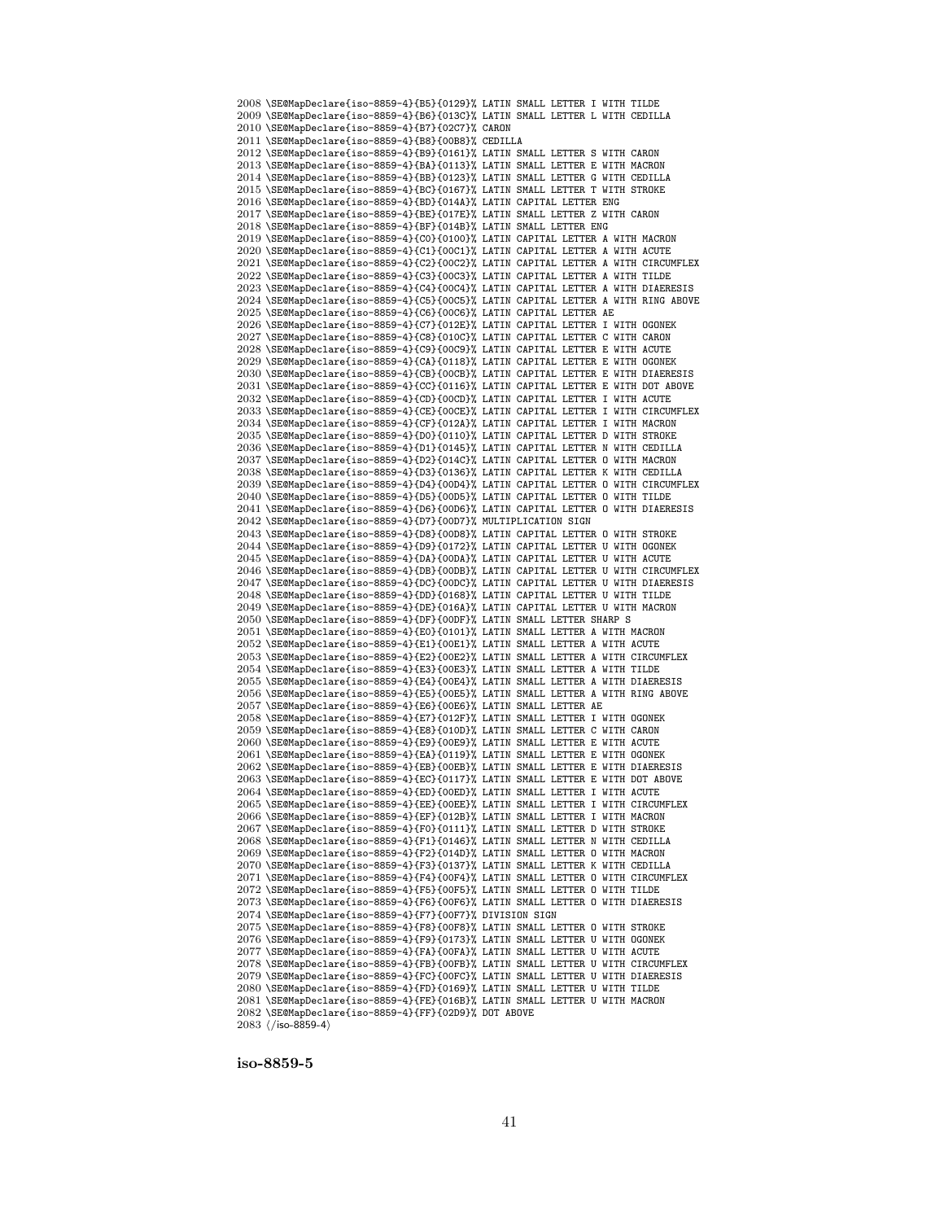```
2008 \SE@MapDeclare{iso-8859-4}{B5}{0129}% LATIN SMALL LETTER I WITH TILDE
2009 \SE@MapDeclare{iso-8859-4}{B6}{013C}% LATIN SMALL LETTER L WITH CEDILLA
2010 \SE@MapDeclare{iso-8859-4}{B7}{02C7}% CARON
2011 \SE@MapDeclare{iso-8859-4}{B8}{00B8}% CEDILLA
2012 \SE@MapDeclare{iso-8859-4}{B9}{0161}% LATIN SMALL LETTER S WITH CARON
2013 \SE@MapDeclare{iso-8859-4}{BA}{0113}% LATIN SMALL LETTER E WITH MACRON
2014 \SE@MapDeclare{iso-8859-4}{BB}{0123}% LATIN SMALL LETTER G WITH CEDILLA
2015 \SE@MapDeclare{iso-8859-4}{BC}{0167}% LATIN SMALL LETTER T WITH STROKE
2016 \SE@MapDeclare{iso-8859-4}{BD}{014A}% LATIN CAPITAL LETTER ENG
2017 \SE@MapDeclare{iso-8859-4}{BE}{017E}% LATIN SMALL LETTER Z WITH CARON
2018 \SE@MapDeclare{iso-8859-4}{BF}{014B}% LATIN SMALL LETTER ENG
2019 \SE@MapDeclare{iso-8859-4}{C0}{0100}% LATIN CAPITAL LETTER A WITH MACRON
2020 \SE@MapDeclare{iso-8859-4}{C1}{00C1}% LATIN CAPITAL LETTER A WITH ACUTE
2021 \SE@MapDeclare{iso-8859-4}{C2}{00C2}% LATIN CAPITAL LETTER A WITH CIRCUMFLEX
2022 \SE@MapDeclare{iso-8859-4}{C3}{00C3}% LATIN CAPITAL LETTER A WITH TILDE
2023 \SE@MapDeclare{iso-8859-4}{C4}{00C4}% LATIN CAPITAL LETTER A WITH DIAERESIS
2024 \SE@MapDeclare{iso-8859-4}{C5}{00C5}% LATIN CAPITAL LETTER A WITH RING ABOVE
2025 \SE@MapDeclare{iso-8859-4}{C6}{00C6}% LATIN CAPITAL LETTER AE
2026 \SE@MapDeclare{iso-8859-4}{C7}{012E}% LATIN CAPITAL LETTER I WITH OGONEK
2027 \SE@MapDeclare{iso-8859-4}{C8}{010C}% LATIN CAPITAL LETTER C WITH CARON
2028 \SE@MapDeclare{iso-8859-4}{C9}{00C9}% LATIN CAPITAL LETTER E WITH ACUTE
2029 \SE@MapDeclare{iso-8859-4}{CA}{0118}% LATIN CAPITAL LETTER E WITH OGONEK
2030 \SE@MapDeclare{iso-8859-4}{CB}{00CB}% LATIN CAPITAL LETTER E WITH DIAERESIS
2031 \SE@MapDeclare{iso-8859-4}{CC}{0116}% LATIN CAPITAL LETTER E WITH DOT ABOVE
2032 \SE@MapDeclare{iso-8859-4}{CD}{00CD}% LATIN CAPITAL LETTER I WITH ACUTE
2033 \SE@MapDeclare{iso-8859-4}{CE}{00CE}% LATIN CAPITAL LETTER I WITH CIRCUMFLEX
2034 \SE@MapDeclare{iso-8859-4}{CF}{012A}% LATIN CAPITAL LETTER I WITH MACRON
2035 \SE@MapDeclare{iso-8859-4}{D0}{0110}% LATIN CAPITAL LETTER D WITH STROKE
2036 \SE@MapDeclare{iso-8859-4}{D1}{0145}% LATIN CAPITAL LETTER N WITH CEDILLA
2037 \SE@MapDeclare{iso-8859-4}{D2}{014C}% LATIN CAPITAL LETTER O WITH MACRON
2038 \SE@MapDeclare{iso-8859-4}{D3}{0136}% LATIN CAPITAL LETTER K WITH CEDILLA
2039 \SE@MapDeclare{iso-8859-4}{D4}{00D4}% LATIN CAPITAL LETTER O WITH CIRCUMFLEX
2040 \SE@MapDeclare{iso-8859-4}{D5}{00D5}% LATIN CAPITAL LETTER O WITH TILDE
2041 \SE@MapDeclare{iso-8859-4}{D6}{00D6}% LATIN CAPITAL LETTER O WITH DIAERESIS
2042 \SE@MapDeclare{iso-8859-4}{D7}{00D7}% MULTIPLICATION SIGN
2043 \SE@MapDeclare{iso-8859-4}{D8}{00D8}% LATIN CAPITAL LETTER O WITH STROKE
2044 \SE@MapDeclare{iso-8859-4}{D9}{0172}% LATIN CAPITAL LETTER U WITH OGONEK
2045 \SE@MapDeclare{iso-8859-4}{DA}{00DA}% LATIN CAPITAL LETTER U WITH ACUTE
2046 \SE@MapDeclare{iso-8859-4}{DB}{00DB}% LATIN CAPITAL LETTER U WITH CIRCUMFLEX
2047 \SE@MapDeclare{iso-8859-4}{DC}{00DC}% LATIN CAPITAL LETTER U WITH DIAERESIS
2048 \SE@MapDeclare{iso-8859-4}{DD}{0168}% LATIN CAPITAL LETTER U WITH TILDE
2049 \SE@MapDeclare{iso-8859-4}{DE}{016A}% LATIN CAPITAL LETTER U WITH MACRON
2050 \SE@MapDeclare{iso-8859-4}{DF}{00DF}% LATIN SMALL LETTER SHARP S
2051 \SE@MapDeclare{iso-8859-4}{E0}{0101}% LATIN SMALL LETTER A WITH MACRON
2052 \SE@MapDeclare{iso-8859-4}{E1}{00E1}% LATIN SMALL LETTER A WITH ACUTE
2053 \SE@MapDeclare{iso-8859-4}{E2}{00E2}% LATIN SMALL LETTER A WITH CIRCUMFLEX
2054 \SE@MapDeclare{iso-8859-4}{E3}{00E3}% LATIN SMALL LETTER A WITH TILDE
2055 \SE@MapDeclare{iso-8859-4}{E4}{00E4}% LATIN SMALL LETTER A WITH DIAERESIS
2056 \SE@MapDeclare{iso-8859-4}{E5}{00E5}% LATIN SMALL LETTER A WITH RING ABOVE
2057 \SE@MapDeclare{iso-8859-4}{E6}{00E6}% LATIN SMALL LETTER AE
2058 \SE@MapDeclare{iso-8859-4}{E7}{012F}% LATIN SMALL LETTER I WITH OGONEK
2059 \SE@MapDeclare{iso-8859-4}{E8}{010D}% LATIN SMALL LETTER C WITH CARON
2060 \SE@MapDeclare{iso-8859-4}{E9}{00E9}% LATIN SMALL LETTER E WITH ACUTE
2061 \SE@MapDeclare{iso-8859-4}{EA}{0119}% LATIN SMALL LETTER E WITH OGONEK
2062 \SE@MapDeclare{iso-8859-4}{EB}{00EB}% LATIN SMALL LETTER E WITH DIAERESIS
2063 \SE@MapDeclare{iso-8859-4}{EC}{0117}% LATIN SMALL LETTER E WITH DOT ABOVE
2064 \SE@MapDeclare{iso-8859-4}{ED}{00ED}% LATIN SMALL LETTER I WITH ACUTE
2065 \SE@MapDeclare{iso-8859-4}{EE}{00EE}% LATIN SMALL LETTER I WITH CIRCUMFLEX
2066 \SE@MapDeclare{iso-8859-4}{EF}{012B}% LATIN SMALL LETTER I WITH MACRON
2067 \SE@MapDeclare{iso-8859-4}{F0}{0111}% LATIN SMALL LETTER D WITH STROKE
2068 \SE@MapDeclare{iso-8859-4}{F1}{0146}% LATIN SMALL LETTER N WITH CEDILLA
2069 \SE@MapDeclare{iso-8859-4}{F2}{014D}% LATIN SMALL LETTER O WITH MACRON
2070 \SE@MapDeclare{iso-8859-4}{F3}{0137}% LATIN SMALL LETTER K WITH CEDILLA
2071 \SE@MapDeclare{iso-8859-4}{F4}{00F4}% LATIN SMALL LETTER O WITH CIRCUMFLEX
2072 \SE@MapDeclare{iso-8859-4}{F5}{00F5}% LATIN SMALL LETTER O WITH TILDE
2073 \SE@MapDeclare{iso-8859-4}{F6}{00F6}% LATIN SMALL LETTER O WITH DIAERESIS
2074 \SE@MapDeclare{iso-8859-4}{F7}{00F7}% DIVISION SIGN
2075 \SE@MapDeclare{iso-8859-4}{F8}{00F8}% LATIN SMALL LETTER O WITH STROKE
2076 \SE@MapDeclare{iso-8859-4}{F9}{0173}% LATIN SMALL LETTER U WITH OGONEK
2077 \SE@MapDeclare{iso-8859-4}{FA}{00FA}% LATIN SMALL LETTER U WITH ACUTE
2078 \SE@MapDeclare{iso-8859-4}{FB}{00FB}% LATIN SMALL LETTER U WITH CIRCUMFLEX
2079 \SE@MapDeclare{iso-8859-4}{FC}{00FC}% LATIN SMALL LETTER U WITH DIAERESIS
2080 \SE@MapDeclare{iso-8859-4}{FD}{0169}% LATIN SMALL LETTER U WITH TILDE
2081 \SE@MapDeclare{iso-8859-4}{FE}{016B}% LATIN SMALL LETTER U WITH MACRON
2082 \SE@MapDeclare{iso-8859-4}{FF}{02D9}% DOT ABOVE
2083 </iso-8859-4>
```

**iso-8859-5**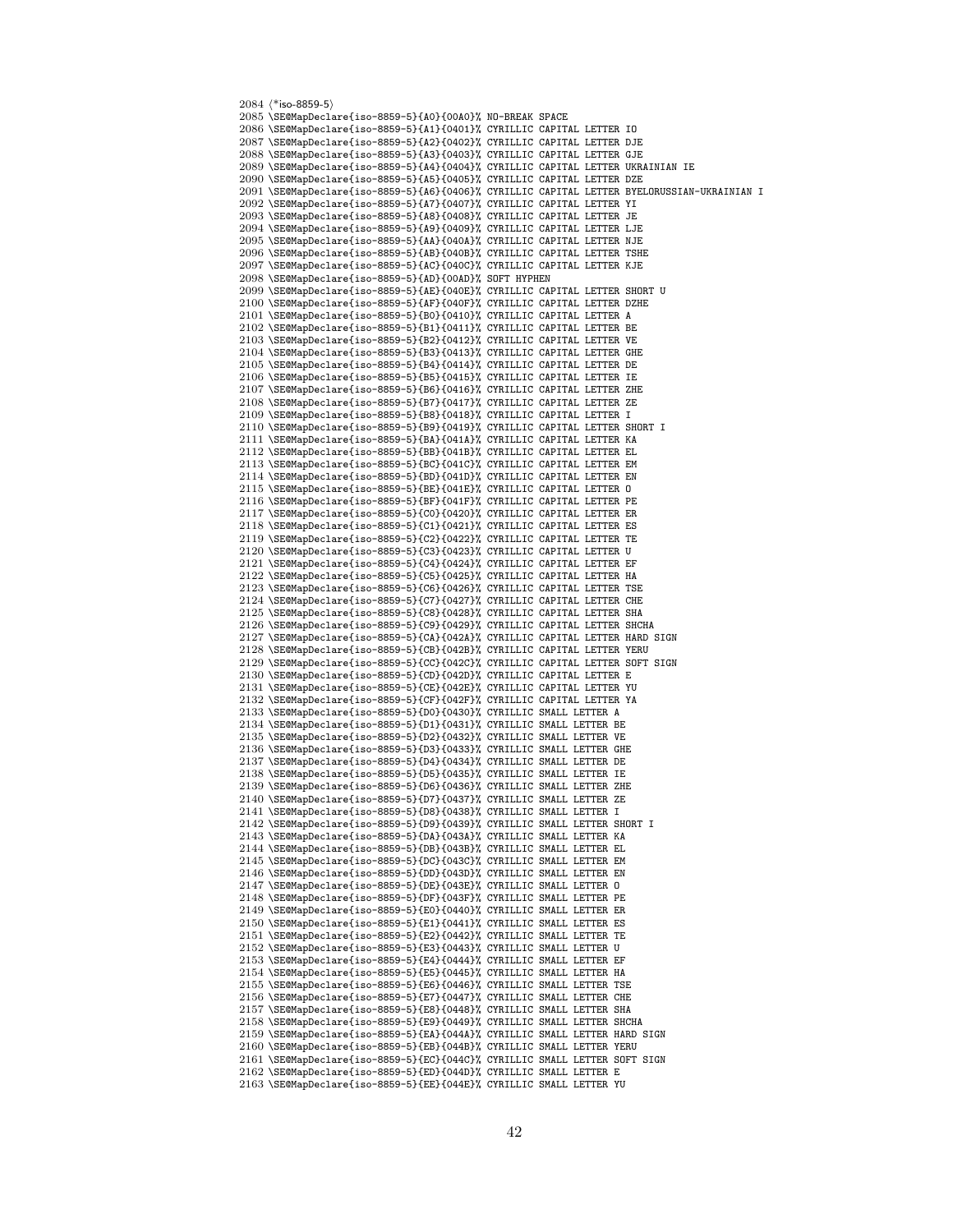```
2084 〈*iso-8859-5〉
2085 \SE@MapDeclare{iso-8859-5}{A0}{00A0}% NO-BREAK SPACE
2086 \SE@MapDeclare{iso-8859-5}{A1}{0401}% CYRILLIC CAPITAL LETTER IO
2087 \SE@MapDeclare{iso-8859-5}{A2}{0402}% CYRILLIC CAPITAL LETTER DJE
2088 \SE@MapDeclare{iso-8859-5}{A3}{0403}% CYRILLIC CAPITAL LETTER GJE
2089 \SE@MapDeclare{iso-8859-5}{A4}{0404}% CYRILLIC CAPITAL LETTER UKRAINIAN IE
2090 \SE@MapDeclare{iso-8859-5}{A5}{0405}% CYRILLIC CAPITAL LETTER DZE
2091 \SE@MapDeclare{iso-8859-5}{A6}{0406}% CYRILLIC CAPITAL LETTER BYELORUSSIAN-UKRAINIAN I
2092 \SE@MapDeclare{iso-8859-5}{A7}{0407}% CYRILLIC CAPITAL LETTER YI
2093 \SE@MapDeclare{iso-8859-5}{A8}{0408}% CYRILLIC CAPITAL LETTER JE
2094 \SE@MapDeclare{iso-8859-5}{A9}{0409}% CYRILLIC CAPITAL LETTER LJE
2095 \SE@MapDeclare{iso-8859-5}{AA}{040A}% CYRILLIC CAPITAL LETTER NJE
2096 \SE@MapDeclare{iso-8859-5}{AB}{040B}% CYRILLIC CAPITAL LETTER TSHE
2097 \SE@MapDeclare{iso-8859-5}{AC}{040C}% CYRILLIC CAPITAL LETTER KJE
2098 \SE@MapDeclare{iso-8859-5}{AD}{00AD}% SOFT HYPHEN
2099 \SE@MapDeclare{iso-8859-5}{AE}{040E}% CYRILLIC CAPITAL LETTER SHORT U
2100 \SE@MapDeclare{iso-8859-5}{AF}{040F}% CYRILLIC CAPITAL LETTER DZHE
2101 \SE@MapDeclare{iso-8859-5}{B0}{0410}% CYRILLIC CAPITAL LETTER A
2102 \SE@MapDeclare{iso-8859-5}{B1}{0411}% CYRILLIC CAPITAL LETTER BE
2103 \SE@MapDeclare{iso-8859-5}{B2}{0412}% CYRILLIC CAPITAL LETTER VE
2104 \SE@MapDeclare{iso-8859-5}{B3}{0413}% CYRILLIC CAPITAL LETTER GHE
2105 \SE@MapDeclare{iso-8859-5}{B4}{0414}% CYRILLIC CAPITAL LETTER DE
2106 \SE@MapDeclare{iso-8859-5}{B5}{0415}% CYRILLIC CAPITAL LETTER IE
2107 \SE@MapDeclare{iso-8859-5}{B6}{0416}% CYRILLIC CAPITAL LETTER ZHE
2108 \SE@MapDeclare{iso-8859-5}{B7}{0417}% CYRILLIC CAPITAL LETTER ZE
2109 \SE@MapDeclare{iso-8859-5}{B8}{0418}% CYRILLIC CAPITAL LETTER I
2110 \SE@MapDeclare{iso-8859-5}{B9}{0419}% CYRILLIC CAPITAL LETTER SHORT I
2111 \SE@MapDeclare{iso-8859-5}{BA}{041A}% CYRILLIC CAPITAL LETTER KA
2112 \SE@MapDeclare{iso-8859-5}{BB}{041B}% CYRILLIC CAPITAL LETTER EL
2113 \SE@MapDeclare{iso-8859-5}{BC}{041C}% CYRILLIC CAPITAL LETTER EM
2114 \SE@MapDeclare{iso-8859-5}{BD}{041D}% CYRILLIC CAPITAL LETTER EN
2115 \SE@MapDeclare{iso-8859-5}{BE}{041E}% CYRILLIC CAPITAL LETTER O
2116 \SE@MapDeclare{iso-8859-5}{BF}{041F}% CYRILLIC CAPITAL LETTER PE
2117 \SE@MapDeclare{iso-8859-5}{C0}{0420}% CYRILLIC CAPITAL LETTER ER
2118 \SE@MapDeclare{iso-8859-5}{C1}{0421}% CYRILLIC CAPITAL LETTER ES
2119 \SE@MapDeclare{iso-8859-5}{C2}{0422}% CYRILLIC CAPITAL LETTER TE
2120 \SE@MapDeclare{iso-8859-5}{C3}{0423}% CYRILLIC CAPITAL LETTER U
2121 \SE@MapDeclare{iso-8859-5}{C4}{0424}% CYRILLIC CAPITAL LETTER EF
2122 \SE@MapDeclare{iso-8859-5}{C5}{0425}% CYRILLIC CAPITAL LETTER HA
2123 \SE@MapDeclare{iso-8859-5}{C6}{0426}% CYRILLIC CAPITAL LETTER TSE
2124 \SE@MapDeclare{iso-8859-5}{C7}{0427}% CYRILLIC CAPITAL LETTER CHE
2125 \SE@MapDeclare{iso-8859-5}{C8}{0428}% CYRILLIC CAPITAL LETTER SHA
2126 \SE@MapDeclare{iso-8859-5}{C9}{0429}% CYRILLIC CAPITAL LETTER SHCHA
2127 \SE@MapDeclare{iso-8859-5}{CA}{042A}% CYRILLIC CAPITAL LETTER HARD SIGN
2128 \SE@MapDeclare{iso-8859-5}{CB}{042B}% CYRILLIC CAPITAL LETTER YERU
2129 \SE@MapDeclare{iso-8859-5}{CC}{042C}% CYRILLIC CAPITAL LETTER SOFT SIGN
2130 \SE@MapDeclare{iso-8859-5}{CD}{042D}% CYRILLIC CAPITAL LETTER E
2131 \SE@MapDeclare{iso-8859-5}{CE}{042E}% CYRILLIC CAPITAL LETTER YU
2132 \SE@MapDeclare{iso-8859-5}{CF}{042F}% CYRILLIC CAPITAL LETTER YA
2133 \SE@MapDeclare{iso-8859-5}{D0}{0430}% CYRILLIC SMALL LETTER A
2134 \SE@MapDeclare{iso-8859-5}{D1}{0431}% CYRILLIC SMALL LETTER BE
2135 \SE@MapDeclare{iso-8859-5}{D2}{0432}% CYRILLIC SMALL LETTER VE
2136 \SE@MapDeclare{iso-8859-5}{D3}{0433}% CYRILLIC SMALL LETTER GHE
2137 \SE@MapDeclare{iso-8859-5}{D4}{0434}% CYRILLIC SMALL LETTER DE
2138 \SE@MapDeclare{iso-8859-5}{D5}{0435}% CYRILLIC SMALL LETTER IE
2139 \SE@MapDeclare{iso-8859-5}{D6}{0436}% CYRILLIC SMALL LETTER ZHE
2140 \SE@MapDeclare{iso-8859-5}{D7}{0437}% CYRILLIC SMALL LETTER ZE
2141 \SE@MapDeclare{iso-8859-5}{D8}{0438}% CYRILLIC SMALL LETTER I
2142 \SE@MapDeclare{iso-8859-5}{D9}{0439}% CYRILLIC SMALL LETTER SHORT I
2143 \SE@MapDeclare{iso-8859-5}{DA}{043A}% CYRILLIC SMALL LETTER KA
2144 \SE@MapDeclare{iso-8859-5}{DB}{043B}% CYRILLIC SMALL LETTER EL
2145 \SE@MapDeclare{iso-8859-5}{DC}{043C}% CYRILLIC SMALL LETTER EM
2146 \SE@MapDeclare{iso-8859-5}{DD}{043D}% CYRILLIC SMALL LETTER EN
2147 \SE@MapDeclare{iso-8859-5}{DE}{043E}% CYRILLIC SMALL LETTER O
2148 \SE@MapDeclare{iso-8859-5}{DF}{043F}% CYRILLIC SMALL LETTER PE
2149 \SE@MapDeclare{iso-8859-5}{E0}{0440}% CYRILLIC SMALL LETTER ER
2150 \SE@MapDeclare{iso-8859-5}{E1}{0441}% CYRILLIC SMALL LETTER ES
2151 \SE@MapDeclare{iso-8859-5}{E2}{0442}% CYRILLIC SMALL LETTER TE
2152 \SE@MapDeclare{iso-8859-5}{E3}{0443}% CYRILLIC SMALL LETTER U
2153 \SE@MapDeclare{iso-8859-5}{E4}{0444}% CYRILLIC SMALL LETTER EF
2154 \SE@MapDeclare{iso-8859-5}{E5}{0445}% CYRILLIC SMALL LETTER HA
2155 \SE@MapDeclare{iso-8859-5}{E6}{0446}% CYRILLIC SMALL LETTER TSE
2156 \SE@MapDeclare{iso-8859-5}{E7}{0447}% CYRILLIC SMALL LETTER CHE
2157 \SE@MapDeclare{iso-8859-5}{E8}{0448}% CYRILLIC SMALL LETTER SHA
2158 \SE@MapDeclare{iso-8859-5}{E9}{0449}% CYRILLIC SMALL LETTER SHCHA
2159 \SE@MapDeclare{iso-8859-5}{EA}{044A}% CYRILLIC SMALL LETTER HARD SIGN
2160 \SE@MapDeclare{iso-8859-5}{EB}{044B}% CYRILLIC SMALL LETTER YERU
2161 \SE@MapDeclare{iso-8859-5}{EC}{044C}% CYRILLIC SMALL LETTER SOFT SIGN
2162 \SE@MapDeclare{iso-8859-5}{ED}{044D}% CYRILLIC SMALL LETTER E
2163 \SE@MapDeclare{iso-8859-5}{EE}{044E}% CYRILLIC SMALL LETTER YU
```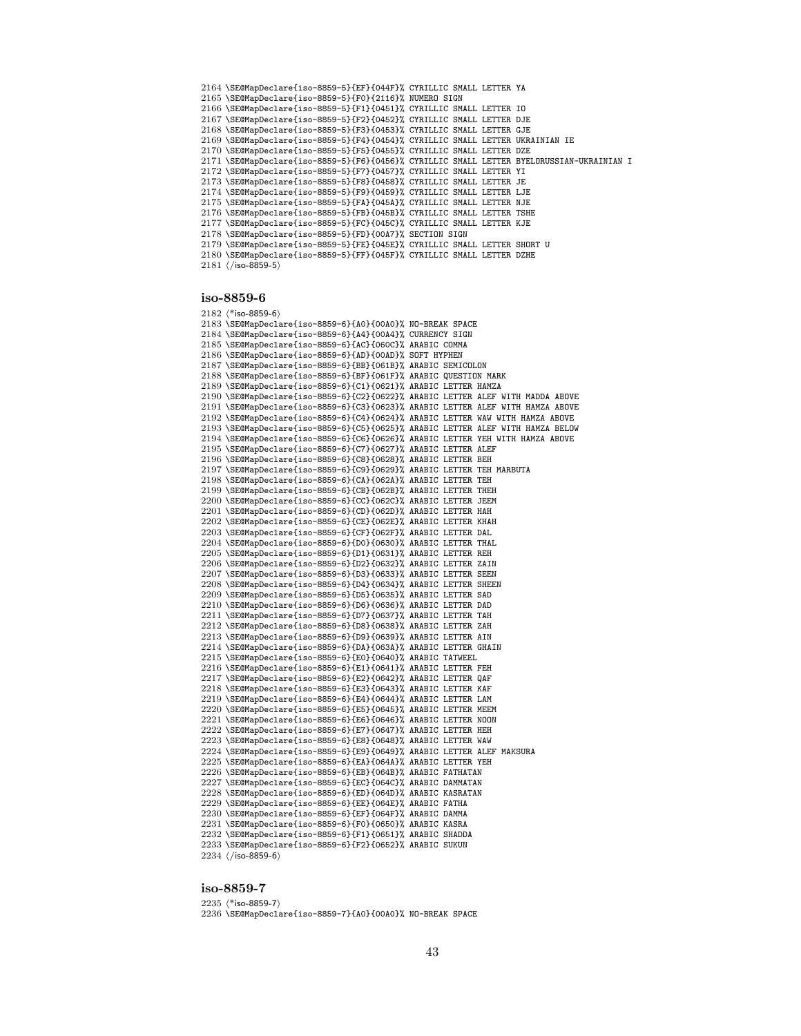```
2164 \SE@MapDeclare{iso-8859-5}{EF}{044F}% CYRILLIC SMALL LETTER YA
2165 \SE@MapDeclare{iso-8859-5}{F0}{2116}% NUMERO SIGN
2166 \SE@MapDeclare{iso-8859-5}{F1}{0451}% CYRILLIC SMALL LETTER IO
2167 \SE@MapDeclare{iso-8859-5}{F2}{0452}% CYRILLIC SMALL LETTER DJE
2168 \SE@MapDeclare{iso-8859-5}{F3}{0453}% CYRILLIC SMALL LETTER GJE
2169 \SE@MapDeclare{iso-8859-5}{F4}{0454}% CYRILLIC SMALL LETTER UKRAINIAN IE
2170 \SE@MapDeclare{iso-8859-5}{F5}{0455}% CYRILLIC SMALL LETTER DZE
2171 \SE@MapDeclare{iso-8859-5}{F6}{0456}% CYRILLIC SMALL LETTER BYELORUSSIAN-UKRAINIAN I
2172 \SE@MapDeclare{iso-8859-5}{F7}{0457}% CYRILLIC SMALL LETTER YI
2173 \SE@MapDeclare{iso-8859-5}{F8}{0458}% CYRILLIC SMALL LETTER JE
2174 \SE@MapDeclare{iso-8859-5}{F9}{0459}% CYRILLIC SMALL LETTER LJE
2175 \SE@MapDeclare{iso-8859-5}{FA}{045A}% CYRILLIC SMALL LETTER NJE
2176 \SE@MapDeclare{iso-8859-5}{FB}{045B}% CYRILLIC SMALL LETTER TSHE
2177 \SE@MapDeclare{iso-8859-5}{FC}{045C}% CYRILLIC SMALL LETTER KJE
2178 \SE@MapDeclare{iso-8859-5}{FD}{00A7}% SECTION SIGN
2179 \SE@MapDeclare{iso-8859-5}{FE}{045E}% CYRILLIC SMALL LETTER SHORT U
2180 \SE@MapDeclare{iso-8859-5}{FF}{045F}% CYRILLIC SMALL LETTER DZHE
2181 ⟨/iso-8859-5⟩
```

### iso-8859-6

```
2182 ⟨*iso-8859-6⟩
2183 \SE@MapDeclare{iso-8859-6}{A0}{00A0}% NO-BREAK SPACE
2184 \SE@MapDeclare{iso-8859-6}{A4}{00A4}% CURRENCY SIGN
2185 \SE@MapDeclare{iso-8859-6}{AC}{060C}% ARABIC COMMA
2186 \SE@MapDeclare{iso-8859-6}{AD}{00AD}% SOFT HYPHEN
2187 \SE@MapDeclare{iso-8859-6}{BB}{061B}% ARABIC SEMICOLON
2188 \SE@MapDeclare{iso-8859-6}{BF}{061F}% ARABIC QUESTION MARK
2189 \SE@MapDeclare{iso-8859-6}{C1}{0621}% ARABIC LETTER HAMZA
2190 \SE@MapDeclare{iso-8859-6}{C2}{0622}% ARABIC LETTER ALEF WITH MADDA ABOVE
2191 \SE@MapDeclare{iso-8859-6}{C3}{0623}% ARABIC LETTER ALEF WITH HAMZA ABOVE
2192 \SE@MapDeclare{iso-8859-6}{C4}{0624}% ARABIC LETTER WAW WITH HAMZA ABOVE
2193 \SE@MapDeclare{iso-8859-6}{C5}{0625}% ARABIC LETTER ALEF WITH HAMZA BELOW
2194 \SE@MapDeclare{iso-8859-6}{C6}{0626}% ARABIC LETTER YEH WITH HAMZA ABOVE
2195 \SE@MapDeclare{iso-8859-6}{C7}{0627}% ARABIC LETTER ALEF
2196 \SE@MapDeclare{iso-8859-6}{C8}{0628}% ARABIC LETTER BEH
2197 \SE@MapDeclare{iso-8859-6}{C9}{0629}% ARABIC LETTER TEH MARBUTA
2198 \SE@MapDeclare{iso-8859-6}{CA}{062A}% ARABIC LETTER TEH
2199 \SE@MapDeclare{iso-8859-6}{CB}{062B}% ARABIC LETTER THEH
2200 \SE@MapDeclare{iso-8859-6}{CC}{062C}% ARABIC LETTER JEEM
2201 \SE@MapDeclare{iso-8859-6}{CD}{062D}% ARABIC LETTER HAH
2202 \SE@MapDeclare{iso-8859-6}{CE}{062E}% ARABIC LETTER KHAH
2203 \SE@MapDeclare{iso-8859-6}{CF}{062F}% ARABIC LETTER DAL
2204 \SE@MapDeclare{iso-8859-6}{D0}{0630}% ARABIC LETTER THAL
2205 \SE@MapDeclare{iso-8859-6}{D1}{0631}% ARABIC LETTER REH
2206 \SE@MapDeclare{iso-8859-6}{D2}{0632}% ARABIC LETTER ZAIN
2207 \SE@MapDeclare{iso-8859-6}{D3}{0633}% ARABIC LETTER SEEN
2208 \SE@MapDeclare{iso-8859-6}{D4}{0634}% ARABIC LETTER SHEEN
2209 \SE@MapDeclare{iso-8859-6}{D5}{0635}% ARABIC LETTER SAD
2210 \SE@MapDeclare{iso-8859-6}{D6}{0636}% ARABIC LETTER DAD
2211 \SE@MapDeclare{iso-8859-6}{D7}{0637}% ARABIC LETTER TAH
2212 \SE@MapDeclare{iso-8859-6}{D8}{0638}% ARABIC LETTER ZAH
2213 \SE@MapDeclare{iso-8859-6}{D9}{0639}% ARABIC LETTER AIN
2214 \SE@MapDeclare{iso-8859-6}{DA}{063A}% ARABIC LETTER GHAIN
2215 \SE@MapDeclare{iso-8859-6}{E0}{0640}% ARABIC TATWEEL
2216 \SE@MapDeclare{iso-8859-6}{E1}{0641}% ARABIC LETTER FEH
2217 \SE@MapDeclare{iso-8859-6}{E2}{0642}% ARABIC LETTER QAF
2218 \SE@MapDeclare{iso-8859-6}{E3}{0643}% ARABIC LETTER KAF
2219 \SE@MapDeclare{iso-8859-6}{E4}{0644}% ARABIC LETTER LAM
2220 \SE@MapDeclare{iso-8859-6}{E5}{0645}% ARABIC LETTER MEEM
2221 \SE@MapDeclare{iso-8859-6}{E6}{0646}% ARABIC LETTER NOON
2222 \SE@MapDeclare{iso-8859-6}{E7}{0647}% ARABIC LETTER HEH
2223 \SE@MapDeclare{iso-8859-6}{E8}{0648}% ARABIC LETTER WAW
2224 \SE@MapDeclare{iso-8859-6}{E9}{0649}% ARABIC LETTER ALEF MAKSURA
2225 \SE@MapDeclare{iso-8859-6}{EA}{064A}% ARABIC LETTER YEH
2226 \SE@MapDeclare{iso-8859-6}{EB}{064B}% ARABIC FATHATAN
2227 \SE@MapDeclare{iso-8859-6}{EC}{064C}% ARABIC DAMMATAN
2228 \SE@MapDeclare{iso-8859-6}{ED}{064D}% ARABIC KASRATAN
2229 \SE@MapDeclare{iso-8859-6}{EE}{064E}% ARABIC FATHA
2230 \SE@MapDeclare{iso-8859-6}{EF}{064F}% ARABIC DAMMA
2231 \SE@MapDeclare{iso-8859-6}{F0}{0650}% ARABIC KASRA
2232 \SE@MapDeclare{iso-8859-6}{F1}{0651}% ARABIC SHADDA
2233 \SE@MapDeclare{iso-8859-6}{F2}{0652}% ARABIC SUKUN
2234 ⟨/iso-8859-6⟩
```

### iso-8859-7

```
2235 ⟨*iso-8859-7⟩
2236 \SE@MapDeclare{iso-8859-7}{A0}{00A0}% NO-BREAK SPACE
```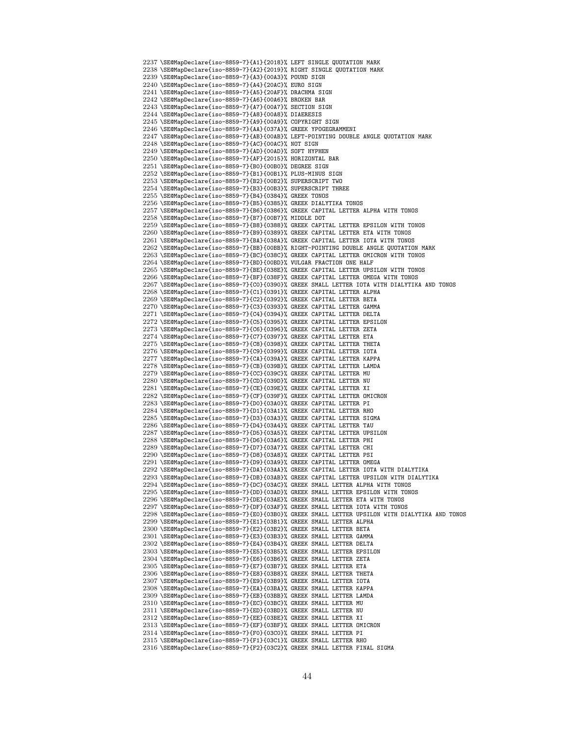```
2237 \SE@MapDeclare{iso-8859-7}{A1}{2018}% LEFT SINGLE QUOTATION MARK
2238 \SE@MapDeclare{iso-8859-7}{A2}{2019}% RIGHT SINGLE QUOTATION MARK
2239 \SE@MapDeclare{iso-8859-7}{A3}{00A3}% POUND SIGN
2240 \SE@MapDeclare{iso-8859-7}{A4}{20AC}% EURO SIGN
2241 \SE@MapDeclare{iso-8859-7}{A5}{20AF}% DRACHMA SIGN
2242 \SE@MapDeclare{iso-8859-7}{A6}{00A6}% BROKEN BAR
2243 \SE@MapDeclare{iso-8859-7}{A7}{00A7}% SECTION SIGN
2244 \SE@MapDeclare{iso-8859-7}{A8}{00A8}% DIAERESIS
2245 \SE@MapDeclare{iso-8859-7}{A9}{00A9}% COPYRIGHT SIGN
2246 \SE@MapDeclare{iso-8859-7}{AA}{037A}% GREEK YPOGEGRAMMENI
2247 \SE@MapDeclare{iso-8859-7}{AB}{00AB}% LEFT-POINTING DOUBLE ANGLE QUOTATION MARK
2248 \SE@MapDeclare{iso-8859-7}{AC}{00AC}% NOT SIGN
2249 \SE@MapDeclare{iso-8859-7}{AD}{00AD}% SOFT HYPHEN
2250 \SE@MapDeclare{iso-8859-7}{AF}{2015}% HORIZONTAL BAR
2251 \SE@MapDeclare{iso-8859-7}{B0}{00B0}% DEGREE SIGN
2252 \SE@MapDeclare{iso-8859-7}{B1}{00B1}% PLUS-MINUS SIGN
2253 \SE@MapDeclare{iso-8859-7}{B2}{00B2}% SUPERSCRIPT TWO
2254 \SE@MapDeclare{iso-8859-7}{B3}{00B3}% SUPERSCRIPT THREE
2255 \SE@MapDeclare{iso-8859-7}{B4}{0384}% GREEK TONOS
2256 \SE@MapDeclare{iso-8859-7}{B5}{0385}% GREEK DIALYTIKA TONOS
2257 \SE@MapDeclare{iso-8859-7}{B6}{0386}% GREEK CAPITAL LETTER ALPHA WITH TONOS
2258 \SE@MapDeclare{iso-8859-7}{B7}{00B7}% MIDDLE DOT
2259 \SE@MapDeclare{iso-8859-7}{B8}{0388}% GREEK CAPITAL LETTER EPSILON WITH TONOS
2260 \SE@MapDeclare{iso-8859-7}{B9}{0389}% GREEK CAPITAL LETTER ETA WITH TONOS
2261 \SE@MapDeclare{iso-8859-7}{BA}{038A}% GREEK CAPITAL LETTER IOTA WITH TONOS
2262 \SE@MapDeclare{iso-8859-7}{BB}{00BB}% RIGHT-POINTING DOUBLE ANGLE QUOTATION MARK
2263 \SE@MapDeclare{iso-8859-7}{BC}{038C}% GREEK CAPITAL LETTER OMICRON WITH TONOS
2264 \SE@MapDeclare{iso-8859-7}{BD}{00BD}% VULGAR FRACTION ONE HALF
2265 \SE@MapDeclare{iso-8859-7}{BE}{038E}% GREEK CAPITAL LETTER UPSILON WITH TONOS
2266 \SE@MapDeclare{iso-8859-7}{BF}{038F}% GREEK CAPITAL LETTER OMEGA WITH TONOS
2267 \SE@MapDeclare{iso-8859-7}{C0}{0390}% GREEK SMALL LETTER IOTA WITH DIALYTIKA AND TONOS
2268 \SE@MapDeclare{iso-8859-7}{C1}{0391}% GREEK CAPITAL LETTER ALPHA
2269 \SE@MapDeclare{iso-8859-7}{C2}{0392}% GREEK CAPITAL LETTER BETA
2270 \SE@MapDeclare{iso-8859-7}{C3}{0393}% GREEK CAPITAL LETTER GAMMA
2271 \SE@MapDeclare{iso-8859-7}{C4}{0394}% GREEK CAPITAL LETTER DELTA
2272 \SE@MapDeclare{iso-8859-7}{C5}{0395}% GREEK CAPITAL LETTER EPSILON
2273 \SE@MapDeclare{iso-8859-7}{C6}{0396}% GREEK CAPITAL LETTER ZETA
2274 \SE@MapDeclare{iso-8859-7}{C7}{0397}% GREEK CAPITAL LETTER ETA
2275 \SE@MapDeclare{iso-8859-7}{C8}{0398}% GREEK CAPITAL LETTER THETA
2276 \SE@MapDeclare{iso-8859-7}{C9}{0399}% GREEK CAPITAL LETTER IOTA
2277 \SE@MapDeclare{iso-8859-7}{CA}{039A}% GREEK CAPITAL LETTER KAPPA
2278 \SE@MapDeclare{iso-8859-7}{CB}{039B}% GREEK CAPITAL LETTER LAMDA
2279 \SE@MapDeclare{iso-8859-7}{CC}{039C}% GREEK CAPITAL LETTER MU
2280 \SE@MapDeclare{iso-8859-7}{CD}{039D}% GREEK CAPITAL LETTER NU
2281 \SE@MapDeclare{iso-8859-7}{CE}{039E}% GREEK CAPITAL LETTER XI
2282 \SE@MapDeclare{iso-8859-7}{CF}{039F}% GREEK CAPITAL LETTER OMICRON
2283 \SE@MapDeclare{iso-8859-7}{D0}{03A0}% GREEK CAPITAL LETTER PI
2284 \SE@MapDeclare{iso-8859-7}{D1}{03A1}% GREEK CAPITAL LETTER RHO
2285 \SE@MapDeclare{iso-8859-7}{D3}{03A3}% GREEK CAPITAL LETTER SIGMA
2286 \SE@MapDeclare{iso-8859-7}{D4}{03A4}% GREEK CAPITAL LETTER TAU
2287 \SE@MapDeclare{iso-8859-7}{D5}{03A5}% GREEK CAPITAL LETTER UPSILON
2288 \SE@MapDeclare{iso-8859-7}{D6}{03A6}% GREEK CAPITAL LETTER PHI
2289 \SE@MapDeclare{iso-8859-7}{D7}{03A7}% GREEK CAPITAL LETTER CHI
2290 \SE@MapDeclare{iso-8859-7}{D8}{03A8}% GREEK CAPITAL LETTER PSI
2291 \SE@MapDeclare{iso-8859-7}{D9}{03A9}% GREEK CAPITAL LETTER OMEGA
2292 \SE@MapDeclare{iso-8859-7}{DA}{03AA}% GREEK CAPITAL LETTER IOTA WITH DIALYTIKA
2293 \SE@MapDeclare{iso-8859-7}{DB}{03AB}% GREEK CAPITAL LETTER UPSILON WITH DIALYTIKA
2294 \SE@MapDeclare{iso-8859-7}{DC}{03AC}% GREEK SMALL LETTER ALPHA WITH TONOS
2295 \SE@MapDeclare{iso-8859-7}{DD}{03AD}% GREEK SMALL LETTER EPSILON WITH TONOS
2296 \SE@MapDeclare{iso-8859-7}{DE}{03AE}% GREEK SMALL LETTER ETA WITH TONOS
2297 \SE@MapDeclare{iso-8859-7}{DF}{03AF}% GREEK SMALL LETTER IOTA WITH TONOS
2298 \SE@MapDeclare{iso-8859-7}{E0}{03B0}% GREEK SMALL LETTER UPSILON WITH DIALYTIKA AND TONOS
2299 \SE@MapDeclare{iso-8859-7}{E1}{03B1}% GREEK SMALL LETTER ALPHA
2300 \SE@MapDeclare{iso-8859-7}{E2}{03B2}% GREEK SMALL LETTER BETA
2301 \SE@MapDeclare{iso-8859-7}{E3}{03B3}% GREEK SMALL LETTER GAMMA
2302 \SE@MapDeclare{iso-8859-7}{E4}{03B4}% GREEK SMALL LETTER DELTA
2303 \SE@MapDeclare{iso-8859-7}{E5}{03B5}% GREEK SMALL LETTER EPSILON
2304 \SE@MapDeclare{iso-8859-7}{E6}{03B6}% GREEK SMALL LETTER ZETA
2305 \SE@MapDeclare{iso-8859-7}{E7}{03B7}% GREEK SMALL LETTER ETA
2306 \SE@MapDeclare{iso-8859-7}{E8}{03B8}% GREEK SMALL LETTER THETA
2307 \SE@MapDeclare{iso-8859-7}{E9}{03B9}% GREEK SMALL LETTER IOTA
2308 \SE@MapDeclare{iso-8859-7}{EA}{03BA}% GREEK SMALL LETTER KAPPA
2309 \SE@MapDeclare{iso-8859-7}{EB}{03BB}% GREEK SMALL LETTER LAMDA
2310 \SE@MapDeclare{iso-8859-7}{EC}{03BC}% GREEK SMALL LETTER MU
2311 \SE@MapDeclare{iso-8859-7}{ED}{03BD}% GREEK SMALL LETTER NU
2312 \SE@MapDeclare{iso-8859-7}{EE}{03BE}% GREEK SMALL LETTER XI
2313 \SE@MapDeclare{iso-8859-7}{EF}{03BF}% GREEK SMALL LETTER OMICRON
2314 \SE@MapDeclare{iso-8859-7}{F0}{03C0}% GREEK SMALL LETTER PI
2315 \SE@MapDeclare{iso-8859-7}{F1}{03C1}% GREEK SMALL LETTER RHO
2316 \SE@MapDeclare{iso-8859-7}{F2}{03C2}% GREEK SMALL LETTER FINAL SIGMA
```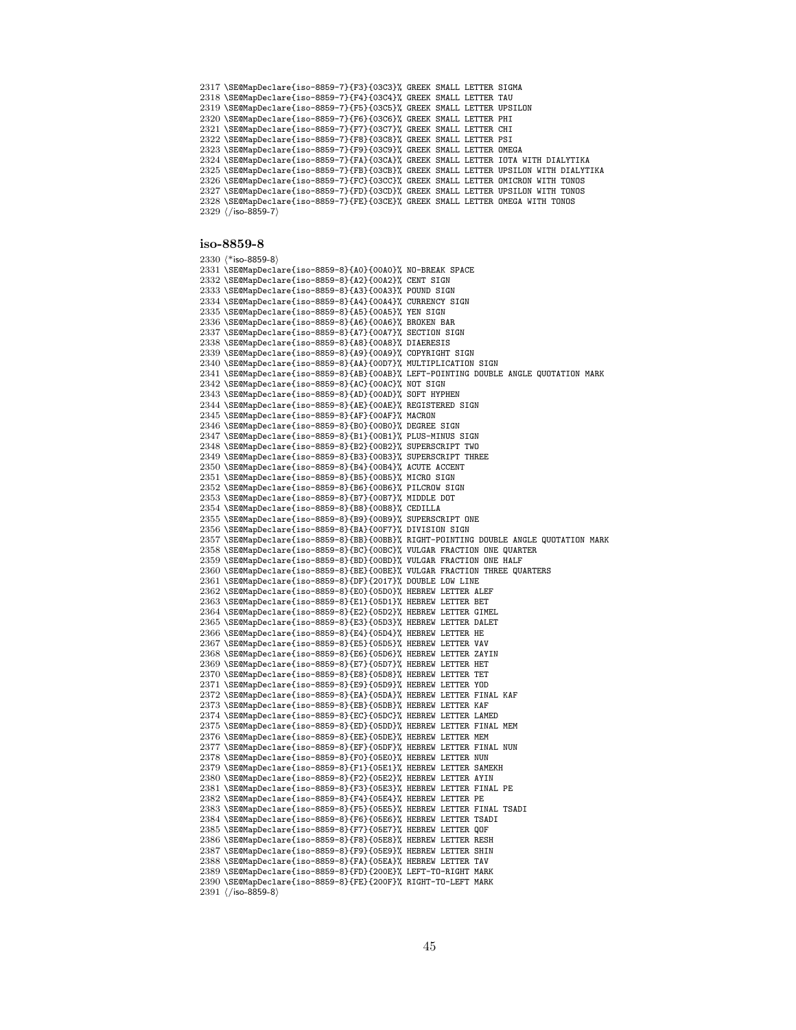```
2317 \SE@MapDeclare{iso-8859-7}{F3}{03C3}% GREEK SMALL LETTER SIGMA
2318 \SE@MapDeclare{iso-8859-7}{F4}{03C4}% GREEK SMALL LETTER TAU
2319 \SE@MapDeclare{iso-8859-7}{F5}{03C5}% GREEK SMALL LETTER UPSILON
2320 \SE@MapDeclare{iso-8859-7}{F6}{03C6}% GREEK SMALL LETTER PHI
2321 \SE@MapDeclare{iso-8859-7}{F7}{03C7}% GREEK SMALL LETTER CHI
2322 \SE@MapDeclare{iso-8859-7}{F8}{03C8}% GREEK SMALL LETTER PSI
2323 \SE@MapDeclare{iso-8859-7}{F9}{03C9}% GREEK SMALL LETTER OMEGA
2324 \SE@MapDeclare{iso-8859-7}{FA}{03CA}% GREEK SMALL LETTER IOTA WITH DIALYTIKA
2325 \SE@MapDeclare{iso-8859-7}{FB}{03CB}% GREEK SMALL LETTER UPSILON WITH DIALYTIKA
2326 \SE@MapDeclare{iso-8859-7}{FC}{03CC}% GREEK SMALL LETTER OMICRON WITH TONOS
2327 \SE@MapDeclare{iso-8859-7}{FD}{03CD}% GREEK SMALL LETTER UPSILON WITH TONOS
2328 \SE@MapDeclare{iso-8859-7}{FE}{03CE}% GREEK SMALL LETTER OMEGA WITH TONOS
2329 ⟨/iso-8859-7⟩
```

### iso-8859-8

```
2330 ⟨*iso-8859-8⟩
2331 \SE@MapDeclare{iso-8859-8}{A0}{00A0}% NO-BREAK SPACE
2332 \SE@MapDeclare{iso-8859-8}{A2}{00A2}% CENT SIGN
2333 \SE@MapDeclare{iso-8859-8}{A3}{00A3}% POUND SIGN
2334 \SE@MapDeclare{iso-8859-8}{A4}{00A4}% CURRENCY SIGN
2335 \SE@MapDeclare{iso-8859-8}{A5}{00A5}% YEN SIGN
2336 \SE@MapDeclare{iso-8859-8}{A6}{00A6}% BROKEN BAR
2337 \SE@MapDeclare{iso-8859-8}{A7}{00A7}% SECTION SIGN
2338 \SE@MapDeclare{iso-8859-8}{A8}{00A8}% DIAERESIS
2339 \SE@MapDeclare{iso-8859-8}{A9}{00A9}% COPYRIGHT SIGN
2340 \SE@MapDeclare{iso-8859-8}{AA}{00D7}% MULTIPLICATION SIGN
2341 \SE@MapDeclare{iso-8859-8}{AB}{00AB}% LEFT-POINTING DOUBLE ANGLE QUOTATION MARK
2342 \SE@MapDeclare{iso-8859-8}{AC}{00AC}% NOT SIGN
2343 \SE@MapDeclare{iso-8859-8}{AD}{00AD}% SOFT HYPHEN
2344 \SE@MapDeclare{iso-8859-8}{AE}{00AE}% REGISTERED SIGN
2345 \SE@MapDeclare{iso-8859-8}{AF}{00AF}% MACRON
2346 \SE@MapDeclare{iso-8859-8}{B0}{00B0}% DEGREE SIGN
2347 \SE@MapDeclare{iso-8859-8}{B1}{00B1}% PLUS-MINUS SIGN
2348 \SE@MapDeclare{iso-8859-8}{B2}{00B2}% SUPERSCRIPT TWO
2349 \SE@MapDeclare{iso-8859-8}{B3}{00B3}% SUPERSCRIPT THREE
2350 \SE@MapDeclare{iso-8859-8}{B4}{00B4}% ACUTE ACCENT
2351 \SE@MapDeclare{iso-8859-8}{B5}{00B5}% MICRO SIGN
2352 \SE@MapDeclare{iso-8859-8}{B6}{00B6}% PILCROW SIGN
2353 \SE@MapDeclare{iso-8859-8}{B7}{00B7}% MIDDLE DOT
2354 \SE@MapDeclare{iso-8859-8}{B8}{00B8}% CEDILLA
2355 \SE@MapDeclare{iso-8859-8}{B9}{00B9}% SUPERSCRIPT ONE
2356 \SE@MapDeclare{iso-8859-8}{BA}{00F7}% DIVISION SIGN
2357 \SE@MapDeclare{iso-8859-8}{BB}{00BB}% RIGHT-POINTING DOUBLE ANGLE QUOTATION MARK
2358 \SE@MapDeclare{iso-8859-8}{BC}{00BC}% VULGAR FRACTION ONE QUARTER
2359 \SE@MapDeclare{iso-8859-8}{BD}{00BD}% VULGAR FRACTION ONE HALF
2360 \SE@MapDeclare{iso-8859-8}{BE}{00BE}% VULGAR FRACTION THREE QUARTERS
2361 \SE@MapDeclare{iso-8859-8}{DF}{2017}% DOUBLE LOW LINE
2362 \SE@MapDeclare{iso-8859-8}{E0}{05D0}% HEBREW LETTER ALEF
2363 \SE@MapDeclare{iso-8859-8}{E1}{05D1}% HEBREW LETTER BET
2364 \SE@MapDeclare{iso-8859-8}{E2}{05D2}% HEBREW LETTER GIMEL
2365 \SE@MapDeclare{iso-8859-8}{E3}{05D3}% HEBREW LETTER DALET
2366 \SE@MapDeclare{iso-8859-8}{E4}{05D4}% HEBREW LETTER HE
2367 \SE@MapDeclare{iso-8859-8}{E5}{05D5}% HEBREW LETTER VAV
2368 \SE@MapDeclare{iso-8859-8}{E6}{05D6}% HEBREW LETTER ZAYIN
2369 \SE@MapDeclare{iso-8859-8}{E7}{05D7}% HEBREW LETTER HET
2370 \SE@MapDeclare{iso-8859-8}{E8}{05D8}% HEBREW LETTER TET
2371 \SE@MapDeclare{iso-8859-8}{E9}{05D9}% HEBREW LETTER YOD
2372 \SE@MapDeclare{iso-8859-8}{EA}{05DA}% HEBREW LETTER FINAL KAF
2373 \SE@MapDeclare{iso-8859-8}{EB}{05DB}% HEBREW LETTER KAF
2374 \SE@MapDeclare{iso-8859-8}{EC}{05DC}% HEBREW LETTER LAMED
2375 \SE@MapDeclare{iso-8859-8}{ED}{05DD}% HEBREW LETTER FINAL MEM
2376 \SE@MapDeclare{iso-8859-8}{EE}{05DE}% HEBREW LETTER MEM
2377 \SE@MapDeclare{iso-8859-8}{EF}{05DF}% HEBREW LETTER FINAL NUN
2378 \SE@MapDeclare{iso-8859-8}{F0}{05E0}% HEBREW LETTER NUN
2379 \SE@MapDeclare{iso-8859-8}{F1}{05E1}% HEBREW LETTER SAMEKH
2380 \SE@MapDeclare{iso-8859-8}{F2}{05E2}% HEBREW LETTER AYIN
2381 \SE@MapDeclare{iso-8859-8}{F3}{05E3}% HEBREW LETTER FINAL PE
2382 \SE@MapDeclare{iso-8859-8}{F4}{05E4}% HEBREW LETTER PE
2383 \SE@MapDeclare{iso-8859-8}{F5}{05E5}% HEBREW LETTER FINAL TSADI
2384 \SE@MapDeclare{iso-8859-8}{F6}{05E6}% HEBREW LETTER TSADI
2385 \SE@MapDeclare{iso-8859-8}{F7}{05E7}% HEBREW LETTER QOF
2386 \SE@MapDeclare{iso-8859-8}{F8}{05E8}% HEBREW LETTER RESH
2387 \SE@MapDeclare{iso-8859-8}{F9}{05E9}% HEBREW LETTER SHIN
2388 \SE@MapDeclare{iso-8859-8}{FA}{05EA}% HEBREW LETTER TAV
2389 \SE@MapDeclare{iso-8859-8}{FD}{200E}% LEFT-TO-RIGHT MARK
2390 \SE@MapDeclare{iso-8859-8}{FE}{200F}% RIGHT-TO-LEFT MARK
2391 ⟨/iso-8859-8⟩
```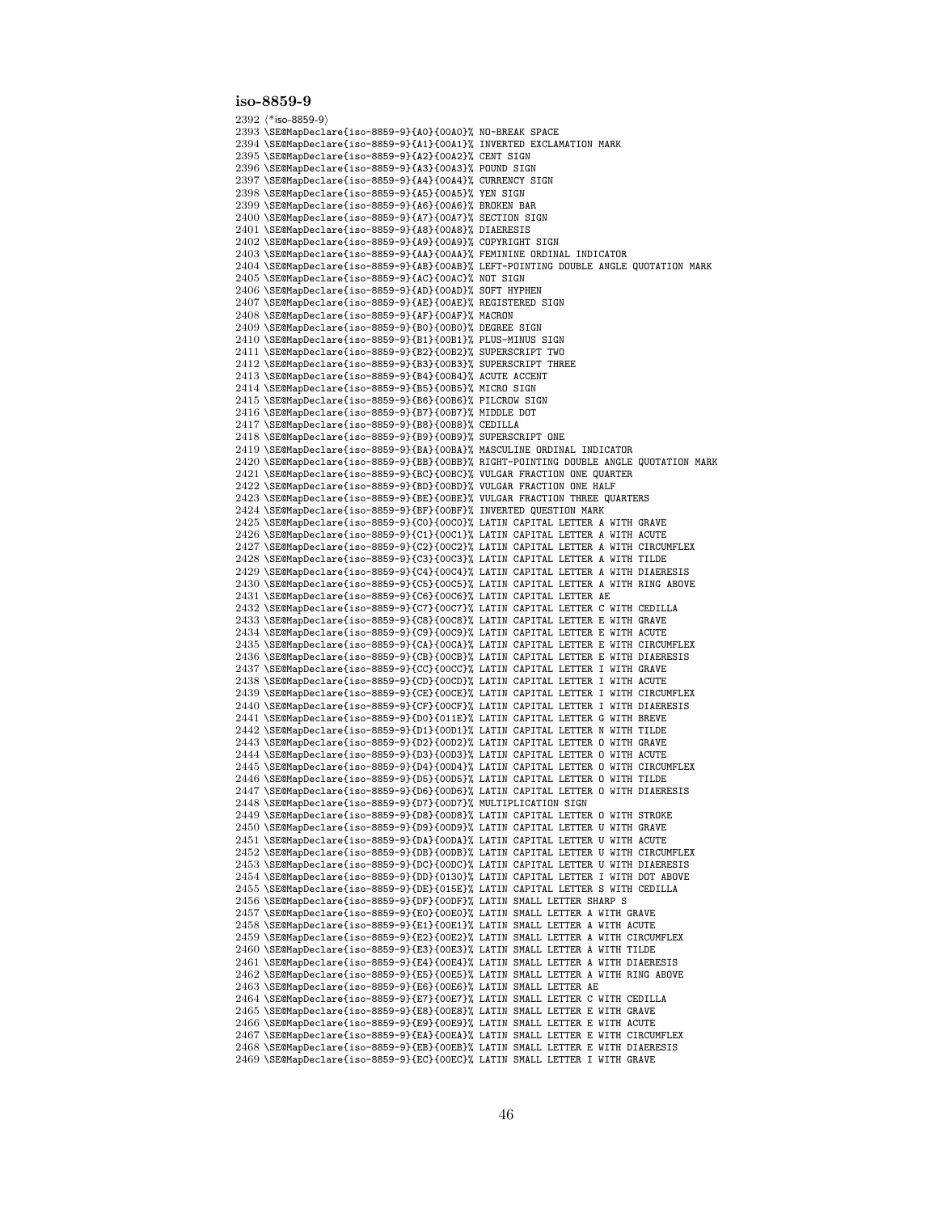### iso-8859-9

```
2392 ⟨*iso-8859-9⟩
2393 \SE@MapDeclare{iso-8859-9}{A0}{00A0}% NO-BREAK SPACE
2394 \SE@MapDeclare{iso-8859-9}{A1}{00A1}% INVERTED EXCLAMATION MARK
2395 \SE@MapDeclare{iso-8859-9}{A2}{00A2}% CENT SIGN
2396 \SE@MapDeclare{iso-8859-9}{A3}{00A3}% POUND SIGN
2397 \SE@MapDeclare{iso-8859-9}{A4}{00A4}% CURRENCY SIGN
2398 \SE@MapDeclare{iso-8859-9}{A5}{00A5}% YEN SIGN
2399 \SE@MapDeclare{iso-8859-9}{A6}{00A6}% BROKEN BAR
2400 \SE@MapDeclare{iso-8859-9}{A7}{00A7}% SECTION SIGN
2401 \SE@MapDeclare{iso-8859-9}{A8}{00A8}% DIAERESIS
2402 \SE@MapDeclare{iso-8859-9}{A9}{00A9}% COPYRIGHT SIGN
2403 \SE@MapDeclare{iso-8859-9}{AA}{00AA}% FEMININE ORDINAL INDICATOR
2404 \SE@MapDeclare{iso-8859-9}{AB}{00AB}% LEFT-POINTING DOUBLE ANGLE QUOTATION MARK
2405 \SE@MapDeclare{iso-8859-9}{AC}{00AC}% NOT SIGN
2406 \SE@MapDeclare{iso-8859-9}{AD}{00AD}% SOFT HYPHEN
2407 \SE@MapDeclare{iso-8859-9}{AE}{00AE}% REGISTERED SIGN
2408 \SE@MapDeclare{iso-8859-9}{AF}{00AF}% MACRON
2409 \SE@MapDeclare{iso-8859-9}{B0}{00B0}% DEGREE SIGN
2410 \SE@MapDeclare{iso-8859-9}{B1}{00B1}% PLUS-MINUS SIGN
2411 \SE@MapDeclare{iso-8859-9}{B2}{00B2}% SUPERSCRIPT TWO
2412 \SE@MapDeclare{iso-8859-9}{B3}{00B3}% SUPERSCRIPT THREE
2413 \SE@MapDeclare{iso-8859-9}{B4}{00B4}% ACUTE ACCENT
2414 \SE@MapDeclare{iso-8859-9}{B5}{00B5}% MICRO SIGN
2415 \SE@MapDeclare{iso-8859-9}{B6}{00B6}% PILCROW SIGN
2416 \SE@MapDeclare{iso-8859-9}{B7}{00B7}% MIDDLE DOT
2417 \SE@MapDeclare{iso-8859-9}{B8}{00B8}% CEDILLA
2418 \SE@MapDeclare{iso-8859-9}{B9}{00B9}% SUPERSCRIPT ONE
2419 \SE@MapDeclare{iso-8859-9}{BA}{00BA}% MASCULINE ORDINAL INDICATOR
2420 \SE@MapDeclare{iso-8859-9}{BB}{00BB}% RIGHT-POINTING DOUBLE ANGLE QUOTATION MARK
2421 \SE@MapDeclare{iso-8859-9}{BC}{00BC}% VULGAR FRACTION ONE QUARTER
2422 \SE@MapDeclare{iso-8859-9}{BD}{00BD}% VULGAR FRACTION ONE HALF
2423 \SE@MapDeclare{iso-8859-9}{BE}{00BE}% VULGAR FRACTION THREE QUARTERS
2424 \SE@MapDeclare{iso-8859-9}{BF}{00BF}% INVERTED QUESTION MARK
2425 \SE@MapDeclare{iso-8859-9}{C0}{00C0}% LATIN CAPITAL LETTER A WITH GRAVE
2426 \SE@MapDeclare{iso-8859-9}{C1}{00C1}% LATIN CAPITAL LETTER A WITH ACUTE
2427 \SE@MapDeclare{iso-8859-9}{C2}{00C2}% LATIN CAPITAL LETTER A WITH CIRCUMFLEX
2428 \SE@MapDeclare{iso-8859-9}{C3}{00C3}% LATIN CAPITAL LETTER A WITH TILDE
2429 \SE@MapDeclare{iso-8859-9}{C4}{00C4}% LATIN CAPITAL LETTER A WITH DIAERESIS
2430 \SE@MapDeclare{iso-8859-9}{C5}{00C5}% LATIN CAPITAL LETTER A WITH RING ABOVE
2431 \SE@MapDeclare{iso-8859-9}{C6}{00C6}% LATIN CAPITAL LETTER AE
2432 \SE@MapDeclare{iso-8859-9}{C7}{00C7}% LATIN CAPITAL LETTER C WITH CEDILLA
2433 \SE@MapDeclare{iso-8859-9}{C8}{00C8}% LATIN CAPITAL LETTER E WITH GRAVE
2434 \SE@MapDeclare{iso-8859-9}{C9}{00C9}% LATIN CAPITAL LETTER E WITH ACUTE
2435 \SE@MapDeclare{iso-8859-9}{CA}{00CA}% LATIN CAPITAL LETTER E WITH CIRCUMFLEX
2436 \SE@MapDeclare{iso-8859-9}{CB}{00CB}% LATIN CAPITAL LETTER E WITH DIAERESIS
2437 \SE@MapDeclare{iso-8859-9}{CC}{00CC}% LATIN CAPITAL LETTER I WITH GRAVE
2438 \SE@MapDeclare{iso-8859-9}{CD}{00CD}% LATIN CAPITAL LETTER I WITH ACUTE
2439 \SE@MapDeclare{iso-8859-9}{CE}{00CE}% LATIN CAPITAL LETTER I WITH CIRCUMFLEX
2440 \SE@MapDeclare{iso-8859-9}{CF}{00CF}% LATIN CAPITAL LETTER I WITH DIAERESIS
2441 \SE@MapDeclare{iso-8859-9}{D0}{011E}% LATIN CAPITAL LETTER G WITH BREVE
2442 \SE@MapDeclare{iso-8859-9}{D1}{00D1}% LATIN CAPITAL LETTER N WITH TILDE
2443 \SE@MapDeclare{iso-8859-9}{D2}{00D2}% LATIN CAPITAL LETTER O WITH GRAVE
2444 \SE@MapDeclare{iso-8859-9}{D3}{00D3}% LATIN CAPITAL LETTER O WITH ACUTE
2445 \SE@MapDeclare{iso-8859-9}{D4}{00D4}% LATIN CAPITAL LETTER O WITH CIRCUMFLEX
2446 \SE@MapDeclare{iso-8859-9}{D5}{00D5}% LATIN CAPITAL LETTER O WITH TILDE
2447 \SE@MapDeclare{iso-8859-9}{D6}{00D6}% LATIN CAPITAL LETTER O WITH DIAERESIS
2448 \SE@MapDeclare{iso-8859-9}{D7}{00D7}% MULTIPLICATION SIGN
2449 \SE@MapDeclare{iso-8859-9}{D8}{00D8}% LATIN CAPITAL LETTER O WITH STROKE
2450 \SE@MapDeclare{iso-8859-9}{D9}{00D9}% LATIN CAPITAL LETTER U WITH GRAVE
2451 \SE@MapDeclare{iso-8859-9}{DA}{00DA}% LATIN CAPITAL LETTER U WITH ACUTE
2452 \SE@MapDeclare{iso-8859-9}{DB}{00DB}% LATIN CAPITAL LETTER U WITH CIRCUMFLEX
2453 \SE@MapDeclare{iso-8859-9}{DC}{00DC}% LATIN CAPITAL LETTER U WITH DIAERESIS
2454 \SE@MapDeclare{iso-8859-9}{DD}{0130}% LATIN CAPITAL LETTER I WITH DOT ABOVE
2455 \SE@MapDeclare{iso-8859-9}{DE}{015E}% LATIN CAPITAL LETTER S WITH CEDILLA
2456 \SE@MapDeclare{iso-8859-9}{DF}{00DF}% LATIN SMALL LETTER SHARP S
2457 \SE@MapDeclare{iso-8859-9}{E0}{00E0}% LATIN SMALL LETTER A WITH GRAVE
2458 \SE@MapDeclare{iso-8859-9}{E1}{00E1}% LATIN SMALL LETTER A WITH ACUTE
2459 \SE@MapDeclare{iso-8859-9}{E2}{00E2}% LATIN SMALL LETTER A WITH CIRCUMFLEX
2460 \SE@MapDeclare{iso-8859-9}{E3}{00E3}% LATIN SMALL LETTER A WITH TILDE
2461 \SE@MapDeclare{iso-8859-9}{E4}{00E4}% LATIN SMALL LETTER A WITH DIAERESIS
2462 \SE@MapDeclare{iso-8859-9}{E5}{00E5}% LATIN SMALL LETTER A WITH RING ABOVE
2463 \SE@MapDeclare{iso-8859-9}{E6}{00E6}% LATIN SMALL LETTER AE
2464 \SE@MapDeclare{iso-8859-9}{E7}{00E7}% LATIN SMALL LETTER C WITH CEDILLA
2465 \SE@MapDeclare{iso-8859-9}{E8}{00E8}% LATIN SMALL LETTER E WITH GRAVE
2466 \SE@MapDeclare{iso-8859-9}{E9}{00E9}% LATIN SMALL LETTER E WITH ACUTE
2467 \SE@MapDeclare{iso-8859-9}{EA}{00EA}% LATIN SMALL LETTER E WITH CIRCUMFLEX
2468 \SE@MapDeclare{iso-8859-9}{EB}{00EB}% LATIN SMALL LETTER E WITH DIAERESIS
2469 \SE@MapDeclare{iso-8859-9}{EC}{00EC}% LATIN SMALL LETTER I WITH GRAVE
```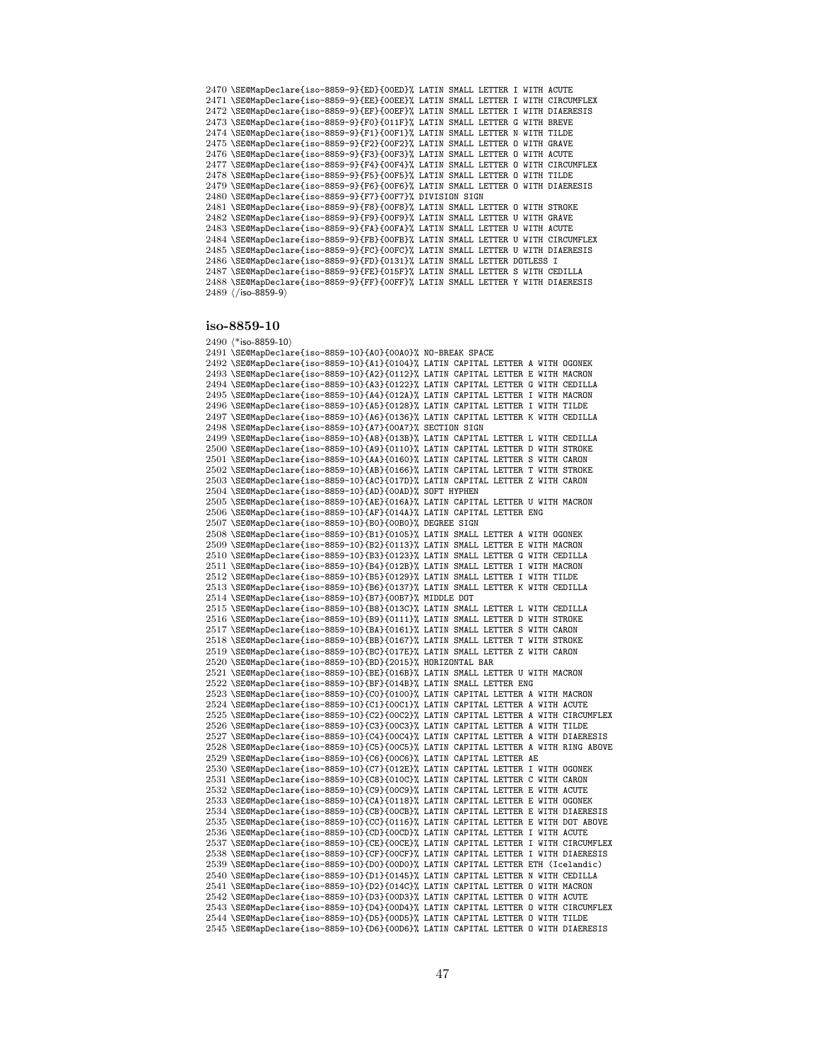```
2470 \SE@MapDeclare{iso-8859-9}{ED}{00ED}% LATIN SMALL LETTER I WITH ACUTE
2471 \SE@MapDeclare{iso-8859-9}{EE}{00EE}% LATIN SMALL LETTER I WITH CIRCUMFLEX
2472 \SE@MapDeclare{iso-8859-9}{EF}{00EF}% LATIN SMALL LETTER I WITH DIAERESIS
2473 \SE@MapDeclare{iso-8859-9}{F0}{011F}% LATIN SMALL LETTER G WITH BREVE
2474 \SE@MapDeclare{iso-8859-9}{F1}{00F1}% LATIN SMALL LETTER N WITH TILDE
2475 \SE@MapDeclare{iso-8859-9}{F2}{00F2}% LATIN SMALL LETTER O WITH GRAVE
2476 \SE@MapDeclare{iso-8859-9}{F3}{00F3}% LATIN SMALL LETTER O WITH ACUTE
2477 \SE@MapDeclare{iso-8859-9}{F4}{00F4}% LATIN SMALL LETTER O WITH CIRCUMFLEX
2478 \SE@MapDeclare{iso-8859-9}{F5}{00F5}% LATIN SMALL LETTER O WITH TILDE
2479 \SE@MapDeclare{iso-8859-9}{F6}{00F6}% LATIN SMALL LETTER O WITH DIAERESIS
2480 \SE@MapDeclare{iso-8859-9}{F7}{00F7}% DIVISION SIGN
2481 \SE@MapDeclare{iso-8859-9}{F8}{00F8}% LATIN SMALL LETTER O WITH STROKE
2482 \SE@MapDeclare{iso-8859-9}{F9}{00F9}% LATIN SMALL LETTER U WITH GRAVE
2483 \SE@MapDeclare{iso-8859-9}{FA}{00FA}% LATIN SMALL LETTER U WITH ACUTE
2484 \SE@MapDeclare{iso-8859-9}{FB}{00FB}% LATIN SMALL LETTER U WITH CIRCUMFLEX
2485 \SE@MapDeclare{iso-8859-9}{FC}{00FC}% LATIN SMALL LETTER U WITH DIAERESIS
2486 \SE@MapDeclare{iso-8859-9}{FD}{0131}% LATIN SMALL LETTER DOTLESS I
2487 \SE@MapDeclare{iso-8859-9}{FE}{015F}% LATIN SMALL LETTER S WITH CEDILLA
2488 \SE@MapDeclare{iso-8859-9}{FF}{00FF}% LATIN SMALL LETTER Y WITH DIAERESIS
2489 ⟨/iso-8859-9⟩
```

### iso-8859-10

```
2490 ⟨*iso-8859-10⟩
2491 \SE@MapDeclare{iso-8859-10}{A0}{00A0}% NO-BREAK SPACE
2492 \SE@MapDeclare{iso-8859-10}{A1}{0104}% LATIN CAPITAL LETTER A WITH OGONEK
2493 \SE@MapDeclare{iso-8859-10}{A2}{0112}% LATIN CAPITAL LETTER E WITH MACRON
2494 \SE@MapDeclare{iso-8859-10}{A3}{0122}% LATIN CAPITAL LETTER G WITH CEDILLA
2495 \SE@MapDeclare{iso-8859-10}{A4}{012A}% LATIN CAPITAL LETTER I WITH MACRON
2496 \SE@MapDeclare{iso-8859-10}{A5}{0128}% LATIN CAPITAL LETTER I WITH TILDE
2497 \SE@MapDeclare{iso-8859-10}{A6}{0136}% LATIN CAPITAL LETTER K WITH CEDILLA
2498 \SE@MapDeclare{iso-8859-10}{A7}{00A7}% SECTION SIGN
2499 \SE@MapDeclare{iso-8859-10}{A8}{013B}% LATIN CAPITAL LETTER L WITH CEDILLA
2500 \SE@MapDeclare{iso-8859-10}{A9}{0110}% LATIN CAPITAL LETTER D WITH STROKE
2501 \SE@MapDeclare{iso-8859-10}{AA}{0160}% LATIN CAPITAL LETTER S WITH CARON
2502 \SE@MapDeclare{iso-8859-10}{AB}{0166}% LATIN CAPITAL LETTER T WITH STROKE
2503 \SE@MapDeclare{iso-8859-10}{AC}{017D}% LATIN CAPITAL LETTER Z WITH CARON
2504 \SE@MapDeclare{iso-8859-10}{AD}{00AD}% SOFT HYPHEN
2505 \SE@MapDeclare{iso-8859-10}{AE}{016A}% LATIN CAPITAL LETTER U WITH MACRON
2506 \SE@MapDeclare{iso-8859-10}{AF}{014A}% LATIN CAPITAL LETTER ENG
2507 \SE@MapDeclare{iso-8859-10}{B0}{00B0}% DEGREE SIGN
2508 \SE@MapDeclare{iso-8859-10}{B1}{0105}% LATIN SMALL LETTER A WITH OGONEK
2509 \SE@MapDeclare{iso-8859-10}{B2}{0113}% LATIN SMALL LETTER E WITH MACRON
2510 \SE@MapDeclare{iso-8859-10}{B3}{0123}% LATIN SMALL LETTER G WITH CEDILLA
2511 \SE@MapDeclare{iso-8859-10}{B4}{012B}% LATIN SMALL LETTER I WITH MACRON
2512 \SE@MapDeclare{iso-8859-10}{B5}{0129}% LATIN SMALL LETTER I WITH TILDE
2513 \SE@MapDeclare{iso-8859-10}{B6}{0137}% LATIN SMALL LETTER K WITH CEDILLA
2514 \SE@MapDeclare{iso-8859-10}{B7}{00B7}% MIDDLE DOT
2515 \SE@MapDeclare{iso-8859-10}{B8}{013C}% LATIN SMALL LETTER L WITH CEDILLA
2516 \SE@MapDeclare{iso-8859-10}{B9}{0111}% LATIN SMALL LETTER D WITH STROKE
2517 \SE@MapDeclare{iso-8859-10}{BA}{0161}% LATIN SMALL LETTER S WITH CARON
2518 \SE@MapDeclare{iso-8859-10}{BB}{0167}% LATIN SMALL LETTER T WITH STROKE
2519 \SE@MapDeclare{iso-8859-10}{BC}{017E}% LATIN SMALL LETTER Z WITH CARON
2520 \SE@MapDeclare{iso-8859-10}{BD}{2015}% HORIZONTAL BAR
2521 \SE@MapDeclare{iso-8859-10}{BE}{016B}% LATIN SMALL LETTER U WITH MACRON
2522 \SE@MapDeclare{iso-8859-10}{BF}{014B}% LATIN SMALL LETTER ENG
2523 \SE@MapDeclare{iso-8859-10}{C0}{0100}% LATIN CAPITAL LETTER A WITH MACRON
2524 \SE@MapDeclare{iso-8859-10}{C1}{00C1}% LATIN CAPITAL LETTER A WITH ACUTE
2525 \SE@MapDeclare{iso-8859-10}{C2}{00C2}% LATIN CAPITAL LETTER A WITH CIRCUMFLEX
2526 \SE@MapDeclare{iso-8859-10}{C3}{00C3}% LATIN CAPITAL LETTER A WITH TILDE
2527 \SE@MapDeclare{iso-8859-10}{C4}{00C4}% LATIN CAPITAL LETTER A WITH DIAERESIS
2528 \SE@MapDeclare{iso-8859-10}{C5}{00C5}% LATIN CAPITAL LETTER A WITH RING ABOVE
2529 \SE@MapDeclare{iso-8859-10}{C6}{00C6}% LATIN CAPITAL LETTER AE
2530 \SE@MapDeclare{iso-8859-10}{C7}{012E}% LATIN CAPITAL LETTER I WITH OGONEK
2531 \SE@MapDeclare{iso-8859-10}{C8}{010C}% LATIN CAPITAL LETTER C WITH CARON
2532 \SE@MapDeclare{iso-8859-10}{C9}{00C9}% LATIN CAPITAL LETTER E WITH ACUTE
2533 \SE@MapDeclare{iso-8859-10}{CA}{0118}% LATIN CAPITAL LETTER E WITH OGONEK
2534 \SE@MapDeclare{iso-8859-10}{CB}{00CB}% LATIN CAPITAL LETTER E WITH DIAERESIS
2535 \SE@MapDeclare{iso-8859-10}{CC}{0116}% LATIN CAPITAL LETTER E WITH DOT ABOVE
2536 \SE@MapDeclare{iso-8859-10}{CD}{00CD}% LATIN CAPITAL LETTER I WITH ACUTE
2537 \SE@MapDeclare{iso-8859-10}{CE}{00CE}% LATIN CAPITAL LETTER I WITH CIRCUMFLEX
2538 \SE@MapDeclare{iso-8859-10}{CF}{00CF}% LATIN CAPITAL LETTER I WITH DIAERESIS
2539 \SE@MapDeclare{iso-8859-10}{D0}{00D0}% LATIN CAPITAL LETTER ETH (Icelandic)
2540 \SE@MapDeclare{iso-8859-10}{D1}{0145}% LATIN CAPITAL LETTER N WITH CEDILLA
2541 \SE@MapDeclare{iso-8859-10}{D2}{014C}% LATIN CAPITAL LETTER O WITH MACRON
2542 \SE@MapDeclare{iso-8859-10}{D3}{00D3}% LATIN CAPITAL LETTER O WITH ACUTE
2543 \SE@MapDeclare{iso-8859-10}{D4}{00D4}% LATIN CAPITAL LETTER O WITH CIRCUMFLEX
2544 \SE@MapDeclare{iso-8859-10}{D5}{00D5}% LATIN CAPITAL LETTER O WITH TILDE
2545 \SE@MapDeclare{iso-8859-10}{D6}{00D6}% LATIN CAPITAL LETTER O WITH DIAERESIS
```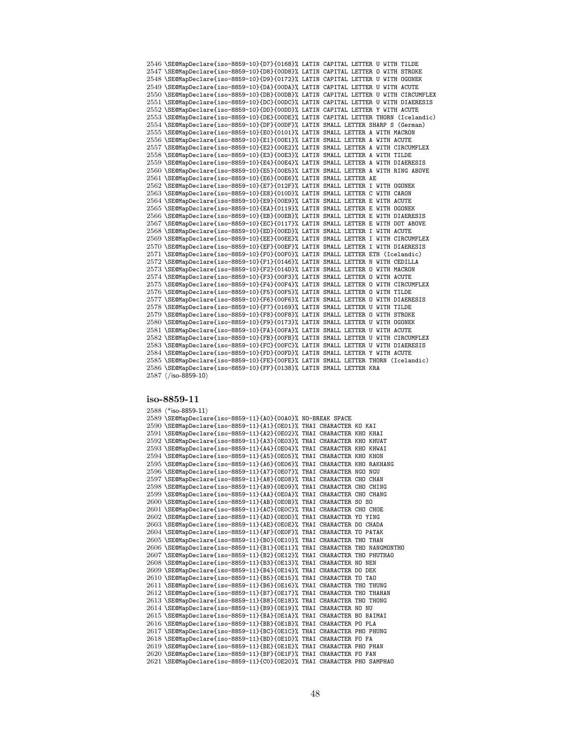```
2546 \SE@MapDeclare{iso-8859-10}{D7}{0168}% LATIN CAPITAL LETTER U WITH TILDE
2547 \SE@MapDeclare{iso-8859-10}{D8}{00D8}% LATIN CAPITAL LETTER O WITH STROKE
2548 \SE@MapDeclare{iso-8859-10}{D9}{0172}% LATIN CAPITAL LETTER U WITH OGONEK
2549 \SE@MapDeclare{iso-8859-10}{DA}{00DA}% LATIN CAPITAL LETTER U WITH ACUTE
2550 \SE@MapDeclare{iso-8859-10}{DB}{00DB}% LATIN CAPITAL LETTER U WITH CIRCUMFLEX
2551 \SE@MapDeclare{iso-8859-10}{DC}{00DC}% LATIN CAPITAL LETTER U WITH DIAERESIS
2552 \SE@MapDeclare{iso-8859-10}{DD}{00DD}% LATIN CAPITAL LETTER Y WITH ACUTE
2553 \SE@MapDeclare{iso-8859-10}{DE}{00DE}% LATIN CAPITAL LETTER THORN (Icelandic)
2554 \SE@MapDeclare{iso-8859-10}{DF}{00DF}% LATIN SMALL LETTER SHARP S (German)
2555 \SE@MapDeclare{iso-8859-10}{E0}{0101}% LATIN SMALL LETTER A WITH MACRON
2556 \SE@MapDeclare{iso-8859-10}{E1}{00E1}% LATIN SMALL LETTER A WITH ACUTE
2557 \SE@MapDeclare{iso-8859-10}{E2}{00E2}% LATIN SMALL LETTER A WITH CIRCUMFLEX
2558 \SE@MapDeclare{iso-8859-10}{E3}{00E3}% LATIN SMALL LETTER A WITH TILDE
2559 \SE@MapDeclare{iso-8859-10}{E4}{00E4}% LATIN SMALL LETTER A WITH DIAERESIS
2560 \SE@MapDeclare{iso-8859-10}{E5}{00E5}% LATIN SMALL LETTER A WITH RING ABOVE
2561 \SE@MapDeclare{iso-8859-10}{E6}{00E6}% LATIN SMALL LETTER AE
2562 \SE@MapDeclare{iso-8859-10}{E7}{012F}% LATIN SMALL LETTER I WITH OGONEK
2563 \SE@MapDeclare{iso-8859-10}{E8}{010D}% LATIN SMALL LETTER C WITH CARON
2564 \SE@MapDeclare{iso-8859-10}{E9}{00E9}% LATIN SMALL LETTER E WITH ACUTE
2565 \SE@MapDeclare{iso-8859-10}{EA}{0119}% LATIN SMALL LETTER E WITH OGONEK
2566 \SE@MapDeclare{iso-8859-10}{EB}{00EB}% LATIN SMALL LETTER E WITH DIAERESIS
2567 \SE@MapDeclare{iso-8859-10}{EC}{0117}% LATIN SMALL LETTER E WITH DOT ABOVE
2568 \SE@MapDeclare{iso-8859-10}{ED}{00ED}% LATIN SMALL LETTER I WITH ACUTE
2569 \SE@MapDeclare{iso-8859-10}{EE}{00EE}% LATIN SMALL LETTER I WITH CIRCUMFLEX
2570 \SE@MapDeclare{iso-8859-10}{EF}{00EF}% LATIN SMALL LETTER I WITH DIAERESIS
2571 \SE@MapDeclare{iso-8859-10}{F0}{00F0}% LATIN SMALL LETTER ETH (Icelandic)
2572 \SE@MapDeclare{iso-8859-10}{F1}{0146}% LATIN SMALL LETTER N WITH CEDILLA
2573 \SE@MapDeclare{iso-8859-10}{F2}{014D}% LATIN SMALL LETTER O WITH MACRON
2574 \SE@MapDeclare{iso-8859-10}{F3}{00F3}% LATIN SMALL LETTER O WITH ACUTE
2575 \SE@MapDeclare{iso-8859-10}{F4}{00F4}% LATIN SMALL LETTER O WITH CIRCUMFLEX
2576 \SE@MapDeclare{iso-8859-10}{F5}{00F5}% LATIN SMALL LETTER O WITH TILDE
2577 \SE@MapDeclare{iso-8859-10}{F6}{00F6}% LATIN SMALL LETTER O WITH DIAERESIS
2578 \SE@MapDeclare{iso-8859-10}{F7}{0169}% LATIN SMALL LETTER U WITH TILDE
2579 \SE@MapDeclare{iso-8859-10}{F8}{00F8}% LATIN SMALL LETTER O WITH STROKE
2580 \SE@MapDeclare{iso-8859-10}{F9}{0173}% LATIN SMALL LETTER U WITH OGONEK
2581 \SE@MapDeclare{iso-8859-10}{FA}{00FA}% LATIN SMALL LETTER U WITH ACUTE
2582 \SE@MapDeclare{iso-8859-10}{FB}{00FB}% LATIN SMALL LETTER U WITH CIRCUMFLEX
2583 \SE@MapDeclare{iso-8859-10}{FC}{00FC}% LATIN SMALL LETTER U WITH DIAERESIS
2584 \SE@MapDeclare{iso-8859-10}{FD}{00FD}% LATIN SMALL LETTER Y WITH ACUTE
2585 \SE@MapDeclare{iso-8859-10}{FE}{00FE}% LATIN SMALL LETTER THORN (Icelandic)
2586 \SE@MapDeclare{iso-8859-10}{FF}{0138}% LATIN SMALL LETTER KRA
2587 ⟨/iso-8859-10⟩
```

### iso-8859-11

```
2588 ⟨*iso-8859-11⟩
2589 \SE@MapDeclare{iso-8859-11}{A0}{00A0}% NO-BREAK SPACE
2590 \SE@MapDeclare{iso-8859-11}{A1}{0E01}% THAI CHARACTER KO KAI
2591 \SE@MapDeclare{iso-8859-11}{A2}{0E02}% THAI CHARACTER KHO KHAI
2592 \SE@MapDeclare{iso-8859-11}{A3}{0E03}% THAI CHARACTER KHO KHUAT
2593 \SE@MapDeclare{iso-8859-11}{A4}{0E04}% THAI CHARACTER KHO KHWAI
2594 \SE@MapDeclare{iso-8859-11}{A5}{0E05}% THAI CHARACTER KHO KHON
2595 \SE@MapDeclare{iso-8859-11}{A6}{0E06}% THAI CHARACTER KHO RAKHANG
2596 \SE@MapDeclare{iso-8859-11}{A7}{0E07}% THAI CHARACTER NGO NGU
2597 \SE@MapDeclare{iso-8859-11}{A8}{0E08}% THAI CHARACTER CHO CHAN
2598 \SE@MapDeclare{iso-8859-11}{A9}{0E09}% THAI CHARACTER CHO CHING
2599 \SE@MapDeclare{iso-8859-11}{AA}{0E0A}% THAI CHARACTER CHO CHANG
2600 \SE@MapDeclare{iso-8859-11}{AB}{0E0B}% THAI CHARACTER SO SO
2601 \SE@MapDeclare{iso-8859-11}{AC}{0E0C}% THAI CHARACTER CHO CHOE
2602 \SE@MapDeclare{iso-8859-11}{AD}{0E0D}% THAI CHARACTER YO YING
2603 \SE@MapDeclare{iso-8859-11}{AE}{0E0E}% THAI CHARACTER DO CHADA
2604 \SE@MapDeclare{iso-8859-11}{AF}{0E0F}% THAI CHARACTER TO PATAK
2605 \SE@MapDeclare{iso-8859-11}{B0}{0E10}% THAI CHARACTER THO THAN
2606 \SE@MapDeclare{iso-8859-11}{B1}{0E11}% THAI CHARACTER THO NANGMONTHO
2607 \SE@MapDeclare{iso-8859-11}{B2}{0E12}% THAI CHARACTER THO PHUTHAO
2608 \SE@MapDeclare{iso-8859-11}{B3}{0E13}% THAI CHARACTER NO NEN
2609 \SE@MapDeclare{iso-8859-11}{B4}{0E14}% THAI CHARACTER DO DEK
2610 \SE@MapDeclare{iso-8859-11}{B5}{0E15}% THAI CHARACTER TO TAO
2611 \SE@MapDeclare{iso-8859-11}{B6}{0E16}% THAI CHARACTER THO THUNG
2612 \SE@MapDeclare{iso-8859-11}{B7}{0E17}% THAI CHARACTER THO THAHAN
2613 \SE@MapDeclare{iso-8859-11}{B8}{0E18}% THAI CHARACTER THO THONG
2614 \SE@MapDeclare{iso-8859-11}{B9}{0E19}% THAI CHARACTER NO NU
2615 \SE@MapDeclare{iso-8859-11}{BA}{0E1A}% THAI CHARACTER BO BAIMAI
2616 \SE@MapDeclare{iso-8859-11}{BB}{0E1B}% THAI CHARACTER PO PLA
2617 \SE@MapDeclare{iso-8859-11}{BC}{0E1C}% THAI CHARACTER PHO PHUNG
2618 \SE@MapDeclare{iso-8859-11}{BD}{0E1D}% THAI CHARACTER FO FA
2619 \SE@MapDeclare{iso-8859-11}{BE}{0E1E}% THAI CHARACTER PHO PHAN
2620 \SE@MapDeclare{iso-8859-11}{BF}{0E1F}% THAI CHARACTER FO FAN
2621 \SE@MapDeclare{iso-8859-11}{C0}{0E20}% THAI CHARACTER PHO SAMPHAO
```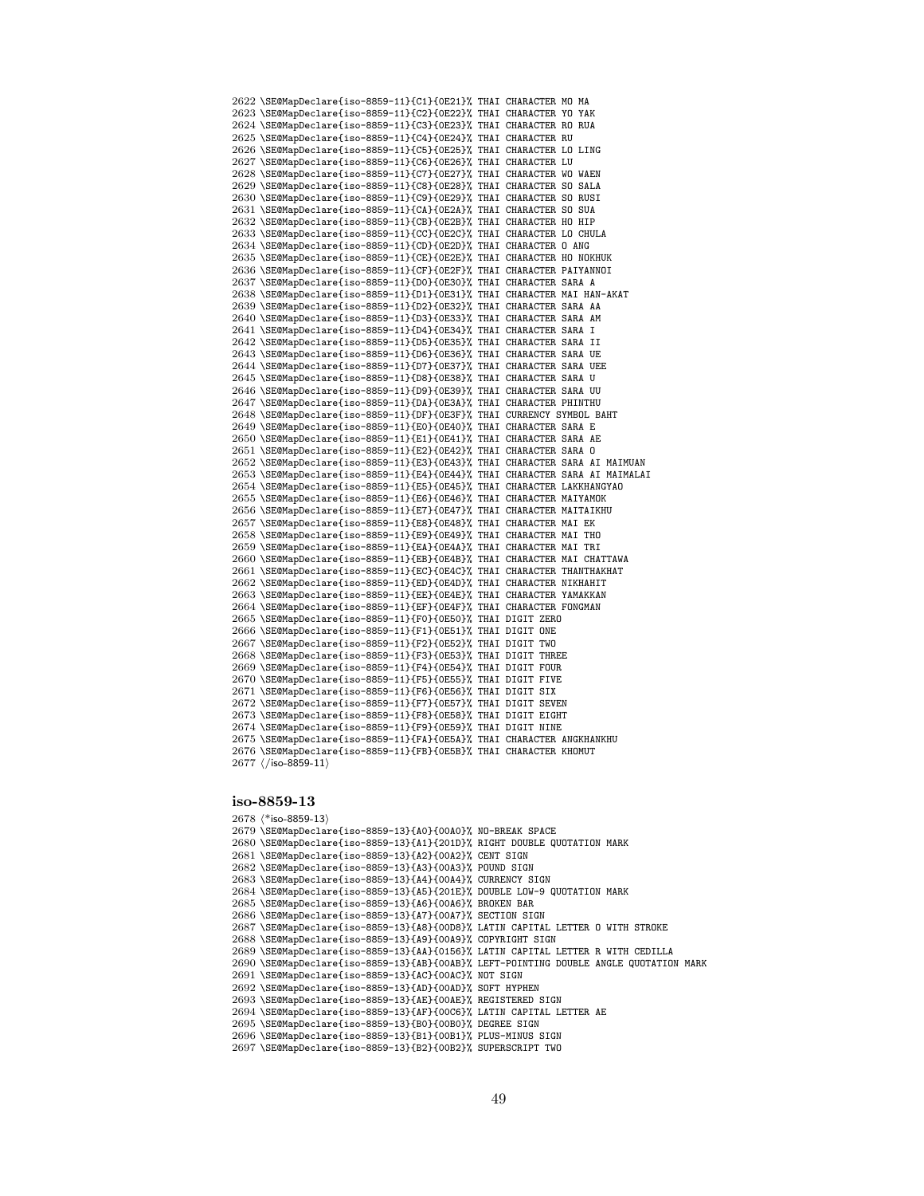```
2622 \SE@MapDeclare{iso-8859-11}{C1}{0E21}% THAI CHARACTER MO MA
2623 \SE@MapDeclare{iso-8859-11}{C2}{0E22}% THAI CHARACTER YO YAK
2624 \SE@MapDeclare{iso-8859-11}{C3}{0E23}% THAI CHARACTER RO RUA
2625 \SE@MapDeclare{iso-8859-11}{C4}{0E24}% THAI CHARACTER RU
2626 \SE@MapDeclare{iso-8859-11}{C5}{0E25}% THAI CHARACTER LO LING
2627 \SE@MapDeclare{iso-8859-11}{C6}{0E26}% THAI CHARACTER LU
2628 \SE@MapDeclare{iso-8859-11}{C7}{0E27}% THAI CHARACTER WO WAEN
2629 \SE@MapDeclare{iso-8859-11}{C8}{0E28}% THAI CHARACTER SO SALA
2630 \SE@MapDeclare{iso-8859-11}{C9}{0E29}% THAI CHARACTER SO RUSI
2631 \SE@MapDeclare{iso-8859-11}{CA}{0E2A}% THAI CHARACTER SO SUA
2632 \SE@MapDeclare{iso-8859-11}{CB}{0E2B}% THAI CHARACTER HO HIP
2633 \SE@MapDeclare{iso-8859-11}{CC}{0E2C}% THAI CHARACTER LO CHULA
2634 \SE@MapDeclare{iso-8859-11}{CD}{0E2D}% THAI CHARACTER O ANG
2635 \SE@MapDeclare{iso-8859-11}{CE}{0E2E}% THAI CHARACTER HO NOKHUK
2636 \SE@MapDeclare{iso-8859-11}{CF}{0E2F}% THAI CHARACTER PAIYANNOI
2637 \SE@MapDeclare{iso-8859-11}{D0}{0E30}% THAI CHARACTER SARA A
2638 \SE@MapDeclare{iso-8859-11}{D1}{0E31}% THAI CHARACTER MAI HAN-AKAT
2639 \SE@MapDeclare{iso-8859-11}{D2}{0E32}% THAI CHARACTER SARA AA
2640 \SE@MapDeclare{iso-8859-11}{D3}{0E33}% THAI CHARACTER SARA AM
2641 \SE@MapDeclare{iso-8859-11}{D4}{0E34}% THAI CHARACTER SARA I
2642 \SE@MapDeclare{iso-8859-11}{D5}{0E35}% THAI CHARACTER SARA II
2643 \SE@MapDeclare{iso-8859-11}{D6}{0E36}% THAI CHARACTER SARA UE
2644 \SE@MapDeclare{iso-8859-11}{D7}{0E37}% THAI CHARACTER SARA UEE
2645 \SE@MapDeclare{iso-8859-11}{D8}{0E38}% THAI CHARACTER SARA U
2646 \SE@MapDeclare{iso-8859-11}{D9}{0E39}% THAI CHARACTER SARA UU
2647 \SE@MapDeclare{iso-8859-11}{DA}{0E3A}% THAI CHARACTER PHINTHU
2648 \SE@MapDeclare{iso-8859-11}{DF}{0E3F}% THAI CURRENCY SYMBOL BAHT
2649 \SE@MapDeclare{iso-8859-11}{E0}{0E40}% THAI CHARACTER SARA E
2650 \SE@MapDeclare{iso-8859-11}{E1}{0E41}% THAI CHARACTER SARA AE
2651 \SE@MapDeclare{iso-8859-11}{E2}{0E42}% THAI CHARACTER SARA O
2652 \SE@MapDeclare{iso-8859-11}{E3}{0E43}% THAI CHARACTER SARA AI MAIMUAN
2653 \SE@MapDeclare{iso-8859-11}{E4}{0E44}% THAI CHARACTER SARA AI MAIMALAI
2654 \SE@MapDeclare{iso-8859-11}{E5}{0E45}% THAI CHARACTER LAKKHANGYAO
2655 \SE@MapDeclare{iso-8859-11}{E6}{0E46}% THAI CHARACTER MAIYAMOK
2656 \SE@MapDeclare{iso-8859-11}{E7}{0E47}% THAI CHARACTER MAITAIKHU
2657 \SE@MapDeclare{iso-8859-11}{E8}{0E48}% THAI CHARACTER MAI EK
2658 \SE@MapDeclare{iso-8859-11}{E9}{0E49}% THAI CHARACTER MAI THO
2659 \SE@MapDeclare{iso-8859-11}{EA}{0E4A}% THAI CHARACTER MAI TRI
2660 \SE@MapDeclare{iso-8859-11}{EB}{0E4B}% THAI CHARACTER MAI CHATTAWA
2661 \SE@MapDeclare{iso-8859-11}{EC}{0E4C}% THAI CHARACTER THANTHAKHAT
2662 \SE@MapDeclare{iso-8859-11}{ED}{0E4D}% THAI CHARACTER NIKHAHIT
2663 \SE@MapDeclare{iso-8859-11}{EE}{0E4E}% THAI CHARACTER YAMAKKAN
2664 \SE@MapDeclare{iso-8859-11}{EF}{0E4F}% THAI CHARACTER FONGMAN
2665 \SE@MapDeclare{iso-8859-11}{F0}{0E50}% THAI DIGIT ZERO
2666 \SE@MapDeclare{iso-8859-11}{F1}{0E51}% THAI DIGIT ONE
2667 \SE@MapDeclare{iso-8859-11}{F2}{0E52}% THAI DIGIT TWO
2668 \SE@MapDeclare{iso-8859-11}{F3}{0E53}% THAI DIGIT THREE
2669 \SE@MapDeclare{iso-8859-11}{F4}{0E54}% THAI DIGIT FOUR
2670 \SE@MapDeclare{iso-8859-11}{F5}{0E55}% THAI DIGIT FIVE
2671 \SE@MapDeclare{iso-8859-11}{F6}{0E56}% THAI DIGIT SIX
2672 \SE@MapDeclare{iso-8859-11}{F7}{0E57}% THAI DIGIT SEVEN
2673 \SE@MapDeclare{iso-8859-11}{F8}{0E58}% THAI DIGIT EIGHT
2674 \SE@MapDeclare{iso-8859-11}{F9}{0E59}% THAI DIGIT NINE
2675 \SE@MapDeclare{iso-8859-11}{FA}{0E5A}% THAI CHARACTER ANGKHANKHU
2676 \SE@MapDeclare{iso-8859-11}{FB}{0E5B}% THAI CHARACTER KHOMUT
2677 ⟨/iso-8859-11⟩
```

### iso-8859-13

```
2678 ⟨*iso-8859-13⟩
2679 \SE@MapDeclare{iso-8859-13}{A0}{00A0}% NO-BREAK SPACE
2680 \SE@MapDeclare{iso-8859-13}{A1}{201D}% RIGHT DOUBLE QUOTATION MARK
2681 \SE@MapDeclare{iso-8859-13}{A2}{00A2}% CENT SIGN
2682 \SE@MapDeclare{iso-8859-13}{A3}{00A3}% POUND SIGN
2683 \SE@MapDeclare{iso-8859-13}{A4}{00A4}% CURRENCY SIGN
2684 \SE@MapDeclare{iso-8859-13}{A5}{201E}% DOUBLE LOW-9 QUOTATION MARK
2685 \SE@MapDeclare{iso-8859-13}{A6}{00A6}% BROKEN BAR
2686 \SE@MapDeclare{iso-8859-13}{A7}{00A7}% SECTION SIGN
2687 \SE@MapDeclare{iso-8859-13}{A8}{00D8}% LATIN CAPITAL LETTER O WITH STROKE
2688 \SE@MapDeclare{iso-8859-13}{A9}{00A9}% COPYRIGHT SIGN
2689 \SE@MapDeclare{iso-8859-13}{AA}{0156}% LATIN CAPITAL LETTER R WITH CEDILLA
2690 \SE@MapDeclare{iso-8859-13}{AB}{00AB}% LEFT-POINTING DOUBLE ANGLE QUOTATION MARK
2691 \SE@MapDeclare{iso-8859-13}{AC}{00AC}% NOT SIGN
2692 \SE@MapDeclare{iso-8859-13}{AD}{00AD}% SOFT HYPHEN
2693 \SE@MapDeclare{iso-8859-13}{AE}{00AE}% REGISTERED SIGN
2694 \SE@MapDeclare{iso-8859-13}{AF}{00C6}% LATIN CAPITAL LETTER AE
2695 \SE@MapDeclare{iso-8859-13}{B0}{00B0}% DEGREE SIGN
2696 \SE@MapDeclare{iso-8859-13}{B1}{00B1}% PLUS-MINUS SIGN
2697 \SE@MapDeclare{iso-8859-13}{B2}{00B2}% SUPERSCRIPT TWO
```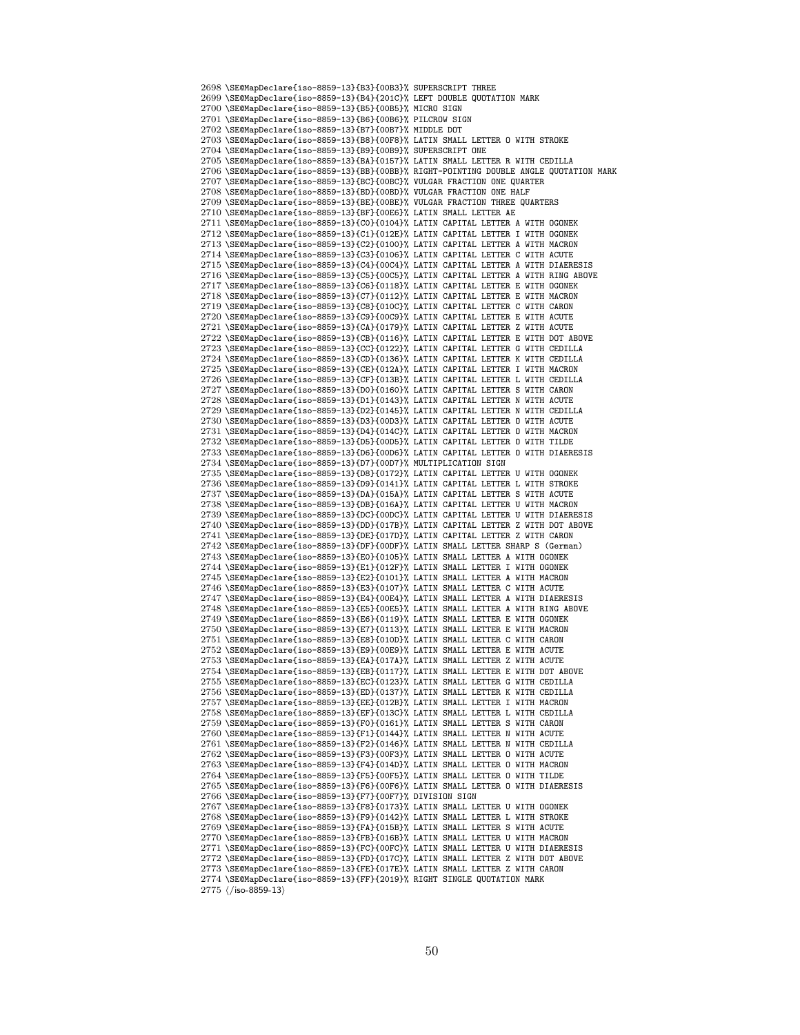```
2698 \SE@MapDeclare{iso-8859-13}{B3}{00B3}% SUPERSCRIPT THREE
2699 \SE@MapDeclare{iso-8859-13}{B4}{201C}% LEFT DOUBLE QUOTATION MARK
2700 \SE@MapDeclare{iso-8859-13}{B5}{00B5}% MICRO SIGN
2701 \SE@MapDeclare{iso-8859-13}{B6}{00B6}% PILCROW SIGN
2702 \SE@MapDeclare{iso-8859-13}{B7}{00B7}% MIDDLE DOT
2703 \SE@MapDeclare{iso-8859-13}{B8}{00F8}% LATIN SMALL LETTER O WITH STROKE
2704 \SE@MapDeclare{iso-8859-13}{B9}{00B9}% SUPERSCRIPT ONE
2705 \SE@MapDeclare{iso-8859-13}{BA}{0157}% LATIN SMALL LETTER R WITH CEDILLA
2706 \SE@MapDeclare{iso-8859-13}{BB}{00BB}% RIGHT-POINTING DOUBLE ANGLE QUOTATION MARK
2707 \SE@MapDeclare{iso-8859-13}{BC}{00BC}% VULGAR FRACTION ONE QUARTER
2708 \SE@MapDeclare{iso-8859-13}{BD}{00BD}% VULGAR FRACTION ONE HALF
2709 \SE@MapDeclare{iso-8859-13}{BE}{00BE}% VULGAR FRACTION THREE QUARTERS
2710 \SE@MapDeclare{iso-8859-13}{BF}{00E6}% LATIN SMALL LETTER AE
2711 \SE@MapDeclare{iso-8859-13}{C0}{0104}% LATIN CAPITAL LETTER A WITH OGONEK
2712 \SE@MapDeclare{iso-8859-13}{C1}{012E}% LATIN CAPITAL LETTER I WITH OGONEK
2713 \SE@MapDeclare{iso-8859-13}{C2}{0100}% LATIN CAPITAL LETTER A WITH MACRON
2714 \SE@MapDeclare{iso-8859-13}{C3}{0106}% LATIN CAPITAL LETTER C WITH ACUTE
2715 \SE@MapDeclare{iso-8859-13}{C4}{00C4}% LATIN CAPITAL LETTER A WITH DIAERESIS
2716 \SE@MapDeclare{iso-8859-13}{C5}{00C5}% LATIN CAPITAL LETTER A WITH RING ABOVE
2717 \SE@MapDeclare{iso-8859-13}{C6}{0118}% LATIN CAPITAL LETTER E WITH OGONEK
2718 \SE@MapDeclare{iso-8859-13}{C7}{0112}% LATIN CAPITAL LETTER E WITH MACRON
2719 \SE@MapDeclare{iso-8859-13}{C8}{010C}% LATIN CAPITAL LETTER C WITH CARON
2720 \SE@MapDeclare{iso-8859-13}{C9}{00C9}% LATIN CAPITAL LETTER E WITH ACUTE
2721 \SE@MapDeclare{iso-8859-13}{CA}{0179}% LATIN CAPITAL LETTER Z WITH ACUTE
2722 \SE@MapDeclare{iso-8859-13}{CB}{0116}% LATIN CAPITAL LETTER E WITH DOT ABOVE
2723 \SE@MapDeclare{iso-8859-13}{CC}{0122}% LATIN CAPITAL LETTER G WITH CEDILLA
2724 \SE@MapDeclare{iso-8859-13}{CD}{0136}% LATIN CAPITAL LETTER K WITH CEDILLA
2725 \SE@MapDeclare{iso-8859-13}{CE}{012A}% LATIN CAPITAL LETTER I WITH MACRON
2726 \SE@MapDeclare{iso-8859-13}{CF}{013B}% LATIN CAPITAL LETTER L WITH CEDILLA
2727 \SE@MapDeclare{iso-8859-13}{D0}{0160}% LATIN CAPITAL LETTER S WITH CARON
2728 \SE@MapDeclare{iso-8859-13}{D1}{0143}% LATIN CAPITAL LETTER N WITH ACUTE
2729 \SE@MapDeclare{iso-8859-13}{D2}{0145}% LATIN CAPITAL LETTER N WITH CEDILLA
2730 \SE@MapDeclare{iso-8859-13}{D3}{00D3}% LATIN CAPITAL LETTER O WITH ACUTE
2731 \SE@MapDeclare{iso-8859-13}{D4}{014C}% LATIN CAPITAL LETTER O WITH MACRON
2732 \SE@MapDeclare{iso-8859-13}{D5}{00D5}% LATIN CAPITAL LETTER O WITH TILDE
2733 \SE@MapDeclare{iso-8859-13}{D6}{00D6}% LATIN CAPITAL LETTER O WITH DIAERESIS
2734 \SE@MapDeclare{iso-8859-13}{D7}{00D7}% MULTIPLICATION SIGN
2735 \SE@MapDeclare{iso-8859-13}{D8}{0172}% LATIN CAPITAL LETTER U WITH OGONEK
2736 \SE@MapDeclare{iso-8859-13}{D9}{0141}% LATIN CAPITAL LETTER L WITH STROKE
2737 \SE@MapDeclare{iso-8859-13}{DA}{015A}% LATIN CAPITAL LETTER S WITH ACUTE
2738 \SE@MapDeclare{iso-8859-13}{DB}{016A}% LATIN CAPITAL LETTER U WITH MACRON
2739 \SE@MapDeclare{iso-8859-13}{DC}{00DC}% LATIN CAPITAL LETTER U WITH DIAERESIS
2740 \SE@MapDeclare{iso-8859-13}{DD}{017B}% LATIN CAPITAL LETTER Z WITH DOT ABOVE
2741 \SE@MapDeclare{iso-8859-13}{DE}{017D}% LATIN CAPITAL LETTER Z WITH CARON
2742 \SE@MapDeclare{iso-8859-13}{DF}{00DF}% LATIN SMALL LETTER SHARP S (German)
2743 \SE@MapDeclare{iso-8859-13}{E0}{0105}% LATIN SMALL LETTER A WITH OGONEK
2744 \SE@MapDeclare{iso-8859-13}{E1}{012F}% LATIN SMALL LETTER I WITH OGONEK
2745 \SE@MapDeclare{iso-8859-13}{E2}{0101}% LATIN SMALL LETTER A WITH MACRON
2746 \SE@MapDeclare{iso-8859-13}{E3}{0107}% LATIN SMALL LETTER C WITH ACUTE
2747 \SE@MapDeclare{iso-8859-13}{E4}{00E4}% LATIN SMALL LETTER A WITH DIAERESIS
2748 \SE@MapDeclare{iso-8859-13}{E5}{00E5}% LATIN SMALL LETTER A WITH RING ABOVE
2749 \SE@MapDeclare{iso-8859-13}{E6}{0119}% LATIN SMALL LETTER E WITH OGONEK
2750 \SE@MapDeclare{iso-8859-13}{E7}{0113}% LATIN SMALL LETTER E WITH MACRON
2751 \SE@MapDeclare{iso-8859-13}{E8}{010D}% LATIN SMALL LETTER C WITH CARON
2752 \SE@MapDeclare{iso-8859-13}{E9}{00E9}% LATIN SMALL LETTER E WITH ACUTE
2753 \SE@MapDeclare{iso-8859-13}{EA}{017A}% LATIN SMALL LETTER Z WITH ACUTE
2754 \SE@MapDeclare{iso-8859-13}{EB}{0117}% LATIN SMALL LETTER E WITH DOT ABOVE
2755 \SE@MapDeclare{iso-8859-13}{EC}{0123}% LATIN SMALL LETTER G WITH CEDILLA
2756 \SE@MapDeclare{iso-8859-13}{ED}{0137}% LATIN SMALL LETTER K WITH CEDILLA
2757 \SE@MapDeclare{iso-8859-13}{EE}{012B}% LATIN SMALL LETTER I WITH MACRON
2758 \SE@MapDeclare{iso-8859-13}{EF}{013C}% LATIN SMALL LETTER L WITH CEDILLA
2759 \SE@MapDeclare{iso-8859-13}{F0}{0161}% LATIN SMALL LETTER S WITH CARON
2760 \SE@MapDeclare{iso-8859-13}{F1}{0144}% LATIN SMALL LETTER N WITH ACUTE
2761 \SE@MapDeclare{iso-8859-13}{F2}{0146}% LATIN SMALL LETTER N WITH CEDILLA
2762 \SE@MapDeclare{iso-8859-13}{F3}{00F3}% LATIN SMALL LETTER O WITH ACUTE
2763 \SE@MapDeclare{iso-8859-13}{F4}{014D}% LATIN SMALL LETTER O WITH MACRON
2764 \SE@MapDeclare{iso-8859-13}{F5}{00F5}% LATIN SMALL LETTER O WITH TILDE
2765 \SE@MapDeclare{iso-8859-13}{F6}{00F6}% LATIN SMALL LETTER O WITH DIAERESIS
2766 \SE@MapDeclare{iso-8859-13}{F7}{00F7}% DIVISION SIGN
2767 \SE@MapDeclare{iso-8859-13}{F8}{0173}% LATIN SMALL LETTER U WITH OGONEK
2768 \SE@MapDeclare{iso-8859-13}{F9}{0142}% LATIN SMALL LETTER L WITH STROKE
2769 \SE@MapDeclare{iso-8859-13}{FA}{015B}% LATIN SMALL LETTER S WITH ACUTE
2770 \SE@MapDeclare{iso-8859-13}{FB}{016B}% LATIN SMALL LETTER U WITH MACRON
2771 \SE@MapDeclare{iso-8859-13}{FC}{00FC}% LATIN SMALL LETTER U WITH DIAERESIS
2772 \SE@MapDeclare{iso-8859-13}{FD}{017C}% LATIN SMALL LETTER Z WITH DOT ABOVE
2773 \SE@MapDeclare{iso-8859-13}{FE}{017E}% LATIN SMALL LETTER Z WITH CARON
2774 \SE@MapDeclare{iso-8859-13}{FF}{2019}% RIGHT SINGLE QUOTATION MARK
2775 ⟨/iso-8859-13⟩
```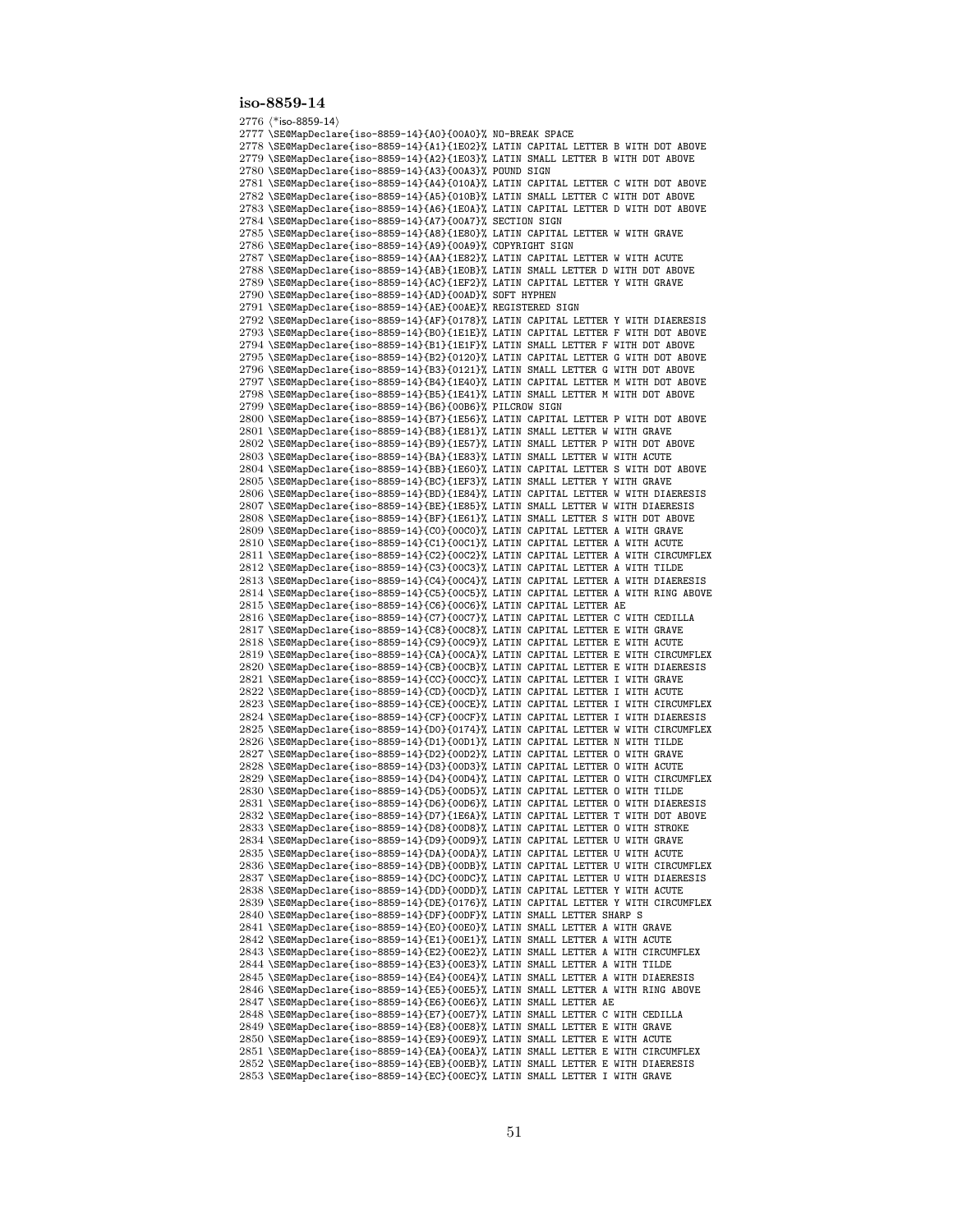### iso-8859-14

```
2776 ⟨*iso-8859-14⟩
2777 \SE@MapDeclare{iso-8859-14}{A0}{00A0}% NO-BREAK SPACE
2778 \SE@MapDeclare{iso-8859-14}{A1}{1E02}% LATIN CAPITAL LETTER B WITH DOT ABOVE
2779 \SE@MapDeclare{iso-8859-14}{A2}{1E03}% LATIN SMALL LETTER B WITH DOT ABOVE
2780 \SE@MapDeclare{iso-8859-14}{A3}{00A3}% POUND SIGN
2781 \SE@MapDeclare{iso-8859-14}{A4}{010A}% LATIN CAPITAL LETTER C WITH DOT ABOVE
2782 \SE@MapDeclare{iso-8859-14}{A5}{010B}% LATIN SMALL LETTER C WITH DOT ABOVE
2783 \SE@MapDeclare{iso-8859-14}{A6}{1E0A}% LATIN CAPITAL LETTER D WITH DOT ABOVE
2784 \SE@MapDeclare{iso-8859-14}{A7}{00A7}% SECTION SIGN
2785 \SE@MapDeclare{iso-8859-14}{A8}{1E80}% LATIN CAPITAL LETTER W WITH GRAVE
2786 \SE@MapDeclare{iso-8859-14}{A9}{00A9}% COPYRIGHT SIGN
2787 \SE@MapDeclare{iso-8859-14}{AA}{1E82}% LATIN CAPITAL LETTER W WITH ACUTE
2788 \SE@MapDeclare{iso-8859-14}{AB}{1E0B}% LATIN SMALL LETTER D WITH DOT ABOVE
2789 \SE@MapDeclare{iso-8859-14}{AC}{1EF2}% LATIN CAPITAL LETTER Y WITH GRAVE
2790 \SE@MapDeclare{iso-8859-14}{AD}{00AD}% SOFT HYPHEN
2791 \SE@MapDeclare{iso-8859-14}{AE}{00AE}% REGISTERED SIGN
2792 \SE@MapDeclare{iso-8859-14}{AF}{0178}% LATIN CAPITAL LETTER Y WITH DIAERESIS
2793 \SE@MapDeclare{iso-8859-14}{B0}{1E1E}% LATIN CAPITAL LETTER F WITH DOT ABOVE
2794 \SE@MapDeclare{iso-8859-14}{B1}{1E1F}% LATIN SMALL LETTER F WITH DOT ABOVE
2795 \SE@MapDeclare{iso-8859-14}{B2}{0120}% LATIN CAPITAL LETTER G WITH DOT ABOVE
2796 \SE@MapDeclare{iso-8859-14}{B3}{0121}% LATIN SMALL LETTER G WITH DOT ABOVE
2797 \SE@MapDeclare{iso-8859-14}{B4}{1E40}% LATIN CAPITAL LETTER M WITH DOT ABOVE
2798 \SE@MapDeclare{iso-8859-14}{B5}{1E41}% LATIN SMALL LETTER M WITH DOT ABOVE
2799 \SE@MapDeclare{iso-8859-14}{B6}{00B6}% PILCROW SIGN
2800 \SE@MapDeclare{iso-8859-14}{B7}{1E56}% LATIN CAPITAL LETTER P WITH DOT ABOVE
2801 \SE@MapDeclare{iso-8859-14}{B8}{1E81}% LATIN SMALL LETTER W WITH GRAVE
2802 \SE@MapDeclare{iso-8859-14}{B9}{1E57}% LATIN SMALL LETTER P WITH DOT ABOVE
2803 \SE@MapDeclare{iso-8859-14}{BA}{1E83}% LATIN SMALL LETTER W WITH ACUTE
2804 \SE@MapDeclare{iso-8859-14}{BB}{1E60}% LATIN CAPITAL LETTER S WITH DOT ABOVE
2805 \SE@MapDeclare{iso-8859-14}{BC}{1EF3}% LATIN SMALL LETTER Y WITH GRAVE
2806 \SE@MapDeclare{iso-8859-14}{BD}{1E84}% LATIN CAPITAL LETTER W WITH DIAERESIS
2807 \SE@MapDeclare{iso-8859-14}{BE}{1E85}% LATIN SMALL LETTER W WITH DIAERESIS
2808 \SE@MapDeclare{iso-8859-14}{BF}{1E61}% LATIN SMALL LETTER S WITH DOT ABOVE
2809 \SE@MapDeclare{iso-8859-14}{C0}{00C0}% LATIN CAPITAL LETTER A WITH GRAVE
2810 \SE@MapDeclare{iso-8859-14}{C1}{00C1}% LATIN CAPITAL LETTER A WITH ACUTE
2811 \SE@MapDeclare{iso-8859-14}{C2}{00C2}% LATIN CAPITAL LETTER A WITH CIRCUMFLEX
2812 \SE@MapDeclare{iso-8859-14}{C3}{00C3}% LATIN CAPITAL LETTER A WITH TILDE
2813 \SE@MapDeclare{iso-8859-14}{C4}{00C4}% LATIN CAPITAL LETTER A WITH DIAERESIS
2814 \SE@MapDeclare{iso-8859-14}{C5}{00C5}% LATIN CAPITAL LETTER A WITH RING ABOVE
2815 \SE@MapDeclare{iso-8859-14}{C6}{00C6}% LATIN CAPITAL LETTER AE
2816 \SE@MapDeclare{iso-8859-14}{C7}{00C7}% LATIN CAPITAL LETTER C WITH CEDILLA
2817 \SE@MapDeclare{iso-8859-14}{C8}{00C8}% LATIN CAPITAL LETTER E WITH GRAVE
2818 \SE@MapDeclare{iso-8859-14}{C9}{00C9}% LATIN CAPITAL LETTER E WITH ACUTE
2819 \SE@MapDeclare{iso-8859-14}{CA}{00CA}% LATIN CAPITAL LETTER E WITH CIRCUMFLEX
2820 \SE@MapDeclare{iso-8859-14}{CB}{00CB}% LATIN CAPITAL LETTER E WITH DIAERESIS
2821 \SE@MapDeclare{iso-8859-14}{CC}{00CC}% LATIN CAPITAL LETTER I WITH GRAVE
2822 \SE@MapDeclare{iso-8859-14}{CD}{00CD}% LATIN CAPITAL LETTER I WITH ACUTE
2823 \SE@MapDeclare{iso-8859-14}{CE}{00CE}% LATIN CAPITAL LETTER I WITH CIRCUMFLEX
2824 \SE@MapDeclare{iso-8859-14}{CF}{00CF}% LATIN CAPITAL LETTER I WITH DIAERESIS
2825 \SE@MapDeclare{iso-8859-14}{D0}{0174}% LATIN CAPITAL LETTER W WITH CIRCUMFLEX
2826 \SE@MapDeclare{iso-8859-14}{D1}{00D1}% LATIN CAPITAL LETTER N WITH TILDE
2827 \SE@MapDeclare{iso-8859-14}{D2}{00D2}% LATIN CAPITAL LETTER O WITH GRAVE
2828 \SE@MapDeclare{iso-8859-14}{D3}{00D3}% LATIN CAPITAL LETTER O WITH ACUTE
2829 \SE@MapDeclare{iso-8859-14}{D4}{00D4}% LATIN CAPITAL LETTER O WITH CIRCUMFLEX
2830 \SE@MapDeclare{iso-8859-14}{D5}{00D5}% LATIN CAPITAL LETTER O WITH TILDE
2831 \SE@MapDeclare{iso-8859-14}{D6}{00D6}% LATIN CAPITAL LETTER O WITH DIAERESIS
2832 \SE@MapDeclare{iso-8859-14}{D7}{1E6A}% LATIN CAPITAL LETTER T WITH DOT ABOVE
2833 \SE@MapDeclare{iso-8859-14}{D8}{00D8}% LATIN CAPITAL LETTER O WITH STROKE
2834 \SE@MapDeclare{iso-8859-14}{D9}{00D9}% LATIN CAPITAL LETTER U WITH GRAVE
2835 \SE@MapDeclare{iso-8859-14}{DA}{00DA}% LATIN CAPITAL LETTER U WITH ACUTE
2836 \SE@MapDeclare{iso-8859-14}{DB}{00DB}% LATIN CAPITAL LETTER U WITH CIRCUMFLEX
2837 \SE@MapDeclare{iso-8859-14}{DC}{00DC}% LATIN CAPITAL LETTER U WITH DIAERESIS
2838 \SE@MapDeclare{iso-8859-14}{DD}{00DD}% LATIN CAPITAL LETTER Y WITH ACUTE
2839 \SE@MapDeclare{iso-8859-14}{DE}{0176}% LATIN CAPITAL LETTER Y WITH CIRCUMFLEX
2840 \SE@MapDeclare{iso-8859-14}{DF}{00DF}% LATIN SMALL LETTER SHARP S
2841 \SE@MapDeclare{iso-8859-14}{E0}{00E0}% LATIN SMALL LETTER A WITH GRAVE
2842 \SE@MapDeclare{iso-8859-14}{E1}{00E1}% LATIN SMALL LETTER A WITH ACUTE
2843 \SE@MapDeclare{iso-8859-14}{E2}{00E2}% LATIN SMALL LETTER A WITH CIRCUMFLEX
2844 \SE@MapDeclare{iso-8859-14}{E3}{00E3}% LATIN SMALL LETTER A WITH TILDE
2845 \SE@MapDeclare{iso-8859-14}{E4}{00E4}% LATIN SMALL LETTER A WITH DIAERESIS
2846 \SE@MapDeclare{iso-8859-14}{E5}{00E5}% LATIN SMALL LETTER A WITH RING ABOVE
2847 \SE@MapDeclare{iso-8859-14}{E6}{00E6}% LATIN SMALL LETTER AE
2848 \SE@MapDeclare{iso-8859-14}{E7}{00E7}% LATIN SMALL LETTER C WITH CEDILLA
2849 \SE@MapDeclare{iso-8859-14}{E8}{00E8}% LATIN SMALL LETTER E WITH GRAVE
2850 \SE@MapDeclare{iso-8859-14}{E9}{00E9}% LATIN SMALL LETTER E WITH ACUTE
2851 \SE@MapDeclare{iso-8859-14}{EA}{00EA}% LATIN SMALL LETTER E WITH CIRCUMFLEX
2852 \SE@MapDeclare{iso-8859-14}{EB}{00EB}% LATIN SMALL LETTER E WITH DIAERESIS
2853 \SE@MapDeclare{iso-8859-14}{EC}{00EC}% LATIN SMALL LETTER I WITH GRAVE
```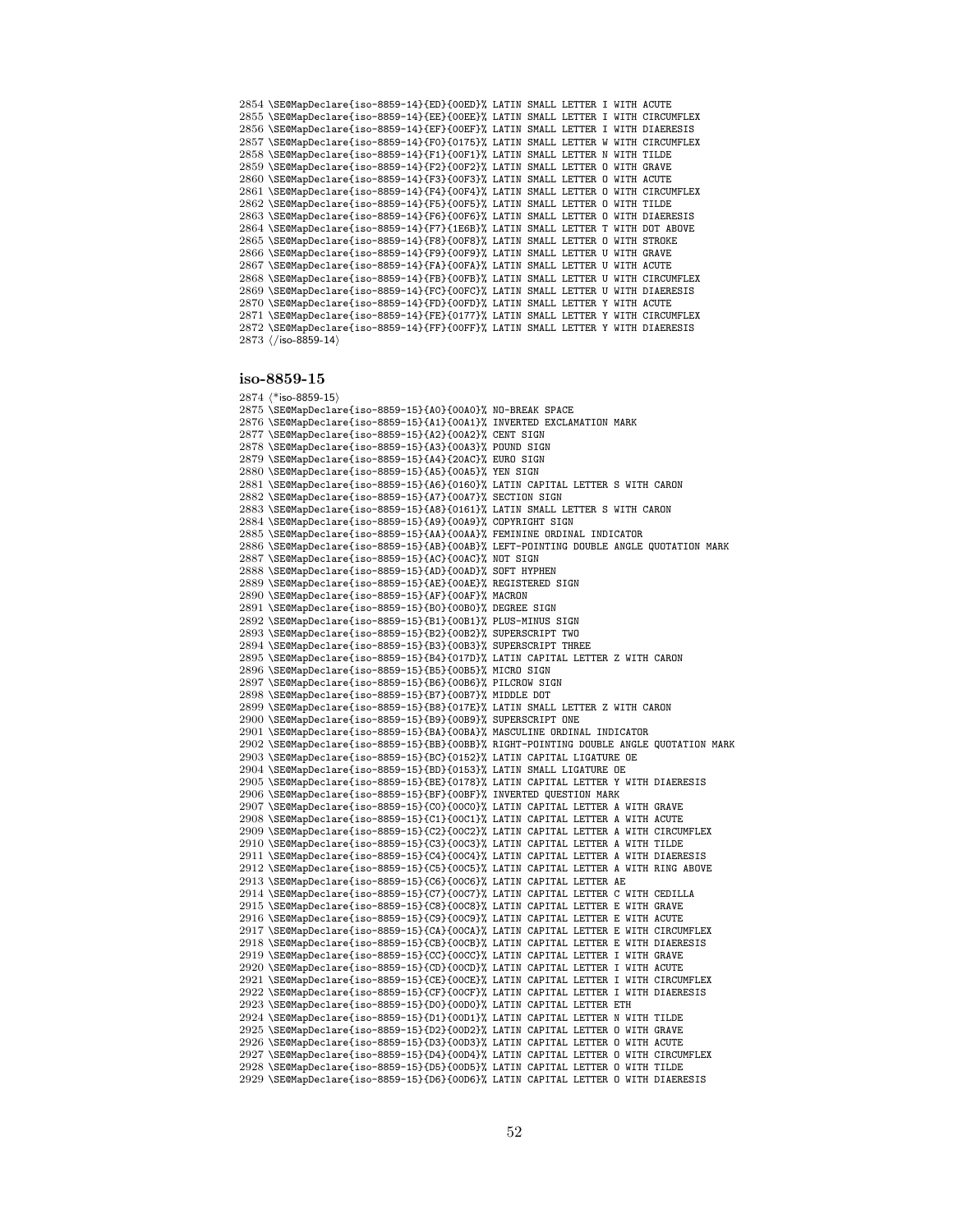```
2854 \SE@MapDeclare{iso-8859-14}{ED}{00ED}% LATIN SMALL LETTER I WITH ACUTE
2855 \SE@MapDeclare{iso-8859-14}{EE}{00EE}% LATIN SMALL LETTER I WITH CIRCUMFLEX
2856 \SE@MapDeclare{iso-8859-14}{EF}{00EF}% LATIN SMALL LETTER I WITH DIAERESIS
2857 \SE@MapDeclare{iso-8859-14}{F0}{0175}% LATIN SMALL LETTER W WITH CIRCUMFLEX
2858 \SE@MapDeclare{iso-8859-14}{F1}{00F1}% LATIN SMALL LETTER N WITH TILDE
2859 \SE@MapDeclare{iso-8859-14}{F2}{00F2}% LATIN SMALL LETTER O WITH GRAVE
2860 \SE@MapDeclare{iso-8859-14}{F3}{00F3}% LATIN SMALL LETTER O WITH ACUTE
2861 \SE@MapDeclare{iso-8859-14}{F4}{00F4}% LATIN SMALL LETTER O WITH CIRCUMFLEX
2862 \SE@MapDeclare{iso-8859-14}{F5}{00F5}% LATIN SMALL LETTER O WITH TILDE
2863 \SE@MapDeclare{iso-8859-14}{F6}{00F6}% LATIN SMALL LETTER O WITH DIAERESIS
2864 \SE@MapDeclare{iso-8859-14}{F7}{1E6B}% LATIN SMALL LETTER T WITH DOT ABOVE
2865 \SE@MapDeclare{iso-8859-14}{F8}{00F8}% LATIN SMALL LETTER O WITH STROKE
2866 \SE@MapDeclare{iso-8859-14}{F9}{00F9}% LATIN SMALL LETTER U WITH GRAVE
2867 \SE@MapDeclare{iso-8859-14}{FA}{00FA}% LATIN SMALL LETTER U WITH ACUTE
2868 \SE@MapDeclare{iso-8859-14}{FB}{00FB}% LATIN SMALL LETTER U WITH CIRCUMFLEX
2869 \SE@MapDeclare{iso-8859-14}{FC}{00FC}% LATIN SMALL LETTER U WITH DIAERESIS
2870 \SE@MapDeclare{iso-8859-14}{FD}{00FD}% LATIN SMALL LETTER Y WITH ACUTE
2871 \SE@MapDeclare{iso-8859-14}{FE}{0177}% LATIN SMALL LETTER Y WITH CIRCUMFLEX
2872 \SE@MapDeclare{iso-8859-14}{FF}{00FF}% LATIN SMALL LETTER Y WITH DIAERESIS
2873 ⟨/iso-8859-14⟩
```

### iso-8859-15

```
2874 ⟨*iso-8859-15⟩
2875 \SE@MapDeclare{iso-8859-15}{A0}{00A0}% NO-BREAK SPACE
2876 \SE@MapDeclare{iso-8859-15}{A1}{00A1}% INVERTED EXCLAMATION MARK
2877 \SE@MapDeclare{iso-8859-15}{A2}{00A2}% CENT SIGN
2878 \SE@MapDeclare{iso-8859-15}{A3}{00A3}% POUND SIGN
2879 \SE@MapDeclare{iso-8859-15}{A4}{20AC}% EURO SIGN
2880 \SE@MapDeclare{iso-8859-15}{A5}{00A5}% YEN SIGN
2881 \SE@MapDeclare{iso-8859-15}{A6}{0160}% LATIN CAPITAL LETTER S WITH CARON
2882 \SE@MapDeclare{iso-8859-15}{A7}{00A7}% SECTION SIGN
2883 \SE@MapDeclare{iso-8859-15}{A8}{0161}% LATIN SMALL LETTER S WITH CARON
2884 \SE@MapDeclare{iso-8859-15}{A9}{00A9}% COPYRIGHT SIGN
2885 \SE@MapDeclare{iso-8859-15}{AA}{00AA}% FEMININE ORDINAL INDICATOR
2886 \SE@MapDeclare{iso-8859-15}{AB}{00AB}% LEFT-POINTING DOUBLE ANGLE QUOTATION MARK
2887 \SE@MapDeclare{iso-8859-15}{AC}{00AC}% NOT SIGN
2888 \SE@MapDeclare{iso-8859-15}{AD}{00AD}% SOFT HYPHEN
2889 \SE@MapDeclare{iso-8859-15}{AE}{00AE}% REGISTERED SIGN
2890 \SE@MapDeclare{iso-8859-15}{AF}{00AF}% MACRON
2891 \SE@MapDeclare{iso-8859-15}{B0}{00B0}% DEGREE SIGN
2892 \SE@MapDeclare{iso-8859-15}{B1}{00B1}% PLUS-MINUS SIGN
2893 \SE@MapDeclare{iso-8859-15}{B2}{00B2}% SUPERSCRIPT TWO
2894 \SE@MapDeclare{iso-8859-15}{B3}{00B3}% SUPERSCRIPT THREE
2895 \SE@MapDeclare{iso-8859-15}{B4}{017D}% LATIN CAPITAL LETTER Z WITH CARON
2896 \SE@MapDeclare{iso-8859-15}{B5}{00B5}% MICRO SIGN
2897 \SE@MapDeclare{iso-8859-15}{B6}{00B6}% PILCROW SIGN
2898 \SE@MapDeclare{iso-8859-15}{B7}{00B7}% MIDDLE DOT
2899 \SE@MapDeclare{iso-8859-15}{B8}{017E}% LATIN SMALL LETTER Z WITH CARON
2900 \SE@MapDeclare{iso-8859-15}{B9}{00B9}% SUPERSCRIPT ONE
2901 \SE@MapDeclare{iso-8859-15}{BA}{00BA}% MASCULINE ORDINAL INDICATOR
2902 \SE@MapDeclare{iso-8859-15}{BB}{00BB}% RIGHT-POINTING DOUBLE ANGLE QUOTATION MARK
2903 \SE@MapDeclare{iso-8859-15}{BC}{0152}% LATIN CAPITAL LIGATURE OE
2904 \SE@MapDeclare{iso-8859-15}{BD}{0153}% LATIN SMALL LIGATURE OE
2905 \SE@MapDeclare{iso-8859-15}{BE}{0178}% LATIN CAPITAL LETTER Y WITH DIAERESIS
2906 \SE@MapDeclare{iso-8859-15}{BF}{00BF}% INVERTED QUESTION MARK
2907 \SE@MapDeclare{iso-8859-15}{C0}{00C0}% LATIN CAPITAL LETTER A WITH GRAVE
2908 \SE@MapDeclare{iso-8859-15}{C1}{00C1}% LATIN CAPITAL LETTER A WITH ACUTE
2909 \SE@MapDeclare{iso-8859-15}{C2}{00C2}% LATIN CAPITAL LETTER A WITH CIRCUMFLEX
2910 \SE@MapDeclare{iso-8859-15}{C3}{00C3}% LATIN CAPITAL LETTER A WITH TILDE
2911 \SE@MapDeclare{iso-8859-15}{C4}{00C4}% LATIN CAPITAL LETTER A WITH DIAERESIS
2912 \SE@MapDeclare{iso-8859-15}{C5}{00C5}% LATIN CAPITAL LETTER A WITH RING ABOVE
2913 \SE@MapDeclare{iso-8859-15}{C6}{00C6}% LATIN CAPITAL LETTER AE
2914 \SE@MapDeclare{iso-8859-15}{C7}{00C7}% LATIN CAPITAL LETTER C WITH CEDILLA
2915 \SE@MapDeclare{iso-8859-15}{C8}{00C8}% LATIN CAPITAL LETTER E WITH GRAVE
2916 \SE@MapDeclare{iso-8859-15}{C9}{00C9}% LATIN CAPITAL LETTER E WITH ACUTE
2917 \SE@MapDeclare{iso-8859-15}{CA}{00CA}% LATIN CAPITAL LETTER E WITH CIRCUMFLEX
2918 \SE@MapDeclare{iso-8859-15}{CB}{00CB}% LATIN CAPITAL LETTER E WITH DIAERESIS
2919 \SE@MapDeclare{iso-8859-15}{CC}{00CC}% LATIN CAPITAL LETTER I WITH GRAVE
2920 \SE@MapDeclare{iso-8859-15}{CD}{00CD}% LATIN CAPITAL LETTER I WITH ACUTE
2921 \SE@MapDeclare{iso-8859-15}{CE}{00CE}% LATIN CAPITAL LETTER I WITH CIRCUMFLEX
2922 \SE@MapDeclare{iso-8859-15}{CF}{00CF}% LATIN CAPITAL LETTER I WITH DIAERESIS
2923 \SE@MapDeclare{iso-8859-15}{D0}{00D0}% LATIN CAPITAL LETTER ETH
2924 \SE@MapDeclare{iso-8859-15}{D1}{00D1}% LATIN CAPITAL LETTER N WITH TILDE
2925 \SE@MapDeclare{iso-8859-15}{D2}{00D2}% LATIN CAPITAL LETTER O WITH GRAVE
2926 \SE@MapDeclare{iso-8859-15}{D3}{00D3}% LATIN CAPITAL LETTER O WITH ACUTE
2927 \SE@MapDeclare{iso-8859-15}{D4}{00D4}% LATIN CAPITAL LETTER O WITH CIRCUMFLEX
2928 \SE@MapDeclare{iso-8859-15}{D5}{00D5}% LATIN CAPITAL LETTER O WITH TILDE
2929 \SE@MapDeclare{iso-8859-15}{D6}{00D6}% LATIN CAPITAL LETTER O WITH DIAERESIS
```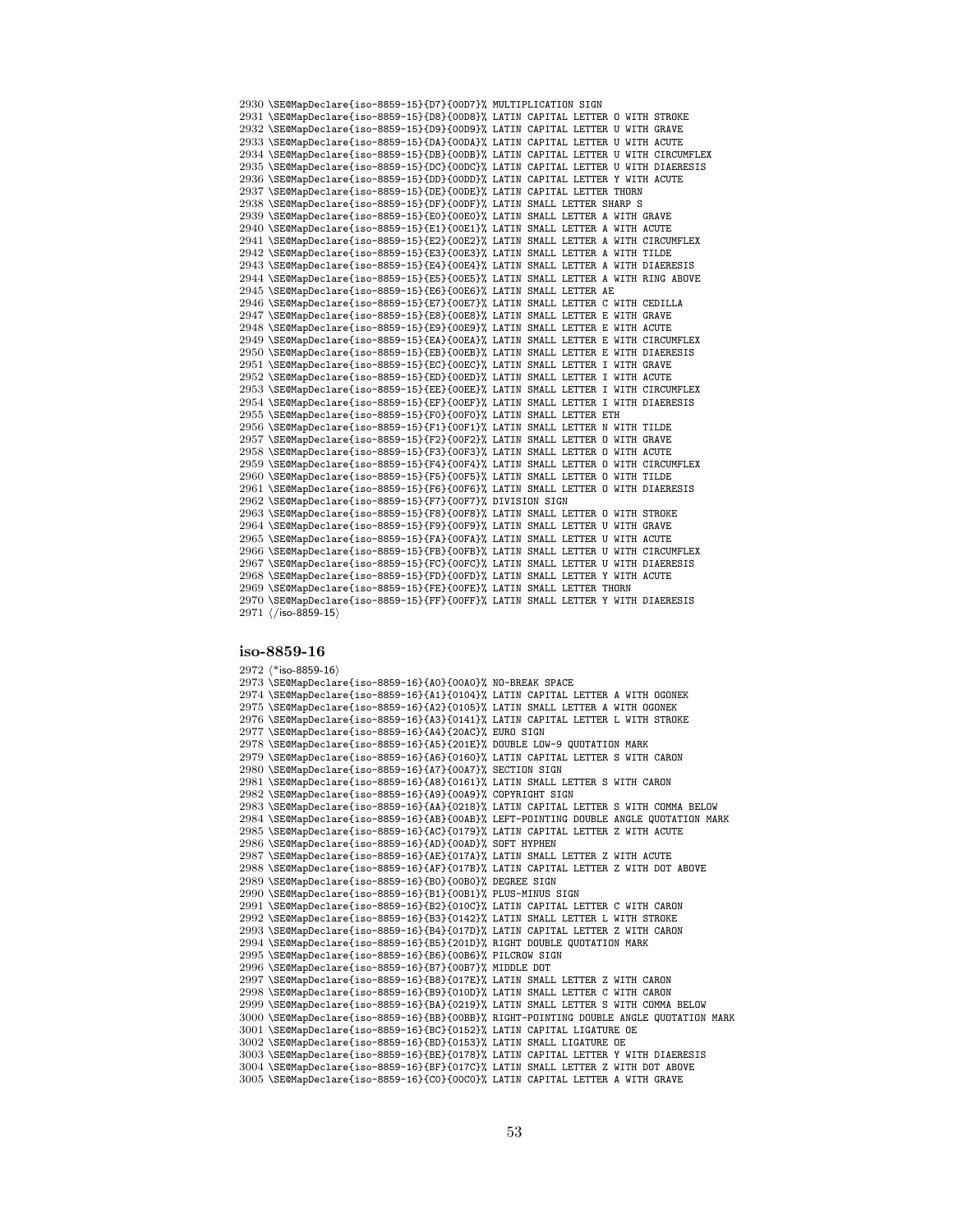```
2930 \SE@MapDeclare{iso-8859-15}{D7}{00D7}% MULTIPLICATION SIGN
2931 \SE@MapDeclare{iso-8859-15}{D8}{00D8}% LATIN CAPITAL LETTER O WITH STROKE
2932 \SE@MapDeclare{iso-8859-15}{D9}{00D9}% LATIN CAPITAL LETTER U WITH GRAVE
2933 \SE@MapDeclare{iso-8859-15}{DA}{00DA}% LATIN CAPITAL LETTER U WITH ACUTE
2934 \SE@MapDeclare{iso-8859-15}{DB}{00DB}% LATIN CAPITAL LETTER U WITH CIRCUMFLEX
2935 \SE@MapDeclare{iso-8859-15}{DC}{00DC}% LATIN CAPITAL LETTER U WITH DIAERESIS
2936 \SE@MapDeclare{iso-8859-15}{DD}{00DD}% LATIN CAPITAL LETTER Y WITH ACUTE
2937 \SE@MapDeclare{iso-8859-15}{DE}{00DE}% LATIN CAPITAL LETTER THORN
2938 \SE@MapDeclare{iso-8859-15}{DF}{00DF}% LATIN SMALL LETTER SHARP S
2939 \SE@MapDeclare{iso-8859-15}{E0}{00E0}% LATIN SMALL LETTER A WITH GRAVE
2940 \SE@MapDeclare{iso-8859-15}{E1}{00E1}% LATIN SMALL LETTER A WITH ACUTE
2941 \SE@MapDeclare{iso-8859-15}{E2}{00E2}% LATIN SMALL LETTER A WITH CIRCUMFLEX
2942 \SE@MapDeclare{iso-8859-15}{E3}{00E3}% LATIN SMALL LETTER A WITH TILDE
2943 \SE@MapDeclare{iso-8859-15}{E4}{00E4}% LATIN SMALL LETTER A WITH DIAERESIS
2944 \SE@MapDeclare{iso-8859-15}{E5}{00E5}% LATIN SMALL LETTER A WITH RING ABOVE
2945 \SE@MapDeclare{iso-8859-15}{E6}{00E6}% LATIN SMALL LETTER AE
2946 \SE@MapDeclare{iso-8859-15}{E7}{00E7}% LATIN SMALL LETTER C WITH CEDILLA
2947 \SE@MapDeclare{iso-8859-15}{E8}{00E8}% LATIN SMALL LETTER E WITH GRAVE
2948 \SE@MapDeclare{iso-8859-15}{E9}{00E9}% LATIN SMALL LETTER E WITH ACUTE
2949 \SE@MapDeclare{iso-8859-15}{EA}{00EA}% LATIN SMALL LETTER E WITH CIRCUMFLEX
2950 \SE@MapDeclare{iso-8859-15}{EB}{00EB}% LATIN SMALL LETTER E WITH DIAERESIS
2951 \SE@MapDeclare{iso-8859-15}{EC}{00EC}% LATIN SMALL LETTER I WITH GRAVE
2952 \SE@MapDeclare{iso-8859-15}{ED}{00ED}% LATIN SMALL LETTER I WITH ACUTE
2953 \SE@MapDeclare{iso-8859-15}{EE}{00EE}% LATIN SMALL LETTER I WITH CIRCUMFLEX
2954 \SE@MapDeclare{iso-8859-15}{EF}{00EF}% LATIN SMALL LETTER I WITH DIAERESIS
2955 \SE@MapDeclare{iso-8859-15}{F0}{00F0}% LATIN SMALL LETTER ETH
2956 \SE@MapDeclare{iso-8859-15}{F1}{00F1}% LATIN SMALL LETTER N WITH TILDE
2957 \SE@MapDeclare{iso-8859-15}{F2}{00F2}% LATIN SMALL LETTER O WITH GRAVE
2958 \SE@MapDeclare{iso-8859-15}{F3}{00F3}% LATIN SMALL LETTER O WITH ACUTE
2959 \SE@MapDeclare{iso-8859-15}{F4}{00F4}% LATIN SMALL LETTER O WITH CIRCUMFLEX
2960 \SE@MapDeclare{iso-8859-15}{F5}{00F5}% LATIN SMALL LETTER O WITH TILDE
2961 \SE@MapDeclare{iso-8859-15}{F6}{00F6}% LATIN SMALL LETTER O WITH DIAERESIS
2962 \SE@MapDeclare{iso-8859-15}{F7}{00F7}% DIVISION SIGN
2963 \SE@MapDeclare{iso-8859-15}{F8}{00F8}% LATIN SMALL LETTER O WITH STROKE
2964 \SE@MapDeclare{iso-8859-15}{F9}{00F9}% LATIN SMALL LETTER U WITH GRAVE
2965 \SE@MapDeclare{iso-8859-15}{FA}{00FA}% LATIN SMALL LETTER U WITH ACUTE
2966 \SE@MapDeclare{iso-8859-15}{FB}{00FB}% LATIN SMALL LETTER U WITH CIRCUMFLEX
2967 \SE@MapDeclare{iso-8859-15}{FC}{00FC}% LATIN SMALL LETTER U WITH DIAERESIS
2968 \SE@MapDeclare{iso-8859-15}{FD}{00FD}% LATIN SMALL LETTER Y WITH ACUTE
2969 \SE@MapDeclare{iso-8859-15}{FE}{00FE}% LATIN SMALL LETTER THORN
2970 \SE@MapDeclare{iso-8859-15}{FF}{00FF}% LATIN SMALL LETTER Y WITH DIAERESIS
2971 </iso-8859-15>
```

### iso-8859-16

```
2972 <*iso-8859-16>
2973 \SE@MapDeclare{iso-8859-16}{A0}{00A0}% NO-BREAK SPACE
2974 \SE@MapDeclare{iso-8859-16}{A1}{0104}% LATIN CAPITAL LETTER A WITH OGONEK
2975 \SE@MapDeclare{iso-8859-16}{A2}{0105}% LATIN SMALL LETTER A WITH OGONEK
2976 \SE@MapDeclare{iso-8859-16}{A3}{0141}% LATIN CAPITAL LETTER L WITH STROKE
2977 \SE@MapDeclare{iso-8859-16}{A4}{20AC}% EURO SIGN
2978 \SE@MapDeclare{iso-8859-16}{A5}{201E}% DOUBLE LOW-9 QUOTATION MARK
2979 \SE@MapDeclare{iso-8859-16}{A6}{0160}% LATIN CAPITAL LETTER S WITH CARON
2980 \SE@MapDeclare{iso-8859-16}{A7}{00A7}% SECTION SIGN
2981 \SE@MapDeclare{iso-8859-16}{A8}{0161}% LATIN SMALL LETTER S WITH CARON
2982 \SE@MapDeclare{iso-8859-16}{A9}{00A9}% COPYRIGHT SIGN
2983 \SE@MapDeclare{iso-8859-16}{AA}{0218}% LATIN CAPITAL LETTER S WITH COMMA BELOW
2984 \SE@MapDeclare{iso-8859-16}{AB}{00AB}% LEFT-POINTING DOUBLE ANGLE QUOTATION MARK
2985 \SE@MapDeclare{iso-8859-16}{AC}{0179}% LATIN CAPITAL LETTER Z WITH ACUTE
2986 \SE@MapDeclare{iso-8859-16}{AD}{00AD}% SOFT HYPHEN
2987 \SE@MapDeclare{iso-8859-16}{AE}{017A}% LATIN SMALL LETTER Z WITH ACUTE
2988 \SE@MapDeclare{iso-8859-16}{AF}{017B}% LATIN CAPITAL LETTER Z WITH DOT ABOVE
2989 \SE@MapDeclare{iso-8859-16}{B0}{00B0}% DEGREE SIGN
2990 \SE@MapDeclare{iso-8859-16}{B1}{00B1}% PLUS-MINUS SIGN
2991 \SE@MapDeclare{iso-8859-16}{B2}{010C}% LATIN CAPITAL LETTER C WITH CARON
2992 \SE@MapDeclare{iso-8859-16}{B3}{0142}% LATIN SMALL LETTER L WITH STROKE
2993 \SE@MapDeclare{iso-8859-16}{B4}{017D}% LATIN CAPITAL LETTER Z WITH CARON
2994 \SE@MapDeclare{iso-8859-16}{B5}{201D}% RIGHT DOUBLE QUOTATION MARK
2995 \SE@MapDeclare{iso-8859-16}{B6}{00B6}% PILCROW SIGN
2996 \SE@MapDeclare{iso-8859-16}{B7}{00B7}% MIDDLE DOT
2997 \SE@MapDeclare{iso-8859-16}{B8}{017E}% LATIN SMALL LETTER Z WITH CARON
2998 \SE@MapDeclare{iso-8859-16}{B9}{010D}% LATIN SMALL LETTER C WITH CARON
2999 \SE@MapDeclare{iso-8859-16}{BA}{0219}% LATIN SMALL LETTER S WITH COMMA BELOW
3000 \SE@MapDeclare{iso-8859-16}{BB}{00BB}% RIGHT-POINTING DOUBLE ANGLE QUOTATION MARK
3001 \SE@MapDeclare{iso-8859-16}{BC}{0152}% LATIN CAPITAL LIGATURE OE
3002 \SE@MapDeclare{iso-8859-16}{BD}{0153}% LATIN SMALL LIGATURE OE
3003 \SE@MapDeclare{iso-8859-16}{BE}{0178}% LATIN CAPITAL LETTER Y WITH DIAERESIS
3004 \SE@MapDeclare{iso-8859-16}{BF}{017C}% LATIN SMALL LETTER Z WITH DOT ABOVE
3005 \SE@MapDeclare{iso-8859-16}{C0}{00C0}% LATIN CAPITAL LETTER A WITH GRAVE
```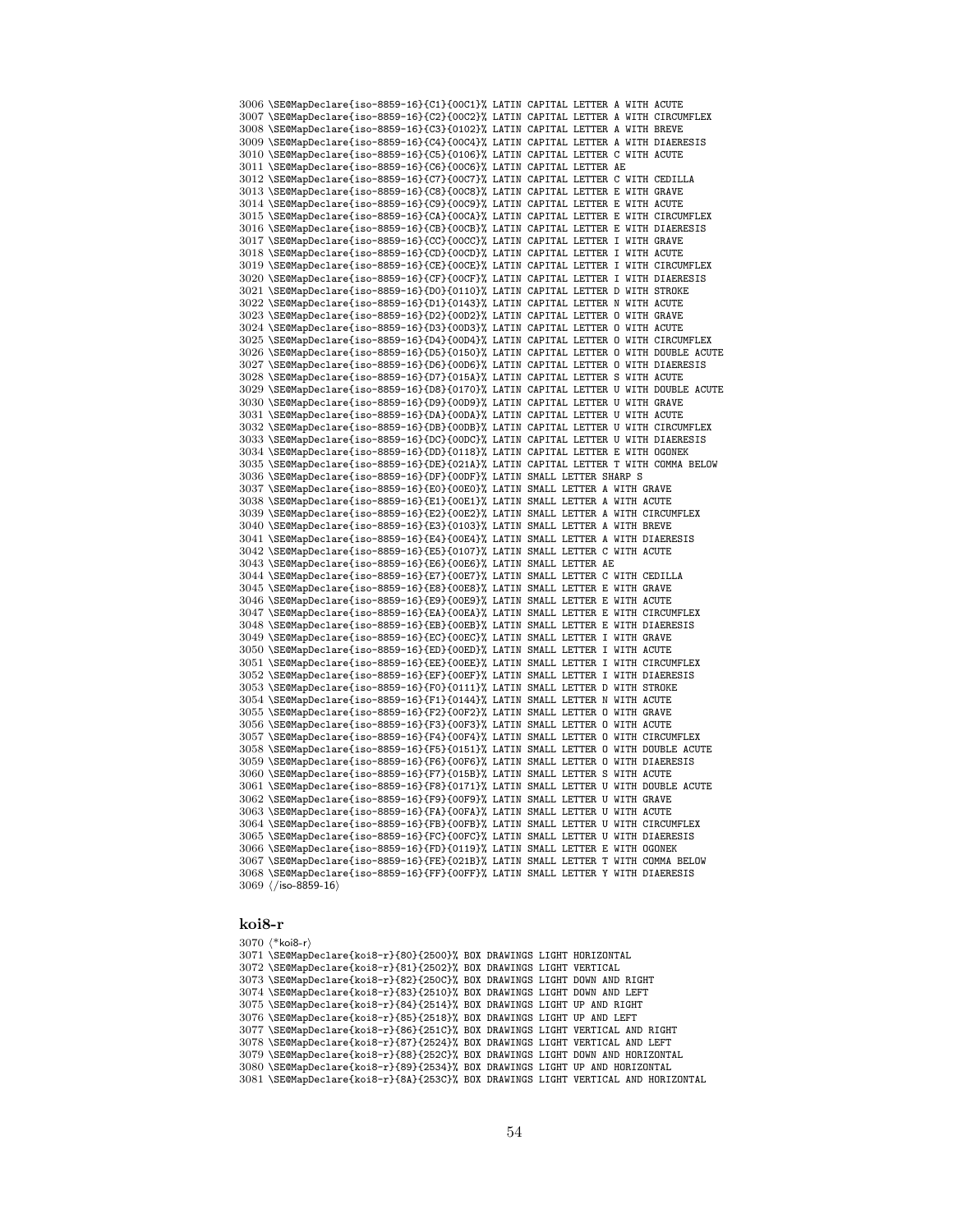```
3006 \SE@MapDeclare{iso-8859-16}{C1}{00C1}% LATIN CAPITAL LETTER A WITH ACUTE
3007 \SE@MapDeclare{iso-8859-16}{C2}{00C2}% LATIN CAPITAL LETTER A WITH CIRCUMFLEX
3008 \SE@MapDeclare{iso-8859-16}{C3}{0102}% LATIN CAPITAL LETTER A WITH BREVE
3009 \SE@MapDeclare{iso-8859-16}{C4}{00C4}% LATIN CAPITAL LETTER A WITH DIAERESIS
3010 \SE@MapDeclare{iso-8859-16}{C5}{0106}% LATIN CAPITAL LETTER C WITH ACUTE
3011 \SE@MapDeclare{iso-8859-16}{C6}{00C6}% LATIN CAPITAL LETTER AE
3012 \SE@MapDeclare{iso-8859-16}{C7}{00C7}% LATIN CAPITAL LETTER C WITH CEDILLA
3013 \SE@MapDeclare{iso-8859-16}{C8}{00C8}% LATIN CAPITAL LETTER E WITH GRAVE
3014 \SE@MapDeclare{iso-8859-16}{C9}{00C9}% LATIN CAPITAL LETTER E WITH ACUTE
3015 \SE@MapDeclare{iso-8859-16}{CA}{00CA}% LATIN CAPITAL LETTER E WITH CIRCUMFLEX
3016 \SE@MapDeclare{iso-8859-16}{CB}{00CB}% LATIN CAPITAL LETTER E WITH DIAERESIS
3017 \SE@MapDeclare{iso-8859-16}{CC}{00CC}% LATIN CAPITAL LETTER I WITH GRAVE
3018 \SE@MapDeclare{iso-8859-16}{CD}{00CD}% LATIN CAPITAL LETTER I WITH ACUTE
3019 \SE@MapDeclare{iso-8859-16}{CE}{00CE}% LATIN CAPITAL LETTER I WITH CIRCUMFLEX
3020 \SE@MapDeclare{iso-8859-16}{CF}{00CF}% LATIN CAPITAL LETTER I WITH DIAERESIS
3021 \SE@MapDeclare{iso-8859-16}{D0}{0110}% LATIN CAPITAL LETTER D WITH STROKE
3022 \SE@MapDeclare{iso-8859-16}{D1}{0143}% LATIN CAPITAL LETTER N WITH ACUTE
3023 \SE@MapDeclare{iso-8859-16}{D2}{00D2}% LATIN CAPITAL LETTER O WITH GRAVE
3024 \SE@MapDeclare{iso-8859-16}{D3}{00D3}% LATIN CAPITAL LETTER O WITH ACUTE
3025 \SE@MapDeclare{iso-8859-16}{D4}{00D4}% LATIN CAPITAL LETTER O WITH CIRCUMFLEX
3026 \SE@MapDeclare{iso-8859-16}{D5}{0150}% LATIN CAPITAL LETTER O WITH DOUBLE ACUTE
3027 \SE@MapDeclare{iso-8859-16}{D6}{00D6}% LATIN CAPITAL LETTER O WITH DIAERESIS
3028 \SE@MapDeclare{iso-8859-16}{D7}{015A}% LATIN CAPITAL LETTER S WITH ACUTE
3029 \SE@MapDeclare{iso-8859-16}{D8}{0170}% LATIN CAPITAL LETTER U WITH DOUBLE ACUTE
3030 \SE@MapDeclare{iso-8859-16}{D9}{00D9}% LATIN CAPITAL LETTER U WITH GRAVE
3031 \SE@MapDeclare{iso-8859-16}{DA}{00DA}% LATIN CAPITAL LETTER U WITH ACUTE
3032 \SE@MapDeclare{iso-8859-16}{DB}{00DB}% LATIN CAPITAL LETTER U WITH CIRCUMFLEX
3033 \SE@MapDeclare{iso-8859-16}{DC}{00DC}% LATIN CAPITAL LETTER U WITH DIAERESIS
3034 \SE@MapDeclare{iso-8859-16}{DD}{0118}% LATIN CAPITAL LETTER E WITH OGONEK
3035 \SE@MapDeclare{iso-8859-16}{DE}{021A}% LATIN CAPITAL LETTER T WITH COMMA BELOW
3036 \SE@MapDeclare{iso-8859-16}{DF}{00DF}% LATIN SMALL LETTER SHARP S
3037 \SE@MapDeclare{iso-8859-16}{E0}{00E0}% LATIN SMALL LETTER A WITH GRAVE
3038 \SE@MapDeclare{iso-8859-16}{E1}{00E1}% LATIN SMALL LETTER A WITH ACUTE
3039 \SE@MapDeclare{iso-8859-16}{E2}{00E2}% LATIN SMALL LETTER A WITH CIRCUMFLEX
3040 \SE@MapDeclare{iso-8859-16}{E3}{0103}% LATIN SMALL LETTER A WITH BREVE
3041 \SE@MapDeclare{iso-8859-16}{E4}{00E4}% LATIN SMALL LETTER A WITH DIAERESIS
3042 \SE@MapDeclare{iso-8859-16}{E5}{0107}% LATIN SMALL LETTER C WITH ACUTE
3043 \SE@MapDeclare{iso-8859-16}{E6}{00E6}% LATIN SMALL LETTER AE
3044 \SE@MapDeclare{iso-8859-16}{E7}{00E7}% LATIN SMALL LETTER C WITH CEDILLA
3045 \SE@MapDeclare{iso-8859-16}{E8}{00E8}% LATIN SMALL LETTER E WITH GRAVE
3046 \SE@MapDeclare{iso-8859-16}{E9}{00E9}% LATIN SMALL LETTER E WITH ACUTE
3047 \SE@MapDeclare{iso-8859-16}{EA}{00EA}% LATIN SMALL LETTER E WITH CIRCUMFLEX
3048 \SE@MapDeclare{iso-8859-16}{EB}{00EB}% LATIN SMALL LETTER E WITH DIAERESIS
3049 \SE@MapDeclare{iso-8859-16}{EC}{00EC}% LATIN SMALL LETTER I WITH GRAVE
3050 \SE@MapDeclare{iso-8859-16}{ED}{00ED}% LATIN SMALL LETTER I WITH ACUTE
3051 \SE@MapDeclare{iso-8859-16}{EE}{00EE}% LATIN SMALL LETTER I WITH CIRCUMFLEX
3052 \SE@MapDeclare{iso-8859-16}{EF}{00EF}% LATIN SMALL LETTER I WITH DIAERESIS
3053 \SE@MapDeclare{iso-8859-16}{F0}{0111}% LATIN SMALL LETTER D WITH STROKE
3054 \SE@MapDeclare{iso-8859-16}{F1}{0144}% LATIN SMALL LETTER N WITH ACUTE
3055 \SE@MapDeclare{iso-8859-16}{F2}{00F2}% LATIN SMALL LETTER O WITH GRAVE
3056 \SE@MapDeclare{iso-8859-16}{F3}{00F3}% LATIN SMALL LETTER O WITH ACUTE
3057 \SE@MapDeclare{iso-8859-16}{F4}{00F4}% LATIN SMALL LETTER O WITH CIRCUMFLEX
3058 \SE@MapDeclare{iso-8859-16}{F5}{0151}% LATIN SMALL LETTER O WITH DOUBLE ACUTE
3059 \SE@MapDeclare{iso-8859-16}{F6}{00F6}% LATIN SMALL LETTER O WITH DIAERESIS
3060 \SE@MapDeclare{iso-8859-16}{F7}{015B}% LATIN SMALL LETTER S WITH ACUTE
3061 \SE@MapDeclare{iso-8859-16}{F8}{0171}% LATIN SMALL LETTER U WITH DOUBLE ACUTE
3062 \SE@MapDeclare{iso-8859-16}{F9}{00F9}% LATIN SMALL LETTER U WITH GRAVE
3063 \SE@MapDeclare{iso-8859-16}{FA}{00FA}% LATIN SMALL LETTER U WITH ACUTE
3064 \SE@MapDeclare{iso-8859-16}{FB}{00FB}% LATIN SMALL LETTER U WITH CIRCUMFLEX
3065 \SE@MapDeclare{iso-8859-16}{FC}{00FC}% LATIN SMALL LETTER U WITH DIAERESIS
3066 \SE@MapDeclare{iso-8859-16}{FD}{0119}% LATIN SMALL LETTER E WITH OGONEK
3067 \SE@MapDeclare{iso-8859-16}{FE}{021B}% LATIN SMALL LETTER T WITH COMMA BELOW
3068 \SE@MapDeclare{iso-8859-16}{FF}{00FF}% LATIN SMALL LETTER Y WITH DIAERESIS
3069 ⟨/iso-8859-16⟩
```

## koi8-r

```
3070 ⟨*koi8-r⟩
3071 \SE@MapDeclare{koi8-r}{80}{2500}% BOX DRAWINGS LIGHT HORIZONTAL
3072 \SE@MapDeclare{koi8-r}{81}{2502}% BOX DRAWINGS LIGHT VERTICAL
3073 \SE@MapDeclare{koi8-r}{82}{250C}% BOX DRAWINGS LIGHT DOWN AND RIGHT
3074 \SE@MapDeclare{koi8-r}{83}{2510}% BOX DRAWINGS LIGHT DOWN AND LEFT
3075 \SE@MapDeclare{koi8-r}{84}{2514}% BOX DRAWINGS LIGHT UP AND RIGHT
3076 \SE@MapDeclare{koi8-r}{85}{2518}% BOX DRAWINGS LIGHT UP AND LEFT
3077 \SE@MapDeclare{koi8-r}{86}{251C}% BOX DRAWINGS LIGHT VERTICAL AND RIGHT
3078 \SE@MapDeclare{koi8-r}{87}{2524}% BOX DRAWINGS LIGHT VERTICAL AND LEFT
3079 \SE@MapDeclare{koi8-r}{88}{252C}% BOX DRAWINGS LIGHT DOWN AND HORIZONTAL
3080 \SE@MapDeclare{koi8-r}{89}{2534}% BOX DRAWINGS LIGHT UP AND HORIZONTAL
3081 \SE@MapDeclare{koi8-r}{8A}{253C}% BOX DRAWINGS LIGHT VERTICAL AND HORIZONTAL
```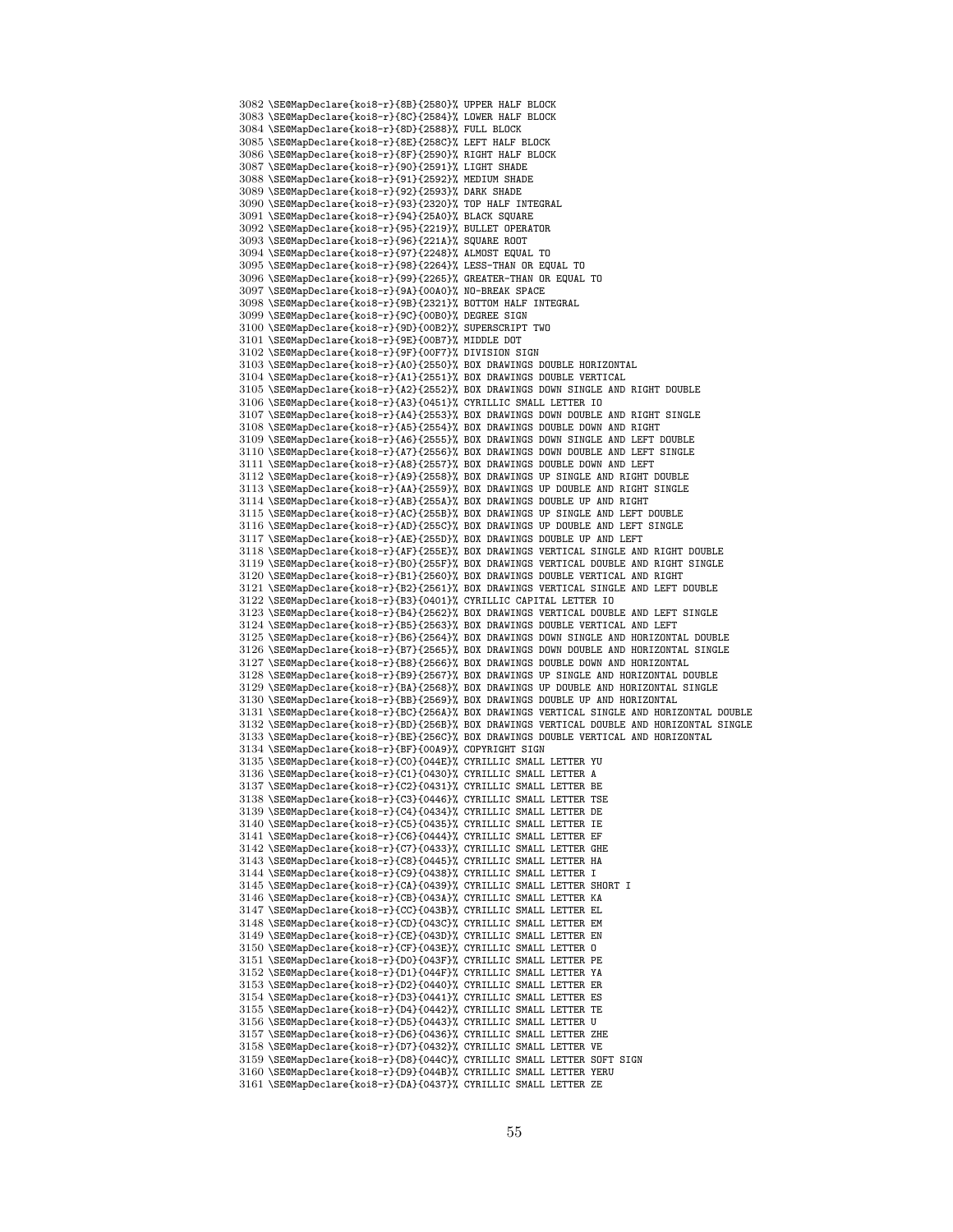```
3082 \SE@MapDeclare{koi8-r}{8B}{2580}% UPPER HALF BLOCK
3083 \SE@MapDeclare{koi8-r}{8C}{2584}% LOWER HALF BLOCK
3084 \SE@MapDeclare{koi8-r}{8D}{2588}% FULL BLOCK
3085 \SE@MapDeclare{koi8-r}{8E}{258C}% LEFT HALF BLOCK
3086 \SE@MapDeclare{koi8-r}{8F}{2590}% RIGHT HALF BLOCK
3087 \SE@MapDeclare{koi8-r}{90}{2591}% LIGHT SHADE
3088 \SE@MapDeclare{koi8-r}{91}{2592}% MEDIUM SHADE
3089 \SE@MapDeclare{koi8-r}{92}{2593}% DARK SHADE
3090 \SE@MapDeclare{koi8-r}{93}{2320}% TOP HALF INTEGRAL
3091 \SE@MapDeclare{koi8-r}{94}{25A0}% BLACK SQUARE
3092 \SE@MapDeclare{koi8-r}{95}{2219}% BULLET OPERATOR
3093 \SE@MapDeclare{koi8-r}{96}{221A}% SQUARE ROOT
3094 \SE@MapDeclare{koi8-r}{97}{2248}% ALMOST EQUAL TO
3095 \SE@MapDeclare{koi8-r}{98}{2264}% LESS-THAN OR EQUAL TO
3096 \SE@MapDeclare{koi8-r}{99}{2265}% GREATER-THAN OR EQUAL TO
3097 \SE@MapDeclare{koi8-r}{9A}{00A0}% NO-BREAK SPACE
3098 \SE@MapDeclare{koi8-r}{9B}{2321}% BOTTOM HALF INTEGRAL
3099 \SE@MapDeclare{koi8-r}{9C}{00B0}% DEGREE SIGN
3100 \SE@MapDeclare{koi8-r}{9D}{00B2}% SUPERSCRIPT TWO
3101 \SE@MapDeclare{koi8-r}{9E}{00B7}% MIDDLE DOT
3102 \SE@MapDeclare{koi8-r}{9F}{00F7}% DIVISION SIGN
3103 \SE@MapDeclare{koi8-r}{A0}{2550}% BOX DRAWINGS DOUBLE HORIZONTAL
3104 \SE@MapDeclare{koi8-r}{A1}{2551}% BOX DRAWINGS DOUBLE VERTICAL
3105 \SE@MapDeclare{koi8-r}{A2}{2552}% BOX DRAWINGS DOWN SINGLE AND RIGHT DOUBLE
3106 \SE@MapDeclare{koi8-r}{A3}{0451}% CYRILLIC SMALL LETTER IO
3107 \SE@MapDeclare{koi8-r}{A4}{2553}% BOX DRAWINGS DOWN DOUBLE AND RIGHT SINGLE
3108 \SE@MapDeclare{koi8-r}{A5}{2554}% BOX DRAWINGS DOUBLE DOWN AND RIGHT
3109 \SE@MapDeclare{koi8-r}{A6}{2555}% BOX DRAWINGS DOWN SINGLE AND LEFT DOUBLE
3110 \SE@MapDeclare{koi8-r}{A7}{2556}% BOX DRAWINGS DOWN DOUBLE AND LEFT SINGLE
3111 \SE@MapDeclare{koi8-r}{A8}{2557}% BOX DRAWINGS DOUBLE DOWN AND LEFT
3112 \SE@MapDeclare{koi8-r}{A9}{2558}% BOX DRAWINGS UP SINGLE AND RIGHT DOUBLE
3113 \SE@MapDeclare{koi8-r}{AA}{2559}% BOX DRAWINGS UP DOUBLE AND RIGHT SINGLE
3114 \SE@MapDeclare{koi8-r}{AB}{255A}% BOX DRAWINGS DOUBLE UP AND RIGHT
3115 \SE@MapDeclare{koi8-r}{AC}{255B}% BOX DRAWINGS UP SINGLE AND LEFT DOUBLE
3116 \SE@MapDeclare{koi8-r}{AD}{255C}% BOX DRAWINGS UP DOUBLE AND LEFT SINGLE
3117 \SE@MapDeclare{koi8-r}{AE}{255D}% BOX DRAWINGS DOUBLE UP AND LEFT
3118 \SE@MapDeclare{koi8-r}{AF}{255E}% BOX DRAWINGS VERTICAL SINGLE AND RIGHT DOUBLE
3119 \SE@MapDeclare{koi8-r}{B0}{255F}% BOX DRAWINGS VERTICAL DOUBLE AND RIGHT SINGLE
3120 \SE@MapDeclare{koi8-r}{B1}{2560}% BOX DRAWINGS DOUBLE VERTICAL AND RIGHT
3121 \SE@MapDeclare{koi8-r}{B2}{2561}% BOX DRAWINGS VERTICAL SINGLE AND LEFT DOUBLE
3122 \SE@MapDeclare{koi8-r}{B3}{0401}% CYRILLIC CAPITAL LETTER IO
3123 \SE@MapDeclare{koi8-r}{B4}{2562}% BOX DRAWINGS VERTICAL DOUBLE AND LEFT SINGLE
3124 \SE@MapDeclare{koi8-r}{B5}{2563}% BOX DRAWINGS DOUBLE VERTICAL AND LEFT
3125 \SE@MapDeclare{koi8-r}{B6}{2564}% BOX DRAWINGS DOWN SINGLE AND HORIZONTAL DOUBLE
3126 \SE@MapDeclare{koi8-r}{B7}{2565}% BOX DRAWINGS DOWN DOUBLE AND HORIZONTAL SINGLE
3127 \SE@MapDeclare{koi8-r}{B8}{2566}% BOX DRAWINGS DOUBLE DOWN AND HORIZONTAL
3128 \SE@MapDeclare{koi8-r}{B9}{2567}% BOX DRAWINGS UP SINGLE AND HORIZONTAL DOUBLE
3129 \SE@MapDeclare{koi8-r}{BA}{2568}% BOX DRAWINGS UP DOUBLE AND HORIZONTAL SINGLE
3130 \SE@MapDeclare{koi8-r}{BB}{2569}% BOX DRAWINGS DOUBLE UP AND HORIZONTAL
3131 \SE@MapDeclare{koi8-r}{BC}{256A}% BOX DRAWINGS VERTICAL SINGLE AND HORIZONTAL DOUBLE
3132 \SE@MapDeclare{koi8-r}{BD}{256B}% BOX DRAWINGS VERTICAL DOUBLE AND HORIZONTAL SINGLE
3133 \SE@MapDeclare{koi8-r}{BE}{256C}% BOX DRAWINGS DOUBLE VERTICAL AND HORIZONTAL
3134 \SE@MapDeclare{koi8-r}{BF}{00A9}% COPYRIGHT SIGN
3135 \SE@MapDeclare{koi8-r}{C0}{044E}% CYRILLIC SMALL LETTER YU
3136 \SE@MapDeclare{koi8-r}{C1}{0430}% CYRILLIC SMALL LETTER A
3137 \SE@MapDeclare{koi8-r}{C2}{0431}% CYRILLIC SMALL LETTER BE
3138 \SE@MapDeclare{koi8-r}{C3}{0446}% CYRILLIC SMALL LETTER TSE
3139 \SE@MapDeclare{koi8-r}{C4}{0434}% CYRILLIC SMALL LETTER DE
3140 \SE@MapDeclare{koi8-r}{C5}{0435}% CYRILLIC SMALL LETTER IE
3141 \SE@MapDeclare{koi8-r}{C6}{0444}% CYRILLIC SMALL LETTER EF
3142 \SE@MapDeclare{koi8-r}{C7}{0433}% CYRILLIC SMALL LETTER GHE
3143 \SE@MapDeclare{koi8-r}{C8}{0445}% CYRILLIC SMALL LETTER HA
3144 \SE@MapDeclare{koi8-r}{C9}{0438}% CYRILLIC SMALL LETTER I
3145 \SE@MapDeclare{koi8-r}{CA}{0439}% CYRILLIC SMALL LETTER SHORT I
3146 \SE@MapDeclare{koi8-r}{CB}{043A}% CYRILLIC SMALL LETTER KA
3147 \SE@MapDeclare{koi8-r}{CC}{043B}% CYRILLIC SMALL LETTER EL
3148 \SE@MapDeclare{koi8-r}{CD}{043C}% CYRILLIC SMALL LETTER EM
3149 \SE@MapDeclare{koi8-r}{CE}{043D}% CYRILLIC SMALL LETTER EN
3150 \SE@MapDeclare{koi8-r}{CF}{043E}% CYRILLIC SMALL LETTER O
3151 \SE@MapDeclare{koi8-r}{D0}{043F}% CYRILLIC SMALL LETTER PE
3152 \SE@MapDeclare{koi8-r}{D1}{044F}% CYRILLIC SMALL LETTER YA
3153 \SE@MapDeclare{koi8-r}{D2}{0440}% CYRILLIC SMALL LETTER ER
3154 \SE@MapDeclare{koi8-r}{D3}{0441}% CYRILLIC SMALL LETTER ES
3155 \SE@MapDeclare{koi8-r}{D4}{0442}% CYRILLIC SMALL LETTER TE
3156 \SE@MapDeclare{koi8-r}{D5}{0443}% CYRILLIC SMALL LETTER U
3157 \SE@MapDeclare{koi8-r}{D6}{0436}% CYRILLIC SMALL LETTER ZHE
3158 \SE@MapDeclare{koi8-r}{D7}{0432}% CYRILLIC SMALL LETTER VE
3159 \SE@MapDeclare{koi8-r}{D8}{044C}% CYRILLIC SMALL LETTER SOFT SIGN
3160 \SE@MapDeclare{koi8-r}{D9}{044B}% CYRILLIC SMALL LETTER YERU
3161 \SE@MapDeclare{koi8-r}{DA}{0437}% CYRILLIC SMALL LETTER ZE
```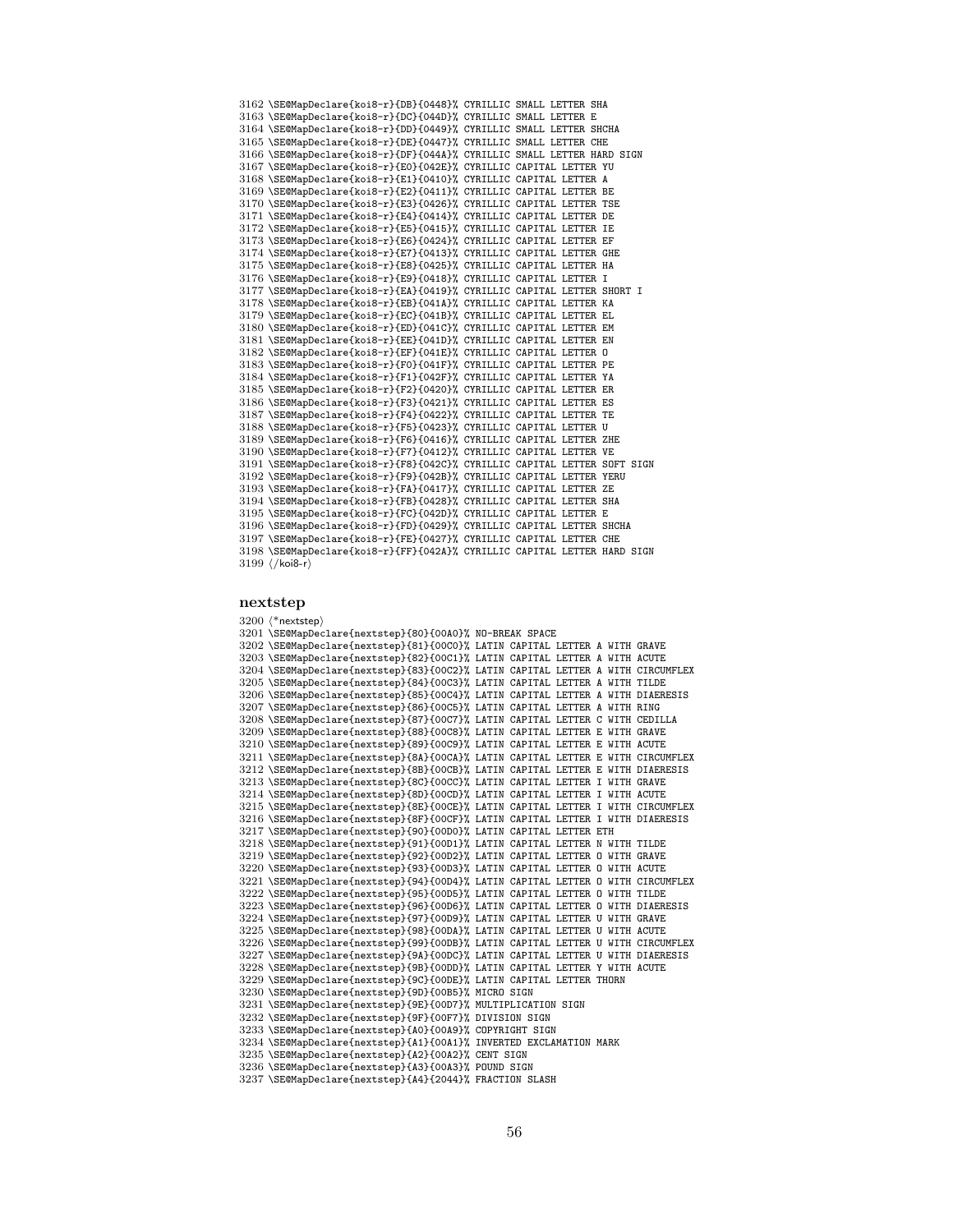```
3162 \SE@MapDeclare{koi8-r}{DB}{0448}% CYRILLIC SMALL LETTER SHA
3163 \SE@MapDeclare{koi8-r}{DC}{044D}% CYRILLIC SMALL LETTER E
3164 \SE@MapDeclare{koi8-r}{DD}{0449}% CYRILLIC SMALL LETTER SHCHA
3165 \SE@MapDeclare{koi8-r}{DE}{0447}% CYRILLIC SMALL LETTER CHE
3166 \SE@MapDeclare{koi8-r}{DF}{044A}% CYRILLIC SMALL LETTER HARD SIGN
3167 \SE@MapDeclare{koi8-r}{E0}{042E}% CYRILLIC CAPITAL LETTER YU
3168 \SE@MapDeclare{koi8-r}{E1}{0410}% CYRILLIC CAPITAL LETTER A
3169 \SE@MapDeclare{koi8-r}{E2}{0411}% CYRILLIC CAPITAL LETTER BE
3170 \SE@MapDeclare{koi8-r}{E3}{0426}% CYRILLIC CAPITAL LETTER TSE
3171 \SE@MapDeclare{koi8-r}{E4}{0414}% CYRILLIC CAPITAL LETTER DE
3172 \SE@MapDeclare{koi8-r}{E5}{0415}% CYRILLIC CAPITAL LETTER IE
3173 \SE@MapDeclare{koi8-r}{E6}{0424}% CYRILLIC CAPITAL LETTER EF
3174 \SE@MapDeclare{koi8-r}{E7}{0413}% CYRILLIC CAPITAL LETTER GHE
3175 \SE@MapDeclare{koi8-r}{E8}{0425}% CYRILLIC CAPITAL LETTER HA
3176 \SE@MapDeclare{koi8-r}{E9}{0418}% CYRILLIC CAPITAL LETTER I
3177 \SE@MapDeclare{koi8-r}{EA}{0419}% CYRILLIC CAPITAL LETTER SHORT I
3178 \SE@MapDeclare{koi8-r}{EB}{041A}% CYRILLIC CAPITAL LETTER KA
3179 \SE@MapDeclare{koi8-r}{EC}{041B}% CYRILLIC CAPITAL LETTER EL
3180 \SE@MapDeclare{koi8-r}{ED}{041C}% CYRILLIC CAPITAL LETTER EM
3181 \SE@MapDeclare{koi8-r}{EE}{041D}% CYRILLIC CAPITAL LETTER EN
3182 \SE@MapDeclare{koi8-r}{EF}{041E}% CYRILLIC CAPITAL LETTER O
3183 \SE@MapDeclare{koi8-r}{F0}{041F}% CYRILLIC CAPITAL LETTER PE
3184 \SE@MapDeclare{koi8-r}{F1}{042F}% CYRILLIC CAPITAL LETTER YA
3185 \SE@MapDeclare{koi8-r}{F2}{0420}% CYRILLIC CAPITAL LETTER ER
3186 \SE@MapDeclare{koi8-r}{F3}{0421}% CYRILLIC CAPITAL LETTER ES
3187 \SE@MapDeclare{koi8-r}{F4}{0422}% CYRILLIC CAPITAL LETTER TE
3188 \SE@MapDeclare{koi8-r}{F5}{0423}% CYRILLIC CAPITAL LETTER U
3189 \SE@MapDeclare{koi8-r}{F6}{0416}% CYRILLIC CAPITAL LETTER ZHE
3190 \SE@MapDeclare{koi8-r}{F7}{0412}% CYRILLIC CAPITAL LETTER VE
3191 \SE@MapDeclare{koi8-r}{F8}{042C}% CYRILLIC CAPITAL LETTER SOFT SIGN
3192 \SE@MapDeclare{koi8-r}{F9}{042B}% CYRILLIC CAPITAL LETTER YERU
3193 \SE@MapDeclare{koi8-r}{FA}{0417}% CYRILLIC CAPITAL LETTER ZE
3194 \SE@MapDeclare{koi8-r}{FB}{0428}% CYRILLIC CAPITAL LETTER SHA
3195 \SE@MapDeclare{koi8-r}{FC}{042D}% CYRILLIC CAPITAL LETTER E
3196 \SE@MapDeclare{koi8-r}{FD}{0429}% CYRILLIC CAPITAL LETTER SHCHA
3197 \SE@MapDeclare{koi8-r}{FE}{0427}% CYRILLIC CAPITAL LETTER CHE
3198 \SE@MapDeclare{koi8-r}{FF}{042A}% CYRILLIC CAPITAL LETTER HARD SIGN
3199 ⟨/koi8-r⟩
```

### nextstep

```
3200 ⟨*nextstep⟩
3201 \SE@MapDeclare{nextstep}{80}{00A0}% NO-BREAK SPACE
3202 \SE@MapDeclare{nextstep}{81}{00C0}% LATIN CAPITAL LETTER A WITH GRAVE
3203 \SE@MapDeclare{nextstep}{82}{00C1}% LATIN CAPITAL LETTER A WITH ACUTE
3204 \SE@MapDeclare{nextstep}{83}{00C2}% LATIN CAPITAL LETTER A WITH CIRCUMFLEX
3205 \SE@MapDeclare{nextstep}{84}{00C3}% LATIN CAPITAL LETTER A WITH TILDE
3206 \SE@MapDeclare{nextstep}{85}{00C4}% LATIN CAPITAL LETTER A WITH DIAERESIS
3207 \SE@MapDeclare{nextstep}{86}{00C5}% LATIN CAPITAL LETTER A WITH RING
3208 \SE@MapDeclare{nextstep}{87}{00C7}% LATIN CAPITAL LETTER C WITH CEDILLA
3209 \SE@MapDeclare{nextstep}{88}{00C8}% LATIN CAPITAL LETTER E WITH GRAVE
3210 \SE@MapDeclare{nextstep}{89}{00C9}% LATIN CAPITAL LETTER E WITH ACUTE
3211 \SE@MapDeclare{nextstep}{8A}{00CA}% LATIN CAPITAL LETTER E WITH CIRCUMFLEX
3212 \SE@MapDeclare{nextstep}{8B}{00CB}% LATIN CAPITAL LETTER E WITH DIAERESIS
3213 \SE@MapDeclare{nextstep}{8C}{00CC}% LATIN CAPITAL LETTER I WITH GRAVE
3214 \SE@MapDeclare{nextstep}{8D}{00CD}% LATIN CAPITAL LETTER I WITH ACUTE
3215 \SE@MapDeclare{nextstep}{8E}{00CE}% LATIN CAPITAL LETTER I WITH CIRCUMFLEX
3216 \SE@MapDeclare{nextstep}{8F}{00CF}% LATIN CAPITAL LETTER I WITH DIAERESIS
3217 \SE@MapDeclare{nextstep}{90}{00D0}% LATIN CAPITAL LETTER ETH
3218 \SE@MapDeclare{nextstep}{91}{00D1}% LATIN CAPITAL LETTER N WITH TILDE
3219 \SE@MapDeclare{nextstep}{92}{00D2}% LATIN CAPITAL LETTER O WITH GRAVE
3220 \SE@MapDeclare{nextstep}{93}{00D3}% LATIN CAPITAL LETTER O WITH ACUTE
3221 \SE@MapDeclare{nextstep}{94}{00D4}% LATIN CAPITAL LETTER O WITH CIRCUMFLEX
3222 \SE@MapDeclare{nextstep}{95}{00D5}% LATIN CAPITAL LETTER O WITH TILDE
3223 \SE@MapDeclare{nextstep}{96}{00D6}% LATIN CAPITAL LETTER O WITH DIAERESIS
3224 \SE@MapDeclare{nextstep}{97}{00D9}% LATIN CAPITAL LETTER U WITH GRAVE
3225 \SE@MapDeclare{nextstep}{98}{00DA}% LATIN CAPITAL LETTER U WITH ACUTE
3226 \SE@MapDeclare{nextstep}{99}{00DB}% LATIN CAPITAL LETTER U WITH CIRCUMFLEX
3227 \SE@MapDeclare{nextstep}{9A}{00DC}% LATIN CAPITAL LETTER U WITH DIAERESIS
3228 \SE@MapDeclare{nextstep}{9B}{00DD}% LATIN CAPITAL LETTER Y WITH ACUTE
3229 \SE@MapDeclare{nextstep}{9C}{00DE}% LATIN CAPITAL LETTER THORN
3230 \SE@MapDeclare{nextstep}{9D}{00B5}% MICRO SIGN
3231 \SE@MapDeclare{nextstep}{9E}{00D7}% MULTIPLICATION SIGN
3232 \SE@MapDeclare{nextstep}{9F}{00F7}% DIVISION SIGN
3233 \SE@MapDeclare{nextstep}{A0}{00A9}% COPYRIGHT SIGN
3234 \SE@MapDeclare{nextstep}{A1}{00A1}% INVERTED EXCLAMATION MARK
3235 \SE@MapDeclare{nextstep}{A2}{00A2}% CENT SIGN
3236 \SE@MapDeclare{nextstep}{A3}{00A3}% POUND SIGN
3237 \SE@MapDeclare{nextstep}{A4}{2044}% FRACTION SLASH
```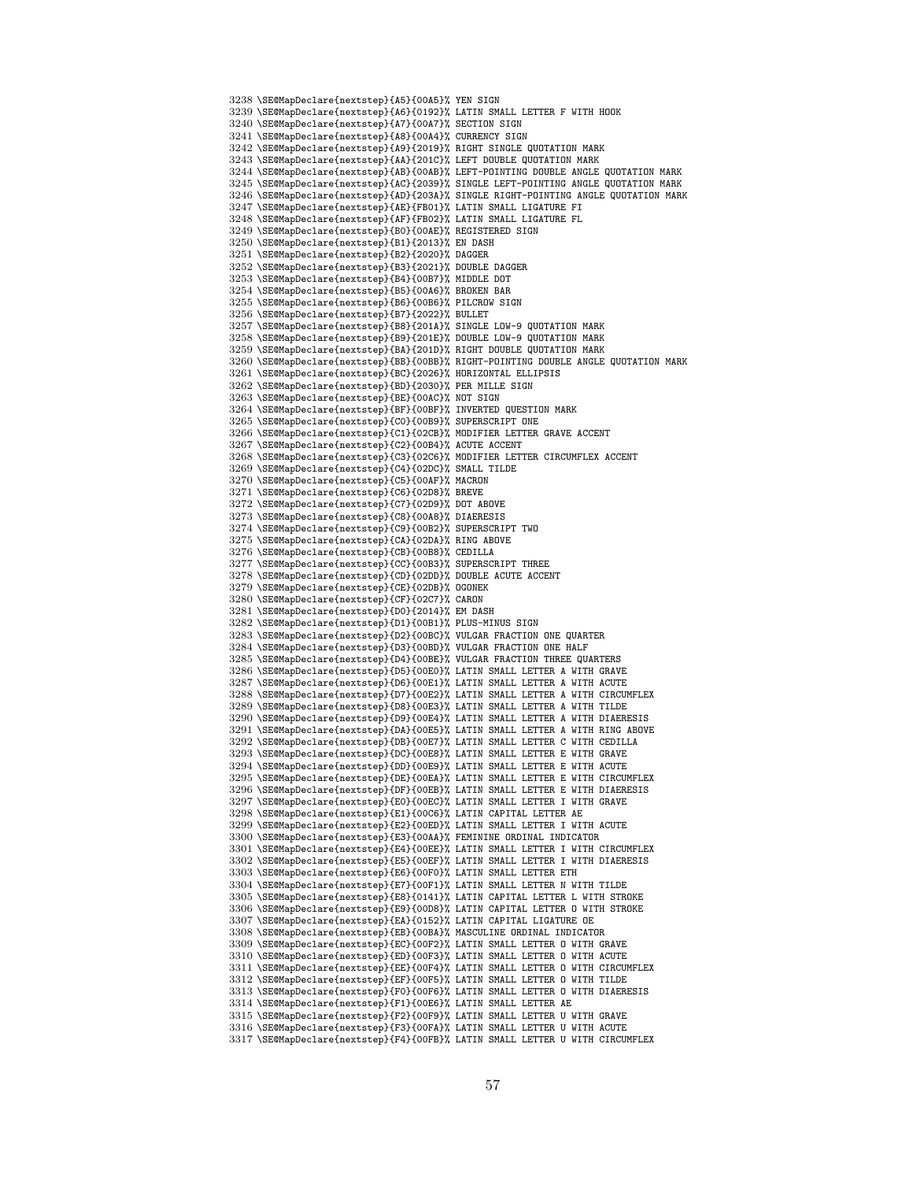```
3238 \SE@MapDeclare{nextstep}{A5}{00A5}% YEN SIGN
3239 \SE@MapDeclare{nextstep}{A6}{0192}% LATIN SMALL LETTER F WITH HOOK
3240 \SE@MapDeclare{nextstep}{A7}{00A7}% SECTION SIGN
3241 \SE@MapDeclare{nextstep}{A8}{00A4}% CURRENCY SIGN
3242 \SE@MapDeclare{nextstep}{A9}{2019}% RIGHT SINGLE QUOTATION MARK
3243 \SE@MapDeclare{nextstep}{AA}{201C}% LEFT DOUBLE QUOTATION MARK
3244 \SE@MapDeclare{nextstep}{AB}{00AB}% LEFT-POINTING DOUBLE ANGLE QUOTATION MARK
3245 \SE@MapDeclare{nextstep}{AC}{2039}% SINGLE LEFT-POINTING ANGLE QUOTATION MARK
3246 \SE@MapDeclare{nextstep}{AD}{203A}% SINGLE RIGHT-POINTING ANGLE QUOTATION MARK
3247 \SE@MapDeclare{nextstep}{AE}{FB01}% LATIN SMALL LIGATURE FI
3248 \SE@MapDeclare{nextstep}{AF}{FB02}% LATIN SMALL LIGATURE FL
3249 \SE@MapDeclare{nextstep}{B0}{00AE}% REGISTERED SIGN
3250 \SE@MapDeclare{nextstep}{B1}{2013}% EN DASH
3251 \SE@MapDeclare{nextstep}{B2}{2020}% DAGGER
3252 \SE@MapDeclare{nextstep}{B3}{2021}% DOUBLE DAGGER
3253 \SE@MapDeclare{nextstep}{B4}{00B7}% MIDDLE DOT
3254 \SE@MapDeclare{nextstep}{B5}{00A6}% BROKEN BAR
3255 \SE@MapDeclare{nextstep}{B6}{00B6}% PILCROW SIGN
3256 \SE@MapDeclare{nextstep}{B7}{2022}% BULLET
3257 \SE@MapDeclare{nextstep}{B8}{201A}% SINGLE LOW-9 QUOTATION MARK
3258 \SE@MapDeclare{nextstep}{B9}{201E}% DOUBLE LOW-9 QUOTATION MARK
3259 \SE@MapDeclare{nextstep}{BA}{201D}% RIGHT DOUBLE QUOTATION MARK
3260 \SE@MapDeclare{nextstep}{BB}{00BB}% RIGHT-POINTING DOUBLE ANGLE QUOTATION MARK
3261 \SE@MapDeclare{nextstep}{BC}{2026}% HORIZONTAL ELLIPSIS
3262 \SE@MapDeclare{nextstep}{BD}{2030}% PER MILLE SIGN
3263 \SE@MapDeclare{nextstep}{BE}{00AC}% NOT SIGN
3264 \SE@MapDeclare{nextstep}{BF}{00BF}% INVERTED QUESTION MARK
3265 \SE@MapDeclare{nextstep}{C0}{00B9}% SUPERSCRIPT ONE
3266 \SE@MapDeclare{nextstep}{C1}{02CB}% MODIFIER LETTER GRAVE ACCENT
3267 \SE@MapDeclare{nextstep}{C2}{00B4}% ACUTE ACCENT
3268 \SE@MapDeclare{nextstep}{C3}{02C6}% MODIFIER LETTER CIRCUMFLEX ACCENT
3269 \SE@MapDeclare{nextstep}{C4}{02DC}% SMALL TILDE
3270 \SE@MapDeclare{nextstep}{C5}{00AF}% MACRON
3271 \SE@MapDeclare{nextstep}{C6}{02D8}% BREVE
3272 \SE@MapDeclare{nextstep}{C7}{02D9}% DOT ABOVE
3273 \SE@MapDeclare{nextstep}{C8}{00A8}% DIAERESIS
3274 \SE@MapDeclare{nextstep}{C9}{00B2}% SUPERSCRIPT TWO
3275 \SE@MapDeclare{nextstep}{CA}{02DA}% RING ABOVE
3276 \SE@MapDeclare{nextstep}{CB}{00B8}% CEDILLA
3277 \SE@MapDeclare{nextstep}{CC}{00B3}% SUPERSCRIPT THREE
3278 \SE@MapDeclare{nextstep}{CD}{02DD}% DOUBLE ACUTE ACCENT
3279 \SE@MapDeclare{nextstep}{CE}{02DB}% OGONEK
3280 \SE@MapDeclare{nextstep}{CF}{02C7}% CARON
3281 \SE@MapDeclare{nextstep}{D0}{2014}% EM DASH
3282 \SE@MapDeclare{nextstep}{D1}{00B1}% PLUS-MINUS SIGN
3283 \SE@MapDeclare{nextstep}{D2}{00BC}% VULGAR FRACTION ONE QUARTER
3284 \SE@MapDeclare{nextstep}{D3}{00BD}% VULGAR FRACTION ONE HALF
3285 \SE@MapDeclare{nextstep}{D4}{00BE}% VULGAR FRACTION THREE QUARTERS
3286 \SE@MapDeclare{nextstep}{D5}{00E0}% LATIN SMALL LETTER A WITH GRAVE
3287 \SE@MapDeclare{nextstep}{D6}{00E1}% LATIN SMALL LETTER A WITH ACUTE
3288 \SE@MapDeclare{nextstep}{D7}{00E2}% LATIN SMALL LETTER A WITH CIRCUMFLEX
3289 \SE@MapDeclare{nextstep}{D8}{00E3}% LATIN SMALL LETTER A WITH TILDE
3290 \SE@MapDeclare{nextstep}{D9}{00E4}% LATIN SMALL LETTER A WITH DIAERESIS
3291 \SE@MapDeclare{nextstep}{DA}{00E5}% LATIN SMALL LETTER A WITH RING ABOVE
3292 \SE@MapDeclare{nextstep}{DB}{00E7}% LATIN SMALL LETTER C WITH CEDILLA
3293 \SE@MapDeclare{nextstep}{DC}{00E8}% LATIN SMALL LETTER E WITH GRAVE
3294 \SE@MapDeclare{nextstep}{DD}{00E9}% LATIN SMALL LETTER E WITH ACUTE
3295 \SE@MapDeclare{nextstep}{DE}{00EA}% LATIN SMALL LETTER E WITH CIRCUMFLEX
3296 \SE@MapDeclare{nextstep}{DF}{00EB}% LATIN SMALL LETTER E WITH DIAERESIS
3297 \SE@MapDeclare{nextstep}{E0}{00EC}% LATIN SMALL LETTER I WITH GRAVE
3298 \SE@MapDeclare{nextstep}{E1}{00C6}% LATIN CAPITAL LETTER AE
3299 \SE@MapDeclare{nextstep}{E2}{00ED}% LATIN SMALL LETTER I WITH ACUTE
3300 \SE@MapDeclare{nextstep}{E3}{00AA}% FEMININE ORDINAL INDICATOR
3301 \SE@MapDeclare{nextstep}{E4}{00EE}% LATIN SMALL LETTER I WITH CIRCUMFLEX
3302 \SE@MapDeclare{nextstep}{E5}{00EF}% LATIN SMALL LETTER I WITH DIAERESIS
3303 \SE@MapDeclare{nextstep}{E6}{00F0}% LATIN SMALL LETTER ETH
3304 \SE@MapDeclare{nextstep}{E7}{00F1}% LATIN SMALL LETTER N WITH TILDE
3305 \SE@MapDeclare{nextstep}{E8}{0141}% LATIN CAPITAL LETTER L WITH STROKE
3306 \SE@MapDeclare{nextstep}{E9}{00D8}% LATIN CAPITAL LETTER O WITH STROKE
3307 \SE@MapDeclare{nextstep}{EA}{0152}% LATIN CAPITAL LIGATURE OE
3308 \SE@MapDeclare{nextstep}{EB}{00BA}% MASCULINE ORDINAL INDICATOR
3309 \SE@MapDeclare{nextstep}{EC}{00F2}% LATIN SMALL LETTER O WITH GRAVE
3310 \SE@MapDeclare{nextstep}{ED}{00F3}% LATIN SMALL LETTER O WITH ACUTE
3311 \SE@MapDeclare{nextstep}{EE}{00F4}% LATIN SMALL LETTER O WITH CIRCUMFLEX
3312 \SE@MapDeclare{nextstep}{EF}{00F5}% LATIN SMALL LETTER O WITH TILDE
3313 \SE@MapDeclare{nextstep}{F0}{00F6}% LATIN SMALL LETTER O WITH DIAERESIS
3314 \SE@MapDeclare{nextstep}{F1}{00E6}% LATIN SMALL LETTER AE
3315 \SE@MapDeclare{nextstep}{F2}{00F9}% LATIN SMALL LETTER U WITH GRAVE
3316 \SE@MapDeclare{nextstep}{F3}{00FA}% LATIN SMALL LETTER U WITH ACUTE
3317 \SE@MapDeclare{nextstep}{F4}{00FB}% LATIN SMALL LETTER U WITH CIRCUMFLEX
```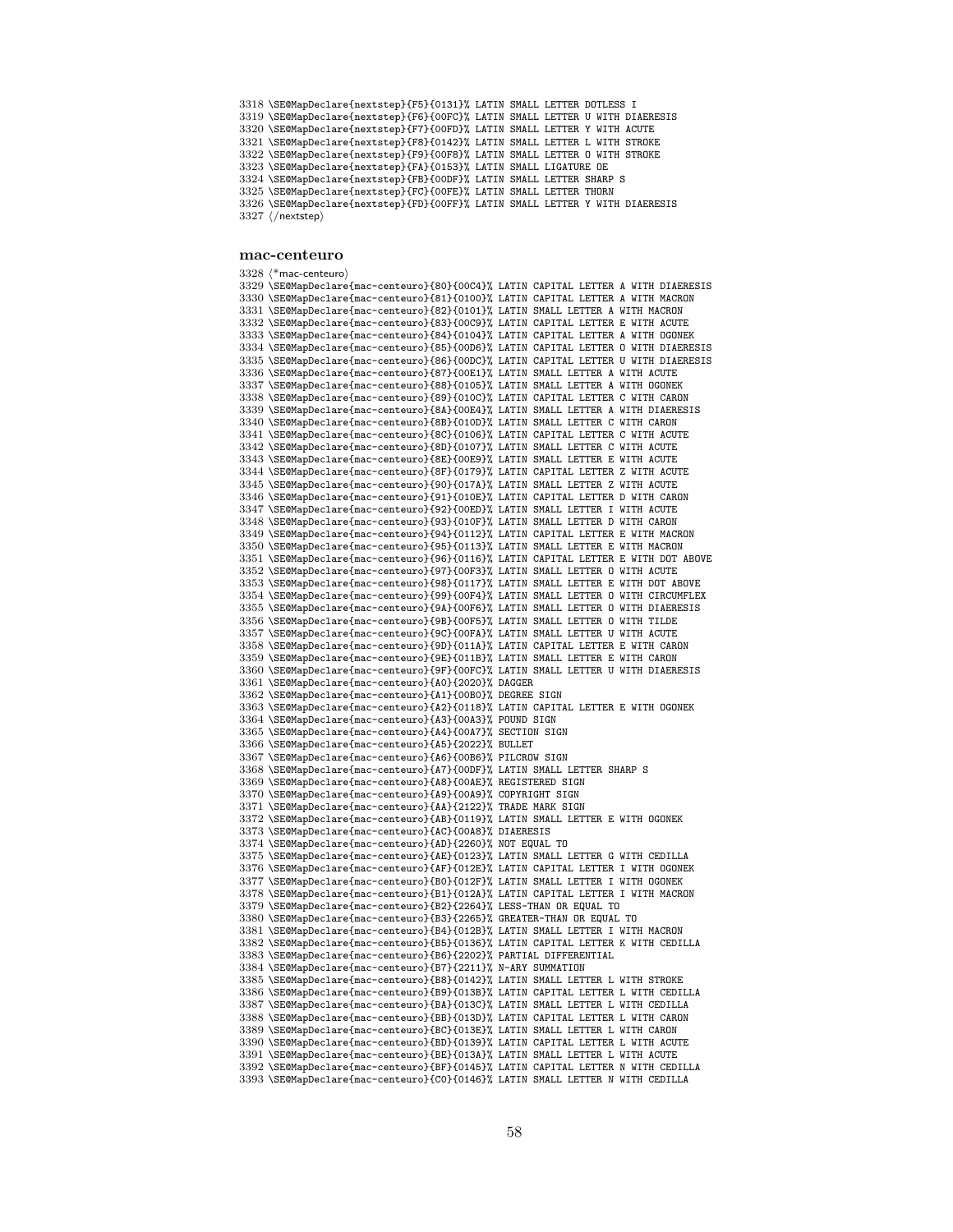```
3318 \SE@MapDeclare{nextstep}{F5}{0131}% LATIN SMALL LETTER DOTLESS I
3319 \SE@MapDeclare{nextstep}{F6}{00FC}% LATIN SMALL LETTER U WITH DIAERESIS
3320 \SE@MapDeclare{nextstep}{F7}{00FD}% LATIN SMALL LETTER Y WITH ACUTE
3321 \SE@MapDeclare{nextstep}{F8}{0142}% LATIN SMALL LETTER L WITH STROKE
3322 \SE@MapDeclare{nextstep}{F9}{00F8}% LATIN SMALL LETTER O WITH STROKE
3323 \SE@MapDeclare{nextstep}{FA}{0153}% LATIN SMALL LIGATURE OE
3324 \SE@MapDeclare{nextstep}{FB}{00DF}% LATIN SMALL LETTER SHARP S
3325 \SE@MapDeclare{nextstep}{FC}{00FE}% LATIN SMALL LETTER THORN
3326 \SE@MapDeclare{nextstep}{FD}{00FF}% LATIN SMALL LETTER Y WITH DIAERESIS
3327 ⟨/nextstep⟩
```

### mac-centeuro

```
3328 ⟨*mac-centeuro⟩
3329 \SE@MapDeclare{mac-centeuro}{80}{00C4}% LATIN CAPITAL LETTER A WITH DIAERESIS
3330 \SE@MapDeclare{mac-centeuro}{81}{0100}% LATIN CAPITAL LETTER A WITH MACRON
3331 \SE@MapDeclare{mac-centeuro}{82}{0101}% LATIN SMALL LETTER A WITH MACRON
3332 \SE@MapDeclare{mac-centeuro}{83}{00C9}% LATIN CAPITAL LETTER E WITH ACUTE
3333 \SE@MapDeclare{mac-centeuro}{84}{0104}% LATIN CAPITAL LETTER A WITH OGONEK
3334 \SE@MapDeclare{mac-centeuro}{85}{00D6}% LATIN CAPITAL LETTER O WITH DIAERESIS
3335 \SE@MapDeclare{mac-centeuro}{86}{00DC}% LATIN CAPITAL LETTER U WITH DIAERESIS
3336 \SE@MapDeclare{mac-centeuro}{87}{00E1}% LATIN SMALL LETTER A WITH ACUTE
3337 \SE@MapDeclare{mac-centeuro}{88}{0105}% LATIN SMALL LETTER A WITH OGONEK
3338 \SE@MapDeclare{mac-centeuro}{89}{010C}% LATIN CAPITAL LETTER C WITH CARON
3339 \SE@MapDeclare{mac-centeuro}{8A}{00E4}% LATIN SMALL LETTER A WITH DIAERESIS
3340 \SE@MapDeclare{mac-centeuro}{8B}{010D}% LATIN SMALL LETTER C WITH CARON
3341 \SE@MapDeclare{mac-centeuro}{8C}{0106}% LATIN CAPITAL LETTER C WITH ACUTE
3342 \SE@MapDeclare{mac-centeuro}{8D}{0107}% LATIN SMALL LETTER C WITH ACUTE
3343 \SE@MapDeclare{mac-centeuro}{8E}{00E9}% LATIN SMALL LETTER E WITH ACUTE
3344 \SE@MapDeclare{mac-centeuro}{8F}{0179}% LATIN CAPITAL LETTER Z WITH ACUTE
3345 \SE@MapDeclare{mac-centeuro}{90}{017A}% LATIN SMALL LETTER Z WITH ACUTE
3346 \SE@MapDeclare{mac-centeuro}{91}{010E}% LATIN CAPITAL LETTER D WITH CARON
3347 \SE@MapDeclare{mac-centeuro}{92}{00ED}% LATIN SMALL LETTER I WITH ACUTE
3348 \SE@MapDeclare{mac-centeuro}{93}{010F}% LATIN SMALL LETTER D WITH CARON
3349 \SE@MapDeclare{mac-centeuro}{94}{0112}% LATIN CAPITAL LETTER E WITH MACRON
3350 \SE@MapDeclare{mac-centeuro}{95}{0113}% LATIN SMALL LETTER E WITH MACRON
3351 \SE@MapDeclare{mac-centeuro}{96}{0116}% LATIN CAPITAL LETTER E WITH DOT ABOVE
3352 \SE@MapDeclare{mac-centeuro}{97}{00F3}% LATIN SMALL LETTER O WITH ACUTE
3353 \SE@MapDeclare{mac-centeuro}{98}{0117}% LATIN SMALL LETTER E WITH DOT ABOVE
3354 \SE@MapDeclare{mac-centeuro}{99}{00F4}% LATIN SMALL LETTER O WITH CIRCUMFLEX
3355 \SE@MapDeclare{mac-centeuro}{9A}{00F6}% LATIN SMALL LETTER O WITH DIAERESIS
3356 \SE@MapDeclare{mac-centeuro}{9B}{00F5}% LATIN SMALL LETTER O WITH TILDE
3357 \SE@MapDeclare{mac-centeuro}{9C}{00FA}% LATIN SMALL LETTER U WITH ACUTE
3358 \SE@MapDeclare{mac-centeuro}{9D}{011A}% LATIN CAPITAL LETTER E WITH CARON
3359 \SE@MapDeclare{mac-centeuro}{9E}{011B}% LATIN SMALL LETTER E WITH CARON
3360 \SE@MapDeclare{mac-centeuro}{9F}{00FC}% LATIN SMALL LETTER U WITH DIAERESIS
3361 \SE@MapDeclare{mac-centeuro}{A0}{2020}% DAGGER
3362 \SE@MapDeclare{mac-centeuro}{A1}{00B0}% DEGREE SIGN
3363 \SE@MapDeclare{mac-centeuro}{A2}{0118}% LATIN CAPITAL LETTER E WITH OGONEK
3364 \SE@MapDeclare{mac-centeuro}{A3}{00A3}% POUND SIGN
3365 \SE@MapDeclare{mac-centeuro}{A4}{00A7}% SECTION SIGN
3366 \SE@MapDeclare{mac-centeuro}{A5}{2022}% BULLET
3367 \SE@MapDeclare{mac-centeuro}{A6}{00B6}% PILCROW SIGN
3368 \SE@MapDeclare{mac-centeuro}{A7}{00DF}% LATIN SMALL LETTER SHARP S
3369 \SE@MapDeclare{mac-centeuro}{A8}{00AE}% REGISTERED SIGN
3370 \SE@MapDeclare{mac-centeuro}{A9}{00A9}% COPYRIGHT SIGN
3371 \SE@MapDeclare{mac-centeuro}{AA}{2122}% TRADE MARK SIGN
3372 \SE@MapDeclare{mac-centeuro}{AB}{0119}% LATIN SMALL LETTER E WITH OGONEK
3373 \SE@MapDeclare{mac-centeuro}{AC}{00A8}% DIAERESIS
3374 \SE@MapDeclare{mac-centeuro}{AD}{2260}% NOT EQUAL TO
3375 \SE@MapDeclare{mac-centeuro}{AE}{0123}% LATIN SMALL LETTER G WITH CEDILLA
3376 \SE@MapDeclare{mac-centeuro}{AF}{012E}% LATIN CAPITAL LETTER I WITH OGONEK
3377 \SE@MapDeclare{mac-centeuro}{B0}{012F}% LATIN SMALL LETTER I WITH OGONEK
3378 \SE@MapDeclare{mac-centeuro}{B1}{012A}% LATIN CAPITAL LETTER I WITH MACRON
3379 \SE@MapDeclare{mac-centeuro}{B2}{2264}% LESS-THAN OR EQUAL TO
3380 \SE@MapDeclare{mac-centeuro}{B3}{2265}% GREATER-THAN OR EQUAL TO
3381 \SE@MapDeclare{mac-centeuro}{B4}{012B}% LATIN SMALL LETTER I WITH MACRON
3382 \SE@MapDeclare{mac-centeuro}{B5}{0136}% LATIN CAPITAL LETTER K WITH CEDILLA
3383 \SE@MapDeclare{mac-centeuro}{B6}{2202}% PARTIAL DIFFERENTIAL
3384 \SE@MapDeclare{mac-centeuro}{B7}{2211}% N-ARY SUMMATION
3385 \SE@MapDeclare{mac-centeuro}{B8}{0142}% LATIN SMALL LETTER L WITH STROKE
3386 \SE@MapDeclare{mac-centeuro}{B9}{013B}% LATIN CAPITAL LETTER L WITH CEDILLA
3387 \SE@MapDeclare{mac-centeuro}{BA}{013C}% LATIN SMALL LETTER L WITH CEDILLA
3388 \SE@MapDeclare{mac-centeuro}{BB}{013D}% LATIN CAPITAL LETTER L WITH CARON
3389 \SE@MapDeclare{mac-centeuro}{BC}{013E}% LATIN SMALL LETTER L WITH CARON
3390 \SE@MapDeclare{mac-centeuro}{BD}{0139}% LATIN CAPITAL LETTER L WITH ACUTE
3391 \SE@MapDeclare{mac-centeuro}{BE}{013A}% LATIN SMALL LETTER L WITH ACUTE
3392 \SE@MapDeclare{mac-centeuro}{BF}{0145}% LATIN CAPITAL LETTER N WITH CEDILLA
3393 \SE@MapDeclare{mac-centeuro}{C0}{0146}% LATIN SMALL LETTER N WITH CEDILLA
```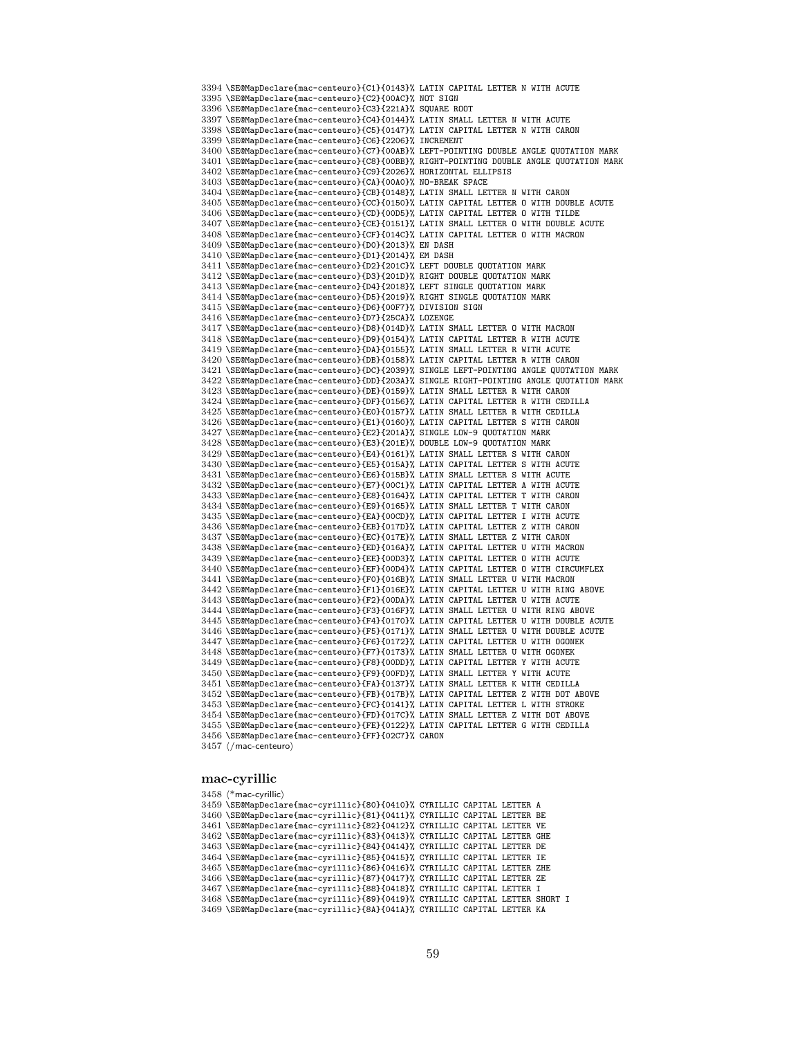```
3394 \SE@MapDeclare{mac-centeuro}{C1}{0143}% LATIN CAPITAL LETTER N WITH ACUTE
3395 \SE@MapDeclare{mac-centeuro}{C2}{00AC}% NOT SIGN
3396 \SE@MapDeclare{mac-centeuro}{C3}{221A}% SQUARE ROOT
3397 \SE@MapDeclare{mac-centeuro}{C4}{0144}% LATIN SMALL LETTER N WITH ACUTE
3398 \SE@MapDeclare{mac-centeuro}{C5}{0147}% LATIN CAPITAL LETTER N WITH CARON
3399 \SE@MapDeclare{mac-centeuro}{C6}{2206}% INCREMENT
3400 \SE@MapDeclare{mac-centeuro}{C7}{00AB}% LEFT-POINTING DOUBLE ANGLE QUOTATION MARK
3401 \SE@MapDeclare{mac-centeuro}{C8}{00BB}% RIGHT-POINTING DOUBLE ANGLE QUOTATION MARK
3402 \SE@MapDeclare{mac-centeuro}{C9}{2026}% HORIZONTAL ELLIPSIS
3403 \SE@MapDeclare{mac-centeuro}{CA}{00A0}% NO-BREAK SPACE
3404 \SE@MapDeclare{mac-centeuro}{CB}{0148}% LATIN SMALL LETTER N WITH CARON
3405 \SE@MapDeclare{mac-centeuro}{CC}{0150}% LATIN CAPITAL LETTER O WITH DOUBLE ACUTE
3406 \SE@MapDeclare{mac-centeuro}{CD}{00D5}% LATIN CAPITAL LETTER O WITH TILDE
3407 \SE@MapDeclare{mac-centeuro}{CE}{0151}% LATIN SMALL LETTER O WITH DOUBLE ACUTE
3408 \SE@MapDeclare{mac-centeuro}{CF}{014C}% LATIN CAPITAL LETTER O WITH MACRON
3409 \SE@MapDeclare{mac-centeuro}{D0}{2013}% EN DASH
3410 \SE@MapDeclare{mac-centeuro}{D1}{2014}% EM DASH
3411 \SE@MapDeclare{mac-centeuro}{D2}{201C}% LEFT DOUBLE QUOTATION MARK
3412 \SE@MapDeclare{mac-centeuro}{D3}{201D}% RIGHT DOUBLE QUOTATION MARK
3413 \SE@MapDeclare{mac-centeuro}{D4}{2018}% LEFT SINGLE QUOTATION MARK
3414 \SE@MapDeclare{mac-centeuro}{D5}{2019}% RIGHT SINGLE QUOTATION MARK
3415 \SE@MapDeclare{mac-centeuro}{D6}{00F7}% DIVISION SIGN
3416 \SE@MapDeclare{mac-centeuro}{D7}{25CA}% LOZENGE
3417 \SE@MapDeclare{mac-centeuro}{D8}{014D}% LATIN SMALL LETTER O WITH MACRON
3418 \SE@MapDeclare{mac-centeuro}{D9}{0154}% LATIN CAPITAL LETTER R WITH ACUTE
3419 \SE@MapDeclare{mac-centeuro}{DA}{0155}% LATIN SMALL LETTER R WITH ACUTE
3420 \SE@MapDeclare{mac-centeuro}{DB}{0158}% LATIN CAPITAL LETTER R WITH CARON
3421 \SE@MapDeclare{mac-centeuro}{DC}{2039}% SINGLE LEFT-POINTING ANGLE QUOTATION MARK
3422 \SE@MapDeclare{mac-centeuro}{DD}{203A}% SINGLE RIGHT-POINTING ANGLE QUOTATION MARK
3423 \SE@MapDeclare{mac-centeuro}{DE}{0159}% LATIN SMALL LETTER R WITH CARON
3424 \SE@MapDeclare{mac-centeuro}{DF}{0156}% LATIN CAPITAL LETTER R WITH CEDILLA
3425 \SE@MapDeclare{mac-centeuro}{E0}{0157}% LATIN SMALL LETTER R WITH CEDILLA
3426 \SE@MapDeclare{mac-centeuro}{E1}{0160}% LATIN CAPITAL LETTER S WITH CARON
3427 \SE@MapDeclare{mac-centeuro}{E2}{201A}% SINGLE LOW-9 QUOTATION MARK
3428 \SE@MapDeclare{mac-centeuro}{E3}{201E}% DOUBLE LOW-9 QUOTATION MARK
3429 \SE@MapDeclare{mac-centeuro}{E4}{0161}% LATIN SMALL LETTER S WITH CARON
3430 \SE@MapDeclare{mac-centeuro}{E5}{015A}% LATIN CAPITAL LETTER S WITH ACUTE
3431 \SE@MapDeclare{mac-centeuro}{E6}{015B}% LATIN SMALL LETTER S WITH ACUTE
3432 \SE@MapDeclare{mac-centeuro}{E7}{00C1}% LATIN CAPITAL LETTER A WITH ACUTE
3433 \SE@MapDeclare{mac-centeuro}{E8}{0164}% LATIN CAPITAL LETTER T WITH CARON
3434 \SE@MapDeclare{mac-centeuro}{E9}{0165}% LATIN SMALL LETTER T WITH CARON
3435 \SE@MapDeclare{mac-centeuro}{EA}{00CD}% LATIN CAPITAL LETTER I WITH ACUTE
3436 \SE@MapDeclare{mac-centeuro}{EB}{017D}% LATIN CAPITAL LETTER Z WITH CARON
3437 \SE@MapDeclare{mac-centeuro}{EC}{017E}% LATIN SMALL LETTER Z WITH CARON
3438 \SE@MapDeclare{mac-centeuro}{ED}{016A}% LATIN CAPITAL LETTER U WITH MACRON
3439 \SE@MapDeclare{mac-centeuro}{EE}{00D3}% LATIN CAPITAL LETTER O WITH ACUTE
3440 \SE@MapDeclare{mac-centeuro}{EF}{00D4}% LATIN CAPITAL LETTER O WITH CIRCUMFLEX
3441 \SE@MapDeclare{mac-centeuro}{F0}{016B}% LATIN SMALL LETTER U WITH MACRON
3442 \SE@MapDeclare{mac-centeuro}{F1}{016E}% LATIN CAPITAL LETTER U WITH RING ABOVE
3443 \SE@MapDeclare{mac-centeuro}{F2}{00DA}% LATIN CAPITAL LETTER U WITH ACUTE
3444 \SE@MapDeclare{mac-centeuro}{F3}{016F}% LATIN SMALL LETTER U WITH RING ABOVE
3445 \SE@MapDeclare{mac-centeuro}{F4}{0170}% LATIN CAPITAL LETTER U WITH DOUBLE ACUTE
3446 \SE@MapDeclare{mac-centeuro}{F5}{0171}% LATIN SMALL LETTER U WITH DOUBLE ACUTE
3447 \SE@MapDeclare{mac-centeuro}{F6}{0172}% LATIN CAPITAL LETTER U WITH OGONEK
3448 \SE@MapDeclare{mac-centeuro}{F7}{0173}% LATIN SMALL LETTER U WITH OGONEK
3449 \SE@MapDeclare{mac-centeuro}{F8}{00DD}% LATIN CAPITAL LETTER Y WITH ACUTE
3450 \SE@MapDeclare{mac-centeuro}{F9}{00FD}% LATIN SMALL LETTER Y WITH ACUTE
3451 \SE@MapDeclare{mac-centeuro}{FA}{0137}% LATIN SMALL LETTER K WITH CEDILLA
3452 \SE@MapDeclare{mac-centeuro}{FB}{017B}% LATIN CAPITAL LETTER Z WITH DOT ABOVE
3453 \SE@MapDeclare{mac-centeuro}{FC}{0141}% LATIN CAPITAL LETTER L WITH STROKE
3454 \SE@MapDeclare{mac-centeuro}{FD}{017C}% LATIN SMALL LETTER Z WITH DOT ABOVE
3455 \SE@MapDeclare{mac-centeuro}{FE}{0122}% LATIN CAPITAL LETTER G WITH CEDILLA
3456 \SE@MapDeclare{mac-centeuro}{FF}{02C7}% CARON
3457 ⟨/mac-centeuro⟩
```

### mac-cyrillic

```
3458 ⟨*mac-cyrillic⟩
3459 \SE@MapDeclare{mac-cyrillic}{80}{0410}% CYRILLIC CAPITAL LETTER A
3460 \SE@MapDeclare{mac-cyrillic}{81}{0411}% CYRILLIC CAPITAL LETTER BE
3461 \SE@MapDeclare{mac-cyrillic}{82}{0412}% CYRILLIC CAPITAL LETTER VE
3462 \SE@MapDeclare{mac-cyrillic}{83}{0413}% CYRILLIC CAPITAL LETTER GHE
3463 \SE@MapDeclare{mac-cyrillic}{84}{0414}% CYRILLIC CAPITAL LETTER DE
3464 \SE@MapDeclare{mac-cyrillic}{85}{0415}% CYRILLIC CAPITAL LETTER IE
3465 \SE@MapDeclare{mac-cyrillic}{86}{0416}% CYRILLIC CAPITAL LETTER ZHE
3466 \SE@MapDeclare{mac-cyrillic}{87}{0417}% CYRILLIC CAPITAL LETTER ZE
3467 \SE@MapDeclare{mac-cyrillic}{88}{0418}% CYRILLIC CAPITAL LETTER I
3468 \SE@MapDeclare{mac-cyrillic}{89}{0419}% CYRILLIC CAPITAL LETTER SHORT I
3469 \SE@MapDeclare{mac-cyrillic}{8A}{041A}% CYRILLIC CAPITAL LETTER KA
```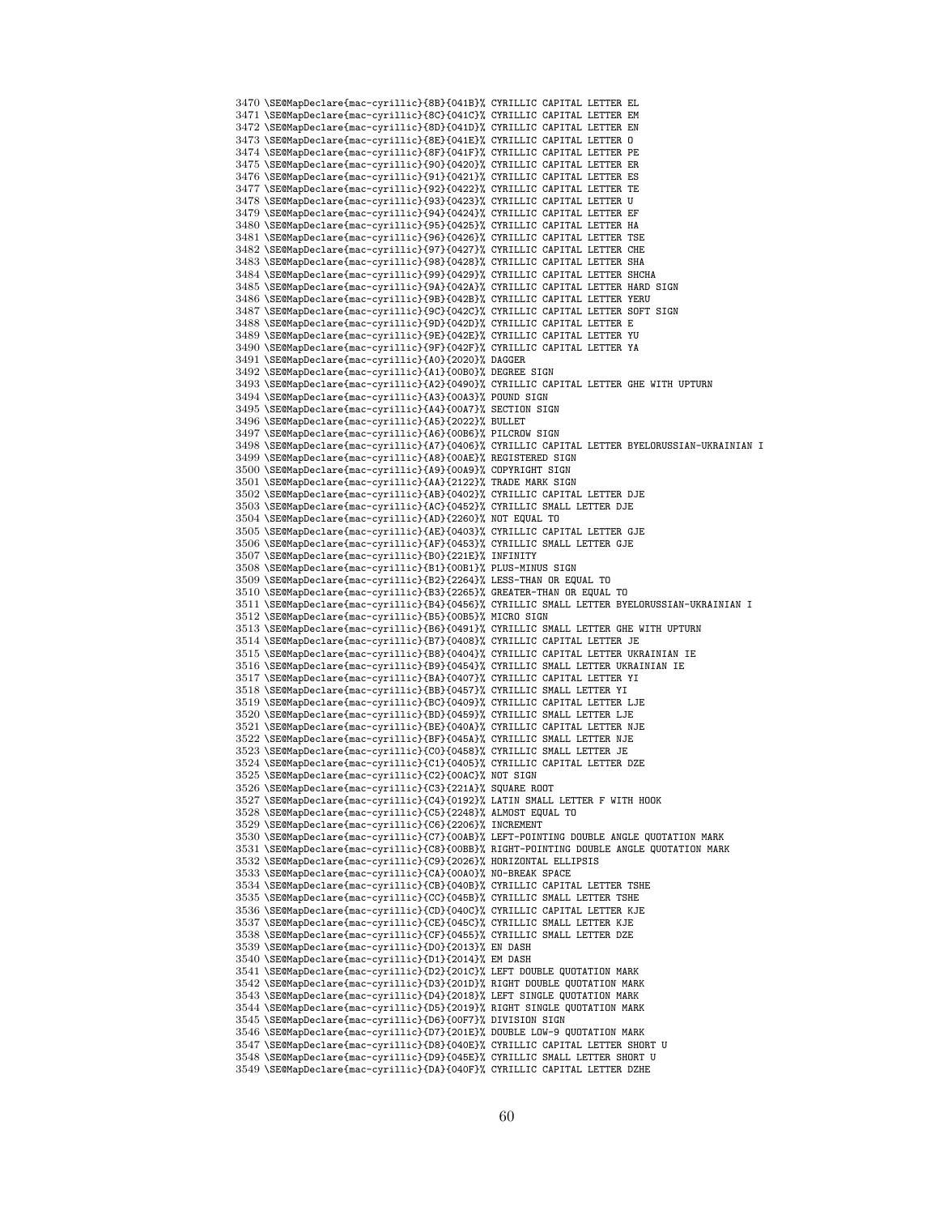```
3470 \SE@MapDeclare{mac-cyrillic}{8B}{041B}% CYRILLIC CAPITAL LETTER EL
3471 \SE@MapDeclare{mac-cyrillic}{8C}{041C}% CYRILLIC CAPITAL LETTER EM
3472 \SE@MapDeclare{mac-cyrillic}{8D}{041D}% CYRILLIC CAPITAL LETTER EN
3473 \SE@MapDeclare{mac-cyrillic}{8E}{041E}% CYRILLIC CAPITAL LETTER O
3474 \SE@MapDeclare{mac-cyrillic}{8F}{041F}% CYRILLIC CAPITAL LETTER PE
3475 \SE@MapDeclare{mac-cyrillic}{90}{0420}% CYRILLIC CAPITAL LETTER ER
3476 \SE@MapDeclare{mac-cyrillic}{91}{0421}% CYRILLIC CAPITAL LETTER ES
3477 \SE@MapDeclare{mac-cyrillic}{92}{0422}% CYRILLIC CAPITAL LETTER TE
3478 \SE@MapDeclare{mac-cyrillic}{93}{0423}% CYRILLIC CAPITAL LETTER U
3479 \SE@MapDeclare{mac-cyrillic}{94}{0424}% CYRILLIC CAPITAL LETTER EF
3480 \SE@MapDeclare{mac-cyrillic}{95}{0425}% CYRILLIC CAPITAL LETTER HA
3481 \SE@MapDeclare{mac-cyrillic}{96}{0426}% CYRILLIC CAPITAL LETTER TSE
3482 \SE@MapDeclare{mac-cyrillic}{97}{0427}% CYRILLIC CAPITAL LETTER CHE
3483 \SE@MapDeclare{mac-cyrillic}{98}{0428}% CYRILLIC CAPITAL LETTER SHA
3484 \SE@MapDeclare{mac-cyrillic}{99}{0429}% CYRILLIC CAPITAL LETTER SHCHA
3485 \SE@MapDeclare{mac-cyrillic}{9A}{042A}% CYRILLIC CAPITAL LETTER HARD SIGN
3486 \SE@MapDeclare{mac-cyrillic}{9B}{042B}% CYRILLIC CAPITAL LETTER YERU
3487 \SE@MapDeclare{mac-cyrillic}{9C}{042C}% CYRILLIC CAPITAL LETTER SOFT SIGN
3488 \SE@MapDeclare{mac-cyrillic}{9D}{042D}% CYRILLIC CAPITAL LETTER E
3489 \SE@MapDeclare{mac-cyrillic}{9E}{042E}% CYRILLIC CAPITAL LETTER YU
3490 \SE@MapDeclare{mac-cyrillic}{9F}{042F}% CYRILLIC CAPITAL LETTER YA
3491 \SE@MapDeclare{mac-cyrillic}{A0}{2020}% DAGGER
3492 \SE@MapDeclare{mac-cyrillic}{A1}{00B0}% DEGREE SIGN
3493 \SE@MapDeclare{mac-cyrillic}{A2}{0490}% CYRILLIC CAPITAL LETTER GHE WITH UPTURN
3494 \SE@MapDeclare{mac-cyrillic}{A3}{00A3}% POUND SIGN
3495 \SE@MapDeclare{mac-cyrillic}{A4}{00A7}% SECTION SIGN
3496 \SE@MapDeclare{mac-cyrillic}{A5}{2022}% BULLET
3497 \SE@MapDeclare{mac-cyrillic}{A6}{00B6}% PILCROW SIGN
3498 \SE@MapDeclare{mac-cyrillic}{A7}{0406}% CYRILLIC CAPITAL LETTER BYELORUSSIAN-UKRAINIAN I
3499 \SE@MapDeclare{mac-cyrillic}{A8}{00AE}% REGISTERED SIGN
3500 \SE@MapDeclare{mac-cyrillic}{A9}{00A9}% COPYRIGHT SIGN
3501 \SE@MapDeclare{mac-cyrillic}{AA}{2122}% TRADE MARK SIGN
3502 \SE@MapDeclare{mac-cyrillic}{AB}{0402}% CYRILLIC CAPITAL LETTER DJE
3503 \SE@MapDeclare{mac-cyrillic}{AC}{0452}% CYRILLIC SMALL LETTER DJE
3504 \SE@MapDeclare{mac-cyrillic}{AD}{2260}% NOT EQUAL TO
3505 \SE@MapDeclare{mac-cyrillic}{AE}{0403}% CYRILLIC CAPITAL LETTER GJE
3506 \SE@MapDeclare{mac-cyrillic}{AF}{0453}% CYRILLIC SMALL LETTER GJE
3507 \SE@MapDeclare{mac-cyrillic}{B0}{221E}% INFINITY
3508 \SE@MapDeclare{mac-cyrillic}{B1}{00B1}% PLUS-MINUS SIGN
3509 \SE@MapDeclare{mac-cyrillic}{B2}{2264}% LESS-THAN OR EQUAL TO
3510 \SE@MapDeclare{mac-cyrillic}{B3}{2265}% GREATER-THAN OR EQUAL TO
3511 \SE@MapDeclare{mac-cyrillic}{B4}{0456}% CYRILLIC SMALL LETTER BYELORUSSIAN-UKRAINIAN I
3512 \SE@MapDeclare{mac-cyrillic}{B5}{00B5}% MICRO SIGN
3513 \SE@MapDeclare{mac-cyrillic}{B6}{0491}% CYRILLIC SMALL LETTER GHE WITH UPTURN
3514 \SE@MapDeclare{mac-cyrillic}{B7}{0408}% CYRILLIC CAPITAL LETTER JE
3515 \SE@MapDeclare{mac-cyrillic}{B8}{0404}% CYRILLIC CAPITAL LETTER UKRAINIAN IE
3516 \SE@MapDeclare{mac-cyrillic}{B9}{0454}% CYRILLIC SMALL LETTER UKRAINIAN IE
3517 \SE@MapDeclare{mac-cyrillic}{BA}{0407}% CYRILLIC CAPITAL LETTER YI
3518 \SE@MapDeclare{mac-cyrillic}{BB}{0457}% CYRILLIC SMALL LETTER YI
3519 \SE@MapDeclare{mac-cyrillic}{BC}{0409}% CYRILLIC CAPITAL LETTER LJE
3520 \SE@MapDeclare{mac-cyrillic}{BD}{0459}% CYRILLIC SMALL LETTER LJE
3521 \SE@MapDeclare{mac-cyrillic}{BE}{040A}% CYRILLIC CAPITAL LETTER NJE
3522 \SE@MapDeclare{mac-cyrillic}{BF}{045A}% CYRILLIC SMALL LETTER NJE
3523 \SE@MapDeclare{mac-cyrillic}{C0}{0458}% CYRILLIC SMALL LETTER JE
3524 \SE@MapDeclare{mac-cyrillic}{C1}{0405}% CYRILLIC CAPITAL LETTER DZE
3525 \SE@MapDeclare{mac-cyrillic}{C2}{00AC}% NOT SIGN
3526 \SE@MapDeclare{mac-cyrillic}{C3}{221A}% SQUARE ROOT
3527 \SE@MapDeclare{mac-cyrillic}{C4}{0192}% LATIN SMALL LETTER F WITH HOOK
3528 \SE@MapDeclare{mac-cyrillic}{C5}{2248}% ALMOST EQUAL TO
3529 \SE@MapDeclare{mac-cyrillic}{C6}{2206}% INCREMENT
3530 \SE@MapDeclare{mac-cyrillic}{C7}{00AB}% LEFT-POINTING DOUBLE ANGLE QUOTATION MARK
3531 \SE@MapDeclare{mac-cyrillic}{C8}{00BB}% RIGHT-POINTING DOUBLE ANGLE QUOTATION MARK
3532 \SE@MapDeclare{mac-cyrillic}{C9}{2026}% HORIZONTAL ELLIPSIS
3533 \SE@MapDeclare{mac-cyrillic}{CA}{00A0}% NO-BREAK SPACE
3534 \SE@MapDeclare{mac-cyrillic}{CB}{040B}% CYRILLIC CAPITAL LETTER TSHE
3535 \SE@MapDeclare{mac-cyrillic}{CC}{045B}% CYRILLIC SMALL LETTER TSHE
3536 \SE@MapDeclare{mac-cyrillic}{CD}{040C}% CYRILLIC CAPITAL LETTER KJE
3537 \SE@MapDeclare{mac-cyrillic}{CE}{045C}% CYRILLIC SMALL LETTER KJE
3538 \SE@MapDeclare{mac-cyrillic}{CF}{0455}% CYRILLIC SMALL LETTER DZE
3539 \SE@MapDeclare{mac-cyrillic}{D0}{2013}% EN DASH
3540 \SE@MapDeclare{mac-cyrillic}{D1}{2014}% EM DASH
3541 \SE@MapDeclare{mac-cyrillic}{D2}{201C}% LEFT DOUBLE QUOTATION MARK
3542 \SE@MapDeclare{mac-cyrillic}{D3}{201D}% RIGHT DOUBLE QUOTATION MARK
3543 \SE@MapDeclare{mac-cyrillic}{D4}{2018}% LEFT SINGLE QUOTATION MARK
3544 \SE@MapDeclare{mac-cyrillic}{D5}{2019}% RIGHT SINGLE QUOTATION MARK
3545 \SE@MapDeclare{mac-cyrillic}{D6}{00F7}% DIVISION SIGN
3546 \SE@MapDeclare{mac-cyrillic}{D7}{201E}% DOUBLE LOW-9 QUOTATION MARK
3547 \SE@MapDeclare{mac-cyrillic}{D8}{040E}% CYRILLIC CAPITAL LETTER SHORT U
3548 \SE@MapDeclare{mac-cyrillic}{D9}{045E}% CYRILLIC SMALL LETTER SHORT U
3549 \SE@MapDeclare{mac-cyrillic}{DA}{040F}% CYRILLIC CAPITAL LETTER DZHE
```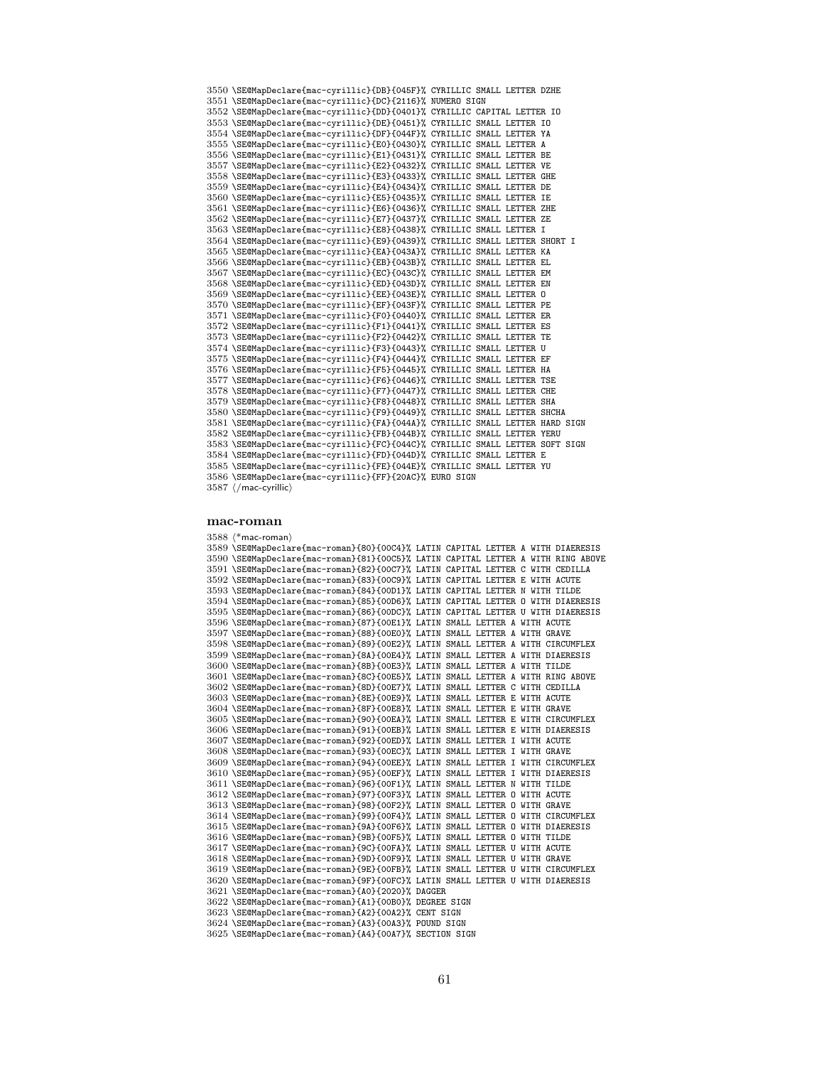```
3550 \SE@MapDeclare{mac-cyrillic}{DB}{045F}% CYRILLIC SMALL LETTER DZHE
3551 \SE@MapDeclare{mac-cyrillic}{DC}{2116}% NUMERO SIGN
3552 \SE@MapDeclare{mac-cyrillic}{DD}{0401}% CYRILLIC CAPITAL LETTER IO
3553 \SE@MapDeclare{mac-cyrillic}{DE}{0451}% CYRILLIC SMALL LETTER IO
3554 \SE@MapDeclare{mac-cyrillic}{DF}{044F}% CYRILLIC SMALL LETTER YA
3555 \SE@MapDeclare{mac-cyrillic}{E0}{0430}% CYRILLIC SMALL LETTER A
3556 \SE@MapDeclare{mac-cyrillic}{E1}{0431}% CYRILLIC SMALL LETTER BE
3557 \SE@MapDeclare{mac-cyrillic}{E2}{0432}% CYRILLIC SMALL LETTER VE
3558 \SE@MapDeclare{mac-cyrillic}{E3}{0433}% CYRILLIC SMALL LETTER GHE
3559 \SE@MapDeclare{mac-cyrillic}{E4}{0434}% CYRILLIC SMALL LETTER DE
3560 \SE@MapDeclare{mac-cyrillic}{E5}{0435}% CYRILLIC SMALL LETTER IE
3561 \SE@MapDeclare{mac-cyrillic}{E6}{0436}% CYRILLIC SMALL LETTER ZHE
3562 \SE@MapDeclare{mac-cyrillic}{E7}{0437}% CYRILLIC SMALL LETTER ZE
3563 \SE@MapDeclare{mac-cyrillic}{E8}{0438}% CYRILLIC SMALL LETTER I
3564 \SE@MapDeclare{mac-cyrillic}{E9}{0439}% CYRILLIC SMALL LETTER SHORT I
3565 \SE@MapDeclare{mac-cyrillic}{EA}{043A}% CYRILLIC SMALL LETTER KA
3566 \SE@MapDeclare{mac-cyrillic}{EB}{043B}% CYRILLIC SMALL LETTER EL
3567 \SE@MapDeclare{mac-cyrillic}{EC}{043C}% CYRILLIC SMALL LETTER EM
3568 \SE@MapDeclare{mac-cyrillic}{ED}{043D}% CYRILLIC SMALL LETTER EN
3569 \SE@MapDeclare{mac-cyrillic}{EE}{043E}% CYRILLIC SMALL LETTER O
3570 \SE@MapDeclare{mac-cyrillic}{EF}{043F}% CYRILLIC SMALL LETTER PE
3571 \SE@MapDeclare{mac-cyrillic}{F0}{0440}% CYRILLIC SMALL LETTER ER
3572 \SE@MapDeclare{mac-cyrillic}{F1}{0441}% CYRILLIC SMALL LETTER ES
3573 \SE@MapDeclare{mac-cyrillic}{F2}{0442}% CYRILLIC SMALL LETTER TE
3574 \SE@MapDeclare{mac-cyrillic}{F3}{0443}% CYRILLIC SMALL LETTER U
3575 \SE@MapDeclare{mac-cyrillic}{F4}{0444}% CYRILLIC SMALL LETTER EF
3576 \SE@MapDeclare{mac-cyrillic}{F5}{0445}% CYRILLIC SMALL LETTER HA
3577 \SE@MapDeclare{mac-cyrillic}{F6}{0446}% CYRILLIC SMALL LETTER TSE
3578 \SE@MapDeclare{mac-cyrillic}{F7}{0447}% CYRILLIC SMALL LETTER CHE
3579 \SE@MapDeclare{mac-cyrillic}{F8}{0448}% CYRILLIC SMALL LETTER SHA
3580 \SE@MapDeclare{mac-cyrillic}{F9}{0449}% CYRILLIC SMALL LETTER SHCHA
3581 \SE@MapDeclare{mac-cyrillic}{FA}{044A}% CYRILLIC SMALL LETTER HARD SIGN
3582 \SE@MapDeclare{mac-cyrillic}{FB}{044B}% CYRILLIC SMALL LETTER YERU
3583 \SE@MapDeclare{mac-cyrillic}{FC}{044C}% CYRILLIC SMALL LETTER SOFT SIGN
3584 \SE@MapDeclare{mac-cyrillic}{FD}{044D}% CYRILLIC SMALL LETTER E
3585 \SE@MapDeclare{mac-cyrillic}{FE}{044E}% CYRILLIC SMALL LETTER YU
3586 \SE@MapDeclare{mac-cyrillic}{FF}{20AC}% EURO SIGN
3587 ⟨/mac-cyrillic⟩
```

### mac-roman

```
3588 ⟨*mac-roman⟩
3589 \SE@MapDeclare{mac-roman}{80}{00C4}% LATIN CAPITAL LETTER A WITH DIAERESIS
3590 \SE@MapDeclare{mac-roman}{81}{00C5}% LATIN CAPITAL LETTER A WITH RING ABOVE
3591 \SE@MapDeclare{mac-roman}{82}{00C7}% LATIN CAPITAL LETTER C WITH CEDILLA
3592 \SE@MapDeclare{mac-roman}{83}{00C9}% LATIN CAPITAL LETTER E WITH ACUTE
3593 \SE@MapDeclare{mac-roman}{84}{00D1}% LATIN CAPITAL LETTER N WITH TILDE
3594 \SE@MapDeclare{mac-roman}{85}{00D6}% LATIN CAPITAL LETTER O WITH DIAERESIS
3595 \SE@MapDeclare{mac-roman}{86}{00DC}% LATIN CAPITAL LETTER U WITH DIAERESIS
3596 \SE@MapDeclare{mac-roman}{87}{00E1}% LATIN SMALL LETTER A WITH ACUTE
3597 \SE@MapDeclare{mac-roman}{88}{00E0}% LATIN SMALL LETTER A WITH GRAVE
3598 \SE@MapDeclare{mac-roman}{89}{00E2}% LATIN SMALL LETTER A WITH CIRCUMFLEX
3599 \SE@MapDeclare{mac-roman}{8A}{00E4}% LATIN SMALL LETTER A WITH DIAERESIS
3600 \SE@MapDeclare{mac-roman}{8B}{00E3}% LATIN SMALL LETTER A WITH TILDE
3601 \SE@MapDeclare{mac-roman}{8C}{00E5}% LATIN SMALL LETTER A WITH RING ABOVE
3602 \SE@MapDeclare{mac-roman}{8D}{00E7}% LATIN SMALL LETTER C WITH CEDILLA
3603 \SE@MapDeclare{mac-roman}{8E}{00E9}% LATIN SMALL LETTER E WITH ACUTE
3604 \SE@MapDeclare{mac-roman}{8F}{00E8}% LATIN SMALL LETTER E WITH GRAVE
3605 \SE@MapDeclare{mac-roman}{90}{00EA}% LATIN SMALL LETTER E WITH CIRCUMFLEX
3606 \SE@MapDeclare{mac-roman}{91}{00EB}% LATIN SMALL LETTER E WITH DIAERESIS
3607 \SE@MapDeclare{mac-roman}{92}{00ED}% LATIN SMALL LETTER I WITH ACUTE
3608 \SE@MapDeclare{mac-roman}{93}{00EC}% LATIN SMALL LETTER I WITH GRAVE
3609 \SE@MapDeclare{mac-roman}{94}{00EE}% LATIN SMALL LETTER I WITH CIRCUMFLEX
3610 \SE@MapDeclare{mac-roman}{95}{00EF}% LATIN SMALL LETTER I WITH DIAERESIS
3611 \SE@MapDeclare{mac-roman}{96}{00F1}% LATIN SMALL LETTER N WITH TILDE
3612 \SE@MapDeclare{mac-roman}{97}{00F3}% LATIN SMALL LETTER O WITH ACUTE
3613 \SE@MapDeclare{mac-roman}{98}{00F2}% LATIN SMALL LETTER O WITH GRAVE
3614 \SE@MapDeclare{mac-roman}{99}{00F4}% LATIN SMALL LETTER O WITH CIRCUMFLEX
3615 \SE@MapDeclare{mac-roman}{9A}{00F6}% LATIN SMALL LETTER O WITH DIAERESIS
3616 \SE@MapDeclare{mac-roman}{9B}{00F5}% LATIN SMALL LETTER O WITH TILDE
3617 \SE@MapDeclare{mac-roman}{9C}{00FA}% LATIN SMALL LETTER U WITH ACUTE
3618 \SE@MapDeclare{mac-roman}{9D}{00F9}% LATIN SMALL LETTER U WITH GRAVE
3619 \SE@MapDeclare{mac-roman}{9E}{00FB}% LATIN SMALL LETTER U WITH CIRCUMFLEX
3620 \SE@MapDeclare{mac-roman}{9F}{00FC}% LATIN SMALL LETTER U WITH DIAERESIS
3621 \SE@MapDeclare{mac-roman}{A0}{2020}% DAGGER
3622 \SE@MapDeclare{mac-roman}{A1}{00B0}% DEGREE SIGN
3623 \SE@MapDeclare{mac-roman}{A2}{00A2}% CENT SIGN
3624 \SE@MapDeclare{mac-roman}{A3}{00A3}% POUND SIGN
3625 \SE@MapDeclare{mac-roman}{A4}{00A7}% SECTION SIGN
```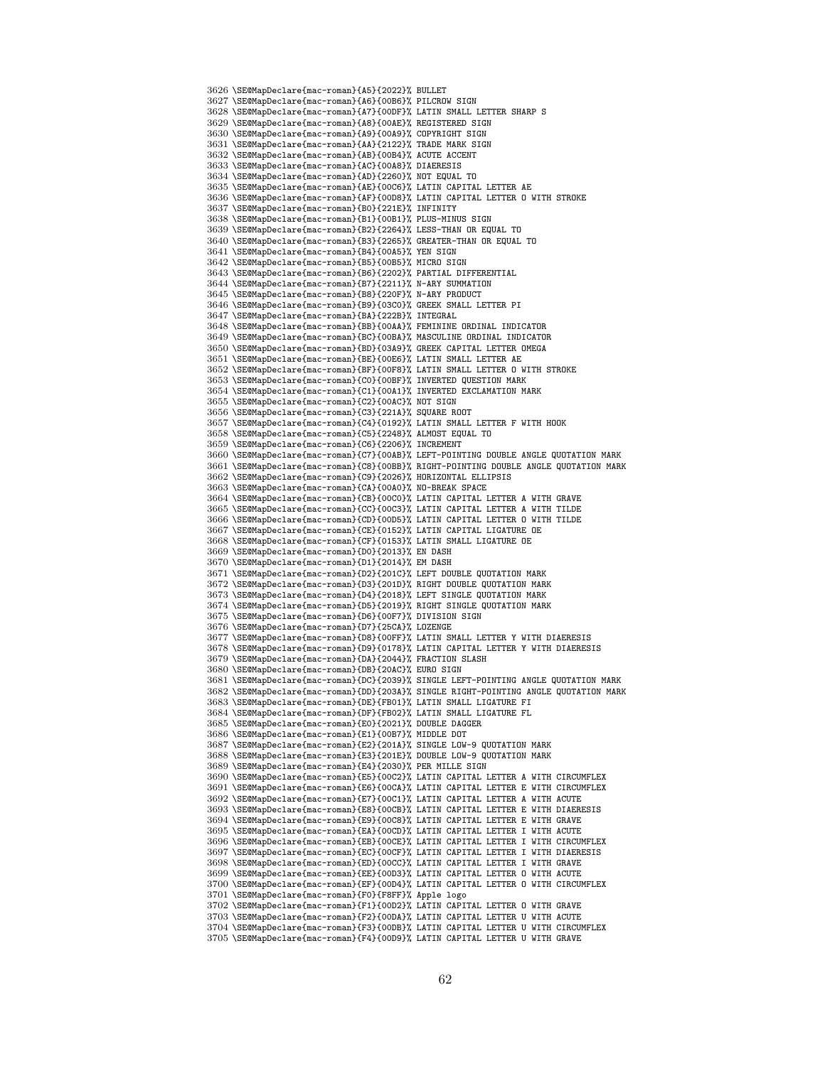```
3626 \SE@MapDeclare{mac-roman}{A5}{2022}% BULLET
3627 \SE@MapDeclare{mac-roman}{A6}{00B6}% PILCROW SIGN
3628 \SE@MapDeclare{mac-roman}{A7}{00DF}% LATIN SMALL LETTER SHARP S
3629 \SE@MapDeclare{mac-roman}{A8}{00AE}% REGISTERED SIGN
3630 \SE@MapDeclare{mac-roman}{A9}{00A9}% COPYRIGHT SIGN
3631 \SE@MapDeclare{mac-roman}{AA}{2122}% TRADE MARK SIGN
3632 \SE@MapDeclare{mac-roman}{AB}{00B4}% ACUTE ACCENT
3633 \SE@MapDeclare{mac-roman}{AC}{00A8}% DIAERESIS
3634 \SE@MapDeclare{mac-roman}{AD}{2260}% NOT EQUAL TO
3635 \SE@MapDeclare{mac-roman}{AE}{00C6}% LATIN CAPITAL LETTER AE
3636 \SE@MapDeclare{mac-roman}{AF}{00D8}% LATIN CAPITAL LETTER O WITH STROKE
3637 \SE@MapDeclare{mac-roman}{B0}{221E}% INFINITY
3638 \SE@MapDeclare{mac-roman}{B1}{00B1}% PLUS-MINUS SIGN
3639 \SE@MapDeclare{mac-roman}{B2}{2264}% LESS-THAN OR EQUAL TO
3640 \SE@MapDeclare{mac-roman}{B3}{2265}% GREATER-THAN OR EQUAL TO
3641 \SE@MapDeclare{mac-roman}{B4}{00A5}% YEN SIGN
3642 \SE@MapDeclare{mac-roman}{B5}{00B5}% MICRO SIGN
3643 \SE@MapDeclare{mac-roman}{B6}{2202}% PARTIAL DIFFERENTIAL
3644 \SE@MapDeclare{mac-roman}{B7}{2211}% N-ARY SUMMATION
3645 \SE@MapDeclare{mac-roman}{B8}{220F}% N-ARY PRODUCT
3646 \SE@MapDeclare{mac-roman}{B9}{03C0}% GREEK SMALL LETTER PI
3647 \SE@MapDeclare{mac-roman}{BA}{222B}% INTEGRAL
3648 \SE@MapDeclare{mac-roman}{BB}{00AA}% FEMININE ORDINAL INDICATOR
3649 \SE@MapDeclare{mac-roman}{BC}{00BA}% MASCULINE ORDINAL INDICATOR
3650 \SE@MapDeclare{mac-roman}{BD}{03A9}% GREEK CAPITAL LETTER OMEGA
3651 \SE@MapDeclare{mac-roman}{BE}{00E6}% LATIN SMALL LETTER AE
3652 \SE@MapDeclare{mac-roman}{BF}{00F8}% LATIN SMALL LETTER O WITH STROKE
3653 \SE@MapDeclare{mac-roman}{C0}{00BF}% INVERTED QUESTION MARK
3654 \SE@MapDeclare{mac-roman}{C1}{00A1}% INVERTED EXCLAMATION MARK
3655 \SE@MapDeclare{mac-roman}{C2}{00AC}% NOT SIGN
3656 \SE@MapDeclare{mac-roman}{C3}{221A}% SQUARE ROOT
3657 \SE@MapDeclare{mac-roman}{C4}{0192}% LATIN SMALL LETTER F WITH HOOK
3658 \SE@MapDeclare{mac-roman}{C5}{2248}% ALMOST EQUAL TO
3659 \SE@MapDeclare{mac-roman}{C6}{2206}% INCREMENT
3660 \SE@MapDeclare{mac-roman}{C7}{00AB}% LEFT-POINTING DOUBLE ANGLE QUOTATION MARK
3661 \SE@MapDeclare{mac-roman}{C8}{00BB}% RIGHT-POINTING DOUBLE ANGLE QUOTATION MARK
3662 \SE@MapDeclare{mac-roman}{C9}{2026}% HORIZONTAL ELLIPSIS
3663 \SE@MapDeclare{mac-roman}{CA}{00A0}% NO-BREAK SPACE
3664 \SE@MapDeclare{mac-roman}{CB}{00C0}% LATIN CAPITAL LETTER A WITH GRAVE
3665 \SE@MapDeclare{mac-roman}{CC}{00C3}% LATIN CAPITAL LETTER A WITH TILDE
3666 \SE@MapDeclare{mac-roman}{CD}{00D5}% LATIN CAPITAL LETTER O WITH TILDE
3667 \SE@MapDeclare{mac-roman}{CE}{0152}% LATIN CAPITAL LIGATURE OE
3668 \SE@MapDeclare{mac-roman}{CF}{0153}% LATIN SMALL LIGATURE OE
3669 \SE@MapDeclare{mac-roman}{D0}{2013}% EN DASH
3670 \SE@MapDeclare{mac-roman}{D1}{2014}% EM DASH
3671 \SE@MapDeclare{mac-roman}{D2}{201C}% LEFT DOUBLE QUOTATION MARK
3672 \SE@MapDeclare{mac-roman}{D3}{201D}% RIGHT DOUBLE QUOTATION MARK
3673 \SE@MapDeclare{mac-roman}{D4}{2018}% LEFT SINGLE QUOTATION MARK
3674 \SE@MapDeclare{mac-roman}{D5}{2019}% RIGHT SINGLE QUOTATION MARK
3675 \SE@MapDeclare{mac-roman}{D6}{00F7}% DIVISION SIGN
3676 \SE@MapDeclare{mac-roman}{D7}{25CA}% LOZENGE
3677 \SE@MapDeclare{mac-roman}{D8}{00FF}% LATIN SMALL LETTER Y WITH DIAERESIS
3678 \SE@MapDeclare{mac-roman}{D9}{0178}% LATIN CAPITAL LETTER Y WITH DIAERESIS
3679 \SE@MapDeclare{mac-roman}{DA}{2044}% FRACTION SLASH
3680 \SE@MapDeclare{mac-roman}{DB}{20AC}% EURO SIGN
3681 \SE@MapDeclare{mac-roman}{DC}{2039}% SINGLE LEFT-POINTING ANGLE QUOTATION MARK
3682 \SE@MapDeclare{mac-roman}{DD}{203A}% SINGLE RIGHT-POINTING ANGLE QUOTATION MARK
3683 \SE@MapDeclare{mac-roman}{DE}{FB01}% LATIN SMALL LIGATURE FI
3684 \SE@MapDeclare{mac-roman}{DF}{FB02}% LATIN SMALL LIGATURE FL
3685 \SE@MapDeclare{mac-roman}{E0}{2021}% DOUBLE DAGGER
3686 \SE@MapDeclare{mac-roman}{E1}{00B7}% MIDDLE DOT
3687 \SE@MapDeclare{mac-roman}{E2}{201A}% SINGLE LOW-9 QUOTATION MARK
3688 \SE@MapDeclare{mac-roman}{E3}{201E}% DOUBLE LOW-9 QUOTATION MARK
3689 \SE@MapDeclare{mac-roman}{E4}{2030}% PER MILLE SIGN
3690 \SE@MapDeclare{mac-roman}{E5}{00C2}% LATIN CAPITAL LETTER A WITH CIRCUMFLEX
3691 \SE@MapDeclare{mac-roman}{E6}{00CA}% LATIN CAPITAL LETTER E WITH CIRCUMFLEX
3692 \SE@MapDeclare{mac-roman}{E7}{00C1}% LATIN CAPITAL LETTER A WITH ACUTE
3693 \SE@MapDeclare{mac-roman}{E8}{00CB}% LATIN CAPITAL LETTER E WITH DIAERESIS
3694 \SE@MapDeclare{mac-roman}{E9}{00C8}% LATIN CAPITAL LETTER E WITH GRAVE
3695 \SE@MapDeclare{mac-roman}{EA}{00CD}% LATIN CAPITAL LETTER I WITH ACUTE
3696 \SE@MapDeclare{mac-roman}{EB}{00CE}% LATIN CAPITAL LETTER I WITH CIRCUMFLEX
3697 \SE@MapDeclare{mac-roman}{EC}{00CF}% LATIN CAPITAL LETTER I WITH DIAERESIS
3698 \SE@MapDeclare{mac-roman}{ED}{00CC}% LATIN CAPITAL LETTER I WITH GRAVE
3699 \SE@MapDeclare{mac-roman}{EE}{00D3}% LATIN CAPITAL LETTER O WITH ACUTE
3700 \SE@MapDeclare{mac-roman}{EF}{00D4}% LATIN CAPITAL LETTER O WITH CIRCUMFLEX
3701 \SE@MapDeclare{mac-roman}{F0}{F8FF}% Apple logo
3702 \SE@MapDeclare{mac-roman}{F1}{00D2}% LATIN CAPITAL LETTER O WITH GRAVE
3703 \SE@MapDeclare{mac-roman}{F2}{00DA}% LATIN CAPITAL LETTER U WITH ACUTE
3704 \SE@MapDeclare{mac-roman}{F3}{00DB}% LATIN CAPITAL LETTER U WITH CIRCUMFLEX
3705 \SE@MapDeclare{mac-roman}{F4}{00D9}% LATIN CAPITAL LETTER U WITH GRAVE
```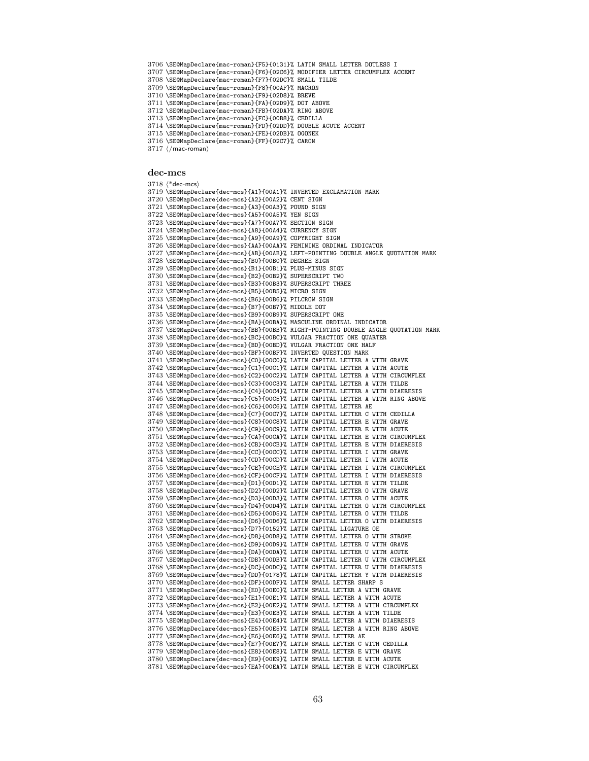```
3706 \SE@MapDeclare{mac-roman}{F5}{0131}% LATIN SMALL LETTER DOTLESS I
3707 \SE@MapDeclare{mac-roman}{F6}{02C6}% MODIFIER LETTER CIRCUMFLEX ACCENT
3708 \SE@MapDeclare{mac-roman}{F7}{02DC}% SMALL TILDE
3709 \SE@MapDeclare{mac-roman}{F8}{00AF}% MACRON
3710 \SE@MapDeclare{mac-roman}{F9}{02D8}% BREVE
3711 \SE@MapDeclare{mac-roman}{FA}{02D9}% DOT ABOVE
3712 \SE@MapDeclare{mac-roman}{FB}{02DA}% RING ABOVE
3713 \SE@MapDeclare{mac-roman}{FC}{00B8}% CEDILLA
3714 \SE@MapDeclare{mac-roman}{FD}{02DD}% DOUBLE ACUTE ACCENT
3715 \SE@MapDeclare{mac-roman}{FE}{02DB}% OGONEK
3716 \SE@MapDeclare{mac-roman}{FF}{02C7}% CARON
3717 ⟨/mac-roman⟩
```

### dec-mcs

```
3718 ⟨*dec-mcs⟩
3719 \SE@MapDeclare{dec-mcs}{A1}{00A1}% INVERTED EXCLAMATION MARK
3720 \SE@MapDeclare{dec-mcs}{A2}{00A2}% CENT SIGN
3721 \SE@MapDeclare{dec-mcs}{A3}{00A3}% POUND SIGN
3722 \SE@MapDeclare{dec-mcs}{A5}{00A5}% YEN SIGN
3723 \SE@MapDeclare{dec-mcs}{A7}{00A7}% SECTION SIGN
3724 \SE@MapDeclare{dec-mcs}{A8}{00A4}% CURRENCY SIGN
3725 \SE@MapDeclare{dec-mcs}{A9}{00A9}% COPYRIGHT SIGN
3726 \SE@MapDeclare{dec-mcs}{AA}{00AA}% FEMININE ORDINAL INDICATOR
3727 \SE@MapDeclare{dec-mcs}{AB}{00AB}% LEFT-POINTING DOUBLE ANGLE QUOTATION MARK
3728 \SE@MapDeclare{dec-mcs}{B0}{00B0}% DEGREE SIGN
3729 \SE@MapDeclare{dec-mcs}{B1}{00B1}% PLUS-MINUS SIGN
3730 \SE@MapDeclare{dec-mcs}{B2}{00B2}% SUPERSCRIPT TWO
3731 \SE@MapDeclare{dec-mcs}{B3}{00B3}% SUPERSCRIPT THREE
3732 \SE@MapDeclare{dec-mcs}{B5}{00B5}% MICRO SIGN
3733 \SE@MapDeclare{dec-mcs}{B6}{00B6}% PILCROW SIGN
3734 \SE@MapDeclare{dec-mcs}{B7}{00B7}% MIDDLE DOT
3735 \SE@MapDeclare{dec-mcs}{B9}{00B9}% SUPERSCRIPT ONE
3736 \SE@MapDeclare{dec-mcs}{BA}{00BA}% MASCULINE ORDINAL INDICATOR
3737 \SE@MapDeclare{dec-mcs}{BB}{00BB}% RIGHT-POINTING DOUBLE ANGLE QUOTATION MARK
3738 \SE@MapDeclare{dec-mcs}{BC}{00BC}% VULGAR FRACTION ONE QUARTER
3739 \SE@MapDeclare{dec-mcs}{BD}{00BD}% VULGAR FRACTION ONE HALF
3740 \SE@MapDeclare{dec-mcs}{BF}{00BF}% INVERTED QUESTION MARK
3741 \SE@MapDeclare{dec-mcs}{C0}{00C0}% LATIN CAPITAL LETTER A WITH GRAVE
3742 \SE@MapDeclare{dec-mcs}{C1}{00C1}% LATIN CAPITAL LETTER A WITH ACUTE
3743 \SE@MapDeclare{dec-mcs}{C2}{00C2}% LATIN CAPITAL LETTER A WITH CIRCUMFLEX
3744 \SE@MapDeclare{dec-mcs}{C3}{00C3}% LATIN CAPITAL LETTER A WITH TILDE
3745 \SE@MapDeclare{dec-mcs}{C4}{00C4}% LATIN CAPITAL LETTER A WITH DIAERESIS
3746 \SE@MapDeclare{dec-mcs}{C5}{00C5}% LATIN CAPITAL LETTER A WITH RING ABOVE
3747 \SE@MapDeclare{dec-mcs}{C6}{00C6}% LATIN CAPITAL LETTER AE
3748 \SE@MapDeclare{dec-mcs}{C7}{00C7}% LATIN CAPITAL LETTER C WITH CEDILLA
3749 \SE@MapDeclare{dec-mcs}{C8}{00C8}% LATIN CAPITAL LETTER E WITH GRAVE
3750 \SE@MapDeclare{dec-mcs}{C9}{00C9}% LATIN CAPITAL LETTER E WITH ACUTE
3751 \SE@MapDeclare{dec-mcs}{CA}{00CA}% LATIN CAPITAL LETTER E WITH CIRCUMFLEX
3752 \SE@MapDeclare{dec-mcs}{CB}{00CB}% LATIN CAPITAL LETTER E WITH DIAERESIS
3753 \SE@MapDeclare{dec-mcs}{CC}{00CC}% LATIN CAPITAL LETTER I WITH GRAVE
3754 \SE@MapDeclare{dec-mcs}{CD}{00CD}% LATIN CAPITAL LETTER I WITH ACUTE
3755 \SE@MapDeclare{dec-mcs}{CE}{00CE}% LATIN CAPITAL LETTER I WITH CIRCUMFLEX
3756 \SE@MapDeclare{dec-mcs}{CF}{00CF}% LATIN CAPITAL LETTER I WITH DIAERESIS
3757 \SE@MapDeclare{dec-mcs}{D1}{00D1}% LATIN CAPITAL LETTER N WITH TILDE
3758 \SE@MapDeclare{dec-mcs}{D2}{00D2}% LATIN CAPITAL LETTER O WITH GRAVE
3759 \SE@MapDeclare{dec-mcs}{D3}{00D3}% LATIN CAPITAL LETTER O WITH ACUTE
3760 \SE@MapDeclare{dec-mcs}{D4}{00D4}% LATIN CAPITAL LETTER O WITH CIRCUMFLEX
3761 \SE@MapDeclare{dec-mcs}{D5}{00D5}% LATIN CAPITAL LETTER O WITH TILDE
3762 \SE@MapDeclare{dec-mcs}{D6}{00D6}% LATIN CAPITAL LETTER O WITH DIAERESIS
3763 \SE@MapDeclare{dec-mcs}{D7}{0152}% LATIN CAPITAL LIGATURE OE
3764 \SE@MapDeclare{dec-mcs}{D8}{00D8}% LATIN CAPITAL LETTER O WITH STROKE
3765 \SE@MapDeclare{dec-mcs}{D9}{00D9}% LATIN CAPITAL LETTER U WITH GRAVE
3766 \SE@MapDeclare{dec-mcs}{DA}{00DA}% LATIN CAPITAL LETTER U WITH ACUTE
3767 \SE@MapDeclare{dec-mcs}{DB}{00DB}% LATIN CAPITAL LETTER U WITH CIRCUMFLEX
3768 \SE@MapDeclare{dec-mcs}{DC}{00DC}% LATIN CAPITAL LETTER U WITH DIAERESIS
3769 \SE@MapDeclare{dec-mcs}{DD}{0178}% LATIN CAPITAL LETTER Y WITH DIAERESIS
3770 \SE@MapDeclare{dec-mcs}{DF}{00DF}% LATIN SMALL LETTER SHARP S
3771 \SE@MapDeclare{dec-mcs}{E0}{00E0}% LATIN SMALL LETTER A WITH GRAVE
3772 \SE@MapDeclare{dec-mcs}{E1}{00E1}% LATIN SMALL LETTER A WITH ACUTE
3773 \SE@MapDeclare{dec-mcs}{E2}{00E2}% LATIN SMALL LETTER A WITH CIRCUMFLEX
3774 \SE@MapDeclare{dec-mcs}{E3}{00E3}% LATIN SMALL LETTER A WITH TILDE
3775 \SE@MapDeclare{dec-mcs}{E4}{00E4}% LATIN SMALL LETTER A WITH DIAERESIS
3776 \SE@MapDeclare{dec-mcs}{E5}{00E5}% LATIN SMALL LETTER A WITH RING ABOVE
3777 \SE@MapDeclare{dec-mcs}{E6}{00E6}% LATIN SMALL LETTER AE
3778 \SE@MapDeclare{dec-mcs}{E7}{00E7}% LATIN SMALL LETTER C WITH CEDILLA
3779 \SE@MapDeclare{dec-mcs}{E8}{00E8}% LATIN SMALL LETTER E WITH GRAVE
3780 \SE@MapDeclare{dec-mcs}{E9}{00E9}% LATIN SMALL LETTER E WITH ACUTE
3781 \SE@MapDeclare{dec-mcs}{EA}{00EA}% LATIN SMALL LETTER E WITH CIRCUMFLEX
```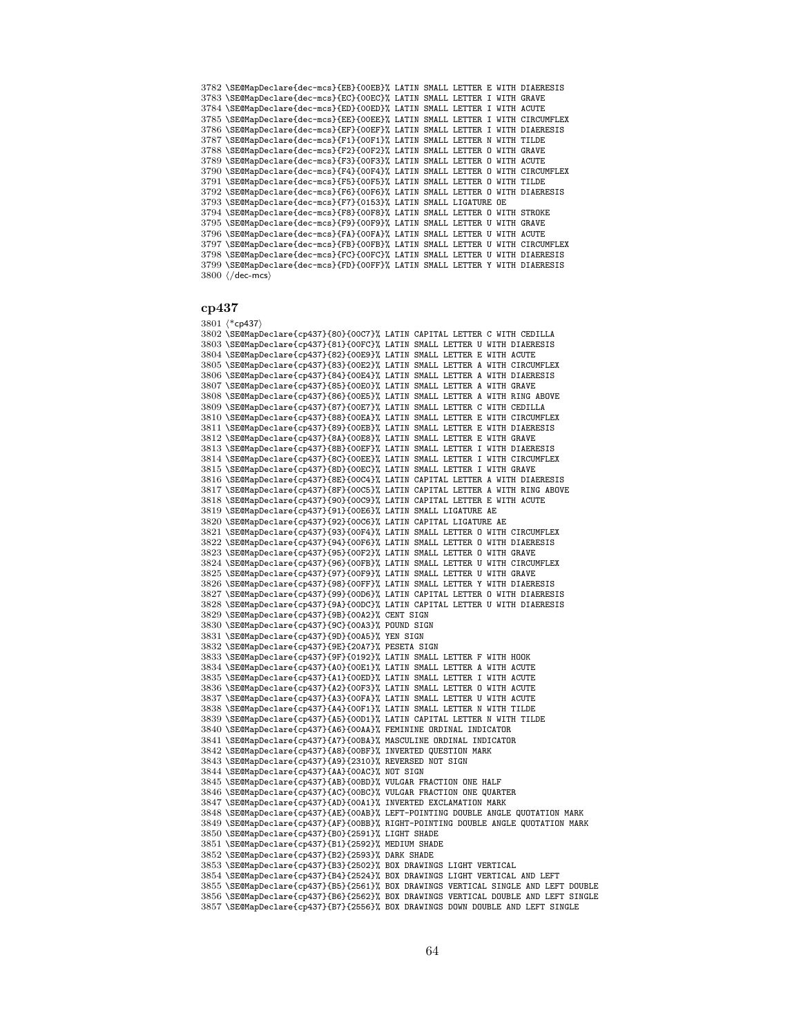```
3782 \SE@MapDeclare{dec-mcs}{EB}{00EB}% LATIN SMALL LETTER E WITH DIAERESIS
3783 \SE@MapDeclare{dec-mcs}{EC}{00EC}% LATIN SMALL LETTER I WITH GRAVE
3784 \SE@MapDeclare{dec-mcs}{ED}{00ED}% LATIN SMALL LETTER I WITH ACUTE
3785 \SE@MapDeclare{dec-mcs}{EE}{00EE}% LATIN SMALL LETTER I WITH CIRCUMFLEX
3786 \SE@MapDeclare{dec-mcs}{EF}{00EF}% LATIN SMALL LETTER I WITH DIAERESIS
3787 \SE@MapDeclare{dec-mcs}{F1}{00F1}% LATIN SMALL LETTER N WITH TILDE
3788 \SE@MapDeclare{dec-mcs}{F2}{00F2}% LATIN SMALL LETTER O WITH GRAVE
3789 \SE@MapDeclare{dec-mcs}{F3}{00F3}% LATIN SMALL LETTER O WITH ACUTE
3790 \SE@MapDeclare{dec-mcs}{F4}{00F4}% LATIN SMALL LETTER O WITH CIRCUMFLEX
3791 \SE@MapDeclare{dec-mcs}{F5}{00F5}% LATIN SMALL LETTER O WITH TILDE
3792 \SE@MapDeclare{dec-mcs}{F6}{00F6}% LATIN SMALL LETTER O WITH DIAERESIS
3793 \SE@MapDeclare{dec-mcs}{F7}{0153}% LATIN SMALL LIGATURE OE
3794 \SE@MapDeclare{dec-mcs}{F8}{00F8}% LATIN SMALL LETTER O WITH STROKE
3795 \SE@MapDeclare{dec-mcs}{F9}{00F9}% LATIN SMALL LETTER U WITH GRAVE
3796 \SE@MapDeclare{dec-mcs}{FA}{00FA}% LATIN SMALL LETTER U WITH ACUTE
3797 \SE@MapDeclare{dec-mcs}{FB}{00FB}% LATIN SMALL LETTER U WITH CIRCUMFLEX
3798 \SE@MapDeclare{dec-mcs}{FC}{00FC}% LATIN SMALL LETTER U WITH DIAERESIS
3799 \SE@MapDeclare{dec-mcs}{FD}{00FF}% LATIN SMALL LETTER Y WITH DIAERESIS
3800 ⟨/dec-mcs⟩
```

## cp437

```
3801 ⟨*cp437⟩
3802 \SE@MapDeclare{cp437}{80}{00C7}% LATIN CAPITAL LETTER C WITH CEDILLA
3803 \SE@MapDeclare{cp437}{81}{00FC}% LATIN SMALL LETTER U WITH DIAERESIS
3804 \SE@MapDeclare{cp437}{82}{00E9}% LATIN SMALL LETTER E WITH ACUTE
3805 \SE@MapDeclare{cp437}{83}{00E2}% LATIN SMALL LETTER A WITH CIRCUMFLEX
3806 \SE@MapDeclare{cp437}{84}{00E4}% LATIN SMALL LETTER A WITH DIAERESIS
3807 \SE@MapDeclare{cp437}{85}{00E0}% LATIN SMALL LETTER A WITH GRAVE
3808 \SE@MapDeclare{cp437}{86}{00E5}% LATIN SMALL LETTER A WITH RING ABOVE
3809 \SE@MapDeclare{cp437}{87}{00E7}% LATIN SMALL LETTER C WITH CEDILLA
3810 \SE@MapDeclare{cp437}{88}{00EA}% LATIN SMALL LETTER E WITH CIRCUMFLEX
3811 \SE@MapDeclare{cp437}{89}{00EB}% LATIN SMALL LETTER E WITH DIAERESIS
3812 \SE@MapDeclare{cp437}{8A}{00E8}% LATIN SMALL LETTER E WITH GRAVE
3813 \SE@MapDeclare{cp437}{8B}{00EF}% LATIN SMALL LETTER I WITH DIAERESIS
3814 \SE@MapDeclare{cp437}{8C}{00EE}% LATIN SMALL LETTER I WITH CIRCUMFLEX
3815 \SE@MapDeclare{cp437}{8D}{00EC}% LATIN SMALL LETTER I WITH GRAVE
3816 \SE@MapDeclare{cp437}{8E}{00C4}% LATIN CAPITAL LETTER A WITH DIAERESIS
3817 \SE@MapDeclare{cp437}{8F}{00C5}% LATIN CAPITAL LETTER A WITH RING ABOVE
3818 \SE@MapDeclare{cp437}{90}{00C9}% LATIN CAPITAL LETTER E WITH ACUTE
3819 \SE@MapDeclare{cp437}{91}{00E6}% LATIN SMALL LIGATURE AE
3820 \SE@MapDeclare{cp437}{92}{00C6}% LATIN CAPITAL LIGATURE AE
3821 \SE@MapDeclare{cp437}{93}{00F4}% LATIN SMALL LETTER O WITH CIRCUMFLEX
3822 \SE@MapDeclare{cp437}{94}{00F6}% LATIN SMALL LETTER O WITH DIAERESIS
3823 \SE@MapDeclare{cp437}{95}{00F2}% LATIN SMALL LETTER O WITH GRAVE
3824 \SE@MapDeclare{cp437}{96}{00FB}% LATIN SMALL LETTER U WITH CIRCUMFLEX
3825 \SE@MapDeclare{cp437}{97}{00F9}% LATIN SMALL LETTER U WITH GRAVE
3826 \SE@MapDeclare{cp437}{98}{00FF}% LATIN SMALL LETTER Y WITH DIAERESIS
3827 \SE@MapDeclare{cp437}{99}{00D6}% LATIN CAPITAL LETTER O WITH DIAERESIS
3828 \SE@MapDeclare{cp437}{9A}{00DC}% LATIN CAPITAL LETTER U WITH DIAERESIS
3829 \SE@MapDeclare{cp437}{9B}{00A2}% CENT SIGN
3830 \SE@MapDeclare{cp437}{9C}{00A3}% POUND SIGN
3831 \SE@MapDeclare{cp437}{9D}{00A5}% YEN SIGN
3832 \SE@MapDeclare{cp437}{9E}{20A7}% PESETA SIGN
3833 \SE@MapDeclare{cp437}{9F}{0192}% LATIN SMALL LETTER F WITH HOOK
3834 \SE@MapDeclare{cp437}{A0}{00E1}% LATIN SMALL LETTER A WITH ACUTE
3835 \SE@MapDeclare{cp437}{A1}{00ED}% LATIN SMALL LETTER I WITH ACUTE
3836 \SE@MapDeclare{cp437}{A2}{00F3}% LATIN SMALL LETTER O WITH ACUTE
3837 \SE@MapDeclare{cp437}{A3}{00FA}% LATIN SMALL LETTER U WITH ACUTE
3838 \SE@MapDeclare{cp437}{A4}{00F1}% LATIN SMALL LETTER N WITH TILDE
3839 \SE@MapDeclare{cp437}{A5}{00D1}% LATIN CAPITAL LETTER N WITH TILDE
3840 \SE@MapDeclare{cp437}{A6}{00AA}% FEMININE ORDINAL INDICATOR
3841 \SE@MapDeclare{cp437}{A7}{00BA}% MASCULINE ORDINAL INDICATOR
3842 \SE@MapDeclare{cp437}{A8}{00BF}% INVERTED QUESTION MARK
3843 \SE@MapDeclare{cp437}{A9}{2310}% REVERSED NOT SIGN
3844 \SE@MapDeclare{cp437}{AA}{00AC}% NOT SIGN
3845 \SE@MapDeclare{cp437}{AB}{00BD}% VULGAR FRACTION ONE HALF
3846 \SE@MapDeclare{cp437}{AC}{00BC}% VULGAR FRACTION ONE QUARTER
3847 \SE@MapDeclare{cp437}{AD}{00A1}% INVERTED EXCLAMATION MARK
3848 \SE@MapDeclare{cp437}{AE}{00AB}% LEFT-POINTING DOUBLE ANGLE QUOTATION MARK
3849 \SE@MapDeclare{cp437}{AF}{00BB}% RIGHT-POINTING DOUBLE ANGLE QUOTATION MARK
3850 \SE@MapDeclare{cp437}{B0}{2591}% LIGHT SHADE
3851 \SE@MapDeclare{cp437}{B1}{2592}% MEDIUM SHADE
3852 \SE@MapDeclare{cp437}{B2}{2593}% DARK SHADE
3853 \SE@MapDeclare{cp437}{B3}{2502}% BOX DRAWINGS LIGHT VERTICAL
3854 \SE@MapDeclare{cp437}{B4}{2524}% BOX DRAWINGS LIGHT VERTICAL AND LEFT
3855 \SE@MapDeclare{cp437}{B5}{2561}% BOX DRAWINGS VERTICAL SINGLE AND LEFT DOUBLE
3856 \SE@MapDeclare{cp437}{B6}{2562}% BOX DRAWINGS VERTICAL DOUBLE AND LEFT SINGLE
3857 \SE@MapDeclare{cp437}{B7}{2556}% BOX DRAWINGS DOWN DOUBLE AND LEFT SINGLE
```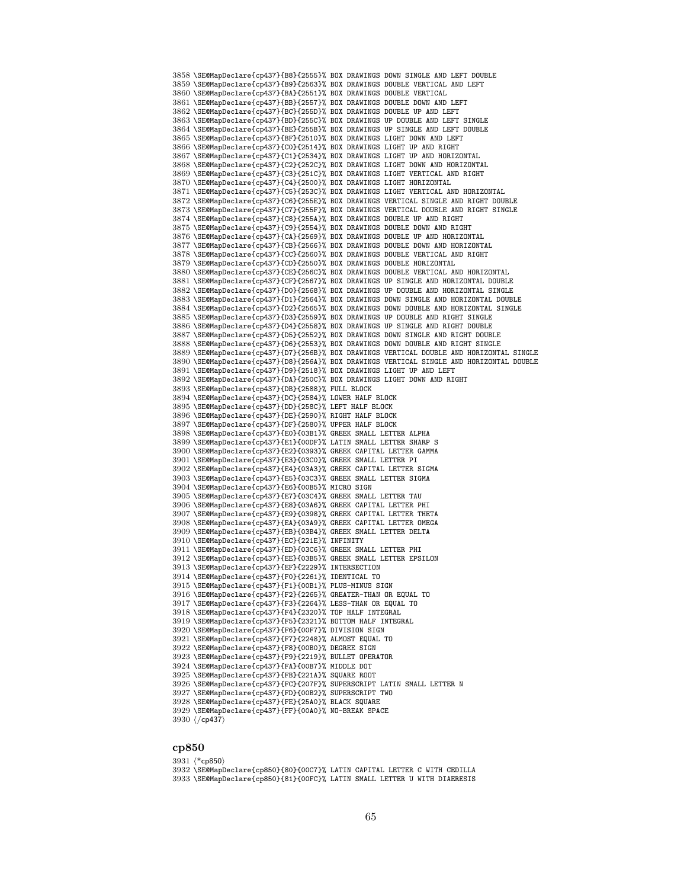```
3858 \SE@MapDeclare{cp437}{B8}{2555}% BOX DRAWINGS DOWN SINGLE AND LEFT DOUBLE
3859 \SE@MapDeclare{cp437}{B9}{2563}% BOX DRAWINGS DOUBLE VERTICAL AND LEFT
3860 \SE@MapDeclare{cp437}{BA}{2551}% BOX DRAWINGS DOUBLE VERTICAL
3861 \SE@MapDeclare{cp437}{BB}{2557}% BOX DRAWINGS DOUBLE DOWN AND LEFT
3862 \SE@MapDeclare{cp437}{BC}{255D}% BOX DRAWINGS DOUBLE UP AND LEFT
3863 \SE@MapDeclare{cp437}{BD}{255C}% BOX DRAWINGS UP DOUBLE AND LEFT SINGLE
3864 \SE@MapDeclare{cp437}{BE}{255B}% BOX DRAWINGS UP SINGLE AND LEFT DOUBLE
3865 \SE@MapDeclare{cp437}{BF}{2510}% BOX DRAWINGS LIGHT DOWN AND LEFT
3866 \SE@MapDeclare{cp437}{C0}{2514}% BOX DRAWINGS LIGHT UP AND RIGHT
3867 \SE@MapDeclare{cp437}{C1}{2534}% BOX DRAWINGS LIGHT UP AND HORIZONTAL
3868 \SE@MapDeclare{cp437}{C2}{252C}% BOX DRAWINGS LIGHT DOWN AND HORIZONTAL
3869 \SE@MapDeclare{cp437}{C3}{251C}% BOX DRAWINGS LIGHT VERTICAL AND RIGHT
3870 \SE@MapDeclare{cp437}{C4}{2500}% BOX DRAWINGS LIGHT HORIZONTAL
3871 \SE@MapDeclare{cp437}{C5}{253C}% BOX DRAWINGS LIGHT VERTICAL AND HORIZONTAL
3872 \SE@MapDeclare{cp437}{C6}{255E}% BOX DRAWINGS VERTICAL SINGLE AND RIGHT DOUBLE
3873 \SE@MapDeclare{cp437}{C7}{255F}% BOX DRAWINGS VERTICAL DOUBLE AND RIGHT SINGLE
3874 \SE@MapDeclare{cp437}{C8}{255A}% BOX DRAWINGS DOUBLE UP AND RIGHT
3875 \SE@MapDeclare{cp437}{C9}{2554}% BOX DRAWINGS DOUBLE DOWN AND RIGHT
3876 \SE@MapDeclare{cp437}{CA}{2569}% BOX DRAWINGS DOUBLE UP AND HORIZONTAL
3877 \SE@MapDeclare{cp437}{CB}{2566}% BOX DRAWINGS DOUBLE DOWN AND HORIZONTAL
3878 \SE@MapDeclare{cp437}{CC}{2560}% BOX DRAWINGS DOUBLE VERTICAL AND RIGHT
3879 \SE@MapDeclare{cp437}{CD}{2550}% BOX DRAWINGS DOUBLE HORIZONTAL
3880 \SE@MapDeclare{cp437}{CE}{256C}% BOX DRAWINGS DOUBLE VERTICAL AND HORIZONTAL
3881 \SE@MapDeclare{cp437}{CF}{2567}% BOX DRAWINGS UP SINGLE AND HORIZONTAL DOUBLE
3882 \SE@MapDeclare{cp437}{D0}{2568}% BOX DRAWINGS UP DOUBLE AND HORIZONTAL SINGLE
3883 \SE@MapDeclare{cp437}{D1}{2564}% BOX DRAWINGS DOWN SINGLE AND HORIZONTAL DOUBLE
3884 \SE@MapDeclare{cp437}{D2}{2565}% BOX DRAWINGS DOWN DOUBLE AND HORIZONTAL SINGLE
3885 \SE@MapDeclare{cp437}{D3}{2559}% BOX DRAWINGS UP DOUBLE AND RIGHT SINGLE
3886 \SE@MapDeclare{cp437}{D4}{2558}% BOX DRAWINGS UP SINGLE AND RIGHT DOUBLE
3887 \SE@MapDeclare{cp437}{D5}{2552}% BOX DRAWINGS DOWN SINGLE AND RIGHT DOUBLE
3888 \SE@MapDeclare{cp437}{D6}{2553}% BOX DRAWINGS DOWN DOUBLE AND RIGHT SINGLE
3889 \SE@MapDeclare{cp437}{D7}{256B}% BOX DRAWINGS VERTICAL DOUBLE AND HORIZONTAL SINGLE
3890 \SE@MapDeclare{cp437}{D8}{256A}% BOX DRAWINGS VERTICAL SINGLE AND HORIZONTAL DOUBLE
3891 \SE@MapDeclare{cp437}{D9}{2518}% BOX DRAWINGS LIGHT UP AND LEFT
3892 \SE@MapDeclare{cp437}{DA}{250C}% BOX DRAWINGS LIGHT DOWN AND RIGHT
3893 \SE@MapDeclare{cp437}{DB}{2588}% FULL BLOCK
3894 \SE@MapDeclare{cp437}{DC}{2584}% LOWER HALF BLOCK
3895 \SE@MapDeclare{cp437}{DD}{258C}% LEFT HALF BLOCK
3896 \SE@MapDeclare{cp437}{DE}{2590}% RIGHT HALF BLOCK
3897 \SE@MapDeclare{cp437}{DF}{2580}% UPPER HALF BLOCK
3898 \SE@MapDeclare{cp437}{E0}{03B1}% GREEK SMALL LETTER ALPHA
3899 \SE@MapDeclare{cp437}{E1}{00DF}% LATIN SMALL LETTER SHARP S
3900 \SE@MapDeclare{cp437}{E2}{0393}% GREEK CAPITAL LETTER GAMMA
3901 \SE@MapDeclare{cp437}{E3}{03C0}% GREEK SMALL LETTER PI
3902 \SE@MapDeclare{cp437}{E4}{03A3}% GREEK CAPITAL LETTER SIGMA
3903 \SE@MapDeclare{cp437}{E5}{03C3}% GREEK SMALL LETTER SIGMA
3904 \SE@MapDeclare{cp437}{E6}{00B5}% MICRO SIGN
3905 \SE@MapDeclare{cp437}{E7}{03C4}% GREEK SMALL LETTER TAU
3906 \SE@MapDeclare{cp437}{E8}{03A6}% GREEK CAPITAL LETTER PHI
3907 \SE@MapDeclare{cp437}{E9}{0398}% GREEK CAPITAL LETTER THETA
3908 \SE@MapDeclare{cp437}{EA}{03A9}% GREEK CAPITAL LETTER OMEGA
3909 \SE@MapDeclare{cp437}{EB}{03B4}% GREEK SMALL LETTER DELTA
3910 \SE@MapDeclare{cp437}{EC}{221E}% INFINITY
3911 \SE@MapDeclare{cp437}{ED}{03C6}% GREEK SMALL LETTER PHI
3912 \SE@MapDeclare{cp437}{EE}{03B5}% GREEK SMALL LETTER EPSILON
3913 \SE@MapDeclare{cp437}{EF}{2229}% INTERSECTION
3914 \SE@MapDeclare{cp437}{F0}{2261}% IDENTICAL TO
3915 \SE@MapDeclare{cp437}{F1}{00B1}% PLUS-MINUS SIGN
3916 \SE@MapDeclare{cp437}{F2}{2265}% GREATER-THAN OR EQUAL TO
3917 \SE@MapDeclare{cp437}{F3}{2264}% LESS-THAN OR EQUAL TO
3918 \SE@MapDeclare{cp437}{F4}{2320}% TOP HALF INTEGRAL
3919 \SE@MapDeclare{cp437}{F5}{2321}% BOTTOM HALF INTEGRAL
3920 \SE@MapDeclare{cp437}{F6}{00F7}% DIVISION SIGN
3921 \SE@MapDeclare{cp437}{F7}{2248}% ALMOST EQUAL TO
3922 \SE@MapDeclare{cp437}{F8}{00B0}% DEGREE SIGN
3923 \SE@MapDeclare{cp437}{F9}{2219}% BULLET OPERATOR
3924 \SE@MapDeclare{cp437}{FA}{00B7}% MIDDLE DOT
3925 \SE@MapDeclare{cp437}{FB}{221A}% SQUARE ROOT
3926 \SE@MapDeclare{cp437}{FC}{207F}% SUPERSCRIPT LATIN SMALL LETTER N
3927 \SE@MapDeclare{cp437}{FD}{00B2}% SUPERSCRIPT TWO
3928 \SE@MapDeclare{cp437}{FE}{25A0}% BLACK SQUARE
3929 \SE@MapDeclare{cp437}{FF}{00A0}% NO-BREAK SPACE
3930 ⟨/cp437⟩
```

## cp850

```
3931 ⟨*cp850⟩
3932 \SE@MapDeclare{cp850}{80}{00C7}% LATIN CAPITAL LETTER C WITH CEDILLA
3933 \SE@MapDeclare{cp850}{81}{00FC}% LATIN SMALL LETTER U WITH DIAERESIS
```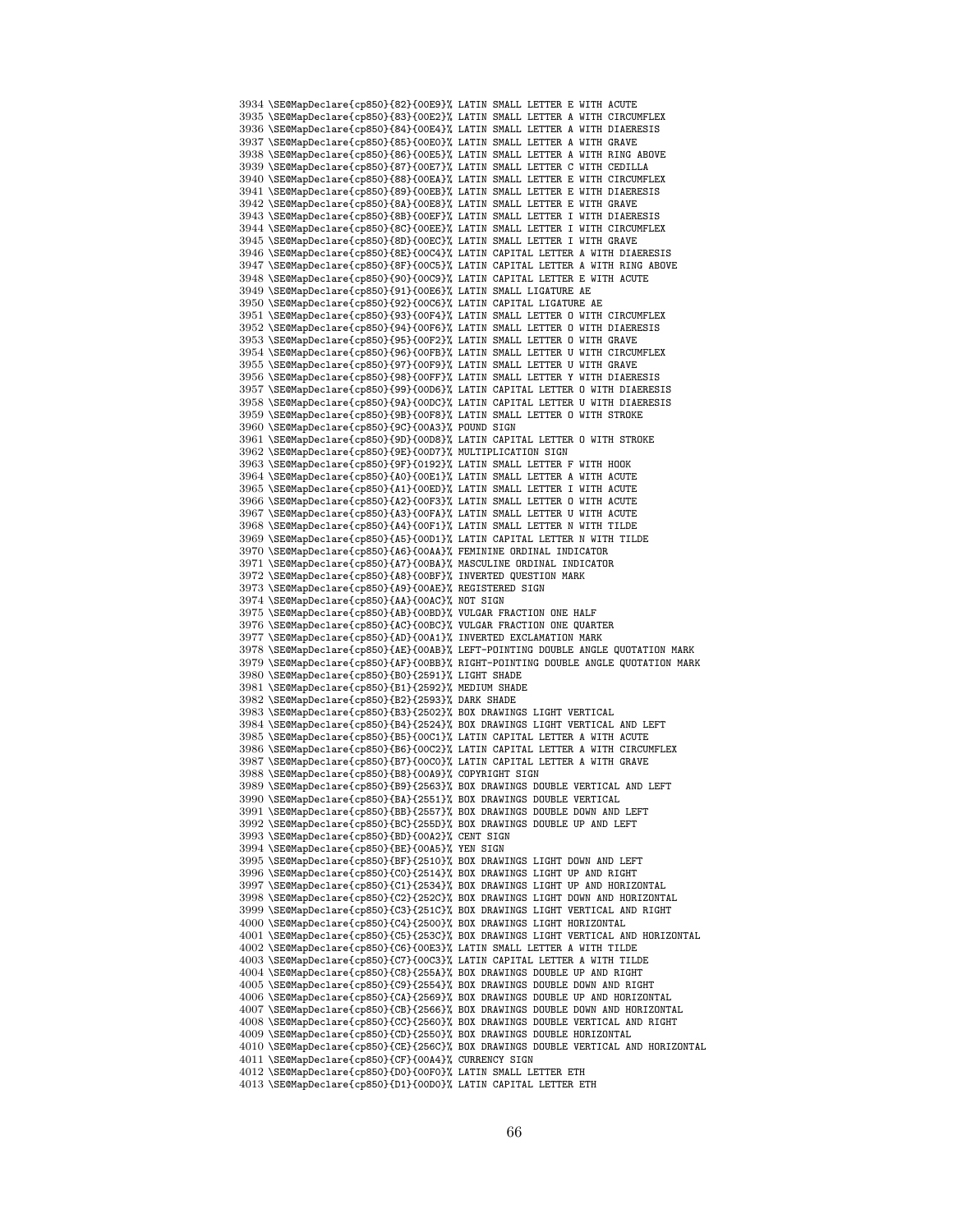```
3934 \SE@MapDeclare{cp850}{82}{00E9}% LATIN SMALL LETTER E WITH ACUTE
3935 \SE@MapDeclare{cp850}{83}{00E2}% LATIN SMALL LETTER A WITH CIRCUMFLEX
3936 \SE@MapDeclare{cp850}{84}{00E4}% LATIN SMALL LETTER A WITH DIAERESIS
3937 \SE@MapDeclare{cp850}{85}{00E0}% LATIN SMALL LETTER A WITH GRAVE
3938 \SE@MapDeclare{cp850}{86}{00E5}% LATIN SMALL LETTER A WITH RING ABOVE
3939 \SE@MapDeclare{cp850}{87}{00E7}% LATIN SMALL LETTER C WITH CEDILLA
3940 \SE@MapDeclare{cp850}{88}{00EA}% LATIN SMALL LETTER E WITH CIRCUMFLEX
3941 \SE@MapDeclare{cp850}{89}{00EB}% LATIN SMALL LETTER E WITH DIAERESIS
3942 \SE@MapDeclare{cp850}{8A}{00E8}% LATIN SMALL LETTER E WITH GRAVE
3943 \SE@MapDeclare{cp850}{8B}{00EF}% LATIN SMALL LETTER I WITH DIAERESIS
3944 \SE@MapDeclare{cp850}{8C}{00EE}% LATIN SMALL LETTER I WITH CIRCUMFLEX
3945 \SE@MapDeclare{cp850}{8D}{00EC}% LATIN SMALL LETTER I WITH GRAVE
3946 \SE@MapDeclare{cp850}{8E}{00C4}% LATIN CAPITAL LETTER A WITH DIAERESIS
3947 \SE@MapDeclare{cp850}{8F}{00C5}% LATIN CAPITAL LETTER A WITH RING ABOVE
3948 \SE@MapDeclare{cp850}{90}{00C9}% LATIN CAPITAL LETTER E WITH ACUTE
3949 \SE@MapDeclare{cp850}{91}{00E6}% LATIN SMALL LIGATURE AE
3950 \SE@MapDeclare{cp850}{92}{00C6}% LATIN CAPITAL LIGATURE AE
3951 \SE@MapDeclare{cp850}{93}{00F4}% LATIN SMALL LETTER O WITH CIRCUMFLEX
3952 \SE@MapDeclare{cp850}{94}{00F6}% LATIN SMALL LETTER O WITH DIAERESIS
3953 \SE@MapDeclare{cp850}{95}{00F2}% LATIN SMALL LETTER O WITH GRAVE
3954 \SE@MapDeclare{cp850}{96}{00FB}% LATIN SMALL LETTER U WITH CIRCUMFLEX
3955 \SE@MapDeclare{cp850}{97}{00F9}% LATIN SMALL LETTER U WITH GRAVE
3956 \SE@MapDeclare{cp850}{98}{00FF}% LATIN SMALL LETTER Y WITH DIAERESIS
3957 \SE@MapDeclare{cp850}{99}{00D6}% LATIN CAPITAL LETTER O WITH DIAERESIS
3958 \SE@MapDeclare{cp850}{9A}{00DC}% LATIN CAPITAL LETTER U WITH DIAERESIS
3959 \SE@MapDeclare{cp850}{9B}{00F8}% LATIN SMALL LETTER O WITH STROKE
3960 \SE@MapDeclare{cp850}{9C}{00A3}% POUND SIGN
3961 \SE@MapDeclare{cp850}{9D}{00D8}% LATIN CAPITAL LETTER O WITH STROKE
3962 \SE@MapDeclare{cp850}{9E}{00D7}% MULTIPLICATION SIGN
3963 \SE@MapDeclare{cp850}{9F}{0192}% LATIN SMALL LETTER F WITH HOOK
3964 \SE@MapDeclare{cp850}{A0}{00E1}% LATIN SMALL LETTER A WITH ACUTE
3965 \SE@MapDeclare{cp850}{A1}{00ED}% LATIN SMALL LETTER I WITH ACUTE
3966 \SE@MapDeclare{cp850}{A2}{00F3}% LATIN SMALL LETTER O WITH ACUTE
3967 \SE@MapDeclare{cp850}{A3}{00FA}% LATIN SMALL LETTER U WITH ACUTE
3968 \SE@MapDeclare{cp850}{A4}{00F1}% LATIN SMALL LETTER N WITH TILDE
3969 \SE@MapDeclare{cp850}{A5}{00D1}% LATIN CAPITAL LETTER N WITH TILDE
3970 \SE@MapDeclare{cp850}{A6}{00AA}% FEMININE ORDINAL INDICATOR
3971 \SE@MapDeclare{cp850}{A7}{00BA}% MASCULINE ORDINAL INDICATOR
3972 \SE@MapDeclare{cp850}{A8}{00BF}% INVERTED QUESTION MARK
3973 \SE@MapDeclare{cp850}{A9}{00AE}% REGISTERED SIGN
3974 \SE@MapDeclare{cp850}{AA}{00AC}% NOT SIGN
3975 \SE@MapDeclare{cp850}{AB}{00BD}% VULGAR FRACTION ONE HALF
3976 \SE@MapDeclare{cp850}{AC}{00BC}% VULGAR FRACTION ONE QUARTER
3977 \SE@MapDeclare{cp850}{AD}{00A1}% INVERTED EXCLAMATION MARK
3978 \SE@MapDeclare{cp850}{AE}{00AB}% LEFT-POINTING DOUBLE ANGLE QUOTATION MARK
3979 \SE@MapDeclare{cp850}{AF}{00BB}% RIGHT-POINTING DOUBLE ANGLE QUOTATION MARK
3980 \SE@MapDeclare{cp850}{B0}{2591}% LIGHT SHADE
3981 \SE@MapDeclare{cp850}{B1}{2592}% MEDIUM SHADE
3982 \SE@MapDeclare{cp850}{B2}{2593}% DARK SHADE
3983 \SE@MapDeclare{cp850}{B3}{2502}% BOX DRAWINGS LIGHT VERTICAL
3984 \SE@MapDeclare{cp850}{B4}{2524}% BOX DRAWINGS LIGHT VERTICAL AND LEFT
3985 \SE@MapDeclare{cp850}{B5}{00C1}% LATIN CAPITAL LETTER A WITH ACUTE
3986 \SE@MapDeclare{cp850}{B6}{00C2}% LATIN CAPITAL LETTER A WITH CIRCUMFLEX
3987 \SE@MapDeclare{cp850}{B7}{00C0}% LATIN CAPITAL LETTER A WITH GRAVE
3988 \SE@MapDeclare{cp850}{B8}{00A9}% COPYRIGHT SIGN
3989 \SE@MapDeclare{cp850}{B9}{2563}% BOX DRAWINGS DOUBLE VERTICAL AND LEFT
3990 \SE@MapDeclare{cp850}{BA}{2551}% BOX DRAWINGS DOUBLE VERTICAL
3991 \SE@MapDeclare{cp850}{BB}{2557}% BOX DRAWINGS DOUBLE DOWN AND LEFT
3992 \SE@MapDeclare{cp850}{BC}{255D}% BOX DRAWINGS DOUBLE UP AND LEFT
3993 \SE@MapDeclare{cp850}{BD}{00A2}% CENT SIGN
3994 \SE@MapDeclare{cp850}{BE}{00A5}% YEN SIGN
3995 \SE@MapDeclare{cp850}{BF}{2510}% BOX DRAWINGS LIGHT DOWN AND LEFT
3996 \SE@MapDeclare{cp850}{C0}{2514}% BOX DRAWINGS LIGHT UP AND RIGHT
3997 \SE@MapDeclare{cp850}{C1}{2534}% BOX DRAWINGS LIGHT UP AND HORIZONTAL
3998 \SE@MapDeclare{cp850}{C2}{252C}% BOX DRAWINGS LIGHT DOWN AND HORIZONTAL
3999 \SE@MapDeclare{cp850}{C3}{251C}% BOX DRAWINGS LIGHT VERTICAL AND RIGHT
4000 \SE@MapDeclare{cp850}{C4}{2500}% BOX DRAWINGS LIGHT HORIZONTAL
4001 \SE@MapDeclare{cp850}{C5}{253C}% BOX DRAWINGS LIGHT VERTICAL AND HORIZONTAL
4002 \SE@MapDeclare{cp850}{C6}{00E3}% LATIN SMALL LETTER A WITH TILDE
4003 \SE@MapDeclare{cp850}{C7}{00C3}% LATIN CAPITAL LETTER A WITH TILDE
4004 \SE@MapDeclare{cp850}{C8}{255A}% BOX DRAWINGS DOUBLE UP AND RIGHT
4005 \SE@MapDeclare{cp850}{C9}{2554}% BOX DRAWINGS DOUBLE DOWN AND RIGHT
4006 \SE@MapDeclare{cp850}{CA}{2569}% BOX DRAWINGS DOUBLE UP AND HORIZONTAL
4007 \SE@MapDeclare{cp850}{CB}{2566}% BOX DRAWINGS DOUBLE DOWN AND HORIZONTAL
4008 \SE@MapDeclare{cp850}{CC}{2560}% BOX DRAWINGS DOUBLE VERTICAL AND RIGHT
4009 \SE@MapDeclare{cp850}{CD}{2550}% BOX DRAWINGS DOUBLE HORIZONTAL
4010 \SE@MapDeclare{cp850}{CE}{256C}% BOX DRAWINGS DOUBLE VERTICAL AND HORIZONTAL
4011 \SE@MapDeclare{cp850}{CF}{00A4}% CURRENCY SIGN
4012 \SE@MapDeclare{cp850}{D0}{00F0}% LATIN SMALL LETTER ETH
4013 \SE@MapDeclare{cp850}{D1}{00D0}% LATIN CAPITAL LETTER ETH
```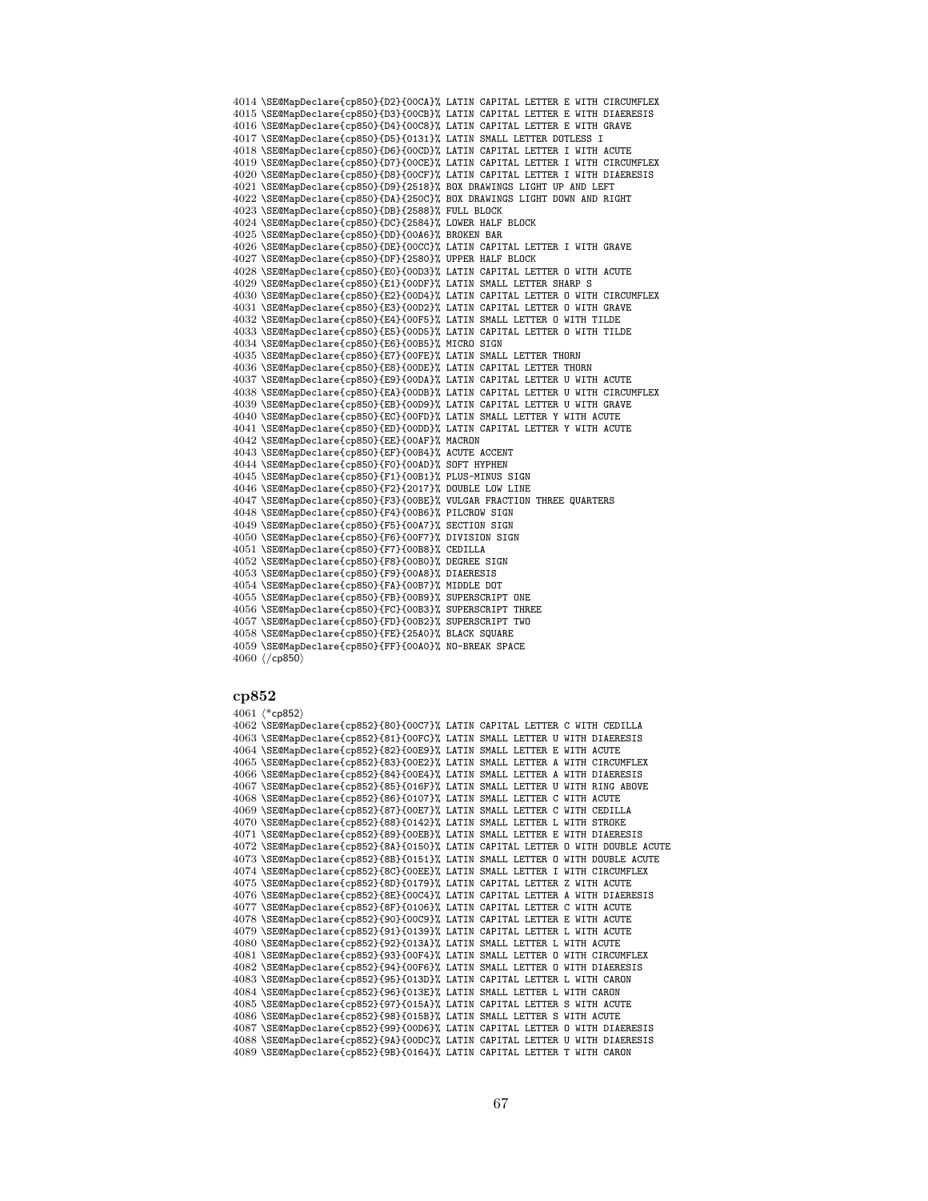```
4014 \SE@MapDeclare{cp850}{D2}{00CA}% LATIN CAPITAL LETTER E WITH CIRCUMFLEX
4015 \SE@MapDeclare{cp850}{D3}{00CB}% LATIN CAPITAL LETTER E WITH DIAERESIS
4016 \SE@MapDeclare{cp850}{D4}{00C8}% LATIN CAPITAL LETTER E WITH GRAVE
4017 \SE@MapDeclare{cp850}{D5}{0131}% LATIN SMALL LETTER DOTLESS I
4018 \SE@MapDeclare{cp850}{D6}{00CD}% LATIN CAPITAL LETTER I WITH ACUTE
4019 \SE@MapDeclare{cp850}{D7}{00CE}% LATIN CAPITAL LETTER I WITH CIRCUMFLEX
4020 \SE@MapDeclare{cp850}{D8}{00CF}% LATIN CAPITAL LETTER I WITH DIAERESIS
4021 \SE@MapDeclare{cp850}{D9}{2518}% BOX DRAWINGS LIGHT UP AND LEFT
4022 \SE@MapDeclare{cp850}{DA}{250C}% BOX DRAWINGS LIGHT DOWN AND RIGHT
4023 \SE@MapDeclare{cp850}{DB}{2588}% FULL BLOCK
4024 \SE@MapDeclare{cp850}{DC}{2584}% LOWER HALF BLOCK
4025 \SE@MapDeclare{cp850}{DD}{00A6}% BROKEN BAR
4026 \SE@MapDeclare{cp850}{DE}{00CC}% LATIN CAPITAL LETTER I WITH GRAVE
4027 \SE@MapDeclare{cp850}{DF}{2580}% UPPER HALF BLOCK
4028 \SE@MapDeclare{cp850}{E0}{00D3}% LATIN CAPITAL LETTER O WITH ACUTE
4029 \SE@MapDeclare{cp850}{E1}{00DF}% LATIN SMALL LETTER SHARP S
4030 \SE@MapDeclare{cp850}{E2}{00D4}% LATIN CAPITAL LETTER O WITH CIRCUMFLEX
4031 \SE@MapDeclare{cp850}{E3}{00D2}% LATIN CAPITAL LETTER O WITH GRAVE
4032 \SE@MapDeclare{cp850}{E4}{00F5}% LATIN SMALL LETTER O WITH TILDE
4033 \SE@MapDeclare{cp850}{E5}{00D5}% LATIN CAPITAL LETTER O WITH TILDE
4034 \SE@MapDeclare{cp850}{E6}{00B5}% MICRO SIGN
4035 \SE@MapDeclare{cp850}{E7}{00FE}% LATIN SMALL LETTER THORN
4036 \SE@MapDeclare{cp850}{E8}{00DE}% LATIN CAPITAL LETTER THORN
4037 \SE@MapDeclare{cp850}{E9}{00DA}% LATIN CAPITAL LETTER U WITH ACUTE
4038 \SE@MapDeclare{cp850}{EA}{00DB}% LATIN CAPITAL LETTER U WITH CIRCUMFLEX
4039 \SE@MapDeclare{cp850}{EB}{00D9}% LATIN CAPITAL LETTER U WITH GRAVE
4040 \SE@MapDeclare{cp850}{EC}{00FD}% LATIN SMALL LETTER Y WITH ACUTE
4041 \SE@MapDeclare{cp850}{ED}{00DD}% LATIN CAPITAL LETTER Y WITH ACUTE
4042 \SE@MapDeclare{cp850}{EE}{00AF}% MACRON
4043 \SE@MapDeclare{cp850}{EF}{00B4}% ACUTE ACCENT
4044 \SE@MapDeclare{cp850}{F0}{00AD}% SOFT HYPHEN
4045 \SE@MapDeclare{cp850}{F1}{00B1}% PLUS-MINUS SIGN
4046 \SE@MapDeclare{cp850}{F2}{2017}% DOUBLE LOW LINE
4047 \SE@MapDeclare{cp850}{F3}{00BE}% VULGAR FRACTION THREE QUARTERS
4048 \SE@MapDeclare{cp850}{F4}{00B6}% PILCROW SIGN
4049 \SE@MapDeclare{cp850}{F5}{00A7}% SECTION SIGN
4050 \SE@MapDeclare{cp850}{F6}{00F7}% DIVISION SIGN
4051 \SE@MapDeclare{cp850}{F7}{00B8}% CEDILLA
4052 \SE@MapDeclare{cp850}{F8}{00B0}% DEGREE SIGN
4053 \SE@MapDeclare{cp850}{F9}{00A8}% DIAERESIS
4054 \SE@MapDeclare{cp850}{FA}{00B7}% MIDDLE DOT
4055 \SE@MapDeclare{cp850}{FB}{00B9}% SUPERSCRIPT ONE
4056 \SE@MapDeclare{cp850}{FC}{00B3}% SUPERSCRIPT THREE
4057 \SE@MapDeclare{cp850}{FD}{00B2}% SUPERSCRIPT TWO
4058 \SE@MapDeclare{cp850}{FE}{25A0}% BLACK SQUARE
4059 \SE@MapDeclare{cp850}{FF}{00A0}% NO-BREAK SPACE
4060 ⟨/cp850⟩
```

### cp852

```
4061 ⟨*cp852⟩
4062 \SE@MapDeclare{cp852}{80}{00C7}% LATIN CAPITAL LETTER C WITH CEDILLA
4063 \SE@MapDeclare{cp852}{81}{00FC}% LATIN SMALL LETTER U WITH DIAERESIS
4064 \SE@MapDeclare{cp852}{82}{00E9}% LATIN SMALL LETTER E WITH ACUTE
4065 \SE@MapDeclare{cp852}{83}{00E2}% LATIN SMALL LETTER A WITH CIRCUMFLEX
4066 \SE@MapDeclare{cp852}{84}{00E4}% LATIN SMALL LETTER A WITH DIAERESIS
4067 \SE@MapDeclare{cp852}{85}{016F}% LATIN SMALL LETTER U WITH RING ABOVE
4068 \SE@MapDeclare{cp852}{86}{0107}% LATIN SMALL LETTER C WITH ACUTE
4069 \SE@MapDeclare{cp852}{87}{00E7}% LATIN SMALL LETTER C WITH CEDILLA
4070 \SE@MapDeclare{cp852}{88}{0142}% LATIN SMALL LETTER L WITH STROKE
4071 \SE@MapDeclare{cp852}{89}{00EB}% LATIN SMALL LETTER E WITH DIAERESIS
4072 \SE@MapDeclare{cp852}{8A}{0150}% LATIN CAPITAL LETTER O WITH DOUBLE ACUTE
4073 \SE@MapDeclare{cp852}{8B}{0151}% LATIN SMALL LETTER O WITH DOUBLE ACUTE
4074 \SE@MapDeclare{cp852}{8C}{00EE}% LATIN SMALL LETTER I WITH CIRCUMFLEX
4075 \SE@MapDeclare{cp852}{8D}{0179}% LATIN CAPITAL LETTER Z WITH ACUTE
4076 \SE@MapDeclare{cp852}{8E}{00C4}% LATIN CAPITAL LETTER A WITH DIAERESIS
4077 \SE@MapDeclare{cp852}{8F}{0106}% LATIN CAPITAL LETTER C WITH ACUTE
4078 \SE@MapDeclare{cp852}{90}{00C9}% LATIN CAPITAL LETTER E WITH ACUTE
4079 \SE@MapDeclare{cp852}{91}{0139}% LATIN CAPITAL LETTER L WITH ACUTE
4080 \SE@MapDeclare{cp852}{92}{013A}% LATIN SMALL LETTER L WITH ACUTE
4081 \SE@MapDeclare{cp852}{93}{00F4}% LATIN SMALL LETTER O WITH CIRCUMFLEX
4082 \SE@MapDeclare{cp852}{94}{00F6}% LATIN SMALL LETTER O WITH DIAERESIS
4083 \SE@MapDeclare{cp852}{95}{013D}% LATIN CAPITAL LETTER L WITH CARON
4084 \SE@MapDeclare{cp852}{96}{013E}% LATIN SMALL LETTER L WITH CARON
4085 \SE@MapDeclare{cp852}{97}{015A}% LATIN CAPITAL LETTER S WITH ACUTE
4086 \SE@MapDeclare{cp852}{98}{015B}% LATIN SMALL LETTER S WITH ACUTE
4087 \SE@MapDeclare{cp852}{99}{00D6}% LATIN CAPITAL LETTER O WITH DIAERESIS
4088 \SE@MapDeclare{cp852}{9A}{00DC}% LATIN CAPITAL LETTER U WITH DIAERESIS
4089 \SE@MapDeclare{cp852}{9B}{0164}% LATIN CAPITAL LETTER T WITH CARON
```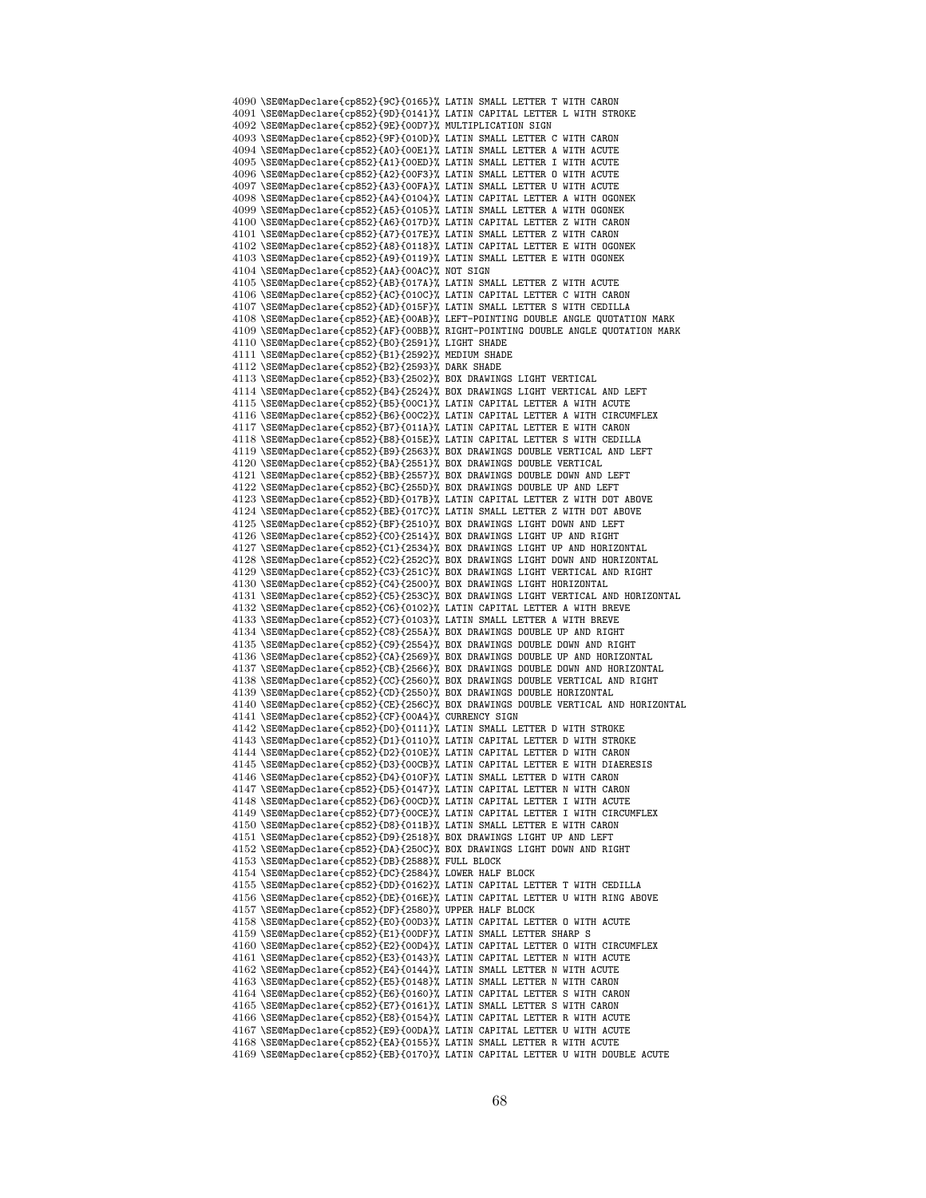```
4090 \SE@MapDeclare{cp852}{9C}{0165}% LATIN SMALL LETTER T WITH CARON
4091 \SE@MapDeclare{cp852}{9D}{0141}% LATIN CAPITAL LETTER L WITH STROKE
4092 \SE@MapDeclare{cp852}{9E}{00D7}% MULTIPLICATION SIGN
4093 \SE@MapDeclare{cp852}{9F}{010D}% LATIN SMALL LETTER C WITH CARON
4094 \SE@MapDeclare{cp852}{A0}{00E1}% LATIN SMALL LETTER A WITH ACUTE
4095 \SE@MapDeclare{cp852}{A1}{00ED}% LATIN SMALL LETTER I WITH ACUTE
4096 \SE@MapDeclare{cp852}{A2}{00F3}% LATIN SMALL LETTER O WITH ACUTE
4097 \SE@MapDeclare{cp852}{A3}{00FA}% LATIN SMALL LETTER U WITH ACUTE
4098 \SE@MapDeclare{cp852}{A4}{0104}% LATIN CAPITAL LETTER A WITH OGONEK
4099 \SE@MapDeclare{cp852}{A5}{0105}% LATIN SMALL LETTER A WITH OGONEK
4100 \SE@MapDeclare{cp852}{A6}{017D}% LATIN CAPITAL LETTER Z WITH CARON
4101 \SE@MapDeclare{cp852}{A7}{017E}% LATIN SMALL LETTER Z WITH CARON
4102 \SE@MapDeclare{cp852}{A8}{0118}% LATIN CAPITAL LETTER E WITH OGONEK
4103 \SE@MapDeclare{cp852}{A9}{0119}% LATIN SMALL LETTER E WITH OGONEK
4104 \SE@MapDeclare{cp852}{AA}{00AC}% NOT SIGN
4105 \SE@MapDeclare{cp852}{AB}{017A}% LATIN SMALL LETTER Z WITH ACUTE
4106 \SE@MapDeclare{cp852}{AC}{010C}% LATIN CAPITAL LETTER C WITH CARON
4107 \SE@MapDeclare{cp852}{AD}{015F}% LATIN SMALL LETTER S WITH CEDILLA
4108 \SE@MapDeclare{cp852}{AE}{00AB}% LEFT-POINTING DOUBLE ANGLE QUOTATION MARK
4109 \SE@MapDeclare{cp852}{AF}{00BB}% RIGHT-POINTING DOUBLE ANGLE QUOTATION MARK
4110 \SE@MapDeclare{cp852}{B0}{2591}% LIGHT SHADE
4111 \SE@MapDeclare{cp852}{B1}{2592}% MEDIUM SHADE
4112 \SE@MapDeclare{cp852}{B2}{2593}% DARK SHADE
4113 \SE@MapDeclare{cp852}{B3}{2502}% BOX DRAWINGS LIGHT VERTICAL
4114 \SE@MapDeclare{cp852}{B4}{2524}% BOX DRAWINGS LIGHT VERTICAL AND LEFT
4115 \SE@MapDeclare{cp852}{B5}{00C1}% LATIN CAPITAL LETTER A WITH ACUTE
4116 \SE@MapDeclare{cp852}{B6}{00C2}% LATIN CAPITAL LETTER A WITH CIRCUMFLEX
4117 \SE@MapDeclare{cp852}{B7}{011A}% LATIN CAPITAL LETTER E WITH CARON
4118 \SE@MapDeclare{cp852}{B8}{015E}% LATIN CAPITAL LETTER S WITH CEDILLA
4119 \SE@MapDeclare{cp852}{B9}{2563}% BOX DRAWINGS DOUBLE VERTICAL AND LEFT
4120 \SE@MapDeclare{cp852}{BA}{2551}% BOX DRAWINGS DOUBLE VERTICAL
4121 \SE@MapDeclare{cp852}{BB}{2557}% BOX DRAWINGS DOUBLE DOWN AND LEFT
4122 \SE@MapDeclare{cp852}{BC}{255D}% BOX DRAWINGS DOUBLE UP AND LEFT
4123 \SE@MapDeclare{cp852}{BD}{017B}% LATIN CAPITAL LETTER Z WITH DOT ABOVE
4124 \SE@MapDeclare{cp852}{BE}{017C}% LATIN SMALL LETTER Z WITH DOT ABOVE
4125 \SE@MapDeclare{cp852}{BF}{2510}% BOX DRAWINGS LIGHT DOWN AND LEFT
4126 \SE@MapDeclare{cp852}{C0}{2514}% BOX DRAWINGS LIGHT UP AND RIGHT
4127 \SE@MapDeclare{cp852}{C1}{2534}% BOX DRAWINGS LIGHT UP AND HORIZONTAL
4128 \SE@MapDeclare{cp852}{C2}{252C}% BOX DRAWINGS LIGHT DOWN AND HORIZONTAL
4129 \SE@MapDeclare{cp852}{C3}{251C}% BOX DRAWINGS LIGHT VERTICAL AND RIGHT
4130 \SE@MapDeclare{cp852}{C4}{2500}% BOX DRAWINGS LIGHT HORIZONTAL
4131 \SE@MapDeclare{cp852}{C5}{253C}% BOX DRAWINGS LIGHT VERTICAL AND HORIZONTAL
4132 \SE@MapDeclare{cp852}{C6}{0102}% LATIN CAPITAL LETTER A WITH BREVE
4133 \SE@MapDeclare{cp852}{C7}{0103}% LATIN SMALL LETTER A WITH BREVE
4134 \SE@MapDeclare{cp852}{C8}{255A}% BOX DRAWINGS DOUBLE UP AND RIGHT
4135 \SE@MapDeclare{cp852}{C9}{2554}% BOX DRAWINGS DOUBLE DOWN AND RIGHT
4136 \SE@MapDeclare{cp852}{CA}{2569}% BOX DRAWINGS DOUBLE UP AND HORIZONTAL
4137 \SE@MapDeclare{cp852}{CB}{2566}% BOX DRAWINGS DOUBLE DOWN AND HORIZONTAL
4138 \SE@MapDeclare{cp852}{CC}{2560}% BOX DRAWINGS DOUBLE VERTICAL AND RIGHT
4139 \SE@MapDeclare{cp852}{CD}{2550}% BOX DRAWINGS DOUBLE HORIZONTAL
4140 \SE@MapDeclare{cp852}{CE}{256C}% BOX DRAWINGS DOUBLE VERTICAL AND HORIZONTAL
4141 \SE@MapDeclare{cp852}{CF}{00A4}% CURRENCY SIGN
4142 \SE@MapDeclare{cp852}{D0}{0111}% LATIN SMALL LETTER D WITH STROKE
4143 \SE@MapDeclare{cp852}{D1}{0110}% LATIN CAPITAL LETTER D WITH STROKE
4144 \SE@MapDeclare{cp852}{D2}{010E}% LATIN CAPITAL LETTER D WITH CARON
4145 \SE@MapDeclare{cp852}{D3}{00CB}% LATIN CAPITAL LETTER E WITH DIAERESIS
4146 \SE@MapDeclare{cp852}{D4}{010F}% LATIN SMALL LETTER D WITH CARON
4147 \SE@MapDeclare{cp852}{D5}{0147}% LATIN CAPITAL LETTER N WITH CARON
4148 \SE@MapDeclare{cp852}{D6}{00CD}% LATIN CAPITAL LETTER I WITH ACUTE
4149 \SE@MapDeclare{cp852}{D7}{00CE}% LATIN CAPITAL LETTER I WITH CIRCUMFLEX
4150 \SE@MapDeclare{cp852}{D8}{011B}% LATIN SMALL LETTER E WITH CARON
4151 \SE@MapDeclare{cp852}{D9}{2518}% BOX DRAWINGS LIGHT UP AND LEFT
4152 \SE@MapDeclare{cp852}{DA}{250C}% BOX DRAWINGS LIGHT DOWN AND RIGHT
4153 \SE@MapDeclare{cp852}{DB}{2588}% FULL BLOCK
4154 \SE@MapDeclare{cp852}{DC}{2584}% LOWER HALF BLOCK
4155 \SE@MapDeclare{cp852}{DD}{0162}% LATIN CAPITAL LETTER T WITH CEDILLA
4156 \SE@MapDeclare{cp852}{DE}{016E}% LATIN CAPITAL LETTER U WITH RING ABOVE
4157 \SE@MapDeclare{cp852}{DF}{2580}% UPPER HALF BLOCK
4158 \SE@MapDeclare{cp852}{E0}{00D3}% LATIN CAPITAL LETTER O WITH ACUTE
4159 \SE@MapDeclare{cp852}{E1}{00DF}% LATIN SMALL LETTER SHARP S
4160 \SE@MapDeclare{cp852}{E2}{00D4}% LATIN CAPITAL LETTER O WITH CIRCUMFLEX
4161 \SE@MapDeclare{cp852}{E3}{0143}% LATIN CAPITAL LETTER N WITH ACUTE
4162 \SE@MapDeclare{cp852}{E4}{0144}% LATIN SMALL LETTER N WITH ACUTE
4163 \SE@MapDeclare{cp852}{E5}{0148}% LATIN SMALL LETTER N WITH CARON
4164 \SE@MapDeclare{cp852}{E6}{0160}% LATIN CAPITAL LETTER S WITH CARON
4165 \SE@MapDeclare{cp852}{E7}{0161}% LATIN SMALL LETTER S WITH CARON
4166 \SE@MapDeclare{cp852}{E8}{0154}% LATIN CAPITAL LETTER R WITH ACUTE
4167 \SE@MapDeclare{cp852}{E9}{00DA}% LATIN CAPITAL LETTER U WITH ACUTE
4168 \SE@MapDeclare{cp852}{EA}{0155}% LATIN SMALL LETTER R WITH ACUTE
4169 \SE@MapDeclare{cp852}{EB}{0170}% LATIN CAPITAL LETTER U WITH DOUBLE ACUTE
```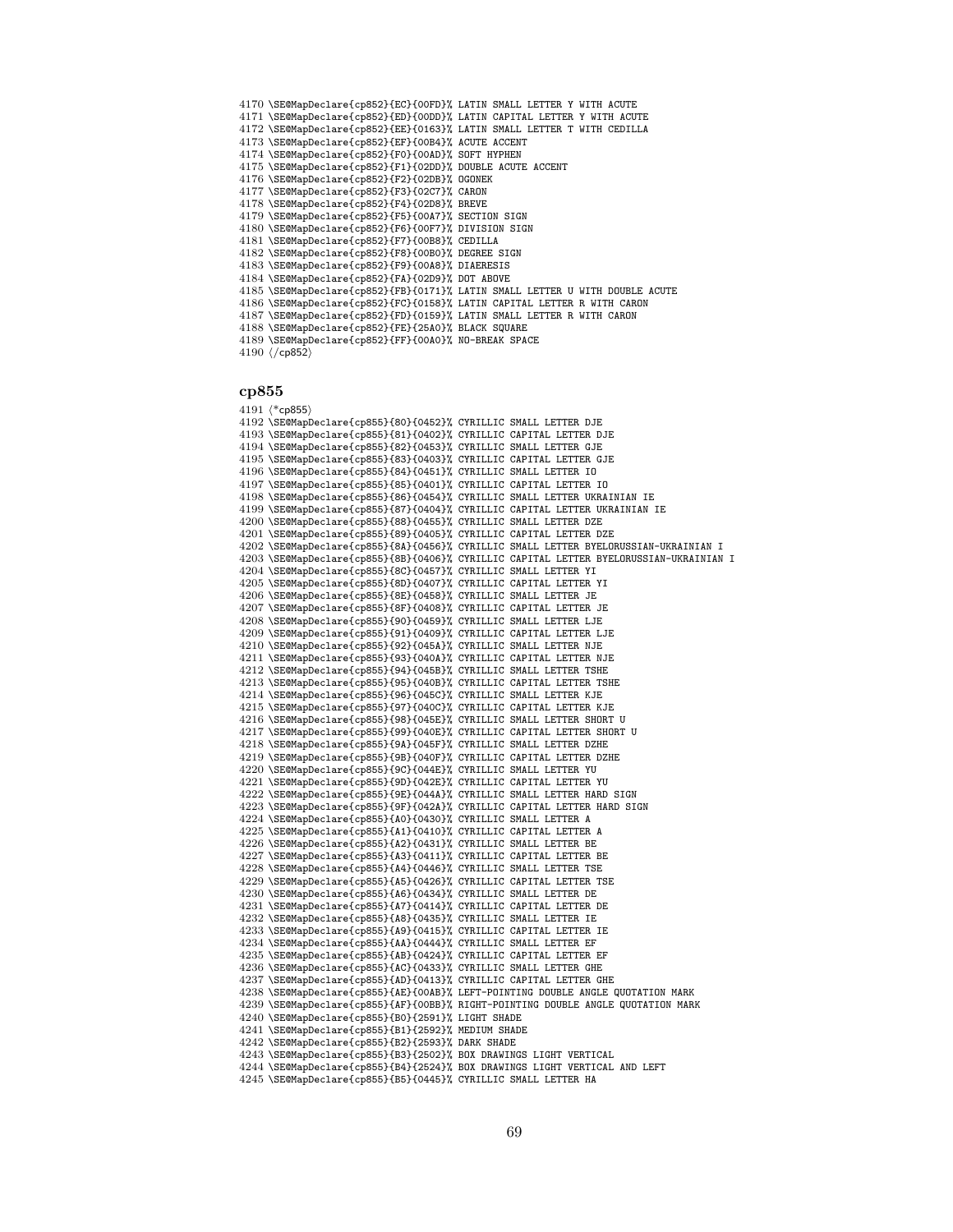```
4170 \SE@MapDeclare{cp852}{EC}{00FD}% LATIN SMALL LETTER Y WITH ACUTE
4171 \SE@MapDeclare{cp852}{ED}{00DD}% LATIN CAPITAL LETTER Y WITH ACUTE
4172 \SE@MapDeclare{cp852}{EE}{0163}% LATIN SMALL LETTER T WITH CEDILLA
4173 \SE@MapDeclare{cp852}{EF}{00B4}% ACUTE ACCENT
4174 \SE@MapDeclare{cp852}{F0}{00AD}% SOFT HYPHEN
4175 \SE@MapDeclare{cp852}{F1}{02DD}% DOUBLE ACUTE ACCENT
4176 \SE@MapDeclare{cp852}{F2}{02DB}% OGONEK
4177 \SE@MapDeclare{cp852}{F3}{02C7}% CARON
4178 \SE@MapDeclare{cp852}{F4}{02D8}% BREVE
4179 \SE@MapDeclare{cp852}{F5}{00A7}% SECTION SIGN
4180 \SE@MapDeclare{cp852}{F6}{00F7}% DIVISION SIGN
4181 \SE@MapDeclare{cp852}{F7}{00B8}% CEDILLA
4182 \SE@MapDeclare{cp852}{F8}{00B0}% DEGREE SIGN
4183 \SE@MapDeclare{cp852}{F9}{00A8}% DIAERESIS
4184 \SE@MapDeclare{cp852}{FA}{02D9}% DOT ABOVE
4185 \SE@MapDeclare{cp852}{FB}{0171}% LATIN SMALL LETTER U WITH DOUBLE ACUTE
4186 \SE@MapDeclare{cp852}{FC}{0158}% LATIN CAPITAL LETTER R WITH CARON
4187 \SE@MapDeclare{cp852}{FD}{0159}% LATIN SMALL LETTER R WITH CARON
4188 \SE@MapDeclare{cp852}{FE}{25A0}% BLACK SQUARE
4189 \SE@MapDeclare{cp852}{FF}{00A0}% NO-BREAK SPACE
4190 ⟨/cp852⟩
```

## cp855

```
4191 ⟨*cp855⟩
4192 \SE@MapDeclare{cp855}{80}{0452}% CYRILLIC SMALL LETTER DJE
4193 \SE@MapDeclare{cp855}{81}{0402}% CYRILLIC CAPITAL LETTER DJE
4194 \SE@MapDeclare{cp855}{82}{0453}% CYRILLIC SMALL LETTER GJE
4195 \SE@MapDeclare{cp855}{83}{0403}% CYRILLIC CAPITAL LETTER GJE
4196 \SE@MapDeclare{cp855}{84}{0451}% CYRILLIC SMALL LETTER IO
4197 \SE@MapDeclare{cp855}{85}{0401}% CYRILLIC CAPITAL LETTER IO
4198 \SE@MapDeclare{cp855}{86}{0454}% CYRILLIC SMALL LETTER UKRAINIAN IE
4199 \SE@MapDeclare{cp855}{87}{0404}% CYRILLIC CAPITAL LETTER UKRAINIAN IE
4200 \SE@MapDeclare{cp855}{88}{0455}% CYRILLIC SMALL LETTER DZE
4201 \SE@MapDeclare{cp855}{89}{0405}% CYRILLIC CAPITAL LETTER DZE
4202 \SE@MapDeclare{cp855}{8A}{0456}% CYRILLIC SMALL LETTER BYELORUSSIAN-UKRAINIAN I
4203 \SE@MapDeclare{cp855}{8B}{0406}% CYRILLIC CAPITAL LETTER BYELORUSSIAN-UKRAINIAN I
4204 \SE@MapDeclare{cp855}{8C}{0457}% CYRILLIC SMALL LETTER YI
4205 \SE@MapDeclare{cp855}{8D}{0407}% CYRILLIC CAPITAL LETTER YI
4206 \SE@MapDeclare{cp855}{8E}{0458}% CYRILLIC SMALL LETTER JE
4207 \SE@MapDeclare{cp855}{8F}{0408}% CYRILLIC CAPITAL LETTER JE
4208 \SE@MapDeclare{cp855}{90}{0459}% CYRILLIC SMALL LETTER LJE
4209 \SE@MapDeclare{cp855}{91}{0409}% CYRILLIC CAPITAL LETTER LJE
4210 \SE@MapDeclare{cp855}{92}{045A}% CYRILLIC SMALL LETTER NJE
4211 \SE@MapDeclare{cp855}{93}{040A}% CYRILLIC CAPITAL LETTER NJE
4212 \SE@MapDeclare{cp855}{94}{045B}% CYRILLIC SMALL LETTER TSHE
4213 \SE@MapDeclare{cp855}{95}{040B}% CYRILLIC CAPITAL LETTER TSHE
4214 \SE@MapDeclare{cp855}{96}{045C}% CYRILLIC SMALL LETTER KJE
4215 \SE@MapDeclare{cp855}{97}{040C}% CYRILLIC CAPITAL LETTER KJE
4216 \SE@MapDeclare{cp855}{98}{045E}% CYRILLIC SMALL LETTER SHORT U
4217 \SE@MapDeclare{cp855}{99}{040E}% CYRILLIC CAPITAL LETTER SHORT U
4218 \SE@MapDeclare{cp855}{9A}{045F}% CYRILLIC SMALL LETTER DZHE
4219 \SE@MapDeclare{cp855}{9B}{040F}% CYRILLIC CAPITAL LETTER DZHE
4220 \SE@MapDeclare{cp855}{9C}{044E}% CYRILLIC SMALL LETTER YU
4221 \SE@MapDeclare{cp855}{9D}{042E}% CYRILLIC CAPITAL LETTER YU
4222 \SE@MapDeclare{cp855}{9E}{044A}% CYRILLIC SMALL LETTER HARD SIGN
4223 \SE@MapDeclare{cp855}{9F}{042A}% CYRILLIC CAPITAL LETTER HARD SIGN
4224 \SE@MapDeclare{cp855}{A0}{0430}% CYRILLIC SMALL LETTER A
4225 \SE@MapDeclare{cp855}{A1}{0410}% CYRILLIC CAPITAL LETTER A
4226 \SE@MapDeclare{cp855}{A2}{0431}% CYRILLIC SMALL LETTER BE
4227 \SE@MapDeclare{cp855}{A3}{0411}% CYRILLIC CAPITAL LETTER BE
4228 \SE@MapDeclare{cp855}{A4}{0446}% CYRILLIC SMALL LETTER TSE
4229 \SE@MapDeclare{cp855}{A5}{0426}% CYRILLIC CAPITAL LETTER TSE
4230 \SE@MapDeclare{cp855}{A6}{0434}% CYRILLIC SMALL LETTER DE
4231 \SE@MapDeclare{cp855}{A7}{0414}% CYRILLIC CAPITAL LETTER DE
4232 \SE@MapDeclare{cp855}{A8}{0435}% CYRILLIC SMALL LETTER IE
4233 \SE@MapDeclare{cp855}{A9}{0415}% CYRILLIC CAPITAL LETTER IE
4234 \SE@MapDeclare{cp855}{AA}{0444}% CYRILLIC SMALL LETTER EF
4235 \SE@MapDeclare{cp855}{AB}{0424}% CYRILLIC CAPITAL LETTER EF
4236 \SE@MapDeclare{cp855}{AC}{0433}% CYRILLIC SMALL LETTER GHE
4237 \SE@MapDeclare{cp855}{AD}{0413}% CYRILLIC CAPITAL LETTER GHE
4238 \SE@MapDeclare{cp855}{AE}{00AB}% LEFT-POINTING DOUBLE ANGLE QUOTATION MARK
4239 \SE@MapDeclare{cp855}{AF}{00BB}% RIGHT-POINTING DOUBLE ANGLE QUOTATION MARK
4240 \SE@MapDeclare{cp855}{B0}{2591}% LIGHT SHADE
4241 \SE@MapDeclare{cp855}{B1}{2592}% MEDIUM SHADE
4242 \SE@MapDeclare{cp855}{B2}{2593}% DARK SHADE
4243 \SE@MapDeclare{cp855}{B3}{2502}% BOX DRAWINGS LIGHT VERTICAL
4244 \SE@MapDeclare{cp855}{B4}{2524}% BOX DRAWINGS LIGHT VERTICAL AND LEFT
4245 \SE@MapDeclare{cp855}{B5}{0445}% CYRILLIC SMALL LETTER HA
```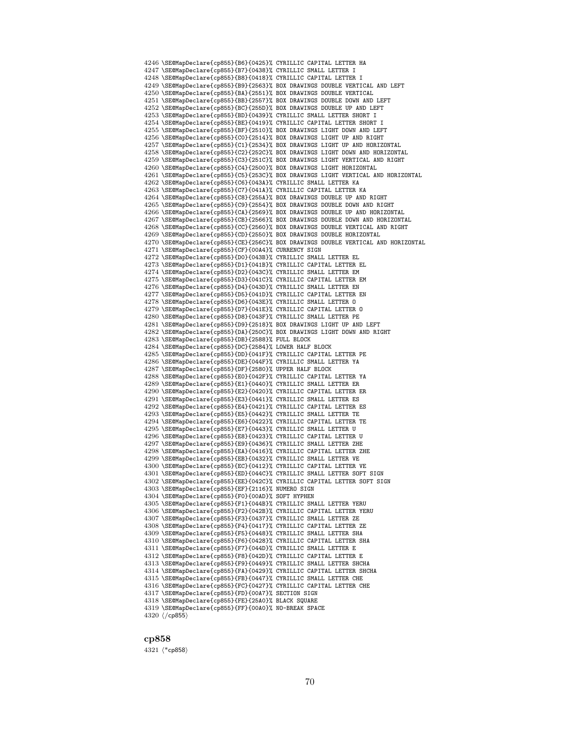```
4246 \SE@MapDeclare{cp855}{B6}{0425}% CYRILLIC CAPITAL LETTER HA
4247 \SE@MapDeclare{cp855}{B7}{0438}% CYRILLIC SMALL LETTER I
4248 \SE@MapDeclare{cp855}{B8}{0418}% CYRILLIC CAPITAL LETTER I
4249 \SE@MapDeclare{cp855}{B9}{2563}% BOX DRAWINGS DOUBLE VERTICAL AND LEFT
4250 \SE@MapDeclare{cp855}{BA}{2551}% BOX DRAWINGS DOUBLE VERTICAL
4251 \SE@MapDeclare{cp855}{BB}{2557}% BOX DRAWINGS DOUBLE DOWN AND LEFT
4252 \SE@MapDeclare{cp855}{BC}{255D}% BOX DRAWINGS DOUBLE UP AND LEFT
4253 \SE@MapDeclare{cp855}{BD}{0439}% CYRILLIC SMALL LETTER SHORT I
4254 \SE@MapDeclare{cp855}{BE}{0419}% CYRILLIC CAPITAL LETTER SHORT I
4255 \SE@MapDeclare{cp855}{BF}{2510}% BOX DRAWINGS LIGHT DOWN AND LEFT
4256 \SE@MapDeclare{cp855}{C0}{2514}% BOX DRAWINGS LIGHT UP AND RIGHT
4257 \SE@MapDeclare{cp855}{C1}{2534}% BOX DRAWINGS LIGHT UP AND HORIZONTAL
4258 \SE@MapDeclare{cp855}{C2}{252C}% BOX DRAWINGS LIGHT DOWN AND HORIZONTAL
4259 \SE@MapDeclare{cp855}{C3}{251C}% BOX DRAWINGS LIGHT VERTICAL AND RIGHT
4260 \SE@MapDeclare{cp855}{C4}{2500}% BOX DRAWINGS LIGHT HORIZONTAL
4261 \SE@MapDeclare{cp855}{C5}{253C}% BOX DRAWINGS LIGHT VERTICAL AND HORIZONTAL
4262 \SE@MapDeclare{cp855}{C6}{043A}% CYRILLIC SMALL LETTER KA
4263 \SE@MapDeclare{cp855}{C7}{041A}% CYRILLIC CAPITAL LETTER KA
4264 \SE@MapDeclare{cp855}{C8}{255A}% BOX DRAWINGS DOUBLE UP AND RIGHT
4265 \SE@MapDeclare{cp855}{C9}{2554}% BOX DRAWINGS DOUBLE DOWN AND RIGHT
4266 \SE@MapDeclare{cp855}{CA}{2569}% BOX DRAWINGS DOUBLE UP AND HORIZONTAL
4267 \SE@MapDeclare{cp855}{CB}{2566}% BOX DRAWINGS DOUBLE DOWN AND HORIZONTAL
4268 \SE@MapDeclare{cp855}{CC}{2560}% BOX DRAWINGS DOUBLE VERTICAL AND RIGHT
4269 \SE@MapDeclare{cp855}{CD}{2550}% BOX DRAWINGS DOUBLE HORIZONTAL
4270 \SE@MapDeclare{cp855}{CE}{256C}% BOX DRAWINGS DOUBLE VERTICAL AND HORIZONTAL
4271 \SE@MapDeclare{cp855}{CF}{00A4}% CURRENCY SIGN
4272 \SE@MapDeclare{cp855}{D0}{043B}% CYRILLIC SMALL LETTER EL
4273 \SE@MapDeclare{cp855}{D1}{041B}% CYRILLIC CAPITAL LETTER EL
4274 \SE@MapDeclare{cp855}{D2}{043C}% CYRILLIC SMALL LETTER EM
4275 \SE@MapDeclare{cp855}{D3}{041C}% CYRILLIC CAPITAL LETTER EM
4276 \SE@MapDeclare{cp855}{D4}{043D}% CYRILLIC SMALL LETTER EN
4277 \SE@MapDeclare{cp855}{D5}{041D}% CYRILLIC CAPITAL LETTER EN
4278 \SE@MapDeclare{cp855}{D6}{043E}% CYRILLIC SMALL LETTER O
4279 \SE@MapDeclare{cp855}{D7}{041E}% CYRILLIC CAPITAL LETTER O
4280 \SE@MapDeclare{cp855}{D8}{043F}% CYRILLIC SMALL LETTER PE
4281 \SE@MapDeclare{cp855}{D9}{2518}% BOX DRAWINGS LIGHT UP AND LEFT
4282 \SE@MapDeclare{cp855}{DA}{250C}% BOX DRAWINGS LIGHT DOWN AND RIGHT
4283 \SE@MapDeclare{cp855}{DB}{2588}% FULL BLOCK
4284 \SE@MapDeclare{cp855}{DC}{2584}% LOWER HALF BLOCK
4285 \SE@MapDeclare{cp855}{DD}{041F}% CYRILLIC CAPITAL LETTER PE
4286 \SE@MapDeclare{cp855}{DE}{044F}% CYRILLIC SMALL LETTER YA
4287 \SE@MapDeclare{cp855}{DF}{2580}% UPPER HALF BLOCK
4288 \SE@MapDeclare{cp855}{E0}{042F}% CYRILLIC CAPITAL LETTER YA
4289 \SE@MapDeclare{cp855}{E1}{0440}% CYRILLIC SMALL LETTER ER
4290 \SE@MapDeclare{cp855}{E2}{0420}% CYRILLIC CAPITAL LETTER ER
4291 \SE@MapDeclare{cp855}{E3}{0441}% CYRILLIC SMALL LETTER ES
4292 \SE@MapDeclare{cp855}{E4}{0421}% CYRILLIC CAPITAL LETTER ES
4293 \SE@MapDeclare{cp855}{E5}{0442}% CYRILLIC SMALL LETTER TE
4294 \SE@MapDeclare{cp855}{E6}{0422}% CYRILLIC CAPITAL LETTER TE
4295 \SE@MapDeclare{cp855}{E7}{0443}% CYRILLIC SMALL LETTER U
4296 \SE@MapDeclare{cp855}{E8}{0423}% CYRILLIC CAPITAL LETTER U
4297 \SE@MapDeclare{cp855}{E9}{0436}% CYRILLIC SMALL LETTER ZHE
4298 \SE@MapDeclare{cp855}{EA}{0416}% CYRILLIC CAPITAL LETTER ZHE
4299 \SE@MapDeclare{cp855}{EB}{0432}% CYRILLIC SMALL LETTER VE
4300 \SE@MapDeclare{cp855}{EC}{0412}% CYRILLIC CAPITAL LETTER VE
4301 \SE@MapDeclare{cp855}{ED}{044C}% CYRILLIC SMALL LETTER SOFT SIGN
4302 \SE@MapDeclare{cp855}{EE}{042C}% CYRILLIC CAPITAL LETTER SOFT SIGN
4303 \SE@MapDeclare{cp855}{EF}{2116}% NUMERO SIGN
4304 \SE@MapDeclare{cp855}{F0}{00AD}% SOFT HYPHEN
4305 \SE@MapDeclare{cp855}{F1}{044B}% CYRILLIC SMALL LETTER YERU
4306 \SE@MapDeclare{cp855}{F2}{042B}% CYRILLIC CAPITAL LETTER YERU
4307 \SE@MapDeclare{cp855}{F3}{0437}% CYRILLIC SMALL LETTER ZE
4308 \SE@MapDeclare{cp855}{F4}{0417}% CYRILLIC CAPITAL LETTER ZE
4309 \SE@MapDeclare{cp855}{F5}{0448}% CYRILLIC SMALL LETTER SHA
4310 \SE@MapDeclare{cp855}{F6}{0428}% CYRILLIC CAPITAL LETTER SHA
4311 \SE@MapDeclare{cp855}{F7}{044D}% CYRILLIC SMALL LETTER E
4312 \SE@MapDeclare{cp855}{F8}{042D}% CYRILLIC CAPITAL LETTER E
4313 \SE@MapDeclare{cp855}{F9}{0449}% CYRILLIC SMALL LETTER SHCHA
4314 \SE@MapDeclare{cp855}{FA}{0429}% CYRILLIC CAPITAL LETTER SHCHA
4315 \SE@MapDeclare{cp855}{FB}{0447}% CYRILLIC SMALL LETTER CHE
4316 \SE@MapDeclare{cp855}{FC}{0427}% CYRILLIC CAPITAL LETTER CHE
4317 \SE@MapDeclare{cp855}{FD}{00A7}% SECTION SIGN
4318 \SE@MapDeclare{cp855}{FE}{25A0}% BLACK SQUARE
4319 \SE@MapDeclare{cp855}{FF}{00A0}% NO-BREAK SPACE
4320 ⟨/cp855⟩
```

## cp858

```
4321 ⟨*cp858⟩
```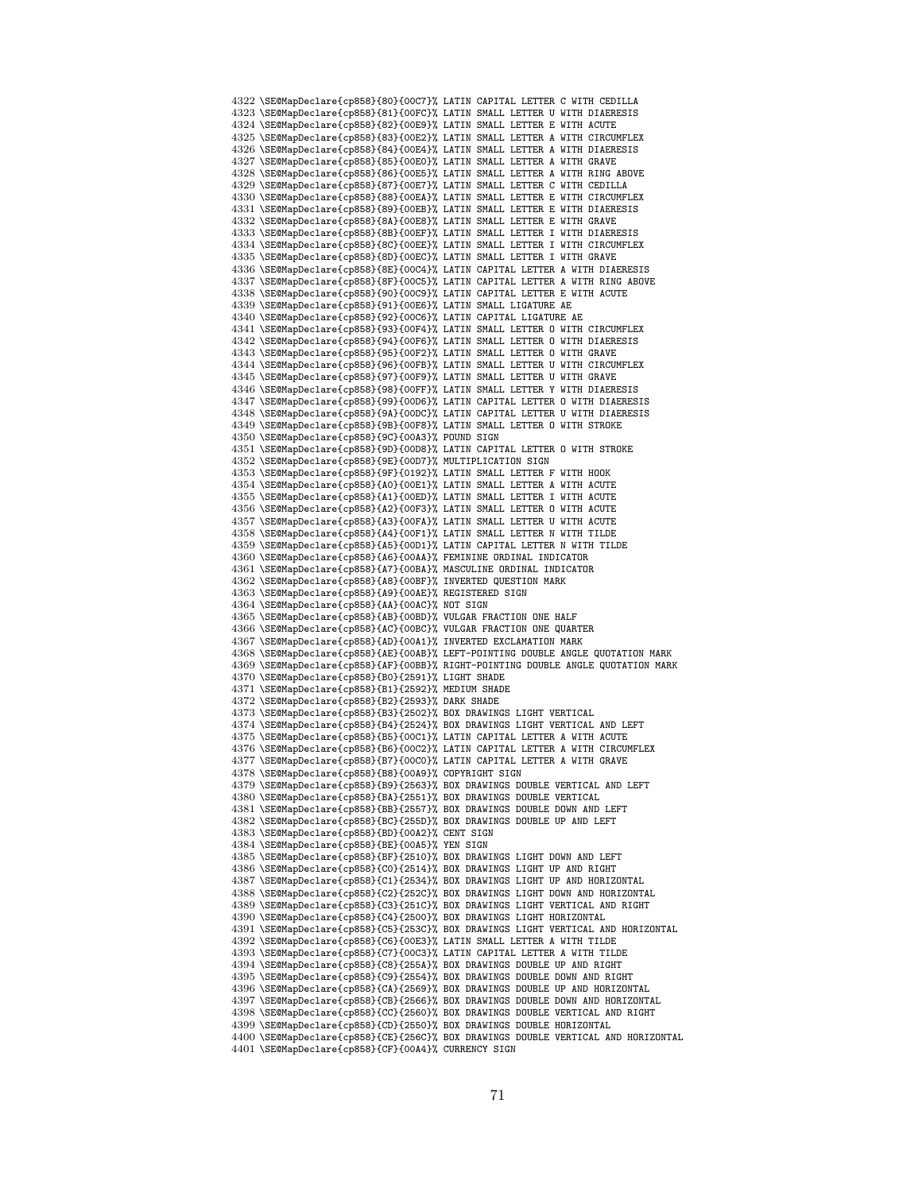```
4322 \SE@MapDeclare{cp858}{80}{00C7}% LATIN CAPITAL LETTER C WITH CEDILLA
4323 \SE@MapDeclare{cp858}{81}{00FC}% LATIN SMALL LETTER U WITH DIAERESIS
4324 \SE@MapDeclare{cp858}{82}{00E9}% LATIN SMALL LETTER E WITH ACUTE
4325 \SE@MapDeclare{cp858}{83}{00E2}% LATIN SMALL LETTER A WITH CIRCUMFLEX
4326 \SE@MapDeclare{cp858}{84}{00E4}% LATIN SMALL LETTER A WITH DIAERESIS
4327 \SE@MapDeclare{cp858}{85}{00E0}% LATIN SMALL LETTER A WITH GRAVE
4328 \SE@MapDeclare{cp858}{86}{00E5}% LATIN SMALL LETTER A WITH RING ABOVE
4329 \SE@MapDeclare{cp858}{87}{00E7}% LATIN SMALL LETTER C WITH CEDILLA
4330 \SE@MapDeclare{cp858}{88}{00EA}% LATIN SMALL LETTER E WITH CIRCUMFLEX
4331 \SE@MapDeclare{cp858}{89}{00EB}% LATIN SMALL LETTER E WITH DIAERESIS
4332 \SE@MapDeclare{cp858}{8A}{00E8}% LATIN SMALL LETTER E WITH GRAVE
4333 \SE@MapDeclare{cp858}{8B}{00EF}% LATIN SMALL LETTER I WITH DIAERESIS
4334 \SE@MapDeclare{cp858}{8C}{00EE}% LATIN SMALL LETTER I WITH CIRCUMFLEX
4335 \SE@MapDeclare{cp858}{8D}{00EC}% LATIN SMALL LETTER I WITH GRAVE
4336 \SE@MapDeclare{cp858}{8E}{00C4}% LATIN CAPITAL LETTER A WITH DIAERESIS
4337 \SE@MapDeclare{cp858}{8F}{00C5}% LATIN CAPITAL LETTER A WITH RING ABOVE
4338 \SE@MapDeclare{cp858}{90}{00C9}% LATIN CAPITAL LETTER E WITH ACUTE
4339 \SE@MapDeclare{cp858}{91}{00E6}% LATIN SMALL LIGATURE AE
4340 \SE@MapDeclare{cp858}{92}{00C6}% LATIN CAPITAL LIGATURE AE
4341 \SE@MapDeclare{cp858}{93}{00F4}% LATIN SMALL LETTER O WITH CIRCUMFLEX
4342 \SE@MapDeclare{cp858}{94}{00F6}% LATIN SMALL LETTER O WITH DIAERESIS
4343 \SE@MapDeclare{cp858}{95}{00F2}% LATIN SMALL LETTER O WITH GRAVE
4344 \SE@MapDeclare{cp858}{96}{00FB}% LATIN SMALL LETTER U WITH CIRCUMFLEX
4345 \SE@MapDeclare{cp858}{97}{00F9}% LATIN SMALL LETTER U WITH GRAVE
4346 \SE@MapDeclare{cp858}{98}{00FF}% LATIN SMALL LETTER Y WITH DIAERESIS
4347 \SE@MapDeclare{cp858}{99}{00D6}% LATIN CAPITAL LETTER O WITH DIAERESIS
4348 \SE@MapDeclare{cp858}{9A}{00DC}% LATIN CAPITAL LETTER U WITH DIAERESIS
4349 \SE@MapDeclare{cp858}{9B}{00F8}% LATIN SMALL LETTER O WITH STROKE
4350 \SE@MapDeclare{cp858}{9C}{00A3}% POUND SIGN
4351 \SE@MapDeclare{cp858}{9D}{00D8}% LATIN CAPITAL LETTER O WITH STROKE
4352 \SE@MapDeclare{cp858}{9E}{00D7}% MULTIPLICATION SIGN
4353 \SE@MapDeclare{cp858}{9F}{0192}% LATIN SMALL LETTER F WITH HOOK
4354 \SE@MapDeclare{cp858}{A0}{00E1}% LATIN SMALL LETTER A WITH ACUTE
4355 \SE@MapDeclare{cp858}{A1}{00ED}% LATIN SMALL LETTER I WITH ACUTE
4356 \SE@MapDeclare{cp858}{A2}{00F3}% LATIN SMALL LETTER O WITH ACUTE
4357 \SE@MapDeclare{cp858}{A3}{00FA}% LATIN SMALL LETTER U WITH ACUTE
4358 \SE@MapDeclare{cp858}{A4}{00F1}% LATIN SMALL LETTER N WITH TILDE
4359 \SE@MapDeclare{cp858}{A5}{00D1}% LATIN CAPITAL LETTER N WITH TILDE
4360 \SE@MapDeclare{cp858}{A6}{00AA}% FEMININE ORDINAL INDICATOR
4361 \SE@MapDeclare{cp858}{A7}{00BA}% MASCULINE ORDINAL INDICATOR
4362 \SE@MapDeclare{cp858}{A8}{00BF}% INVERTED QUESTION MARK
4363 \SE@MapDeclare{cp858}{A9}{00AE}% REGISTERED SIGN
4364 \SE@MapDeclare{cp858}{AA}{00AC}% NOT SIGN
4365 \SE@MapDeclare{cp858}{AB}{00BD}% VULGAR FRACTION ONE HALF
4366 \SE@MapDeclare{cp858}{AC}{00BC}% VULGAR FRACTION ONE QUARTER
4367 \SE@MapDeclare{cp858}{AD}{00A1}% INVERTED EXCLAMATION MARK
4368 \SE@MapDeclare{cp858}{AE}{00AB}% LEFT-POINTING DOUBLE ANGLE QUOTATION MARK
4369 \SE@MapDeclare{cp858}{AF}{00BB}% RIGHT-POINTING DOUBLE ANGLE QUOTATION MARK
4370 \SE@MapDeclare{cp858}{B0}{2591}% LIGHT SHADE
4371 \SE@MapDeclare{cp858}{B1}{2592}% MEDIUM SHADE
4372 \SE@MapDeclare{cp858}{B2}{2593}% DARK SHADE
4373 \SE@MapDeclare{cp858}{B3}{2502}% BOX DRAWINGS LIGHT VERTICAL
4374 \SE@MapDeclare{cp858}{B4}{2524}% BOX DRAWINGS LIGHT VERTICAL AND LEFT
4375 \SE@MapDeclare{cp858}{B5}{00C1}% LATIN CAPITAL LETTER A WITH ACUTE
4376 \SE@MapDeclare{cp858}{B6}{00C2}% LATIN CAPITAL LETTER A WITH CIRCUMFLEX
4377 \SE@MapDeclare{cp858}{B7}{00C0}% LATIN CAPITAL LETTER A WITH GRAVE
4378 \SE@MapDeclare{cp858}{B8}{00A9}% COPYRIGHT SIGN
4379 \SE@MapDeclare{cp858}{B9}{2563}% BOX DRAWINGS DOUBLE VERTICAL AND LEFT
4380 \SE@MapDeclare{cp858}{BA}{2551}% BOX DRAWINGS DOUBLE VERTICAL
4381 \SE@MapDeclare{cp858}{BB}{2557}% BOX DRAWINGS DOUBLE DOWN AND LEFT
4382 \SE@MapDeclare{cp858}{BC}{255D}% BOX DRAWINGS DOUBLE UP AND LEFT
4383 \SE@MapDeclare{cp858}{BD}{00A2}% CENT SIGN
4384 \SE@MapDeclare{cp858}{BE}{00A5}% YEN SIGN
4385 \SE@MapDeclare{cp858}{BF}{2510}% BOX DRAWINGS LIGHT DOWN AND LEFT
4386 \SE@MapDeclare{cp858}{C0}{2514}% BOX DRAWINGS LIGHT UP AND RIGHT
4387 \SE@MapDeclare{cp858}{C1}{2534}% BOX DRAWINGS LIGHT UP AND HORIZONTAL
4388 \SE@MapDeclare{cp858}{C2}{252C}% BOX DRAWINGS LIGHT DOWN AND HORIZONTAL
4389 \SE@MapDeclare{cp858}{C3}{251C}% BOX DRAWINGS LIGHT VERTICAL AND RIGHT
4390 \SE@MapDeclare{cp858}{C4}{2500}% BOX DRAWINGS LIGHT HORIZONTAL
4391 \SE@MapDeclare{cp858}{C5}{253C}% BOX DRAWINGS LIGHT VERTICAL AND HORIZONTAL
4392 \SE@MapDeclare{cp858}{C6}{00E3}% LATIN SMALL LETTER A WITH TILDE
4393 \SE@MapDeclare{cp858}{C7}{00C3}% LATIN CAPITAL LETTER A WITH TILDE
4394 \SE@MapDeclare{cp858}{C8}{255A}% BOX DRAWINGS DOUBLE UP AND RIGHT
4395 \SE@MapDeclare{cp858}{C9}{2554}% BOX DRAWINGS DOUBLE DOWN AND RIGHT
4396 \SE@MapDeclare{cp858}{CA}{2569}% BOX DRAWINGS DOUBLE UP AND HORIZONTAL
4397 \SE@MapDeclare{cp858}{CB}{2566}% BOX DRAWINGS DOUBLE DOWN AND HORIZONTAL
4398 \SE@MapDeclare{cp858}{CC}{2560}% BOX DRAWINGS DOUBLE VERTICAL AND RIGHT
4399 \SE@MapDeclare{cp858}{CD}{2550}% BOX DRAWINGS DOUBLE HORIZONTAL
4400 \SE@MapDeclare{cp858}{CE}{256C}% BOX DRAWINGS DOUBLE VERTICAL AND HORIZONTAL
4401 \SE@MapDeclare{cp858}{CF}{00A4}% CURRENCY SIGN
```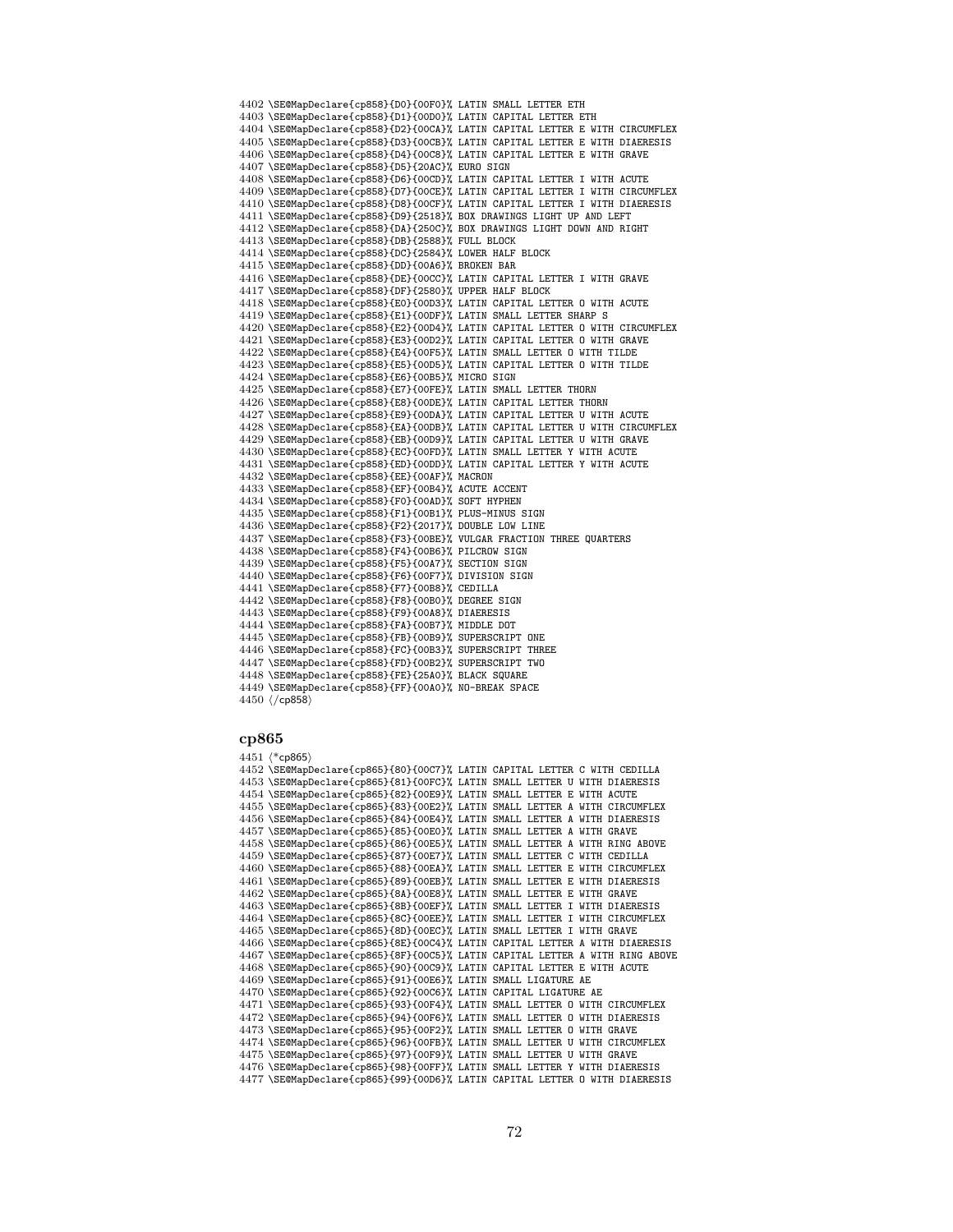```
4402 \SE@MapDeclare{cp858}{D0}{00F0}% LATIN SMALL LETTER ETH
4403 \SE@MapDeclare{cp858}{D1}{00D0}% LATIN CAPITAL LETTER ETH
4404 \SE@MapDeclare{cp858}{D2}{00CA}% LATIN CAPITAL LETTER E WITH CIRCUMFLEX
4405 \SE@MapDeclare{cp858}{D3}{00CB}% LATIN CAPITAL LETTER E WITH DIAERESIS
4406 \SE@MapDeclare{cp858}{D4}{00C8}% LATIN CAPITAL LETTER E WITH GRAVE
4407 \SE@MapDeclare{cp858}{D5}{20AC}% EURO SIGN
4408 \SE@MapDeclare{cp858}{D6}{00CD}% LATIN CAPITAL LETTER I WITH ACUTE
4409 \SE@MapDeclare{cp858}{D7}{00CE}% LATIN CAPITAL LETTER I WITH CIRCUMFLEX
4410 \SE@MapDeclare{cp858}{D8}{00CF}% LATIN CAPITAL LETTER I WITH DIAERESIS
4411 \SE@MapDeclare{cp858}{D9}{2518}% BOX DRAWINGS LIGHT UP AND LEFT
4412 \SE@MapDeclare{cp858}{DA}{250C}% BOX DRAWINGS LIGHT DOWN AND RIGHT
4413 \SE@MapDeclare{cp858}{DB}{2588}% FULL BLOCK
4414 \SE@MapDeclare{cp858}{DC}{2584}% LOWER HALF BLOCK
4415 \SE@MapDeclare{cp858}{DD}{00A6}% BROKEN BAR
4416 \SE@MapDeclare{cp858}{DE}{00CC}% LATIN CAPITAL LETTER I WITH GRAVE
4417 \SE@MapDeclare{cp858}{DF}{2580}% UPPER HALF BLOCK
4418 \SE@MapDeclare{cp858}{E0}{00D3}% LATIN CAPITAL LETTER O WITH ACUTE
4419 \SE@MapDeclare{cp858}{E1}{00DF}% LATIN SMALL LETTER SHARP S
4420 \SE@MapDeclare{cp858}{E2}{00D4}% LATIN CAPITAL LETTER O WITH CIRCUMFLEX
4421 \SE@MapDeclare{cp858}{E3}{00D2}% LATIN CAPITAL LETTER O WITH GRAVE
4422 \SE@MapDeclare{cp858}{E4}{00F5}% LATIN SMALL LETTER O WITH TILDE
4423 \SE@MapDeclare{cp858}{E5}{00D5}% LATIN CAPITAL LETTER O WITH TILDE
4424 \SE@MapDeclare{cp858}{E6}{00B5}% MICRO SIGN
4425 \SE@MapDeclare{cp858}{E7}{00FE}% LATIN SMALL LETTER THORN
4426 \SE@MapDeclare{cp858}{E8}{00DE}% LATIN CAPITAL LETTER THORN
4427 \SE@MapDeclare{cp858}{E9}{00DA}% LATIN CAPITAL LETTER U WITH ACUTE
4428 \SE@MapDeclare{cp858}{EA}{00DB}% LATIN CAPITAL LETTER U WITH CIRCUMFLEX
4429 \SE@MapDeclare{cp858}{EB}{00D9}% LATIN CAPITAL LETTER U WITH GRAVE
4430 \SE@MapDeclare{cp858}{EC}{00FD}% LATIN SMALL LETTER Y WITH ACUTE
4431 \SE@MapDeclare{cp858}{ED}{00DD}% LATIN CAPITAL LETTER Y WITH ACUTE
4432 \SE@MapDeclare{cp858}{EE}{00AF}% MACRON
4433 \SE@MapDeclare{cp858}{EF}{00B4}% ACUTE ACCENT
4434 \SE@MapDeclare{cp858}{F0}{00AD}% SOFT HYPHEN
4435 \SE@MapDeclare{cp858}{F1}{00B1}% PLUS-MINUS SIGN
4436 \SE@MapDeclare{cp858}{F2}{2017}% DOUBLE LOW LINE
4437 \SE@MapDeclare{cp858}{F3}{00BE}% VULGAR FRACTION THREE QUARTERS
4438 \SE@MapDeclare{cp858}{F4}{00B6}% PILCROW SIGN
4439 \SE@MapDeclare{cp858}{F5}{00A7}% SECTION SIGN
4440 \SE@MapDeclare{cp858}{F6}{00F7}% DIVISION SIGN
4441 \SE@MapDeclare{cp858}{F7}{00B8}% CEDILLA
4442 \SE@MapDeclare{cp858}{F8}{00B0}% DEGREE SIGN
4443 \SE@MapDeclare{cp858}{F9}{00A8}% DIAERESIS
4444 \SE@MapDeclare{cp858}{FA}{00B7}% MIDDLE DOT
4445 \SE@MapDeclare{cp858}{FB}{00B9}% SUPERSCRIPT ONE
4446 \SE@MapDeclare{cp858}{FC}{00B3}% SUPERSCRIPT THREE
4447 \SE@MapDeclare{cp858}{FD}{00B2}% SUPERSCRIPT TWO
4448 \SE@MapDeclare{cp858}{FE}{25A0}% BLACK SQUARE
4449 \SE@MapDeclare{cp858}{FF}{00A0}% NO-BREAK SPACE
4450 ⟨/cp858⟩
```

## cp865

```
4451 ⟨*cp865⟩
4452 \SE@MapDeclare{cp865}{80}{00C7}% LATIN CAPITAL LETTER C WITH CEDILLA
4453 \SE@MapDeclare{cp865}{81}{00FC}% LATIN SMALL LETTER U WITH DIAERESIS
4454 \SE@MapDeclare{cp865}{82}{00E9}% LATIN SMALL LETTER E WITH ACUTE
4455 \SE@MapDeclare{cp865}{83}{00E2}% LATIN SMALL LETTER A WITH CIRCUMFLEX
4456 \SE@MapDeclare{cp865}{84}{00E4}% LATIN SMALL LETTER A WITH DIAERESIS
4457 \SE@MapDeclare{cp865}{85}{00E0}% LATIN SMALL LETTER A WITH GRAVE
4458 \SE@MapDeclare{cp865}{86}{00E5}% LATIN SMALL LETTER A WITH RING ABOVE
4459 \SE@MapDeclare{cp865}{87}{00E7}% LATIN SMALL LETTER C WITH CEDILLA
4460 \SE@MapDeclare{cp865}{88}{00EA}% LATIN SMALL LETTER E WITH CIRCUMFLEX
4461 \SE@MapDeclare{cp865}{89}{00EB}% LATIN SMALL LETTER E WITH DIAERESIS
4462 \SE@MapDeclare{cp865}{8A}{00E8}% LATIN SMALL LETTER E WITH GRAVE
4463 \SE@MapDeclare{cp865}{8B}{00EF}% LATIN SMALL LETTER I WITH DIAERESIS
4464 \SE@MapDeclare{cp865}{8C}{00EE}% LATIN SMALL LETTER I WITH CIRCUMFLEX
4465 \SE@MapDeclare{cp865}{8D}{00EC}% LATIN SMALL LETTER I WITH GRAVE
4466 \SE@MapDeclare{cp865}{8E}{00C4}% LATIN CAPITAL LETTER A WITH DIAERESIS
4467 \SE@MapDeclare{cp865}{8F}{00C5}% LATIN CAPITAL LETTER A WITH RING ABOVE
4468 \SE@MapDeclare{cp865}{90}{00C9}% LATIN CAPITAL LETTER E WITH ACUTE
4469 \SE@MapDeclare{cp865}{91}{00E6}% LATIN SMALL LIGATURE AE
4470 \SE@MapDeclare{cp865}{92}{00C6}% LATIN CAPITAL LIGATURE AE
4471 \SE@MapDeclare{cp865}{93}{00F4}% LATIN SMALL LETTER O WITH CIRCUMFLEX
4472 \SE@MapDeclare{cp865}{94}{00F6}% LATIN SMALL LETTER O WITH DIAERESIS
4473 \SE@MapDeclare{cp865}{95}{00F2}% LATIN SMALL LETTER O WITH GRAVE
4474 \SE@MapDeclare{cp865}{96}{00FB}% LATIN SMALL LETTER U WITH CIRCUMFLEX
4475 \SE@MapDeclare{cp865}{97}{00F9}% LATIN SMALL LETTER U WITH GRAVE
4476 \SE@MapDeclare{cp865}{98}{00FF}% LATIN SMALL LETTER Y WITH DIAERESIS
4477 \SE@MapDeclare{cp865}{99}{00D6}% LATIN CAPITAL LETTER O WITH DIAERESIS
```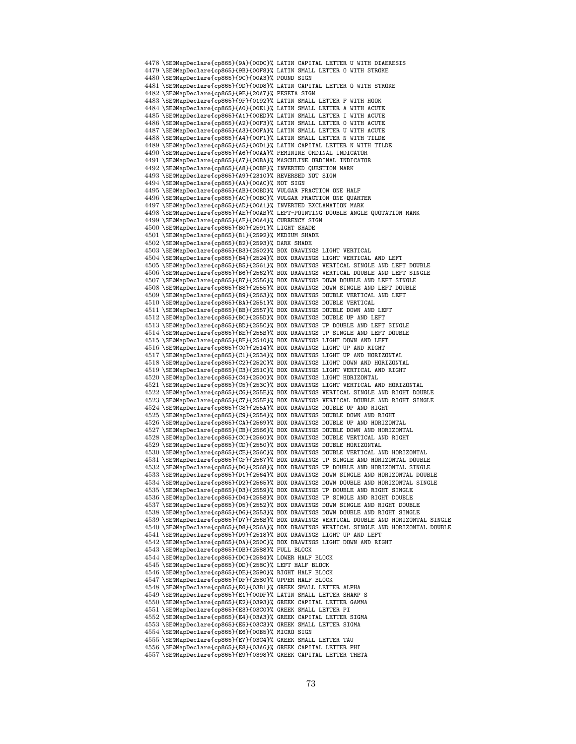```
4478 \SE@MapDeclare{cp865}{9A}{00DC}% LATIN CAPITAL LETTER U WITH DIAERESIS
4479 \SE@MapDeclare{cp865}{9B}{00F8}% LATIN SMALL LETTER O WITH STROKE
4480 \SE@MapDeclare{cp865}{9C}{00A3}% POUND SIGN
4481 \SE@MapDeclare{cp865}{9D}{00D8}% LATIN CAPITAL LETTER O WITH STROKE
4482 \SE@MapDeclare{cp865}{9E}{20A7}% PESETA SIGN
4483 \SE@MapDeclare{cp865}{9F}{0192}% LATIN SMALL LETTER F WITH HOOK
4484 \SE@MapDeclare{cp865}{A0}{00E1}% LATIN SMALL LETTER A WITH ACUTE
4485 \SE@MapDeclare{cp865}{A1}{00ED}% LATIN SMALL LETTER I WITH ACUTE
4486 \SE@MapDeclare{cp865}{A2}{00F3}% LATIN SMALL LETTER O WITH ACUTE
4487 \SE@MapDeclare{cp865}{A3}{00FA}% LATIN SMALL LETTER U WITH ACUTE
4488 \SE@MapDeclare{cp865}{A4}{00F1}% LATIN SMALL LETTER N WITH TILDE
4489 \SE@MapDeclare{cp865}{A5}{00D1}% LATIN CAPITAL LETTER N WITH TILDE
4490 \SE@MapDeclare{cp865}{A6}{00AA}% FEMININE ORDINAL INDICATOR
4491 \SE@MapDeclare{cp865}{A7}{00BA}% MASCULINE ORDINAL INDICATOR
4492 \SE@MapDeclare{cp865}{A8}{00BF}% INVERTED QUESTION MARK
4493 \SE@MapDeclare{cp865}{A9}{2310}% REVERSED NOT SIGN
4494 \SE@MapDeclare{cp865}{AA}{00AC}% NOT SIGN
4495 \SE@MapDeclare{cp865}{AB}{00BD}% VULGAR FRACTION ONE HALF
4496 \SE@MapDeclare{cp865}{AC}{00BC}% VULGAR FRACTION ONE QUARTER
4497 \SE@MapDeclare{cp865}{AD}{00A1}% INVERTED EXCLAMATION MARK
4498 \SE@MapDeclare{cp865}{AE}{00AB}% LEFT-POINTING DOUBLE ANGLE QUOTATION MARK
4499 \SE@MapDeclare{cp865}{AF}{00A4}% CURRENCY SIGN
4500 \SE@MapDeclare{cp865}{B0}{2591}% LIGHT SHADE
4501 \SE@MapDeclare{cp865}{B1}{2592}% MEDIUM SHADE
4502 \SE@MapDeclare{cp865}{B2}{2593}% DARK SHADE
4503 \SE@MapDeclare{cp865}{B3}{2502}% BOX DRAWINGS LIGHT VERTICAL
4504 \SE@MapDeclare{cp865}{B4}{2524}% BOX DRAWINGS LIGHT VERTICAL AND LEFT
4505 \SE@MapDeclare{cp865}{B5}{2561}% BOX DRAWINGS VERTICAL SINGLE AND LEFT DOUBLE
4506 \SE@MapDeclare{cp865}{B6}{2562}% BOX DRAWINGS VERTICAL DOUBLE AND LEFT SINGLE
4507 \SE@MapDeclare{cp865}{B7}{2556}% BOX DRAWINGS DOWN DOUBLE AND LEFT SINGLE
4508 \SE@MapDeclare{cp865}{B8}{2555}% BOX DRAWINGS DOWN SINGLE AND LEFT DOUBLE
4509 \SE@MapDeclare{cp865}{B9}{2563}% BOX DRAWINGS DOUBLE VERTICAL AND LEFT
4510 \SE@MapDeclare{cp865}{BA}{2551}% BOX DRAWINGS DOUBLE VERTICAL
4511 \SE@MapDeclare{cp865}{BB}{2557}% BOX DRAWINGS DOUBLE DOWN AND LEFT
4512 \SE@MapDeclare{cp865}{BC}{255D}% BOX DRAWINGS DOUBLE UP AND LEFT
4513 \SE@MapDeclare{cp865}{BD}{255C}% BOX DRAWINGS UP DOUBLE AND LEFT SINGLE
4514 \SE@MapDeclare{cp865}{BE}{255B}% BOX DRAWINGS UP SINGLE AND LEFT DOUBLE
4515 \SE@MapDeclare{cp865}{BF}{2510}% BOX DRAWINGS LIGHT DOWN AND LEFT
4516 \SE@MapDeclare{cp865}{C0}{2514}% BOX DRAWINGS LIGHT UP AND RIGHT
4517 \SE@MapDeclare{cp865}{C1}{2534}% BOX DRAWINGS LIGHT UP AND HORIZONTAL
4518 \SE@MapDeclare{cp865}{C2}{252C}% BOX DRAWINGS LIGHT DOWN AND HORIZONTAL
4519 \SE@MapDeclare{cp865}{C3}{251C}% BOX DRAWINGS LIGHT VERTICAL AND RIGHT
4520 \SE@MapDeclare{cp865}{C4}{2500}% BOX DRAWINGS LIGHT HORIZONTAL
4521 \SE@MapDeclare{cp865}{C5}{253C}% BOX DRAWINGS LIGHT VERTICAL AND HORIZONTAL
4522 \SE@MapDeclare{cp865}{C6}{255E}% BOX DRAWINGS VERTICAL SINGLE AND RIGHT DOUBLE
4523 \SE@MapDeclare{cp865}{C7}{255F}% BOX DRAWINGS VERTICAL DOUBLE AND RIGHT SINGLE
4524 \SE@MapDeclare{cp865}{C8}{255A}% BOX DRAWINGS DOUBLE UP AND RIGHT
4525 \SE@MapDeclare{cp865}{C9}{2554}% BOX DRAWINGS DOUBLE DOWN AND RIGHT
4526 \SE@MapDeclare{cp865}{CA}{2569}% BOX DRAWINGS DOUBLE UP AND HORIZONTAL
4527 \SE@MapDeclare{cp865}{CB}{2566}% BOX DRAWINGS DOUBLE DOWN AND HORIZONTAL
4528 \SE@MapDeclare{cp865}{CC}{2560}% BOX DRAWINGS DOUBLE VERTICAL AND RIGHT
4529 \SE@MapDeclare{cp865}{CD}{2550}% BOX DRAWINGS DOUBLE HORIZONTAL
4530 \SE@MapDeclare{cp865}{CE}{256C}% BOX DRAWINGS DOUBLE VERTICAL AND HORIZONTAL
4531 \SE@MapDeclare{cp865}{CF}{2567}% BOX DRAWINGS UP SINGLE AND HORIZONTAL DOUBLE
4532 \SE@MapDeclare{cp865}{D0}{2568}% BOX DRAWINGS UP DOUBLE AND HORIZONTAL SINGLE
4533 \SE@MapDeclare{cp865}{D1}{2564}% BOX DRAWINGS DOWN SINGLE AND HORIZONTAL DOUBLE
4534 \SE@MapDeclare{cp865}{D2}{2565}% BOX DRAWINGS DOWN DOUBLE AND HORIZONTAL SINGLE
4535 \SE@MapDeclare{cp865}{D3}{2559}% BOX DRAWINGS UP DOUBLE AND RIGHT SINGLE
4536 \SE@MapDeclare{cp865}{D4}{2558}% BOX DRAWINGS UP SINGLE AND RIGHT DOUBLE
4537 \SE@MapDeclare{cp865}{D5}{2552}% BOX DRAWINGS DOWN SINGLE AND RIGHT DOUBLE
4538 \SE@MapDeclare{cp865}{D6}{2553}% BOX DRAWINGS DOWN DOUBLE AND RIGHT SINGLE
4539 \SE@MapDeclare{cp865}{D7}{256B}% BOX DRAWINGS VERTICAL DOUBLE AND HORIZONTAL SINGLE
4540 \SE@MapDeclare{cp865}{D8}{256A}% BOX DRAWINGS VERTICAL SINGLE AND HORIZONTAL DOUBLE
4541 \SE@MapDeclare{cp865}{D9}{2518}% BOX DRAWINGS LIGHT UP AND LEFT
4542 \SE@MapDeclare{cp865}{DA}{250C}% BOX DRAWINGS LIGHT DOWN AND RIGHT
4543 \SE@MapDeclare{cp865}{DB}{2588}% FULL BLOCK
4544 \SE@MapDeclare{cp865}{DC}{2584}% LOWER HALF BLOCK
4545 \SE@MapDeclare{cp865}{DD}{258C}% LEFT HALF BLOCK
4546 \SE@MapDeclare{cp865}{DE}{2590}% RIGHT HALF BLOCK
4547 \SE@MapDeclare{cp865}{DF}{2580}% UPPER HALF BLOCK
4548 \SE@MapDeclare{cp865}{E0}{03B1}% GREEK SMALL LETTER ALPHA
4549 \SE@MapDeclare{cp865}{E1}{00DF}% LATIN SMALL LETTER SHARP S
4550 \SE@MapDeclare{cp865}{E2}{0393}% GREEK CAPITAL LETTER GAMMA
4551 \SE@MapDeclare{cp865}{E3}{03C0}% GREEK SMALL LETTER PI
4552 \SE@MapDeclare{cp865}{E4}{03A3}% GREEK CAPITAL LETTER SIGMA
4553 \SE@MapDeclare{cp865}{E5}{03C3}% GREEK SMALL LETTER SIGMA
4554 \SE@MapDeclare{cp865}{E6}{00B5}% MICRO SIGN
4555 \SE@MapDeclare{cp865}{E7}{03C4}% GREEK SMALL LETTER TAU
4556 \SE@MapDeclare{cp865}{E8}{03A6}% GREEK CAPITAL LETTER PHI
4557 \SE@MapDeclare{cp865}{E9}{0398}% GREEK CAPITAL LETTER THETA
```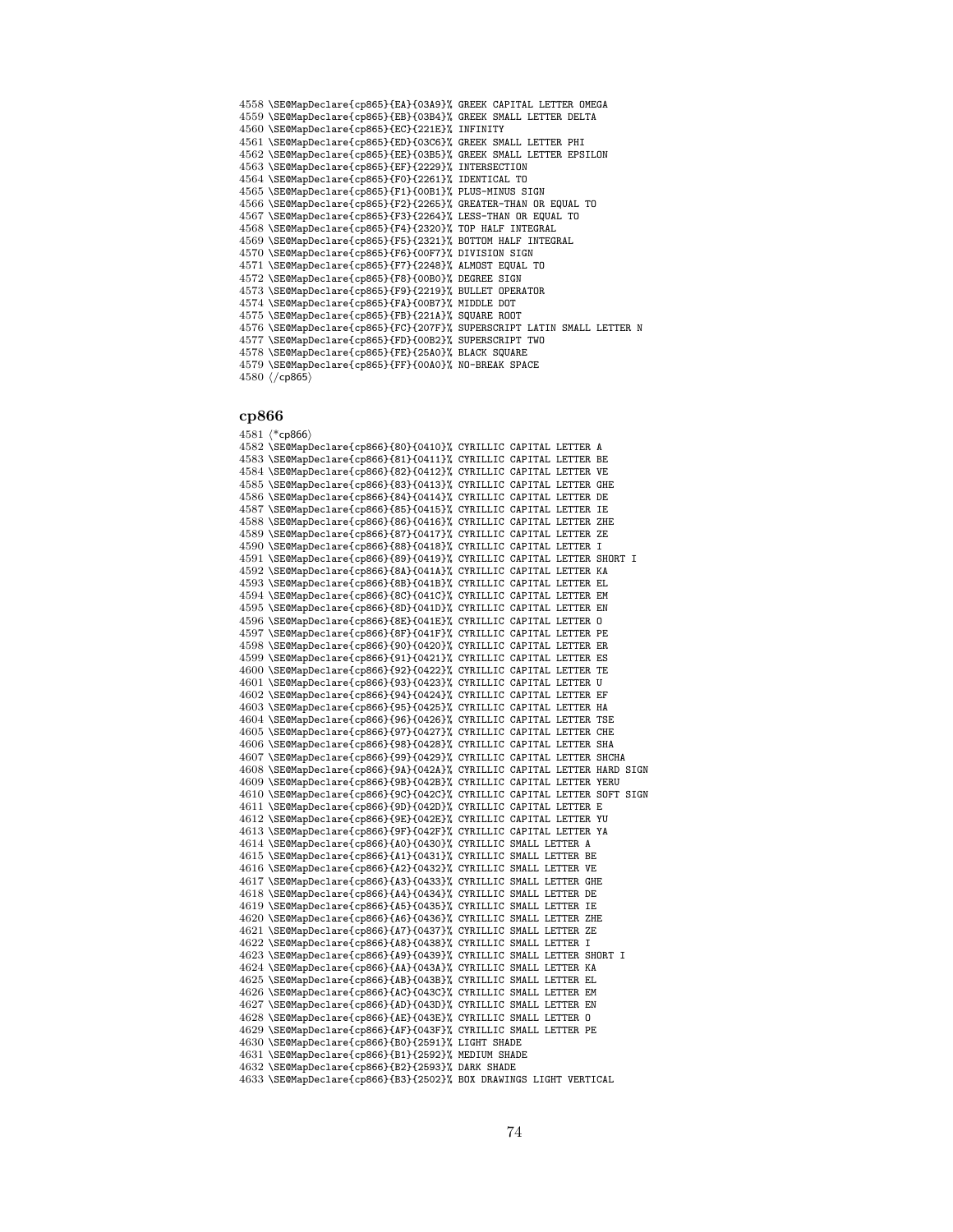```
4558 \SE@MapDeclare{cp865}{EA}{03A9}% GREEK CAPITAL LETTER OMEGA
4559 \SE@MapDeclare{cp865}{EB}{03B4}% GREEK SMALL LETTER DELTA
4560 \SE@MapDeclare{cp865}{EC}{221E}% INFINITY
4561 \SE@MapDeclare{cp865}{ED}{03C6}% GREEK SMALL LETTER PHI
4562 \SE@MapDeclare{cp865}{EE}{03B5}% GREEK SMALL LETTER EPSILON
4563 \SE@MapDeclare{cp865}{EF}{2229}% INTERSECTION
4564 \SE@MapDeclare{cp865}{F0}{2261}% IDENTICAL TO
4565 \SE@MapDeclare{cp865}{F1}{00B1}% PLUS-MINUS SIGN
4566 \SE@MapDeclare{cp865}{F2}{2265}% GREATER-THAN OR EQUAL TO
4567 \SE@MapDeclare{cp865}{F3}{2264}% LESS-THAN OR EQUAL TO
4568 \SE@MapDeclare{cp865}{F4}{2320}% TOP HALF INTEGRAL
4569 \SE@MapDeclare{cp865}{F5}{2321}% BOTTOM HALF INTEGRAL
4570 \SE@MapDeclare{cp865}{F6}{00F7}% DIVISION SIGN
4571 \SE@MapDeclare{cp865}{F7}{2248}% ALMOST EQUAL TO
4572 \SE@MapDeclare{cp865}{F8}{00B0}% DEGREE SIGN
4573 \SE@MapDeclare{cp865}{F9}{2219}% BULLET OPERATOR
4574 \SE@MapDeclare{cp865}{FA}{00B7}% MIDDLE DOT
4575 \SE@MapDeclare{cp865}{FB}{221A}% SQUARE ROOT
4576 \SE@MapDeclare{cp865}{FC}{207F}% SUPERSCRIPT LATIN SMALL LETTER N
4577 \SE@MapDeclare{cp865}{FD}{00B2}% SUPERSCRIPT TWO
4578 \SE@MapDeclare{cp865}{FE}{25A0}% BLACK SQUARE
4579 \SE@MapDeclare{cp865}{FF}{00A0}% NO-BREAK SPACE
4580 ⟨/cp865⟩
```

## cp866

```
4581 ⟨*cp866⟩
4582 \SE@MapDeclare{cp866}{80}{0410}% CYRILLIC CAPITAL LETTER A
4583 \SE@MapDeclare{cp866}{81}{0411}% CYRILLIC CAPITAL LETTER BE
4584 \SE@MapDeclare{cp866}{82}{0412}% CYRILLIC CAPITAL LETTER VE
4585 \SE@MapDeclare{cp866}{83}{0413}% CYRILLIC CAPITAL LETTER GHE
4586 \SE@MapDeclare{cp866}{84}{0414}% CYRILLIC CAPITAL LETTER DE
4587 \SE@MapDeclare{cp866}{85}{0415}% CYRILLIC CAPITAL LETTER IE
4588 \SE@MapDeclare{cp866}{86}{0416}% CYRILLIC CAPITAL LETTER ZHE
4589 \SE@MapDeclare{cp866}{87}{0417}% CYRILLIC CAPITAL LETTER ZE
4590 \SE@MapDeclare{cp866}{88}{0418}% CYRILLIC CAPITAL LETTER I
4591 \SE@MapDeclare{cp866}{89}{0419}% CYRILLIC CAPITAL LETTER SHORT I
4592 \SE@MapDeclare{cp866}{8A}{041A}% CYRILLIC CAPITAL LETTER KA
4593 \SE@MapDeclare{cp866}{8B}{041B}% CYRILLIC CAPITAL LETTER EL
4594 \SE@MapDeclare{cp866}{8C}{041C}% CYRILLIC CAPITAL LETTER EM
4595 \SE@MapDeclare{cp866}{8D}{041D}% CYRILLIC CAPITAL LETTER EN
4596 \SE@MapDeclare{cp866}{8E}{041E}% CYRILLIC CAPITAL LETTER O
4597 \SE@MapDeclare{cp866}{8F}{041F}% CYRILLIC CAPITAL LETTER PE
4598 \SE@MapDeclare{cp866}{90}{0420}% CYRILLIC CAPITAL LETTER ER
4599 \SE@MapDeclare{cp866}{91}{0421}% CYRILLIC CAPITAL LETTER ES
4600 \SE@MapDeclare{cp866}{92}{0422}% CYRILLIC CAPITAL LETTER TE
4601 \SE@MapDeclare{cp866}{93}{0423}% CYRILLIC CAPITAL LETTER U
4602 \SE@MapDeclare{cp866}{94}{0424}% CYRILLIC CAPITAL LETTER EF
4603 \SE@MapDeclare{cp866}{95}{0425}% CYRILLIC CAPITAL LETTER HA
4604 \SE@MapDeclare{cp866}{96}{0426}% CYRILLIC CAPITAL LETTER TSE
4605 \SE@MapDeclare{cp866}{97}{0427}% CYRILLIC CAPITAL LETTER CHE
4606 \SE@MapDeclare{cp866}{98}{0428}% CYRILLIC CAPITAL LETTER SHA
4607 \SE@MapDeclare{cp866}{99}{0429}% CYRILLIC CAPITAL LETTER SHCHA
4608 \SE@MapDeclare{cp866}{9A}{042A}% CYRILLIC CAPITAL LETTER HARD SIGN
4609 \SE@MapDeclare{cp866}{9B}{042B}% CYRILLIC CAPITAL LETTER YERU
4610 \SE@MapDeclare{cp866}{9C}{042C}% CYRILLIC CAPITAL LETTER SOFT SIGN
4611 \SE@MapDeclare{cp866}{9D}{042D}% CYRILLIC CAPITAL LETTER E
4612 \SE@MapDeclare{cp866}{9E}{042E}% CYRILLIC CAPITAL LETTER YU
4613 \SE@MapDeclare{cp866}{9F}{042F}% CYRILLIC CAPITAL LETTER YA
4614 \SE@MapDeclare{cp866}{A0}{0430}% CYRILLIC SMALL LETTER A
4615 \SE@MapDeclare{cp866}{A1}{0431}% CYRILLIC SMALL LETTER BE
4616 \SE@MapDeclare{cp866}{A2}{0432}% CYRILLIC SMALL LETTER VE
4617 \SE@MapDeclare{cp866}{A3}{0433}% CYRILLIC SMALL LETTER GHE
4618 \SE@MapDeclare{cp866}{A4}{0434}% CYRILLIC SMALL LETTER DE
4619 \SE@MapDeclare{cp866}{A5}{0435}% CYRILLIC SMALL LETTER IE
4620 \SE@MapDeclare{cp866}{A6}{0436}% CYRILLIC SMALL LETTER ZHE
4621 \SE@MapDeclare{cp866}{A7}{0437}% CYRILLIC SMALL LETTER ZE
4622 \SE@MapDeclare{cp866}{A8}{0438}% CYRILLIC SMALL LETTER I
4623 \SE@MapDeclare{cp866}{A9}{0439}% CYRILLIC SMALL LETTER SHORT I
4624 \SE@MapDeclare{cp866}{AA}{043A}% CYRILLIC SMALL LETTER KA
4625 \SE@MapDeclare{cp866}{AB}{043B}% CYRILLIC SMALL LETTER EL
4626 \SE@MapDeclare{cp866}{AC}{043C}% CYRILLIC SMALL LETTER EM
4627 \SE@MapDeclare{cp866}{AD}{043D}% CYRILLIC SMALL LETTER EN
4628 \SE@MapDeclare{cp866}{AE}{043E}% CYRILLIC SMALL LETTER O
4629 \SE@MapDeclare{cp866}{AF}{043F}% CYRILLIC SMALL LETTER PE
4630 \SE@MapDeclare{cp866}{B0}{2591}% LIGHT SHADE
4631 \SE@MapDeclare{cp866}{B1}{2592}% MEDIUM SHADE
4632 \SE@MapDeclare{cp866}{B2}{2593}% DARK SHADE
4633 \SE@MapDeclare{cp866}{B3}{2502}% BOX DRAWINGS LIGHT VERTICAL
```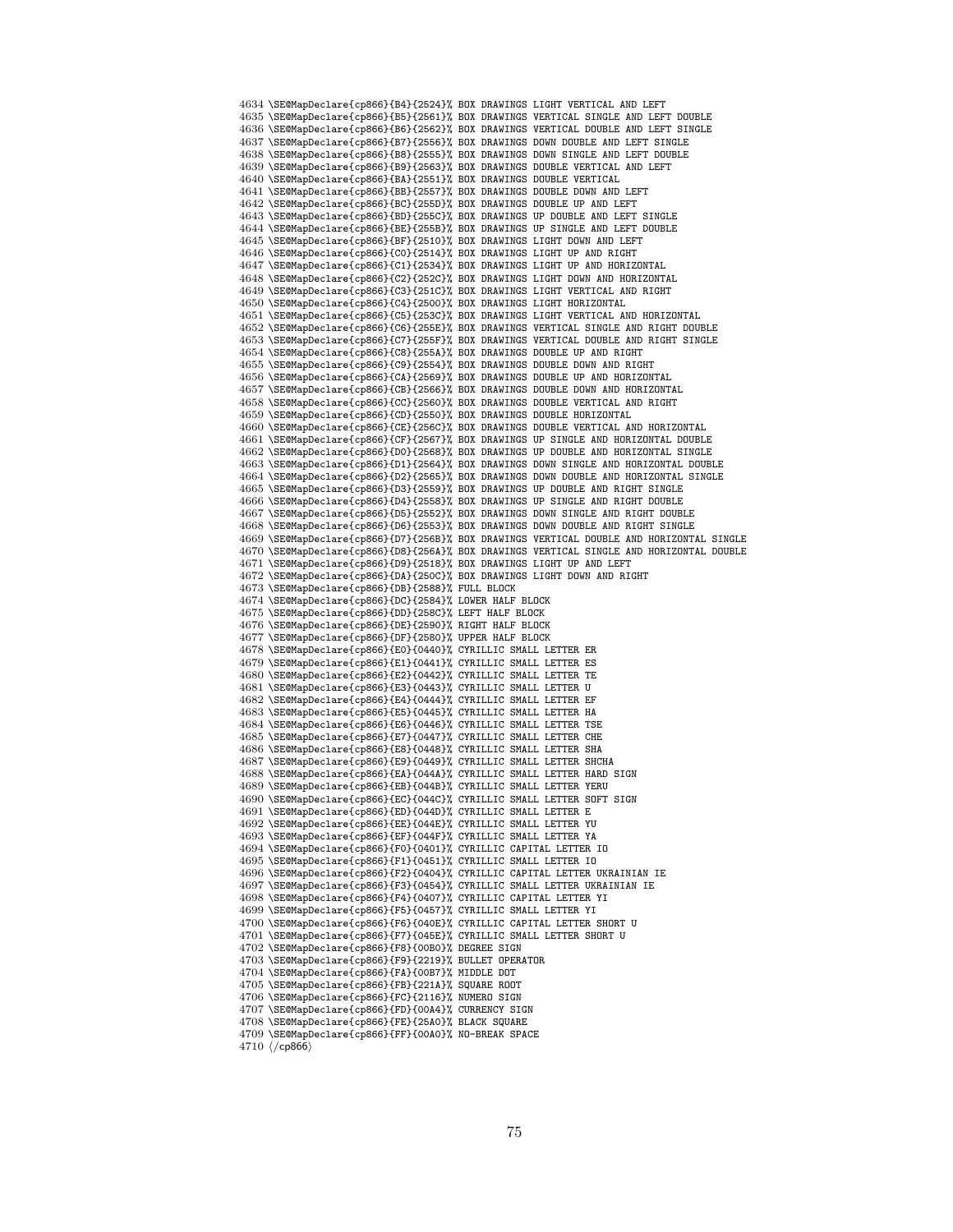```
4634 \SE@MapDeclare{cp866}{B4}{2524}% BOX DRAWINGS LIGHT VERTICAL AND LEFT
4635 \SE@MapDeclare{cp866}{B5}{2561}% BOX DRAWINGS VERTICAL SINGLE AND LEFT DOUBLE
4636 \SE@MapDeclare{cp866}{B6}{2562}% BOX DRAWINGS VERTICAL DOUBLE AND LEFT SINGLE
4637 \SE@MapDeclare{cp866}{B7}{2556}% BOX DRAWINGS DOWN DOUBLE AND LEFT SINGLE
4638 \SE@MapDeclare{cp866}{B8}{2555}% BOX DRAWINGS DOWN SINGLE AND LEFT DOUBLE
4639 \SE@MapDeclare{cp866}{B9}{2563}% BOX DRAWINGS DOUBLE VERTICAL AND LEFT
4640 \SE@MapDeclare{cp866}{BA}{2551}% BOX DRAWINGS DOUBLE VERTICAL
4641 \SE@MapDeclare{cp866}{BB}{2557}% BOX DRAWINGS DOUBLE DOWN AND LEFT
4642 \SE@MapDeclare{cp866}{BC}{255D}% BOX DRAWINGS DOUBLE UP AND LEFT
4643 \SE@MapDeclare{cp866}{BD}{255C}% BOX DRAWINGS UP DOUBLE AND LEFT SINGLE
4644 \SE@MapDeclare{cp866}{BE}{255B}% BOX DRAWINGS UP SINGLE AND LEFT DOUBLE
4645 \SE@MapDeclare{cp866}{BF}{2510}% BOX DRAWINGS LIGHT DOWN AND LEFT
4646 \SE@MapDeclare{cp866}{C0}{2514}% BOX DRAWINGS LIGHT UP AND RIGHT
4647 \SE@MapDeclare{cp866}{C1}{2534}% BOX DRAWINGS LIGHT UP AND HORIZONTAL
4648 \SE@MapDeclare{cp866}{C2}{252C}% BOX DRAWINGS LIGHT DOWN AND HORIZONTAL
4649 \SE@MapDeclare{cp866}{C3}{251C}% BOX DRAWINGS LIGHT VERTICAL AND RIGHT
4650 \SE@MapDeclare{cp866}{C4}{2500}% BOX DRAWINGS LIGHT HORIZONTAL
4651 \SE@MapDeclare{cp866}{C5}{253C}% BOX DRAWINGS LIGHT VERTICAL AND HORIZONTAL
4652 \SE@MapDeclare{cp866}{C6}{255E}% BOX DRAWINGS VERTICAL SINGLE AND RIGHT DOUBLE
4653 \SE@MapDeclare{cp866}{C7}{255F}% BOX DRAWINGS VERTICAL DOUBLE AND RIGHT SINGLE
4654 \SE@MapDeclare{cp866}{C8}{255A}% BOX DRAWINGS DOUBLE UP AND RIGHT
4655 \SE@MapDeclare{cp866}{C9}{2554}% BOX DRAWINGS DOUBLE DOWN AND RIGHT
4656 \SE@MapDeclare{cp866}{CA}{2569}% BOX DRAWINGS DOUBLE UP AND HORIZONTAL
4657 \SE@MapDeclare{cp866}{CB}{2566}% BOX DRAWINGS DOUBLE DOWN AND HORIZONTAL
4658 \SE@MapDeclare{cp866}{CC}{2560}% BOX DRAWINGS DOUBLE VERTICAL AND RIGHT
4659 \SE@MapDeclare{cp866}{CD}{2550}% BOX DRAWINGS DOUBLE HORIZONTAL
4660 \SE@MapDeclare{cp866}{CE}{256C}% BOX DRAWINGS DOUBLE VERTICAL AND HORIZONTAL
4661 \SE@MapDeclare{cp866}{CF}{2567}% BOX DRAWINGS UP SINGLE AND HORIZONTAL DOUBLE
4662 \SE@MapDeclare{cp866}{D0}{2568}% BOX DRAWINGS UP DOUBLE AND HORIZONTAL SINGLE
4663 \SE@MapDeclare{cp866}{D1}{2564}% BOX DRAWINGS DOWN SINGLE AND HORIZONTAL DOUBLE
4664 \SE@MapDeclare{cp866}{D2}{2565}% BOX DRAWINGS DOWN DOUBLE AND HORIZONTAL SINGLE
4665 \SE@MapDeclare{cp866}{D3}{2559}% BOX DRAWINGS UP DOUBLE AND RIGHT SINGLE
4666 \SE@MapDeclare{cp866}{D4}{2558}% BOX DRAWINGS UP SINGLE AND RIGHT DOUBLE
4667 \SE@MapDeclare{cp866}{D5}{2552}% BOX DRAWINGS DOWN SINGLE AND RIGHT DOUBLE
4668 \SE@MapDeclare{cp866}{D6}{2553}% BOX DRAWINGS DOWN DOUBLE AND RIGHT SINGLE
4669 \SE@MapDeclare{cp866}{D7}{256B}% BOX DRAWINGS VERTICAL DOUBLE AND HORIZONTAL SINGLE
4670 \SE@MapDeclare{cp866}{D8}{256A}% BOX DRAWINGS VERTICAL SINGLE AND HORIZONTAL DOUBLE
4671 \SE@MapDeclare{cp866}{D9}{2518}% BOX DRAWINGS LIGHT UP AND LEFT
4672 \SE@MapDeclare{cp866}{DA}{250C}% BOX DRAWINGS LIGHT DOWN AND RIGHT
4673 \SE@MapDeclare{cp866}{DB}{2588}% FULL BLOCK
4674 \SE@MapDeclare{cp866}{DC}{2584}% LOWER HALF BLOCK
4675 \SE@MapDeclare{cp866}{DD}{258C}% LEFT HALF BLOCK
4676 \SE@MapDeclare{cp866}{DE}{2590}% RIGHT HALF BLOCK
4677 \SE@MapDeclare{cp866}{DF}{2580}% UPPER HALF BLOCK
4678 \SE@MapDeclare{cp866}{E0}{0440}% CYRILLIC SMALL LETTER ER
4679 \SE@MapDeclare{cp866}{E1}{0441}% CYRILLIC SMALL LETTER ES
4680 \SE@MapDeclare{cp866}{E2}{0442}% CYRILLIC SMALL LETTER TE
4681 \SE@MapDeclare{cp866}{E3}{0443}% CYRILLIC SMALL LETTER U
4682 \SE@MapDeclare{cp866}{E4}{0444}% CYRILLIC SMALL LETTER EF
4683 \SE@MapDeclare{cp866}{E5}{0445}% CYRILLIC SMALL LETTER HA
4684 \SE@MapDeclare{cp866}{E6}{0446}% CYRILLIC SMALL LETTER TSE
4685 \SE@MapDeclare{cp866}{E7}{0447}% CYRILLIC SMALL LETTER CHE
4686 \SE@MapDeclare{cp866}{E8}{0448}% CYRILLIC SMALL LETTER SHA
4687 \SE@MapDeclare{cp866}{E9}{0449}% CYRILLIC SMALL LETTER SHCHA
4688 \SE@MapDeclare{cp866}{EA}{044A}% CYRILLIC SMALL LETTER HARD SIGN
4689 \SE@MapDeclare{cp866}{EB}{044B}% CYRILLIC SMALL LETTER YERU
4690 \SE@MapDeclare{cp866}{EC}{044C}% CYRILLIC SMALL LETTER SOFT SIGN
4691 \SE@MapDeclare{cp866}{ED}{044D}% CYRILLIC SMALL LETTER E
4692 \SE@MapDeclare{cp866}{EE}{044E}% CYRILLIC SMALL LETTER YU
4693 \SE@MapDeclare{cp866}{EF}{044F}% CYRILLIC SMALL LETTER YA
4694 \SE@MapDeclare{cp866}{F0}{0401}% CYRILLIC CAPITAL LETTER IO
4695 \SE@MapDeclare{cp866}{F1}{0451}% CYRILLIC SMALL LETTER IO
4696 \SE@MapDeclare{cp866}{F2}{0404}% CYRILLIC CAPITAL LETTER UKRAINIAN IE
4697 \SE@MapDeclare{cp866}{F3}{0454}% CYRILLIC SMALL LETTER UKRAINIAN IE
4698 \SE@MapDeclare{cp866}{F4}{0407}% CYRILLIC CAPITAL LETTER YI
4699 \SE@MapDeclare{cp866}{F5}{0457}% CYRILLIC SMALL LETTER YI
4700 \SE@MapDeclare{cp866}{F6}{040E}% CYRILLIC CAPITAL LETTER SHORT U
4701 \SE@MapDeclare{cp866}{F7}{045E}% CYRILLIC SMALL LETTER SHORT U
4702 \SE@MapDeclare{cp866}{F8}{00B0}% DEGREE SIGN
4703 \SE@MapDeclare{cp866}{F9}{2219}% BULLET OPERATOR
4704 \SE@MapDeclare{cp866}{FA}{00B7}% MIDDLE DOT
4705 \SE@MapDeclare{cp866}{FB}{221A}% SQUARE ROOT
4706 \SE@MapDeclare{cp866}{FC}{2116}% NUMERO SIGN
4707 \SE@MapDeclare{cp866}{FD}{00A4}% CURRENCY SIGN
4708 \SE@MapDeclare{cp866}{FE}{25A0}% BLACK SQUARE
4709 \SE@MapDeclare{cp866}{FF}{00A0}% NO-BREAK SPACE
4710 ⟨/cp866⟩
```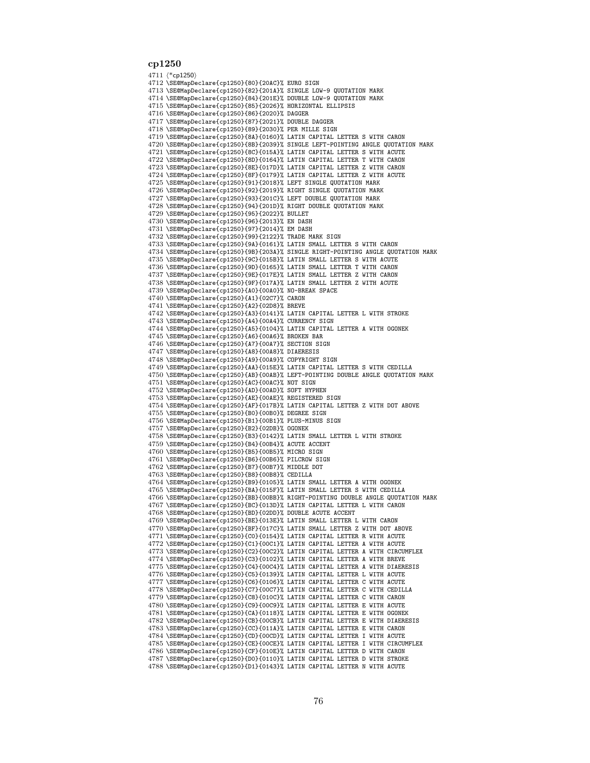### cp1250

```
4711 ⟨*cp1250⟩
4712 \SE@MapDeclare{cp1250}{80}{20AC}% EURO SIGN
4713 \SE@MapDeclare{cp1250}{82}{201A}% SINGLE LOW-9 QUOTATION MARK
4714 \SE@MapDeclare{cp1250}{84}{201E}% DOUBLE LOW-9 QUOTATION MARK
4715 \SE@MapDeclare{cp1250}{85}{2026}% HORIZONTAL ELLIPSIS
4716 \SE@MapDeclare{cp1250}{86}{2020}% DAGGER
4717 \SE@MapDeclare{cp1250}{87}{2021}% DOUBLE DAGGER
4718 \SE@MapDeclare{cp1250}{89}{2030}% PER MILLE SIGN
4719 \SE@MapDeclare{cp1250}{8A}{0160}% LATIN CAPITAL LETTER S WITH CARON
4720 \SE@MapDeclare{cp1250}{8B}{2039}% SINGLE LEFT-POINTING ANGLE QUOTATION MARK
4721 \SE@MapDeclare{cp1250}{8C}{015A}% LATIN CAPITAL LETTER S WITH ACUTE
4722 \SE@MapDeclare{cp1250}{8D}{0164}% LATIN CAPITAL LETTER T WITH CARON
4723 \SE@MapDeclare{cp1250}{8E}{017D}% LATIN CAPITAL LETTER Z WITH CARON
4724 \SE@MapDeclare{cp1250}{8F}{0179}% LATIN CAPITAL LETTER Z WITH ACUTE
4725 \SE@MapDeclare{cp1250}{91}{2018}% LEFT SINGLE QUOTATION MARK
4726 \SE@MapDeclare{cp1250}{92}{2019}% RIGHT SINGLE QUOTATION MARK
4727 \SE@MapDeclare{cp1250}{93}{201C}% LEFT DOUBLE QUOTATION MARK
4728 \SE@MapDeclare{cp1250}{94}{201D}% RIGHT DOUBLE QUOTATION MARK
4729 \SE@MapDeclare{cp1250}{95}{2022}% BULLET
4730 \SE@MapDeclare{cp1250}{96}{2013}% EN DASH
4731 \SE@MapDeclare{cp1250}{97}{2014}% EM DASH
4732 \SE@MapDeclare{cp1250}{99}{2122}% TRADE MARK SIGN
4733 \SE@MapDeclare{cp1250}{9A}{0161}% LATIN SMALL LETTER S WITH CARON
4734 \SE@MapDeclare{cp1250}{9B}{203A}% SINGLE RIGHT-POINTING ANGLE QUOTATION MARK
4735 \SE@MapDeclare{cp1250}{9C}{015B}% LATIN SMALL LETTER S WITH ACUTE
4736 \SE@MapDeclare{cp1250}{9D}{0165}% LATIN SMALL LETTER T WITH CARON
4737 \SE@MapDeclare{cp1250}{9E}{017E}% LATIN SMALL LETTER Z WITH CARON
4738 \SE@MapDeclare{cp1250}{9F}{017A}% LATIN SMALL LETTER Z WITH ACUTE
4739 \SE@MapDeclare{cp1250}{A0}{00A0}% NO-BREAK SPACE
4740 \SE@MapDeclare{cp1250}{A1}{02C7}% CARON
4741 \SE@MapDeclare{cp1250}{A2}{02D8}% BREVE
4742 \SE@MapDeclare{cp1250}{A3}{0141}% LATIN CAPITAL LETTER L WITH STROKE
4743 \SE@MapDeclare{cp1250}{A4}{00A4}% CURRENCY SIGN
4744 \SE@MapDeclare{cp1250}{A5}{0104}% LATIN CAPITAL LETTER A WITH OGONEK
4745 \SE@MapDeclare{cp1250}{A6}{00A6}% BROKEN BAR
4746 \SE@MapDeclare{cp1250}{A7}{00A7}% SECTION SIGN
4747 \SE@MapDeclare{cp1250}{A8}{00A8}% DIAERESIS
4748 \SE@MapDeclare{cp1250}{A9}{00A9}% COPYRIGHT SIGN
4749 \SE@MapDeclare{cp1250}{AA}{015E}% LATIN CAPITAL LETTER S WITH CEDILLA
4750 \SE@MapDeclare{cp1250}{AB}{00AB}% LEFT-POINTING DOUBLE ANGLE QUOTATION MARK
4751 \SE@MapDeclare{cp1250}{AC}{00AC}% NOT SIGN
4752 \SE@MapDeclare{cp1250}{AD}{00AD}% SOFT HYPHEN
4753 \SE@MapDeclare{cp1250}{AE}{00AE}% REGISTERED SIGN
4754 \SE@MapDeclare{cp1250}{AF}{017B}% LATIN CAPITAL LETTER Z WITH DOT ABOVE
4755 \SE@MapDeclare{cp1250}{B0}{00B0}% DEGREE SIGN
4756 \SE@MapDeclare{cp1250}{B1}{00B1}% PLUS-MINUS SIGN
4757 \SE@MapDeclare{cp1250}{B2}{02DB}% OGONEK
4758 \SE@MapDeclare{cp1250}{B3}{0142}% LATIN SMALL LETTER L WITH STROKE
4759 \SE@MapDeclare{cp1250}{B4}{00B4}% ACUTE ACCENT
4760 \SE@MapDeclare{cp1250}{B5}{00B5}% MICRO SIGN
4761 \SE@MapDeclare{cp1250}{B6}{00B6}% PILCROW SIGN
4762 \SE@MapDeclare{cp1250}{B7}{00B7}% MIDDLE DOT
4763 \SE@MapDeclare{cp1250}{B8}{00B8}% CEDILLA
4764 \SE@MapDeclare{cp1250}{B9}{0105}% LATIN SMALL LETTER A WITH OGONEK
4765 \SE@MapDeclare{cp1250}{BA}{015F}% LATIN SMALL LETTER S WITH CEDILLA
4766 \SE@MapDeclare{cp1250}{BB}{00BB}% RIGHT-POINTING DOUBLE ANGLE QUOTATION MARK
4767 \SE@MapDeclare{cp1250}{BC}{013D}% LATIN CAPITAL LETTER L WITH CARON
4768 \SE@MapDeclare{cp1250}{BD}{02DD}% DOUBLE ACUTE ACCENT
4769 \SE@MapDeclare{cp1250}{BE}{013E}% LATIN SMALL LETTER L WITH CARON
4770 \SE@MapDeclare{cp1250}{BF}{017C}% LATIN SMALL LETTER Z WITH DOT ABOVE
4771 \SE@MapDeclare{cp1250}{C0}{0154}% LATIN CAPITAL LETTER R WITH ACUTE
4772 \SE@MapDeclare{cp1250}{C1}{00C1}% LATIN CAPITAL LETTER A WITH ACUTE
4773 \SE@MapDeclare{cp1250}{C2}{00C2}% LATIN CAPITAL LETTER A WITH CIRCUMFLEX
4774 \SE@MapDeclare{cp1250}{C3}{0102}% LATIN CAPITAL LETTER A WITH BREVE
4775 \SE@MapDeclare{cp1250}{C4}{00C4}% LATIN CAPITAL LETTER A WITH DIAERESIS
4776 \SE@MapDeclare{cp1250}{C5}{0139}% LATIN CAPITAL LETTER L WITH ACUTE
4777 \SE@MapDeclare{cp1250}{C6}{0106}% LATIN CAPITAL LETTER C WITH ACUTE
4778 \SE@MapDeclare{cp1250}{C7}{00C7}% LATIN CAPITAL LETTER C WITH CEDILLA
4779 \SE@MapDeclare{cp1250}{C8}{010C}% LATIN CAPITAL LETTER C WITH CARON
4780 \SE@MapDeclare{cp1250}{C9}{00C9}% LATIN CAPITAL LETTER E WITH ACUTE
4781 \SE@MapDeclare{cp1250}{CA}{0118}% LATIN CAPITAL LETTER E WITH OGONEK
4782 \SE@MapDeclare{cp1250}{CB}{00CB}% LATIN CAPITAL LETTER E WITH DIAERESIS
4783 \SE@MapDeclare{cp1250}{CC}{011A}% LATIN CAPITAL LETTER E WITH CARON
4784 \SE@MapDeclare{cp1250}{CD}{00CD}% LATIN CAPITAL LETTER I WITH ACUTE
4785 \SE@MapDeclare{cp1250}{CE}{00CE}% LATIN CAPITAL LETTER I WITH CIRCUMFLEX
4786 \SE@MapDeclare{cp1250}{CF}{010E}% LATIN CAPITAL LETTER D WITH CARON
4787 \SE@MapDeclare{cp1250}{D0}{0110}% LATIN CAPITAL LETTER D WITH STROKE
4788 \SE@MapDeclare{cp1250}{D1}{0143}% LATIN CAPITAL LETTER N WITH ACUTE
```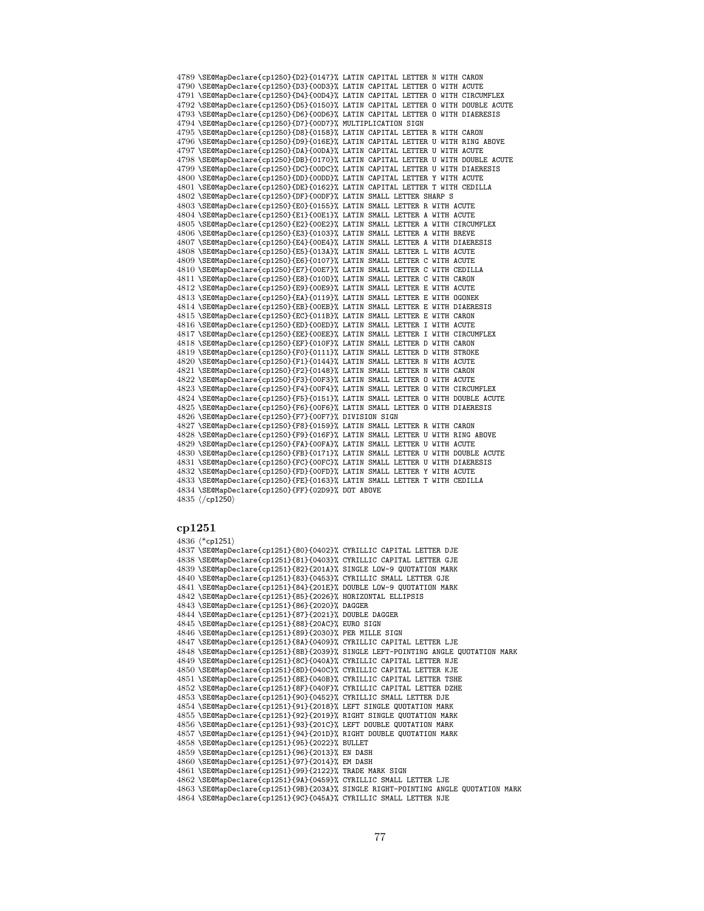```
4789 \SE@MapDeclare{cp1250}{D2}{0147}% LATIN CAPITAL LETTER N WITH CARON
4790 \SE@MapDeclare{cp1250}{D3}{00D3}% LATIN CAPITAL LETTER O WITH ACUTE
4791 \SE@MapDeclare{cp1250}{D4}{00D4}% LATIN CAPITAL LETTER O WITH CIRCUMFLEX
4792 \SE@MapDeclare{cp1250}{D5}{0150}% LATIN CAPITAL LETTER O WITH DOUBLE ACUTE
4793 \SE@MapDeclare{cp1250}{D6}{00D6}% LATIN CAPITAL LETTER O WITH DIAERESIS
4794 \SE@MapDeclare{cp1250}{D7}{00D7}% MULTIPLICATION SIGN
4795 \SE@MapDeclare{cp1250}{D8}{0158}% LATIN CAPITAL LETTER R WITH CARON
4796 \SE@MapDeclare{cp1250}{D9}{016E}% LATIN CAPITAL LETTER U WITH RING ABOVE
4797 \SE@MapDeclare{cp1250}{DA}{00DA}% LATIN CAPITAL LETTER U WITH ACUTE
4798 \SE@MapDeclare{cp1250}{DB}{0170}% LATIN CAPITAL LETTER U WITH DOUBLE ACUTE
4799 \SE@MapDeclare{cp1250}{DC}{00DC}% LATIN CAPITAL LETTER U WITH DIAERESIS
4800 \SE@MapDeclare{cp1250}{DD}{00DD}% LATIN CAPITAL LETTER Y WITH ACUTE
4801 \SE@MapDeclare{cp1250}{DE}{0162}% LATIN CAPITAL LETTER T WITH CEDILLA
4802 \SE@MapDeclare{cp1250}{DF}{00DF}% LATIN SMALL LETTER SHARP S
4803 \SE@MapDeclare{cp1250}{E0}{0155}% LATIN SMALL LETTER R WITH ACUTE
4804 \SE@MapDeclare{cp1250}{E1}{00E1}% LATIN SMALL LETTER A WITH ACUTE
4805 \SE@MapDeclare{cp1250}{E2}{00E2}% LATIN SMALL LETTER A WITH CIRCUMFLEX
4806 \SE@MapDeclare{cp1250}{E3}{0103}% LATIN SMALL LETTER A WITH BREVE
4807 \SE@MapDeclare{cp1250}{E4}{00E4}% LATIN SMALL LETTER A WITH DIAERESIS
4808 \SE@MapDeclare{cp1250}{E5}{013A}% LATIN SMALL LETTER L WITH ACUTE
4809 \SE@MapDeclare{cp1250}{E6}{0107}% LATIN SMALL LETTER C WITH ACUTE
4810 \SE@MapDeclare{cp1250}{E7}{00E7}% LATIN SMALL LETTER C WITH CEDILLA
4811 \SE@MapDeclare{cp1250}{E8}{010D}% LATIN SMALL LETTER C WITH CARON
4812 \SE@MapDeclare{cp1250}{E9}{00E9}% LATIN SMALL LETTER E WITH ACUTE
4813 \SE@MapDeclare{cp1250}{EA}{0119}% LATIN SMALL LETTER E WITH OGONEK
4814 \SE@MapDeclare{cp1250}{EB}{00EB}% LATIN SMALL LETTER E WITH DIAERESIS
4815 \SE@MapDeclare{cp1250}{EC}{011B}% LATIN SMALL LETTER E WITH CARON
4816 \SE@MapDeclare{cp1250}{ED}{00ED}% LATIN SMALL LETTER I WITH ACUTE
4817 \SE@MapDeclare{cp1250}{EE}{00EE}% LATIN SMALL LETTER I WITH CIRCUMFLEX
4818 \SE@MapDeclare{cp1250}{EF}{010F}% LATIN SMALL LETTER D WITH CARON
4819 \SE@MapDeclare{cp1250}{F0}{0111}% LATIN SMALL LETTER D WITH STROKE
4820 \SE@MapDeclare{cp1250}{F1}{0144}% LATIN SMALL LETTER N WITH ACUTE
4821 \SE@MapDeclare{cp1250}{F2}{0148}% LATIN SMALL LETTER N WITH CARON
4822 \SE@MapDeclare{cp1250}{F3}{00F3}% LATIN SMALL LETTER O WITH ACUTE
4823 \SE@MapDeclare{cp1250}{F4}{00F4}% LATIN SMALL LETTER O WITH CIRCUMFLEX
4824 \SE@MapDeclare{cp1250}{F5}{0151}% LATIN SMALL LETTER O WITH DOUBLE ACUTE
4825 \SE@MapDeclare{cp1250}{F6}{00F6}% LATIN SMALL LETTER O WITH DIAERESIS
4826 \SE@MapDeclare{cp1250}{F7}{00F7}% DIVISION SIGN
4827 \SE@MapDeclare{cp1250}{F8}{0159}% LATIN SMALL LETTER R WITH CARON
4828 \SE@MapDeclare{cp1250}{F9}{016F}% LATIN SMALL LETTER U WITH RING ABOVE
4829 \SE@MapDeclare{cp1250}{FA}{00FA}% LATIN SMALL LETTER U WITH ACUTE
4830 \SE@MapDeclare{cp1250}{FB}{0171}% LATIN SMALL LETTER U WITH DOUBLE ACUTE
4831 \SE@MapDeclare{cp1250}{FC}{00FC}% LATIN SMALL LETTER U WITH DIAERESIS
4832 \SE@MapDeclare{cp1250}{FD}{00FD}% LATIN SMALL LETTER Y WITH ACUTE
4833 \SE@MapDeclare{cp1250}{FE}{0163}% LATIN SMALL LETTER T WITH CEDILLA
4834 \SE@MapDeclare{cp1250}{FF}{02D9}% DOT ABOVE
4835 ⟨/cp1250⟩
```

## cp1251

```
4836 ⟨*cp1251⟩
4837 \SE@MapDeclare{cp1251}{80}{0402}% CYRILLIC CAPITAL LETTER DJE
4838 \SE@MapDeclare{cp1251}{81}{0403}% CYRILLIC CAPITAL LETTER GJE
4839 \SE@MapDeclare{cp1251}{82}{201A}% SINGLE LOW-9 QUOTATION MARK
4840 \SE@MapDeclare{cp1251}{83}{0453}% CYRILLIC SMALL LETTER GJE
4841 \SE@MapDeclare{cp1251}{84}{201E}% DOUBLE LOW-9 QUOTATION MARK
4842 \SE@MapDeclare{cp1251}{85}{2026}% HORIZONTAL ELLIPSIS
4843 \SE@MapDeclare{cp1251}{86}{2020}% DAGGER
4844 \SE@MapDeclare{cp1251}{87}{2021}% DOUBLE DAGGER
4845 \SE@MapDeclare{cp1251}{88}{20AC}% EURO SIGN
4846 \SE@MapDeclare{cp1251}{89}{2030}% PER MILLE SIGN
4847 \SE@MapDeclare{cp1251}{8A}{0409}% CYRILLIC CAPITAL LETTER LJE
4848 \SE@MapDeclare{cp1251}{8B}{2039}% SINGLE LEFT-POINTING ANGLE QUOTATION MARK
4849 \SE@MapDeclare{cp1251}{8C}{040A}% CYRILLIC CAPITAL LETTER NJE
4850 \SE@MapDeclare{cp1251}{8D}{040C}% CYRILLIC CAPITAL LETTER KJE
4851 \SE@MapDeclare{cp1251}{8E}{040B}% CYRILLIC CAPITAL LETTER TSHE
4852 \SE@MapDeclare{cp1251}{8F}{040F}% CYRILLIC CAPITAL LETTER DZHE
4853 \SE@MapDeclare{cp1251}{90}{0452}% CYRILLIC SMALL LETTER DJE
4854 \SE@MapDeclare{cp1251}{91}{2018}% LEFT SINGLE QUOTATION MARK
4855 \SE@MapDeclare{cp1251}{92}{2019}% RIGHT SINGLE QUOTATION MARK
4856 \SE@MapDeclare{cp1251}{93}{201C}% LEFT DOUBLE QUOTATION MARK
4857 \SE@MapDeclare{cp1251}{94}{201D}% RIGHT DOUBLE QUOTATION MARK
4858 \SE@MapDeclare{cp1251}{95}{2022}% BULLET
4859 \SE@MapDeclare{cp1251}{96}{2013}% EN DASH
4860 \SE@MapDeclare{cp1251}{97}{2014}% EM DASH
4861 \SE@MapDeclare{cp1251}{99}{2122}% TRADE MARK SIGN
4862 \SE@MapDeclare{cp1251}{9A}{0459}% CYRILLIC SMALL LETTER LJE
4863 \SE@MapDeclare{cp1251}{9B}{203A}% SINGLE RIGHT-POINTING ANGLE QUOTATION MARK
4864 \SE@MapDeclare{cp1251}{9C}{045A}% CYRILLIC SMALL LETTER NJE
```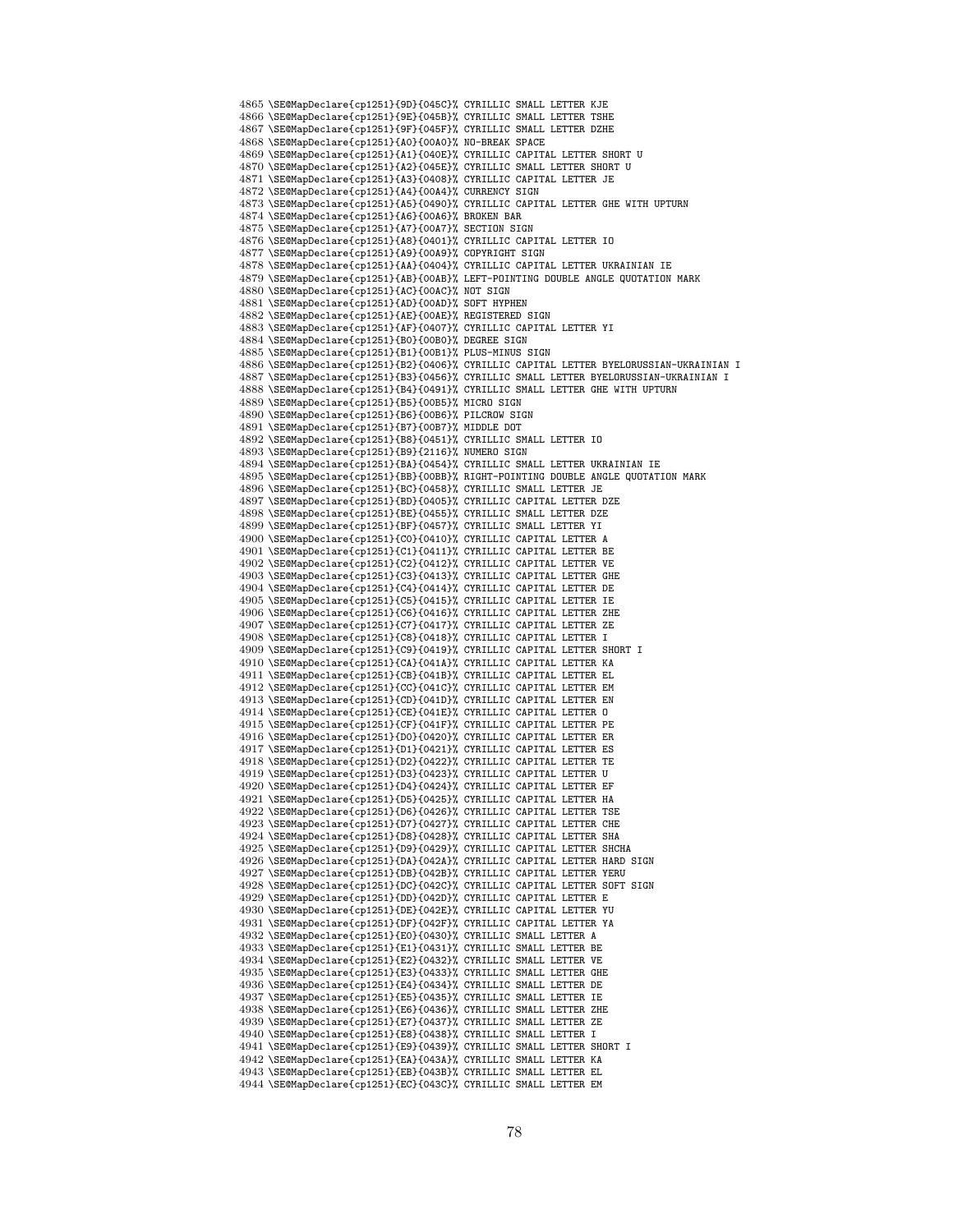```
4865 \SE@MapDeclare{cp1251}{9D}{045C}% CYRILLIC SMALL LETTER KJE
4866 \SE@MapDeclare{cp1251}{9E}{045B}% CYRILLIC SMALL LETTER TSHE
4867 \SE@MapDeclare{cp1251}{9F}{045F}% CYRILLIC SMALL LETTER DZHE
4868 \SE@MapDeclare{cp1251}{A0}{00A0}% NO-BREAK SPACE
4869 \SE@MapDeclare{cp1251}{A1}{040E}% CYRILLIC CAPITAL LETTER SHORT U
4870 \SE@MapDeclare{cp1251}{A2}{045E}% CYRILLIC SMALL LETTER SHORT U
4871 \SE@MapDeclare{cp1251}{A3}{0408}% CYRILLIC CAPITAL LETTER JE
4872 \SE@MapDeclare{cp1251}{A4}{00A4}% CURRENCY SIGN
4873 \SE@MapDeclare{cp1251}{A5}{0490}% CYRILLIC CAPITAL LETTER GHE WITH UPTURN
4874 \SE@MapDeclare{cp1251}{A6}{00A6}% BROKEN BAR
4875 \SE@MapDeclare{cp1251}{A7}{00A7}% SECTION SIGN
4876 \SE@MapDeclare{cp1251}{A8}{0401}% CYRILLIC CAPITAL LETTER IO
4877 \SE@MapDeclare{cp1251}{A9}{00A9}% COPYRIGHT SIGN
4878 \SE@MapDeclare{cp1251}{AA}{0404}% CYRILLIC CAPITAL LETTER UKRAINIAN IE
4879 \SE@MapDeclare{cp1251}{AB}{00AB}% LEFT-POINTING DOUBLE ANGLE QUOTATION MARK
4880 \SE@MapDeclare{cp1251}{AC}{00AC}% NOT SIGN
4881 \SE@MapDeclare{cp1251}{AD}{00AD}% SOFT HYPHEN
4882 \SE@MapDeclare{cp1251}{AE}{00AE}% REGISTERED SIGN
4883 \SE@MapDeclare{cp1251}{AF}{0407}% CYRILLIC CAPITAL LETTER YI
4884 \SE@MapDeclare{cp1251}{B0}{00B0}% DEGREE SIGN
4885 \SE@MapDeclare{cp1251}{B1}{00B1}% PLUS-MINUS SIGN
4886 \SE@MapDeclare{cp1251}{B2}{0406}% CYRILLIC CAPITAL LETTER BYELORUSSIAN-UKRAINIAN I
4887 \SE@MapDeclare{cp1251}{B3}{0456}% CYRILLIC SMALL LETTER BYELORUSSIAN-UKRAINIAN I
4888 \SE@MapDeclare{cp1251}{B4}{0491}% CYRILLIC SMALL LETTER GHE WITH UPTURN
4889 \SE@MapDeclare{cp1251}{B5}{00B5}% MICRO SIGN
4890 \SE@MapDeclare{cp1251}{B6}{00B6}% PILCROW SIGN
4891 \SE@MapDeclare{cp1251}{B7}{00B7}% MIDDLE DOT
4892 \SE@MapDeclare{cp1251}{B8}{0451}% CYRILLIC SMALL LETTER IO
4893 \SE@MapDeclare{cp1251}{B9}{2116}% NUMERO SIGN
4894 \SE@MapDeclare{cp1251}{BA}{0454}% CYRILLIC SMALL LETTER UKRAINIAN IE
4895 \SE@MapDeclare{cp1251}{BB}{00BB}% RIGHT-POINTING DOUBLE ANGLE QUOTATION MARK
4896 \SE@MapDeclare{cp1251}{BC}{0458}% CYRILLIC SMALL LETTER JE
4897 \SE@MapDeclare{cp1251}{BD}{0405}% CYRILLIC CAPITAL LETTER DZE
4898 \SE@MapDeclare{cp1251}{BE}{0455}% CYRILLIC SMALL LETTER DZE
4899 \SE@MapDeclare{cp1251}{BF}{0457}% CYRILLIC SMALL LETTER YI
4900 \SE@MapDeclare{cp1251}{C0}{0410}% CYRILLIC CAPITAL LETTER A
4901 \SE@MapDeclare{cp1251}{C1}{0411}% CYRILLIC CAPITAL LETTER BE
4902 \SE@MapDeclare{cp1251}{C2}{0412}% CYRILLIC CAPITAL LETTER VE
4903 \SE@MapDeclare{cp1251}{C3}{0413}% CYRILLIC CAPITAL LETTER GHE
4904 \SE@MapDeclare{cp1251}{C4}{0414}% CYRILLIC CAPITAL LETTER DE
4905 \SE@MapDeclare{cp1251}{C5}{0415}% CYRILLIC CAPITAL LETTER IE
4906 \SE@MapDeclare{cp1251}{C6}{0416}% CYRILLIC CAPITAL LETTER ZHE
4907 \SE@MapDeclare{cp1251}{C7}{0417}% CYRILLIC CAPITAL LETTER ZE
4908 \SE@MapDeclare{cp1251}{C8}{0418}% CYRILLIC CAPITAL LETTER I
4909 \SE@MapDeclare{cp1251}{C9}{0419}% CYRILLIC CAPITAL LETTER SHORT I
4910 \SE@MapDeclare{cp1251}{CA}{041A}% CYRILLIC CAPITAL LETTER KA
4911 \SE@MapDeclare{cp1251}{CB}{041B}% CYRILLIC CAPITAL LETTER EL
4912 \SE@MapDeclare{cp1251}{CC}{041C}% CYRILLIC CAPITAL LETTER EM
4913 \SE@MapDeclare{cp1251}{CD}{041D}% CYRILLIC CAPITAL LETTER EN
4914 \SE@MapDeclare{cp1251}{CE}{041E}% CYRILLIC CAPITAL LETTER O
4915 \SE@MapDeclare{cp1251}{CF}{041F}% CYRILLIC CAPITAL LETTER PE
4916 \SE@MapDeclare{cp1251}{D0}{0420}% CYRILLIC CAPITAL LETTER ER
4917 \SE@MapDeclare{cp1251}{D1}{0421}% CYRILLIC CAPITAL LETTER ES
4918 \SE@MapDeclare{cp1251}{D2}{0422}% CYRILLIC CAPITAL LETTER TE
4919 \SE@MapDeclare{cp1251}{D3}{0423}% CYRILLIC CAPITAL LETTER U
4920 \SE@MapDeclare{cp1251}{D4}{0424}% CYRILLIC CAPITAL LETTER EF
4921 \SE@MapDeclare{cp1251}{D5}{0425}% CYRILLIC CAPITAL LETTER HA
4922 \SE@MapDeclare{cp1251}{D6}{0426}% CYRILLIC CAPITAL LETTER TSE
4923 \SE@MapDeclare{cp1251}{D7}{0427}% CYRILLIC CAPITAL LETTER CHE
4924 \SE@MapDeclare{cp1251}{D8}{0428}% CYRILLIC CAPITAL LETTER SHA
4925 \SE@MapDeclare{cp1251}{D9}{0429}% CYRILLIC CAPITAL LETTER SHCHA
4926 \SE@MapDeclare{cp1251}{DA}{042A}% CYRILLIC CAPITAL LETTER HARD SIGN
4927 \SE@MapDeclare{cp1251}{DB}{042B}% CYRILLIC CAPITAL LETTER YERU
4928 \SE@MapDeclare{cp1251}{DC}{042C}% CYRILLIC CAPITAL LETTER SOFT SIGN
4929 \SE@MapDeclare{cp1251}{DD}{042D}% CYRILLIC CAPITAL LETTER E
4930 \SE@MapDeclare{cp1251}{DE}{042E}% CYRILLIC CAPITAL LETTER YU
4931 \SE@MapDeclare{cp1251}{DF}{042F}% CYRILLIC CAPITAL LETTER YA
4932 \SE@MapDeclare{cp1251}{E0}{0430}% CYRILLIC SMALL LETTER A
4933 \SE@MapDeclare{cp1251}{E1}{0431}% CYRILLIC SMALL LETTER BE
4934 \SE@MapDeclare{cp1251}{E2}{0432}% CYRILLIC SMALL LETTER VE
4935 \SE@MapDeclare{cp1251}{E3}{0433}% CYRILLIC SMALL LETTER GHE
4936 \SE@MapDeclare{cp1251}{E4}{0434}% CYRILLIC SMALL LETTER DE
4937 \SE@MapDeclare{cp1251}{E5}{0435}% CYRILLIC SMALL LETTER IE
4938 \SE@MapDeclare{cp1251}{E6}{0436}% CYRILLIC SMALL LETTER ZHE
4939 \SE@MapDeclare{cp1251}{E7}{0437}% CYRILLIC SMALL LETTER ZE
4940 \SE@MapDeclare{cp1251}{E8}{0438}% CYRILLIC SMALL LETTER I
4941 \SE@MapDeclare{cp1251}{E9}{0439}% CYRILLIC SMALL LETTER SHORT I
4942 \SE@MapDeclare{cp1251}{EA}{043A}% CYRILLIC SMALL LETTER KA
4943 \SE@MapDeclare{cp1251}{EB}{043B}% CYRILLIC SMALL LETTER EL
4944 \SE@MapDeclare{cp1251}{EC}{043C}% CYRILLIC SMALL LETTER EM
```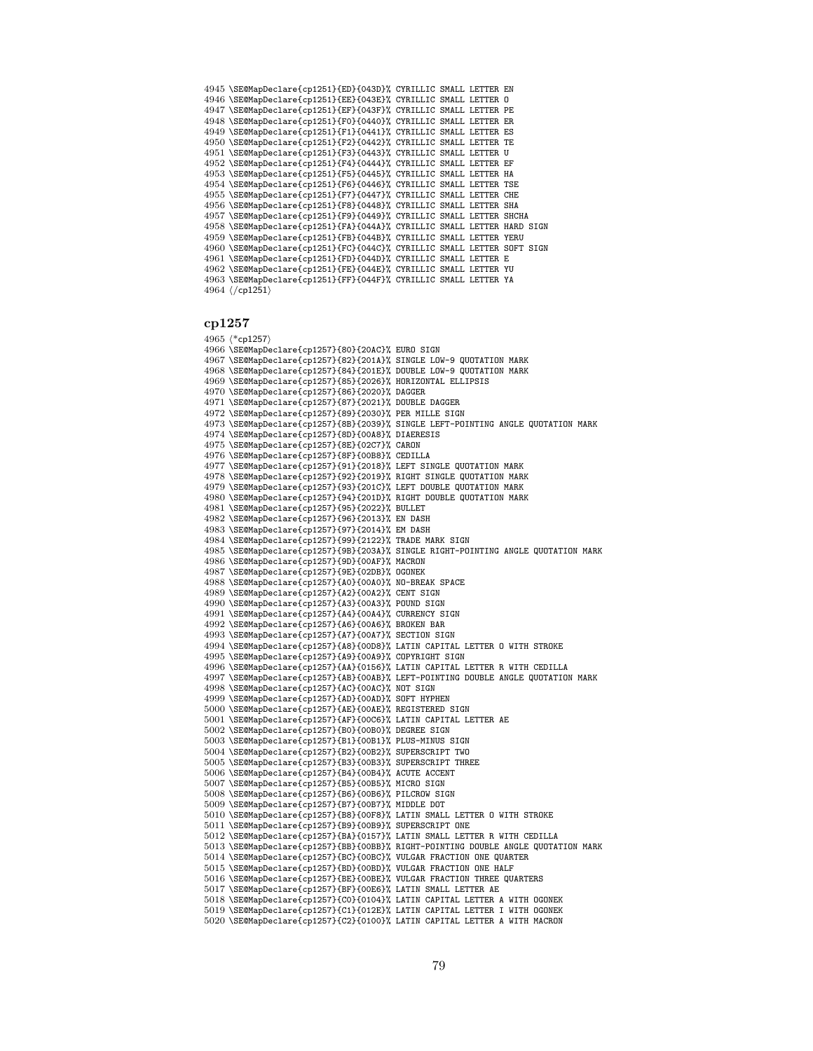```
4945 \SE@MapDeclare{cp1251}{ED}{043D}% CYRILLIC SMALL LETTER EN
4946 \SE@MapDeclare{cp1251}{EE}{043E}% CYRILLIC SMALL LETTER O
4947 \SE@MapDeclare{cp1251}{EF}{043F}% CYRILLIC SMALL LETTER PE
4948 \SE@MapDeclare{cp1251}{F0}{0440}% CYRILLIC SMALL LETTER ER
4949 \SE@MapDeclare{cp1251}{F1}{0441}% CYRILLIC SMALL LETTER ES
4950 \SE@MapDeclare{cp1251}{F2}{0442}% CYRILLIC SMALL LETTER TE
4951 \SE@MapDeclare{cp1251}{F3}{0443}% CYRILLIC SMALL LETTER U
4952 \SE@MapDeclare{cp1251}{F4}{0444}% CYRILLIC SMALL LETTER EF
4953 \SE@MapDeclare{cp1251}{F5}{0445}% CYRILLIC SMALL LETTER HA
4954 \SE@MapDeclare{cp1251}{F6}{0446}% CYRILLIC SMALL LETTER TSE
4955 \SE@MapDeclare{cp1251}{F7}{0447}% CYRILLIC SMALL LETTER CHE
4956 \SE@MapDeclare{cp1251}{F8}{0448}% CYRILLIC SMALL LETTER SHA
4957 \SE@MapDeclare{cp1251}{F9}{0449}% CYRILLIC SMALL LETTER SHCHA
4958 \SE@MapDeclare{cp1251}{FA}{044A}% CYRILLIC SMALL LETTER HARD SIGN
4959 \SE@MapDeclare{cp1251}{FB}{044B}% CYRILLIC SMALL LETTER YERU
4960 \SE@MapDeclare{cp1251}{FC}{044C}% CYRILLIC SMALL LETTER SOFT SIGN
4961 \SE@MapDeclare{cp1251}{FD}{044D}% CYRILLIC SMALL LETTER E
4962 \SE@MapDeclare{cp1251}{FE}{044E}% CYRILLIC SMALL LETTER YU
4963 \SE@MapDeclare{cp1251}{FF}{044F}% CYRILLIC SMALL LETTER YA
4964 ⟨/cp1251⟩
```

### cp1257

```
4965 ⟨*cp1257⟩
4966 \SE@MapDeclare{cp1257}{80}{20AC}% EURO SIGN
4967 \SE@MapDeclare{cp1257}{82}{201A}% SINGLE LOW-9 QUOTATION MARK
4968 \SE@MapDeclare{cp1257}{84}{201E}% DOUBLE LOW-9 QUOTATION MARK
4969 \SE@MapDeclare{cp1257}{85}{2026}% HORIZONTAL ELLIPSIS
4970 \SE@MapDeclare{cp1257}{86}{2020}% DAGGER
4971 \SE@MapDeclare{cp1257}{87}{2021}% DOUBLE DAGGER
4972 \SE@MapDeclare{cp1257}{89}{2030}% PER MILLE SIGN
4973 \SE@MapDeclare{cp1257}{8B}{2039}% SINGLE LEFT-POINTING ANGLE QUOTATION MARK
4974 \SE@MapDeclare{cp1257}{8D}{00A8}% DIAERESIS
4975 \SE@MapDeclare{cp1257}{8E}{02C7}% CARON
4976 \SE@MapDeclare{cp1257}{8F}{00B8}% CEDILLA
4977 \SE@MapDeclare{cp1257}{91}{2018}% LEFT SINGLE QUOTATION MARK
4978 \SE@MapDeclare{cp1257}{92}{2019}% RIGHT SINGLE QUOTATION MARK
4979 \SE@MapDeclare{cp1257}{93}{201C}% LEFT DOUBLE QUOTATION MARK
4980 \SE@MapDeclare{cp1257}{94}{201D}% RIGHT DOUBLE QUOTATION MARK
4981 \SE@MapDeclare{cp1257}{95}{2022}% BULLET
4982 \SE@MapDeclare{cp1257}{96}{2013}% EN DASH
4983 \SE@MapDeclare{cp1257}{97}{2014}% EM DASH
4984 \SE@MapDeclare{cp1257}{99}{2122}% TRADE MARK SIGN
4985 \SE@MapDeclare{cp1257}{9B}{203A}% SINGLE RIGHT-POINTING ANGLE QUOTATION MARK
4986 \SE@MapDeclare{cp1257}{9D}{00AF}% MACRON
4987 \SE@MapDeclare{cp1257}{9E}{02DB}% OGONEK
4988 \SE@MapDeclare{cp1257}{A0}{00A0}% NO-BREAK SPACE
4989 \SE@MapDeclare{cp1257}{A2}{00A2}% CENT SIGN
4990 \SE@MapDeclare{cp1257}{A3}{00A3}% POUND SIGN
4991 \SE@MapDeclare{cp1257}{A4}{00A4}% CURRENCY SIGN
4992 \SE@MapDeclare{cp1257}{A6}{00A6}% BROKEN BAR
4993 \SE@MapDeclare{cp1257}{A7}{00A7}% SECTION SIGN
4994 \SE@MapDeclare{cp1257}{A8}{00D8}% LATIN CAPITAL LETTER O WITH STROKE
4995 \SE@MapDeclare{cp1257}{A9}{00A9}% COPYRIGHT SIGN
4996 \SE@MapDeclare{cp1257}{AA}{0156}% LATIN CAPITAL LETTER R WITH CEDILLA
4997 \SE@MapDeclare{cp1257}{AB}{00AB}% LEFT-POINTING DOUBLE ANGLE QUOTATION MARK
4998 \SE@MapDeclare{cp1257}{AC}{00AC}% NOT SIGN
4999 \SE@MapDeclare{cp1257}{AD}{00AD}% SOFT HYPHEN
5000 \SE@MapDeclare{cp1257}{AE}{00AE}% REGISTERED SIGN
5001 \SE@MapDeclare{cp1257}{AF}{00C6}% LATIN CAPITAL LETTER AE
5002 \SE@MapDeclare{cp1257}{B0}{00B0}% DEGREE SIGN
5003 \SE@MapDeclare{cp1257}{B1}{00B1}% PLUS-MINUS SIGN
5004 \SE@MapDeclare{cp1257}{B2}{00B2}% SUPERSCRIPT TWO
5005 \SE@MapDeclare{cp1257}{B3}{00B3}% SUPERSCRIPT THREE
5006 \SE@MapDeclare{cp1257}{B4}{00B4}% ACUTE ACCENT
5007 \SE@MapDeclare{cp1257}{B5}{00B5}% MICRO SIGN
5008 \SE@MapDeclare{cp1257}{B6}{00B6}% PILCROW SIGN
5009 \SE@MapDeclare{cp1257}{B7}{00B7}% MIDDLE DOT
5010 \SE@MapDeclare{cp1257}{B8}{00F8}% LATIN SMALL LETTER O WITH STROKE
5011 \SE@MapDeclare{cp1257}{B9}{00B9}% SUPERSCRIPT ONE
5012 \SE@MapDeclare{cp1257}{BA}{0157}% LATIN SMALL LETTER R WITH CEDILLA
5013 \SE@MapDeclare{cp1257}{BB}{00BB}% RIGHT-POINTING DOUBLE ANGLE QUOTATION MARK
5014 \SE@MapDeclare{cp1257}{BC}{00BC}% VULGAR FRACTION ONE QUARTER
5015 \SE@MapDeclare{cp1257}{BD}{00BD}% VULGAR FRACTION ONE HALF
5016 \SE@MapDeclare{cp1257}{BE}{00BE}% VULGAR FRACTION THREE QUARTERS
5017 \SE@MapDeclare{cp1257}{BF}{00E6}% LATIN SMALL LETTER AE
5018 \SE@MapDeclare{cp1257}{C0}{0104}% LATIN CAPITAL LETTER A WITH OGONEK
5019 \SE@MapDeclare{cp1257}{C1}{012E}% LATIN CAPITAL LETTER I WITH OGONEK
5020 \SE@MapDeclare{cp1257}{C2}{0100}% LATIN CAPITAL LETTER A WITH MACRON
```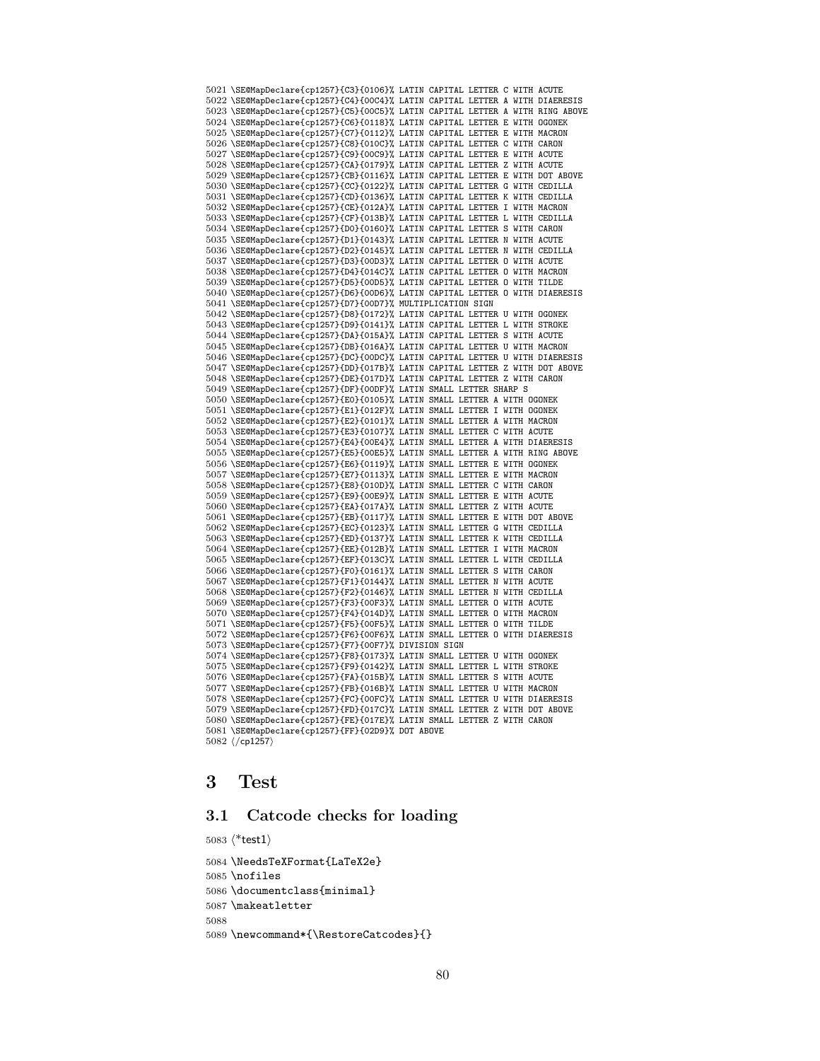```
5021 \SE@MapDeclare{cp1257}{C3}{0106}% LATIN CAPITAL LETTER C WITH ACUTE
5022 \SE@MapDeclare{cp1257}{C4}{00C4}% LATIN CAPITAL LETTER A WITH DIAERESIS
5023 \SE@MapDeclare{cp1257}{C5}{00C5}% LATIN CAPITAL LETTER A WITH RING ABOVE
5024 \SE@MapDeclare{cp1257}{C6}{0118}% LATIN CAPITAL LETTER E WITH OGONEK
5025 \SE@MapDeclare{cp1257}{C7}{0112}% LATIN CAPITAL LETTER E WITH MACRON
5026 \SE@MapDeclare{cp1257}{C8}{010C}% LATIN CAPITAL LETTER C WITH CARON
5027 \SE@MapDeclare{cp1257}{C9}{00C9}% LATIN CAPITAL LETTER E WITH ACUTE
5028 \SE@MapDeclare{cp1257}{CA}{0179}% LATIN CAPITAL LETTER Z WITH ACUTE
5029 \SE@MapDeclare{cp1257}{CB}{0116}% LATIN CAPITAL LETTER E WITH DOT ABOVE
5030 \SE@MapDeclare{cp1257}{CC}{0122}% LATIN CAPITAL LETTER G WITH CEDILLA
5031 \SE@MapDeclare{cp1257}{CD}{0136}% LATIN CAPITAL LETTER K WITH CEDILLA
5032 \SE@MapDeclare{cp1257}{CE}{012A}% LATIN CAPITAL LETTER I WITH MACRON
5033 \SE@MapDeclare{cp1257}{CF}{013B}% LATIN CAPITAL LETTER L WITH CEDILLA
5034 \SE@MapDeclare{cp1257}{D0}{0160}% LATIN CAPITAL LETTER S WITH CARON
5035 \SE@MapDeclare{cp1257}{D1}{0143}% LATIN CAPITAL LETTER N WITH ACUTE
5036 \SE@MapDeclare{cp1257}{D2}{0145}% LATIN CAPITAL LETTER N WITH CEDILLA
5037 \SE@MapDeclare{cp1257}{D3}{00D3}% LATIN CAPITAL LETTER O WITH ACUTE
5038 \SE@MapDeclare{cp1257}{D4}{014C}% LATIN CAPITAL LETTER O WITH MACRON
5039 \SE@MapDeclare{cp1257}{D5}{00D5}% LATIN CAPITAL LETTER O WITH TILDE
5040 \SE@MapDeclare{cp1257}{D6}{00D6}% LATIN CAPITAL LETTER O WITH DIAERESIS
5041 \SE@MapDeclare{cp1257}{D7}{00D7}% MULTIPLICATION SIGN
5042 \SE@MapDeclare{cp1257}{D8}{0172}% LATIN CAPITAL LETTER U WITH OGONEK
5043 \SE@MapDeclare{cp1257}{D9}{0141}% LATIN CAPITAL LETTER L WITH STROKE
5044 \SE@MapDeclare{cp1257}{DA}{015A}% LATIN CAPITAL LETTER S WITH ACUTE
5045 \SE@MapDeclare{cp1257}{DB}{016A}% LATIN CAPITAL LETTER U WITH MACRON
5046 \SE@MapDeclare{cp1257}{DC}{00DC}% LATIN CAPITAL LETTER U WITH DIAERESIS
5047 \SE@MapDeclare{cp1257}{DD}{017B}% LATIN CAPITAL LETTER Z WITH DOT ABOVE
5048 \SE@MapDeclare{cp1257}{DE}{017D}% LATIN CAPITAL LETTER Z WITH CARON
5049 \SE@MapDeclare{cp1257}{DF}{00DF}% LATIN SMALL LETTER SHARP S
5050 \SE@MapDeclare{cp1257}{E0}{0105}% LATIN SMALL LETTER A WITH OGONEK
5051 \SE@MapDeclare{cp1257}{E1}{012F}% LATIN SMALL LETTER I WITH OGONEK
5052 \SE@MapDeclare{cp1257}{E2}{0101}% LATIN SMALL LETTER A WITH MACRON
5053 \SE@MapDeclare{cp1257}{E3}{0107}% LATIN SMALL LETTER C WITH ACUTE
5054 \SE@MapDeclare{cp1257}{E4}{00E4}% LATIN SMALL LETTER A WITH DIAERESIS
5055 \SE@MapDeclare{cp1257}{E5}{00E5}% LATIN SMALL LETTER A WITH RING ABOVE
5056 \SE@MapDeclare{cp1257}{E6}{0119}% LATIN SMALL LETTER E WITH OGONEK
5057 \SE@MapDeclare{cp1257}{E7}{0113}% LATIN SMALL LETTER E WITH MACRON
5058 \SE@MapDeclare{cp1257}{E8}{010D}% LATIN SMALL LETTER C WITH CARON
5059 \SE@MapDeclare{cp1257}{E9}{00E9}% LATIN SMALL LETTER E WITH ACUTE
5060 \SE@MapDeclare{cp1257}{EA}{017A}% LATIN SMALL LETTER Z WITH ACUTE
5061 \SE@MapDeclare{cp1257}{EB}{0117}% LATIN SMALL LETTER E WITH DOT ABOVE
5062 \SE@MapDeclare{cp1257}{EC}{0123}% LATIN SMALL LETTER G WITH CEDILLA
5063 \SE@MapDeclare{cp1257}{ED}{0137}% LATIN SMALL LETTER K WITH CEDILLA
5064 \SE@MapDeclare{cp1257}{EE}{012B}% LATIN SMALL LETTER I WITH MACRON
5065 \SE@MapDeclare{cp1257}{EF}{013C}% LATIN SMALL LETTER L WITH CEDILLA
5066 \SE@MapDeclare{cp1257}{F0}{0161}% LATIN SMALL LETTER S WITH CARON
5067 \SE@MapDeclare{cp1257}{F1}{0144}% LATIN SMALL LETTER N WITH ACUTE
5068 \SE@MapDeclare{cp1257}{F2}{0146}% LATIN SMALL LETTER N WITH CEDILLA
5069 \SE@MapDeclare{cp1257}{F3}{00F3}% LATIN SMALL LETTER O WITH ACUTE
5070 \SE@MapDeclare{cp1257}{F4}{014D}% LATIN SMALL LETTER O WITH MACRON
5071 \SE@MapDeclare{cp1257}{F5}{00F5}% LATIN SMALL LETTER O WITH TILDE
5072 \SE@MapDeclare{cp1257}{F6}{00F6}% LATIN SMALL LETTER O WITH DIAERESIS
5073 \SE@MapDeclare{cp1257}{F7}{00F7}% DIVISION SIGN
5074 \SE@MapDeclare{cp1257}{F8}{0173}% LATIN SMALL LETTER U WITH OGONEK
5075 \SE@MapDeclare{cp1257}{F9}{0142}% LATIN SMALL LETTER L WITH STROKE
5076 \SE@MapDeclare{cp1257}{FA}{015B}% LATIN SMALL LETTER S WITH ACUTE
5077 \SE@MapDeclare{cp1257}{FB}{016B}% LATIN SMALL LETTER U WITH MACRON
5078 \SE@MapDeclare{cp1257}{FC}{00FC}% LATIN SMALL LETTER U WITH DIAERESIS
5079 \SE@MapDeclare{cp1257}{FD}{017C}% LATIN SMALL LETTER Z WITH DOT ABOVE
5080 \SE@MapDeclare{cp1257}{FE}{017E}% LATIN SMALL LETTER Z WITH CARON
5081 \SE@MapDeclare{cp1257}{FF}{02D9}% DOT ABOVE
5082 ⟨/cp1257⟩
```

# 3 Test

## 3.1 Catcode checks for loading

```
5083 ⟨*test1⟩
5084 \NeedsTeXFormat{LaTeX2e}
5085 \nofiles
5086 \documentclass{minimal}
5087 \makeatletter
5088
5089 \newcommand*{\RestoreCatcodes}{}
```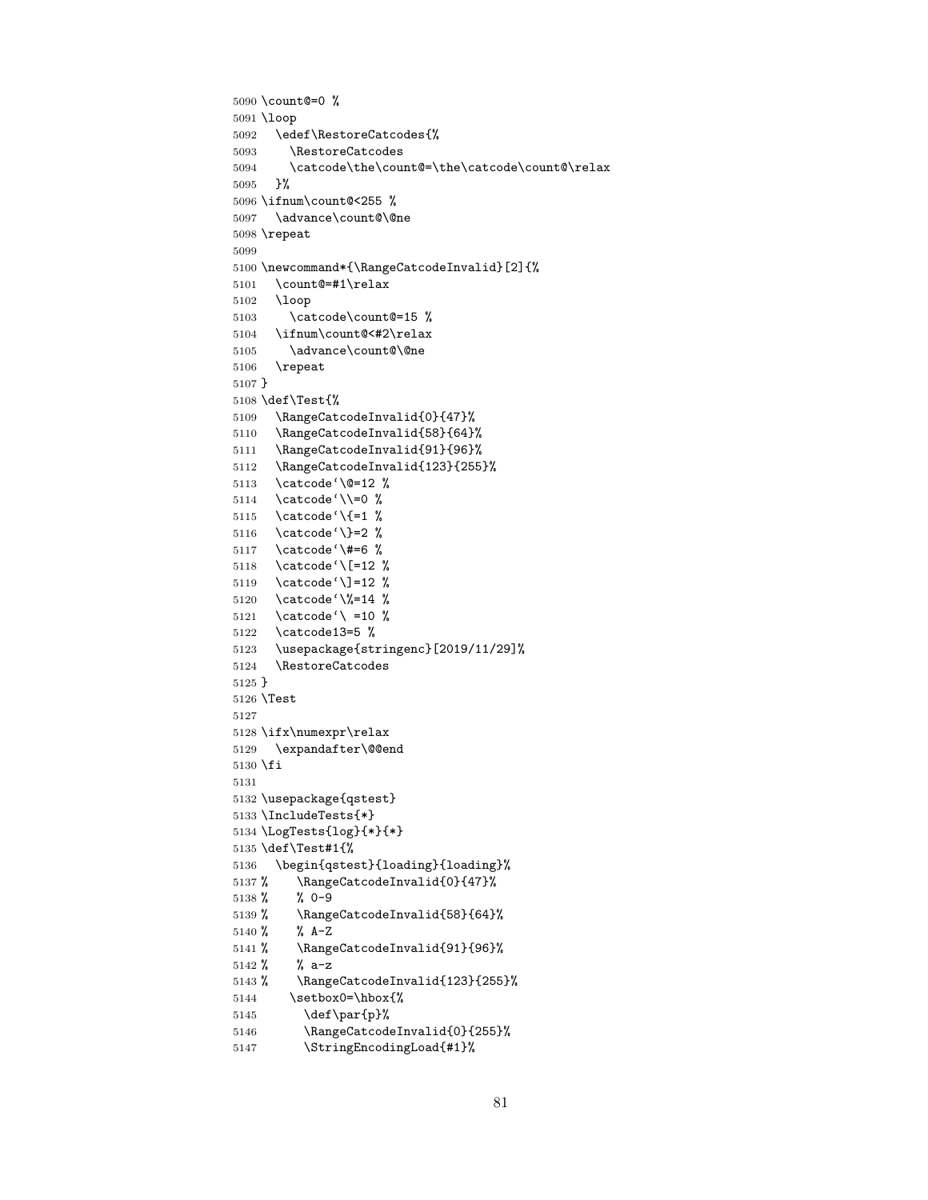```
5090 \count@=0 %
5091 \loop
5092   \edef\RestoreCatcodes{%
5093     \RestoreCatcodes
5094     \catcode\the\count@=\the\catcode\count@\relax
5095   }%
5096 \ifnum\count@<255 %
5097   \advance\count@\@ne
5098 \repeat
5099
5100 \newcommand*{\RangeCatcodeInvalid}[2]{%
5101   \count@=#1\relax
5102   \loop
5103     \catcode\count@=15 %
5104   \ifnum\count@<#2\relax
5105     \advance\count@\@ne
5106   \repeat
5107 }
5108 \def\Test{%
5109   \RangeCatcodeInvalid{0}{47}%
5110   \RangeCatcodeInvalid{58}{64}%
5111   \RangeCatcodeInvalid{91}{96}%
5112   \RangeCatcodeInvalid{123}{255}%
5113   \catcode`\@=12 %
5114   \catcode`\\=0 %
5115   \catcode`\{=1 %
5116   \catcode`\}=2 %
5117   \catcode`\#=6 %
5118   \catcode`\[=12 %
5119   \catcode`\]=12 %
5120   \catcode`\%=14 %
5121   \catcode`\ =10 %
5122   \catcode13=5 %
5123   \usepackage{stringenc}[2019/11/29]%
5124   \RestoreCatcodes
5125 }
5126 \Test
5127
5128 \ifx\numexpr\relax
5129   \expandafter\@@end
5130 \fi
5131
5132 \usepackage{qstest}
5133 \IncludeTests{*}
5134 \LogTests{log}{*}{*}
5135 \def\Test#1{%
5136   \begin{qstest}{loading}{loading}%
5137 %     \RangeCatcodeInvalid{0}{47}%
5138 %     % 0-9
5139 %     \RangeCatcodeInvalid{58}{64}%
5140 %     % A-Z
5141 %     \RangeCatcodeInvalid{91}{96}%
5142 %     % a-z
5143 %     \RangeCatcodeInvalid{123}{255}%
5144     \setbox0=\hbox{%
5145       \def\par{p}%
5146       \RangeCatcodeInvalid{0}{255}%
5147       \StringEncodingLoad{#1}%
```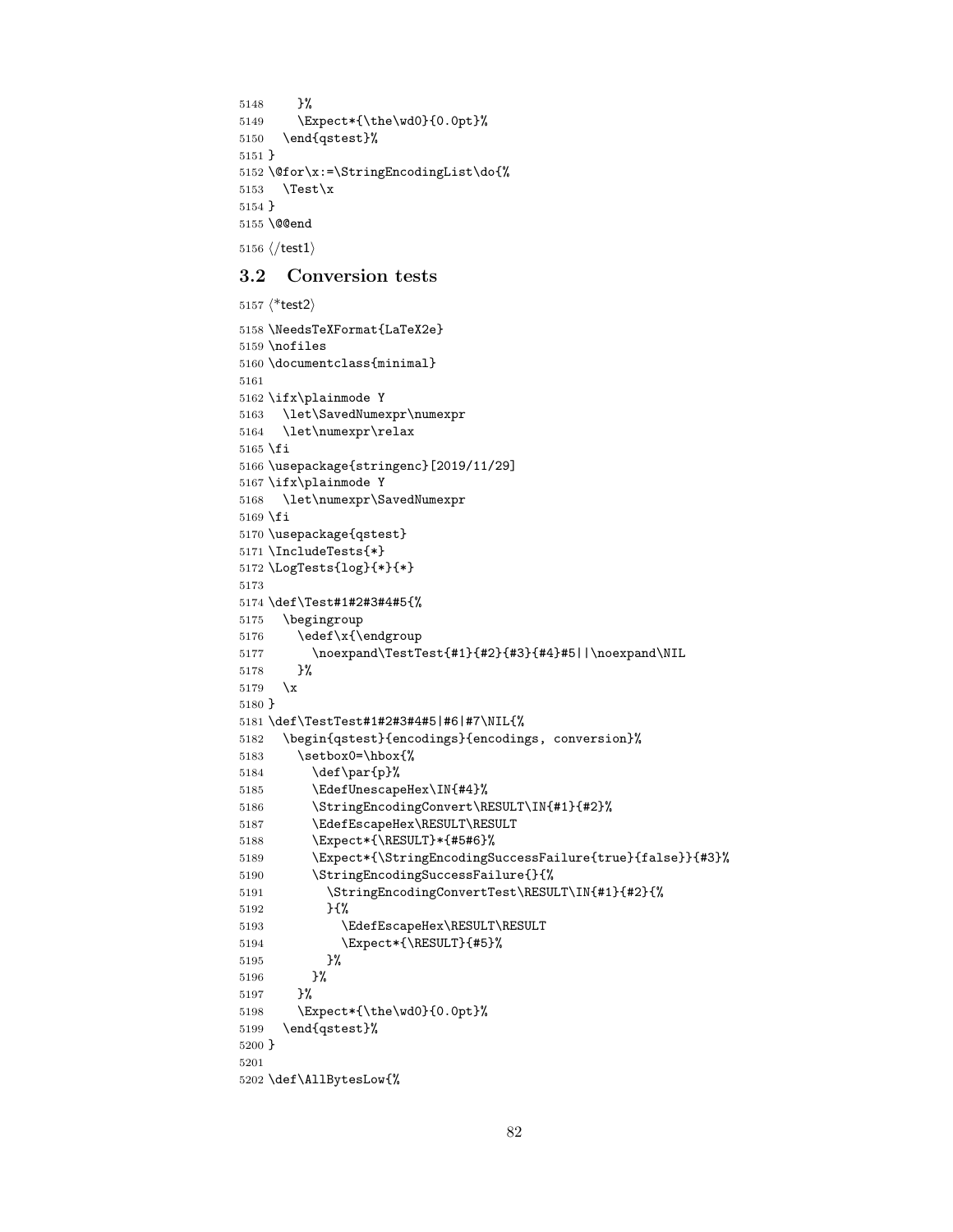```
5148     }%
5149     \Expect*{\the\wd0}{0.0pt}%
5150   \end{qstest}%
5151 }
5152 \@for\x:=\StringEncodingList\do{%
5153   \Test\x
5154 }
5155 \@@end
5156 ⟨/test1⟩
```

## 3.2 Conversion tests

```
5157 ⟨*test2⟩
5158 \NeedsTeXFormat{LaTeX2e}
5159 \nofiles
5160 \documentclass{minimal}
5161
5162 \ifx\plainmode Y
5163   \let\SavedNumexpr\numexpr
5164   \let\numexpr\relax
5165 \fi
5166 \usepackage{stringenc}[2019/11/29]
5167 \ifx\plainmode Y
5168   \let\numexpr\SavedNumexpr
5169 \fi
5170 \usepackage{qstest}
5171 \IncludeTests{*}
5172 \LogTests{log}{*}{*}
5173
5174 \def\Test#1#2#3#4#5{%
5175   \begingroup
5176     \edef\x{\endgroup
5177       \noexpand\TestTest{#1}{#2}{#3}{#4}#5||\noexpand\NIL
5178     }%
5179   \x
5180 }
5181 \def\TestTest#1#2#3#4#5|#6|#7\NIL{%
5182   \begin{qstest}{encodings}{encodings, conversion}%
5183     \setbox0=\hbox{%
5184       \def\par{p}%
5185       \EdefUnescapeHex\IN{#4}%
5186       \StringEncodingConvert\RESULT\IN{#1}{#2}%
5187       \EdefEscapeHex\RESULT\RESULT
5188       \Expect*{\RESULT}*{#5#6}%
5189       \Expect*{\StringEncodingSuccessFailure{true}{false}}{#3}%
5190       \StringEncodingSuccessFailure{}{%
5191         \StringEncodingConvertTest\RESULT\IN{#1}{#2}{%
5192         }{%
5193           \EdefEscapeHex\RESULT\RESULT
5194           \Expect*{\RESULT}{#5}%
5195         }%
5196       }%
5197     }%
5198     \Expect*{\the\wd0}{0.0pt}%
5199   \end{qstest}%
5200 }
5201
5202 \def\AllBytesLow{%
```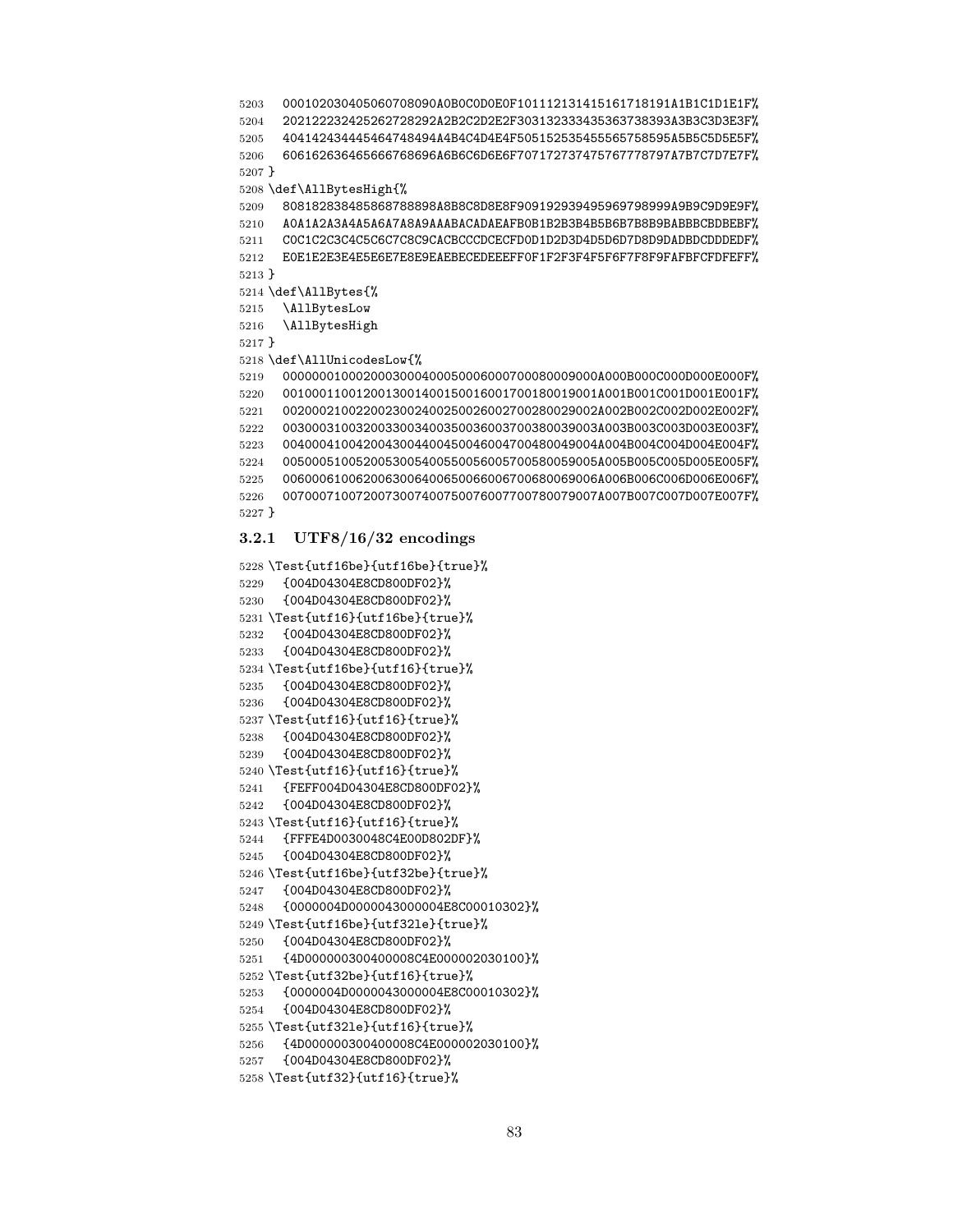```
5203   000102030405060708090A0B0C0D0E0F101112131415161718191A1B1C1D1E1F%
5204   202122232425262728292A2B2C2D2E2F303132333435363738393A3B3C3D3E3F%
5205   404142434445464748494A4B4C4D4E4F505152535455565758595A5B5C5D5E5F%
5206   606162636465666768696A6B6C6D6E6F707172737475767778797A7B7C7D7E7F%
5207 }
5208 \def\AllBytesHigh{%
5209   808182838485868788898A8B8C8D8E8F909192939495969798999A9B9C9D9E9F%
5210   A0A1A2A3A4A5A6A7A8A9AAABACADAEAFB0B1B2B3B4B5B6B7B8B9BABBBCBDBEBF%
5211   C0C1C2C3C4C5C6C7C8C9CACBCCCDCECFD0D1D2D3D4D5D6D7D8D9DADBDCDDDEDF%
5212   E0E1E2E3E4E5E6E7E8E9EAEBECEDEEEFF0F1F2F3F4F5F6F7F8F9FAFBFCFDFEFF%
5213 }
5214 \def\AllBytes{%
5215   \AllBytesLow
5216   \AllBytesHigh
5217 }
5218 \def\AllUnicodesLow{%
5219   000000010002000300040005000600070008000900 0A000B000C000D000E000F%
5220   0010001100120013001400150016001700180019001A001B001C001D001E001F%
5221   0020002100220023002400250026002700280029002A002B002C002D002E002F%
5222   0030003100320033003400350036003700380039003A003B003C003D003E003F%
5223   0040004100420043004400450046004700480049004A004B004C004D004E004F%
5224   0050005100520053005400550056005700580059005A005B005C005D005E005F%
5225   0060006100620063006400650066006700680069006A006B006C006D006E006F%
5226   0070007100720073007400750076007700780079007A007B007C007D007E007F%
5227 }
```

### 3.2.1 UTF8/16/32 encodings

```
5228 \Test{utf16be}{utf16be}{true}%
5229   {004D04304E8CD800DF02}%
5230   {004D04304E8CD800DF02}%
5231 \Test{utf16}{utf16be}{true}%
5232   {004D04304E8CD800DF02}%
5233   {004D04304E8CD800DF02}%
5234 \Test{utf16be}{utf16}{true}%
5235   {004D04304E8CD800DF02}%
5236   {004D04304E8CD800DF02}%
5237 \Test{utf16}{utf16}{true}%
5238   {004D04304E8CD800DF02}%
5239   {004D04304E8CD800DF02}%
5240 \Test{utf16}{utf16}{true}%
5241   {FEFF004D04304E8CD800DF02}%
5242   {004D04304E8CD800DF02}%
5243 \Test{utf16}{utf16}{true}%
5244   {FFFE4D0030048C4E00D802DF}%
5245   {004D04304E8CD800DF02}%
5246 \Test{utf16be}{utf32be}{true}%
5247   {004D04304E8CD800DF02}%
5248   {0000004D0000043000004E8C00010302}%
5249 \Test{utf16be}{utf32le}{true}%
5250   {004D04304E8CD800DF02}%
5251   {4D000000300400008C4E000002030100}%
5252 \Test{utf32be}{utf16}{true}%
5253   {0000004D0000043000004E8C00010302}%
5254   {004D04304E8CD800DF02}%
5255 \Test{utf32le}{utf16}{true}%
5256   {4D000000300400008C4E000002030100}%
5257   {004D04304E8CD800DF02}%
5258 \Test{utf32}{utf16}{true}%
```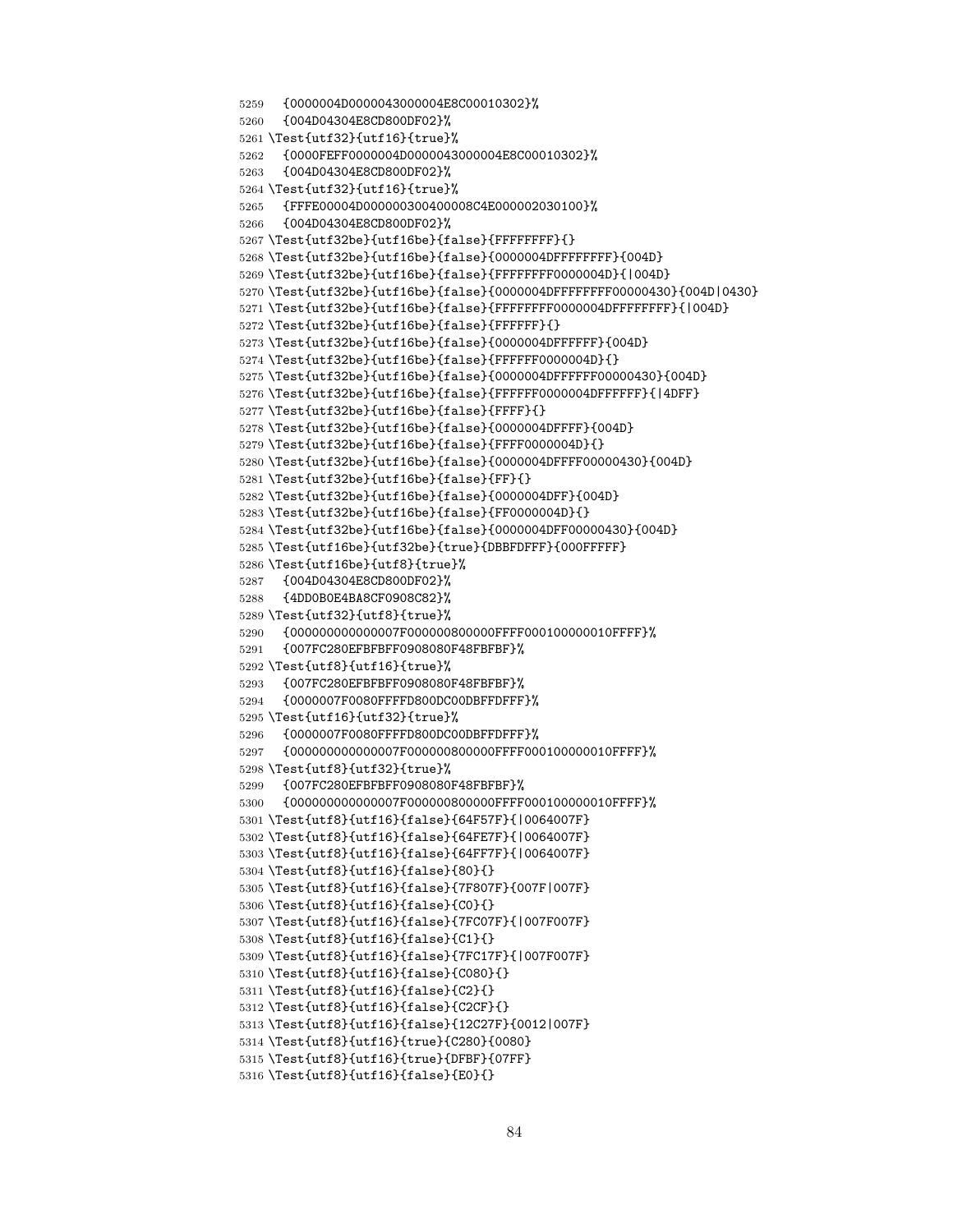```
5259   {0000004D0000043000004E8C00010302}%
5260   {004D04304E8CD800DF02}%
5261 \Test{utf32}{utf16}{true}%
5262   {0000FEFF0000004D0000043000004E8C00010302}%
5263   {004D04304E8CD800DF02}%
5264 \Test{utf32}{utf16}{true}%
5265   {FFFE00004D000000300400008C4E000002030100}%
5266   {004D04304E8CD800DF02}%
5267 \Test{utf32be}{utf16be}{false}{FFFFFFFF}{}
5268 \Test{utf32be}{utf16be}{false}{0000004DFFFFFFFF}{004D}
5269 \Test{utf32be}{utf16be}{false}{FFFFFFFF0000004D}{|004D}
5270 \Test{utf32be}{utf16be}{false}{0000004DFFFFFFFF00000430}{004D|0430}
5271 \Test{utf32be}{utf16be}{false}{FFFFFFFF0000004DFFFFFFFF}{|004D}
5272 \Test{utf32be}{utf16be}{false}{FFFFFF}{}
5273 \Test{utf32be}{utf16be}{false}{0000004DFFFFFF}{004D}
5274 \Test{utf32be}{utf16be}{false}{FFFFFF0000004D}{}
5275 \Test{utf32be}{utf16be}{false}{0000004DFFFFFF00000430}{004D}
5276 \Test{utf32be}{utf16be}{false}{FFFFFF0000004DFFFFFF}{|4DFF}
5277 \Test{utf32be}{utf16be}{false}{FFFF}{}
5278 \Test{utf32be}{utf16be}{false}{0000004DFFFF}{004D}
5279 \Test{utf32be}{utf16be}{false}{FFFF0000004D}{}
5280 \Test{utf32be}{utf16be}{false}{0000004DFFFF00000430}{004D}
5281 \Test{utf32be}{utf16be}{false}{FF}{}
5282 \Test{utf32be}{utf16be}{false}{0000004DFF}{004D}
5283 \Test{utf32be}{utf16be}{false}{FF0000004D}{}
5284 \Test{utf32be}{utf16be}{false}{0000004DFF00000430}{004D}
5285 \Test{utf16be}{utf32be}{true}{DBBFDFFF}{000FFFFF}
5286 \Test{utf16be}{utf8}{true}%
5287   {004D04304E8CD800DF02}%
5288   {4DD0B0E4BA8CF0908C82}%
5289 \Test{utf32}{utf8}{true}%
5290   {000000000000007F000000800000FFFF000100000010FFFF}%
5291   {007FC280EFBFBFF0908080F48FBFBF}%
5292 \Test{utf8}{utf16}{true}%
5293   {007FC280EFBFBFF0908080F48FBFBF}%
5294   {0000007F0080FFFFD800DC00DBFFDFFF}%
5295 \Test{utf16}{utf32}{true}%
5296   {0000007F0080FFFFD800DC00DBFFDFFF}%
5297   {000000000000007F000000800000FFFF000100000010FFFF}%
5298 \Test{utf8}{utf32}{true}%
5299   {007FC280EFBFBFF0908080F48FBFBF}%
5300   {000000000000007F000000800000FFFF000100000010FFFF}%
5301 \Test{utf8}{utf16}{false}{64F57F}{|0064007F}
5302 \Test{utf8}{utf16}{false}{64FE7F}{|0064007F}
5303 \Test{utf8}{utf16}{false}{64FF7F}{|0064007F}
5304 \Test{utf8}{utf16}{false}{80}{}
5305 \Test{utf8}{utf16}{false}{7F807F}{007F|007F}
5306 \Test{utf8}{utf16}{false}{C0}{}
5307 \Test{utf8}{utf16}{false}{7FC07F}{|007F007F}
5308 \Test{utf8}{utf16}{false}{C1}{}
5309 \Test{utf8}{utf16}{false}{7FC17F}{|007F007F}
5310 \Test{utf8}{utf16}{false}{C080}{}
5311 \Test{utf8}{utf16}{false}{C2}{}
5312 \Test{utf8}{utf16}{false}{C2CF}{}
5313 \Test{utf8}{utf16}{false}{12C27F}{0012|007F}
5314 \Test{utf8}{utf16}{true}{C280}{0080}
5315 \Test{utf8}{utf16}{true}{DFBF}{07FF}
5316 \Test{utf8}{utf16}{false}{E0}{}
```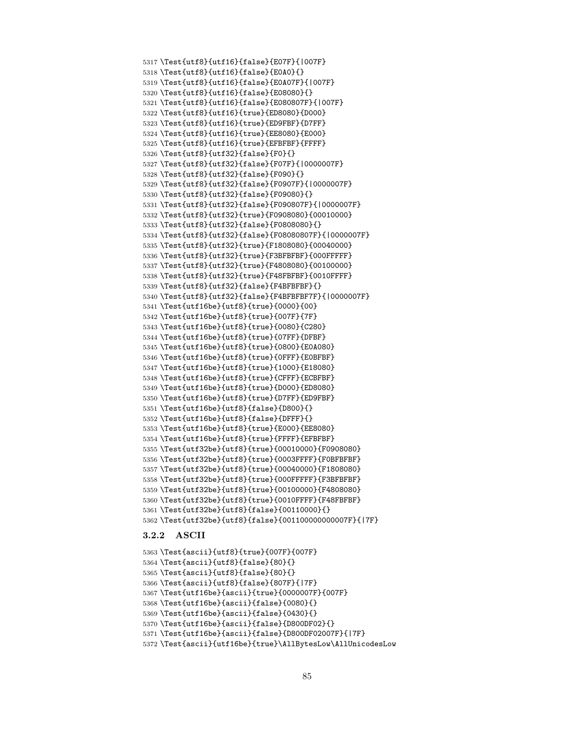```
5317 \Test{utf8}{utf16}{false}{E07F}{|007F}
5318 \Test{utf8}{utf16}{false}{E0A0}{}
5319 \Test{utf8}{utf16}{false}{E0A07F}{|007F}
5320 \Test{utf8}{utf16}{false}{E08080}{}
5321 \Test{utf8}{utf16}{false}{E080807F}{|007F}
5322 \Test{utf8}{utf16}{true}{ED8080}{D000}
5323 \Test{utf8}{utf16}{true}{ED9FBF}{D7FF}
5324 \Test{utf8}{utf16}{true}{EE8080}{E000}
5325 \Test{utf8}{utf16}{true}{EFBFBF}{FFFF}
5326 \Test{utf8}{utf32}{false}{F0}{}
5327 \Test{utf8}{utf32}{false}{F07F}{|0000007F}
5328 \Test{utf8}{utf32}{false}{F090}{}
5329 \Test{utf8}{utf32}{false}{F0907F}{|0000007F}
5330 \Test{utf8}{utf32}{false}{F09080}{}
5331 \Test{utf8}{utf32}{false}{F090807F}{|0000007F}
5332 \Test{utf8}{utf32}{true}{F0908080}{00010000}
5333 \Test{utf8}{utf32}{false}{F0808080}{}
5334 \Test{utf8}{utf32}{false}{F08080807F}{|0000007F}
5335 \Test{utf8}{utf32}{true}{F1808080}{00040000}
5336 \Test{utf8}{utf32}{true}{F3BFBFBF}{000FFFFF}
5337 \Test{utf8}{utf32}{true}{F4808080}{00100000}
5338 \Test{utf8}{utf32}{true}{F48FBFBF}{0010FFFF}
5339 \Test{utf8}{utf32}{false}{F4BFBFBF}{}
5340 \Test{utf8}{utf32}{false}{F4BFBFBF7F}{|0000007F}
5341 \Test{utf16be}{utf8}{true}{0000}{00}
5342 \Test{utf16be}{utf8}{true}{007F}{7F}
5343 \Test{utf16be}{utf8}{true}{0080}{C280}
5344 \Test{utf16be}{utf8}{true}{07FF}{DFBF}
5345 \Test{utf16be}{utf8}{true}{0800}{E0A080}
5346 \Test{utf16be}{utf8}{true}{0FFF}{E0BFBF}
5347 \Test{utf16be}{utf8}{true}{1000}{E18080}
5348 \Test{utf16be}{utf8}{true}{CFFF}{ECBFBF}
5349 \Test{utf16be}{utf8}{true}{D000}{ED8080}
5350 \Test{utf16be}{utf8}{true}{D7FF}{ED9FBF}
5351 \Test{utf16be}{utf8}{false}{D800}{}
5352 \Test{utf16be}{utf8}{false}{DFFF}{}
5353 \Test{utf16be}{utf8}{true}{E000}{EE8080}
5354 \Test{utf16be}{utf8}{true}{FFFF}{EFBFBF}
5355 \Test{utf32be}{utf8}{true}{00010000}{F0908080}
5356 \Test{utf32be}{utf8}{true}{0003FFFF}{F0BFBFBF}
5357 \Test{utf32be}{utf8}{true}{00040000}{F1808080}
5358 \Test{utf32be}{utf8}{true}{000FFFFF}{F3BFBFBF}
5359 \Test{utf32be}{utf8}{true}{00100000}{F4808080}
5360 \Test{utf32be}{utf8}{true}{0010FFFF}{F48FBFBF}
5361 \Test{utf32be}{utf8}{false}{00110000}{}
5362 \Test{utf32be}{utf8}{false}{001100000000007F}{|7F}
```

### 3.2.2 ASCII

```
5363 \Test{ascii}{utf8}{true}{007F}{007F}
5364 \Test{ascii}{utf8}{false}{80}{}
5365 \Test{ascii}{utf8}{false}{80}{}
5366 \Test{ascii}{utf8}{false}{807F}{|7F}
5367 \Test{utf16be}{ascii}{true}{0000007F}{007F}
5368 \Test{utf16be}{ascii}{false}{0080}{}
5369 \Test{utf16be}{ascii}{false}{0430}{}
5370 \Test{utf16be}{ascii}{false}{D800DF02}{}
5371 \Test{utf16be}{ascii}{false}{D800DF02007F}{|7F}
5372 \Test{ascii}{utf16be}{true}\AllBytesLow\AllUnicodesLow
```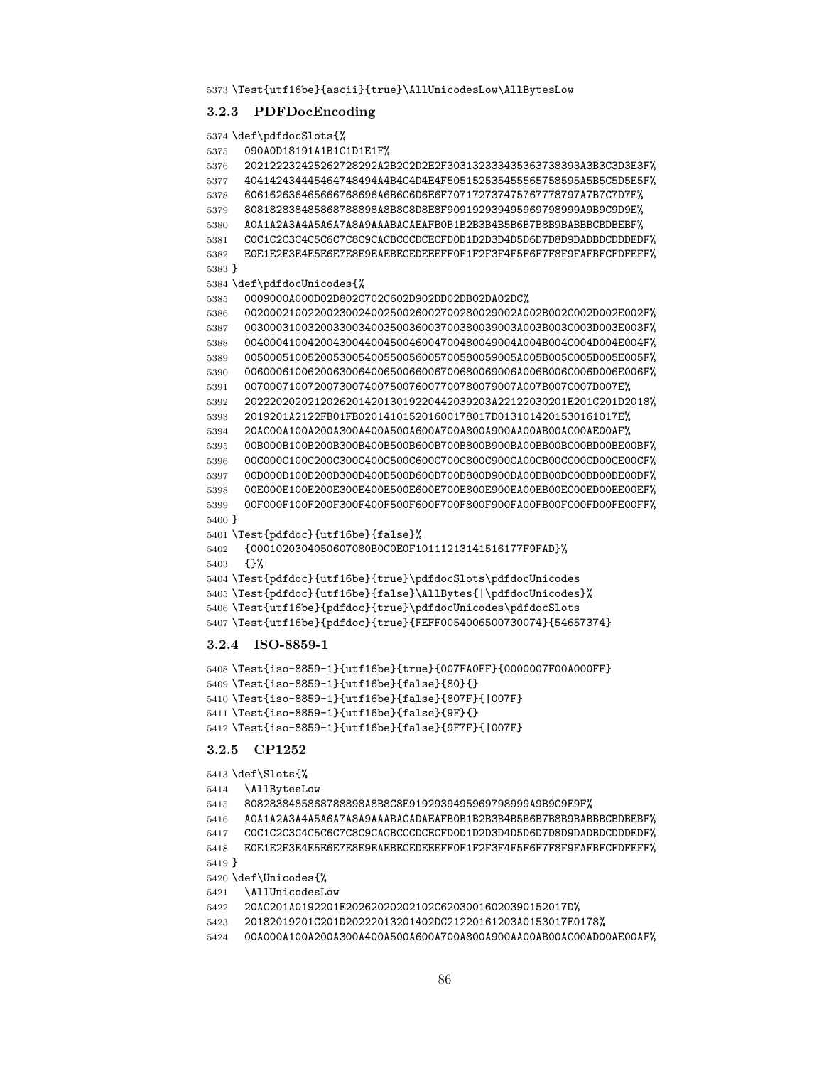```
5373 \Test{utf16be}{ascii}{true}\AllUnicodesLow\AllBytesLow
```

### 3.2.3 PDFDocEncoding

```
5374 \def\pdfdocSlots{%
5375   090A0D18191A1B1C1D1E1F%
5376   202122232425262728292A2B2C2D2E2F303132333435363738393A3B3C3D3E3F%
5377   404142434445464748494A4B4C4D4E4F505152535455565758595A5B5C5D5E5F%
5378   606162636465666768696A6B6C6D6E6F707172737475767778797A7B7C7D7E%
5379   808182838485868788898A8B8C8D8E8F909192939495969798999A9B9C9D9E%
5380   A0A1A2A3A4A5A6A7A8A9AAABACAEAFB0B1B2B3B4B5B6B7B8B9BABBBCBDBEBF%
5381   C0C1C2C3C4C5C6C7C8C9CACBCCCDCECFD0D1D2D3D4D5D6D7D8D9DADBDCDDDEDF%
5382   E0E1E2E3E4E5E6E7E8E9EAEBECEDEEEFF0F1F2F3F4F5F6F7F8F9FAFBFCFDFEFF%
5383 }
5384 \def\pdfdocUnicodes{%
5385   0009000A000D02D802C702C602D902DD02DB02DA02DC%
5386   0020002100220023002400250026002700280029002A002B002C002D002E002F%
5387   0030003100320033003400350036003700380039003A003B003C003D003E003F%
5388   0040004100420043004400450046004700480049004A004B004C004D004E004F%
5389   0050005100520053005400550056005700580059005A005B005C005D005E005F%
5390   0060006100620063006400650066006700680069006A006B006C006D006E006F%
5391   0070007100720073007400750076007700780079007A007B007C007D007E%
5392   2022202020212026201420132019220442039203A22122030201E201C201D2018%
5393   2019201A2122FB01FB020141015201600178017D0131014201530161017E%
5394   20AC00A100A200A300A400A500A600A700A800A900AA00AB00AC00AE00AF%
5395   00B000B100B200B300B400B500B600B700B800B900BA00BB00BC00BD00BE00BF%
5396   00C000C100C200C300C400C500C600C700C800C900CA00CB00CC00CD00CE00CF%
5397   00D000D100D200D300D400D500D600D700D800D900DA00DB00DC00DD00DE00DF%
5398   00E000E100E200E300E400E500E600E700E800E900EA00EB00EC00ED00EE00EF%
5399   00F000F100F200F300F400F500F600F700F800F900FA00FB00FC00FD00FE00FF%
5400 }
5401 \Test{pdfdoc}{utf16be}{false}%
5402   {000102030405060708 0B0C0E0F10111213141516177F9FAD}%
5403   {}%
5404 \Test{pdfdoc}{utf16be}{true}\pdfdocSlots\pdfdocUnicodes
5405 \Test{pdfdoc}{utf16be}{false}\AllBytes{|\pdfdocUnicodes}%
5406 \Test{utf16be}{pdfdoc}{true}\pdfdocUnicodes\pdfdocSlots
5407 \Test{utf16be}{pdfdoc}{true}{FEFF0054006500730074}{54657374}
```

### 3.2.4 ISO-8859-1

```
5408 \Test{iso-8859-1}{utf16be}{true}{007FA0FF}{0000007F00A000FF}
5409 \Test{iso-8859-1}{utf16be}{false}{80}{}
5410 \Test{iso-8859-1}{utf16be}{false}{807F}{|007F}
5411 \Test{iso-8859-1}{utf16be}{false}{9F}{}
5412 \Test{iso-8859-1}{utf16be}{false}{9F7F}{|007F}
```

### 3.2.5 CP1252

```
5413 \def\Slots{%
5414   \AllBytesLow
5415   808283848586878889 8A8B8C8E9192939495969798999A9B9C9E9F%
5416   A0A1A2A3A4A5A6A7A8A9AAABACADAEAFB0B1B2B3B4B5B6B7B8B9BABBBCBDBEBF%
5417   C0C1C2C3C4C5C6C7C8C9CACBCCCDCECFD0D1D2D3D4D5D6D7D8D9DADBDCDDDEDF%
5418   E0E1E2E3E4E5E6E7E8E9EAEBECEDEEEFF0F1F2F3F4F5F6F7F8F9FAFBFCFDFEFF%
5419 }
5420 \def\Unicodes{%
5421   \AllUnicodesLow
5422   20AC201A0192201E20262020202102C62030016020390152017D%
5423   20182019201C201D20222013201402DC21220161203A0153017E0178%
5424   00A000A100A200A300A400A500A600A700A800A900AA00AB00AC00AD00AE00AF%
```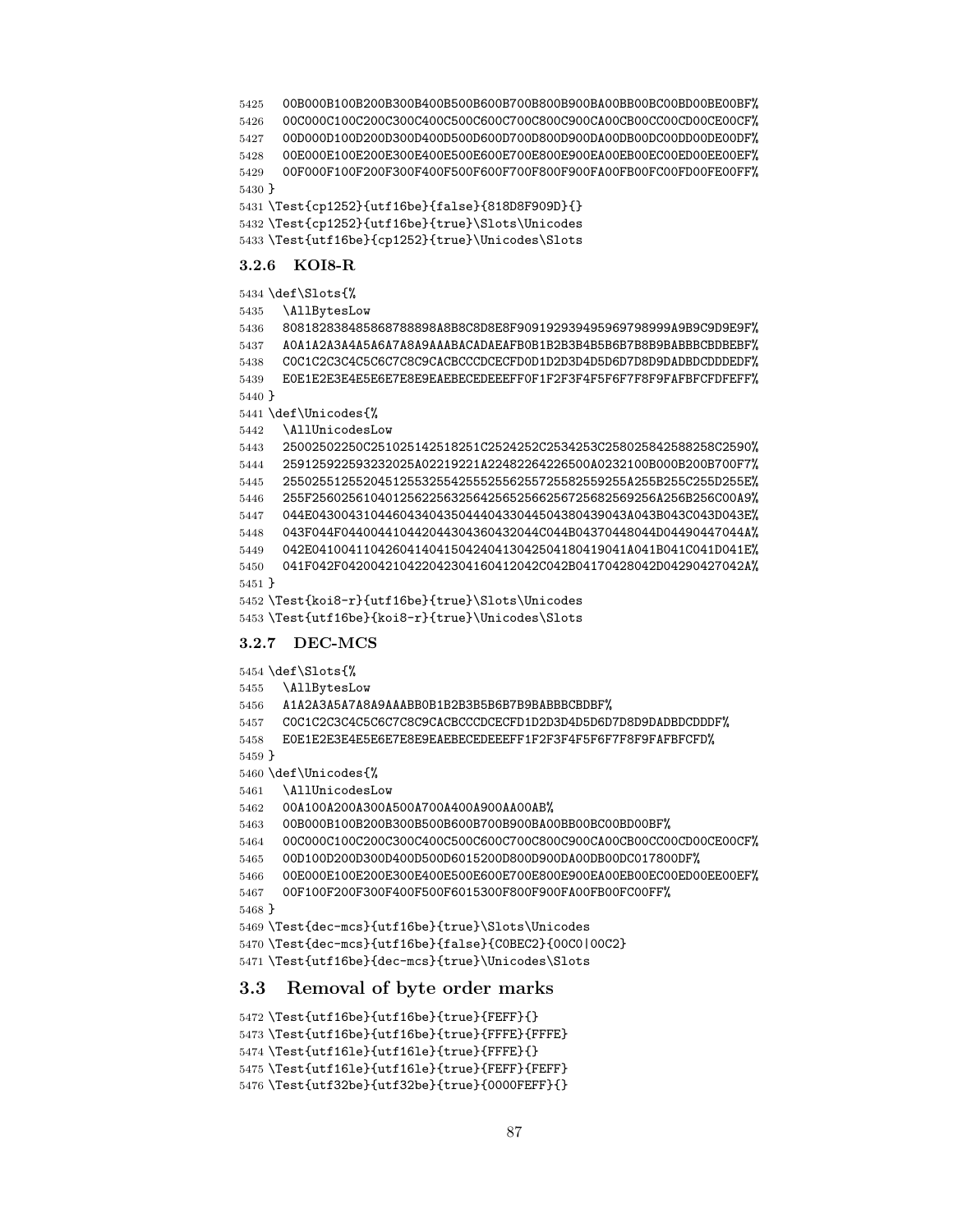```
5425   00B000B100B200B300B400B500B600B700B800B900BA00BB00BC00BD00BE00BF%
5426   00C000C100C200C300C400C500C600C700C800C900CA00CB00CC00CD00CE00CF%
5427   00D000D100D200D300D400D500D600D700D800D900DA00DB00DC00DD00DE00DF%
5428   00E000E100E200E300E400E500E600E700E800E900EA00EB00EC00ED00EE00EF%
5429   00F000F100F200F300F400F500F600F700F800F900FA00FB00FC00FD00FE00FF%
5430 }
5431 \Test{cp1252}{utf16be}{false}{818D8F909D}{}
5432 \Test{cp1252}{utf16be}{true}\Slots\Unicodes
5433 \Test{utf16be}{cp1252}{true}\Unicodes\Slots
```

### 3.2.6 KOI8-R

```
5434 \def\Slots{%
5435   \AllBytesLow
5436   808182838485868788898A8B8C8D8E8F909192939495969798999A9B9C9D9E9F%
5437   A0A1A2A3A4A5A6A7A8A9AAABACADAEAFB0B1B2B3B4B5B6B7B8B9BABBBCBDBEBF%
5438   C0C1C2C3C4C5C6C7C8C9CACBCCCDCECFD0D1D2D3D4D5D6D7D8D9DADBDCDDDEDF%
5439   E0E1E2E3E4E5E6E7E8E9EAEBECEDEEEFF0F1F2F3F4F5F6F7F8F9FAFBFCFDFEFF%
5440 }
5441 \def\Unicodes{%
5442   \AllUnicodesLow
5443   25002502250C251025142518251C2524252C2534253C258025842588258C2590%
5444   259125922593232025A02219221A22482264226500A0232100B000B200B700F7%
5445   25502551255204512553255425552556255725582559255A255B255C255D255E%
5446   255F25602561040125622563256425652566256725682569256A256B256C00A9%
5447   044E0430043104460434043504440433044504380439043A043B043C043D043E%
5448   043F044F044004410442044304360432044C044B04370448044D04490447044A%
5449   042E0410041104260414041504240413042504180419041A041B041C041D041E%
5450   041F042F042004210422042304160412042C042B04170428042D04290427042A%
5451 }
5452 \Test{koi8-r}{utf16be}{true}\Slots\Unicodes
5453 \Test{utf16be}{koi8-r}{true}\Unicodes\Slots
```

### 3.2.7 DEC-MCS

```
5454 \def\Slots{%
5455   \AllBytesLow
5456   A1A2A3A5A7A8A9AAABB0B1B2B3B5B6B7B9BABBBCBDBF%
5457   C0C1C2C3C4C5C6C7C8C9CACBCCCDCECFD1D2D3D4D5D6D7D8D9DADBDCDDDF%
5458   E0E1E2E3E4E5E6E7E8E9EAEBECEDEEEFF1F2F3F4F5F6F7F8F9FAFBFCFD%
5459 }
5460 \def\Unicodes{%
5461   \AllUnicodesLow
5462   00A100A200A300A500A700A400A900AA00AB%
5463   00B000B100B200B300B500B600B700B900BA00BB00BC00BD00BF%
5464   00C000C100C200C300C400C500C600C700C800C900CA00CB00CC00CD00CE00CF%
5465   00D100D200D300D400D500D6015200D800D900DA00DB00DC017800DF%
5466   00E000E100E200E300E400E500E600E700E800E900EA00EB00EC00ED00EE00EF%
5467   00F100F200F300F400F500F6015300F800F900FA00FB00FC00FF%
5468 }
5469 \Test{dec-mcs}{utf16be}{true}\Slots\Unicodes
5470 \Test{dec-mcs}{utf16be}{false}{C0BEC2}{00C0|00C2}
5471 \Test{utf16be}{dec-mcs}{true}\Unicodes\Slots
```

## 3.3 Removal of byte order marks

```
5472 \Test{utf16be}{utf16be}{true}{FEFF}{}
5473 \Test{utf16be}{utf16be}{true}{FFFE}{FFFE}
5474 \Test{utf16le}{utf16le}{true}{FFFE}{}
5475 \Test{utf16le}{utf16le}{true}{FEFF}{FEFF}
5476 \Test{utf32be}{utf32be}{true}{0000FEFF}{}
```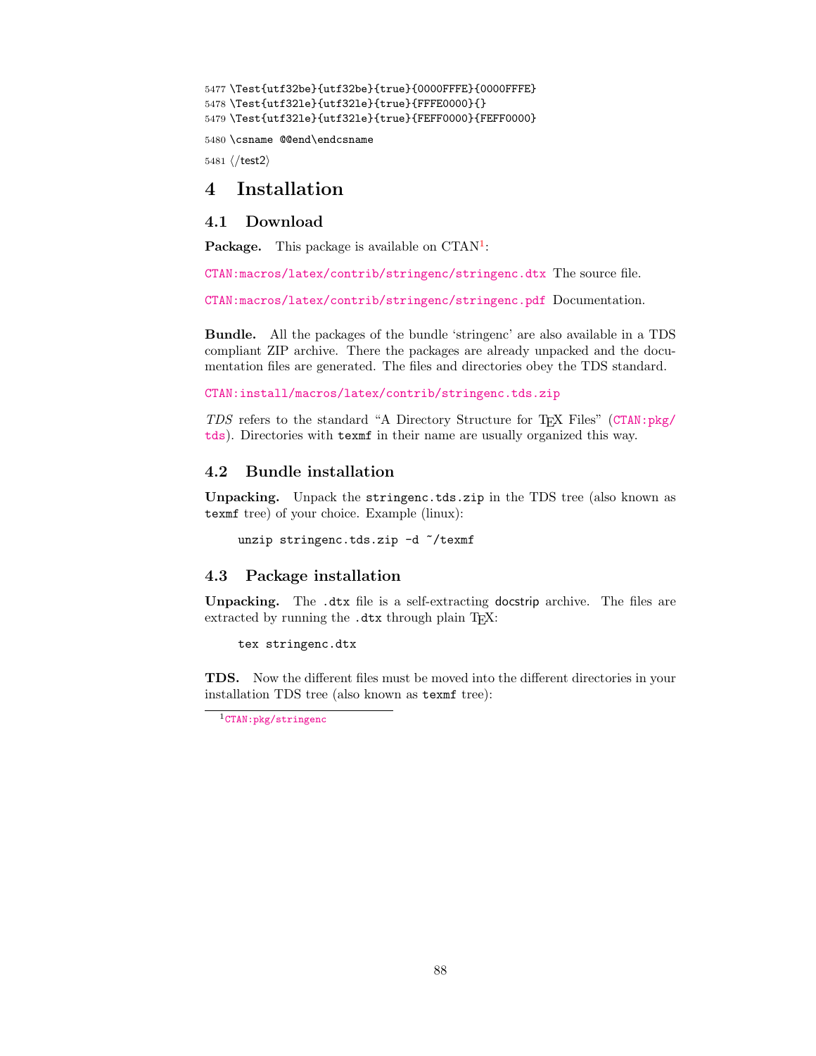```
5477 \Test{utf32be}{utf32be}{true}{0000FFFE}{0000FFFE}
5478 \Test{utf32le}{utf32le}{true}{FFFE0000}{}
5479 \Test{utf32le}{utf32le}{true}{FEFF0000}{FEFF0000}
5480 \csname @@end\endcsname
5481 ⟨/test2⟩
```

# 4 Installation

## 4.1 Download

**Package.** This package is available on CTAN[1]:

CTAN:macros/latex/contrib/stringenc/stringenc.dtx The source file.

CTAN:macros/latex/contrib/stringenc/stringenc.pdf Documentation.

**Bundle.** All the packages of the bundle 'stringenc' are also available in a TDS compliant ZIP archive. There the packages are already unpacked and the documentation files are generated. The files and directories obey the TDS standard.

CTAN:install/macros/latex/contrib/stringenc.tds.zip

*TDS* refers to the standard "A Directory Structure for TEX Files" (CTAN:pkg/tds). Directories with `texmf` in their name are usually organized this way.

## 4.2 Bundle installation

**Unpacking.** Unpack the `stringenc.tds.zip` in the TDS tree (also known as `texmf` tree) of your choice. Example (linux):

```
unzip stringenc.tds.zip -d ~/texmf
```

## 4.3 Package installation

**Unpacking.** The `.dtx` file is a self-extracting docstrip archive. The files are extracted by running the `.dtx` through plain TEX:

```
tex stringenc.dtx
```

**TDS.** Now the different files must be moved into the different directories in your installation TDS tree (also known as `texmf` tree):

[1] CTAN:pkg/stringenc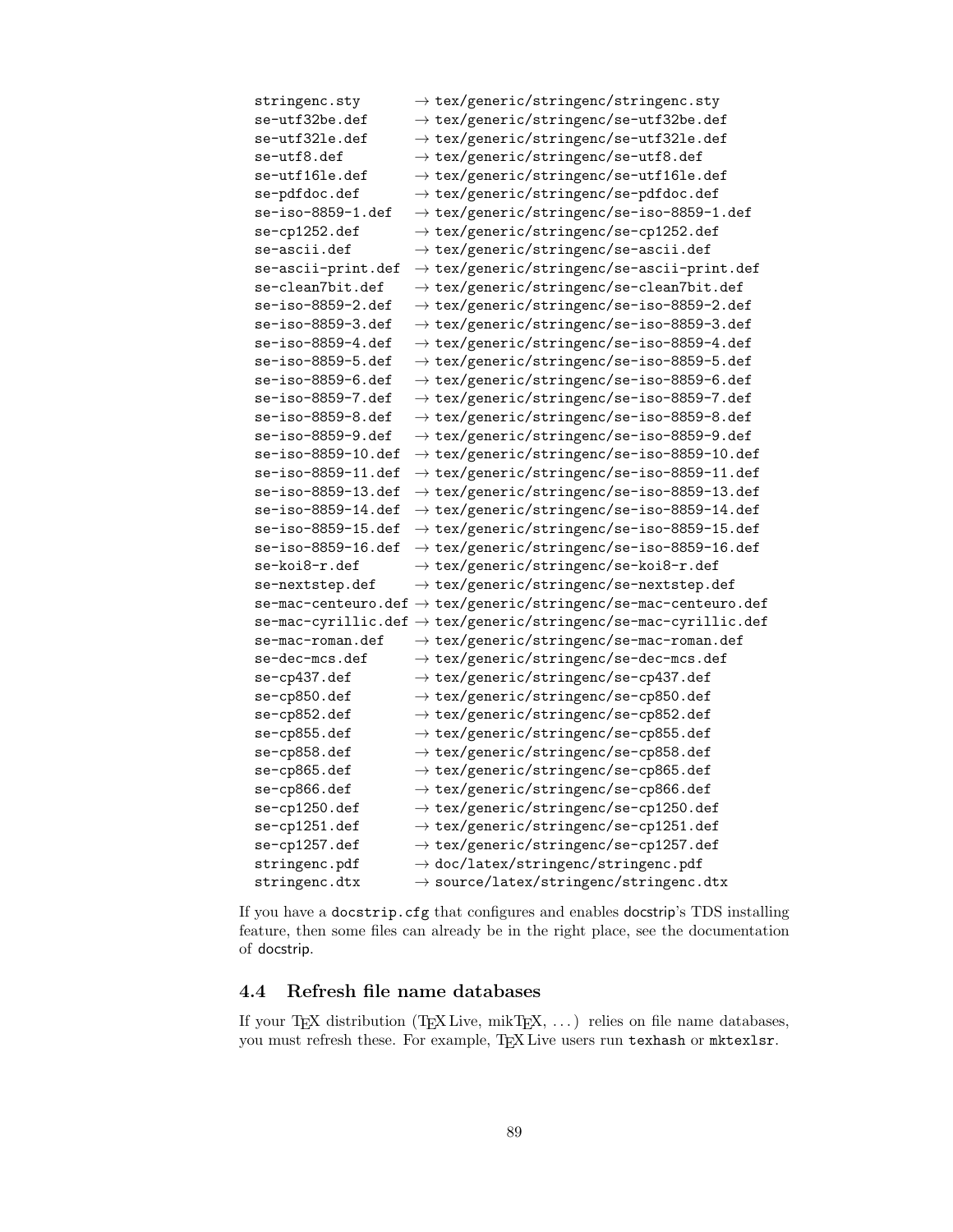```
stringenc.sty         → tex/generic/stringenc/stringenc.sty
se-utf32be.def        → tex/generic/stringenc/se-utf32be.def
se-utf32le.def        → tex/generic/stringenc/se-utf32le.def
se-utf8.def           → tex/generic/stringenc/se-utf8.def
se-utf16le.def        → tex/generic/stringenc/se-utf16le.def
se-pdfdoc.def         → tex/generic/stringenc/se-pdfdoc.def
se-iso-8859-1.def     → tex/generic/stringenc/se-iso-8859-1.def
se-cp1252.def         → tex/generic/stringenc/se-cp1252.def
se-ascii.def          → tex/generic/stringenc/se-ascii.def
se-ascii-print.def    → tex/generic/stringenc/se-ascii-print.def
se-clean7bit.def      → tex/generic/stringenc/se-clean7bit.def
se-iso-8859-2.def     → tex/generic/stringenc/se-iso-8859-2.def
se-iso-8859-3.def     → tex/generic/stringenc/se-iso-8859-3.def
se-iso-8859-4.def     → tex/generic/stringenc/se-iso-8859-4.def
se-iso-8859-5.def     → tex/generic/stringenc/se-iso-8859-5.def
se-iso-8859-6.def     → tex/generic/stringenc/se-iso-8859-6.def
se-iso-8859-7.def     → tex/generic/stringenc/se-iso-8859-7.def
se-iso-8859-8.def     → tex/generic/stringenc/se-iso-8859-8.def
se-iso-8859-9.def     → tex/generic/stringenc/se-iso-8859-9.def
se-iso-8859-10.def    → tex/generic/stringenc/se-iso-8859-10.def
se-iso-8859-11.def    → tex/generic/stringenc/se-iso-8859-11.def
se-iso-8859-13.def    → tex/generic/stringenc/se-iso-8859-13.def
se-iso-8859-14.def    → tex/generic/stringenc/se-iso-8859-14.def
se-iso-8859-15.def    → tex/generic/stringenc/se-iso-8859-15.def
se-iso-8859-16.def    → tex/generic/stringenc/se-iso-8859-16.def
se-koi8-r.def         → tex/generic/stringenc/se-koi8-r.def
se-nextstep.def       → tex/generic/stringenc/se-nextstep.def
se-mac-centeuro.def   → tex/generic/stringenc/se-mac-centeuro.def
se-mac-cyrillic.def   → tex/generic/stringenc/se-mac-cyrillic.def
se-mac-roman.def      → tex/generic/stringenc/se-mac-roman.def
se-dec-mcs.def        → tex/generic/stringenc/se-dec-mcs.def
se-cp437.def          → tex/generic/stringenc/se-cp437.def
se-cp850.def          → tex/generic/stringenc/se-cp850.def
se-cp852.def          → tex/generic/stringenc/se-cp852.def
se-cp855.def          → tex/generic/stringenc/se-cp855.def
se-cp858.def          → tex/generic/stringenc/se-cp858.def
se-cp865.def          → tex/generic/stringenc/se-cp865.def
se-cp866.def          → tex/generic/stringenc/se-cp866.def
se-cp1250.def         → tex/generic/stringenc/se-cp1250.def
se-cp1251.def         → tex/generic/stringenc/se-cp1251.def
se-cp1257.def         → tex/generic/stringenc/se-cp1257.def
stringenc.pdf         → doc/latex/stringenc/stringenc.pdf
stringenc.dtx         → source/latex/stringenc/stringenc.dtx
```

If you have a `docstrip.cfg` that configures and enables docstrip's TDS installing feature, then some files can already be in the right place, see the documentation of docstrip.

### 4.4 Refresh file name databases

If your TeX distribution (TeX Live, mikTeX, ...) relies on file name databases, you must refresh these. For example, TeX Live users run `texhash` or `mktexlsr`.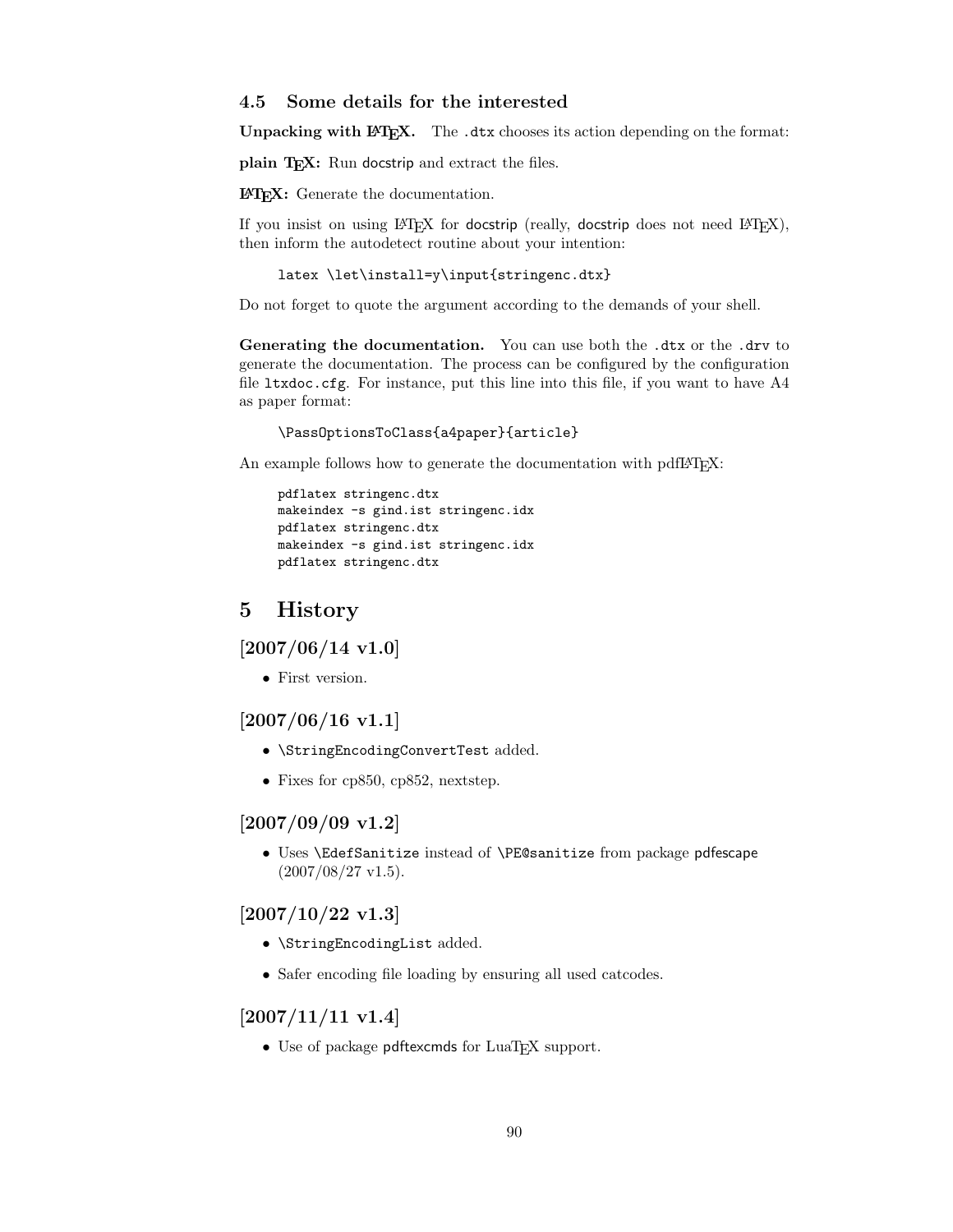### 4.5 Some details for the interested

**Unpacking with LaTeX.** The `.dtx` chooses its action depending on the format:

**plain TeX:** Run docstrip and extract the files.

**LaTeX:** Generate the documentation.

If you insist on using LaTeX for docstrip (really, docstrip does not need LaTeX), then inform the autodetect routine about your intention:

```
latex \let\install=y\input{stringenc.dtx}
```

Do not forget to quote the argument according to the demands of your shell.

**Generating the documentation.** You can use both the `.dtx` or the `.drv` to generate the documentation. The process can be configured by the configuration file `ltxdoc.cfg`. For instance, put this line into this file, if you want to have A4 as paper format:

```
\PassOptionsToClass{a4paper}{article}
```

An example follows how to generate the documentation with pdfLaTeX:

```
pdflatex stringenc.dtx
makeindex -s gind.ist stringenc.idx
pdflatex stringenc.dtx
makeindex -s gind.ist stringenc.idx
pdflatex stringenc.dtx
```

# 5 History

## [2007/06/14 v1.0]

- First version.

## [2007/06/16 v1.1]

- `\StringEncodingConvertTest` added.
- Fixes for cp850, cp852, nextstep.

## [2007/09/09 v1.2]

- Uses `\EdefSanitize` instead of `\PE@sanitize` from package pdfescape (2007/08/27 v1.5).

## [2007/10/22 v1.3]

- `\StringEncodingList` added.
- Safer encoding file loading by ensuring all used catcodes.

## [2007/11/11 v1.4]

- Use of package pdftexcmds for LuaTeX support.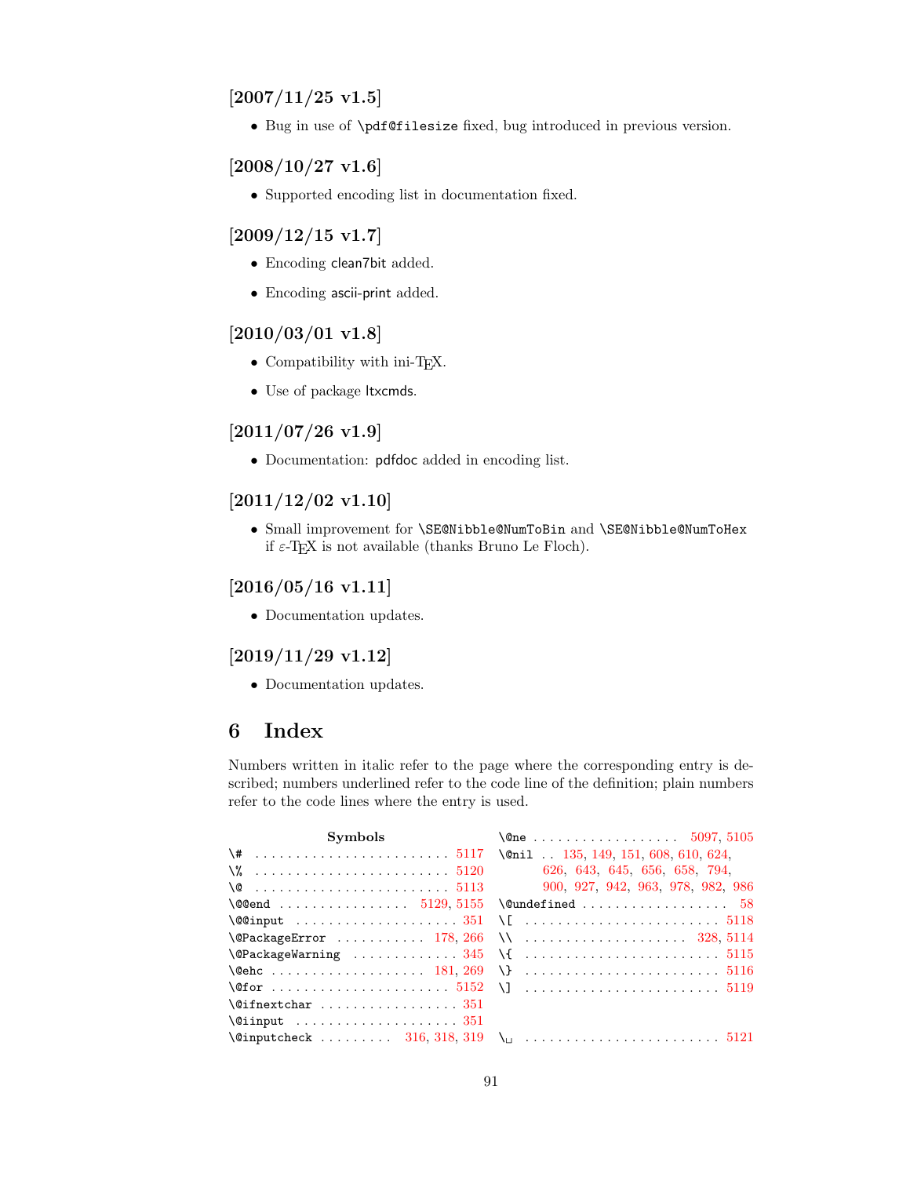## [2007/11/25 v1.5]

- Bug in use of `\pdf@filesize` fixed, bug introduced in previous version.

## [2008/10/27 v1.6]

- Supported encoding list in documentation fixed.

## [2009/12/15 v1.7]

- Encoding clean7bit added.
- Encoding ascii-print added.

## [2010/03/01 v1.8]

- Compatibility with ini-TEX.
- Use of package ltxcmds.

## [2011/07/26 v1.9]

- Documentation: pdfdoc added in encoding list.

## [2011/12/02 v1.10]

- Small improvement for `\SE@Nibble@NumToBin` and `\SE@Nibble@NumToHex` if ε-TEX is not available (thanks Bruno Le Floch).

## [2016/05/16 v1.11]

- Documentation updates.

## [2019/11/29 v1.12]

- Documentation updates.

# 6 Index

Numbers written in italic refer to the page where the corresponding entry is described; numbers underlined refer to the code line of the definition; plain numbers refer to the code lines where the entry is used.

**Symbols**

\# . . . 5117
\% . . . 5120
\@ . . . 5113
\@@end . . . 5129, 5155
\@@input . . . 351
\@PackageError . . . 178, 266
\@PackageWarning . . . 345
\@ehc . . . 181, 269
\@for . . . 5152
\@ifnextchar . . . 351
\@iinput . . . 351
\@inputcheck . . . 316, 318, 319
\@ne . . . 5097, 5105
\@nil . . 135, 149, 151, 608, 610, 624, 626, 643, 645, 656, 658, 794, 900, 927, 942, 963, 978, 982, 986
\@undefined . . . 58
\[ . . . 5118
\\ . . . 328, 5114
\{ . . . 5115
\} . . . 5116
\] . . . 5119
\␣ . . . 5121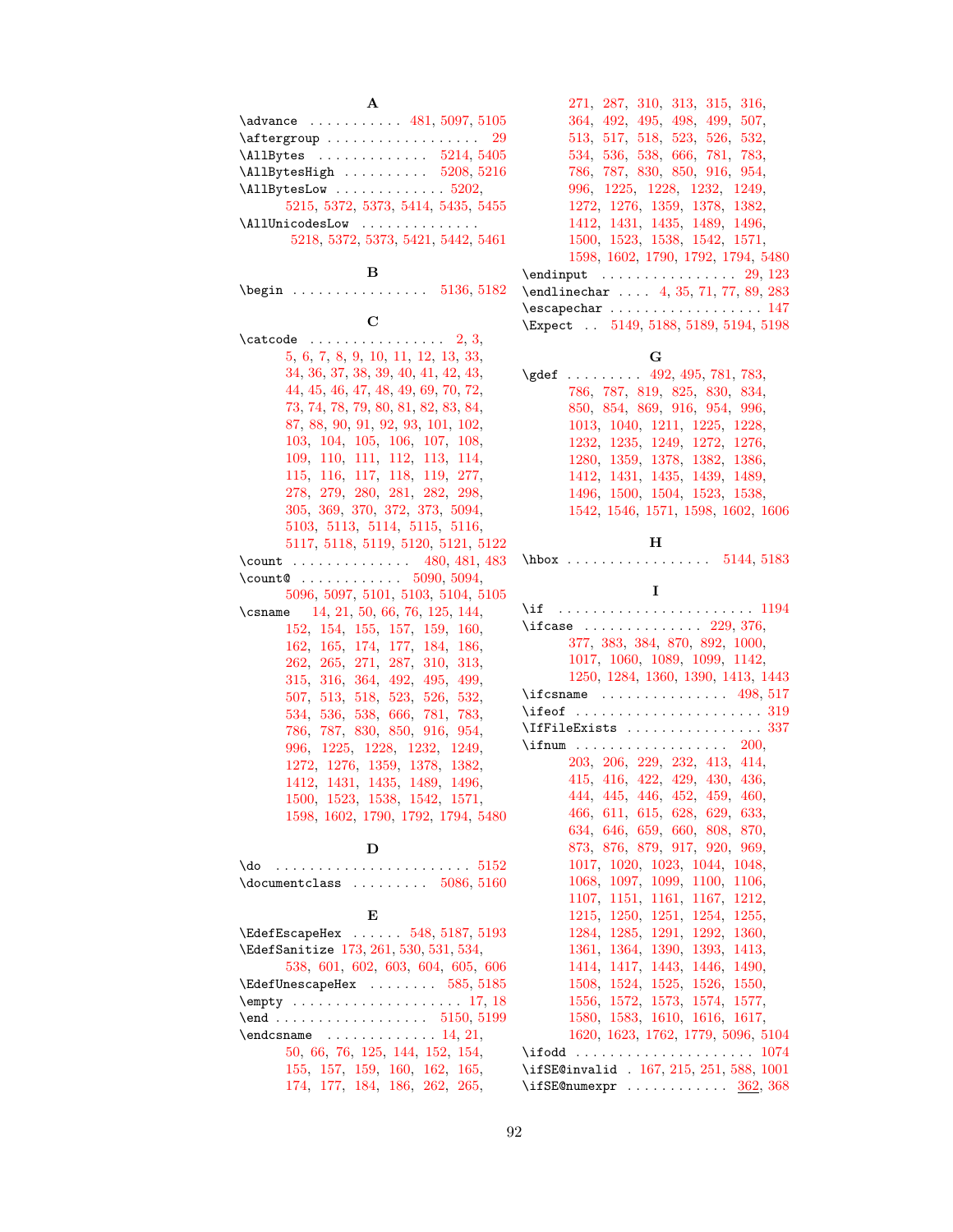**A**

\advance . . . . . . . . . . . 481, 5097, 5105
\aftergroup . . . . . . . . . . . . . . . . . . 29
\AllBytes . . . . . . . . . . . . . 5214, 5405
\AllBytesHigh . . . . . . . . . . 5208, 5216
\AllBytesLow . . . . . . . . . . . . . 5202, 5215, 5372, 5373, 5414, 5435, 5455
\AllUnicodesLow . . . . . . . . . . . . . . 5218, 5372, 5373, 5421, 5442, 5461

**B**

\begin . . . . . . . . . . . . . . . . 5136, 5182

**C**

\catcode . . . . . . . . . . . . . . . . 2, 3, 5, 6, 7, 8, 9, 10, 11, 12, 13, 33, 34, 36, 37, 38, 39, 40, 41, 42, 43, 44, 45, 46, 47, 48, 49, 69, 70, 72, 73, 74, 78, 79, 80, 81, 82, 83, 84, 87, 88, 90, 91, 92, 93, 101, 102, 103, 104, 105, 106, 107, 108, 109, 110, 111, 112, 113, 114, 115, 116, 117, 118, 119, 277, 278, 279, 280, 281, 282, 298, 305, 369, 370, 372, 373, 5094, 5103, 5113, 5114, 5115, 5116, 5117, 5118, 5119, 5120, 5121, 5122
\count . . . . . . . . . . . . . . 480, 481, 483
\count@ . . . . . . . . . . . . 5090, 5094, 5096, 5097, 5101, 5103, 5104, 5105
\csname 14, 21, 50, 66, 76, 125, 144, 152, 154, 155, 157, 159, 160, 162, 165, 174, 177, 184, 186, 262, 265, 271, 287, 310, 313, 315, 316, 364, 492, 495, 499, 507, 513, 518, 523, 526, 532, 534, 536, 538, 666, 781, 783, 786, 787, 830, 850, 916, 954, 996, 1225, 1228, 1232, 1249, 1272, 1276, 1359, 1378, 1382, 1412, 1431, 1435, 1489, 1496, 1500, 1523, 1538, 1542, 1571, 1598, 1602, 1790, 1792, 1794, 5480

**D**

\do . . . . . . . . . . . . . . . . . . . . . . . 5152
\documentclass . . . . . . . . . 5086, 5160

**E**

\EdefEscapeHex . . . . . . 548, 5187, 5193
\EdefSanitize 173, 261, 530, 531, 534, 538, 601, 602, 603, 604, 605, 606
\EdefUnescapeHex . . . . . . . . 585, 5185
\empty . . . . . . . . . . . . . . . . . . . . 17, 18
\end . . . . . . . . . . . . . . . . . . 5150, 5199
\endcsname . . . . . . . . . . . . . 14, 21, 50, 66, 76, 125, 144, 152, 154, 155, 157, 159, 160, 162, 165, 174, 177, 184, 186, 262, 265, 271, 287, 310, 313, 315, 316, 364, 492, 495, 498, 499, 507, 513, 517, 518, 523, 526, 532, 534, 536, 538, 666, 781, 783, 786, 787, 830, 850, 916, 954, 996, 1225, 1228, 1232, 1249, 1272, 1276, 1359, 1378, 1382, 1412, 1431, 1435, 1489, 1496, 1500, 1523, 1538, 1542, 1571, 1598, 1602, 1790, 1792, 1794, 5480
\endinput . . . . . . . . . . . . . . . . 29, 123
\endlinechar . . . . 4, 35, 71, 77, 89, 283
\escapechar . . . . . . . . . . . . . . . . . . 147
\Expect . . 5149, 5188, 5189, 5194, 5198

**G**

\gdef . . . . . . . . . 492, 495, 781, 783, 786, 787, 819, 825, 830, 834, 850, 854, 869, 916, 954, 996, 1013, 1040, 1211, 1225, 1228, 1232, 1235, 1249, 1272, 1276, 1280, 1359, 1378, 1382, 1386, 1412, 1431, 1435, 1439, 1489, 1496, 1500, 1504, 1523, 1538, 1542, 1546, 1571, 1598, 1602, 1606

**H**

\hbox . . . . . . . . . . . . . . . . . 5144, 5183

**I**

\if . . . . . . . . . . . . . . . . . . . . . . . 1194
\ifcase . . . . . . . . . . . . . . 229, 376, 377, 383, 384, 870, 892, 1000, 1017, 1060, 1089, 1099, 1142, 1250, 1284, 1360, 1390, 1413, 1443
\ifcsname . . . . . . . . . . . . . . . 498, 517
\ifeof . . . . . . . . . . . . . . . . . . . . . . 319
\IfFileExists . . . . . . . . . . . . . . . . 337
\ifnum . . . . . . . . . . . . . . . . . . 200, 203, 206, 229, 232, 413, 414, 415, 416, 422, 429, 430, 436, 444, 445, 446, 452, 459, 460, 466, 611, 615, 628, 629, 633, 634, 646, 659, 660, 808, 870, 873, 876, 879, 917, 920, 969, 1017, 1020, 1023, 1044, 1048, 1068, 1097, 1099, 1100, 1106, 1107, 1151, 1161, 1167, 1212, 1215, 1250, 1251, 1254, 1255, 1284, 1285, 1291, 1292, 1360, 1361, 1364, 1390, 1393, 1413, 1414, 1417, 1443, 1446, 1490, 1508, 1524, 1525, 1526, 1550, 1556, 1572, 1573, 1574, 1577, 1580, 1583, 1610, 1616, 1617, 1620, 1623, 1762, 1779, 5096, 5104
\ifodd . . . . . . . . . . . . . . . . . . . . . 1074
\ifSE@invalid . 167, 215, 251, 588, 1001
\ifSE@numexpr . . . . . . . . . . . 362, 368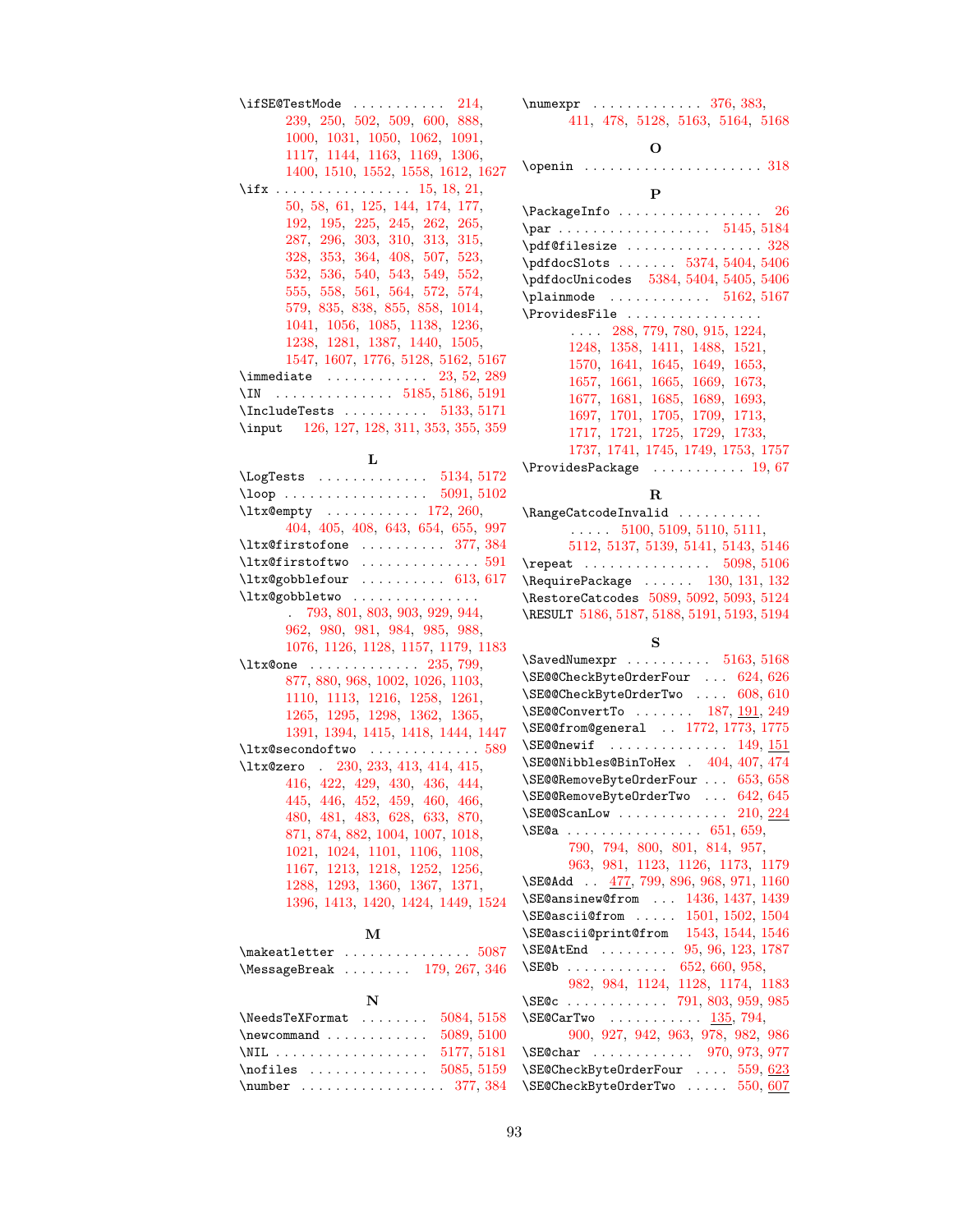\ifSE@TestMode . . . . . . . . . . . 214, 239, 250, 502, 509, 600, 888, 1000, 1031, 1050, 1062, 1091, 1117, 1144, 1163, 1169, 1306, 1400, 1510, 1552, 1558, 1612, 1627
\ifx . . . . . . . . . . . . . . . . 15, 18, 21, 50, 58, 61, 125, 144, 174, 177, 192, 195, 225, 245, 262, 265, 287, 296, 303, 310, 313, 315, 328, 353, 364, 408, 507, 523, 532, 536, 540, 543, 549, 552, 555, 558, 561, 564, 572, 574, 579, 835, 838, 855, 858, 1014, 1041, 1056, 1085, 1138, 1236, 1238, 1281, 1387, 1440, 1505, 1547, 1607, 1776, 5128, 5162, 5167
\immediate . . . . . . . . . . . 23, 52, 289
\IN . . . . . . . . . . . . . . 5185, 5186, 5191
\IncludeTests . . . . . . . . . . 5133, 5171
\input 126, 127, 128, 311, 353, 355, 359

**L**

\LogTests . . . . . . . . . . . . . 5134, 5172
\loop . . . . . . . . . . . . . . . . . 5091, 5102
\ltx@empty . . . . . . . . . . . 172, 260, 404, 405, 408, 643, 654, 655, 997
\ltx@firstofone . . . . . . . . . . 377, 384
\ltx@firstoftwo . . . . . . . . . . . . . . 591
\ltx@gobblefour . . . . . . . . . . 613, 617
\ltx@gobbletwo . . . . . . . . . . . . . . . 793, 801, 803, 903, 929, 944, 962, 980, 981, 984, 985, 988, 1076, 1126, 1128, 1157, 1179, 1183
\ltx@one . . . . . . . . . . . . . 235, 799, 877, 880, 968, 1002, 1026, 1103, 1110, 1113, 1216, 1258, 1261, 1265, 1295, 1298, 1362, 1365, 1391, 1394, 1415, 1418, 1444, 1447
\ltx@secondoftwo . . . . . . . . . . . . . 589
\ltx@zero . 230, 233, 413, 414, 415, 416, 422, 429, 430, 436, 444, 445, 446, 452, 459, 460, 466, 480, 481, 483, 628, 633, 870, 871, 874, 882, 1004, 1007, 1018, 1021, 1024, 1101, 1106, 1108, 1167, 1213, 1218, 1252, 1256, 1288, 1293, 1360, 1367, 1371, 1396, 1413, 1420, 1424, 1449, 1524

**M**

\makeatletter . . . . . . . . . . . . . . . 5087
\MessageBreak . . . . . . . . 179, 267, 346

**N**

\NeedsTeXFormat . . . . . . . . 5084, 5158
\newcommand . . . . . . . . . . . . 5089, 5100
\NIL . . . . . . . . . . . . . . . . . . 5177, 5181
\nofiles . . . . . . . . . . . . . . 5085, 5159
\number . . . . . . . . . . . . . . . . . 377, 384
\numexpr . . . . . . . . . . . . . 376, 383, 411, 478, 5128, 5163, 5164, 5168

**O**

\openin . . . . . . . . . . . . . . . . . . . . . 318

**P**

\PackageInfo . . . . . . . . . . . . . . . . . 26
\par . . . . . . . . . . . . . . . . . . . 5145, 5184
\pdf@filesize . . . . . . . . . . . . . . . . 328
\pdfdocSlots . . . . . . . 5374, 5404, 5406
\pdfdocUnicodes 5384, 5404, 5405, 5406
\plainmode . . . . . . . . . . . . 5162, 5167
\ProvidesFile . . . . . . . . . . . . . . . . . . . 288, 779, 780, 915, 1224, 1248, 1358, 1411, 1488, 1521, 1570, 1641, 1645, 1649, 1653, 1657, 1661, 1665, 1669, 1673, 1677, 1681, 1685, 1689, 1693, 1697, 1701, 1705, 1709, 1713, 1717, 1721, 1725, 1729, 1733, 1737, 1741, 1745, 1749, 1753, 1757
\ProvidesPackage . . . . . . . . . . . 19, 67

**R**

\RangeCatcodeInvalid . . . . . . . . . . . . . . . 5100, 5109, 5110, 5111, 5112, 5137, 5139, 5141, 5143, 5146
\repeat . . . . . . . . . . . . . . . 5098, 5106
\RequirePackage . . . . . . 130, 131, 132
\RestoreCatcodes 5089, 5092, 5093, 5124
\RESULT 5186, 5187, 5188, 5191, 5193, 5194

**S**

\SavedNumexpr . . . . . . . . . . 5163, 5168
\SE@@CheckByteOrderFour . . . 624, 626
\SE@@CheckByteOrderTwo . . . . 608, 610
\SE@@ConvertTo . . . . . . . 187, 191, 249
\SE@@from@general . . 1772, 1773, 1775
\SE@@newif . . . . . . . . . . . . . . 149, 151
\SE@@Nibbles@BinToHex . 404, 407, 474
\SE@@RemoveByteOrderFour . . . 653, 658
\SE@@RemoveByteOrderTwo . . . 642, 645
\SE@@ScanLow . . . . . . . . . . . . . 210, 224
\SE@a . . . . . . . . . . . . . . . . 651, 659, 790, 794, 800, 801, 814, 957, 963, 981, 1123, 1126, 1173, 1179
\SE@Add . . 477, 799, 896, 968, 971, 1160
\SE@ansinew@from . . . 1436, 1437, 1439
\SE@ascii@from . . . . . 1501, 1502, 1504
\SE@ascii@print@from 1543, 1544, 1546
\SE@AtEnd . . . . . . . . . 95, 96, 123, 1787
\SE@b . . . . . . . . . . . . 652, 660, 958, 982, 984, 1124, 1128, 1174, 1183
\SE@c . . . . . . . . . . . . 791, 803, 959, 985
\SE@CarTwo . . . . . . . . . . . 135, 794, 900, 927, 942, 963, 978, 982, 986
\SE@char . . . . . . . . . . . . 970, 973, 977
\SE@CheckByteOrderFour . . . . 559, 623
\SE@CheckByteOrderTwo . . . . . 550, 607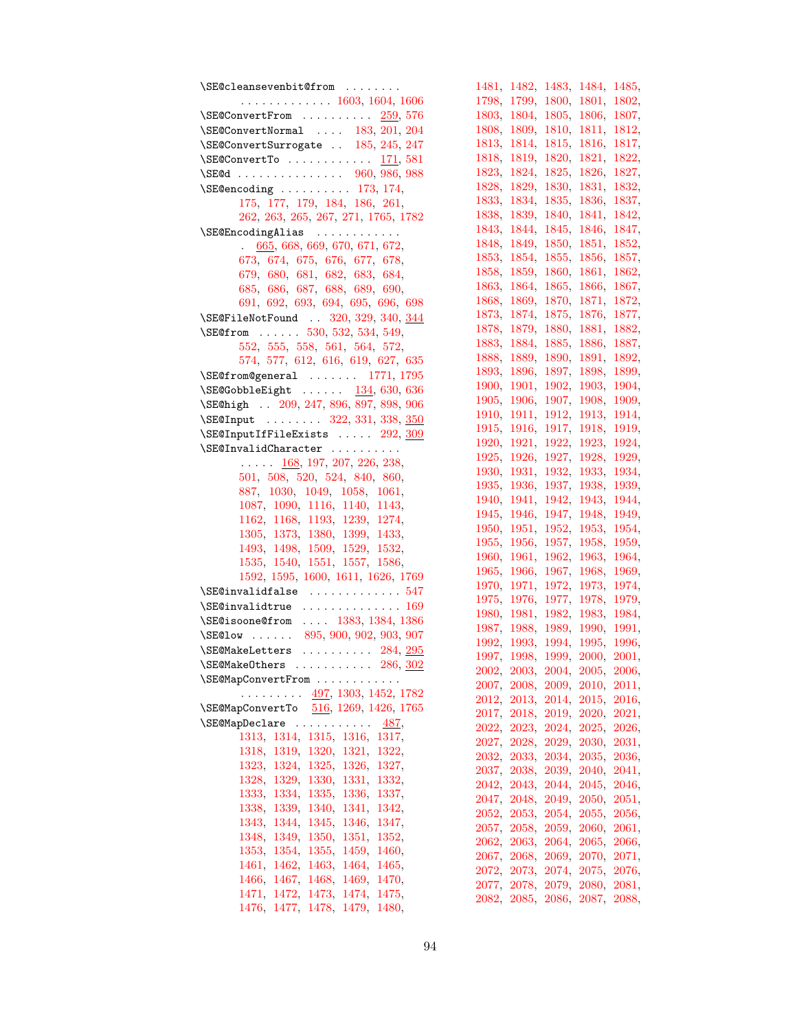\SE@cleansevenbit@from . . . . . . . . . . . . . . . . . . . . . 1603, 1604, 1606
\SE@ConvertFrom . . . . . . . . . . 259, 576
\SE@ConvertNormal . . . . 183, 201, 204
\SE@ConvertSurrogate . . 185, 245, 247
\SE@ConvertTo . . . . . . . . . . . . 171, 581
\SE@d . . . . . . . . . . . . . . . 960, 986, 988
\SE@encoding . . . . . . . . . . 173, 174, 175, 177, 179, 184, 186, 261, 262, 263, 265, 267, 271, 1765, 1782
\SE@EncodingAlias . . . . . . . . . . . . 665, 668, 669, 670, 671, 672, 673, 674, 675, 676, 677, 678, 679, 680, 681, 682, 683, 684, 685, 686, 687, 688, 689, 690, 691, 692, 693, 694, 695, 696, 698
\SE@FileNotFound . . 320, 329, 340, 344
\SE@from . . . . . . 530, 532, 534, 549, 552, 555, 558, 561, 564, 572, 574, 577, 612, 616, 619, 627, 635
\SE@from@general . . . . . . . 1771, 1795
\SE@GobbleEight . . . . . . 134, 630, 636
\SE@high . . 209, 247, 896, 897, 898, 906
\SE@Input . . . . . . . . 322, 331, 338, 350
\SE@InputIfFileExists . . . . . 292, 309
\SE@InvalidCharacter . . . . . . . . . . . . . . . 168, 197, 207, 226, 238, 501, 508, 520, 524, 840, 860, 887, 1030, 1049, 1058, 1061, 1087, 1090, 1116, 1140, 1143, 1162, 1168, 1193, 1239, 1274, 1305, 1373, 1380, 1399, 1433, 1493, 1498, 1509, 1529, 1532, 1535, 1540, 1551, 1557, 1586, 1592, 1595, 1600, 1611, 1626, 1769
\SE@invalidfalse . . . . . . . . . . . . . 547
\SE@invalidtrue . . . . . . . . . . . . . . 169
\SE@isoone@from . . . . 1383, 1384, 1386
\SE@low . . . . . . 895, 900, 902, 903, 907
\SE@MakeLetters . . . . . . . . . . 284, 295
\SE@MakeOthers . . . . . . . . . . . 286, 302
\SE@MapConvertFrom . . . . . . . . . . . . . . . . . . . . . 497, 1303, 1452, 1782
\SE@MapConvertTo 516, 1269, 1426, 1765
\SE@MapDeclare . . . . . . . . . . . 487, 1313, 1314, 1315, 1316, 1317, 1318, 1319, 1320, 1321, 1322, 1323, 1324, 1325, 1326, 1327, 1328, 1329, 1330, 1331, 1332, 1333, 1334, 1335, 1336, 1337, 1338, 1339, 1340, 1341, 1342, 1343, 1344, 1345, 1346, 1347, 1348, 1349, 1350, 1351, 1352, 1353, 1354, 1355, 1459, 1460, 1461, 1462, 1463, 1464, 1465, 1466, 1467, 1468, 1469, 1470, 1471, 1472, 1473, 1474, 1475, 1476, 1477, 1478, 1479, 1480, 1481, 1482, 1483, 1484, 1485, 1798, 1799, 1800, 1801, 1802, 1803, 1804, 1805, 1806, 1807, 1808, 1809, 1810, 1811, 1812, 1813, 1814, 1815, 1816, 1817, 1818, 1819, 1820, 1821, 1822, 1823, 1824, 1825, 1826, 1827, 1828, 1829, 1830, 1831, 1832, 1833, 1834, 1835, 1836, 1837, 1838, 1839, 1840, 1841, 1842, 1843, 1844, 1845, 1846, 1847, 1848, 1849, 1850, 1851, 1852, 1853, 1854, 1855, 1856, 1857, 1858, 1859, 1860, 1861, 1862, 1863, 1864, 1865, 1866, 1867, 1868, 1869, 1870, 1871, 1872, 1873, 1874, 1875, 1876, 1877, 1878, 1879, 1880, 1881, 1882, 1883, 1884, 1885, 1886, 1887, 1888, 1889, 1890, 1891, 1892, 1893, 1896, 1897, 1898, 1899, 1900, 1901, 1902, 1903, 1904, 1905, 1906, 1907, 1908, 1909, 1910, 1911, 1912, 1913, 1914, 1915, 1916, 1917, 1918, 1919, 1920, 1921, 1922, 1923, 1924, 1925, 1926, 1927, 1928, 1929, 1930, 1931, 1932, 1933, 1934, 1935, 1936, 1937, 1938, 1939, 1940, 1941, 1942, 1943, 1944, 1945, 1946, 1947, 1948, 1949, 1950, 1951, 1952, 1953, 1954, 1955, 1956, 1957, 1958, 1959, 1960, 1961, 1962, 1963, 1964, 1965, 1966, 1967, 1968, 1969, 1970, 1971, 1972, 1973, 1974, 1975, 1976, 1977, 1978, 1979, 1980, 1981, 1982, 1983, 1984, 1987, 1988, 1989, 1990, 1991, 1992, 1993, 1994, 1995, 1996, 1997, 1998, 1999, 2000, 2001, 2002, 2003, 2004, 2005, 2006, 2007, 2008, 2009, 2010, 2011, 2012, 2013, 2014, 2015, 2016, 2017, 2018, 2019, 2020, 2021, 2022, 2023, 2024, 2025, 2026, 2027, 2028, 2029, 2030, 2031, 2032, 2033, 2034, 2035, 2036, 2037, 2038, 2039, 2040, 2041, 2042, 2043, 2044, 2045, 2046, 2047, 2048, 2049, 2050, 2051, 2052, 2053, 2054, 2055, 2056, 2057, 2058, 2059, 2060, 2061, 2062, 2063, 2064, 2065, 2066, 2067, 2068, 2069, 2070, 2071, 2072, 2073, 2074, 2075, 2076, 2077, 2078, 2079, 2080, 2081, 2082, 2085, 2086, 2087, 2088,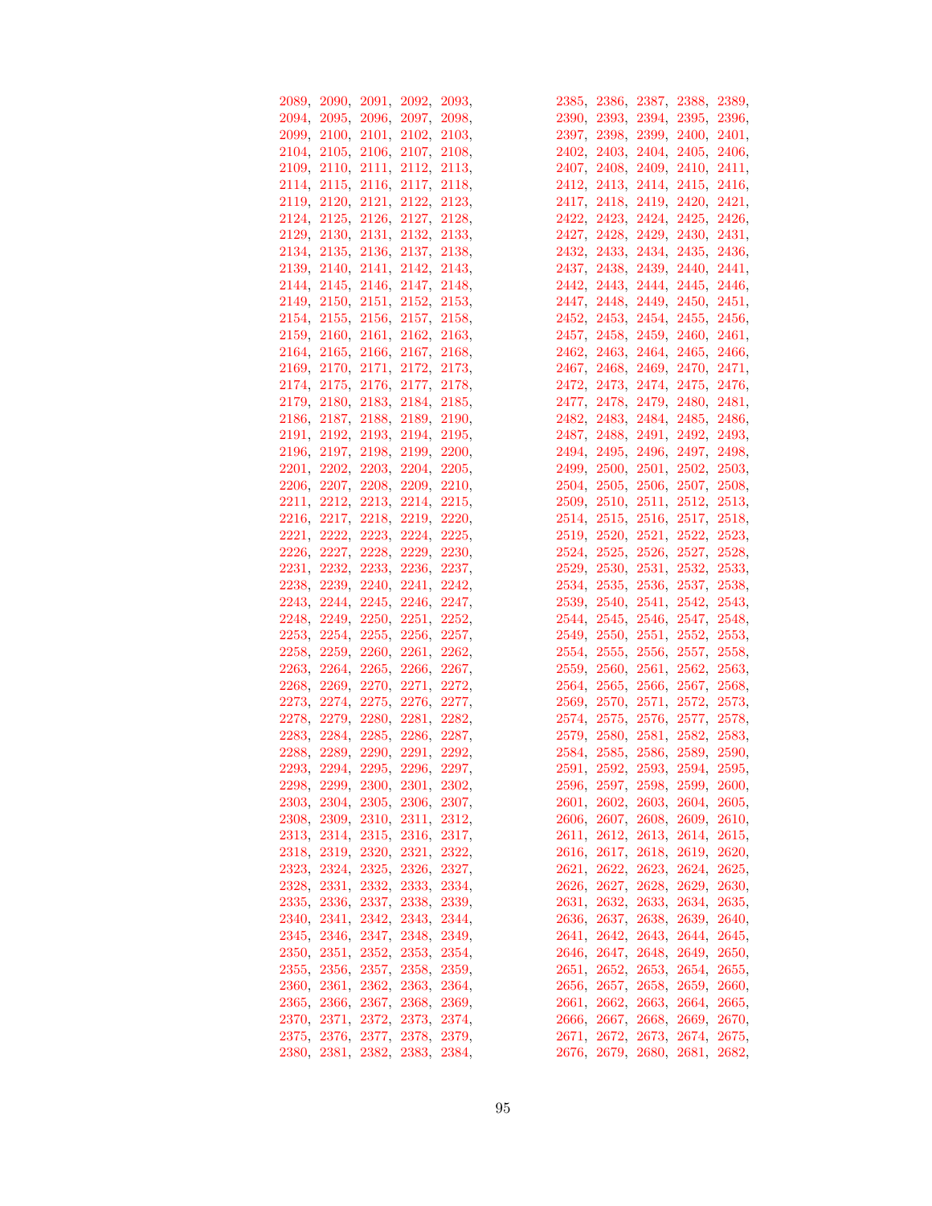2089, 2090, 2091, 2092, 2093,
2094, 2095, 2096, 2097, 2098,
2099, 2100, 2101, 2102, 2103,
2104, 2105, 2106, 2107, 2108,
2109, 2110, 2111, 2112, 2113,
2114, 2115, 2116, 2117, 2118,
2119, 2120, 2121, 2122, 2123,
2124, 2125, 2126, 2127, 2128,
2129, 2130, 2131, 2132, 2133,
2134, 2135, 2136, 2137, 2138,
2139, 2140, 2141, 2142, 2143,
2144, 2145, 2146, 2147, 2148,
2149, 2150, 2151, 2152, 2153,
2154, 2155, 2156, 2157, 2158,
2159, 2160, 2161, 2162, 2163,
2164, 2165, 2166, 2167, 2168,
2169, 2170, 2171, 2172, 2173,
2174, 2175, 2176, 2177, 2178,
2179, 2180, 2183, 2184, 2185,
2186, 2187, 2188, 2189, 2190,
2191, 2192, 2193, 2194, 2195,
2196, 2197, 2198, 2199, 2200,
2201, 2202, 2203, 2204, 2205,
2206, 2207, 2208, 2209, 2210,
2211, 2212, 2213, 2214, 2215,
2216, 2217, 2218, 2219, 2220,
2221, 2222, 2223, 2224, 2225,
2226, 2227, 2228, 2229, 2230,
2231, 2232, 2233, 2236, 2237,
2238, 2239, 2240, 2241, 2242,
2243, 2244, 2245, 2246, 2247,
2248, 2249, 2250, 2251, 2252,
2253, 2254, 2255, 2256, 2257,
2258, 2259, 2260, 2261, 2262,
2263, 2264, 2265, 2266, 2267,
2268, 2269, 2270, 2271, 2272,
2273, 2274, 2275, 2276, 2277,
2278, 2279, 2280, 2281, 2282,
2283, 2284, 2285, 2286, 2287,
2288, 2289, 2290, 2291, 2292,
2293, 2294, 2295, 2296, 2297,
2298, 2299, 2300, 2301, 2302,
2303, 2304, 2305, 2306, 2307,
2308, 2309, 2310, 2311, 2312,
2313, 2314, 2315, 2316, 2317,
2318, 2319, 2320, 2321, 2322,
2323, 2324, 2325, 2326, 2327,
2328, 2331, 2332, 2333, 2334,
2335, 2336, 2337, 2338, 2339,
2340, 2341, 2342, 2343, 2344,
2345, 2346, 2347, 2348, 2349,
2350, 2351, 2352, 2353, 2354,
2355, 2356, 2357, 2358, 2359,
2360, 2361, 2362, 2363, 2364,
2365, 2366, 2367, 2368, 2369,
2370, 2371, 2372, 2373, 2374,
2375, 2376, 2377, 2378, 2379,
2380, 2381, 2382, 2383, 2384,
2385, 2386, 2387, 2388, 2389,
2390, 2393, 2394, 2395, 2396,
2397, 2398, 2399, 2400, 2401,
2402, 2403, 2404, 2405, 2406,
2407, 2408, 2409, 2410, 2411,
2412, 2413, 2414, 2415, 2416,
2417, 2418, 2419, 2420, 2421,
2422, 2423, 2424, 2425, 2426,
2427, 2428, 2429, 2430, 2431,
2432, 2433, 2434, 2435, 2436,
2437, 2438, 2439, 2440, 2441,
2442, 2443, 2444, 2445, 2446,
2447, 2448, 2449, 2450, 2451,
2452, 2453, 2454, 2455, 2456,
2457, 2458, 2459, 2460, 2461,
2462, 2463, 2464, 2465, 2466,
2467, 2468, 2469, 2470, 2471,
2472, 2473, 2474, 2475, 2476,
2477, 2478, 2479, 2480, 2481,
2482, 2483, 2484, 2485, 2486,
2487, 2488, 2491, 2492, 2493,
2494, 2495, 2496, 2497, 2498,
2499, 2500, 2501, 2502, 2503,
2504, 2505, 2506, 2507, 2508,
2509, 2510, 2511, 2512, 2513,
2514, 2515, 2516, 2517, 2518,
2519, 2520, 2521, 2522, 2523,
2524, 2525, 2526, 2527, 2528,
2529, 2530, 2531, 2532, 2533,
2534, 2535, 2536, 2537, 2538,
2539, 2540, 2541, 2542, 2543,
2544, 2545, 2546, 2547, 2548,
2549, 2550, 2551, 2552, 2553,
2554, 2555, 2556, 2557, 2558,
2559, 2560, 2561, 2562, 2563,
2564, 2565, 2566, 2567, 2568,
2569, 2570, 2571, 2572, 2573,
2574, 2575, 2576, 2577, 2578,
2579, 2580, 2581, 2582, 2583,
2584, 2585, 2586, 2589, 2590,
2591, 2592, 2593, 2594, 2595,
2596, 2597, 2598, 2599, 2600,
2601, 2602, 2603, 2604, 2605,
2606, 2607, 2608, 2609, 2610,
2611, 2612, 2613, 2614, 2615,
2616, 2617, 2618, 2619, 2620,
2621, 2622, 2623, 2624, 2625,
2626, 2627, 2628, 2629, 2630,
2631, 2632, 2633, 2634, 2635,
2636, 2637, 2638, 2639, 2640,
2641, 2642, 2643, 2644, 2645,
2646, 2647, 2648, 2649, 2650,
2651, 2652, 2653, 2654, 2655,
2656, 2657, 2658, 2659, 2660,
2661, 2662, 2663, 2664, 2665,
2666, 2667, 2668, 2669, 2670,
2671, 2672, 2673, 2674, 2675,
2676, 2679, 2680, 2681, 2682,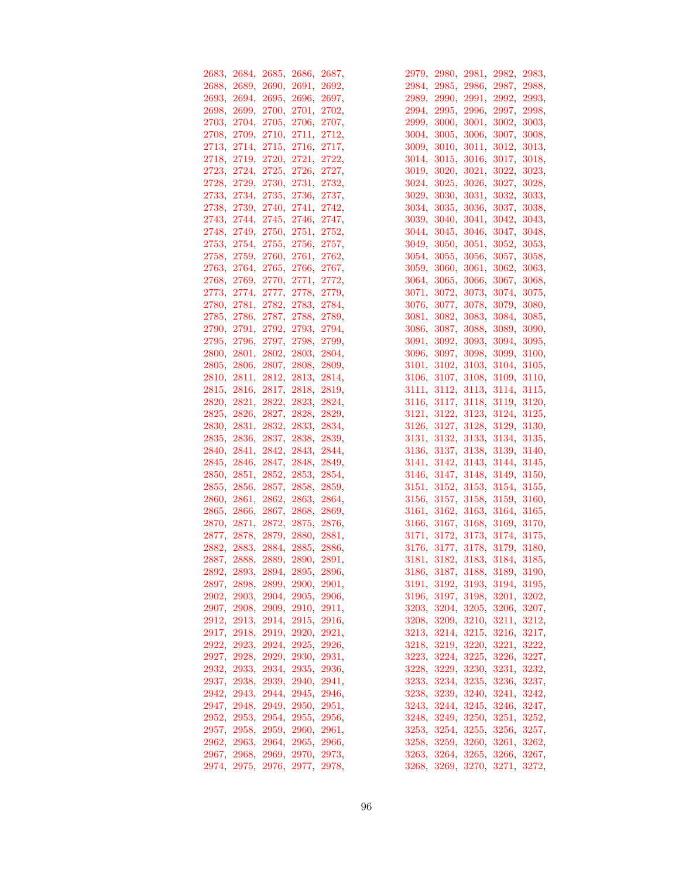2683, 2684, 2685, 2686, 2687,
2688, 2689, 2690, 2691, 2692,
2693, 2694, 2695, 2696, 2697,
2698, 2699, 2700, 2701, 2702,
2703, 2704, 2705, 2706, 2707,
2708, 2709, 2710, 2711, 2712,
2713, 2714, 2715, 2716, 2717,
2718, 2719, 2720, 2721, 2722,
2723, 2724, 2725, 2726, 2727,
2728, 2729, 2730, 2731, 2732,
2733, 2734, 2735, 2736, 2737,
2738, 2739, 2740, 2741, 2742,
2743, 2744, 2745, 2746, 2747,
2748, 2749, 2750, 2751, 2752,
2753, 2754, 2755, 2756, 2757,
2758, 2759, 2760, 2761, 2762,
2763, 2764, 2765, 2766, 2767,
2768, 2769, 2770, 2771, 2772,
2773, 2774, 2777, 2778, 2779,
2780, 2781, 2782, 2783, 2784,
2785, 2786, 2787, 2788, 2789,
2790, 2791, 2792, 2793, 2794,
2795, 2796, 2797, 2798, 2799,
2800, 2801, 2802, 2803, 2804,
2805, 2806, 2807, 2808, 2809,
2810, 2811, 2812, 2813, 2814,
2815, 2816, 2817, 2818, 2819,
2820, 2821, 2822, 2823, 2824,
2825, 2826, 2827, 2828, 2829,
2830, 2831, 2832, 2833, 2834,
2835, 2836, 2837, 2838, 2839,
2840, 2841, 2842, 2843, 2844,
2845, 2846, 2847, 2848, 2849,
2850, 2851, 2852, 2853, 2854,
2855, 2856, 2857, 2858, 2859,
2860, 2861, 2862, 2863, 2864,
2865, 2866, 2867, 2868, 2869,
2870, 2871, 2872, 2875, 2876,
2877, 2878, 2879, 2880, 2881,
2882, 2883, 2884, 2885, 2886,
2887, 2888, 2889, 2890, 2891,
2892, 2893, 2894, 2895, 2896,
2897, 2898, 2899, 2900, 2901,
2902, 2903, 2904, 2905, 2906,
2907, 2908, 2909, 2910, 2911,
2912, 2913, 2914, 2915, 2916,
2917, 2918, 2919, 2920, 2921,
2922, 2923, 2924, 2925, 2926,
2927, 2928, 2929, 2930, 2931,
2932, 2933, 2934, 2935, 2936,
2937, 2938, 2939, 2940, 2941,
2942, 2943, 2944, 2945, 2946,
2947, 2948, 2949, 2950, 2951,
2952, 2953, 2954, 2955, 2956,
2957, 2958, 2959, 2960, 2961,
2962, 2963, 2964, 2965, 2966,
2967, 2968, 2969, 2970, 2973,
2974, 2975, 2976, 2977, 2978,
2979, 2980, 2981, 2982, 2983,
2984, 2985, 2986, 2987, 2988,
2989, 2990, 2991, 2992, 2993,
2994, 2995, 2996, 2997, 2998,
2999, 3000, 3001, 3002, 3003,
3004, 3005, 3006, 3007, 3008,
3009, 3010, 3011, 3012, 3013,
3014, 3015, 3016, 3017, 3018,
3019, 3020, 3021, 3022, 3023,
3024, 3025, 3026, 3027, 3028,
3029, 3030, 3031, 3032, 3033,
3034, 3035, 3036, 3037, 3038,
3039, 3040, 3041, 3042, 3043,
3044, 3045, 3046, 3047, 3048,
3049, 3050, 3051, 3052, 3053,
3054, 3055, 3056, 3057, 3058,
3059, 3060, 3061, 3062, 3063,
3064, 3065, 3066, 3067, 3068,
3071, 3072, 3073, 3074, 3075,
3076, 3077, 3078, 3079, 3080,
3081, 3082, 3083, 3084, 3085,
3086, 3087, 3088, 3089, 3090,
3091, 3092, 3093, 3094, 3095,
3096, 3097, 3098, 3099, 3100,
3101, 3102, 3103, 3104, 3105,
3106, 3107, 3108, 3109, 3110,
3111, 3112, 3113, 3114, 3115,
3116, 3117, 3118, 3119, 3120,
3121, 3122, 3123, 3124, 3125,
3126, 3127, 3128, 3129, 3130,
3131, 3132, 3133, 3134, 3135,
3136, 3137, 3138, 3139, 3140,
3141, 3142, 3143, 3144, 3145,
3146, 3147, 3148, 3149, 3150,
3151, 3152, 3153, 3154, 3155,
3156, 3157, 3158, 3159, 3160,
3161, 3162, 3163, 3164, 3165,
3166, 3167, 3168, 3169, 3170,
3171, 3172, 3173, 3174, 3175,
3176, 3177, 3178, 3179, 3180,
3181, 3182, 3183, 3184, 3185,
3186, 3187, 3188, 3189, 3190,
3191, 3192, 3193, 3194, 3195,
3196, 3197, 3198, 3201, 3202,
3203, 3204, 3205, 3206, 3207,
3208, 3209, 3210, 3211, 3212,
3213, 3214, 3215, 3216, 3217,
3218, 3219, 3220, 3221, 3222,
3223, 3224, 3225, 3226, 3227,
3228, 3229, 3230, 3231, 3232,
3233, 3234, 3235, 3236, 3237,
3238, 3239, 3240, 3241, 3242,
3243, 3244, 3245, 3246, 3247,
3248, 3249, 3250, 3251, 3252,
3253, 3254, 3255, 3256, 3257,
3258, 3259, 3260, 3261, 3262,
3263, 3264, 3265, 3266, 3267,
3268, 3269, 3270, 3271, 3272,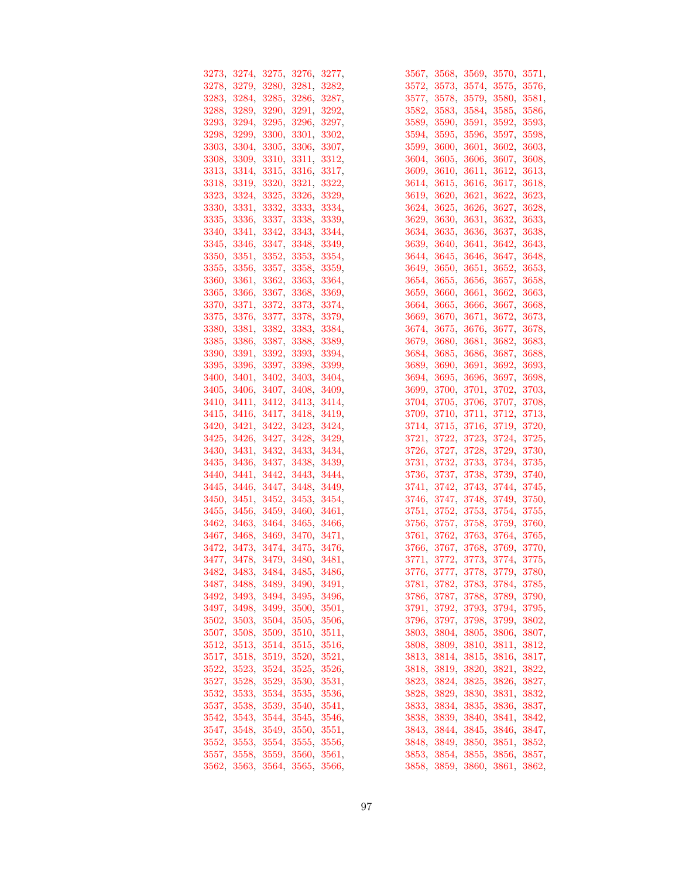3273, 3274, 3275, 3276, 3277,
3278, 3279, 3280, 3281, 3282,
3283, 3284, 3285, 3286, 3287,
3288, 3289, 3290, 3291, 3292,
3293, 3294, 3295, 3296, 3297,
3298, 3299, 3300, 3301, 3302,
3303, 3304, 3305, 3306, 3307,
3308, 3309, 3310, 3311, 3312,
3313, 3314, 3315, 3316, 3317,
3318, 3319, 3320, 3321, 3322,
3323, 3324, 3325, 3326, 3329,
3330, 3331, 3332, 3333, 3334,
3335, 3336, 3337, 3338, 3339,
3340, 3341, 3342, 3343, 3344,
3345, 3346, 3347, 3348, 3349,
3350, 3351, 3352, 3353, 3354,
3355, 3356, 3357, 3358, 3359,
3360, 3361, 3362, 3363, 3364,
3365, 3366, 3367, 3368, 3369,
3370, 3371, 3372, 3373, 3374,
3375, 3376, 3377, 3378, 3379,
3380, 3381, 3382, 3383, 3384,
3385, 3386, 3387, 3388, 3389,
3390, 3391, 3392, 3393, 3394,
3395, 3396, 3397, 3398, 3399,
3400, 3401, 3402, 3403, 3404,
3405, 3406, 3407, 3408, 3409,
3410, 3411, 3412, 3413, 3414,
3415, 3416, 3417, 3418, 3419,
3420, 3421, 3422, 3423, 3424,
3425, 3426, 3427, 3428, 3429,
3430, 3431, 3432, 3433, 3434,
3435, 3436, 3437, 3438, 3439,
3440, 3441, 3442, 3443, 3444,
3445, 3446, 3447, 3448, 3449,
3450, 3451, 3452, 3453, 3454,
3455, 3456, 3459, 3460, 3461,
3462, 3463, 3464, 3465, 3466,
3467, 3468, 3469, 3470, 3471,
3472, 3473, 3474, 3475, 3476,
3477, 3478, 3479, 3480, 3481,
3482, 3483, 3484, 3485, 3486,
3487, 3488, 3489, 3490, 3491,
3492, 3493, 3494, 3495, 3496,
3497, 3498, 3499, 3500, 3501,
3502, 3503, 3504, 3505, 3506,
3507, 3508, 3509, 3510, 3511,
3512, 3513, 3514, 3515, 3516,
3517, 3518, 3519, 3520, 3521,
3522, 3523, 3524, 3525, 3526,
3527, 3528, 3529, 3530, 3531,
3532, 3533, 3534, 3535, 3536,
3537, 3538, 3539, 3540, 3541,
3542, 3543, 3544, 3545, 3546,
3547, 3548, 3549, 3550, 3551,
3552, 3553, 3554, 3555, 3556,
3557, 3558, 3559, 3560, 3561,
3562, 3563, 3564, 3565, 3566,
3567, 3568, 3569, 3570, 3571,
3572, 3573, 3574, 3575, 3576,
3577, 3578, 3579, 3580, 3581,
3582, 3583, 3584, 3585, 3586,
3589, 3590, 3591, 3592, 3593,
3594, 3595, 3596, 3597, 3598,
3599, 3600, 3601, 3602, 3603,
3604, 3605, 3606, 3607, 3608,
3609, 3610, 3611, 3612, 3613,
3614, 3615, 3616, 3617, 3618,
3619, 3620, 3621, 3622, 3623,
3624, 3625, 3626, 3627, 3628,
3629, 3630, 3631, 3632, 3633,
3634, 3635, 3636, 3637, 3638,
3639, 3640, 3641, 3642, 3643,
3644, 3645, 3646, 3647, 3648,
3649, 3650, 3651, 3652, 3653,
3654, 3655, 3656, 3657, 3658,
3659, 3660, 3661, 3662, 3663,
3664, 3665, 3666, 3667, 3668,
3669, 3670, 3671, 3672, 3673,
3674, 3675, 3676, 3677, 3678,
3679, 3680, 3681, 3682, 3683,
3684, 3685, 3686, 3687, 3688,
3689, 3690, 3691, 3692, 3693,
3694, 3695, 3696, 3697, 3698,
3699, 3700, 3701, 3702, 3703,
3704, 3705, 3706, 3707, 3708,
3709, 3710, 3711, 3712, 3713,
3714, 3715, 3716, 3719, 3720,
3721, 3722, 3723, 3724, 3725,
3726, 3727, 3728, 3729, 3730,
3731, 3732, 3733, 3734, 3735,
3736, 3737, 3738, 3739, 3740,
3741, 3742, 3743, 3744, 3745,
3746, 3747, 3748, 3749, 3750,
3751, 3752, 3753, 3754, 3755,
3756, 3757, 3758, 3759, 3760,
3761, 3762, 3763, 3764, 3765,
3766, 3767, 3768, 3769, 3770,
3771, 3772, 3773, 3774, 3775,
3776, 3777, 3778, 3779, 3780,
3781, 3782, 3783, 3784, 3785,
3786, 3787, 3788, 3789, 3790,
3791, 3792, 3793, 3794, 3795,
3796, 3797, 3798, 3799, 3802,
3803, 3804, 3805, 3806, 3807,
3808, 3809, 3810, 3811, 3812,
3813, 3814, 3815, 3816, 3817,
3818, 3819, 3820, 3821, 3822,
3823, 3824, 3825, 3826, 3827,
3828, 3829, 3830, 3831, 3832,
3833, 3834, 3835, 3836, 3837,
3838, 3839, 3840, 3841, 3842,
3843, 3844, 3845, 3846, 3847,
3848, 3849, 3850, 3851, 3852,
3853, 3854, 3855, 3856, 3857,
3858, 3859, 3860, 3861, 3862,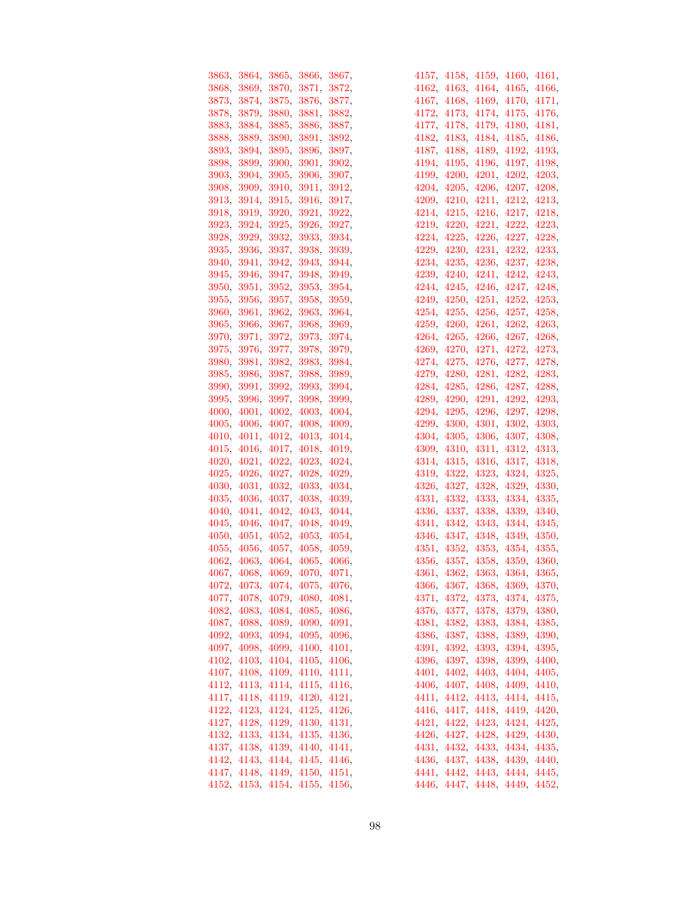3863, 3864, 3865, 3866, 3867,
3868, 3869, 3870, 3871, 3872,
3873, 3874, 3875, 3876, 3877,
3878, 3879, 3880, 3881, 3882,
3883, 3884, 3885, 3886, 3887,
3888, 3889, 3890, 3891, 3892,
3893, 3894, 3895, 3896, 3897,
3898, 3899, 3900, 3901, 3902,
3903, 3904, 3905, 3906, 3907,
3908, 3909, 3910, 3911, 3912,
3913, 3914, 3915, 3916, 3917,
3918, 3919, 3920, 3921, 3922,
3923, 3924, 3925, 3926, 3927,
3928, 3929, 3932, 3933, 3934,
3935, 3936, 3937, 3938, 3939,
3940, 3941, 3942, 3943, 3944,
3945, 3946, 3947, 3948, 3949,
3950, 3951, 3952, 3953, 3954,
3955, 3956, 3957, 3958, 3959,
3960, 3961, 3962, 3963, 3964,
3965, 3966, 3967, 3968, 3969,
3970, 3971, 3972, 3973, 3974,
3975, 3976, 3977, 3978, 3979,
3980, 3981, 3982, 3983, 3984,
3985, 3986, 3987, 3988, 3989,
3990, 3991, 3992, 3993, 3994,
3995, 3996, 3997, 3998, 3999,
4000, 4001, 4002, 4003, 4004,
4005, 4006, 4007, 4008, 4009,
4010, 4011, 4012, 4013, 4014,
4015, 4016, 4017, 4018, 4019,
4020, 4021, 4022, 4023, 4024,
4025, 4026, 4027, 4028, 4029,
4030, 4031, 4032, 4033, 4034,
4035, 4036, 4037, 4038, 4039,
4040, 4041, 4042, 4043, 4044,
4045, 4046, 4047, 4048, 4049,
4050, 4051, 4052, 4053, 4054,
4055, 4056, 4057, 4058, 4059,
4062, 4063, 4064, 4065, 4066,
4067, 4068, 4069, 4070, 4071,
4072, 4073, 4074, 4075, 4076,
4077, 4078, 4079, 4080, 4081,
4082, 4083, 4084, 4085, 4086,
4087, 4088, 4089, 4090, 4091,
4092, 4093, 4094, 4095, 4096,
4097, 4098, 4099, 4100, 4101,
4102, 4103, 4104, 4105, 4106,
4107, 4108, 4109, 4110, 4111,
4112, 4113, 4114, 4115, 4116,
4117, 4118, 4119, 4120, 4121,
4122, 4123, 4124, 4125, 4126,
4127, 4128, 4129, 4130, 4131,
4132, 4133, 4134, 4135, 4136,
4137, 4138, 4139, 4140, 4141,
4142, 4143, 4144, 4145, 4146,
4147, 4148, 4149, 4150, 4151,
4152, 4153, 4154, 4155, 4156,
4157, 4158, 4159, 4160, 4161,
4162, 4163, 4164, 4165, 4166,
4167, 4168, 4169, 4170, 4171,
4172, 4173, 4174, 4175, 4176,
4177, 4178, 4179, 4180, 4181,
4182, 4183, 4184, 4185, 4186,
4187, 4188, 4189, 4192, 4193,
4194, 4195, 4196, 4197, 4198,
4199, 4200, 4201, 4202, 4203,
4204, 4205, 4206, 4207, 4208,
4209, 4210, 4211, 4212, 4213,
4214, 4215, 4216, 4217, 4218,
4219, 4220, 4221, 4222, 4223,
4224, 4225, 4226, 4227, 4228,
4229, 4230, 4231, 4232, 4233,
4234, 4235, 4236, 4237, 4238,
4239, 4240, 4241, 4242, 4243,
4244, 4245, 4246, 4247, 4248,
4249, 4250, 4251, 4252, 4253,
4254, 4255, 4256, 4257, 4258,
4259, 4260, 4261, 4262, 4263,
4264, 4265, 4266, 4267, 4268,
4269, 4270, 4271, 4272, 4273,
4274, 4275, 4276, 4277, 4278,
4279, 4280, 4281, 4282, 4283,
4284, 4285, 4286, 4287, 4288,
4289, 4290, 4291, 4292, 4293,
4294, 4295, 4296, 4297, 4298,
4299, 4300, 4301, 4302, 4303,
4304, 4305, 4306, 4307, 4308,
4309, 4310, 4311, 4312, 4313,
4314, 4315, 4316, 4317, 4318,
4319, 4322, 4323, 4324, 4325,
4326, 4327, 4328, 4329, 4330,
4331, 4332, 4333, 4334, 4335,
4336, 4337, 4338, 4339, 4340,
4341, 4342, 4343, 4344, 4345,
4346, 4347, 4348, 4349, 4350,
4351, 4352, 4353, 4354, 4355,
4356, 4357, 4358, 4359, 4360,
4361, 4362, 4363, 4364, 4365,
4366, 4367, 4368, 4369, 4370,
4371, 4372, 4373, 4374, 4375,
4376, 4377, 4378, 4379, 4380,
4381, 4382, 4383, 4384, 4385,
4386, 4387, 4388, 4389, 4390,
4391, 4392, 4393, 4394, 4395,
4396, 4397, 4398, 4399, 4400,
4401, 4402, 4403, 4404, 4405,
4406, 4407, 4408, 4409, 4410,
4411, 4412, 4413, 4414, 4415,
4416, 4417, 4418, 4419, 4420,
4421, 4422, 4423, 4424, 4425,
4426, 4427, 4428, 4429, 4430,
4431, 4432, 4433, 4434, 4435,
4436, 4437, 4438, 4439, 4440,
4441, 4442, 4443, 4444, 4445,
4446, 4447, 4448, 4449, 4452,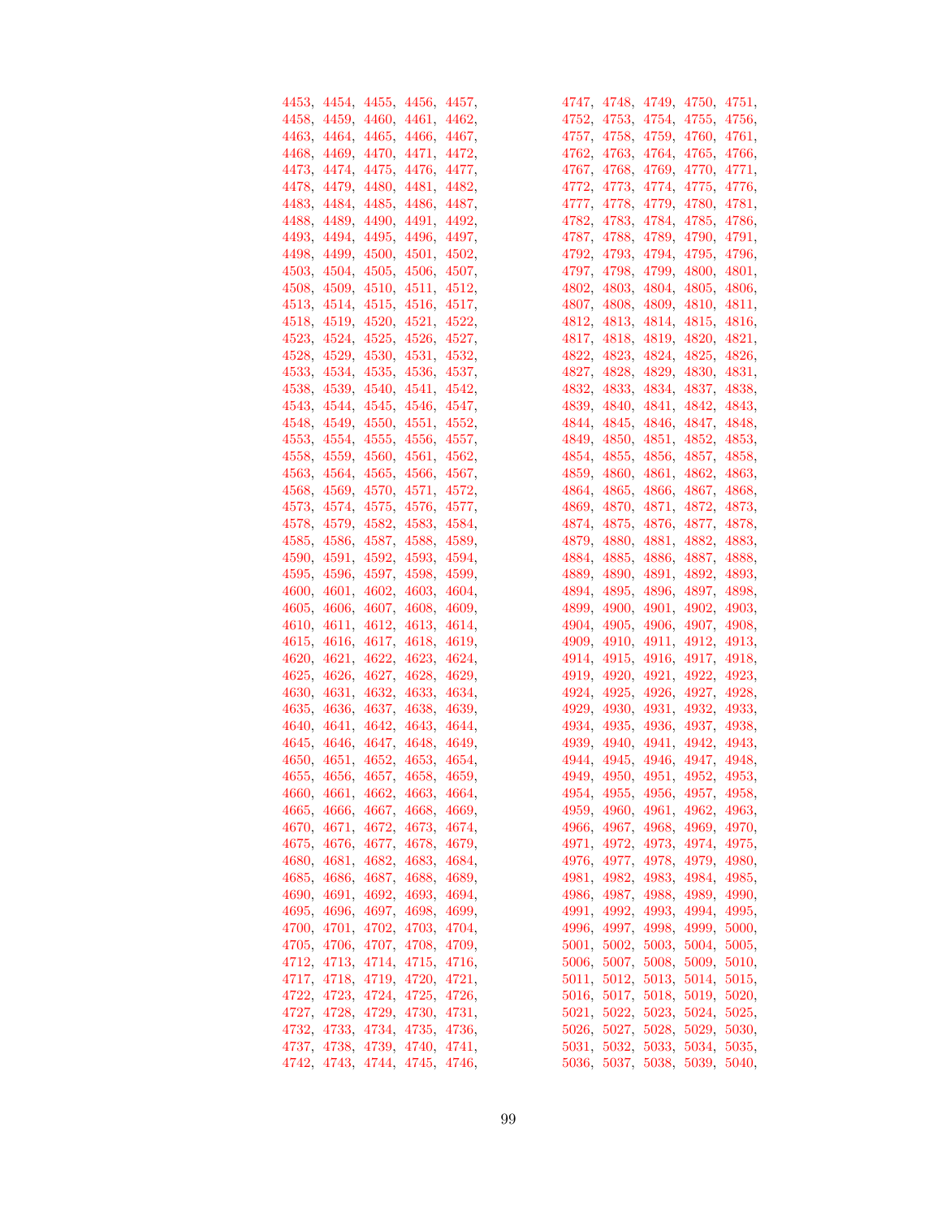4453, 4454, 4455, 4456, 4457,
4458, 4459, 4460, 4461, 4462,
4463, 4464, 4465, 4466, 4467,
4468, 4469, 4470, 4471, 4472,
4473, 4474, 4475, 4476, 4477,
4478, 4479, 4480, 4481, 4482,
4483, 4484, 4485, 4486, 4487,
4488, 4489, 4490, 4491, 4492,
4493, 4494, 4495, 4496, 4497,
4498, 4499, 4500, 4501, 4502,
4503, 4504, 4505, 4506, 4507,
4508, 4509, 4510, 4511, 4512,
4513, 4514, 4515, 4516, 4517,
4518, 4519, 4520, 4521, 4522,
4523, 4524, 4525, 4526, 4527,
4528, 4529, 4530, 4531, 4532,
4533, 4534, 4535, 4536, 4537,
4538, 4539, 4540, 4541, 4542,
4543, 4544, 4545, 4546, 4547,
4548, 4549, 4550, 4551, 4552,
4553, 4554, 4555, 4556, 4557,
4558, 4559, 4560, 4561, 4562,
4563, 4564, 4565, 4566, 4567,
4568, 4569, 4570, 4571, 4572,
4573, 4574, 4575, 4576, 4577,
4578, 4579, 4582, 4583, 4584,
4585, 4586, 4587, 4588, 4589,
4590, 4591, 4592, 4593, 4594,
4595, 4596, 4597, 4598, 4599,
4600, 4601, 4602, 4603, 4604,
4605, 4606, 4607, 4608, 4609,
4610, 4611, 4612, 4613, 4614,
4615, 4616, 4617, 4618, 4619,
4620, 4621, 4622, 4623, 4624,
4625, 4626, 4627, 4628, 4629,
4630, 4631, 4632, 4633, 4634,
4635, 4636, 4637, 4638, 4639,
4640, 4641, 4642, 4643, 4644,
4645, 4646, 4647, 4648, 4649,
4650, 4651, 4652, 4653, 4654,
4655, 4656, 4657, 4658, 4659,
4660, 4661, 4662, 4663, 4664,
4665, 4666, 4667, 4668, 4669,
4670, 4671, 4672, 4673, 4674,
4675, 4676, 4677, 4678, 4679,
4680, 4681, 4682, 4683, 4684,
4685, 4686, 4687, 4688, 4689,
4690, 4691, 4692, 4693, 4694,
4695, 4696, 4697, 4698, 4699,
4700, 4701, 4702, 4703, 4704,
4705, 4706, 4707, 4708, 4709,
4712, 4713, 4714, 4715, 4716,
4717, 4718, 4719, 4720, 4721,
4722, 4723, 4724, 4725, 4726,
4727, 4728, 4729, 4730, 4731,
4732, 4733, 4734, 4735, 4736,
4737, 4738, 4739, 4740, 4741,
4742, 4743, 4744, 4745, 4746,
4747, 4748, 4749, 4750, 4751,
4752, 4753, 4754, 4755, 4756,
4757, 4758, 4759, 4760, 4761,
4762, 4763, 4764, 4765, 4766,
4767, 4768, 4769, 4770, 4771,
4772, 4773, 4774, 4775, 4776,
4777, 4778, 4779, 4780, 4781,
4782, 4783, 4784, 4785, 4786,
4787, 4788, 4789, 4790, 4791,
4792, 4793, 4794, 4795, 4796,
4797, 4798, 4799, 4800, 4801,
4802, 4803, 4804, 4805, 4806,
4807, 4808, 4809, 4810, 4811,
4812, 4813, 4814, 4815, 4816,
4817, 4818, 4819, 4820, 4821,
4822, 4823, 4824, 4825, 4826,
4827, 4828, 4829, 4830, 4831,
4832, 4833, 4834, 4837, 4838,
4839, 4840, 4841, 4842, 4843,
4844, 4845, 4846, 4847, 4848,
4849, 4850, 4851, 4852, 4853,
4854, 4855, 4856, 4857, 4858,
4859, 4860, 4861, 4862, 4863,
4864, 4865, 4866, 4867, 4868,
4869, 4870, 4871, 4872, 4873,
4874, 4875, 4876, 4877, 4878,
4879, 4880, 4881, 4882, 4883,
4884, 4885, 4886, 4887, 4888,
4889, 4890, 4891, 4892, 4893,
4894, 4895, 4896, 4897, 4898,
4899, 4900, 4901, 4902, 4903,
4904, 4905, 4906, 4907, 4908,
4909, 4910, 4911, 4912, 4913,
4914, 4915, 4916, 4917, 4918,
4919, 4920, 4921, 4922, 4923,
4924, 4925, 4926, 4927, 4928,
4929, 4930, 4931, 4932, 4933,
4934, 4935, 4936, 4937, 4938,
4939, 4940, 4941, 4942, 4943,
4944, 4945, 4946, 4947, 4948,
4949, 4950, 4951, 4952, 4953,
4954, 4955, 4956, 4957, 4958,
4959, 4960, 4961, 4962, 4963,
4966, 4967, 4968, 4969, 4970,
4971, 4972, 4973, 4974, 4975,
4976, 4977, 4978, 4979, 4980,
4981, 4982, 4983, 4984, 4985,
4986, 4987, 4988, 4989, 4990,
4991, 4992, 4993, 4994, 4995,
4996, 4997, 4998, 4999, 5000,
5001, 5002, 5003, 5004, 5005,
5006, 5007, 5008, 5009, 5010,
5011, 5012, 5013, 5014, 5015,
5016, 5017, 5018, 5019, 5020,
5021, 5022, 5023, 5024, 5025,
5026, 5027, 5028, 5029, 5030,
5031, 5032, 5033, 5034, 5035,
5036, 5037, 5038, 5039, 5040,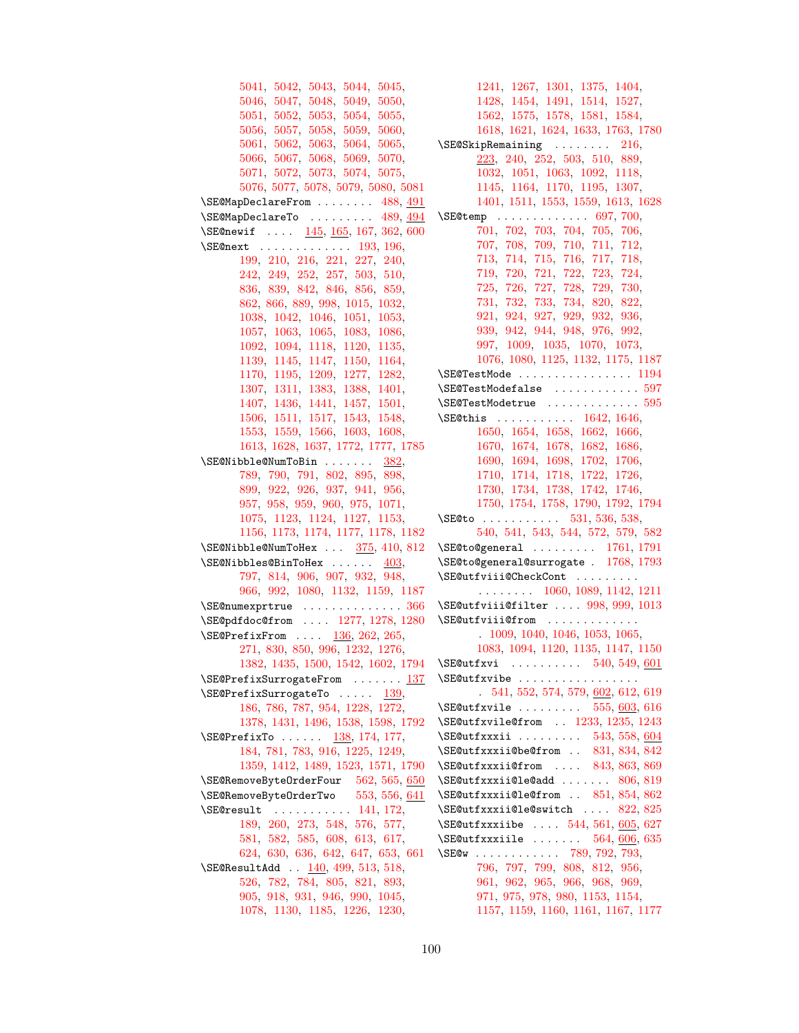5041, 5042, 5043, 5044, 5045, 5046, 5047, 5048, 5049, 5050, 5051, 5052, 5053, 5054, 5055, 5056, 5057, 5058, 5059, 5060, 5061, 5062, 5063, 5064, 5065, 5066, 5067, 5068, 5069, 5070, 5071, 5072, 5073, 5074, 5075, 5076, 5077, 5078, 5079, 5080, 5081

\SE@MapDeclareFrom . . . . . . . . 488, 491

\SE@MapDeclareTo . . . . . . . . . 489, 494

\SE@newif . . . . 145, 165, 167, 362, 600

\SE@next . . . . . . . . . . . . . 193, 196, 199, 210, 216, 221, 227, 240, 242, 249, 252, 257, 503, 510, 836, 839, 842, 846, 856, 859, 862, 866, 889, 998, 1015, 1032, 1038, 1042, 1046, 1051, 1053, 1057, 1063, 1065, 1083, 1086, 1092, 1094, 1118, 1120, 1135, 1139, 1145, 1147, 1150, 1164, 1170, 1195, 1209, 1277, 1282, 1307, 1311, 1383, 1388, 1401, 1407, 1436, 1441, 1457, 1501, 1506, 1511, 1517, 1543, 1548, 1553, 1559, 1566, 1603, 1608, 1613, 1628, 1637, 1772, 1777, 1785

\SE@Nibble@NumToBin . . . . . . . 382, 789, 790, 791, 802, 895, 898, 899, 922, 926, 937, 941, 956, 957, 958, 959, 960, 975, 1071, 1075, 1123, 1124, 1127, 1153, 1156, 1173, 1174, 1177, 1178, 1182

\SE@Nibble@NumToHex . . . 375, 410, 812

\SE@Nibbles@BinToHex . . . . . . 403, 797, 814, 906, 907, 932, 948, 966, 992, 1080, 1132, 1159, 1187

\SE@numexprtrue . . . . . . . . . . . . . . 366

\SE@pdfdoc@from . . . . 1277, 1278, 1280

\SE@PrefixFrom . . . . 136, 262, 265, 271, 830, 850, 996, 1232, 1276, 1382, 1435, 1500, 1542, 1602, 1794

\SE@PrefixSurrogateFrom . . . . . . . 137

\SE@PrefixSurrogateTo . . . . . 139, 186, 786, 787, 954, 1228, 1272, 1378, 1431, 1496, 1538, 1598, 1792

\SE@PrefixTo . . . . . . 138, 174, 177, 184, 781, 783, 916, 1225, 1249, 1359, 1412, 1489, 1523, 1571, 1790

\SE@RemoveByteOrderFour 562, 565, 650

\SE@RemoveByteOrderTwo 553, 556, 641

\SE@result . . . . . . . . . . . 141, 172, 189, 260, 273, 548, 576, 577, 581, 582, 585, 608, 613, 617, 624, 630, 636, 642, 647, 653, 661

\SE@ResultAdd . . 140, 499, 513, 518, 526, 782, 784, 805, 821, 893, 905, 918, 931, 946, 990, 1045, 1078, 1130, 1185, 1226, 1230, 1241, 1267, 1301, 1375, 1404, 1428, 1454, 1491, 1514, 1527, 1562, 1575, 1578, 1581, 1584, 1618, 1621, 1624, 1633, 1763, 1780

\SE@SkipRemaining . . . . . . . . 216, 223, 240, 252, 503, 510, 889, 1032, 1051, 1063, 1092, 1118, 1145, 1164, 1170, 1195, 1307, 1401, 1511, 1553, 1559, 1613, 1628

\SE@temp . . . . . . . . . . . . . 697, 700, 701, 702, 703, 704, 705, 706, 707, 708, 709, 710, 711, 712, 713, 714, 715, 716, 717, 718, 719, 720, 721, 722, 723, 724, 725, 726, 727, 728, 729, 730, 731, 732, 733, 734, 820, 822, 921, 924, 927, 929, 932, 936, 939, 942, 944, 948, 976, 992, 997, 1009, 1035, 1070, 1073, 1076, 1080, 1125, 1132, 1175, 1187

\SE@TestMode . . . . . . . . . . . . . . . . 1194

\SE@TestModefalse . . . . . . . . . . . . 597

\SE@TestModetrue . . . . . . . . . . . . . 595

\SE@this . . . . . . . . . . . 1642, 1646, 1650, 1654, 1658, 1662, 1666, 1670, 1674, 1678, 1682, 1686, 1690, 1694, 1698, 1702, 1706, 1710, 1714, 1718, 1722, 1726, 1730, 1734, 1738, 1742, 1746, 1750, 1754, 1758, 1790, 1792, 1794

\SE@to . . . . . . . . . . . 531, 536, 538, 540, 541, 543, 544, 572, 579, 582

\SE@to@general . . . . . . . . . 1761, 1791

\SE@to@general@surrogate . 1768, 1793

\SE@utfviii@CheckCont . . . . . . . . . . . . . . . . . 1060, 1089, 1142, 1211

\SE@utfviii@filter . . . . 998, 999, 1013

\SE@utfviii@from . . . . . . . . . . . . . 1009, 1040, 1046, 1053, 1065, 1083, 1094, 1120, 1135, 1147, 1150

\SE@utfxvi . . . . . . . . . . 540, 549, 601

\SE@utfxvibe . . . . . . . . . . . . . . . . . 541, 552, 574, 579, 602, 612, 619

\SE@utfxvile . . . . . . . . . 555, 603, 616

\SE@utfxvile@from . . 1233, 1235, 1243

\SE@utfxxxii . . . . . . . . . 543, 558, 604

\SE@utfxxxii@be@from . . 831, 834, 842

\SE@utfxxxii@from . . . . 843, 863, 869

\SE@utfxxxii@le@add . . . . . . . 806, 819

\SE@utfxxxii@le@from . . 851, 854, 862

\SE@utfxxxii@le@switch . . . . 822, 825

\SE@utfxxxiibe . . . . 544, 561, 605, 627

\SE@utfxxxiile . . . . . . . 564, 606, 635

\SE@w . . . . . . . . . . . . 789, 792, 793, 796, 797, 799, 808, 812, 956, 961, 962, 965, 966, 968, 969, 971, 975, 978, 980, 1153, 1154, 1157, 1159, 1160, 1161, 1167, 1177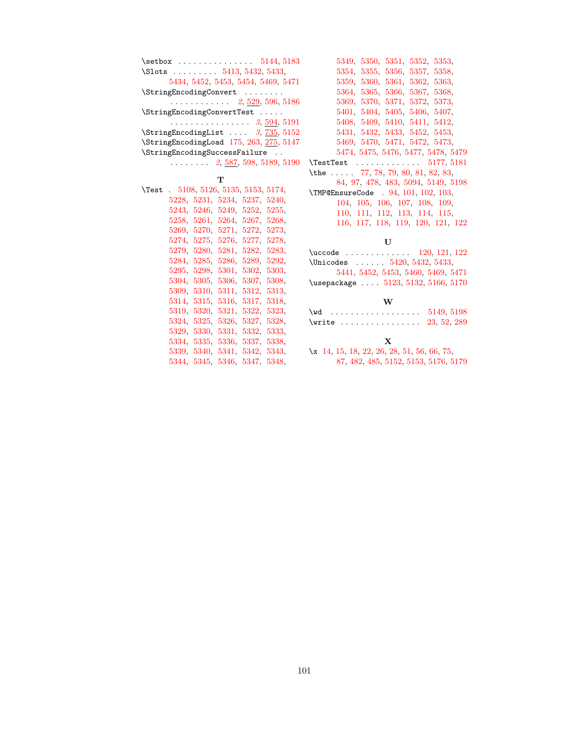\setbox . . . . . . . . . . . . . . . 5144, 5183
\Slots . . . . . . . . . 5413, 5432, 5433, 5434, 5452, 5453, 5454, 5469, 5471
\StringEncodingConvert . . . . . . . . . . . . . . . . . . . . *2*, 529, 596, 5186
\StringEncodingConvertTest . . . . . . . . . . . . . . . . . . . . . . *3*, 594, 5191
\StringEncodingList . . . . *3*, 735, 5152
\StringEncodingLoad 175, 263, 275, 5147
\StringEncodingSuccessFailure . . . . . . . . . . *2*, 587, 598, 5189, 5190

**T**

\Test . 5108, 5126, 5135, 5153, 5174, 5228, 5231, 5234, 5237, 5240, 5243, 5246, 5249, 5252, 5255, 5258, 5261, 5264, 5267, 5268, 5269, 5270, 5271, 5272, 5273, 5274, 5275, 5276, 5277, 5278, 5279, 5280, 5281, 5282, 5283, 5284, 5285, 5286, 5289, 5292, 5295, 5298, 5301, 5302, 5303, 5304, 5305, 5306, 5307, 5308, 5309, 5310, 5311, 5312, 5313, 5314, 5315, 5316, 5317, 5318, 5319, 5320, 5321, 5322, 5323, 5324, 5325, 5326, 5327, 5328, 5329, 5330, 5331, 5332, 5333, 5334, 5335, 5336, 5337, 5338, 5339, 5340, 5341, 5342, 5343, 5344, 5345, 5346, 5347, 5348, 5349, 5350, 5351, 5352, 5353, 5354, 5355, 5356, 5357, 5358, 5359, 5360, 5361, 5362, 5363, 5364, 5365, 5366, 5367, 5368, 5369, 5370, 5371, 5372, 5373, 5401, 5404, 5405, 5406, 5407, 5408, 5409, 5410, 5411, 5412, 5431, 5432, 5433, 5452, 5453, 5469, 5470, 5471, 5472, 5473, 5474, 5475, 5476, 5477, 5478, 5479
\TestTest . . . . . . . . . . . . . 5177, 5181
\the . . . . . 77, 78, 79, 80, 81, 82, 83, 84, 97, 478, 483, 5094, 5149, 5198
\TMP@EnsureCode . 94, 101, 102, 103, 104, 105, 106, 107, 108, 109, 110, 111, 112, 113, 114, 115, 116, 117, 118, 119, 120, 121, 122

**U**

\uccode . . . . . . . . . . . . . 120, 121, 122
\Unicodes . . . . . . 5420, 5432, 5433, 5441, 5452, 5453, 5460, 5469, 5471
\usepackage . . . . 5123, 5132, 5166, 5170

**W**

\wd . . . . . . . . . . . . . . . . . . 5149, 5198
\write . . . . . . . . . . . . . . . . 23, 52, 289

**X**

\x 14, 15, 18, 22, 26, 28, 51, 56, 66, 75, 87, 482, 485, 5152, 5153, 5176, 5179